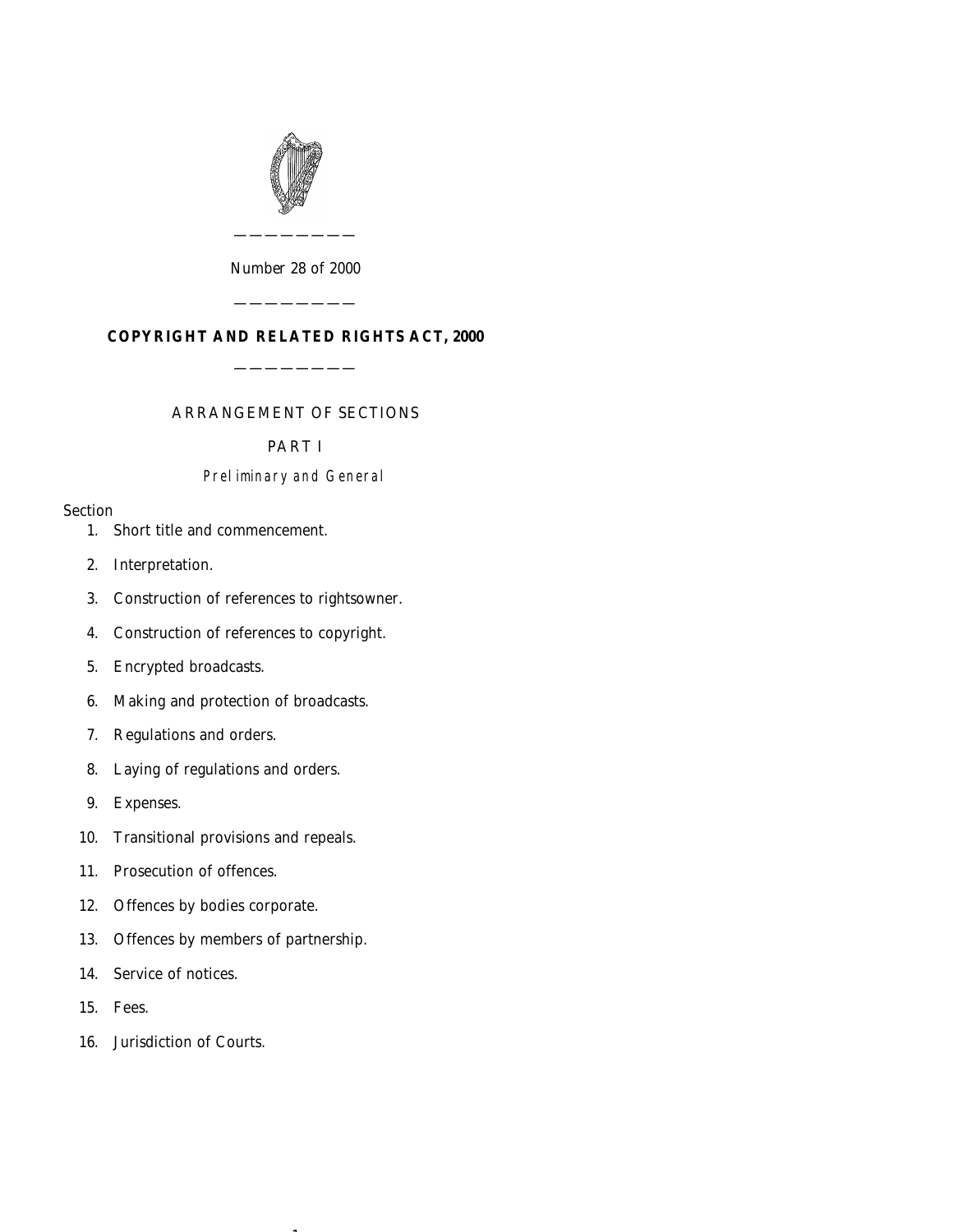Number 28 of 2000

# COPYRIGHT AND RELATED RIGHTS ACT, 2000

## ARRANGEMENT OF SECTIONS

## PART I

### *Preliminary and General*

Section

1. Short title and commencement.
2. Interpretation.
3. Construction of references to rightsowner.
4. Construction of references to copyright.
5. Encrypted broadcasts.
6. Making and protection of broadcasts.
7. Regulations and orders.
8. Laying of regulations and orders.
9. Expenses.
10. Transitional provisions and repeals.
11. Prosecution of offences.
12. Offences by bodies corporate.
13. Offences by members of partnership.
14. Service of notices.
15. Fees.
16. Jurisdiction of Courts.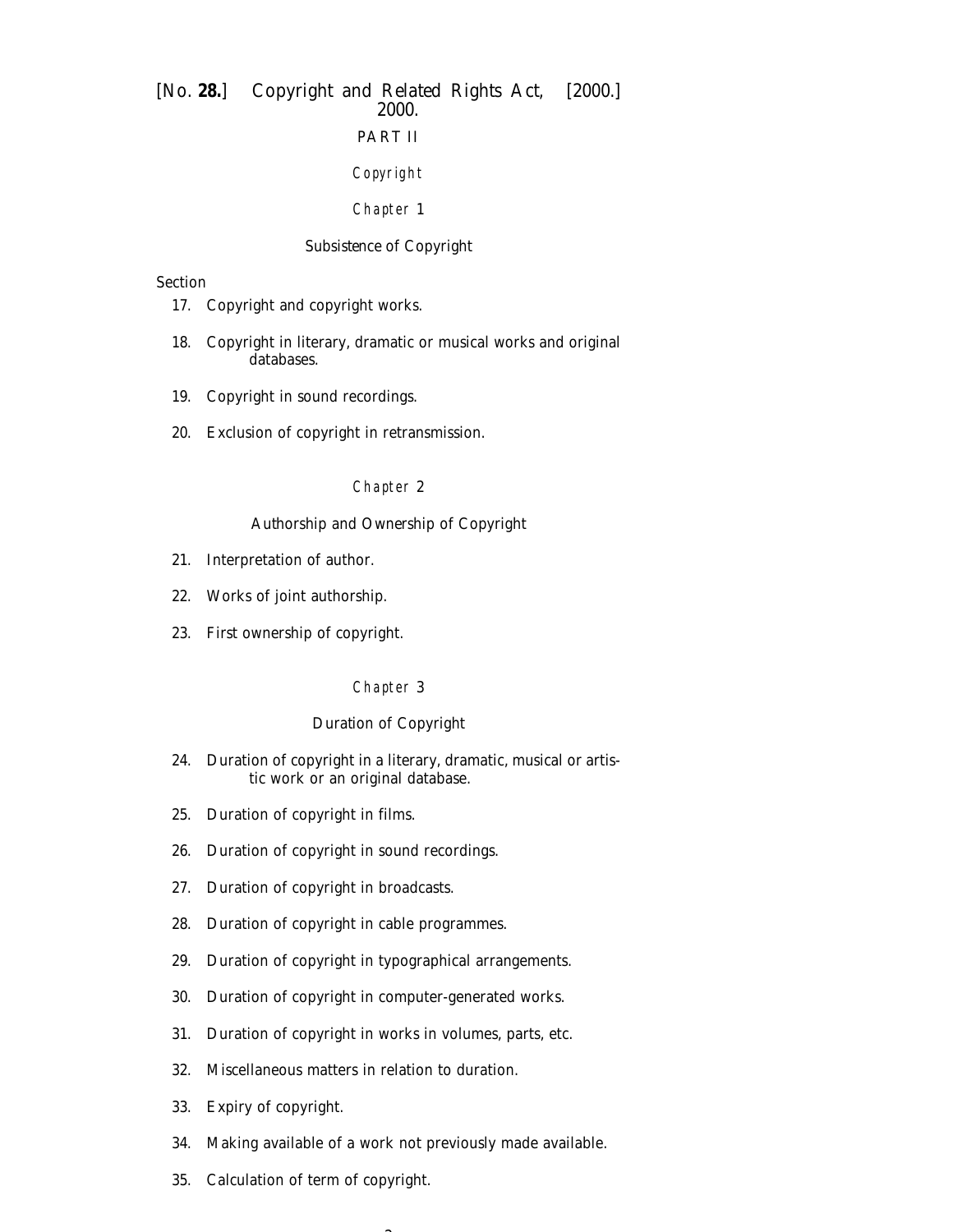## PART II

### Copyright

#### Chapter 1

#### Subsistence of Copyright

Section

17. Copyright and copyright works.
18. Copyright in literary, dramatic or musical works and original databases.
19. Copyright in sound recordings.
20. Exclusion of copyright in retransmission.

#### Chapter 2

#### Authorship and Ownership of Copyright

21. Interpretation of author.
22. Works of joint authorship.
23. First ownership of copyright.

#### Chapter 3

#### Duration of Copyright

24. Duration of copyright in a literary, dramatic, musical or artistic work or an original database.
25. Duration of copyright in films.
26. Duration of copyright in sound recordings.
27. Duration of copyright in broadcasts.
28. Duration of copyright in cable programmes.
29. Duration of copyright in typographical arrangements.
30. Duration of copyright in computer-generated works.
31. Duration of copyright in works in volumes, parts, etc.
32. Miscellaneous matters in relation to duration.
33. Expiry of copyright.
34. Making available of a work not previously made available.
35. Calculation of term of copyright.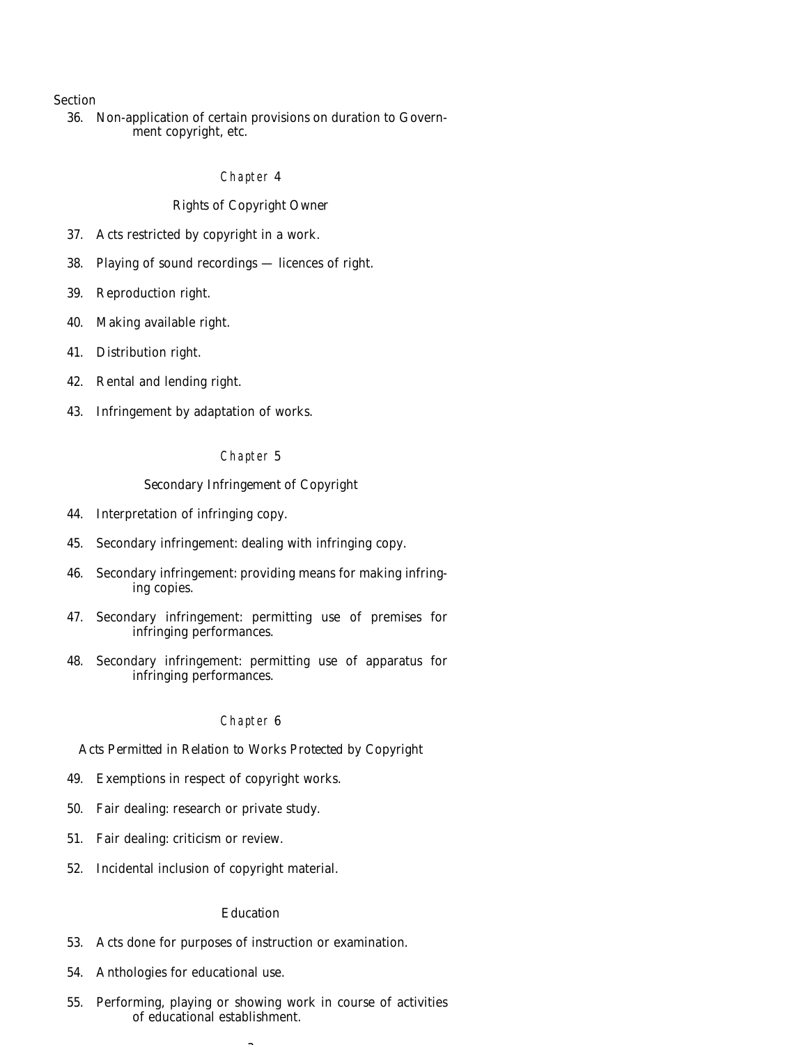Section

36. Non-application of certain provisions on duration to Government copyright, etc.

*Chapter* 4

Rights of Copyright Owner

37. Acts restricted by copyright in a work.

38. Playing of sound recordings — licences of right.

39. Reproduction right.

40. Making available right.

41. Distribution right.

42. Rental and lending right.

43. Infringement by adaptation of works.

*Chapter* 5

Secondary Infringement of Copyright

44. Interpretation of infringing copy.

45. Secondary infringement: dealing with infringing copy.

46. Secondary infringement: providing means for making infringing copies.

47. Secondary infringement: permitting use of premises for infringing performances.

48. Secondary infringement: permitting use of apparatus for infringing performances.

*Chapter* 6

Acts Permitted in Relation to Works Protected by Copyright

49. Exemptions in respect of copyright works.

50. Fair dealing: research or private study.

51. Fair dealing: criticism or review.

52. Incidental inclusion of copyright material.

Education

53. Acts done for purposes of instruction or examination.

54. Anthologies for educational use.

55. Performing, playing or showing work in course of activities of educational establishment.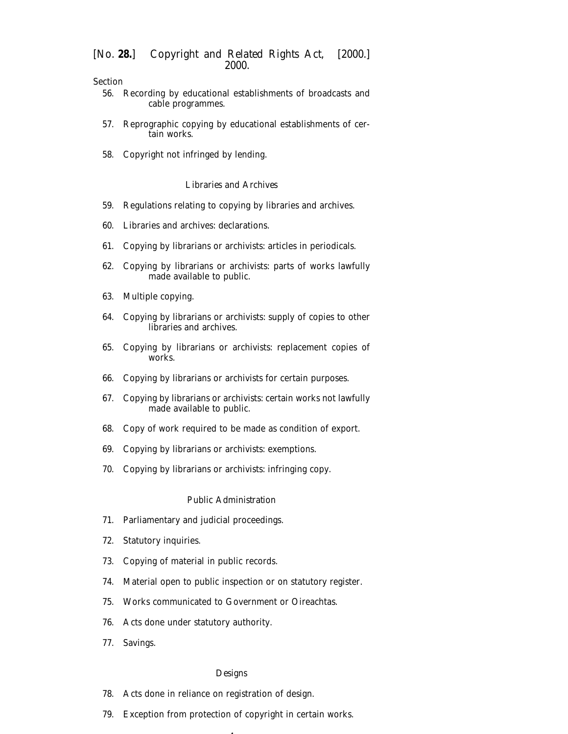Section

56. Recording by educational establishments of broadcasts and cable programmes.

57. Reprographic copying by educational establishments of certain works.

58. Copyright not infringed by lending.

*Libraries and Archives*

59. Regulations relating to copying by libraries and archives.

60. Libraries and archives: declarations.

61. Copying by librarians or archivists: articles in periodicals.

62. Copying by librarians or archivists: parts of works lawfully made available to public.

63. Multiple copying.

64. Copying by librarians or archivists: supply of copies to other libraries and archives.

65. Copying by librarians or archivists: replacement copies of works.

66. Copying by librarians or archivists for certain purposes.

67. Copying by librarians or archivists: certain works not lawfully made available to public.

68. Copy of work required to be made as condition of export.

69. Copying by librarians or archivists: exemptions.

70. Copying by librarians or archivists: infringing copy.

*Public Administration*

71. Parliamentary and judicial proceedings.

72. Statutory inquiries.

73. Copying of material in public records.

74. Material open to public inspection or on statutory register.

75. Works communicated to Government or Oireachtas.

76. Acts done under statutory authority.

77. Savings.

*Designs*

78. Acts done in reliance on registration of design.

79. Exception from protection of copyright in certain works.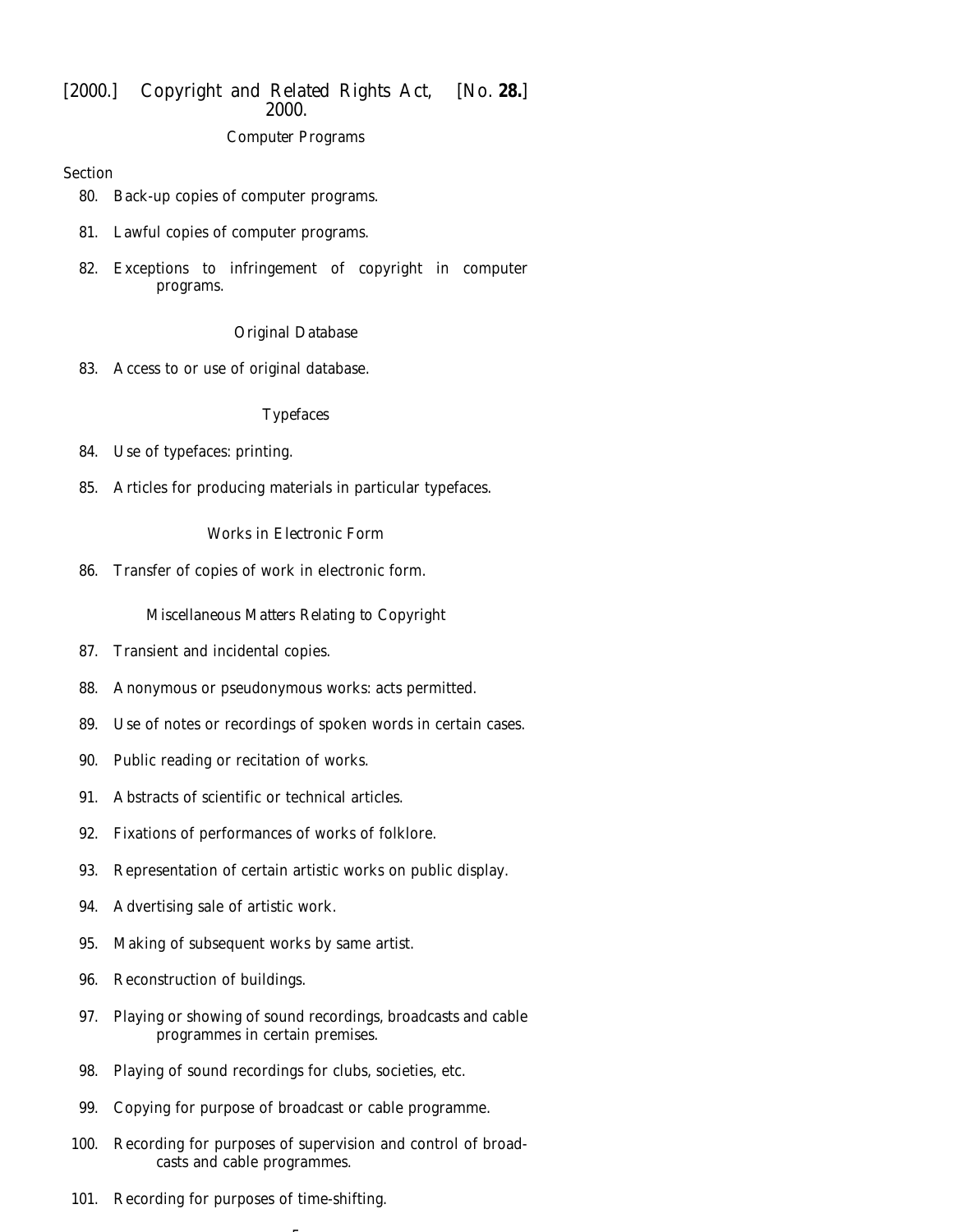Computer Programs

Section

80. Back-up copies of computer programs.

81. Lawful copies of computer programs.

82. Exceptions to infringement of copyright in computer programs.

Original Database

83. Access to or use of original database.

Typefaces

84. Use of typefaces: printing.

85. Articles for producing materials in particular typefaces.

Works in Electronic Form

86. Transfer of copies of work in electronic form.

Miscellaneous Matters Relating to Copyright

87. Transient and incidental copies.

88. Anonymous or pseudonymous works: acts permitted.

89. Use of notes or recordings of spoken words in certain cases.

90. Public reading or recitation of works.

91. Abstracts of scientific or technical articles.

92. Fixations of performances of works of folklore.

93. Representation of certain artistic works on public display.

94. Advertising sale of artistic work.

95. Making of subsequent works by same artist.

96. Reconstruction of buildings.

97. Playing or showing of sound recordings, broadcasts and cable programmes in certain premises.

98. Playing of sound recordings for clubs, societies, etc.

99. Copying for purpose of broadcast or cable programme.

100. Recording for purposes of supervision and control of broadcasts and cable programmes.

101. Recording for purposes of time-shifting.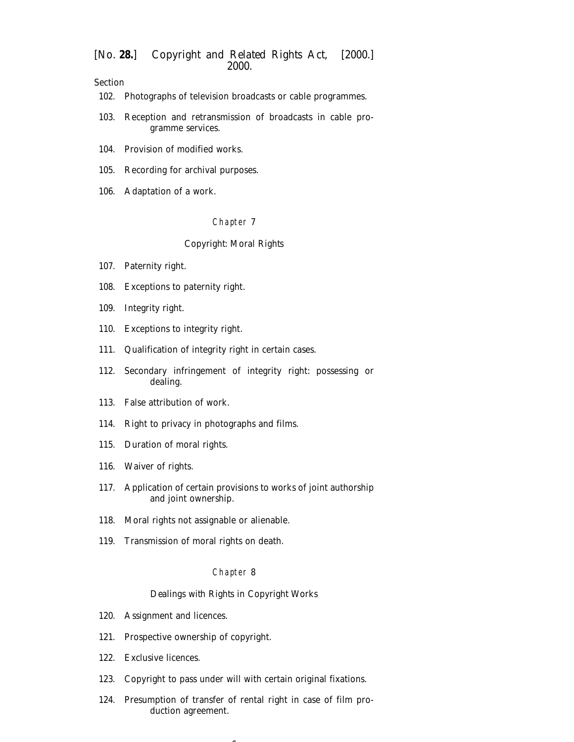Section

102. Photographs of television broadcasts or cable programmes.

103. Reception and retransmission of broadcasts in cable programme services.

104. Provision of modified works.

105. Recording for archival purposes.

106. Adaptation of a work.

### Chapter 7

### Copyright: Moral Rights

107. Paternity right.

108. Exceptions to paternity right.

109. Integrity right.

110. Exceptions to integrity right.

111. Qualification of integrity right in certain cases.

112. Secondary infringement of integrity right: possessing or dealing.

113. False attribution of work.

114. Right to privacy in photographs and films.

115. Duration of moral rights.

116. Waiver of rights.

117. Application of certain provisions to works of joint authorship and joint ownership.

118. Moral rights not assignable or alienable.

119. Transmission of moral rights on death.

### Chapter 8

### Dealings with Rights in Copyright Works

120. Assignment and licences.

121. Prospective ownership of copyright.

122. Exclusive licences.

123. Copyright to pass under will with certain original fixations.

124. Presumption of transfer of rental right in case of film production agreement.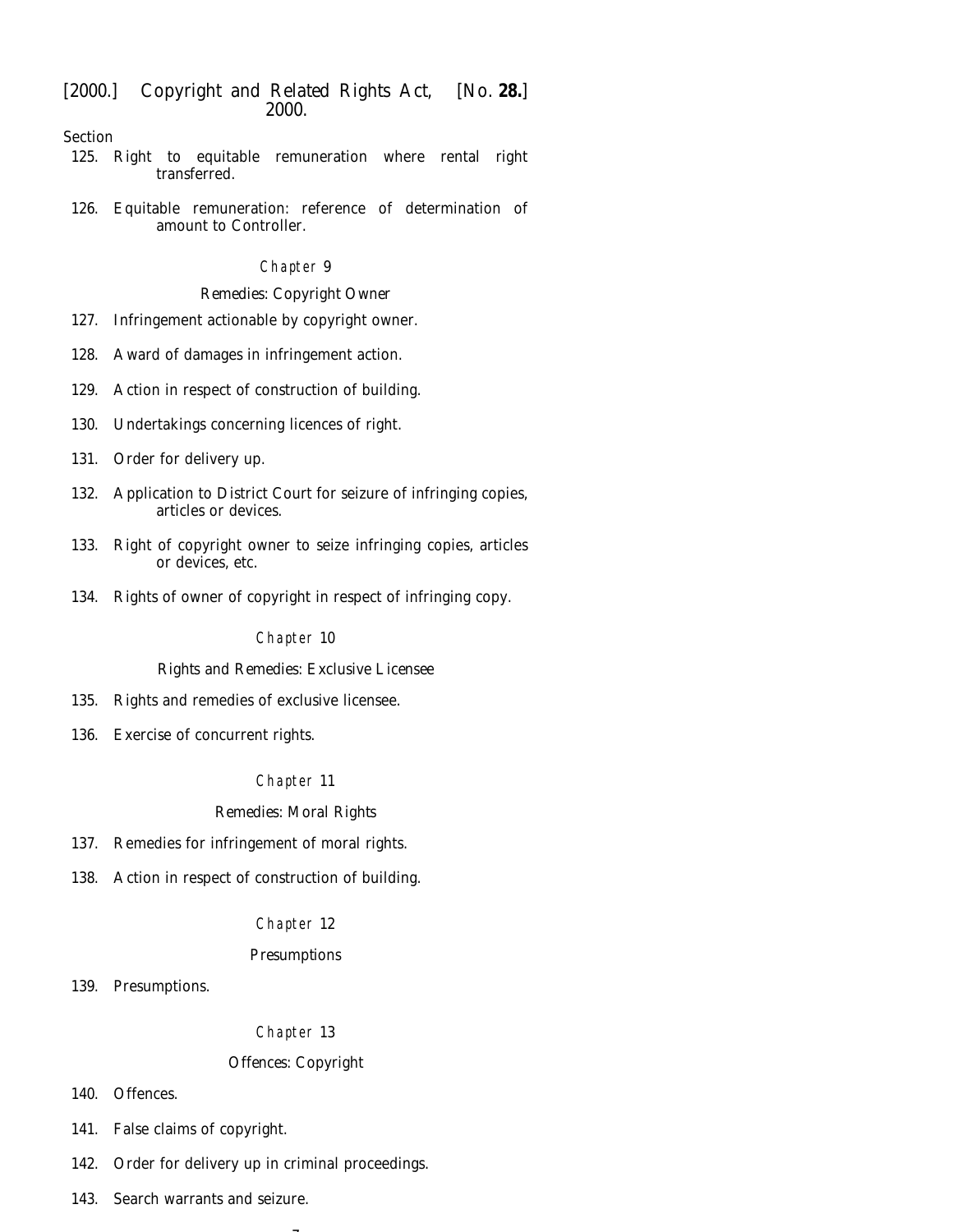Section

125. Right to equitable remuneration where rental right transferred.

126. Equitable remuneration: reference of determination of amount to Controller.

### *Chapter* 9

### Remedies: Copyright Owner

127. Infringement actionable by copyright owner.

128. Award of damages in infringement action.

129. Action in respect of construction of building.

130. Undertakings concerning licences of right.

131. Order for delivery up.

132. Application to District Court for seizure of infringing copies, articles or devices.

133. Right of copyright owner to seize infringing copies, articles or devices, etc.

134. Rights of owner of copyright in respect of infringing copy.

### *Chapter* 10

### Rights and Remedies: Exclusive Licensee

135. Rights and remedies of exclusive licensee.

136. Exercise of concurrent rights.

### *Chapter* 11

### Remedies: Moral Rights

137. Remedies for infringement of moral rights.

138. Action in respect of construction of building.

### *Chapter* 12

### Presumptions

139. Presumptions.

### *Chapter* 13

### Offences: Copyright

140. Offences.

141. False claims of copyright.

142. Order for delivery up in criminal proceedings.

143. Search warrants and seizure.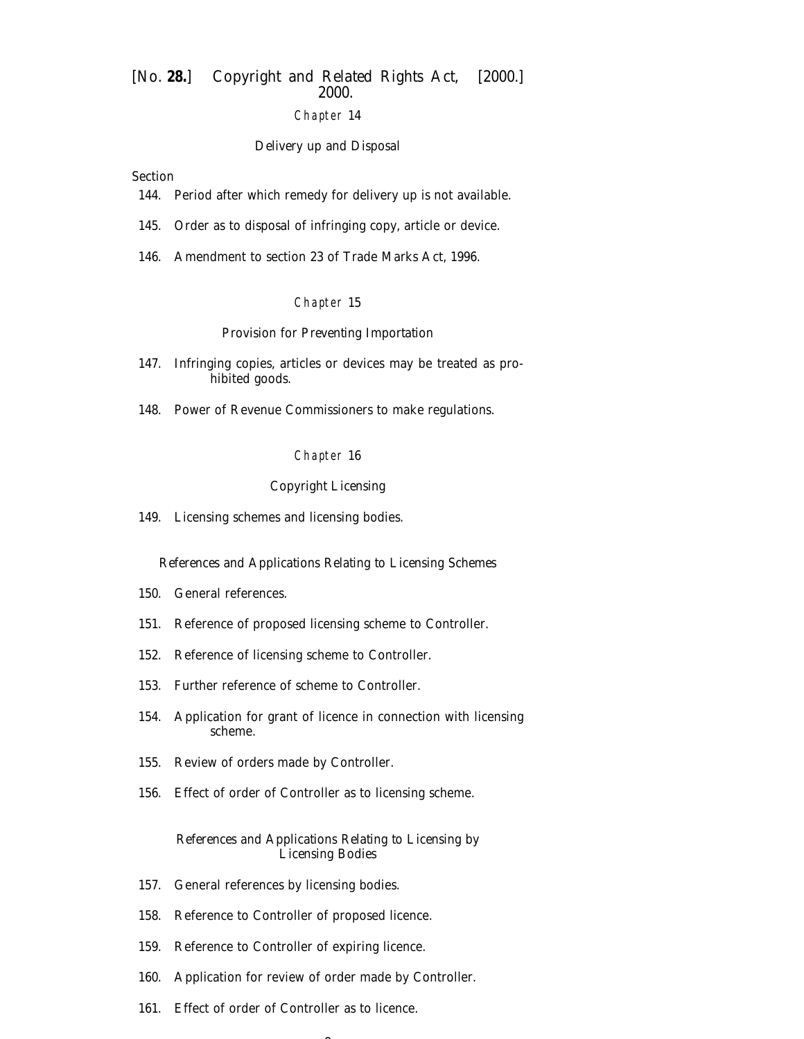## Chapter 14

### Delivery up and Disposal

Section

144. Period after which remedy for delivery up is not available.

145. Order as to disposal of infringing copy, article or device.

146. Amendment to section 23 of Trade Marks Act, 1996.

## Chapter 15

### Provision for Preventing Importation

147. Infringing copies, articles or devices may be treated as prohibited goods.

148. Power of Revenue Commissioners to make regulations.

## Chapter 16

### Copyright Licensing

149. Licensing schemes and licensing bodies.

*References and Applications Relating to Licensing Schemes*

150. General references.

151. Reference of proposed licensing scheme to Controller.

152. Reference of licensing scheme to Controller.

153. Further reference of scheme to Controller.

154. Application for grant of licence in connection with licensing scheme.

155. Review of orders made by Controller.

156. Effect of order of Controller as to licensing scheme.

*References and Applications Relating to Licensing by Licensing Bodies*

157. General references by licensing bodies.

158. Reference to Controller of proposed licence.

159. Reference to Controller of expiring licence.

160. Application for review of order made by Controller.

161. Effect of order of Controller as to licence.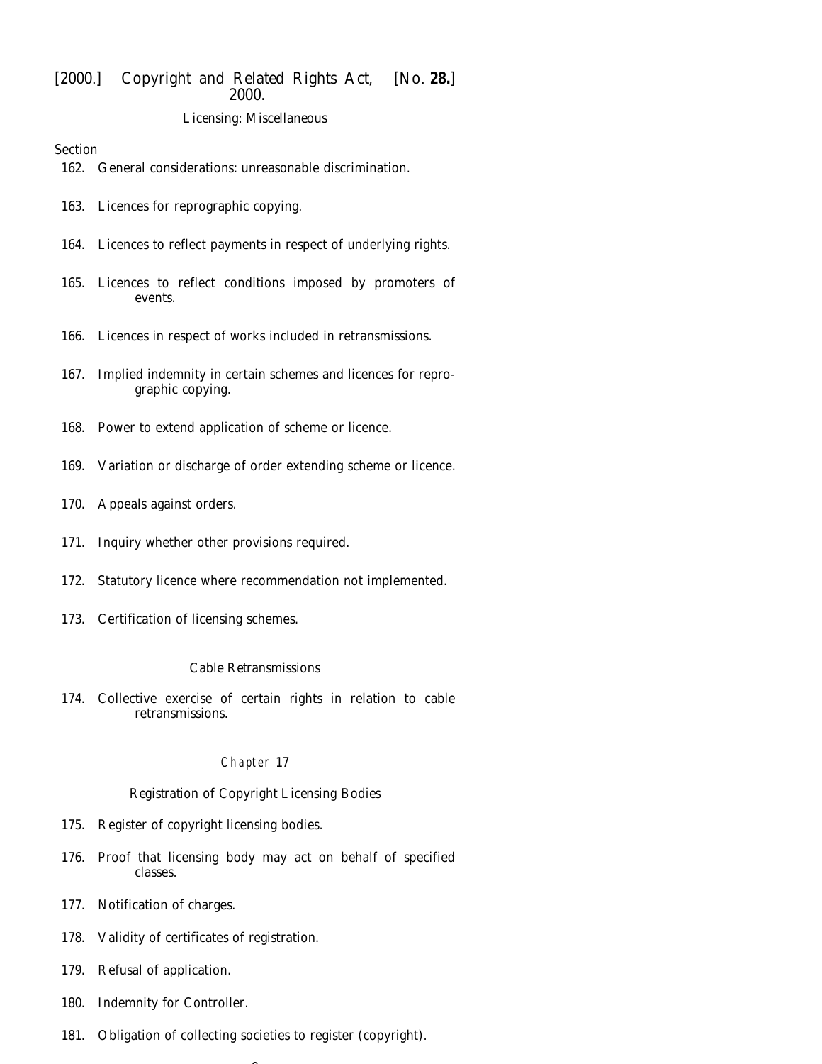### Licensing: Miscellaneous

Section

162. General considerations: unreasonable discrimination.
163. Licences for reprographic copying.
164. Licences to reflect payments in respect of underlying rights.
165. Licences to reflect conditions imposed by promoters of events.
166. Licences in respect of works included in retransmissions.
167. Implied indemnity in certain schemes and licences for reprographic copying.
168. Power to extend application of scheme or licence.
169. Variation or discharge of order extending scheme or licence.
170. Appeals against orders.
171. Inquiry whether other provisions required.
172. Statutory licence where recommendation not implemented.
173. Certification of licensing schemes.

### Cable Retransmissions

174. Collective exercise of certain rights in relation to cable retransmissions.

## Chapter 17

### Registration of Copyright Licensing Bodies

175. Register of copyright licensing bodies.
176. Proof that licensing body may act on behalf of specified classes.
177. Notification of charges.
178. Validity of certificates of registration.
179. Refusal of application.
180. Indemnity for Controller.
181. Obligation of collecting societies to register (copyright).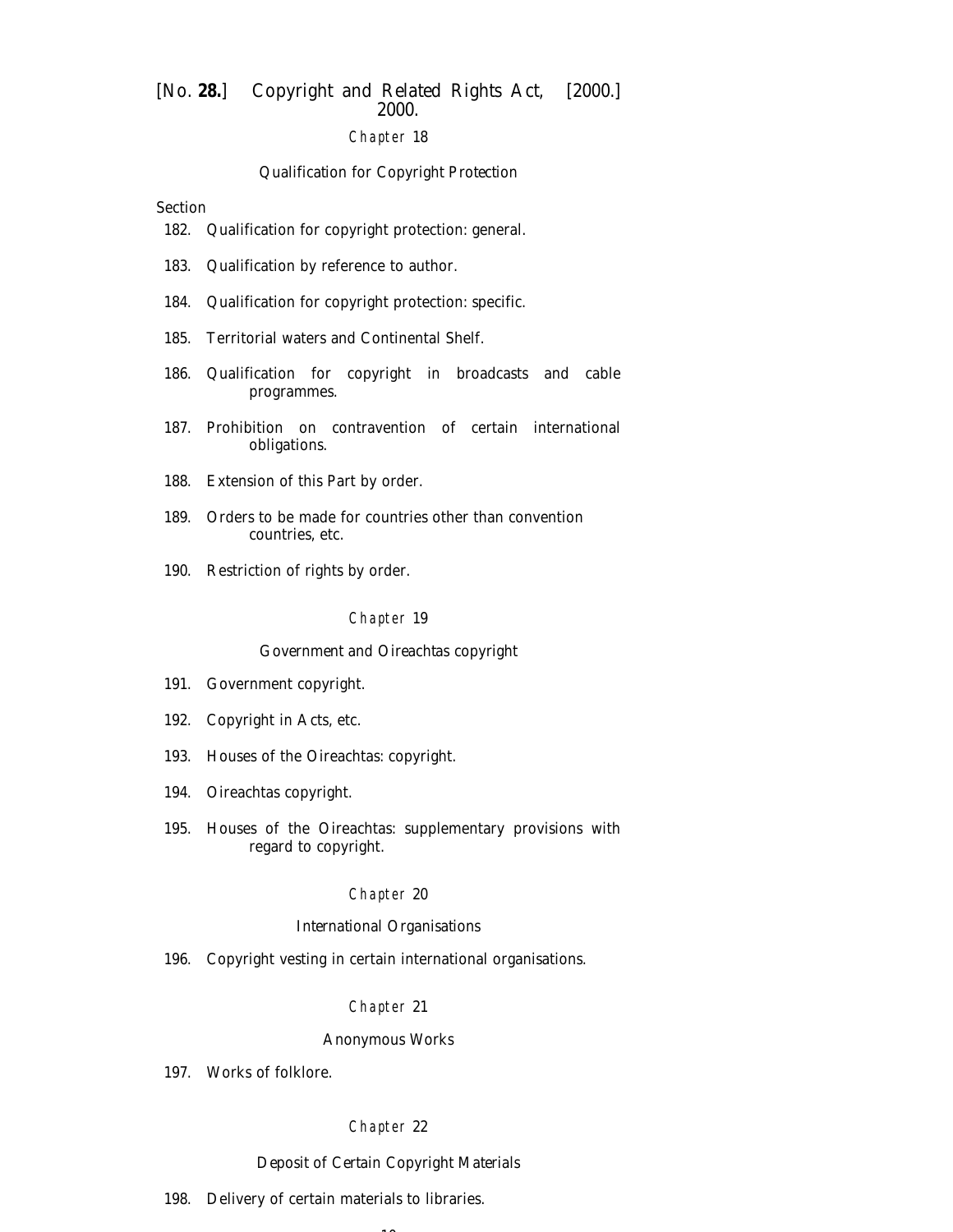Chapter 18

Qualification for Copyright Protection

Section

182. Qualification for copyright protection: general.

183. Qualification by reference to author.

184. Qualification for copyright protection: specific.

185. Territorial waters and Continental Shelf.

186. Qualification for copyright in broadcasts and cable programmes.

187. Prohibition on contravention of certain international obligations.

188. Extension of this Part by order.

189. Orders to be made for countries other than convention countries, etc.

190. Restriction of rights by order.

Chapter 19

Government and Oireachtas copyright

191. Government copyright.

192. Copyright in Acts, etc.

193. Houses of the Oireachtas: copyright.

194. Oireachtas copyright.

195. Houses of the Oireachtas: supplementary provisions with regard to copyright.

Chapter 20

International Organisations

196. Copyright vesting in certain international organisations.

Chapter 21

Anonymous Works

197. Works of folklore.

Chapter 22

Deposit of Certain Copyright Materials

198. Delivery of certain materials to libraries.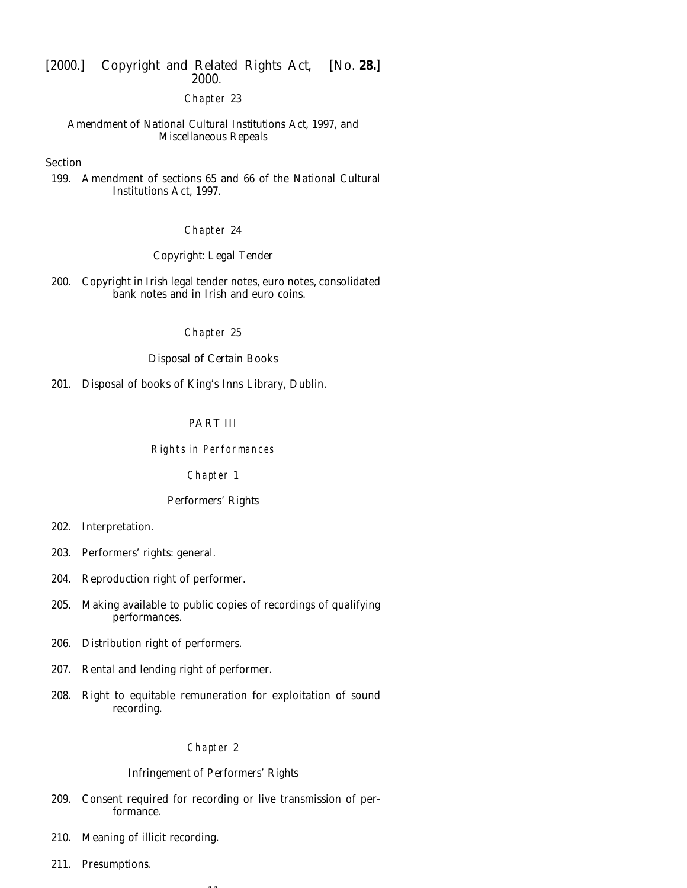Chapter 23

Amendment of National Cultural Institutions Act, 1997, and Miscellaneous Repeals

Section

199. Amendment of sections 65 and 66 of the National Cultural Institutions Act, 1997.

Chapter 24

Copyright: Legal Tender

200. Copyright in Irish legal tender notes, euro notes, consolidated bank notes and in Irish and euro coins.

Chapter 25

Disposal of Certain Books

201. Disposal of books of King's Inns Library, Dublin.

PART III

Rights in Performances

Chapter 1

Performers' Rights

202. Interpretation.

203. Performers' rights: general.

204. Reproduction right of performer.

205. Making available to public copies of recordings of qualifying performances.

206. Distribution right of performers.

207. Rental and lending right of performer.

208. Right to equitable remuneration for exploitation of sound recording.

Chapter 2

Infringement of Performers' Rights

209. Consent required for recording or live transmission of performance.

210. Meaning of illicit recording.

211. Presumptions.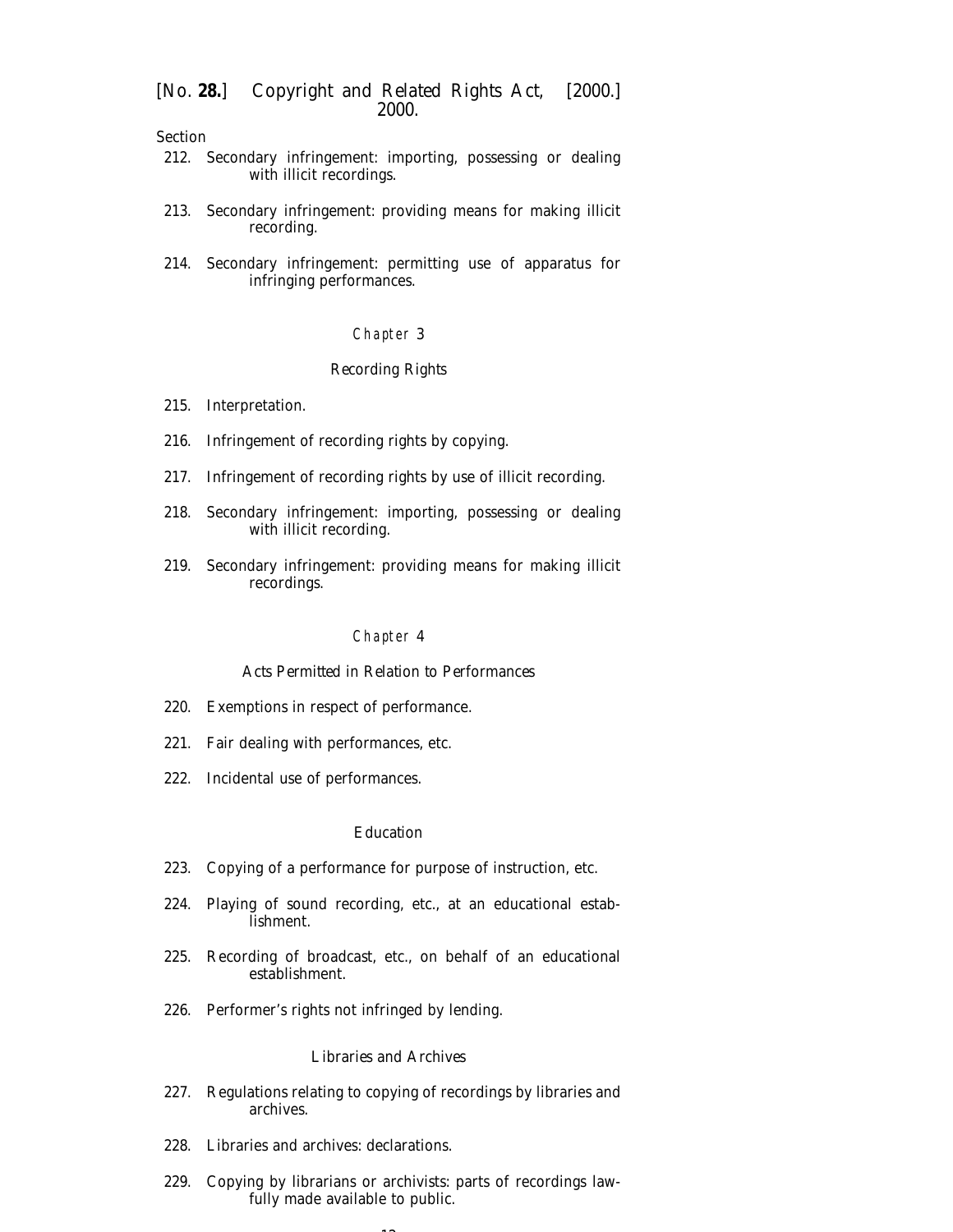Section

212. Secondary infringement: importing, possessing or dealing with illicit recordings.

213. Secondary infringement: providing means for making illicit recording.

214. Secondary infringement: permitting use of apparatus for infringing performances.

## Chapter 3

### Recording Rights

215. Interpretation.

216. Infringement of recording rights by copying.

217. Infringement of recording rights by use of illicit recording.

218. Secondary infringement: importing, possessing or dealing with illicit recording.

219. Secondary infringement: providing means for making illicit recordings.

## Chapter 4

### Acts Permitted in Relation to Performances

220. Exemptions in respect of performance.

221. Fair dealing with performances, etc.

222. Incidental use of performances.

### Education

223. Copying of a performance for purpose of instruction, etc.

224. Playing of sound recording, etc., at an educational establishment.

225. Recording of broadcast, etc., on behalf of an educational establishment.

226. Performer's rights not infringed by lending.

### Libraries and Archives

227. Regulations relating to copying of recordings by libraries and archives.

228. Libraries and archives: declarations.

229. Copying by librarians or archivists: parts of recordings lawfully made available to public.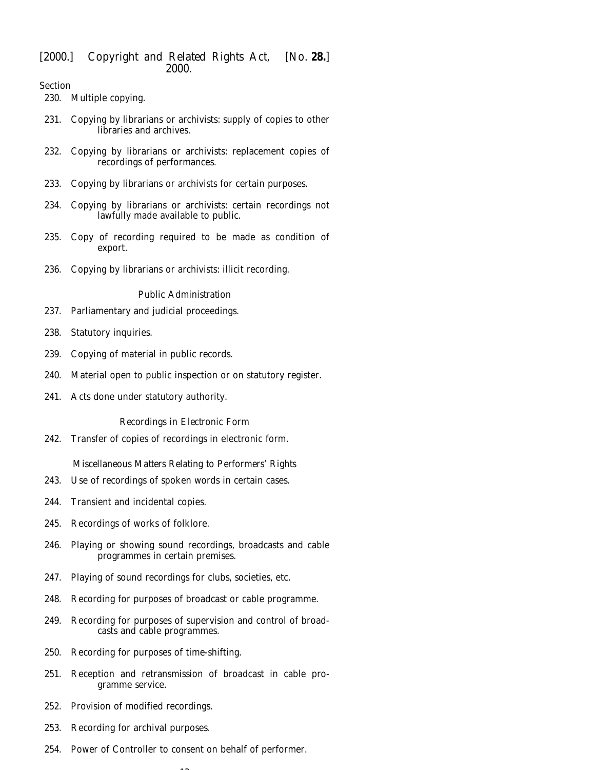Section

230. Multiple copying.

231. Copying by librarians or archivists: supply of copies to other libraries and archives.

232. Copying by librarians or archivists: replacement copies of recordings of performances.

233. Copying by librarians or archivists for certain purposes.

234. Copying by librarians or archivists: certain recordings not lawfully made available to public.

235. Copy of recording required to be made as condition of export.

236. Copying by librarians or archivists: illicit recording.

*Public Administration*

237. Parliamentary and judicial proceedings.

238. Statutory inquiries.

239. Copying of material in public records.

240. Material open to public inspection or on statutory register.

241. Acts done under statutory authority.

*Recordings in Electronic Form*

242. Transfer of copies of recordings in electronic form.

*Miscellaneous Matters Relating to Performers' Rights*

243. Use of recordings of spoken words in certain cases.

244. Transient and incidental copies.

245. Recordings of works of folklore.

246. Playing or showing sound recordings, broadcasts and cable programmes in certain premises.

247. Playing of sound recordings for clubs, societies, etc.

248. Recording for purposes of broadcast or cable programme.

249. Recording for purposes of supervision and control of broadcasts and cable programmes.

250. Recording for purposes of time-shifting.

251. Reception and retransmission of broadcast in cable programme service.

252. Provision of modified recordings.

253. Recording for archival purposes.

254. Power of Controller to consent on behalf of performer.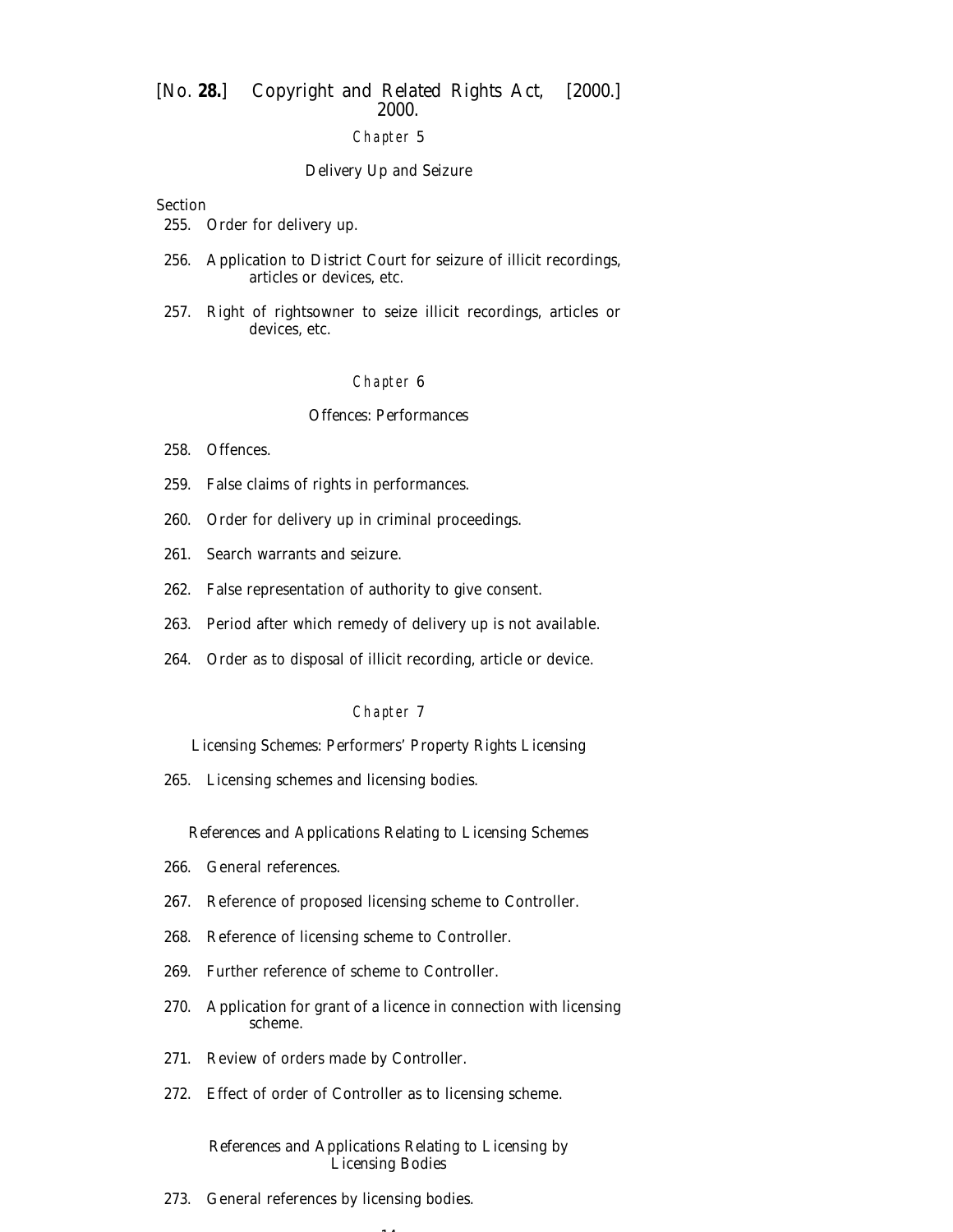## Chapter 5

### Delivery Up and Seizure

Section

255. Order for delivery up.

256. Application to District Court for seizure of illicit recordings, articles or devices, etc.

257. Right of rightsowner to seize illicit recordings, articles or devices, etc.

## Chapter 6

### Offences: Performances

258. Offences.

259. False claims of rights in performances.

260. Order for delivery up in criminal proceedings.

261. Search warrants and seizure.

262. False representation of authority to give consent.

263. Period after which remedy of delivery up is not available.

264. Order as to disposal of illicit recording, article or device.

## Chapter 7

### Licensing Schemes: Performers' Property Rights Licensing

265. Licensing schemes and licensing bodies.

### References and Applications Relating to Licensing Schemes

266. General references.

267. Reference of proposed licensing scheme to Controller.

268. Reference of licensing scheme to Controller.

269. Further reference of scheme to Controller.

270. Application for grant of a licence in connection with licensing scheme.

271. Review of orders made by Controller.

272. Effect of order of Controller as to licensing scheme.

### References and Applications Relating to Licensing by Licensing Bodies

273. General references by licensing bodies.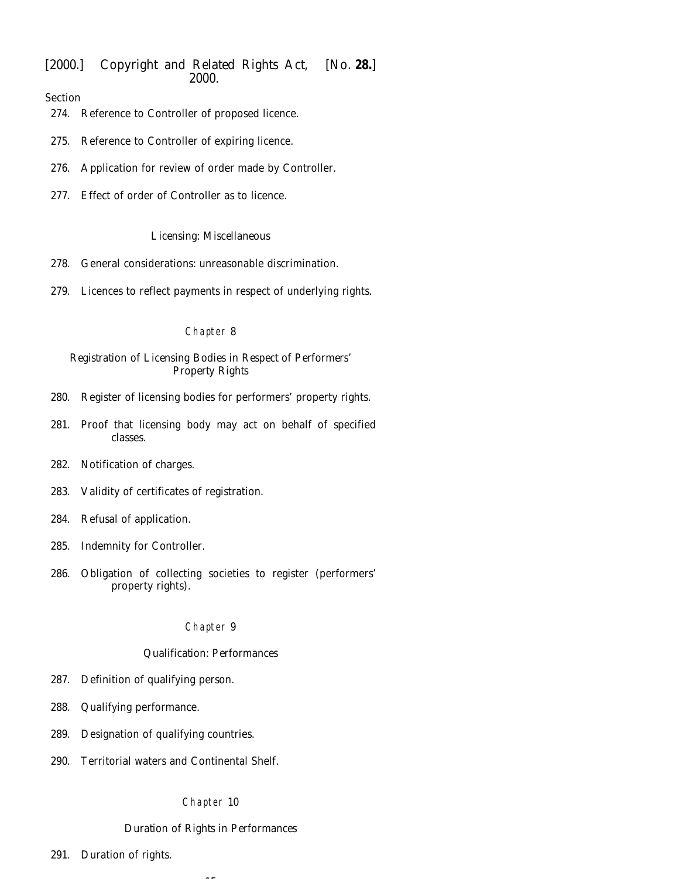Section

274. Reference to Controller of proposed licence.

275. Reference to Controller of expiring licence.

276. Application for review of order made by Controller.

277. Effect of order of Controller as to licence.

Licensing: Miscellaneous

278. General considerations: unreasonable discrimination.

279. Licences to reflect payments in respect of underlying rights.

Chapter 8

Registration of Licensing Bodies in Respect of Performers' Property Rights

280. Register of licensing bodies for performers' property rights.

281. Proof that licensing body may act on behalf of specified classes.

282. Notification of charges.

283. Validity of certificates of registration.

284. Refusal of application.

285. Indemnity for Controller.

286. Obligation of collecting societies to register (performers' property rights).

Chapter 9

Qualification: Performances

287. Definition of qualifying person.

288. Qualifying performance.

289. Designation of qualifying countries.

290. Territorial waters and Continental Shelf.

Chapter 10

Duration of Rights in Performances

291. Duration of rights.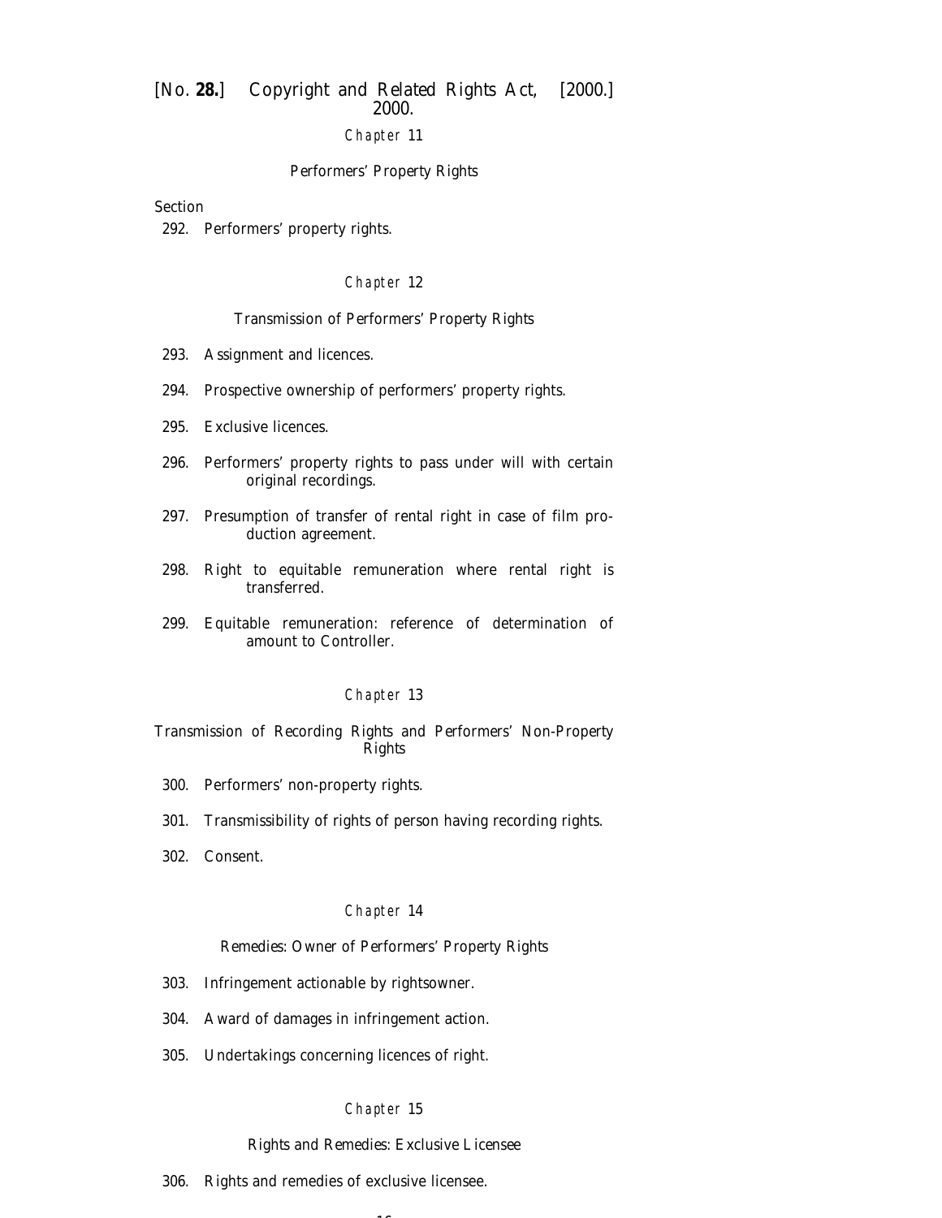## Chapter 11

### Performers' Property Rights

Section

292. Performers' property rights.

## Chapter 12

### Transmission of Performers' Property Rights

293. Assignment and licences.

294. Prospective ownership of performers' property rights.

295. Exclusive licences.

296. Performers' property rights to pass under will with certain original recordings.

297. Presumption of transfer of rental right in case of film production agreement.

298. Right to equitable remuneration where rental right is transferred.

299. Equitable remuneration: reference of determination of amount to Controller.

## Chapter 13

### Transmission of Recording Rights and Performers' Non-Property Rights

300. Performers' non-property rights.

301. Transmissibility of rights of person having recording rights.

302. Consent.

## Chapter 14

### Remedies: Owner of Performers' Property Rights

303. Infringement actionable by rightsowner.

304. Award of damages in infringement action.

305. Undertakings concerning licences of right.

## Chapter 15

### Rights and Remedies: Exclusive Licensee

306. Rights and remedies of exclusive licensee.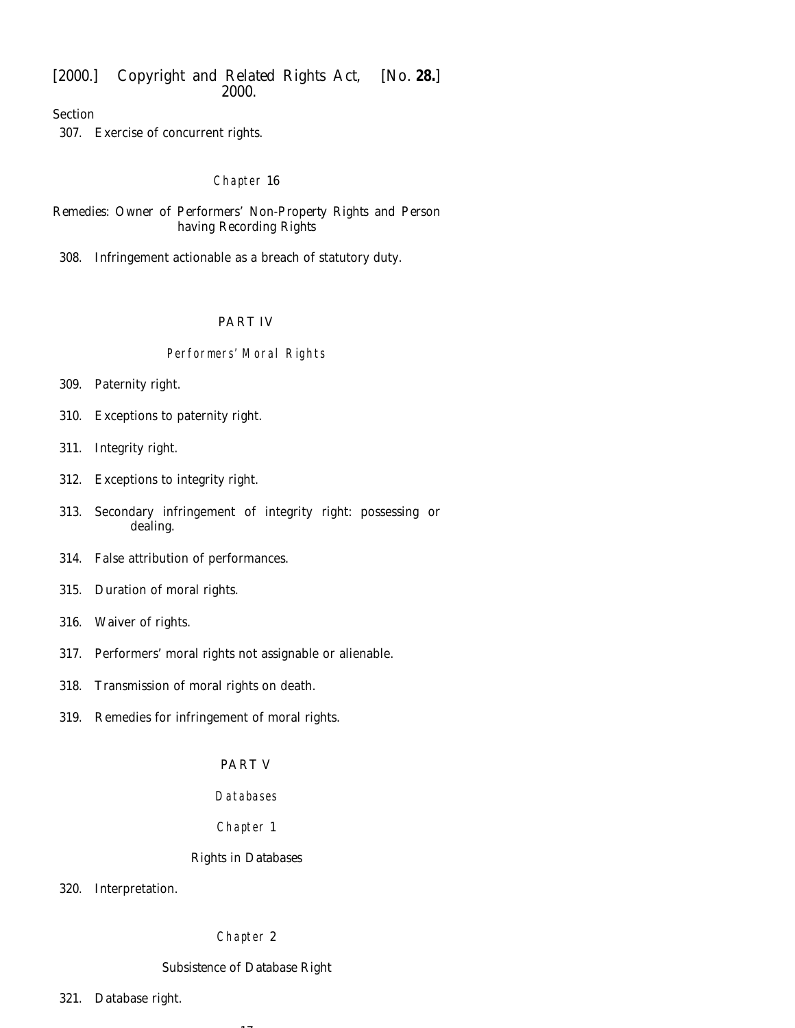Section

307. Exercise of concurrent rights.

Chapter 16

Remedies: Owner of Performers' Non-Property Rights and Person having Recording Rights

308. Infringement actionable as a breach of statutory duty.

PART IV

Performers' Moral Rights

309. Paternity right.

310. Exceptions to paternity right.

311. Integrity right.

312. Exceptions to integrity right.

313. Secondary infringement of integrity right: possessing or dealing.

314. False attribution of performances.

315. Duration of moral rights.

316. Waiver of rights.

317. Performers' moral rights not assignable or alienable.

318. Transmission of moral rights on death.

319. Remedies for infringement of moral rights.

PART V

Databases

Chapter 1

Rights in Databases

320. Interpretation.

Chapter 2

Subsistence of Database Right

321. Database right.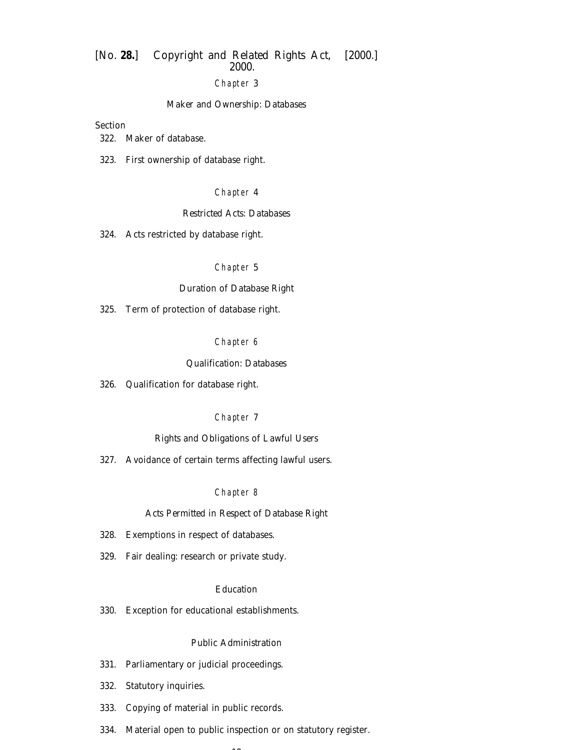Chapter 3

Maker and Ownership: Databases

Section

322. Maker of database.

323. First ownership of database right.

Chapter 4

Restricted Acts: Databases

324. Acts restricted by database right.

Chapter 5

Duration of Database Right

325. Term of protection of database right.

Chapter 6

Qualification: Databases

326. Qualification for database right.

Chapter 7

Rights and Obligations of Lawful Users

327. Avoidance of certain terms affecting lawful users.

Chapter 8

Acts Permitted in Respect of Database Right

328. Exemptions in respect of databases.

329. Fair dealing: research or private study.

Education

330. Exception for educational establishments.

Public Administration

331. Parliamentary or judicial proceedings.

332. Statutory inquiries.

333. Copying of material in public records.

334. Material open to public inspection or on statutory register.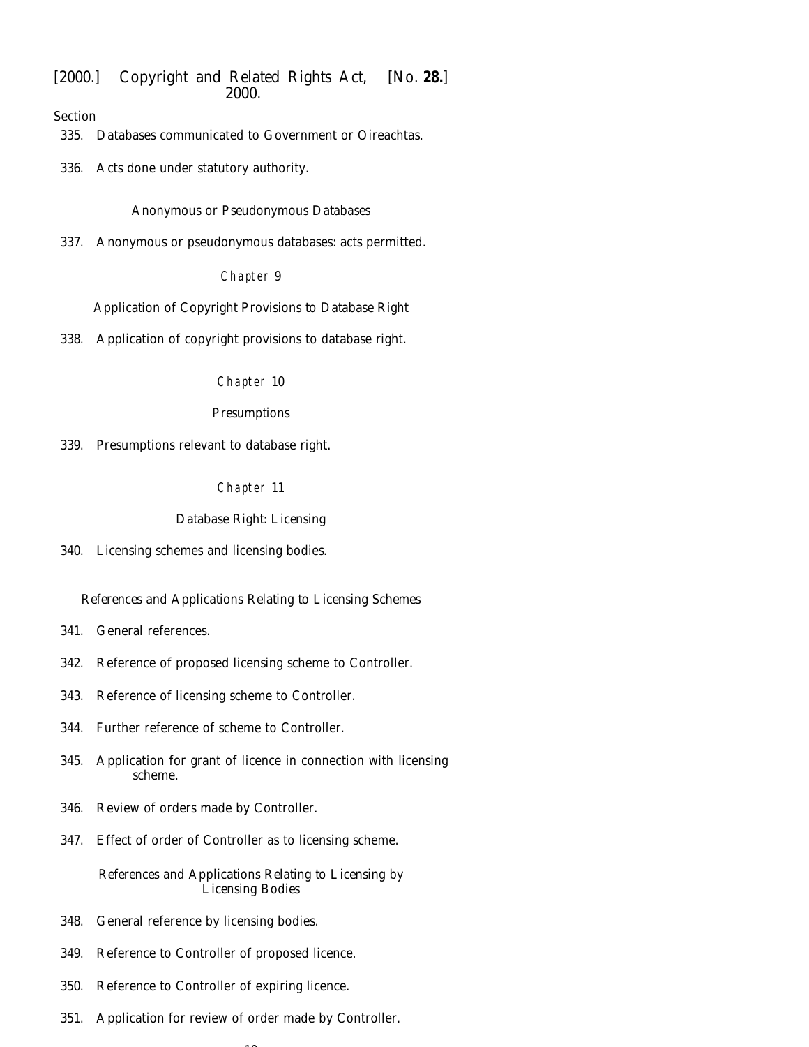Section

335. Databases communicated to Government or Oireachtas.

336. Acts done under statutory authority.

*Anonymous or Pseudonymous Databases*

337. Anonymous or pseudonymous databases: acts permitted.

Chapter 9

Application of Copyright Provisions to Database Right

338. Application of copyright provisions to database right.

Chapter 10

Presumptions

339. Presumptions relevant to database right.

Chapter 11

Database Right: Licensing

340. Licensing schemes and licensing bodies.

*References and Applications Relating to Licensing Schemes*

341. General references.

342. Reference of proposed licensing scheme to Controller.

343. Reference of licensing scheme to Controller.

344. Further reference of scheme to Controller.

345. Application for grant of licence in connection with licensing scheme.

346. Review of orders made by Controller.

347. Effect of order of Controller as to licensing scheme.

*References and Applications Relating to Licensing by Licensing Bodies*

348. General reference by licensing bodies.

349. Reference to Controller of proposed licence.

350. Reference to Controller of expiring licence.

351. Application for review of order made by Controller.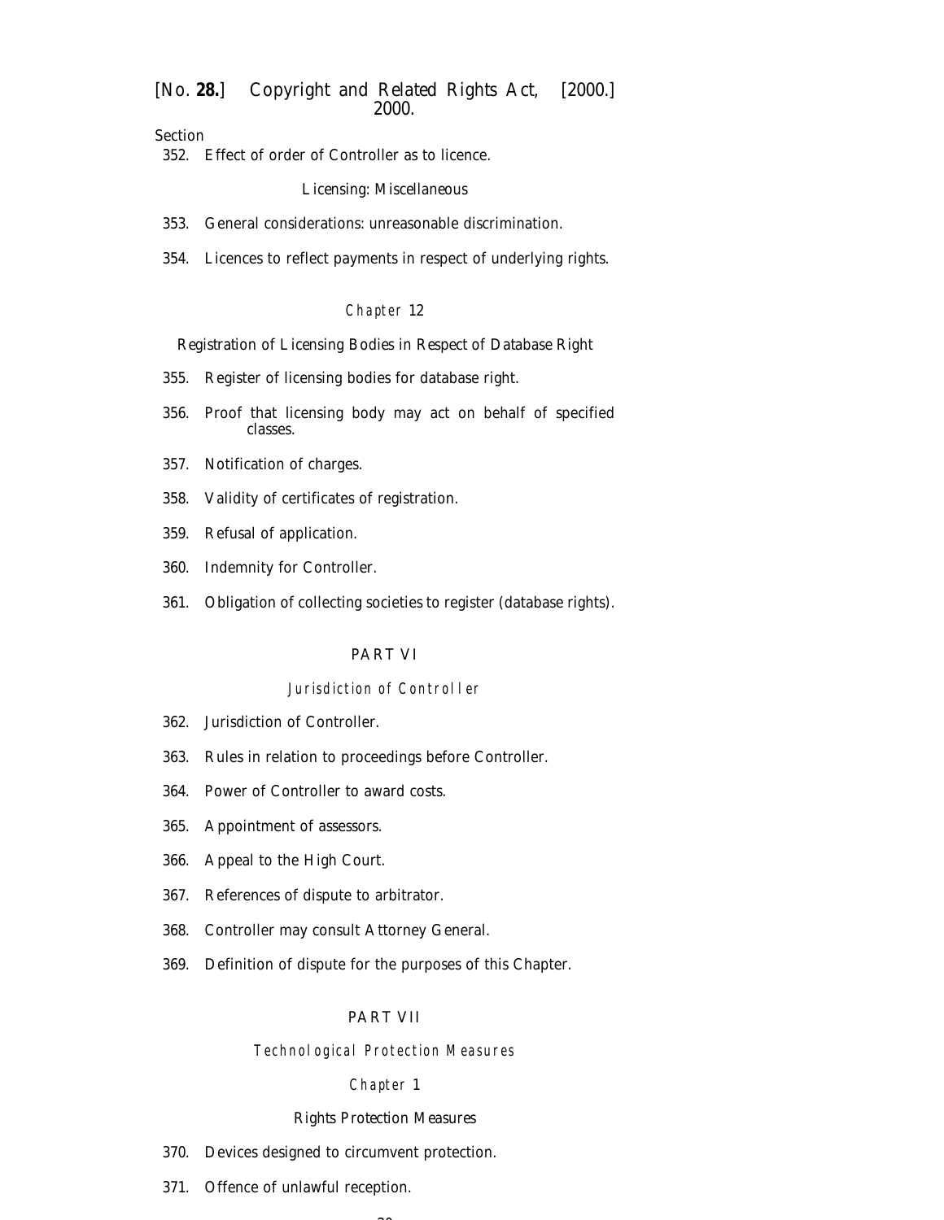Section

352. Effect of order of Controller as to licence.

Licensing: Miscellaneous

353. General considerations: unreasonable discrimination.

354. Licences to reflect payments in respect of underlying rights.

### Chapter 12

### Registration of Licensing Bodies in Respect of Database Right

355. Register of licensing bodies for database right.

356. Proof that licensing body may act on behalf of specified classes.

357. Notification of charges.

358. Validity of certificates of registration.

359. Refusal of application.

360. Indemnity for Controller.

361. Obligation of collecting societies to register (database rights).

## PART VI

### Jurisdiction of Controller

362. Jurisdiction of Controller.

363. Rules in relation to proceedings before Controller.

364. Power of Controller to award costs.

365. Appointment of assessors.

366. Appeal to the High Court.

367. References of dispute to arbitrator.

368. Controller may consult Attorney General.

369. Definition of dispute for the purposes of this Chapter.

## PART VII

### Technological Protection Measures

### Chapter 1

### Rights Protection Measures

370. Devices designed to circumvent protection.

371. Offence of unlawful reception.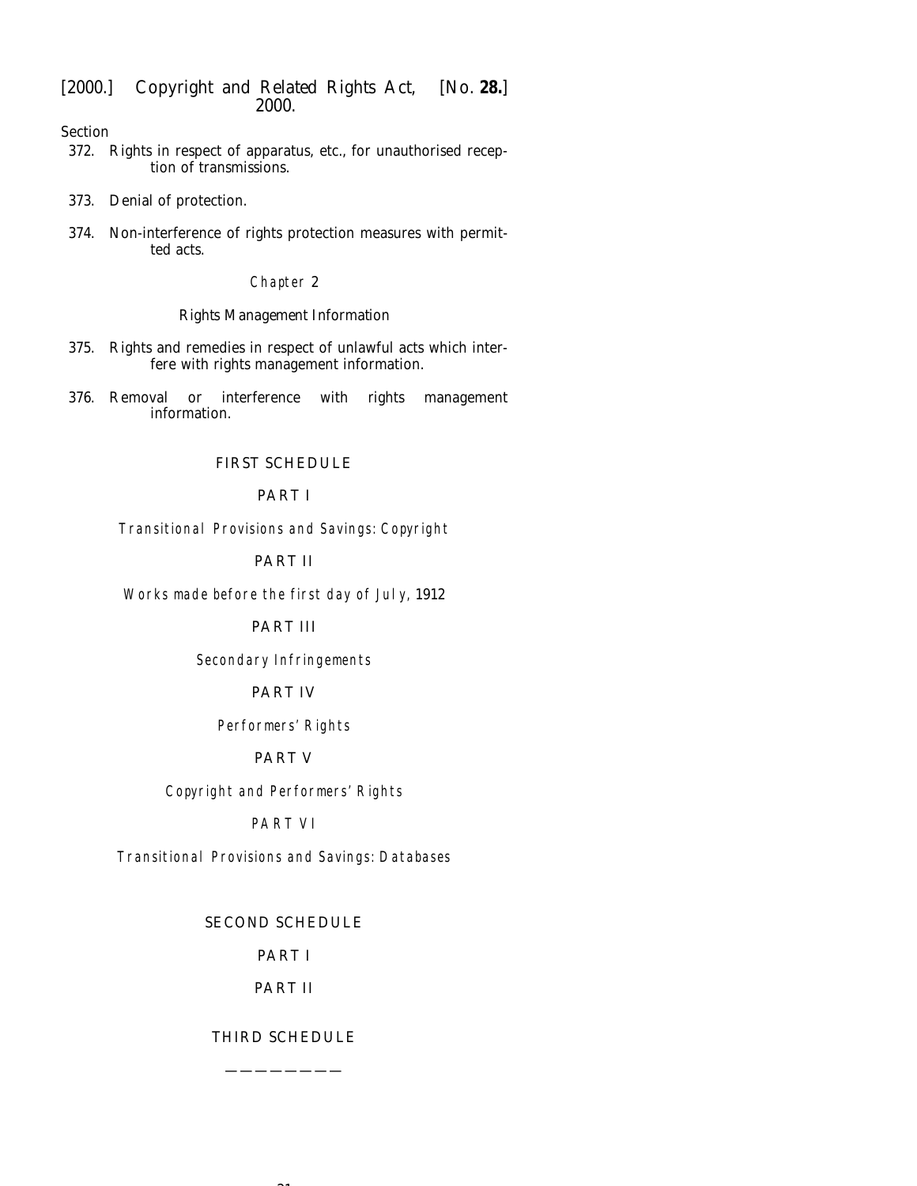Section

372. Rights in respect of apparatus, etc., for unauthorised reception of transmissions.

373. Denial of protection.

374. Non-interference of rights protection measures with permitted acts.

Chapter 2

Rights Management Information

375. Rights and remedies in respect of unlawful acts which interfere with rights management information.

376. Removal or interference with rights management information.

FIRST SCHEDULE

PART I

*Transitional Provisions and Savings: Copyright*

PART II

*Works made before the first day of July, 1912*

PART III

*Secondary Infringements*

PART IV

*Performers' Rights*

PART V

*Copyright and Performers' Rights*

PART VI

*Transitional Provisions and Savings: Databases*

SECOND SCHEDULE

PART I

PART II

THIRD SCHEDULE

————————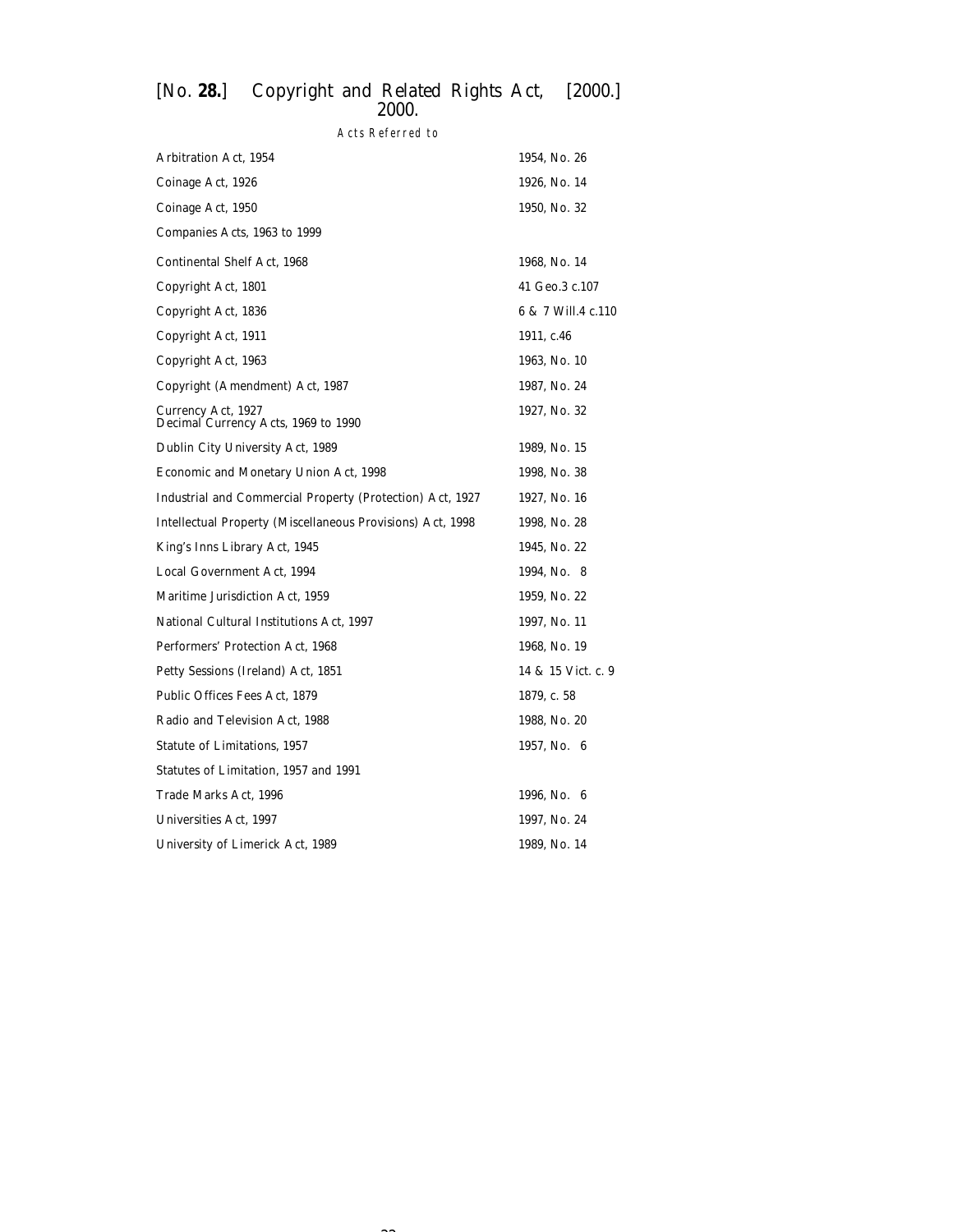## Acts Referred to

| | |
|---|---|
| Arbitration Act, 1954 | 1954, No. 26 |
| Coinage Act, 1926 | 1926, No. 14 |
| Coinage Act, 1950 | 1950, No. 32 |
| Companies Acts, 1963 to 1999 | |
| Continental Shelf Act, 1968 | 1968, No. 14 |
| Copyright Act, 1801 | 41 Geo.3 c.107 |
| Copyright Act, 1836 | 6 & 7 Will.4 c.110 |
| Copyright Act, 1911 | 1911, c.46 |
| Copyright Act, 1963 | 1963, No. 10 |
| Copyright (Amendment) Act, 1987 | 1987, No. 24 |
| Currency Act, 1927 | 1927, No. 32 |
| Decimal Currency Acts, 1969 to 1990 | |
| Dublin City University Act, 1989 | 1989, No. 15 |
| Economic and Monetary Union Act, 1998 | 1998, No. 38 |
| Industrial and Commercial Property (Protection) Act, 1927 | 1927, No. 16 |
| Intellectual Property (Miscellaneous Provisions) Act, 1998 | 1998, No. 28 |
| King's Inns Library Act, 1945 | 1945, No. 22 |
| Local Government Act, 1994 | 1994, No. 8 |
| Maritime Jurisdiction Act, 1959 | 1959, No. 22 |
| National Cultural Institutions Act, 1997 | 1997, No. 11 |
| Performers' Protection Act, 1968 | 1968, No. 19 |
| Petty Sessions (Ireland) Act, 1851 | 14 & 15 Vict. c. 9 |
| Public Offices Fees Act, 1879 | 1879, c. 58 |
| Radio and Television Act, 1988 | 1988, No. 20 |
| Statute of Limitations, 1957 | 1957, No. 6 |
| Statutes of Limitation, 1957 and 1991 | |
| Trade Marks Act, 1996 | 1996, No. 6 |
| Universities Act, 1997 | 1997, No. 24 |
| University of Limerick Act, 1989 | 1989, No. 14 |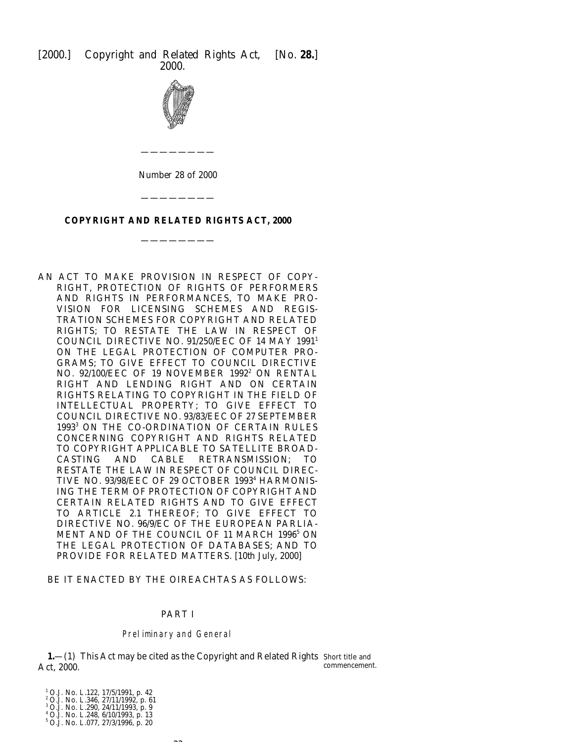Number 28 of 2000

# COPYRIGHT AND RELATED RIGHTS ACT, 2000

AN ACT TO MAKE PROVISION IN RESPECT OF COPYRIGHT, PROTECTION OF RIGHTS OF PERFORMERS AND RIGHTS IN PERFORMANCES, TO MAKE PROVISION FOR LICENSING SCHEMES AND REGISTRATION SCHEMES FOR COPYRIGHT AND RELATED RIGHTS; TO RESTATE THE LAW IN RESPECT OF COUNCIL DIRECTIVE NO. 91/250/EEC OF 14 MAY 1991[1] ON THE LEGAL PROTECTION OF COMPUTER PROGRAMS; TO GIVE EFFECT TO COUNCIL DIRECTIVE NO. 92/100/EEC OF 19 NOVEMBER 1992[2] ON RENTAL RIGHT AND LENDING RIGHT AND ON CERTAIN RIGHTS RELATING TO COPYRIGHT IN THE FIELD OF INTELLECTUAL PROPERTY; TO GIVE EFFECT TO COUNCIL DIRECTIVE NO. 93/83/EEC OF 27 SEPTEMBER 1993[3] ON THE CO-ORDINATION OF CERTAIN RULES CONCERNING COPYRIGHT AND RIGHTS RELATED TO COPYRIGHT APPLICABLE TO SATELLITE BROADCASTING AND CABLE RETRANSMISSION; TO RESTATE THE LAW IN RESPECT OF COUNCIL DIRECTIVE NO. 93/98/EEC OF 29 OCTOBER 1993[4] HARMONISING THE TERM OF PROTECTION OF COPYRIGHT AND CERTAIN RELATED RIGHTS AND TO GIVE EFFECT TO ARTICLE 2.1 THEREOF; TO GIVE EFFECT TO DIRECTIVE NO. 96/9/EC OF THE EUROPEAN PARLIAMENT AND OF THE COUNCIL OF 11 MARCH 1996[5] ON THE LEGAL PROTECTION OF DATABASES; AND TO PROVIDE FOR RELATED MATTERS. [10th July, 2000]

BE IT ENACTED BY THE OIREACHTAS AS FOLLOWS:

## PART I

### *Preliminary and General*

**1.**—(1) This Act may be cited as the Copyright and Related Rights Act, 2000.

Short title and commencement.

[1] O.J. No. L.122, 17/5/1991, p. 42
[2] O.J. No. L.346, 27/11/1992, p. 61
[3] O.J. No. L.290, 24/11/1993, p. 9
[4] O.J. No. L.248, 6/10/1993, p. 13
[5] O.J. No. L.077, 27/3/1996, p. 20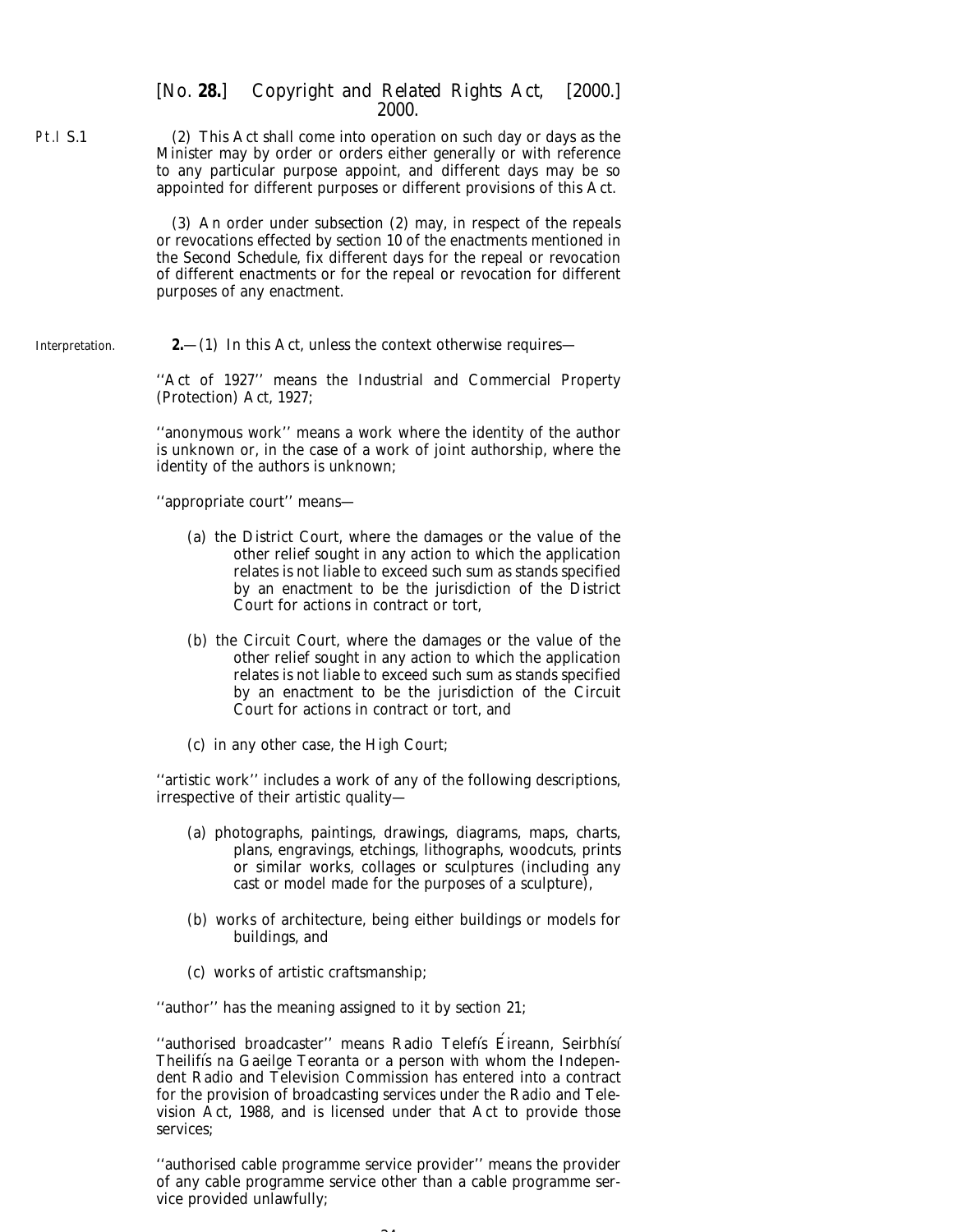(2) This Act shall come into operation on such day or days as the Minister may by order or orders either generally or with reference to any particular purpose appoint, and different days may be so appointed for different purposes or different provisions of this Act.

(3) An order under *subsection (2)* may, in respect of the repeals or revocations effected by *section 10* of the enactments mentioned in the *Second Schedule*, fix different days for the repeal or revocation of different enactments or for the repeal or revocation for different purposes of any enactment.

Interpretation.

**2.**—(1) In this Act, unless the context otherwise requires—

''Act of 1927'' means the Industrial and Commercial Property (Protection) Act, 1927;

''anonymous work'' means a work where the identity of the author is unknown or, in the case of a work of joint authorship, where the identity of the authors is unknown;

''appropriate court'' means—

(*a*) the District Court, where the damages or the value of the other relief sought in any action to which the application relates is not liable to exceed such sum as stands specified by an enactment to be the jurisdiction of the District Court for actions in contract or tort,

(*b*) the Circuit Court, where the damages or the value of the other relief sought in any action to which the application relates is not liable to exceed such sum as stands specified by an enactment to be the jurisdiction of the Circuit Court for actions in contract or tort, and

(*c*) in any other case, the High Court;

''artistic work'' includes a work of any of the following descriptions, irrespective of their artistic quality—

(*a*) photographs, paintings, drawings, diagrams, maps, charts, plans, engravings, etchings, lithographs, woodcuts, prints or similar works, collages or sculptures (including any cast or model made for the purposes of a sculpture),

(*b*) works of architecture, being either buildings or models for buildings, and

(*c*) works of artistic craftsmanship;

''author'' has the meaning assigned to it by *section 21*;

''authorised broadcaster'' means Radio Telefís Éireann, Seirbhísí Theilifís na Gaeilge Teoranta or a person with whom the Independent Radio and Television Commission has entered into a contract for the provision of broadcasting services under the Radio and Television Act, 1988, and is licensed under that Act to provide those services;

''authorised cable programme service provider'' means the provider of any cable programme service other than a cable programme service provided unlawfully;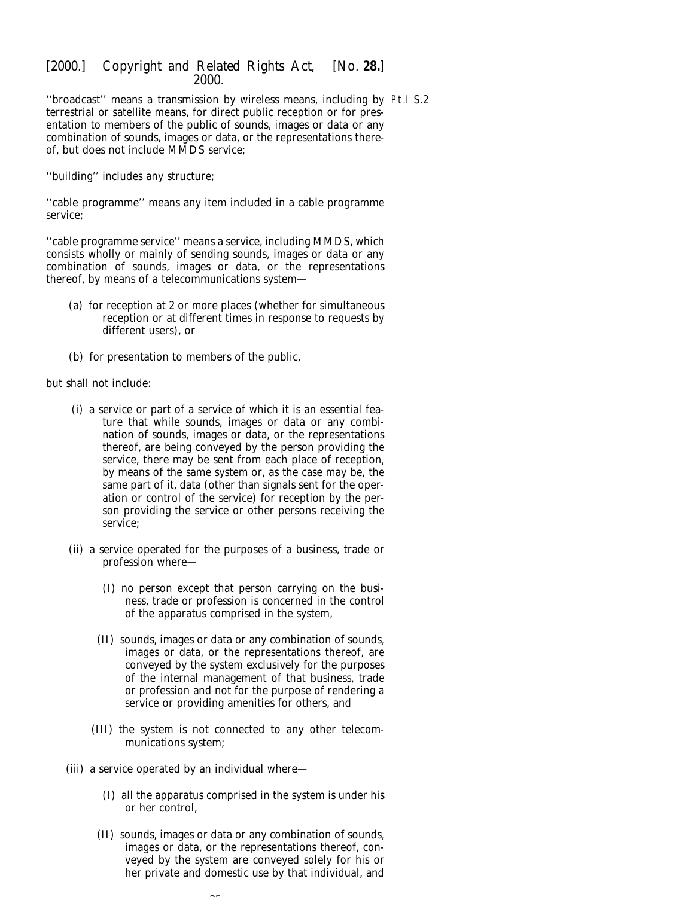''broadcast'' means a transmission by wireless means, including by terrestrial or satellite means, for direct public reception or for presentation to members of the public of sounds, images or data or any combination of sounds, images or data, or the representations thereof, but does not include MMDS service;

Pt.I S.2

''building'' includes any structure;

''cable programme'' means any item included in a cable programme service;

''cable programme service'' means a service, including MMDS, which consists wholly or mainly of sending sounds, images or data or any combination of sounds, images or data, or the representations thereof, by means of a telecommunications system—

- (a) for reception at 2 or more places (whether for simultaneous reception or at different times in response to requests by different users), or
- (b) for presentation to members of the public,

but shall not include:

- (i) a service or part of a service of which it is an essential feature that while sounds, images or data or any combination of sounds, images or data, or the representations thereof, are being conveyed by the person providing the service, there may be sent from each place of reception, by means of the same system or, as the case may be, the same part of it, data (other than signals sent for the operation or control of the service) for reception by the person providing the service or other persons receiving the service;
- (ii) a service operated for the purposes of a business, trade or profession where—
  - (I) no person except that person carrying on the business, trade or profession is concerned in the control of the apparatus comprised in the system,
  - (II) sounds, images or data or any combination of sounds, images or data, or the representations thereof, are conveyed by the system exclusively for the purposes of the internal management of that business, trade or profession and not for the purpose of rendering a service or providing amenities for others, and
  - (III) the system is not connected to any other telecommunications system;
- (iii) a service operated by an individual where—
  - (I) all the apparatus comprised in the system is under his or her control,
  - (II) sounds, images or data or any combination of sounds, images or data, or the representations thereof, conveyed by the system are conveyed solely for his or her private and domestic use by that individual, and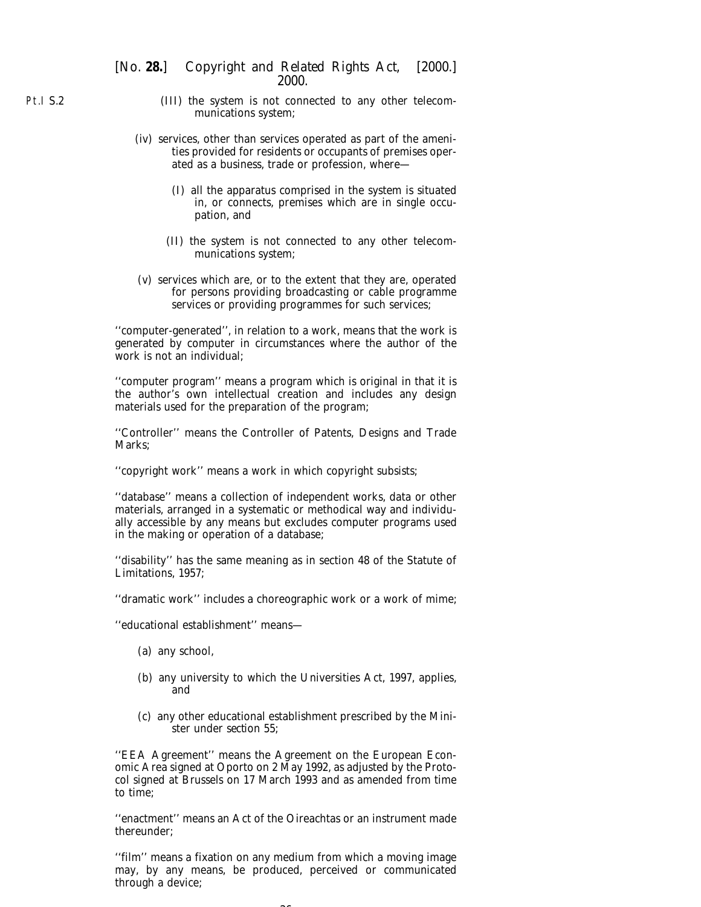(III) the system is not connected to any other telecommunications system;

(iv) services, other than services operated as part of the amenities provided for residents or occupants of premises operated as a business, trade or profession, where—

(I) all the apparatus comprised in the system is situated in, or connects, premises which are in single occupation, and

(II) the system is not connected to any other telecommunications system;

(v) services which are, or to the extent that they are, operated for persons providing broadcasting or cable programme services or providing programmes for such services;

''computer-generated'', in relation to a work, means that the work is generated by computer in circumstances where the author of the work is not an individual;

''computer program'' means a program which is original in that it is the author's own intellectual creation and includes any design materials used for the preparation of the program;

''Controller'' means the Controller of Patents, Designs and Trade Marks;

''copyright work'' means a work in which copyright subsists;

''database'' means a collection of independent works, data or other materials, arranged in a systematic or methodical way and individually accessible by any means but excludes computer programs used in the making or operation of a database;

''disability'' has the same meaning as in section 48 of the Statute of Limitations, 1957;

''dramatic work'' includes a choreographic work or a work of mime;

''educational establishment'' means—

(a) any school,

(b) any university to which the Universities Act, 1997, applies, and

(c) any other educational establishment prescribed by the Minister under section 55;

''EEA Agreement'' means the Agreement on the European Economic Area signed at Oporto on 2 May 1992, as adjusted by the Protocol signed at Brussels on 17 March 1993 and as amended from time to time;

''enactment'' means an Act of the Oireachtas or an instrument made thereunder;

''film'' means a fixation on any medium from which a moving image may, by any means, be produced, perceived or communicated through a device;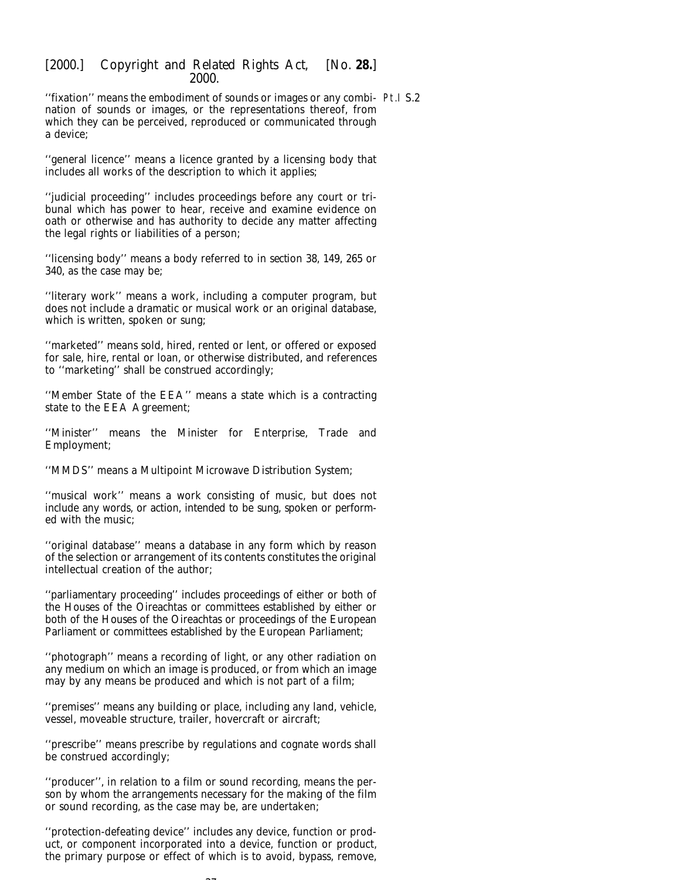''fixation'' means the embodiment of sounds or images or any combination of sounds or images, or the representations thereof, from which they can be perceived, reproduced or communicated through a device;

''general licence'' means a licence granted by a licensing body that includes all works of the description to which it applies;

''judicial proceeding'' includes proceedings before any court or tribunal which has power to hear, receive and examine evidence on oath or otherwise and has authority to decide any matter affecting the legal rights or liabilities of a person;

''licensing body'' means a body referred to in section 38, 149, 265 or 340, as the case may be;

''literary work'' means a work, including a computer program, but does not include a dramatic or musical work or an original database, which is written, spoken or sung;

''marketed'' means sold, hired, rented or lent, or offered or exposed for sale, hire, rental or loan, or otherwise distributed, and references to ''marketing'' shall be construed accordingly;

''Member State of the EEA'' means a state which is a contracting state to the EEA Agreement;

''Minister'' means the Minister for Enterprise, Trade and Employment;

''MMDS'' means a Multipoint Microwave Distribution System;

''musical work'' means a work consisting of music, but does not include any words, or action, intended to be sung, spoken or performed with the music;

''original database'' means a database in any form which by reason of the selection or arrangement of its contents constitutes the original intellectual creation of the author;

''parliamentary proceeding'' includes proceedings of either or both of the Houses of the Oireachtas or committees established by either or both of the Houses of the Oireachtas or proceedings of the European Parliament or committees established by the European Parliament;

''photograph'' means a recording of light, or any other radiation on any medium on which an image is produced, or from which an image may by any means be produced and which is not part of a film;

''premises'' means any building or place, including any land, vehicle, vessel, moveable structure, trailer, hovercraft or aircraft;

''prescribe'' means prescribe by regulations and cognate words shall be construed accordingly;

''producer'', in relation to a film or sound recording, means the person by whom the arrangements necessary for the making of the film or sound recording, as the case may be, are undertaken;

''protection-defeating device'' includes any device, function or product, or component incorporated into a device, function or product, the primary purpose or effect of which is to avoid, bypass, remove,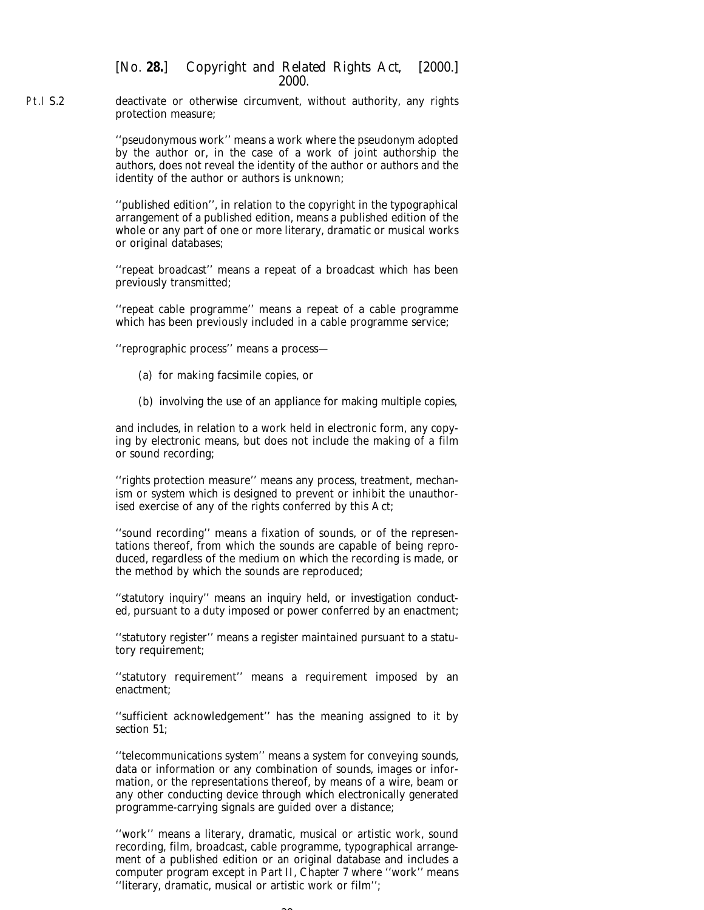deactivate or otherwise circumvent, without authority, any rights protection measure;

''pseudonymous work'' means a work where the pseudonym adopted by the author or, in the case of a work of joint authorship the authors, does not reveal the identity of the author or authors and the identity of the author or authors is unknown;

''published edition'', in relation to the copyright in the typographical arrangement of a published edition, means a published edition of the whole or any part of one or more literary, dramatic or musical works or original databases;

''repeat broadcast'' means a repeat of a broadcast which has been previously transmitted;

''repeat cable programme'' means a repeat of a cable programme which has been previously included in a cable programme service;

''reprographic process'' means a process—

(*a*) for making facsimile copies, or

(*b*) involving the use of an appliance for making multiple copies,

and includes, in relation to a work held in electronic form, any copying by electronic means, but does not include the making of a film or sound recording;

''rights protection measure'' means any process, treatment, mechanism or system which is designed to prevent or inhibit the unauthorised exercise of any of the rights conferred by this Act;

''sound recording'' means a fixation of sounds, or of the representations thereof, from which the sounds are capable of being reproduced, regardless of the medium on which the recording is made, or the method by which the sounds are reproduced;

''statutory inquiry'' means an inquiry held, or investigation conducted, pursuant to a duty imposed or power conferred by an enactment;

''statutory register'' means a register maintained pursuant to a statutory requirement;

''statutory requirement'' means a requirement imposed by an enactment;

''sufficient acknowledgement'' has the meaning assigned to it by section 51;

''telecommunications system'' means a system for conveying sounds, data or information or any combination of sounds, images or information, or the representations thereof, by means of a wire, beam or any other conducting device through which electronically generated programme-carrying signals are guided over a distance;

''work'' means a literary, dramatic, musical or artistic work, sound recording, film, broadcast, cable programme, typographical arrangement of a published edition or an original database and includes a computer program except in Part II, Chapter 7 where ''work'' means ''literary, dramatic, musical or artistic work or film'';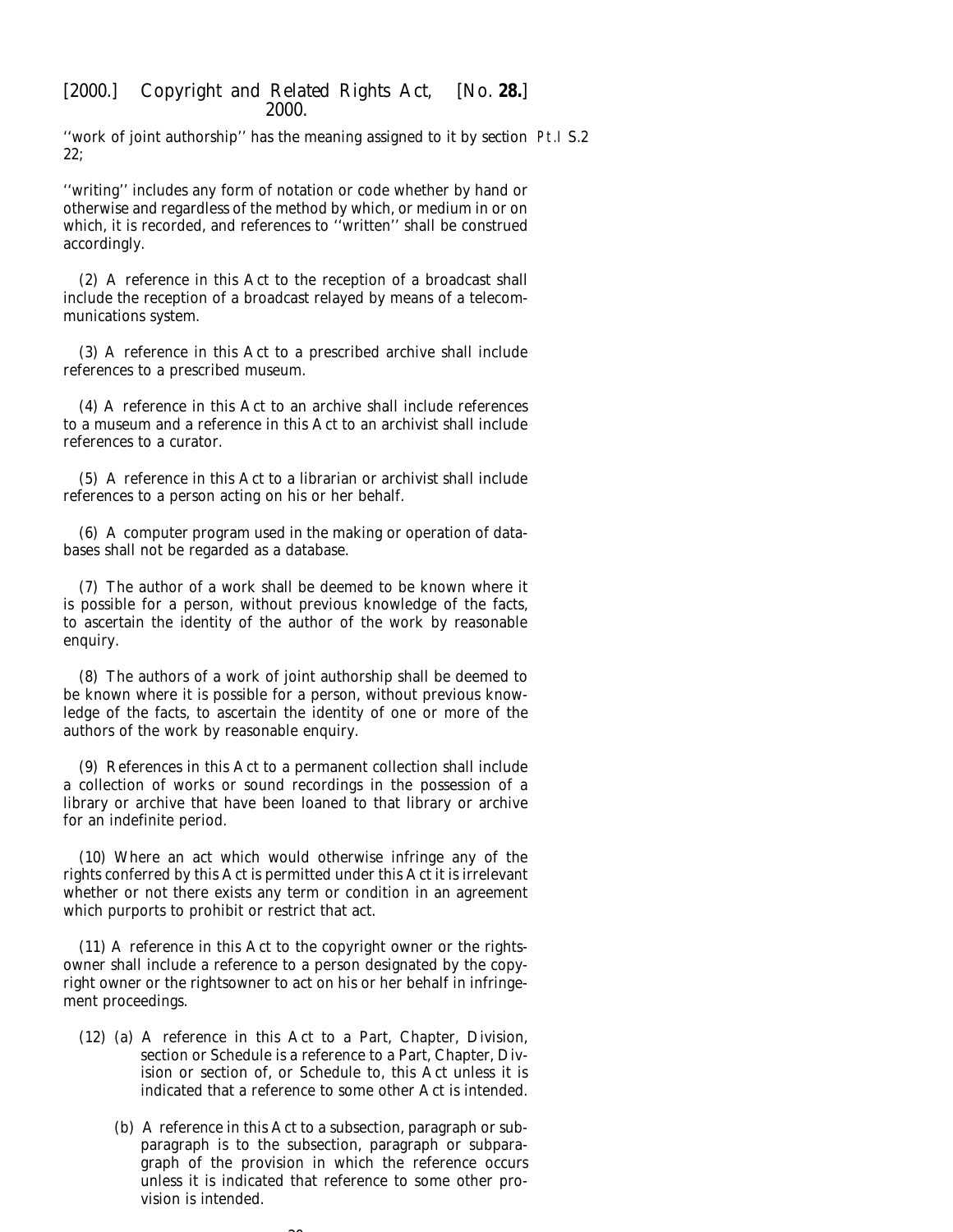''work of joint authorship'' has the meaning assigned to it by section 22;

''writing'' includes any form of notation or code whether by hand or otherwise and regardless of the method by which, or medium in or on which, it is recorded, and references to ''written'' shall be construed accordingly.

(2) A reference in this Act to the reception of a broadcast shall include the reception of a broadcast relayed by means of a telecommunications system.

(3) A reference in this Act to a prescribed archive shall include references to a prescribed museum.

(4) A reference in this Act to an archive shall include references to a museum and a reference in this Act to an archivist shall include references to a curator.

(5) A reference in this Act to a librarian or archivist shall include references to a person acting on his or her behalf.

(6) A computer program used in the making or operation of databases shall not be regarded as a database.

(7) The author of a work shall be deemed to be known where it is possible for a person, without previous knowledge of the facts, to ascertain the identity of the author of the work by reasonable enquiry.

(8) The authors of a work of joint authorship shall be deemed to be known where it is possible for a person, without previous knowledge of the facts, to ascertain the identity of one or more of the authors of the work by reasonable enquiry.

(9) References in this Act to a permanent collection shall include a collection of works or sound recordings in the possession of a library or archive that have been loaned to that library or archive for an indefinite period.

(10) Where an act which would otherwise infringe any of the rights conferred by this Act is permitted under this Act it is irrelevant whether or not there exists any term or condition in an agreement which purports to prohibit or restrict that act.

(11) A reference in this Act to the copyright owner or the rightsowner shall include a reference to a person designated by the copyright owner or the rightsowner to act on his or her behalf in infringement proceedings.

(12) (a) A reference in this Act to a Part, Chapter, Division, section or Schedule is a reference to a Part, Chapter, Division or section of, or Schedule to, this Act unless it is indicated that a reference to some other Act is intended.

(b) A reference in this Act to a subsection, paragraph or subparagraph is to the subsection, paragraph or subparagraph of the provision in which the reference occurs unless it is indicated that reference to some other provision is intended.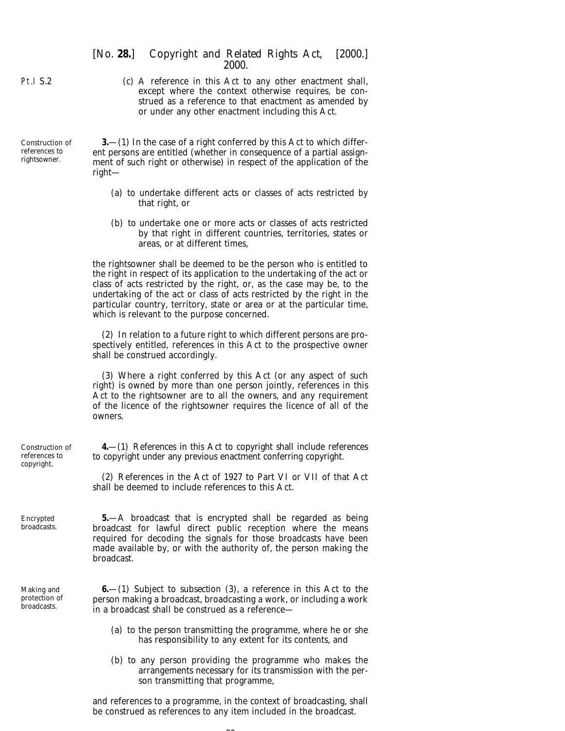(c) A reference in this Act to any other enactment shall, except where the context otherwise requires, be construed as a reference to that enactment as amended by or under any other enactment including this Act.

Construction of references to rightsowner.

**3.**—(1) In the case of a right conferred by this Act to which different persons are entitled (whether in consequence of a partial assignment of such right or otherwise) in respect of the application of the right—

(a) to undertake different acts or classes of acts restricted by that right, or

(b) to undertake one or more acts or classes of acts restricted by that right in different countries, territories, states or areas, or at different times,

the rightsowner shall be deemed to be the person who is entitled to the right in respect of its application to the undertaking of the act or class of acts restricted by the right, or, as the case may be, to the undertaking of the act or class of acts restricted by the right in the particular country, territory, state or area or at the particular time, which is relevant to the purpose concerned.

(2) In relation to a future right to which different persons are prospectively entitled, references in this Act to the prospective owner shall be construed accordingly.

(3) Where a right conferred by this Act (or any aspect of such right) is owned by more than one person jointly, references in this Act to the rightsowner are to all the owners, and any requirement of the licence of the rightsowner requires the licence of all of the owners.

Construction of references to copyright.

**4.**—(1) References in this Act to copyright shall include references to copyright under any previous enactment conferring copyright.

(2) References in the Act of 1927 to Part VI or VII of that Act shall be deemed to include references to this Act.

Encrypted broadcasts.

**5.**—A broadcast that is encrypted shall be regarded as being broadcast for lawful direct public reception where the means required for decoding the signals for those broadcasts have been made available by, or with the authority of, the person making the broadcast.

Making and protection of broadcasts.

**6.**—(1) Subject to subsection (3), a reference in this Act to the person making a broadcast, broadcasting a work, or including a work in a broadcast shall be construed as a reference—

(a) to the person transmitting the programme, where he or she has responsibility to any extent for its contents, and

(b) to any person providing the programme who makes the arrangements necessary for its transmission with the person transmitting that programme,

and references to a programme, in the context of broadcasting, shall be construed as references to any item included in the broadcast.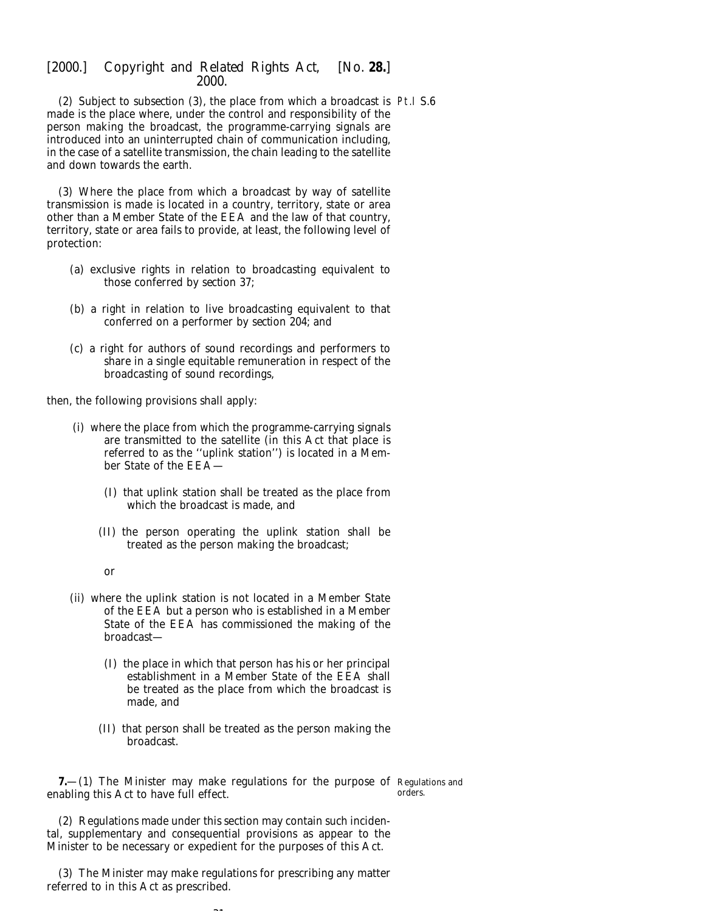(2) Subject to subsection (3), the place from which a broadcast is made is the place where, under the control and responsibility of the person making the broadcast, the programme-carrying signals are introduced into an uninterrupted chain of communication including, in the case of a satellite transmission, the chain leading to the satellite and down towards the earth.

Pt.I S.6

(3) Where the place from which a broadcast by way of satellite transmission is made is located in a country, territory, state or area other than a Member State of the EEA and the law of that country, territory, state or area fails to provide, at least, the following level of protection:

(a) exclusive rights in relation to broadcasting equivalent to those conferred by section 37;

(b) a right in relation to live broadcasting equivalent to that conferred on a performer by section 204; and

(c) a right for authors of sound recordings and performers to share in a single equitable remuneration in respect of the broadcasting of sound recordings,

then, the following provisions shall apply:

(i) where the place from which the programme-carrying signals are transmitted to the satellite (in this Act that place is referred to as the ''uplink station'') is located in a Member State of the EEA—

(I) that uplink station shall be treated as the place from which the broadcast is made, and

(II) the person operating the uplink station shall be treated as the person making the broadcast;

or

(ii) where the uplink station is not located in a Member State of the EEA but a person who is established in a Member State of the EEA has commissioned the making of the broadcast—

(I) the place in which that person has his or her principal establishment in a Member State of the EEA shall be treated as the place from which the broadcast is made, and

(II) that person shall be treated as the person making the broadcast.

Regulations and orders.

**7.**—(1) The Minister may make regulations for the purpose of enabling this Act to have full effect.

(2) Regulations made under this section may contain such incidental, supplementary and consequential provisions as appear to the Minister to be necessary or expedient for the purposes of this Act.

(3) The Minister may make regulations for prescribing any matter referred to in this Act as prescribed.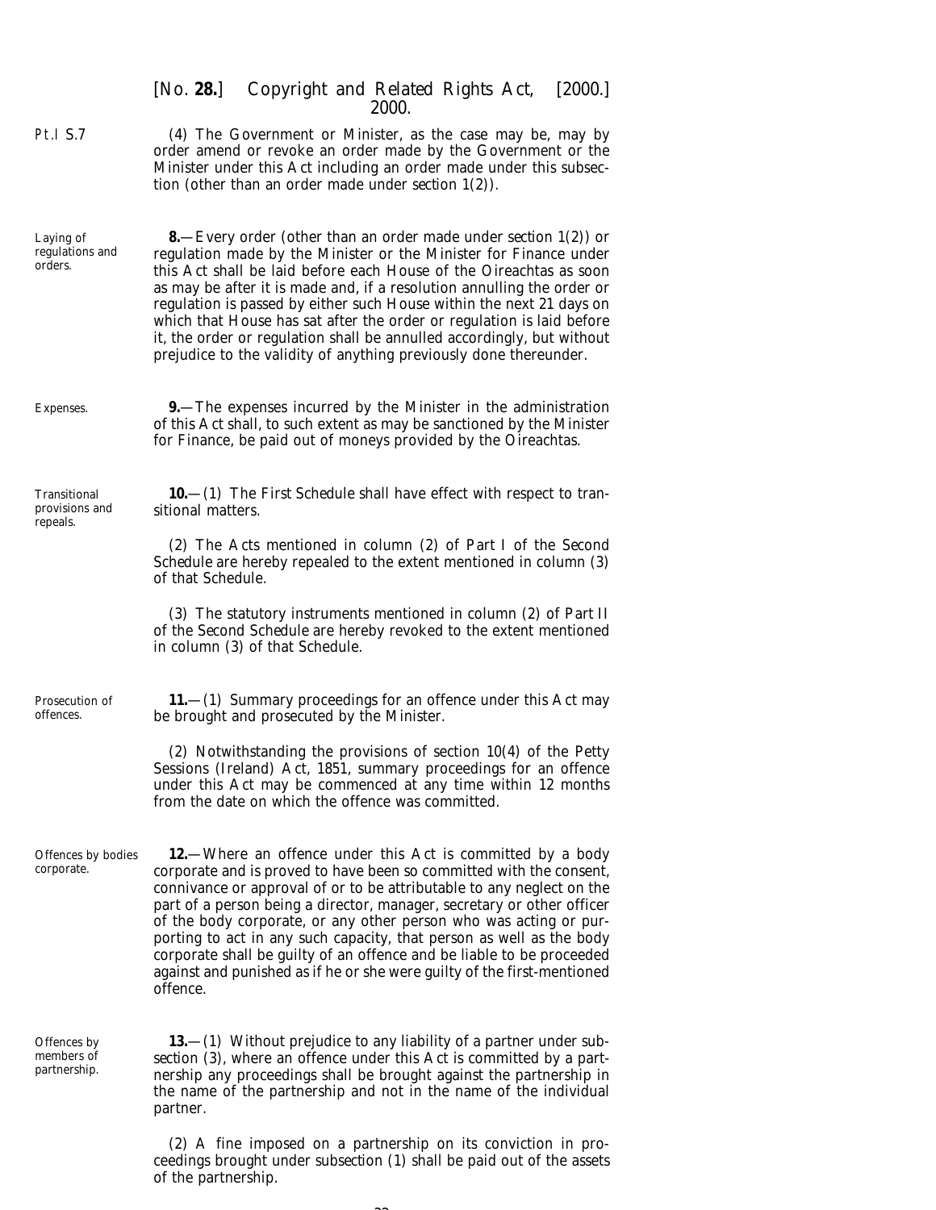Pt.I S.7

(4) The Government or Minister, as the case may be, may by order amend or revoke an order made by the Government or the Minister under this Act including an order made under this subsection (other than an order made under *section 1(2)*).

Laying of regulations and orders.

**8.**—Every order (other than an order made under *section 1(2)*) or regulation made by the Minister or the Minister for Finance under this Act shall be laid before each House of the Oireachtas as soon as may be after it is made and, if a resolution annulling the order or regulation is passed by either such House within the next 21 days on which that House has sat after the order or regulation is laid before it, the order or regulation shall be annulled accordingly, but without prejudice to the validity of anything previously done thereunder.

Expenses.

**9.**—The expenses incurred by the Minister in the administration of this Act shall, to such extent as may be sanctioned by the Minister for Finance, be paid out of moneys provided by the Oireachtas.

Transitional provisions and repeals.

**10.**—(1) The *First Schedule* shall have effect with respect to transitional matters.

(2) The Acts mentioned in column (2) of *Part I* of the *Second Schedule* are hereby repealed to the extent mentioned in column (3) of that Schedule.

(3) The statutory instruments mentioned in column (2) of *Part II* of the *Second Schedule* are hereby revoked to the extent mentioned in column (3) of that Schedule.

Prosecution of offences.

**11.**—(1) Summary proceedings for an offence under this Act may be brought and prosecuted by the Minister.

(2) Notwithstanding the provisions of section 10(4) of the Petty Sessions (Ireland) Act, 1851, summary proceedings for an offence under this Act may be commenced at any time within 12 months from the date on which the offence was committed.

Offences by bodies corporate.

**12.**—Where an offence under this Act is committed by a body corporate and is proved to have been so committed with the consent, connivance or approval of or to be attributable to any neglect on the part of a person being a director, manager, secretary or other officer of the body corporate, or any other person who was acting or purporting to act in any such capacity, that person as well as the body corporate shall be guilty of an offence and be liable to be proceeded against and punished as if he or she were guilty of the first-mentioned offence.

Offences by members of partnership.

**13.**—(1) Without prejudice to any liability of a partner under *subsection (3)*, where an offence under this Act is committed by a partnership any proceedings shall be brought against the partnership in the name of the partnership and not in the name of the individual partner.

(2) A fine imposed on a partnership on its conviction in proceedings brought under *subsection (1)* shall be paid out of the assets of the partnership.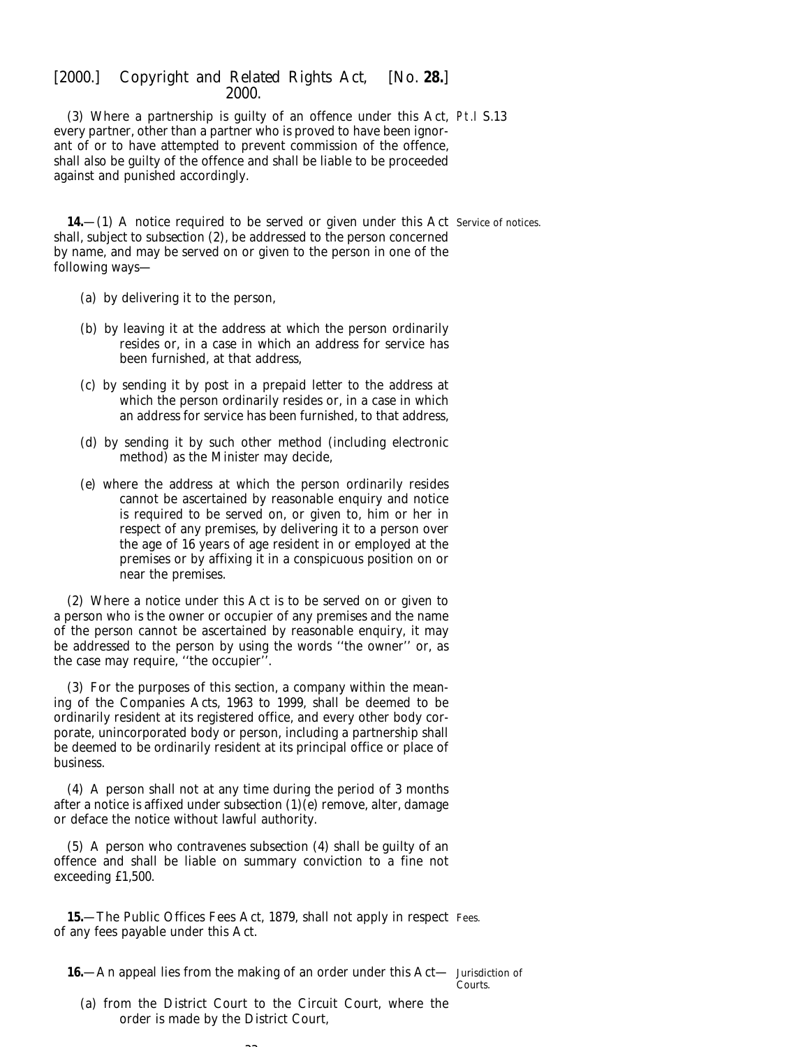(3) Where a partnership is guilty of an offence under this Act, every partner, other than a partner who is proved to have been ignorant of or to have attempted to prevent commission of the offence, shall also be guilty of the offence and shall be liable to be proceeded against and punished accordingly.

Service of notices.

**14.**—(1) A notice required to be served or given under this Act shall, subject to *subsection (2)*, be addressed to the person concerned by name, and may be served on or given to the person in one of the following ways—

(*a*) by delivering it to the person,

(*b*) by leaving it at the address at which the person ordinarily resides or, in a case in which an address for service has been furnished, at that address,

(*c*) by sending it by post in a prepaid letter to the address at which the person ordinarily resides or, in a case in which an address for service has been furnished, to that address,

(*d*) by sending it by such other method (including electronic method) as the Minister may decide,

(*e*) where the address at which the person ordinarily resides cannot be ascertained by reasonable enquiry and notice is required to be served on, or given to, him or her in respect of any premises, by delivering it to a person over the age of 16 years of age resident in or employed at the premises or by affixing it in a conspicuous position on or near the premises.

(2) Where a notice under this Act is to be served on or given to a person who is the owner or occupier of any premises and the name of the person cannot be ascertained by reasonable enquiry, it may be addressed to the person by using the words ''the owner'' or, as the case may require, ''the occupier''.

(3) For the purposes of this section, a company within the meaning of the Companies Acts, 1963 to 1999, shall be deemed to be ordinarily resident at its registered office, and every other body corporate, unincorporated body or person, including a partnership shall be deemed to be ordinarily resident at its principal office or place of business.

(4) A person shall not at any time during the period of 3 months after a notice is affixed under *subsection (1)(e)* remove, alter, damage or deface the notice without lawful authority.

(5) A person who contravenes *subsection (4)* shall be guilty of an offence and shall be liable on summary conviction to a fine not exceeding £1,500.

Fees.

**15.**—The Public Offices Fees Act, 1879, shall not apply in respect of any fees payable under this Act.

Jurisdiction of Courts.

**16.**—An appeal lies from the making of an order under this Act—

(*a*) from the District Court to the Circuit Court, where the order is made by the District Court,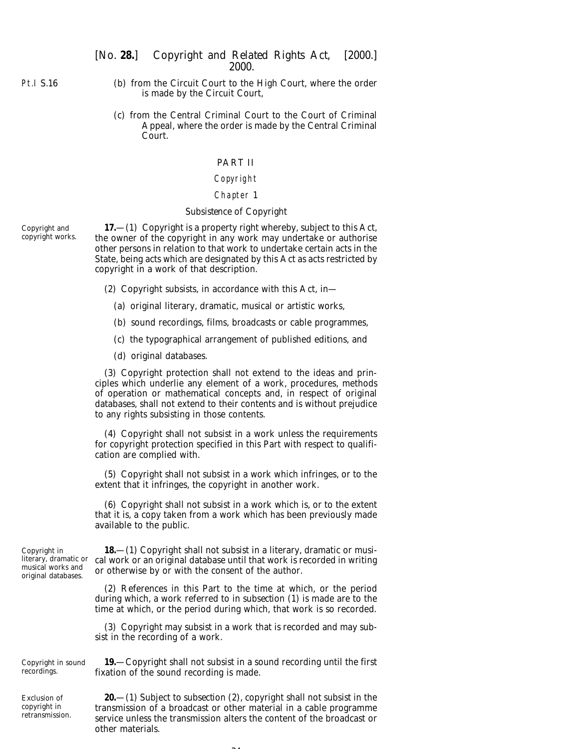(*b*) from the Circuit Court to the High Court, where the order is made by the Circuit Court,

(*c*) from the Central Criminal Court to the Court of Criminal Appeal, where the order is made by the Central Criminal Court.

## PART II

### Copyright

### Chapter 1

### Subsistence of Copyright

Copyright and copyright works.

**17.**—(1) Copyright is a property right whereby, subject to this Act, the owner of the copyright in any work may undertake or authorise other persons in relation to that work to undertake certain acts in the State, being acts which are designated by this Act as acts restricted by copyright in a work of that description.

(2) Copyright subsists, in accordance with this Act, in—

(*a*) original literary, dramatic, musical or artistic works,

(*b*) sound recordings, films, broadcasts or cable programmes,

(*c*) the typographical arrangement of published editions, and

(*d*) original databases.

(3) Copyright protection shall not extend to the ideas and principles which underlie any element of a work, procedures, methods of operation or mathematical concepts and, in respect of original databases, shall not extend to their contents and is without prejudice to any rights subsisting in those contents.

(4) Copyright shall not subsist in a work unless the requirements for copyright protection specified in this Part with respect to qualification are complied with.

(5) Copyright shall not subsist in a work which infringes, or to the extent that it infringes, the copyright in another work.

(6) Copyright shall not subsist in a work which is, or to the extent that it is, a copy taken from a work which has been previously made available to the public.

Copyright in literary, dramatic or musical works and original databases.

**18.**—(1) Copyright shall not subsist in a literary, dramatic or musical work or an original database until that work is recorded in writing or otherwise by or with the consent of the author.

(2) References in this Part to the time at which, or the period during which, a work referred to in *subsection (1)* is made are to the time at which, or the period during which, that work is so recorded.

(3) Copyright may subsist in a work that is recorded and may subsist in the recording of a work.

Copyright in sound recordings.

**19.**—Copyright shall not subsist in a sound recording until the first fixation of the sound recording is made.

Exclusion of copyright in retransmission.

**20.**—(1) Subject to *subsection (2)*, copyright shall not subsist in the transmission of a broadcast or other material in a cable programme service unless the transmission alters the content of the broadcast or other materials.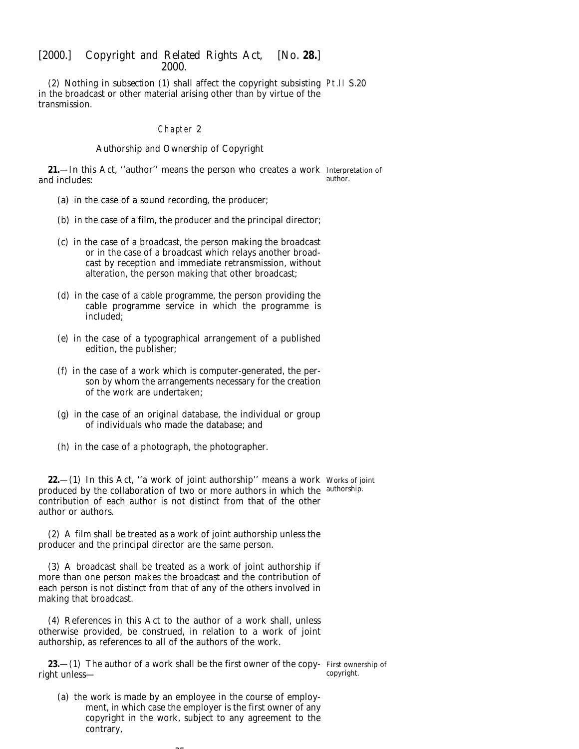(2) Nothing in subsection (1) shall affect the copyright subsisting in the broadcast or other material arising other than by virtue of the transmission.

## Chapter 2

### Authorship and Ownership of Copyright

**21.**—In this Act, ''author'' means the person who creates a work and includes:

Interpretation of author.

(a) in the case of a sound recording, the producer;

(b) in the case of a film, the producer and the principal director;

(c) in the case of a broadcast, the person making the broadcast or in the case of a broadcast which relays another broadcast by reception and immediate retransmission, without alteration, the person making that other broadcast;

(d) in the case of a cable programme, the person providing the cable programme service in which the programme is included;

(e) in the case of a typographical arrangement of a published edition, the publisher;

(f) in the case of a work which is computer-generated, the person by whom the arrangements necessary for the creation of the work are undertaken;

(g) in the case of an original database, the individual or group of individuals who made the database; and

(h) in the case of a photograph, the photographer.

**22.**—(1) In this Act, ''a work of joint authorship'' means a work produced by the collaboration of two or more authors in which the contribution of each author is not distinct from that of the other author or authors.

Works of joint authorship.

(2) A film shall be treated as a work of joint authorship unless the producer and the principal director are the same person.

(3) A broadcast shall be treated as a work of joint authorship if more than one person makes the broadcast and the contribution of each person is not distinct from that of any of the others involved in making that broadcast.

(4) References in this Act to the author of a work shall, unless otherwise provided, be construed, in relation to a work of joint authorship, as references to all of the authors of the work.

**23.**—(1) The author of a work shall be the first owner of the copyright unless—

First ownership of copyright.

(a) the work is made by an employee in the course of employment, in which case the employer is the first owner of any copyright in the work, subject to any agreement to the contrary,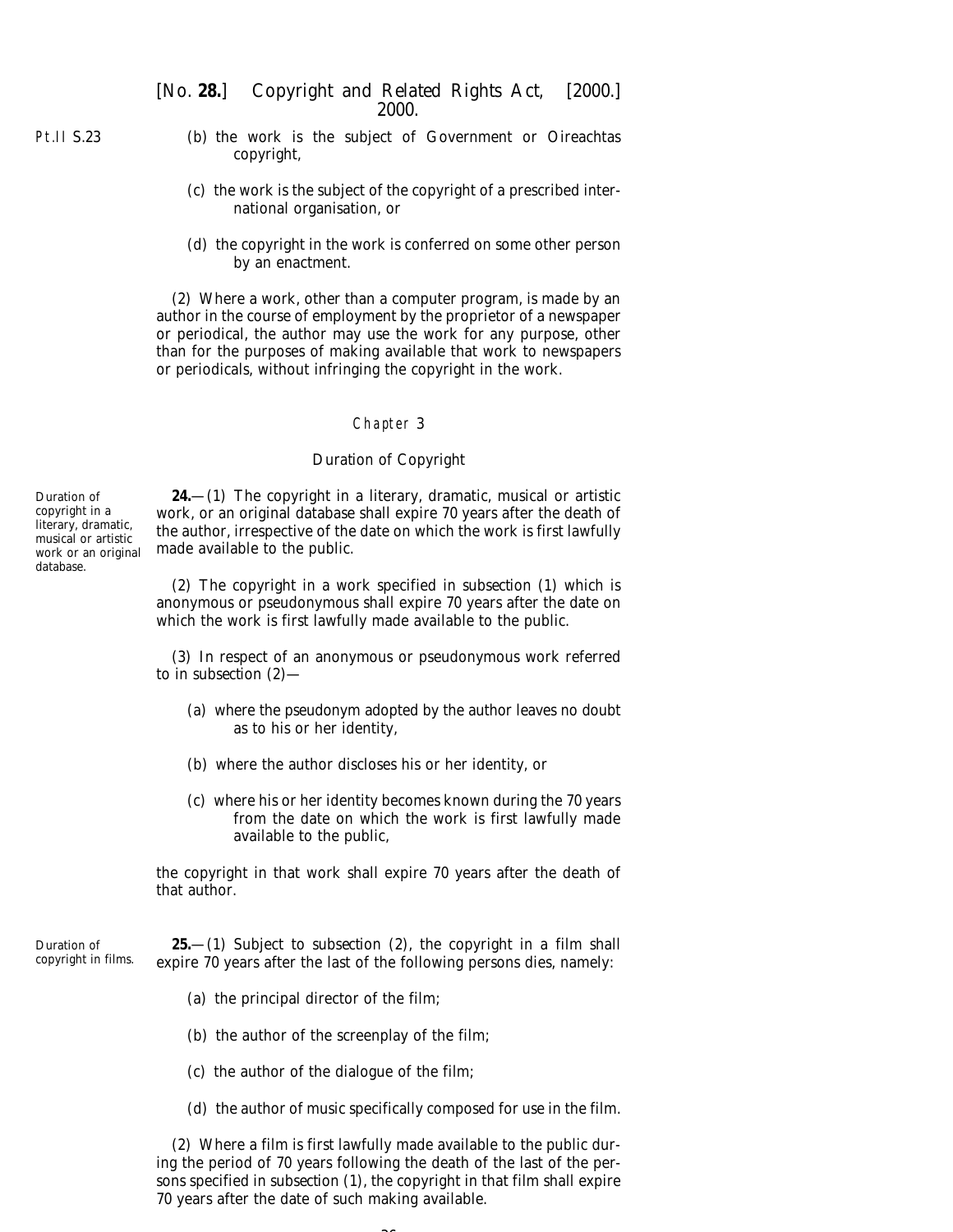(b) the work is the subject of Government or Oireachtas copyright,

(c) the work is the subject of the copyright of a prescribed international organisation, or

(d) the copyright in the work is conferred on some other person by an enactment.

(2) Where a work, other than a computer program, is made by an author in the course of employment by the proprietor of a newspaper or periodical, the author may use the work for any purpose, other than for the purposes of making available that work to newspapers or periodicals, without infringing the copyright in the work.

## Chapter 3

### Duration of Copyright

*Duration of copyright in a literary, dramatic, musical or artistic work or an original database.*

**24.**—(1) The copyright in a literary, dramatic, musical or artistic work, or an original database shall expire 70 years after the death of the author, irrespective of the date on which the work is first lawfully made available to the public.

(2) The copyright in a work specified in *subsection (1)* which is anonymous or pseudonymous shall expire 70 years after the date on which the work is first lawfully made available to the public.

(3) In respect of an anonymous or pseudonymous work referred to in *subsection (2)*—

(a) where the pseudonym adopted by the author leaves no doubt as to his or her identity,

(b) where the author discloses his or her identity, or

(c) where his or her identity becomes known during the 70 years from the date on which the work is first lawfully made available to the public,

the copyright in that work shall expire 70 years after the death of that author.

*Duration of copyright in films.*

**25.**—(1) Subject to *subsection (2)*, the copyright in a film shall expire 70 years after the last of the following persons dies, namely:

(a) the principal director of the film;

(b) the author of the screenplay of the film;

(c) the author of the dialogue of the film;

(d) the author of music specifically composed for use in the film.

(2) Where a film is first lawfully made available to the public during the period of 70 years following the death of the last of the persons specified in *subsection (1)*, the copyright in that film shall expire 70 years after the date of such making available.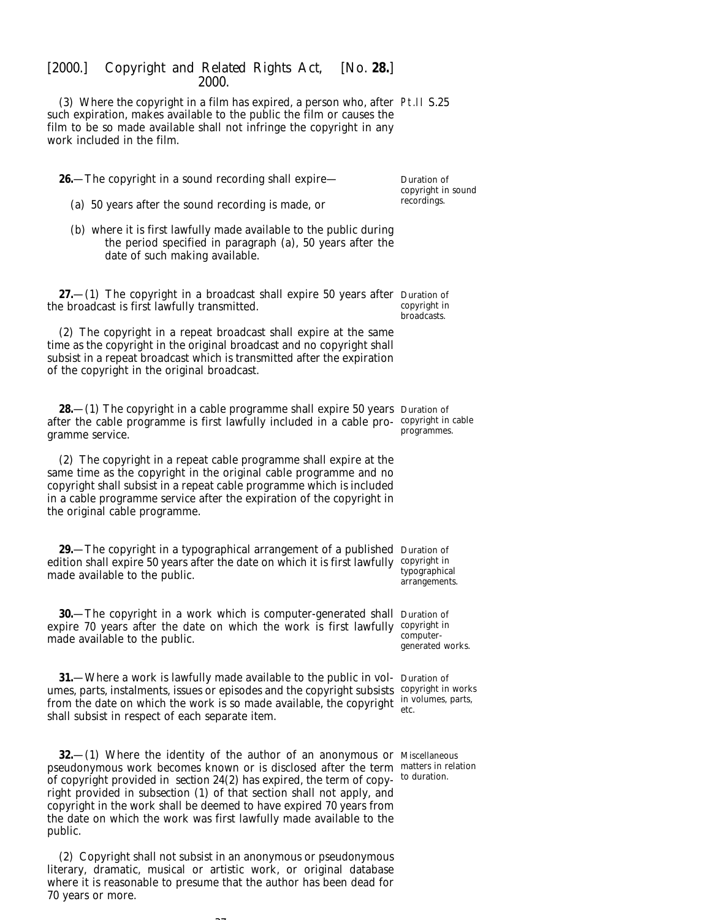(3) Where the copyright in a film has expired, a person who, after such expiration, makes available to the public the film or causes the film to be so made available shall not infringe the copyright in any work included in the film.

**26.**—The copyright in a sound recording shall expire—

*Duration of copyright in sound recordings.*

(a) 50 years after the sound recording is made, or

(b) where it is first lawfully made available to the public during the period specified in paragraph (a), 50 years after the date of such making available.

**27.**—(1) The copyright in a broadcast shall expire 50 years after the broadcast is first lawfully transmitted.

*Duration of copyright in broadcasts.*

(2) The copyright in a repeat broadcast shall expire at the same time as the copyright in the original broadcast and no copyright shall subsist in a repeat broadcast which is transmitted after the expiration of the copyright in the original broadcast.

**28.**—(1) The copyright in a cable programme shall expire 50 years after the cable programme is first lawfully included in a cable programme service.

*Duration of copyright in cable programmes.*

(2) The copyright in a repeat cable programme shall expire at the same time as the copyright in the original cable programme and no copyright shall subsist in a repeat cable programme which is included in a cable programme service after the expiration of the copyright in the original cable programme.

**29.**—The copyright in a typographical arrangement of a published edition shall expire 50 years after the date on which it is first lawfully made available to the public.

*Duration of copyright in typographical arrangements.*

**30.**—The copyright in a work which is computer-generated shall expire 70 years after the date on which the work is first lawfully made available to the public.

*Duration of copyright in computer-generated works.*

**31.**—Where a work is lawfully made available to the public in volumes, parts, instalments, issues or episodes and the copyright subsists from the date on which the work is so made available, the copyright shall subsist in respect of each separate item.

*Duration of copyright in works in volumes, parts, etc.*

**32.**—(1) Where the identity of the author of an anonymous or pseudonymous work becomes known or is disclosed after the term of copyright provided in section 24(2) has expired, the term of copyright provided in subsection (1) of that section shall not apply, and copyright in the work shall be deemed to have expired 70 years from the date on which the work was first lawfully made available to the public.

*Miscellaneous matters in relation to duration.*

(2) Copyright shall not subsist in an anonymous or pseudonymous literary, dramatic, musical or artistic work, or original database where it is reasonable to presume that the author has been dead for 70 years or more.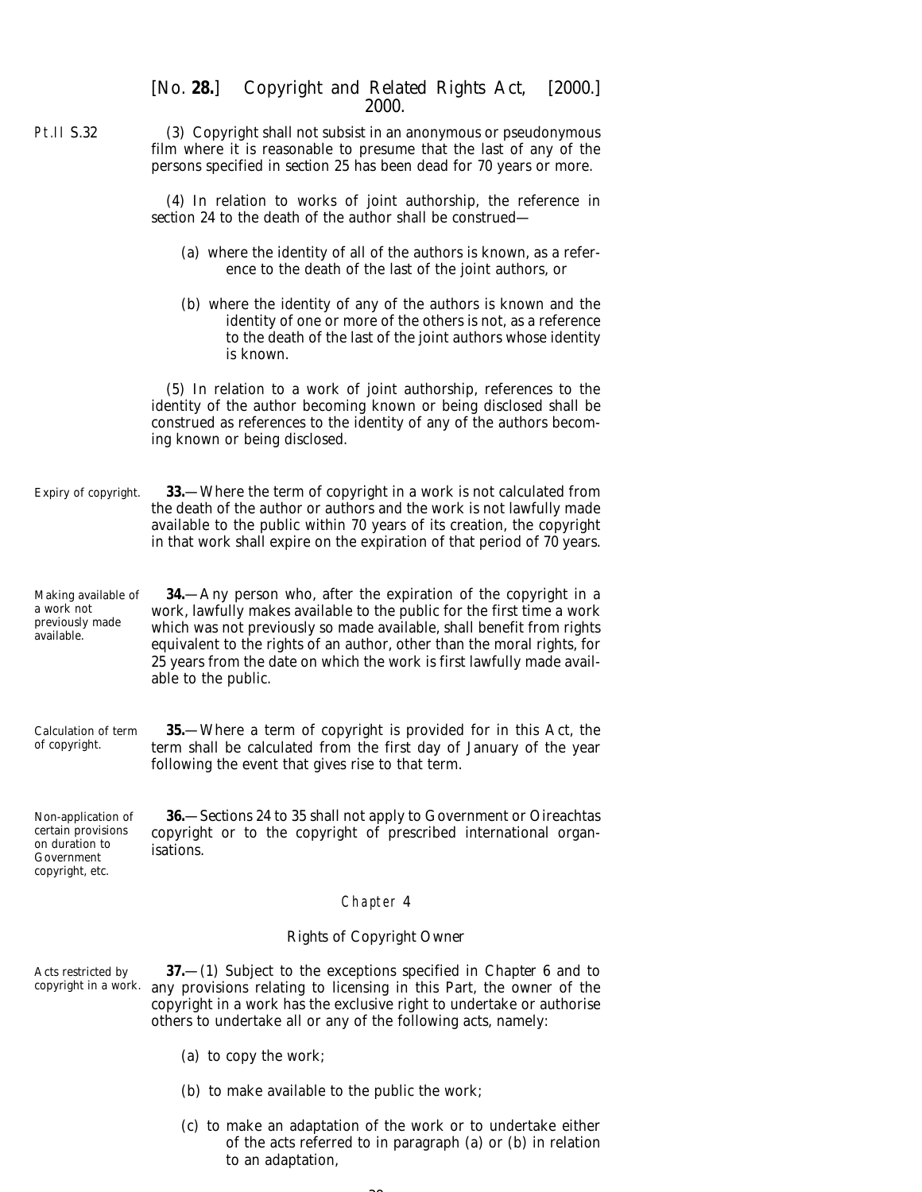(3) Copyright shall not subsist in an anonymous or pseudonymous film where it is reasonable to presume that the last of any of the persons specified in section 25 has been dead for 70 years or more.

(4) In relation to works of joint authorship, the reference in section 24 to the death of the author shall be construed—

(a) where the identity of all of the authors is known, as a reference to the death of the last of the joint authors, or

(b) where the identity of any of the authors is known and the identity of one or more of the others is not, as a reference to the death of the last of the joint authors whose identity is known.

(5) In relation to a work of joint authorship, references to the identity of the author becoming known or being disclosed shall be construed as references to the identity of any of the authors becoming known or being disclosed.

*Expiry of copyright.*

**33.**—Where the term of copyright in a work is not calculated from the death of the author or authors and the work is not lawfully made available to the public within 70 years of its creation, the copyright in that work shall expire on the expiration of that period of 70 years.

*Making available of a work not previously made available.*

**34.**—Any person who, after the expiration of the copyright in a work, lawfully makes available to the public for the first time a work which was not previously so made available, shall benefit from rights equivalent to the rights of an author, other than the moral rights, for 25 years from the date on which the work is first lawfully made available to the public.

*Calculation of term of copyright.*

**35.**—Where a term of copyright is provided for in this Act, the term shall be calculated from the first day of January of the year following the event that gives rise to that term.

*Non-application of certain provisions on duration to Government copyright, etc.*

**36.**—Sections 24 to 35 shall not apply to Government or Oireachtas copyright or to the copyright of prescribed international organisations.

## Chapter 4

### Rights of Copyright Owner

*Acts restricted by copyright in a work.*

**37.**—(1) Subject to the exceptions specified in Chapter 6 and to any provisions relating to licensing in this Part, the owner of the copyright in a work has the exclusive right to undertake or authorise others to undertake all or any of the following acts, namely:

(a) to copy the work;

(b) to make available to the public the work;

(c) to make an adaptation of the work or to undertake either of the acts referred to in paragraph (a) or (b) in relation to an adaptation,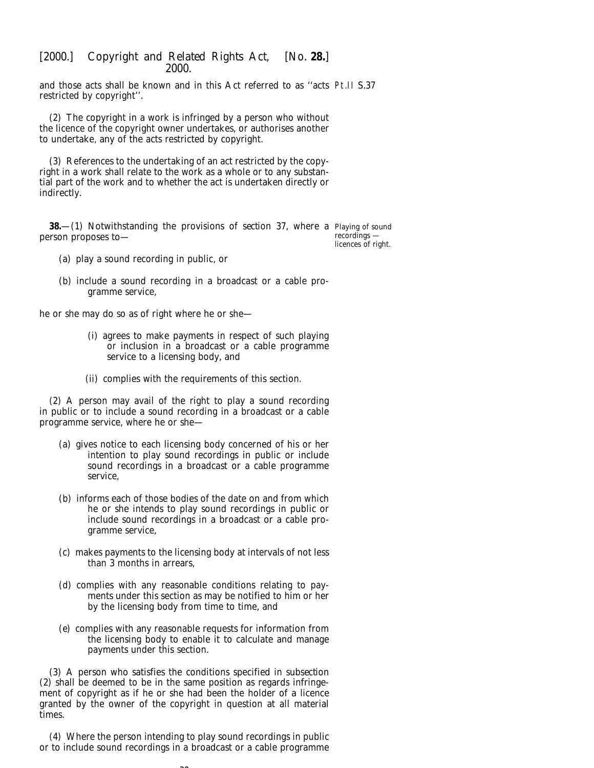and those acts shall be known and in this Act referred to as ''acts restricted by copyright''.

(2) The copyright in a work is infringed by a person who without the licence of the copyright owner undertakes, or authorises another to undertake, any of the acts restricted by copyright.

(3) References to the undertaking of an act restricted by the copyright in a work shall relate to the work as a whole or to any substantial part of the work and to whether the act is undertaken directly or indirectly.

*Playing of sound recordings — licences of right.*

**38.**—(1) Notwithstanding the provisions of *section 37*, where a person proposes to—

(*a*) play a sound recording in public, or

(*b*) include a sound recording in a broadcast or a cable programme service,

he or she may do so as of right where he or she—

(i) agrees to make payments in respect of such playing or inclusion in a broadcast or a cable programme service to a licensing body, and

(ii) complies with the requirements of this section.

(2) A person may avail of the right to play a sound recording in public or to include a sound recording in a broadcast or a cable programme service, where he or she—

(*a*) gives notice to each licensing body concerned of his or her intention to play sound recordings in public or include sound recordings in a broadcast or a cable programme service,

(*b*) informs each of those bodies of the date on and from which he or she intends to play sound recordings in public or include sound recordings in a broadcast or a cable programme service,

(*c*) makes payments to the licensing body at intervals of not less than 3 months in arrears,

(*d*) complies with any reasonable conditions relating to payments under this section as may be notified to him or her by the licensing body from time to time, and

(*e*) complies with any reasonable requests for information from the licensing body to enable it to calculate and manage payments under this section.

(3) A person who satisfies the conditions specified in *subsection (2)* shall be deemed to be in the same position as regards infringement of copyright as if he or she had been the holder of a licence granted by the owner of the copyright in question at all material times.

(4) Where the person intending to play sound recordings in public or to include sound recordings in a broadcast or a cable programme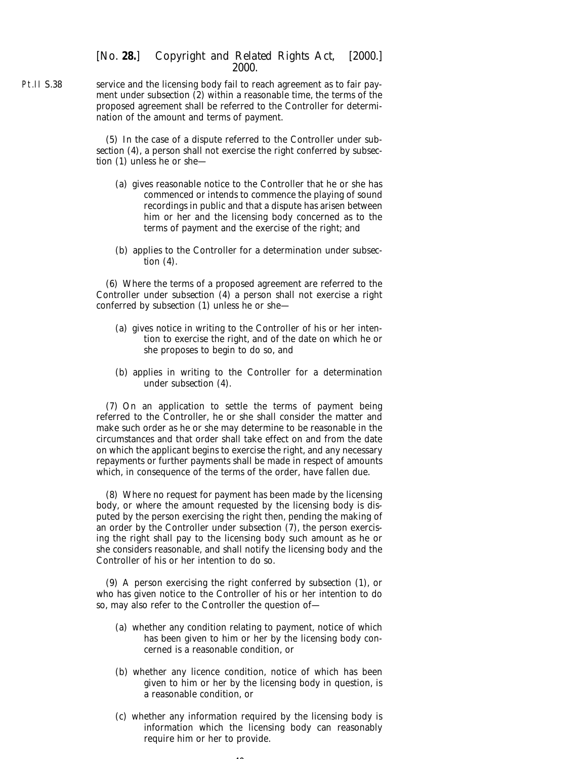service and the licensing body fail to reach agreement as to fair payment under *subsection (2)* within a reasonable time, the terms of the proposed agreement shall be referred to the Controller for determination of the amount and terms of payment.

(5) In the case of a dispute referred to the Controller under *subsection (4)*, a person shall not exercise the right conferred by *subsection (1)* unless he or she—

(*a*) gives reasonable notice to the Controller that he or she has commenced or intends to commence the playing of sound recordings in public and that a dispute has arisen between him or her and the licensing body concerned as to the terms of payment and the exercise of the right; and

(*b*) applies to the Controller for a determination under *subsection (4)*.

(6) Where the terms of a proposed agreement are referred to the Controller under *subsection (4)* a person shall not exercise a right conferred by *subsection (1)* unless he or she—

(*a*) gives notice in writing to the Controller of his or her intention to exercise the right, and of the date on which he or she proposes to begin to do so, and

(*b*) applies in writing to the Controller for a determination under *subsection (4)*.

(7) On an application to settle the terms of payment being referred to the Controller, he or she shall consider the matter and make such order as he or she may determine to be reasonable in the circumstances and that order shall take effect on and from the date on which the applicant begins to exercise the right, and any necessary repayments or further payments shall be made in respect of amounts which, in consequence of the terms of the order, have fallen due.

(8) Where no request for payment has been made by the licensing body, or where the amount requested by the licensing body is disputed by the person exercising the right then, pending the making of an order by the Controller under *subsection (7)*, the person exercising the right shall pay to the licensing body such amount as he or she considers reasonable, and shall notify the licensing body and the Controller of his or her intention to do so.

(9) A person exercising the right conferred by *subsection (1)*, or who has given notice to the Controller of his or her intention to do so, may also refer to the Controller the question of—

(*a*) whether any condition relating to payment, notice of which has been given to him or her by the licensing body concerned is a reasonable condition, or

(*b*) whether any licence condition, notice of which has been given to him or her by the licensing body in question, is a reasonable condition, or

(*c*) whether any information required by the licensing body is information which the licensing body can reasonably require him or her to provide.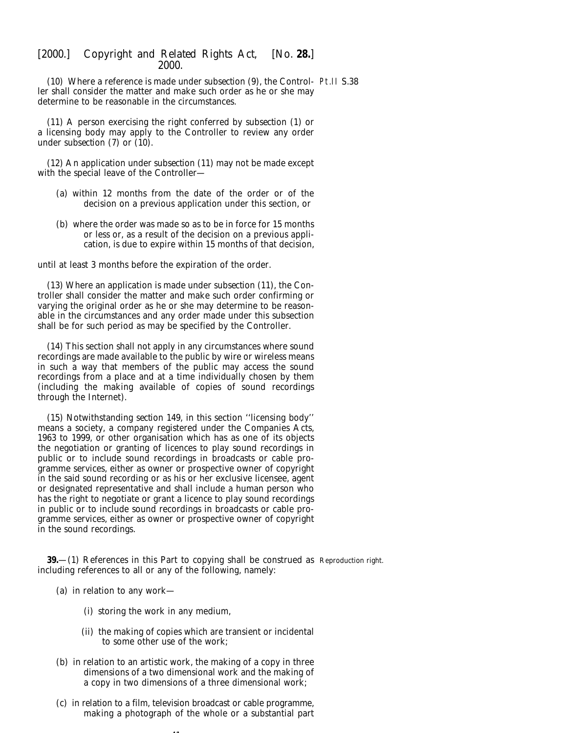(10) Where a reference is made under *subsection (9)*, the Controller shall consider the matter and make such order as he or she may determine to be reasonable in the circumstances.

Pt.II S.38

(11) A person exercising the right conferred by *subsection (1)* or a licensing body may apply to the Controller to review any order under *subsection (7)* or *(10)*.

(12) An application under *subsection (11)* may not be made except with the special leave of the Controller—

(*a*) within 12 months from the date of the order or of the decision on a previous application under this section, or

(*b*) where the order was made so as to be in force for 15 months or less or, as a result of the decision on a previous application, is due to expire within 15 months of that decision,

until at least 3 months before the expiration of the order.

(13) Where an application is made under *subsection (11)*, the Controller shall consider the matter and make such order confirming or varying the original order as he or she may determine to be reasonable in the circumstances and any order made under this subsection shall be for such period as may be specified by the Controller.

(14) This section shall not apply in any circumstances where sound recordings are made available to the public by wire or wireless means in such a way that members of the public may access the sound recordings from a place and at a time individually chosen by them (including the making available of copies of sound recordings through the Internet).

(15) Notwithstanding *section 149*, in this section ''licensing body'' means a society, a company registered under the Companies Acts, 1963 to 1999, or other organisation which has as one of its objects the negotiation or granting of licences to play sound recordings in public or to include sound recordings in broadcasts or cable programme services, either as owner or prospective owner of copyright in the said sound recording or as his or her exclusive licensee, agent or designated representative and shall include a human person who has the right to negotiate or grant a licence to play sound recordings in public or to include sound recordings in broadcasts or cable programme services, either as owner or prospective owner of copyright in the sound recordings.

Reproduction right.

**39.**—(1) References in this Part to copying shall be construed as including references to all or any of the following, namely:

(*a*) in relation to any work—

(i) storing the work in any medium,

(ii) the making of copies which are transient or incidental to some other use of the work;

(*b*) in relation to an artistic work, the making of a copy in three dimensions of a two dimensional work and the making of a copy in two dimensions of a three dimensional work;

(*c*) in relation to a film, television broadcast or cable programme, making a photograph of the whole or a substantial part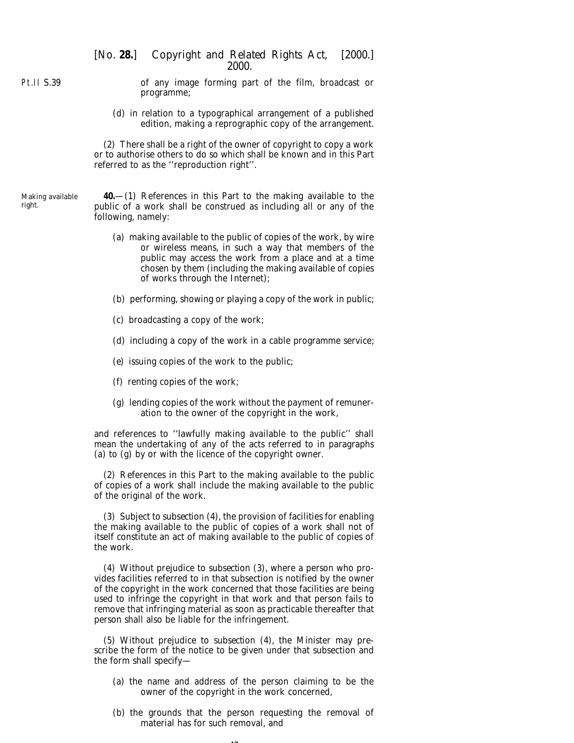of any image forming part of the film, broadcast or programme;

(d) in relation to a typographical arrangement of a published edition, making a reprographic copy of the arrangement.

(2) There shall be a right of the owner of copyright to copy a work or to authorise others to do so which shall be known and in this Part referred to as the ''reproduction right''.

Making available right.

**40.**—(1) References in this Part to the making available to the public of a work shall be construed as including all or any of the following, namely:

(a) making available to the public of copies of the work, by wire or wireless means, in such a way that members of the public may access the work from a place and at a time chosen by them (including the making available of copies of works through the Internet);

(b) performing, showing or playing a copy of the work in public;

(c) broadcasting a copy of the work;

(d) including a copy of the work in a cable programme service;

(e) issuing copies of the work to the public;

(f) renting copies of the work;

(g) lending copies of the work without the payment of remuneration to the owner of the copyright in the work,

and references to ''lawfully making available to the public'' shall mean the undertaking of any of the acts referred to in paragraphs (a) to (g) by or with the licence of the copyright owner.

(2) References in this Part to the making available to the public of copies of a work shall include the making available to the public of the original of the work.

(3) Subject to *subsection (4)*, the provision of facilities for enabling the making available to the public of copies of a work shall not of itself constitute an act of making available to the public of copies of the work.

(4) Without prejudice to *subsection (3)*, where a person who provides facilities referred to in that subsection is notified by the owner of the copyright in the work concerned that those facilities are being used to infringe the copyright in that work and that person fails to remove that infringing material as soon as practicable thereafter that person shall also be liable for the infringement.

(5) Without prejudice to *subsection (4)*, the Minister may prescribe the form of the notice to be given under that subsection and the form shall specify—

(a) the name and address of the person claiming to be the owner of the copyright in the work concerned,

(b) the grounds that the person requesting the removal of material has for such removal, and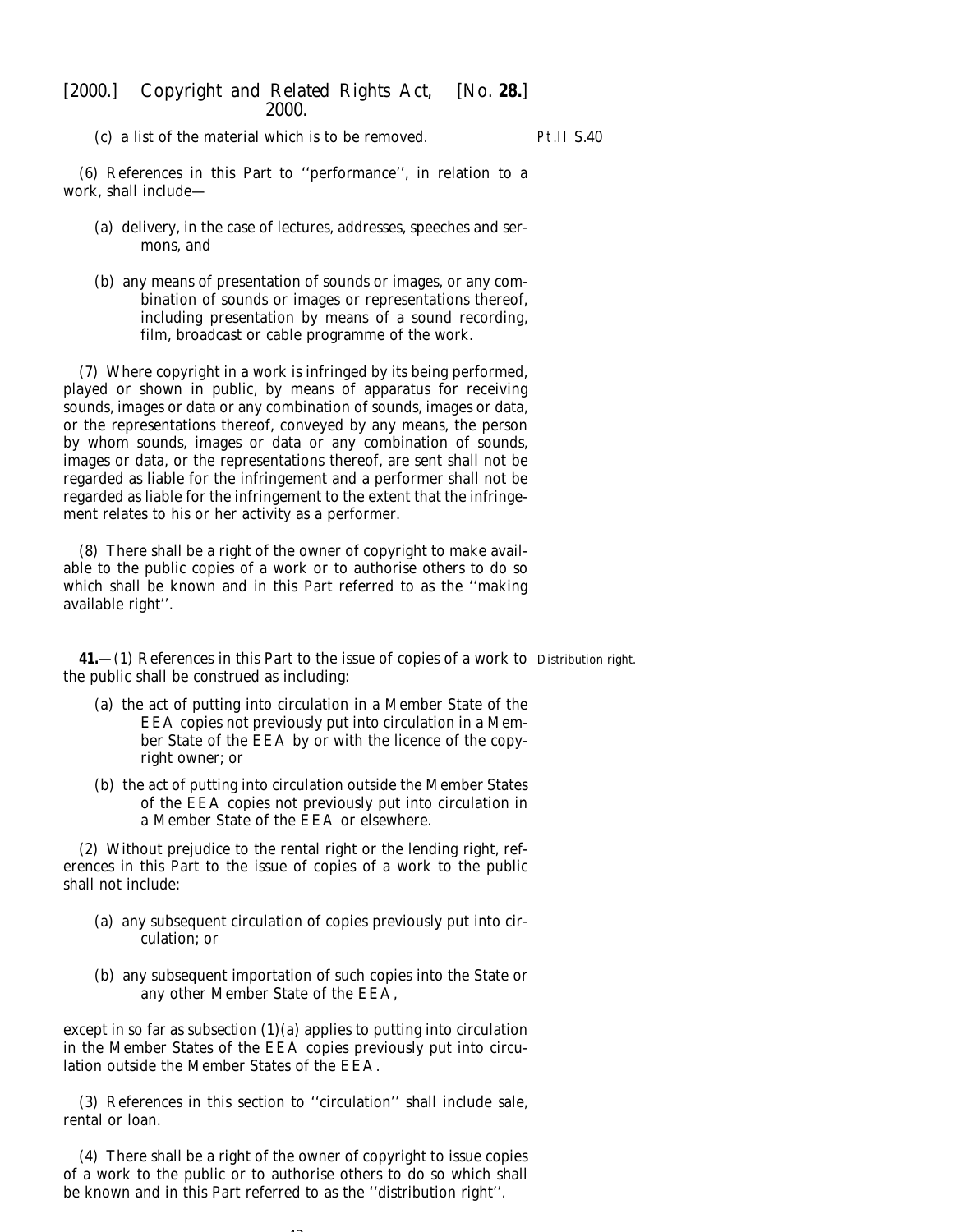(c) a list of the material which is to be removed.

Pt.II S.40

(6) References in this Part to ''performance'', in relation to a work, shall include—

(a) delivery, in the case of lectures, addresses, speeches and sermons, and

(b) any means of presentation of sounds or images, or any combination of sounds or images or representations thereof, including presentation by means of a sound recording, film, broadcast or cable programme of the work.

(7) Where copyright in a work is infringed by its being performed, played or shown in public, by means of apparatus for receiving sounds, images or data or any combination of sounds, images or data, or the representations thereof, conveyed by any means, the person by whom sounds, images or data or any combination of sounds, images or data, or the representations thereof, are sent shall not be regarded as liable for the infringement and a performer shall not be regarded as liable for the infringement to the extent that the infringement relates to his or her activity as a performer.

(8) There shall be a right of the owner of copyright to make available to the public copies of a work or to authorise others to do so which shall be known and in this Part referred to as the ''making available right''.

Distribution right.

**41.**—(1) References in this Part to the issue of copies of a work to the public shall be construed as including:

(a) the act of putting into circulation in a Member State of the EEA copies not previously put into circulation in a Member State of the EEA by or with the licence of the copyright owner; or

(b) the act of putting into circulation outside the Member States of the EEA copies not previously put into circulation in a Member State of the EEA or elsewhere.

(2) Without prejudice to the rental right or the lending right, references in this Part to the issue of copies of a work to the public shall not include:

(a) any subsequent circulation of copies previously put into circulation; or

(b) any subsequent importation of such copies into the State or any other Member State of the EEA,

except in so far as *subsection (1)(a)* applies to putting into circulation in the Member States of the EEA copies previously put into circulation outside the Member States of the EEA.

(3) References in this section to ''circulation'' shall include sale, rental or loan.

(4) There shall be a right of the owner of copyright to issue copies of a work to the public or to authorise others to do so which shall be known and in this Part referred to as the ''distribution right''.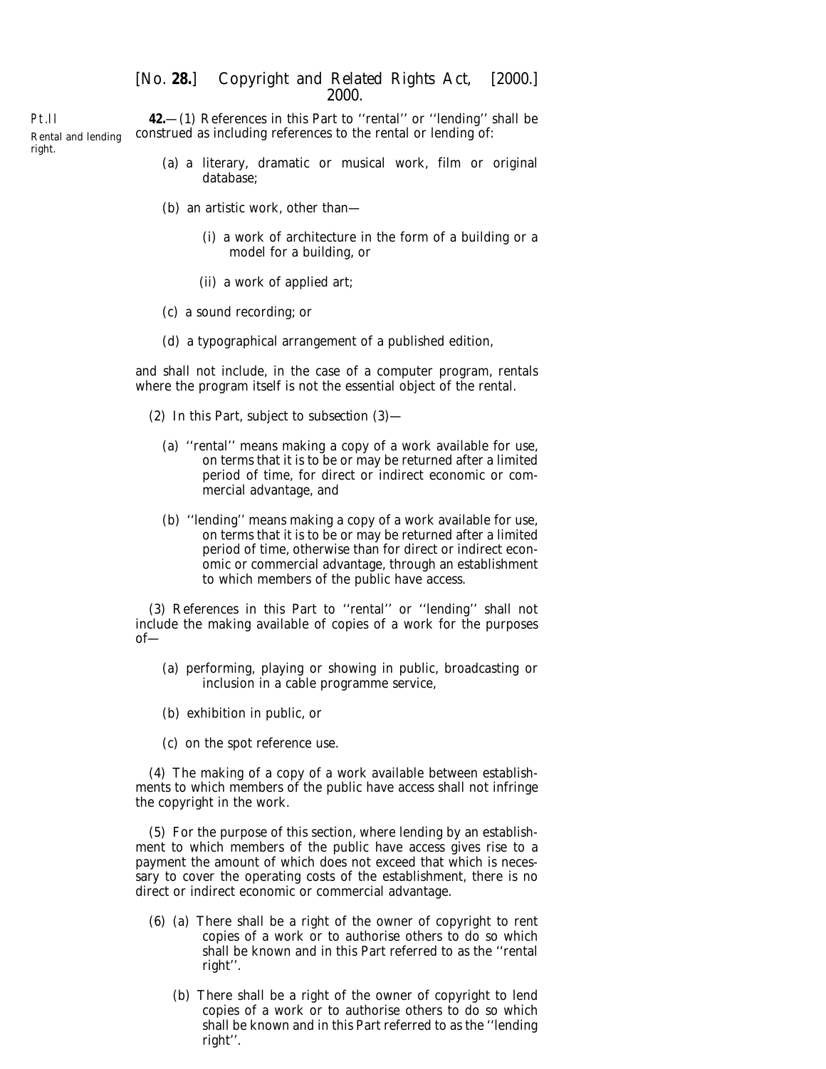Pt.II

Rental and lending right.

**42.**—(1) References in this Part to ''rental'' or ''lending'' shall be construed as including references to the rental or lending of:

(a) a literary, dramatic or musical work, film or original database;

(b) an artistic work, other than—

(i) a work of architecture in the form of a building or a model for a building, or

(ii) a work of applied art;

(c) a sound recording; or

(d) a typographical arrangement of a published edition,

and shall not include, in the case of a computer program, rentals where the program itself is not the essential object of the rental.

(2) In this Part, subject to subsection (3)—

(a) ''rental'' means making a copy of a work available for use, on terms that it is to be or may be returned after a limited period of time, for direct or indirect economic or commercial advantage, and

(b) ''lending'' means making a copy of a work available for use, on terms that it is to be or may be returned after a limited period of time, otherwise than for direct or indirect economic or commercial advantage, through an establishment to which members of the public have access.

(3) References in this Part to ''rental'' or ''lending'' shall not include the making available of copies of a work for the purposes of—

(a) performing, playing or showing in public, broadcasting or inclusion in a cable programme service,

(b) exhibition in public, or

(c) on the spot reference use.

(4) The making of a copy of a work available between establishments to which members of the public have access shall not infringe the copyright in the work.

(5) For the purpose of this section, where lending by an establishment to which members of the public have access gives rise to a payment the amount of which does not exceed that which is necessary to cover the operating costs of the establishment, there is no direct or indirect economic or commercial advantage.

(6) (a) There shall be a right of the owner of copyright to rent copies of a work or to authorise others to do so which shall be known and in this Part referred to as the ''rental right''.

(b) There shall be a right of the owner of copyright to lend copies of a work or to authorise others to do so which shall be known and in this Part referred to as the ''lending right''.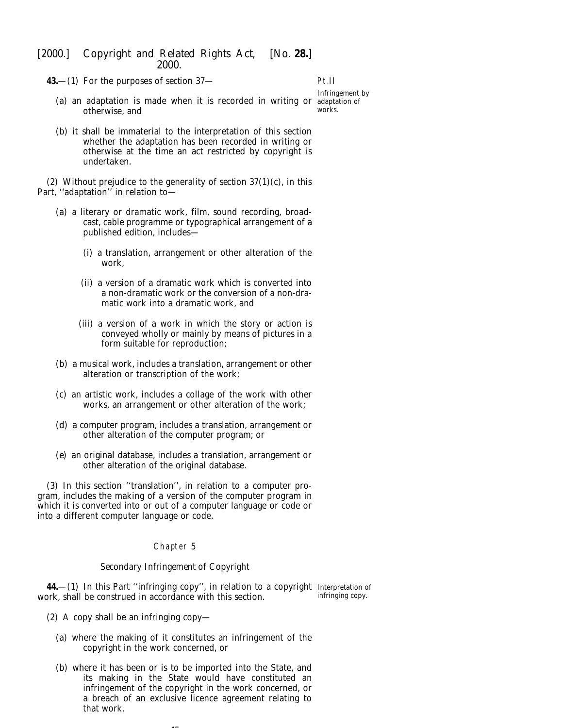**43.**—(1) For the purposes of section 37—

Infringement by adaptation of works.

(a) an adaptation is made when it is recorded in writing or otherwise, and

(b) it shall be immaterial to the interpretation of this section whether the adaptation has been recorded in writing or otherwise at the time an act restricted by copyright is undertaken.

(2) Without prejudice to the generality of section 37(1)(c), in this Part, ''adaptation'' in relation to—

(a) a literary or dramatic work, film, sound recording, broadcast, cable programme or typographical arrangement of a published edition, includes—

(i) a translation, arrangement or other alteration of the work,

(ii) a version of a dramatic work which is converted into a non-dramatic work or the conversion of a non-dramatic work into a dramatic work, and

(iii) a version of a work in which the story or action is conveyed wholly or mainly by means of pictures in a form suitable for reproduction;

(b) a musical work, includes a translation, arrangement or other alteration or transcription of the work;

(c) an artistic work, includes a collage of the work with other works, an arrangement or other alteration of the work;

(d) a computer program, includes a translation, arrangement or other alteration of the computer program; or

(e) an original database, includes a translation, arrangement or other alteration of the original database.

(3) In this section ''translation'', in relation to a computer program, includes the making of a version of the computer program in which it is converted into or out of a computer language or code or into a different computer language or code.

## Chapter 5

### Secondary Infringement of Copyright

**44.**—(1) In this Part ''infringing copy'', in relation to a copyright work, shall be construed in accordance with this section.

Interpretation of infringing copy.

(2) A copy shall be an infringing copy—

(a) where the making of it constitutes an infringement of the copyright in the work concerned, or

(b) where it has been or is to be imported into the State, and its making in the State would have constituted an infringement of the copyright in the work concerned, or a breach of an exclusive licence agreement relating to that work.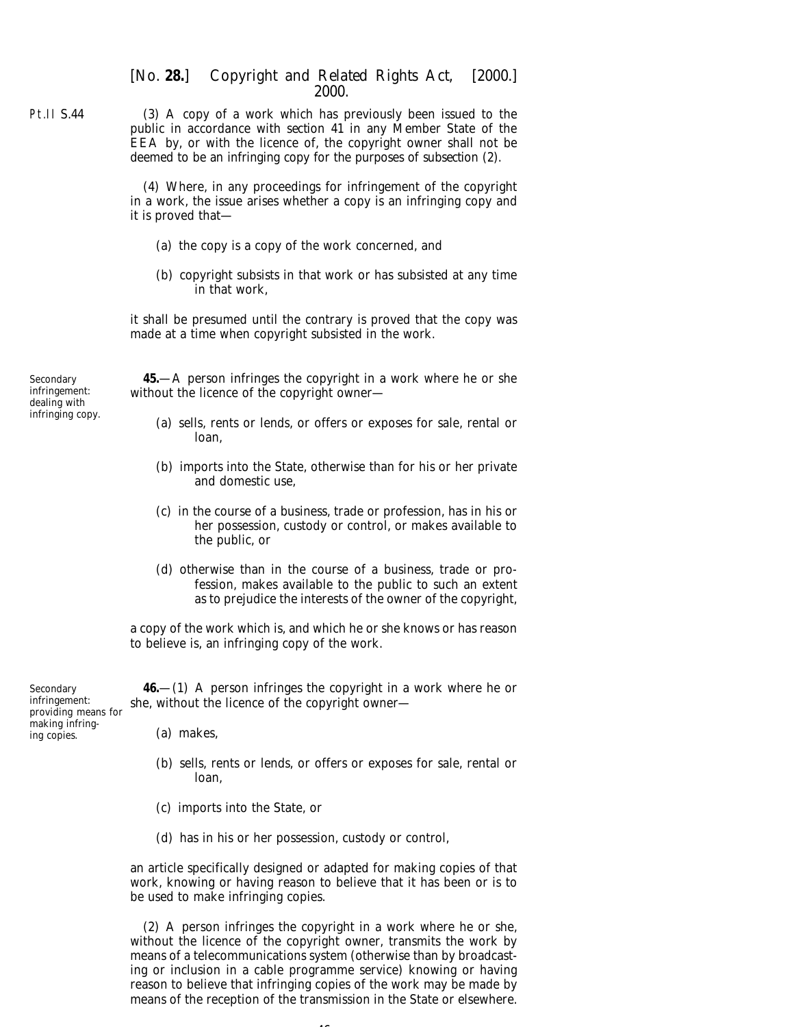Pt.II S.44

(3) A copy of a work which has previously been issued to the public in accordance with *section 41* in any Member State of the EEA by, or with the licence of, the copyright owner shall not be deemed to be an infringing copy for the purposes of *subsection (2)*.

(4) Where, in any proceedings for infringement of the copyright in a work, the issue arises whether a copy is an infringing copy and it is proved that—

(*a*) the copy is a copy of the work concerned, and

(*b*) copyright subsists in that work or has subsisted at any time in that work,

it shall be presumed until the contrary is proved that the copy was made at a time when copyright subsisted in the work.

Secondary infringement: dealing with infringing copy.

**45.**—A person infringes the copyright in a work where he or she without the licence of the copyright owner—

(*a*) sells, rents or lends, or offers or exposes for sale, rental or loan,

(*b*) imports into the State, otherwise than for his or her private and domestic use,

(*c*) in the course of a business, trade or profession, has in his or her possession, custody or control, or makes available to the public, or

(*d*) otherwise than in the course of a business, trade or profession, makes available to the public to such an extent as to prejudice the interests of the owner of the copyright,

a copy of the work which is, and which he or she knows or has reason to believe is, an infringing copy of the work.

Secondary infringement: providing means for making infringing copies.

**46.**—(1) A person infringes the copyright in a work where he or she, without the licence of the copyright owner—

(*a*) makes,

(*b*) sells, rents or lends, or offers or exposes for sale, rental or loan,

(*c*) imports into the State, or

(*d*) has in his or her possession, custody or control,

an article specifically designed or adapted for making copies of that work, knowing or having reason to believe that it has been or is to be used to make infringing copies.

(2) A person infringes the copyright in a work where he or she, without the licence of the copyright owner, transmits the work by means of a telecommunications system (otherwise than by broadcasting or inclusion in a cable programme service) knowing or having reason to believe that infringing copies of the work may be made by means of the reception of the transmission in the State or elsewhere.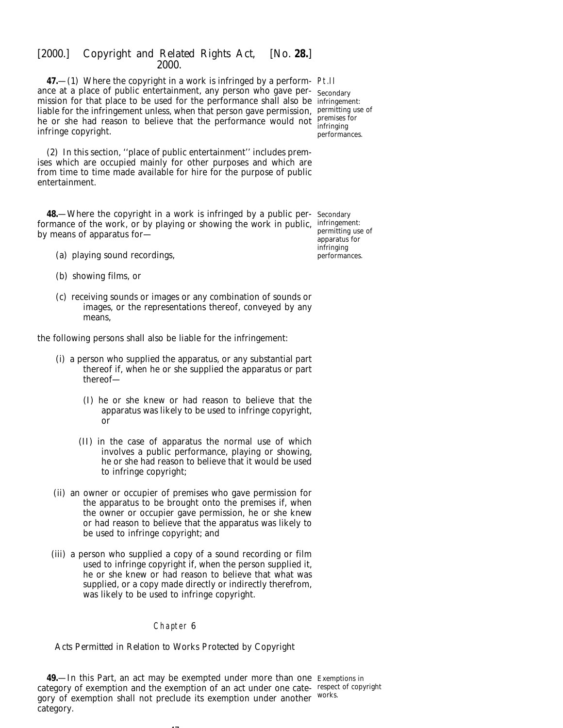**47.**—(1) Where the copyright in a work is infringed by a performance at a place of public entertainment, any person who gave permission for that place to be used for the performance shall also be liable for the infringement unless, when that person gave permission, he or she had reason to believe that the performance would not infringe copyright.

*Secondary infringement: permitting use of premises for infringing performances.*

(2) In this section, ''place of public entertainment'' includes premises which are occupied mainly for other purposes and which are from time to time made available for hire for the purpose of public entertainment.

**48.**—Where the copyright in a work is infringed by a public performance of the work, or by playing or showing the work in public, by means of apparatus for—

*Secondary infringement: permitting use of apparatus for infringing performances.*

(a) playing sound recordings,

(b) showing films, or

(c) receiving sounds or images or any combination of sounds or images, or the representations thereof, conveyed by any means,

the following persons shall also be liable for the infringement:

(i) a person who supplied the apparatus, or any substantial part thereof if, when he or she supplied the apparatus or part thereof—

(I) he or she knew or had reason to believe that the apparatus was likely to be used to infringe copyright, or

(II) in the case of apparatus the normal use of which involves a public performance, playing or showing, he or she had reason to believe that it would be used to infringe copyright;

(ii) an owner or occupier of premises who gave permission for the apparatus to be brought onto the premises if, when the owner or occupier gave permission, he or she knew or had reason to believe that the apparatus was likely to be used to infringe copyright; and

(iii) a person who supplied a copy of a sound recording or film used to infringe copyright if, when the person supplied it, he or she knew or had reason to believe that what was supplied, or a copy made directly or indirectly therefrom, was likely to be used to infringe copyright.

## Chapter 6

### Acts Permitted in Relation to Works Protected by Copyright

**49.**—In this Part, an act may be exempted under more than one category of exemption and the exemption of an act under one category of exemption shall not preclude its exemption under another category.

*Exemptions in respect of copyright works.*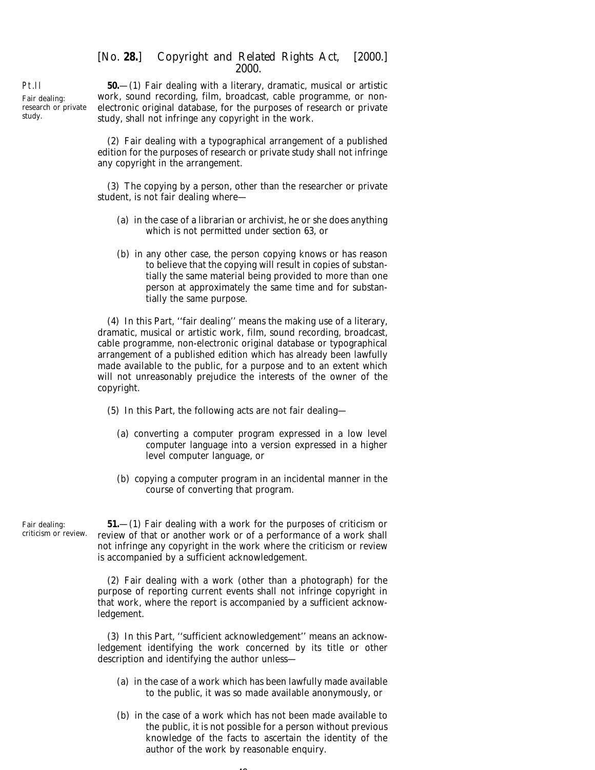Pt.II

Fair dealing: research or private study.

**50.**—(1) Fair dealing with a literary, dramatic, musical or artistic work, sound recording, film, broadcast, cable programme, or non-electronic original database, for the purposes of research or private study, shall not infringe any copyright in the work.

(2) Fair dealing with a typographical arrangement of a published edition for the purposes of research or private study shall not infringe any copyright in the arrangement.

(3) The copying by a person, other than the researcher or private student, is not fair dealing where—

(a) in the case of a librarian or archivist, he or she does anything which is not permitted under *section 63*, or

(b) in any other case, the person copying knows or has reason to believe that the copying will result in copies of substantially the same material being provided to more than one person at approximately the same time and for substantially the same purpose.

(4) In this Part, ''fair dealing'' means the making use of a literary, dramatic, musical or artistic work, film, sound recording, broadcast, cable programme, non-electronic original database or typographical arrangement of a published edition which has already been lawfully made available to the public, for a purpose and to an extent which will not unreasonably prejudice the interests of the owner of the copyright.

(5) In this Part, the following acts are not fair dealing—

(a) converting a computer program expressed in a low level computer language into a version expressed in a higher level computer language, or

(b) copying a computer program in an incidental manner in the course of converting that program.

Fair dealing: criticism or review.

**51.**—(1) Fair dealing with a work for the purposes of criticism or review of that or another work or of a performance of a work shall not infringe any copyright in the work where the criticism or review is accompanied by a sufficient acknowledgement.

(2) Fair dealing with a work (other than a photograph) for the purpose of reporting current events shall not infringe copyright in that work, where the report is accompanied by a sufficient acknowledgement.

(3) In this Part, ''sufficient acknowledgement'' means an acknowledgement identifying the work concerned by its title or other description and identifying the author unless—

(a) in the case of a work which has been lawfully made available to the public, it was so made available anonymously, or

(b) in the case of a work which has not been made available to the public, it is not possible for a person without previous knowledge of the facts to ascertain the identity of the author of the work by reasonable enquiry.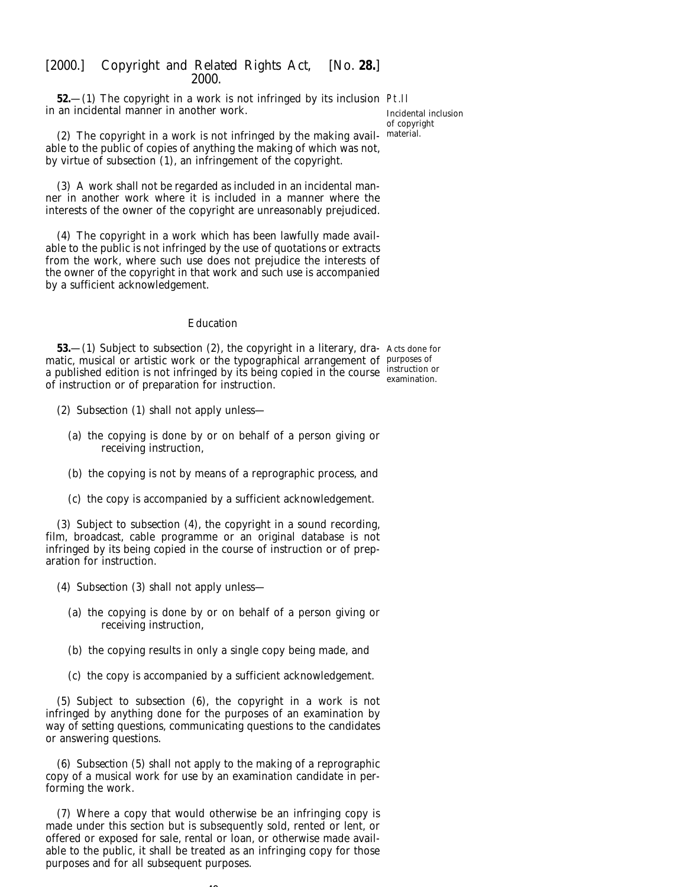**52.**—(1) The copyright in a work is not infringed by its inclusion in an incidental manner in another work.

Pt.II

Incidental inclusion of copyright material.

(2) The copyright in a work is not infringed by the making available to the public of copies of anything the making of which was not, by virtue of *subsection (1)*, an infringement of the copyright.

(3) A work shall not be regarded as included in an incidental manner in another work where it is included in a manner where the interests of the owner of the copyright are unreasonably prejudiced.

(4) The copyright in a work which has been lawfully made available to the public is not infringed by the use of quotations or extracts from the work, where such use does not prejudice the interests of the owner of the copyright in that work and such use is accompanied by a sufficient acknowledgement.

*Education*

**53.**—(1) Subject to *subsection (2)*, the copyright in a literary, dramatic, musical or artistic work or the typographical arrangement of a published edition is not infringed by its being copied in the course of instruction or of preparation for instruction.

Acts done for purposes of instruction or examination.

(2) *Subsection (1)* shall not apply unless—

(*a*) the copying is done by or on behalf of a person giving or receiving instruction,

(*b*) the copying is not by means of a reprographic process, and

(*c*) the copy is accompanied by a sufficient acknowledgement.

(3) Subject to *subsection (4)*, the copyright in a sound recording, film, broadcast, cable programme or an original database is not infringed by its being copied in the course of instruction or of preparation for instruction.

(4) *Subsection (3)* shall not apply unless—

(*a*) the copying is done by or on behalf of a person giving or receiving instruction,

(*b*) the copying results in only a single copy being made, and

(*c*) the copy is accompanied by a sufficient acknowledgement.

(5) Subject to *subsection (6)*, the copyright in a work is not infringed by anything done for the purposes of an examination by way of setting questions, communicating questions to the candidates or answering questions.

(6) *Subsection (5)* shall not apply to the making of a reprographic copy of a musical work for use by an examination candidate in performing the work.

(7) Where a copy that would otherwise be an infringing copy is made under this section but is subsequently sold, rented or lent, or offered or exposed for sale, rental or loan, or otherwise made available to the public, it shall be treated as an infringing copy for those purposes and for all subsequent purposes.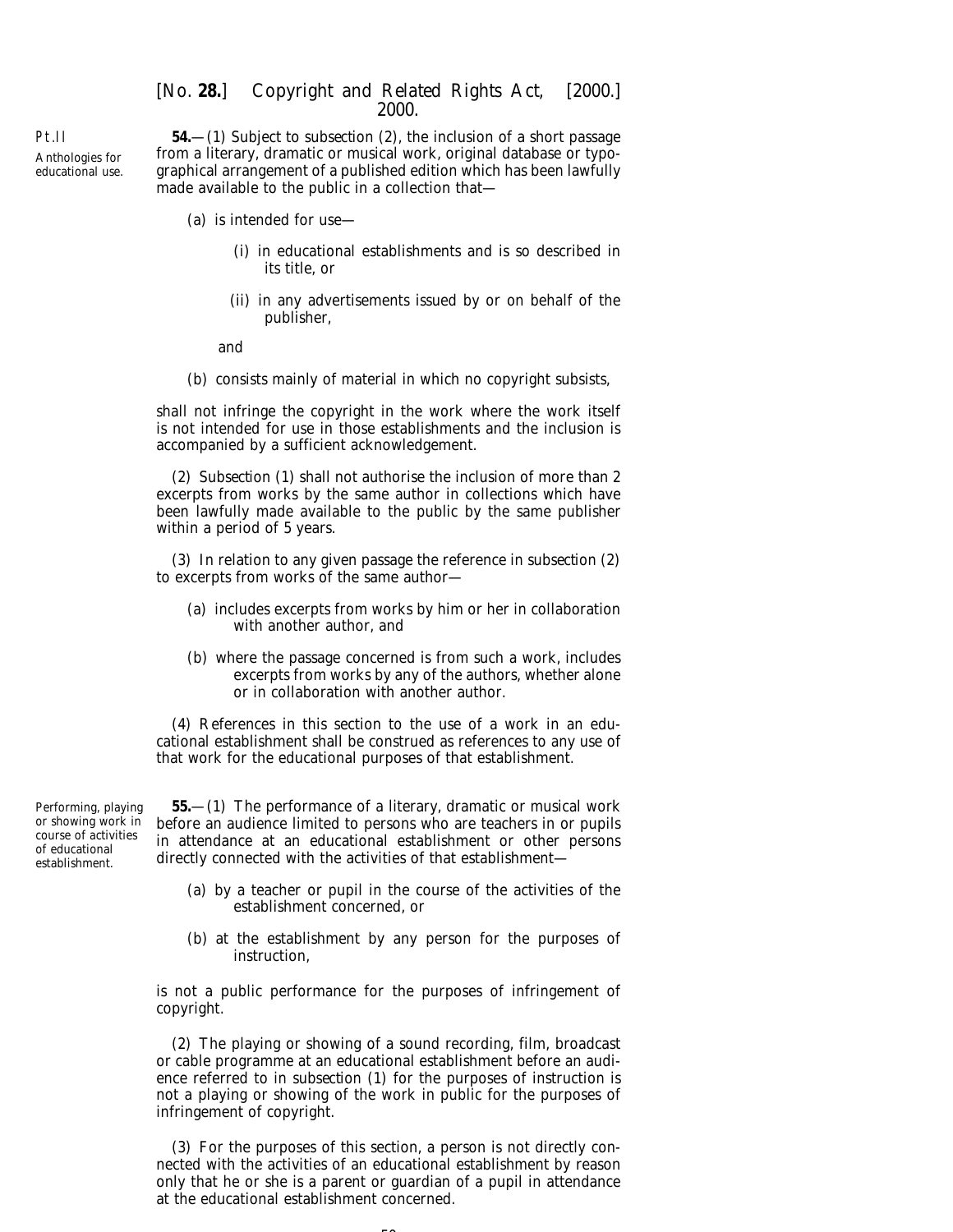Pt.II

**Anthologies for educational use.**

**54.**—(1) Subject to *subsection (2)*, the inclusion of a short passage from a literary, dramatic or musical work, original database or typographical arrangement of a published edition which has been lawfully made available to the public in a collection that—

(*a*) is intended for use—

(i) in educational establishments and is so described in its title, or

(ii) in any advertisements issued by or on behalf of the publisher,

and

(*b*) consists mainly of material in which no copyright subsists,

shall not infringe the copyright in the work where the work itself is not intended for use in those establishments and the inclusion is accompanied by a sufficient acknowledgement.

(2) *Subsection (1)* shall not authorise the inclusion of more than 2 excerpts from works by the same author in collections which have been lawfully made available to the public by the same publisher within a period of 5 years.

(3) In relation to any given passage the reference in *subsection (2)* to excerpts from works of the same author—

(*a*) includes excerpts from works by him or her in collaboration with another author, and

(*b*) where the passage concerned is from such a work, includes excerpts from works by any of the authors, whether alone or in collaboration with another author.

(4) References in this section to the use of a work in an educational establishment shall be construed as references to any use of that work for the educational purposes of that establishment.

**Performing, playing or showing work in course of activities of educational establishment.**

**55.**—(1) The performance of a literary, dramatic or musical work before an audience limited to persons who are teachers in or pupils in attendance at an educational establishment or other persons directly connected with the activities of that establishment—

(*a*) by a teacher or pupil in the course of the activities of the establishment concerned, or

(*b*) at the establishment by any person for the purposes of instruction,

is not a public performance for the purposes of infringement of copyright.

(2) The playing or showing of a sound recording, film, broadcast or cable programme at an educational establishment before an audience referred to in *subsection (1)* for the purposes of instruction is not a playing or showing of the work in public for the purposes of infringement of copyright.

(3) For the purposes of this section, a person is not directly connected with the activities of an educational establishment by reason only that he or she is a parent or guardian of a pupil in attendance at the educational establishment concerned.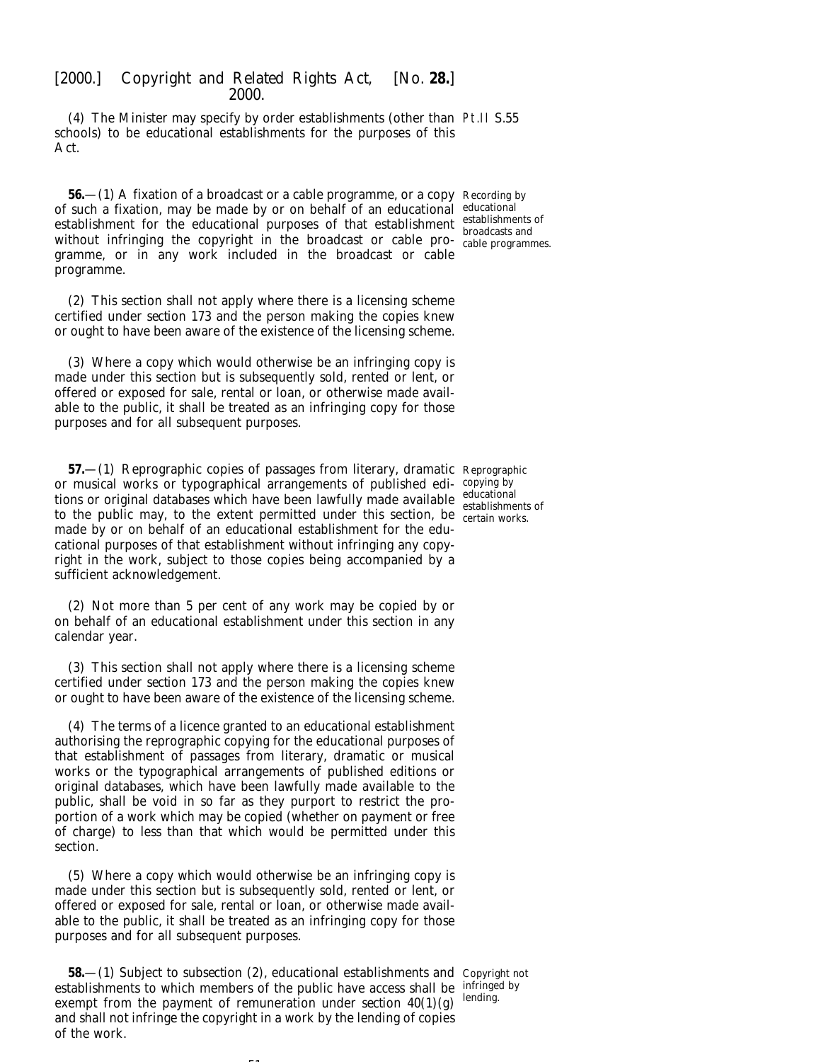(4) The Minister may specify by order establishments (other than schools) to be educational establishments for the purposes of this Act.

**56.**—(1) A fixation of a broadcast or a cable programme, or a copy of such a fixation, may be made by or on behalf of an educational establishment for the educational purposes of that establishment without infringing the copyright in the broadcast or cable programme, or in any work included in the broadcast or cable programme.

Recording by educational establishments of broadcasts and cable programmes.

(2) This section shall not apply where there is a licensing scheme certified under section 173 and the person making the copies knew or ought to have been aware of the existence of the licensing scheme.

(3) Where a copy which would otherwise be an infringing copy is made under this section but is subsequently sold, rented or lent, or offered or exposed for sale, rental or loan, or otherwise made available to the public, it shall be treated as an infringing copy for those purposes and for all subsequent purposes.

**57.**—(1) Reprographic copies of passages from literary, dramatic or musical works or typographical arrangements of published editions or original databases which have been lawfully made available to the public may, to the extent permitted under this section, be made by or on behalf of an educational establishment for the educational purposes of that establishment without infringing any copyright in the work, subject to those copies being accompanied by a sufficient acknowledgement.

Reprographic copying by educational establishments of certain works.

(2) Not more than 5 per cent of any work may be copied by or on behalf of an educational establishment under this section in any calendar year.

(3) This section shall not apply where there is a licensing scheme certified under section 173 and the person making the copies knew or ought to have been aware of the existence of the licensing scheme.

(4) The terms of a licence granted to an educational establishment authorising the reprographic copying for the educational purposes of that establishment of passages from literary, dramatic or musical works or the typographical arrangements of published editions or original databases, which have been lawfully made available to the public, shall be void in so far as they purport to restrict the proportion of a work which may be copied (whether on payment or free of charge) to less than that which would be permitted under this section.

(5) Where a copy which would otherwise be an infringing copy is made under this section but is subsequently sold, rented or lent, or offered or exposed for sale, rental or loan, or otherwise made available to the public, it shall be treated as an infringing copy for those purposes and for all subsequent purposes.

**58.**—(1) Subject to subsection (2), educational establishments and establishments to which members of the public have access shall be exempt from the payment of remuneration under section 40(1)(*g*) and shall not infringe the copyright in a work by the lending of copies of the work.

Copyright not infringed by lending.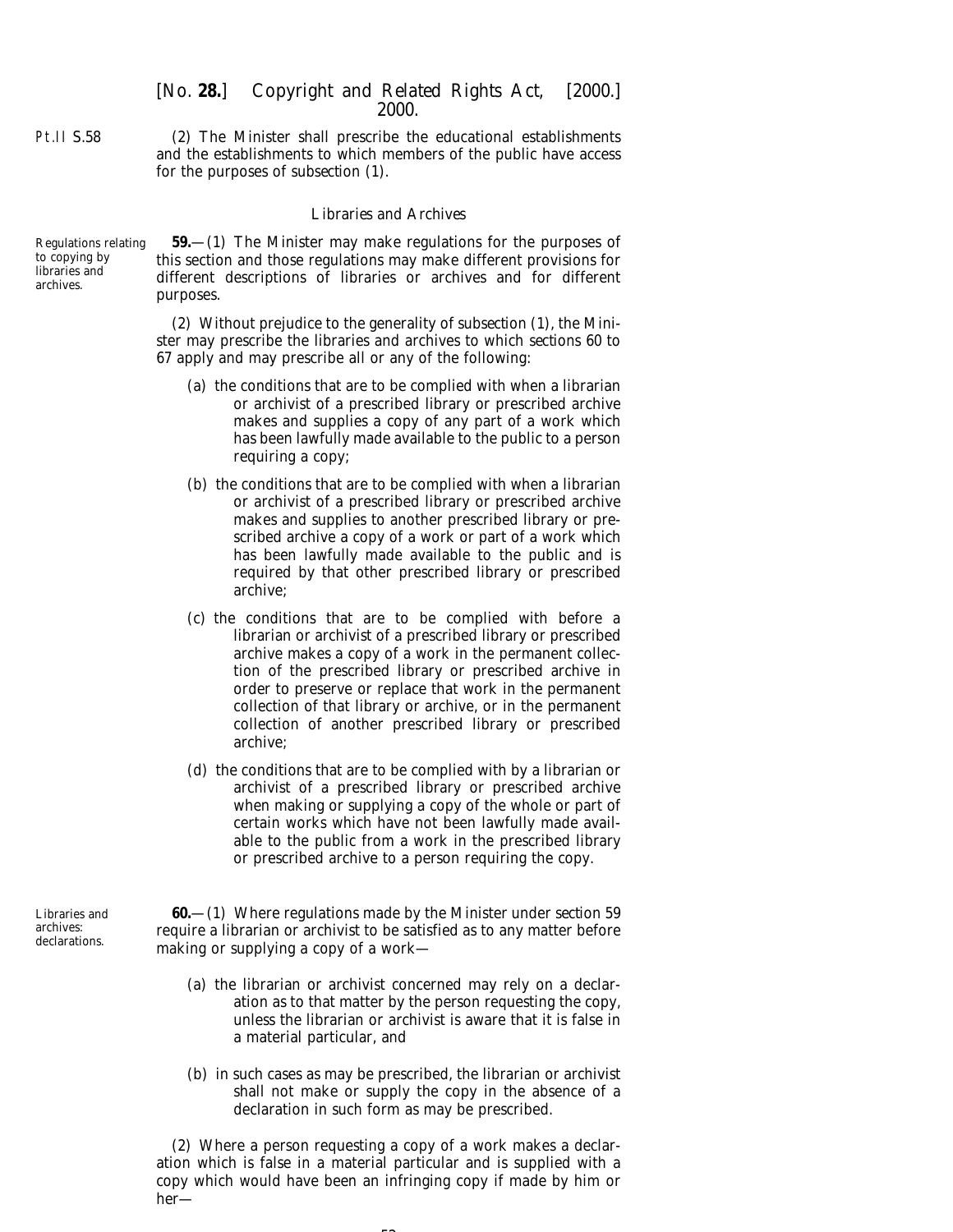(2) The Minister shall prescribe the educational establishments and the establishments to which members of the public have access for the purposes of *subsection (1)*.

### *Libraries and Archives*

Regulations relating to copying by libraries and archives.

**59.**—(1) The Minister may make regulations for the purposes of this section and those regulations may make different provisions for different descriptions of libraries or archives and for different purposes.

(2) Without prejudice to the generality of *subsection (1)*, the Minister may prescribe the libraries and archives to which *sections 60* to *67* apply and may prescribe all or any of the following:

(*a*) the conditions that are to be complied with when a librarian or archivist of a prescribed library or prescribed archive makes and supplies a copy of any part of a work which has been lawfully made available to the public to a person requiring a copy;

(*b*) the conditions that are to be complied with when a librarian or archivist of a prescribed library or prescribed archive makes and supplies to another prescribed library or prescribed archive a copy of a work or part of a work which has been lawfully made available to the public and is required by that other prescribed library or prescribed archive;

(*c*) the conditions that are to be complied with before a librarian or archivist of a prescribed library or prescribed archive makes a copy of a work in the permanent collection of the prescribed library or prescribed archive in order to preserve or replace that work in the permanent collection of that library or archive, or in the permanent collection of another prescribed library or prescribed archive;

(*d*) the conditions that are to be complied with by a librarian or archivist of a prescribed library or prescribed archive when making or supplying a copy of the whole or part of certain works which have not been lawfully made available to the public from a work in the prescribed library or prescribed archive to a person requiring the copy.

Libraries and archives: declarations.

**60.**—(1) Where regulations made by the Minister under *section 59* require a librarian or archivist to be satisfied as to any matter before making or supplying a copy of a work—

(*a*) the librarian or archivist concerned may rely on a declaration as to that matter by the person requesting the copy, unless the librarian or archivist is aware that it is false in a material particular, and

(*b*) in such cases as may be prescribed, the librarian or archivist shall not make or supply the copy in the absence of a declaration in such form as may be prescribed.

(2) Where a person requesting a copy of a work makes a declaration which is false in a material particular and is supplied with a copy which would have been an infringing copy if made by him or her—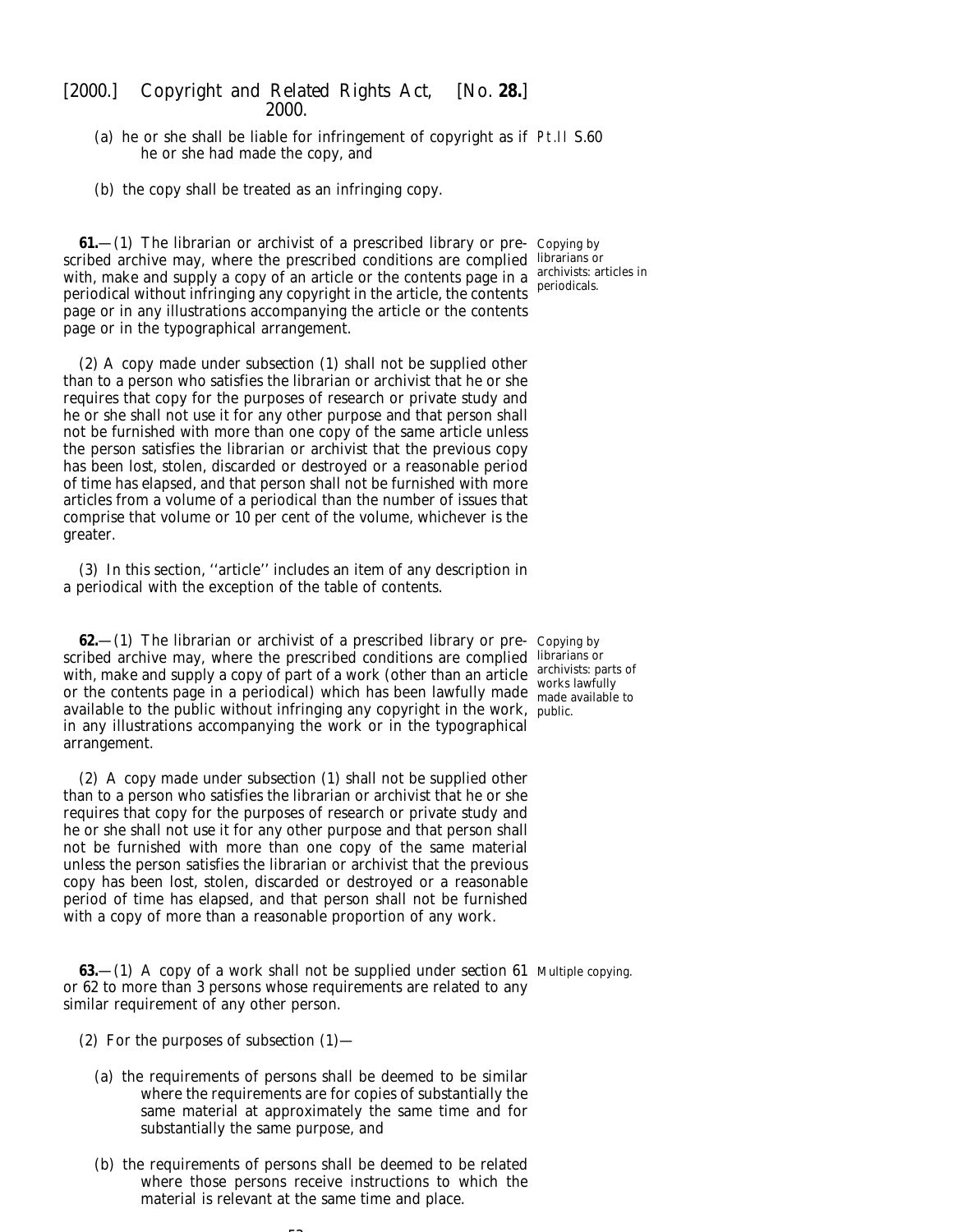(a) he or she shall be liable for infringement of copyright as if he or she had made the copy, and

(b) the copy shall be treated as an infringing copy.

**61.**—(1) The librarian or archivist of a prescribed library or prescribed archive may, where the prescribed conditions are complied with, make and supply a copy of an article or the contents page in a periodical without infringing any copyright in the article, the contents page or in any illustrations accompanying the article or the contents page or in the typographical arrangement.

Copying by librarians or archivists: articles in periodicals.

(2) A copy made under subsection (1) shall not be supplied other than to a person who satisfies the librarian or archivist that he or she requires that copy for the purposes of research or private study and he or she shall not use it for any other purpose and that person shall not be furnished with more than one copy of the same article unless the person satisfies the librarian or archivist that the previous copy has been lost, stolen, discarded or destroyed or a reasonable period of time has elapsed, and that person shall not be furnished with more articles from a volume of a periodical than the number of issues that comprise that volume or 10 per cent of the volume, whichever is the greater.

(3) In this section, ''article'' includes an item of any description in a periodical with the exception of the table of contents.

**62.**—(1) The librarian or archivist of a prescribed library or prescribed archive may, where the prescribed conditions are complied with, make and supply a copy of part of a work (other than an article or the contents page in a periodical) which has been lawfully made available to the public without infringing any copyright in the work, in any illustrations accompanying the work or in the typographical arrangement.

Copying by librarians or archivists: parts of works lawfully made available to public.

(2) A copy made under subsection (1) shall not be supplied other than to a person who satisfies the librarian or archivist that he or she requires that copy for the purposes of research or private study and he or she shall not use it for any other purpose and that person shall not be furnished with more than one copy of the same material unless the person satisfies the librarian or archivist that the previous copy has been lost, stolen, discarded or destroyed or a reasonable period of time has elapsed, and that person shall not be furnished with a copy of more than a reasonable proportion of any work.

**63.**—(1) A copy of a work shall not be supplied under section 61 or 62 to more than 3 persons whose requirements are related to any similar requirement of any other person.

Multiple copying.

(2) For the purposes of subsection (1)—

(a) the requirements of persons shall be deemed to be similar where the requirements are for copies of substantially the same material at approximately the same time and for substantially the same purpose, and

(b) the requirements of persons shall be deemed to be related where those persons receive instructions to which the material is relevant at the same time and place.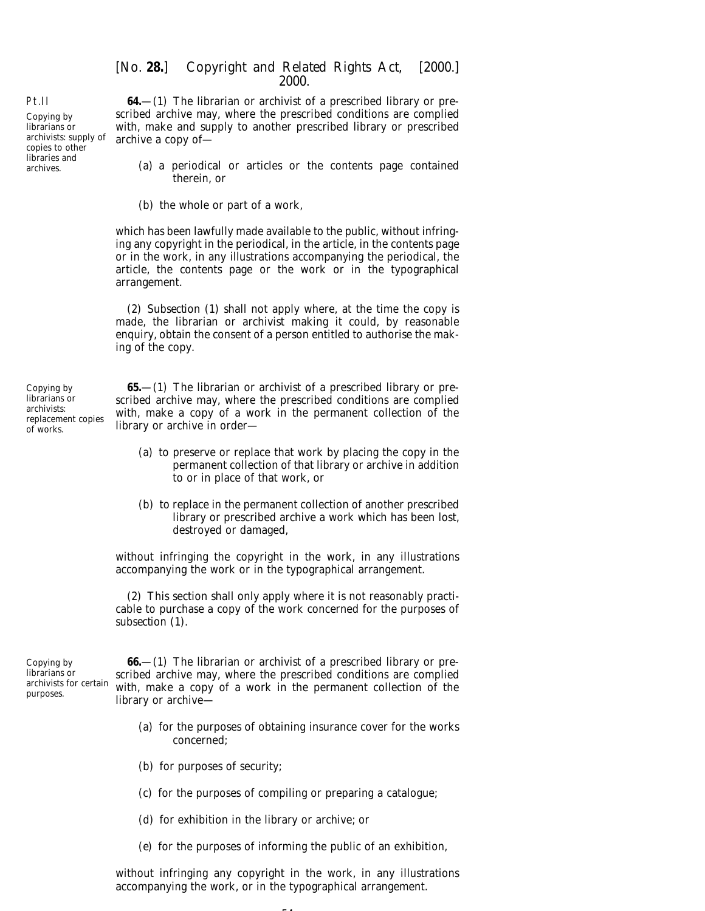Pt.II

*Copying by librarians or archivists: supply of copies to other libraries and archives.*

**64.**—(1) The librarian or archivist of a prescribed library or prescribed archive may, where the prescribed conditions are complied with, make and supply to another prescribed library or prescribed archive a copy of—

(*a*) a periodical or articles or the contents page contained therein, or

(*b*) the whole or part of a work,

which has been lawfully made available to the public, without infringing any copyright in the periodical, in the article, in the contents page or in the work, in any illustrations accompanying the periodical, the article, the contents page or the work or in the typographical arrangement.

(2) *Subsection (1)* shall not apply where, at the time the copy is made, the librarian or archivist making it could, by reasonable enquiry, obtain the consent of a person entitled to authorise the making of the copy.

*Copying by librarians or archivists: replacement copies of works.*

**65.**—(1) The librarian or archivist of a prescribed library or prescribed archive may, where the prescribed conditions are complied with, make a copy of a work in the permanent collection of the library or archive in order—

(*a*) to preserve or replace that work by placing the copy in the permanent collection of that library or archive in addition to or in place of that work, or

(*b*) to replace in the permanent collection of another prescribed library or prescribed archive a work which has been lost, destroyed or damaged,

without infringing the copyright in the work, in any illustrations accompanying the work or in the typographical arrangement.

(2) This section shall only apply where it is not reasonably practicable to purchase a copy of the work concerned for the purposes of *subsection (1)*.

*Copying by librarians or archivists for certain purposes.*

**66.**—(1) The librarian or archivist of a prescribed library or prescribed archive may, where the prescribed conditions are complied with, make a copy of a work in the permanent collection of the library or archive—

(*a*) for the purposes of obtaining insurance cover for the works concerned;

(*b*) for purposes of security;

(*c*) for the purposes of compiling or preparing a catalogue;

(*d*) for exhibition in the library or archive; or

(*e*) for the purposes of informing the public of an exhibition,

without infringing any copyright in the work, in any illustrations accompanying the work, or in the typographical arrangement.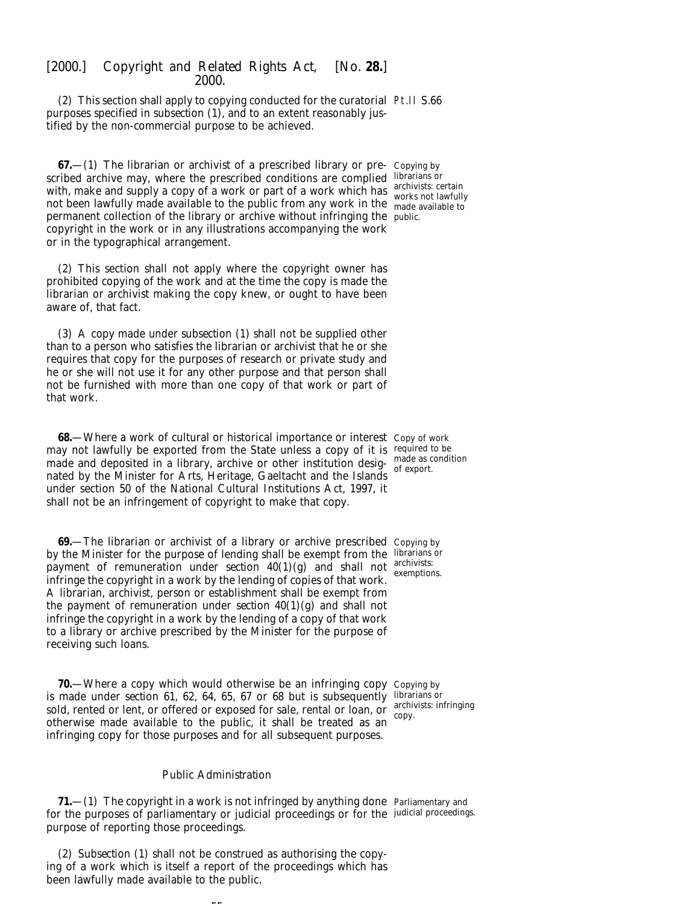(2) This section shall apply to copying conducted for the curatorial purposes specified in *subsection (1)*, and to an extent reasonably justified by the non-commercial purpose to be achieved.

**67.**—(1) The librarian or archivist of a prescribed library or prescribed archive may, where the prescribed conditions are complied with, make and supply a copy of a work or part of a work which has not been lawfully made available to the public from any work in the permanent collection of the library or archive without infringing the copyright in the work or in any illustrations accompanying the work or in the typographical arrangement.

*Copying by librarians or archivists: certain works not lawfully made available to public.*

(2) This section shall not apply where the copyright owner has prohibited copying of the work and at the time the copy is made the librarian or archivist making the copy knew, or ought to have been aware of, that fact.

(3) A copy made under *subsection (1)* shall not be supplied other than to a person who satisfies the librarian or archivist that he or she requires that copy for the purposes of research or private study and he or she will not use it for any other purpose and that person shall not be furnished with more than one copy of that work or part of that work.

**68.**—Where a work of cultural or historical importance or interest may not lawfully be exported from the State unless a copy of it is made and deposited in a library, archive or other institution designated by the Minister for Arts, Heritage, Gaeltacht and the Islands under section 50 of the National Cultural Institutions Act, 1997, it shall not be an infringement of copyright to make that copy.

*Copy of work required to be made as condition of export.*

**69.**—The librarian or archivist of a library or archive prescribed by the Minister for the purpose of lending shall be exempt from the payment of remuneration under *section 40(1)(g)* and shall not infringe the copyright in a work by the lending of copies of that work. A librarian, archivist, person or establishment shall be exempt from the payment of remuneration under *section 40(1)(g)* and shall not infringe the copyright in a work by the lending of a copy of that work to a library or archive prescribed by the Minister for the purpose of receiving such loans.

*Copying by librarians or archivists: exemptions.*

**70.**—Where a copy which would otherwise be an infringing copy is made under *section 61*, *62*, *64*, *65*, *67* or *68* but is subsequently sold, rented or lent, or offered or exposed for sale, rental or loan, or otherwise made available to the public, it shall be treated as an infringing copy for those purposes and for all subsequent purposes.

*Copying by librarians or archivists: infringing copy.*

*Public Administration*

**71.**—(1) The copyright in a work is not infringed by anything done for the purposes of parliamentary or judicial proceedings or for the purpose of reporting those proceedings.

*Parliamentary and judicial proceedings.*

(2) *Subsection (1)* shall not be construed as authorising the copying of a work which is itself a report of the proceedings which has been lawfully made available to the public.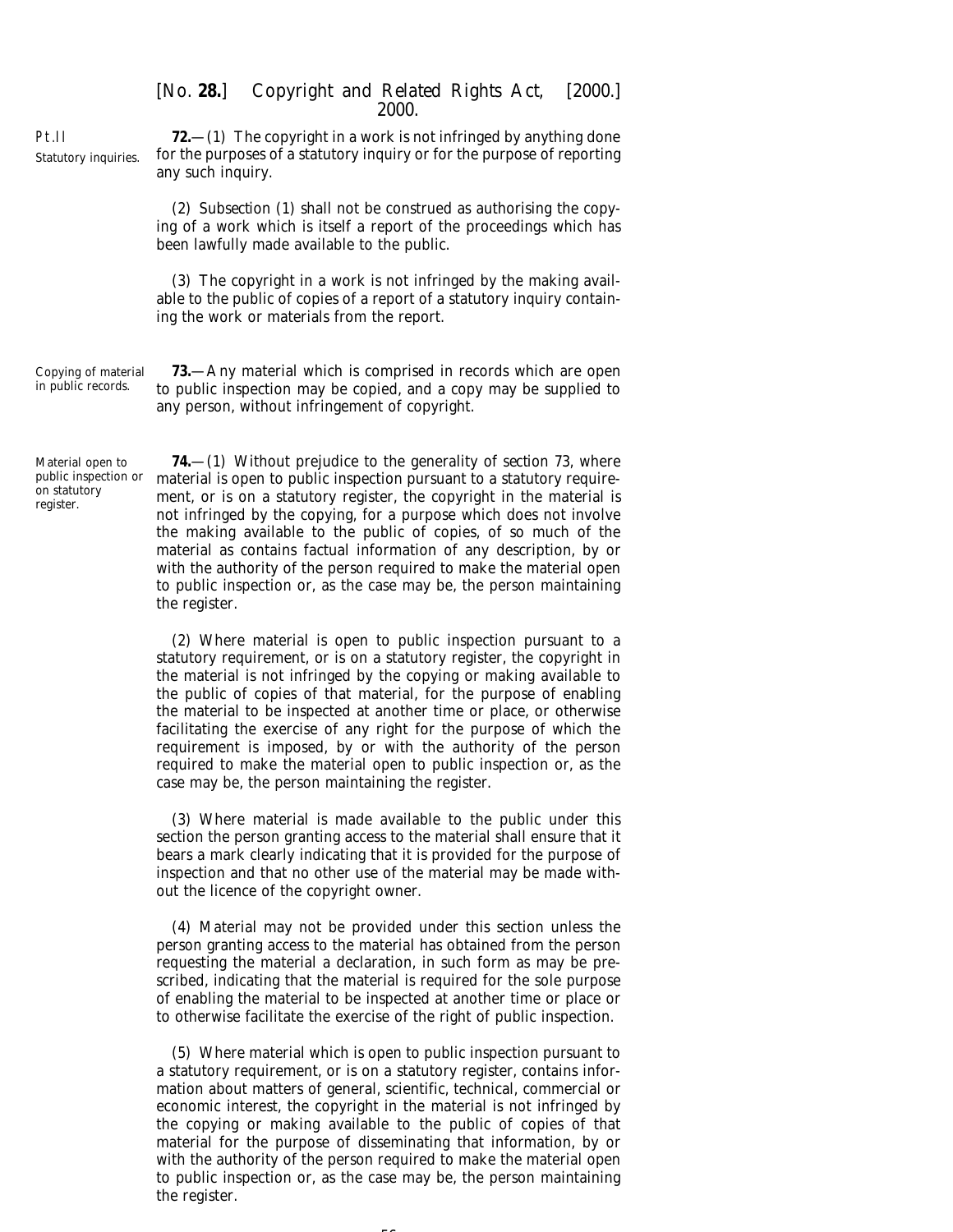Statutory inquiries.

**72.**—(1) The copyright in a work is not infringed by anything done for the purposes of a statutory inquiry or for the purpose of reporting any such inquiry.

(2) *Subsection (1)* shall not be construed as authorising the copying of a work which is itself a report of the proceedings which has been lawfully made available to the public.

(3) The copyright in a work is not infringed by the making available to the public of copies of a report of a statutory inquiry containing the work or materials from the report.

Copying of material in public records.

**73.**—Any material which is comprised in records which are open to public inspection may be copied, and a copy may be supplied to any person, without infringement of copyright.

Material open to public inspection or on statutory register.

**74.**—(1) Without prejudice to the generality of *section 73*, where material is open to public inspection pursuant to a statutory requirement, or is on a statutory register, the copyright in the material is not infringed by the copying, for a purpose which does not involve the making available to the public of copies, of so much of the material as contains factual information of any description, by or with the authority of the person required to make the material open to public inspection or, as the case may be, the person maintaining the register.

(2) Where material is open to public inspection pursuant to a statutory requirement, or is on a statutory register, the copyright in the material is not infringed by the copying or making available to the public of copies of that material, for the purpose of enabling the material to be inspected at another time or place, or otherwise facilitating the exercise of any right for the purpose of which the requirement is imposed, by or with the authority of the person required to make the material open to public inspection or, as the case may be, the person maintaining the register.

(3) Where material is made available to the public under this section the person granting access to the material shall ensure that it bears a mark clearly indicating that it is provided for the purpose of inspection and that no other use of the material may be made without the licence of the copyright owner.

(4) Material may not be provided under this section unless the person granting access to the material has obtained from the person requesting the material a declaration, in such form as may be prescribed, indicating that the material is required for the sole purpose of enabling the material to be inspected at another time or place or to otherwise facilitate the exercise of the right of public inspection.

(5) Where material which is open to public inspection pursuant to a statutory requirement, or is on a statutory register, contains information about matters of general, scientific, technical, commercial or economic interest, the copyright in the material is not infringed by the copying or making available to the public of copies of that material for the purpose of disseminating that information, by or with the authority of the person required to make the material open to public inspection or, as the case may be, the person maintaining the register.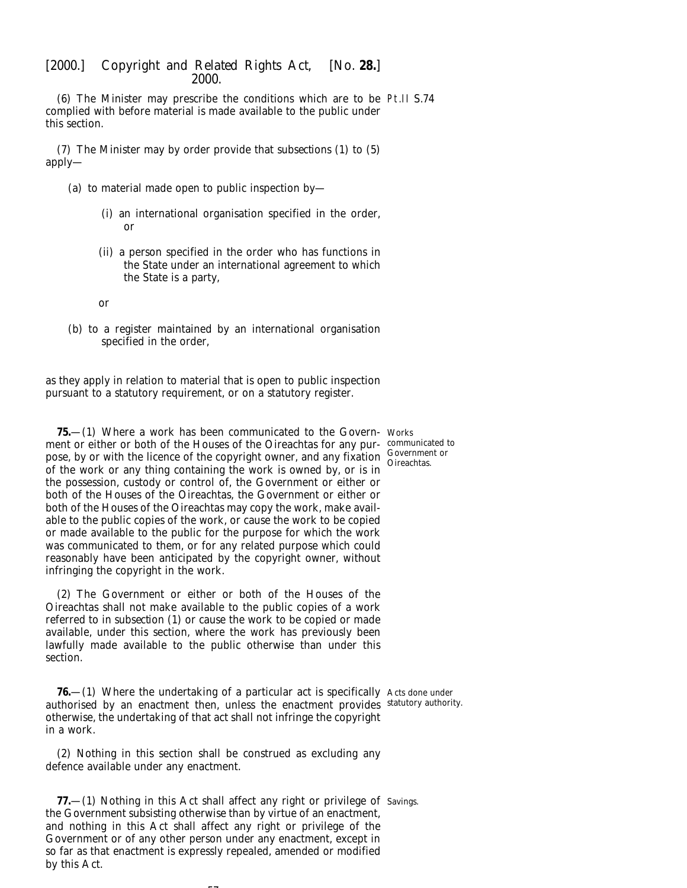(6) The Minister may prescribe the conditions which are to be complied with before material is made available to the public under this section.

(7) The Minister may by order provide that *subsections (1)* to *(5)* apply—

(*a*) to material made open to public inspection by—

(i) an international organisation specified in the order, or

(ii) a person specified in the order who has functions in the State under an international agreement to which the State is a party,

or

(*b*) to a register maintained by an international organisation specified in the order,

as they apply in relation to material that is open to public inspection pursuant to a statutory requirement, or on a statutory register.

Works communicated to Government or Oireachtas.

**75.**—(1) Where a work has been communicated to the Government or either or both of the Houses of the Oireachtas for any purpose, by or with the licence of the copyright owner, and any fixation of the work or any thing containing the work is owned by, or is in the possession, custody or control of, the Government or either or both of the Houses of the Oireachtas, the Government or either or both of the Houses of the Oireachtas may copy the work, make available to the public copies of the work, or cause the work to be copied or made available to the public for the purpose for which the work was communicated to them, or for any related purpose which could reasonably have been anticipated by the copyright owner, without infringing the copyright in the work.

(2) The Government or either or both of the Houses of the Oireachtas shall not make available to the public copies of a work referred to in *subsection (1)* or cause the work to be copied or made available, under this section, where the work has previously been lawfully made available to the public otherwise than under this section.

Acts done under statutory authority.

**76.**—(1) Where the undertaking of a particular act is specifically authorised by an enactment then, unless the enactment provides otherwise, the undertaking of that act shall not infringe the copyright in a work.

(2) Nothing in this section shall be construed as excluding any defence available under any enactment.

Savings.

**77.**—(1) Nothing in this Act shall affect any right or privilege of the Government subsisting otherwise than by virtue of an enactment, and nothing in this Act shall affect any right or privilege of the Government or of any other person under any enactment, except in so far as that enactment is expressly repealed, amended or modified by this Act.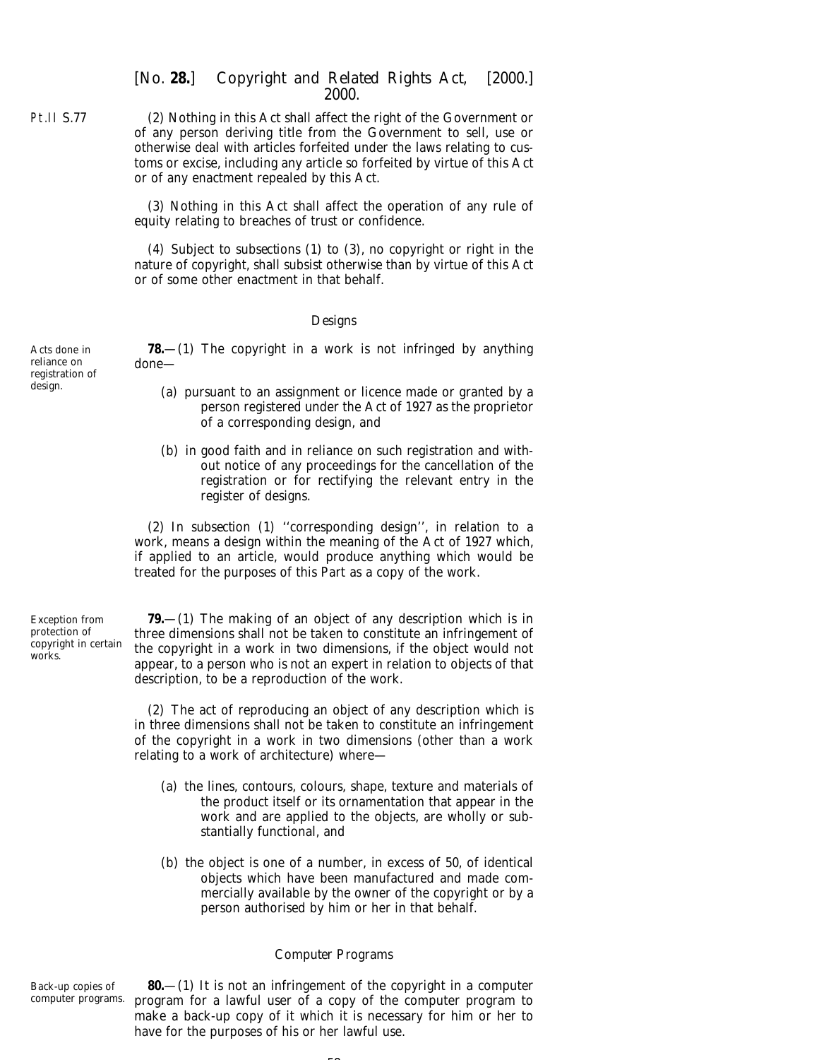(2) Nothing in this Act shall affect the right of the Government or of any person deriving title from the Government to sell, use or otherwise deal with articles forfeited under the laws relating to customs or excise, including any article so forfeited by virtue of this Act or of any enactment repealed by this Act.

(3) Nothing in this Act shall affect the operation of any rule of equity relating to breaches of trust or confidence.

(4) Subject to *subsections (1)* to *(3)*, no copyright or right in the nature of copyright, shall subsist otherwise than by virtue of this Act or of some other enactment in that behalf.

### *Designs*

*Acts done in reliance on registration of design.*

**78.**—(1) The copyright in a work is not infringed by anything done—

(*a*) pursuant to an assignment or licence made or granted by a person registered under the Act of 1927 as the proprietor of a corresponding design, and

(*b*) in good faith and in reliance on such registration and without notice of any proceedings for the cancellation of the registration or for rectifying the relevant entry in the register of designs.

(2) In *subsection (1)* ''corresponding design'', in relation to a work, means a design within the meaning of the Act of 1927 which, if applied to an article, would produce anything which would be treated for the purposes of this Part as a copy of the work.

*Exception from protection of copyright in certain works.*

**79.**—(1) The making of an object of any description which is in three dimensions shall not be taken to constitute an infringement of the copyright in a work in two dimensions, if the object would not appear, to a person who is not an expert in relation to objects of that description, to be a reproduction of the work.

(2) The act of reproducing an object of any description which is in three dimensions shall not be taken to constitute an infringement of the copyright in a work in two dimensions (other than a work relating to a work of architecture) where—

(*a*) the lines, contours, colours, shape, texture and materials of the product itself or its ornamentation that appear in the work and are applied to the objects, are wholly or substantially functional, and

(*b*) the object is one of a number, in excess of 50, of identical objects which have been manufactured and made commercially available by the owner of the copyright or by a person authorised by him or her in that behalf.

### *Computer Programs*

*Back-up copies of computer programs.*

**80.**—(1) It is not an infringement of the copyright in a computer program for a lawful user of a copy of the computer program to make a back-up copy of it which it is necessary for him or her to have for the purposes of his or her lawful use.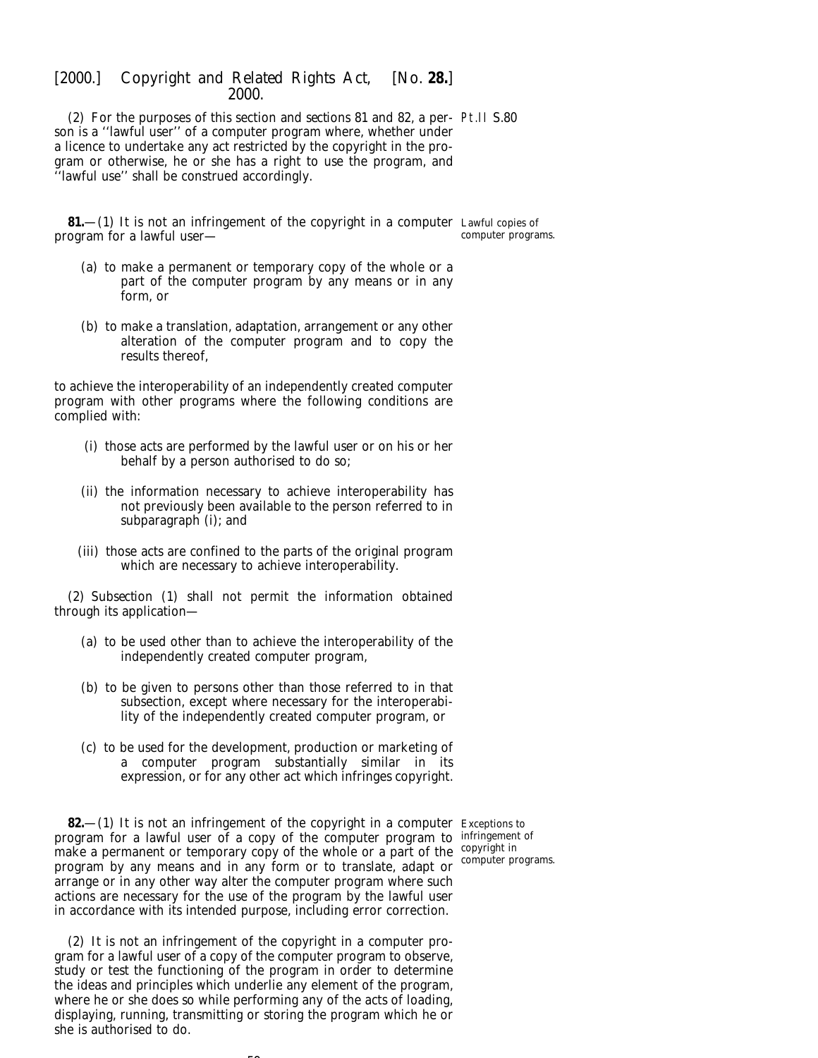(2) For the purposes of this section and sections 81 and 82, a person is a ''lawful user'' of a computer program where, whether under a licence to undertake any act restricted by the copyright in the program or otherwise, he or she has a right to use the program, and ''lawful use'' shall be construed accordingly.

**81.**—(1) It is not an infringement of the copyright in a computer program for a lawful user—

*Lawful copies of computer programs.*

(a) to make a permanent or temporary copy of the whole or a part of the computer program by any means or in any form, or

(b) to make a translation, adaptation, arrangement or any other alteration of the computer program and to copy the results thereof,

to achieve the interoperability of an independently created computer program with other programs where the following conditions are complied with:

(i) those acts are performed by the lawful user or on his or her behalf by a person authorised to do so;

(ii) the information necessary to achieve interoperability has not previously been available to the person referred to in subparagraph (i); and

(iii) those acts are confined to the parts of the original program which are necessary to achieve interoperability.

(2) Subsection (1) shall not permit the information obtained through its application—

(a) to be used other than to achieve the interoperability of the independently created computer program,

(b) to be given to persons other than those referred to in that subsection, except where necessary for the interoperability of the independently created computer program, or

(c) to be used for the development, production or marketing of a computer program substantially similar in its expression, or for any other act which infringes copyright.

**82.**—(1) It is not an infringement of the copyright in a computer program for a lawful user of a copy of the computer program to make a permanent or temporary copy of the whole or a part of the program by any means and in any form or to translate, adapt or arrange or in any other way alter the computer program where such actions are necessary for the use of the program by the lawful user in accordance with its intended purpose, including error correction.

*Exceptions to infringement of copyright in computer programs.*

(2) It is not an infringement of the copyright in a computer program for a lawful user of a copy of the computer program to observe, study or test the functioning of the program in order to determine the ideas and principles which underlie any element of the program, where he or she does so while performing any of the acts of loading, displaying, running, transmitting or storing the program which he or she is authorised to do.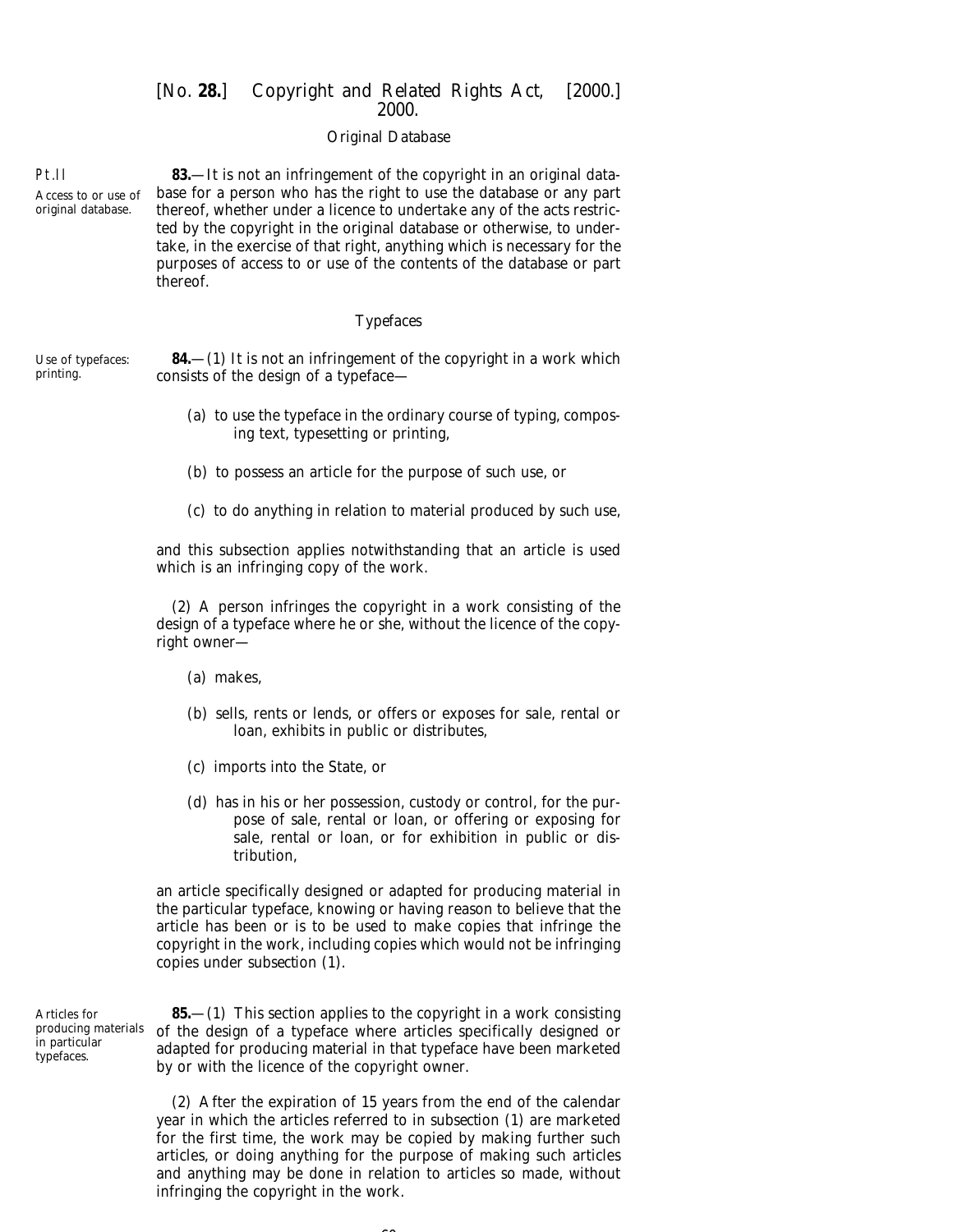### Original Database

**83.**—It is not an infringement of the copyright in an original database for a person who has the right to use the database or any part thereof, whether under a licence to undertake any of the acts restricted by the copyright in the original database or otherwise, to undertake, in the exercise of that right, anything which is necessary for the purposes of access to or use of the contents of the database or part thereof.

*Access to or use of original database.*

### Typefaces

*Use of typefaces: printing.*

**84.**—(1) It is not an infringement of the copyright in a work which consists of the design of a typeface—

(*a*) to use the typeface in the ordinary course of typing, composing text, typesetting or printing,

(*b*) to possess an article for the purpose of such use, or

(*c*) to do anything in relation to material produced by such use,

and this subsection applies notwithstanding that an article is used which is an infringing copy of the work.

(2) A person infringes the copyright in a work consisting of the design of a typeface where he or she, without the licence of the copyright owner—

(*a*) makes,

(*b*) sells, rents or lends, or offers or exposes for sale, rental or loan, exhibits in public or distributes,

(*c*) imports into the State, or

(*d*) has in his or her possession, custody or control, for the purpose of sale, rental or loan, or offering or exposing for sale, rental or loan, or for exhibition in public or distribution,

an article specifically designed or adapted for producing material in the particular typeface, knowing or having reason to believe that the article has been or is to be used to make copies that infringe the copyright in the work, including copies which would not be infringing copies under *subsection (1)*.

*Articles for producing materials in particular typefaces.*

**85.**—(1) This section applies to the copyright in a work consisting of the design of a typeface where articles specifically designed or adapted for producing material in that typeface have been marketed by or with the licence of the copyright owner.

(2) After the expiration of 15 years from the end of the calendar year in which the articles referred to in *subsection (1)* are marketed for the first time, the work may be copied by making further such articles, or doing anything for the purpose of making such articles and anything may be done in relation to articles so made, without infringing the copyright in the work.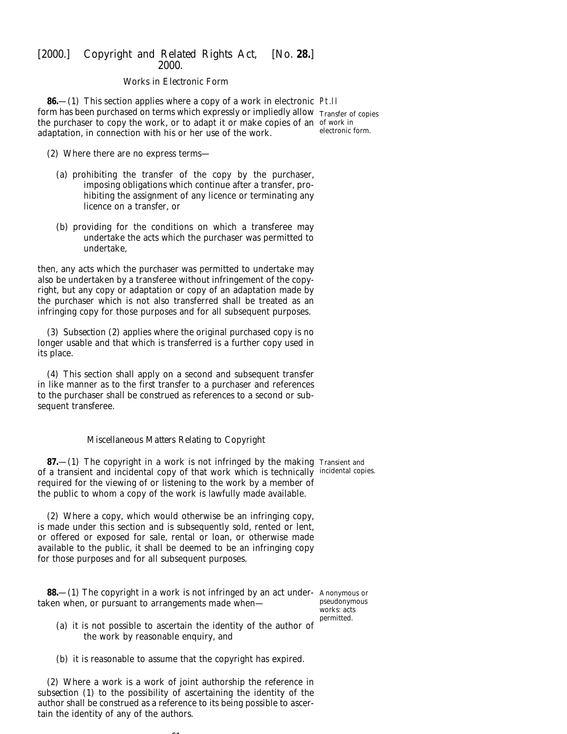*Works in Electronic Form*

**86.**—(1) This section applies where a copy of a work in electronic form has been purchased on terms which expressly or impliedly allow the purchaser to copy the work, or to adapt it or make copies of an adaptation, in connection with his or her use of the work.

Pt.II

Transfer of copies of work in electronic form.

(2) Where there are no express terms—

(*a*) prohibiting the transfer of the copy by the purchaser, imposing obligations which continue after a transfer, prohibiting the assignment of any licence or terminating any licence on a transfer, or

(*b*) providing for the conditions on which a transferee may undertake the acts which the purchaser was permitted to undertake,

then, any acts which the purchaser was permitted to undertake may also be undertaken by a transferee without infringement of the copyright, but any copy or adaptation or copy of an adaptation made by the purchaser which is not also transferred shall be treated as an infringing copy for those purposes and for all subsequent purposes.

(3) *Subsection (2)* applies where the original purchased copy is no longer usable and that which is transferred is a further copy used in its place.

(4) This section shall apply on a second and subsequent transfer in like manner as to the first transfer to a purchaser and references to the purchaser shall be construed as references to a second or subsequent transferee.

*Miscellaneous Matters Relating to Copyright*

**87.**—(1) The copyright in a work is not infringed by the making of a transient and incidental copy of that work which is technically required for the viewing of or listening to the work by a member of the public to whom a copy of the work is lawfully made available.

Transient and incidental copies.

(2) Where a copy, which would otherwise be an infringing copy, is made under this section and is subsequently sold, rented or lent, or offered or exposed for sale, rental or loan, or otherwise made available to the public, it shall be deemed to be an infringing copy for those purposes and for all subsequent purposes.

**88.**—(1) The copyright in a work is not infringed by an act undertaken when, or pursuant to arrangements made when—

Anonymous or pseudonymous works: acts permitted.

(*a*) it is not possible to ascertain the identity of the author of the work by reasonable enquiry, and

(*b*) it is reasonable to assume that the copyright has expired.

(2) Where a work is a work of joint authorship the reference in *subsection (1)* to the possibility of ascertaining the identity of the author shall be construed as a reference to its being possible to ascertain the identity of any of the authors.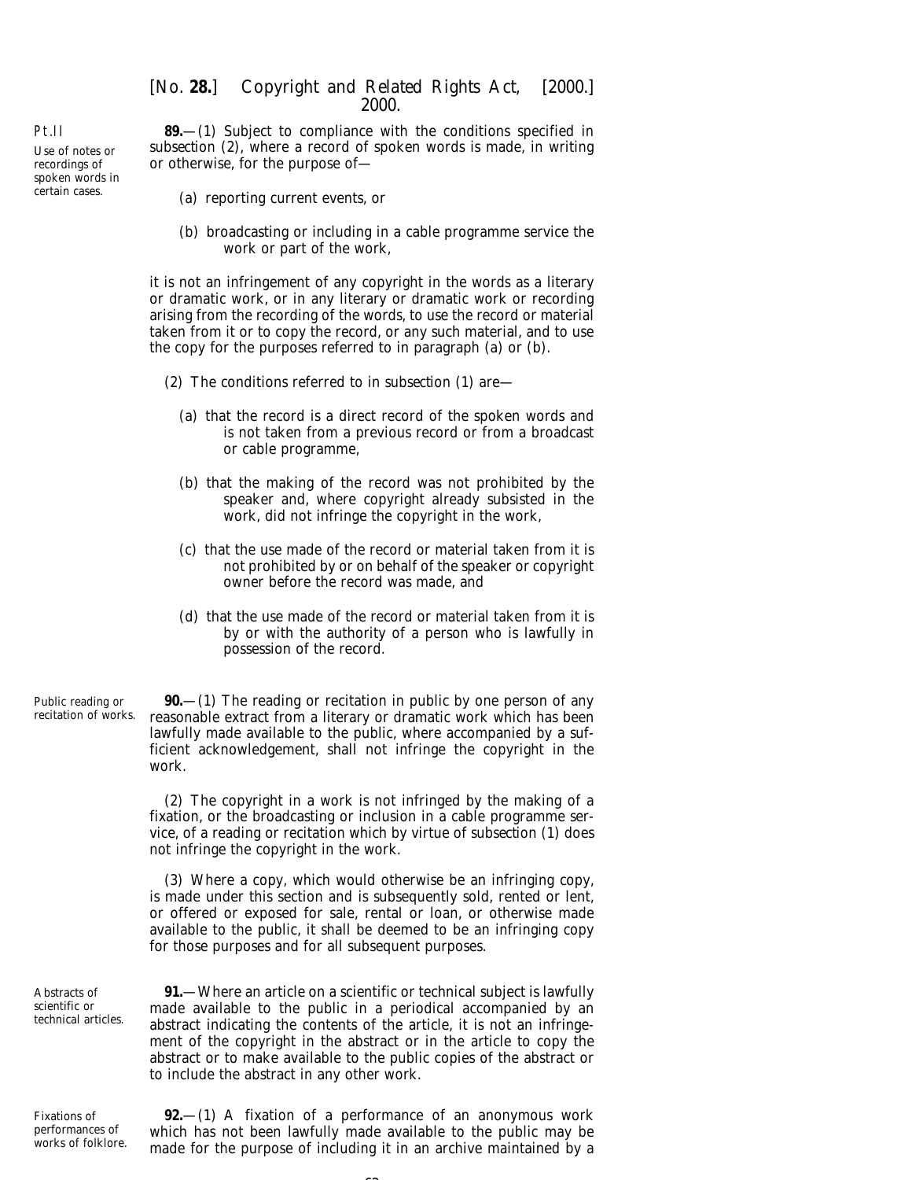Pt.II

*Use of notes or recordings of spoken words in certain cases.*

**89.**—(1) Subject to compliance with the conditions specified in subsection (2), where a record of spoken words is made, in writing or otherwise, for the purpose of—

(a) reporting current events, or

(b) broadcasting or including in a cable programme service the work or part of the work,

it is not an infringement of any copyright in the words as a literary or dramatic work, or in any literary or dramatic work or recording arising from the recording of the words, to use the record or material taken from it or to copy the record, or any such material, and to use the copy for the purposes referred to in paragraph (a) or (b).

(2) The conditions referred to in subsection (1) are—

(a) that the record is a direct record of the spoken words and is not taken from a previous record or from a broadcast or cable programme,

(b) that the making of the record was not prohibited by the speaker and, where copyright already subsisted in the work, did not infringe the copyright in the work,

(c) that the use made of the record or material taken from it is not prohibited by or on behalf of the speaker or copyright owner before the record was made, and

(d) that the use made of the record or material taken from it is by or with the authority of a person who is lawfully in possession of the record.

*Public reading or recitation of works.*

**90.**—(1) The reading or recitation in public by one person of any reasonable extract from a literary or dramatic work which has been lawfully made available to the public, where accompanied by a sufficient acknowledgement, shall not infringe the copyright in the work.

(2) The copyright in a work is not infringed by the making of a fixation, or the broadcasting or inclusion in a cable programme service, of a reading or recitation which by virtue of subsection (1) does not infringe the copyright in the work.

(3) Where a copy, which would otherwise be an infringing copy, is made under this section and is subsequently sold, rented or lent, or offered or exposed for sale, rental or loan, or otherwise made available to the public, it shall be deemed to be an infringing copy for those purposes and for all subsequent purposes.

*Abstracts of scientific or technical articles.*

**91.**—Where an article on a scientific or technical subject is lawfully made available to the public in a periodical accompanied by an abstract indicating the contents of the article, it is not an infringement of the copyright in the abstract or in the article to copy the abstract or to make available to the public copies of the abstract or to include the abstract in any other work.

*Fixations of performances of works of folklore.*

**92.**—(1) A fixation of a performance of an anonymous work which has not been lawfully made available to the public may be made for the purpose of including it in an archive maintained by a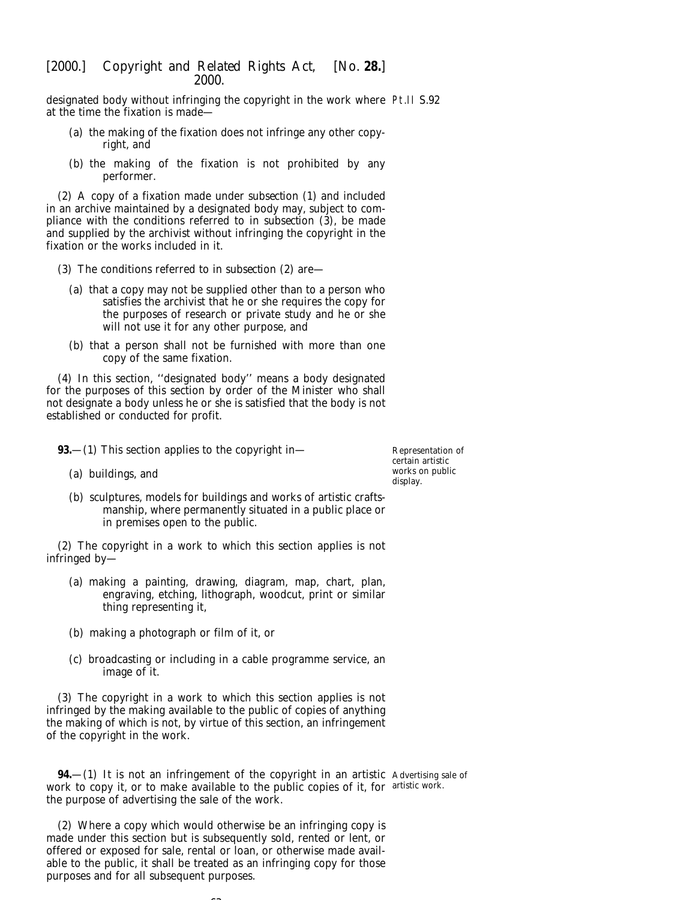designated body without infringing the copyright in the work where at the time the fixation is made—

(a) the making of the fixation does not infringe any other copyright, and

(b) the making of the fixation is not prohibited by any performer.

(2) A copy of a fixation made under *subsection (1)* and included in an archive maintained by a designated body may, subject to compliance with the conditions referred to in *subsection (3)*, be made and supplied by the archivist without infringing the copyright in the fixation or the works included in it.

(3) The conditions referred to in *subsection (2)* are—

(a) that a copy may not be supplied other than to a person who satisfies the archivist that he or she requires the copy for the purposes of research or private study and he or she will not use it for any other purpose, and

(b) that a person shall not be furnished with more than one copy of the same fixation.

(4) In this section, ''designated body'' means a body designated for the purposes of this section by order of the Minister who shall not designate a body unless he or she is satisfied that the body is not established or conducted for profit.

*Representation of certain artistic works on public display.*

**93.**—(1) This section applies to the copyright in—

(a) buildings, and

(b) sculptures, models for buildings and works of artistic craftsmanship, where permanently situated in a public place or in premises open to the public.

(2) The copyright in a work to which this section applies is not infringed by—

(a) making a painting, drawing, diagram, map, chart, plan, engraving, etching, lithograph, woodcut, print or similar thing representing it,

(b) making a photograph or film of it, or

(c) broadcasting or including in a cable programme service, an image of it.

(3) The copyright in a work to which this section applies is not infringed by the making available to the public of copies of anything the making of which is not, by virtue of this section, an infringement of the copyright in the work.

*Advertising sale of artistic work.*

**94.**—(1) It is not an infringement of the copyright in an artistic work to copy it, or to make available to the public copies of it, for the purpose of advertising the sale of the work.

(2) Where a copy which would otherwise be an infringing copy is made under this section but is subsequently sold, rented or lent, or offered or exposed for sale, rental or loan, or otherwise made available to the public, it shall be treated as an infringing copy for those purposes and for all subsequent purposes.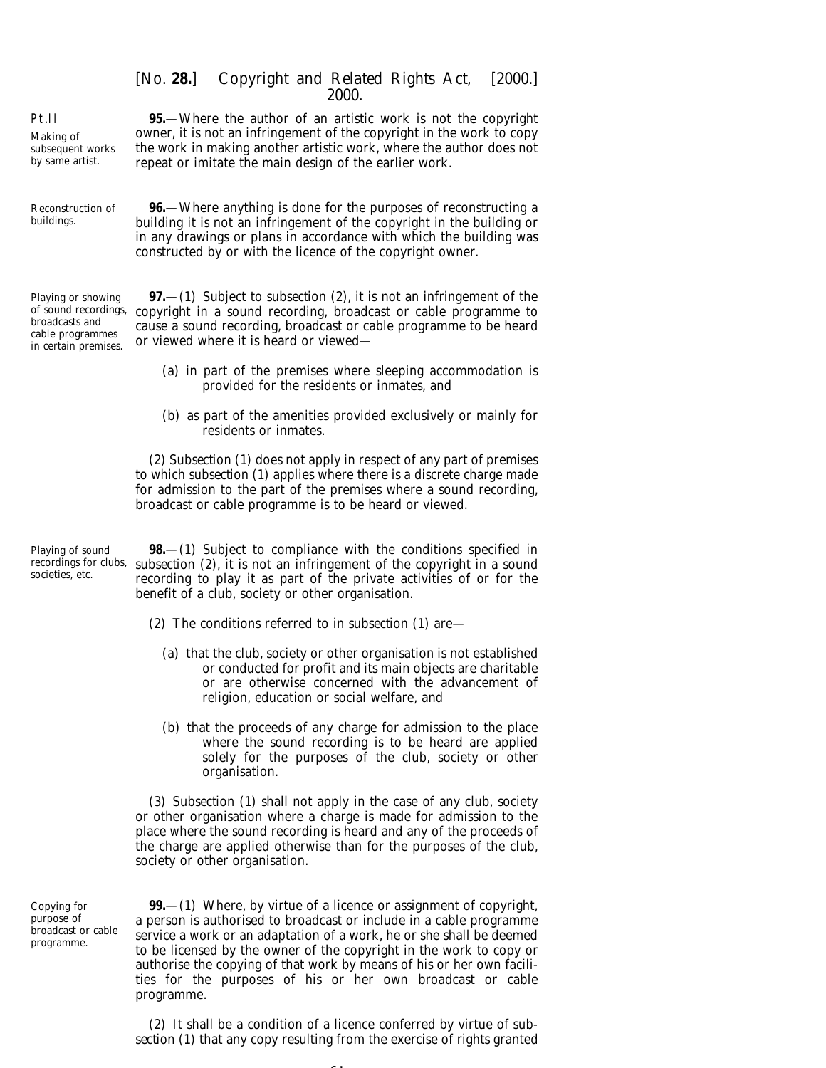Pt.II

Making of subsequent works by same artist.

**95.**—Where the author of an artistic work is not the copyright owner, it is not an infringement of the copyright in the work to copy the work in making another artistic work, where the author does not repeat or imitate the main design of the earlier work.

Reconstruction of buildings.

**96.**—Where anything is done for the purposes of reconstructing a building it is not an infringement of the copyright in the building or in any drawings or plans in accordance with which the building was constructed by or with the licence of the copyright owner.

Playing or showing of sound recordings, broadcasts and cable programmes in certain premises.

**97.**—(1) Subject to *subsection (2)*, it is not an infringement of the copyright in a sound recording, broadcast or cable programme to cause a sound recording, broadcast or cable programme to be heard or viewed where it is heard or viewed—

(*a*) in part of the premises where sleeping accommodation is provided for the residents or inmates, and

(*b*) as part of the amenities provided exclusively or mainly for residents or inmates.

(2) *Subsection (1)* does not apply in respect of any part of premises to which *subsection (1)* applies where there is a discrete charge made for admission to the part of the premises where a sound recording, broadcast or cable programme is to be heard or viewed.

Playing of sound recordings for clubs, societies, etc.

**98.**—(1) Subject to compliance with the conditions specified in *subsection (2)*, it is not an infringement of the copyright in a sound recording to play it as part of the private activities of or for the benefit of a club, society or other organisation.

(2) The conditions referred to in *subsection (1)* are—

(*a*) that the club, society or other organisation is not established or conducted for profit and its main objects are charitable or are otherwise concerned with the advancement of religion, education or social welfare, and

(*b*) that the proceeds of any charge for admission to the place where the sound recording is to be heard are applied solely for the purposes of the club, society or other organisation.

(3) *Subsection (1)* shall not apply in the case of any club, society or other organisation where a charge is made for admission to the place where the sound recording is heard and any of the proceeds of the charge are applied otherwise than for the purposes of the club, society or other organisation.

Copying for purpose of broadcast or cable programme.

**99.**—(1) Where, by virtue of a licence or assignment of copyright, a person is authorised to broadcast or include in a cable programme service a work or an adaptation of a work, he or she shall be deemed to be licensed by the owner of the copyright in the work to copy or authorise the copying of that work by means of his or her own facilities for the purposes of his or her own broadcast or cable programme.

(2) It shall be a condition of a licence conferred by virtue of *subsection (1)* that any copy resulting from the exercise of rights granted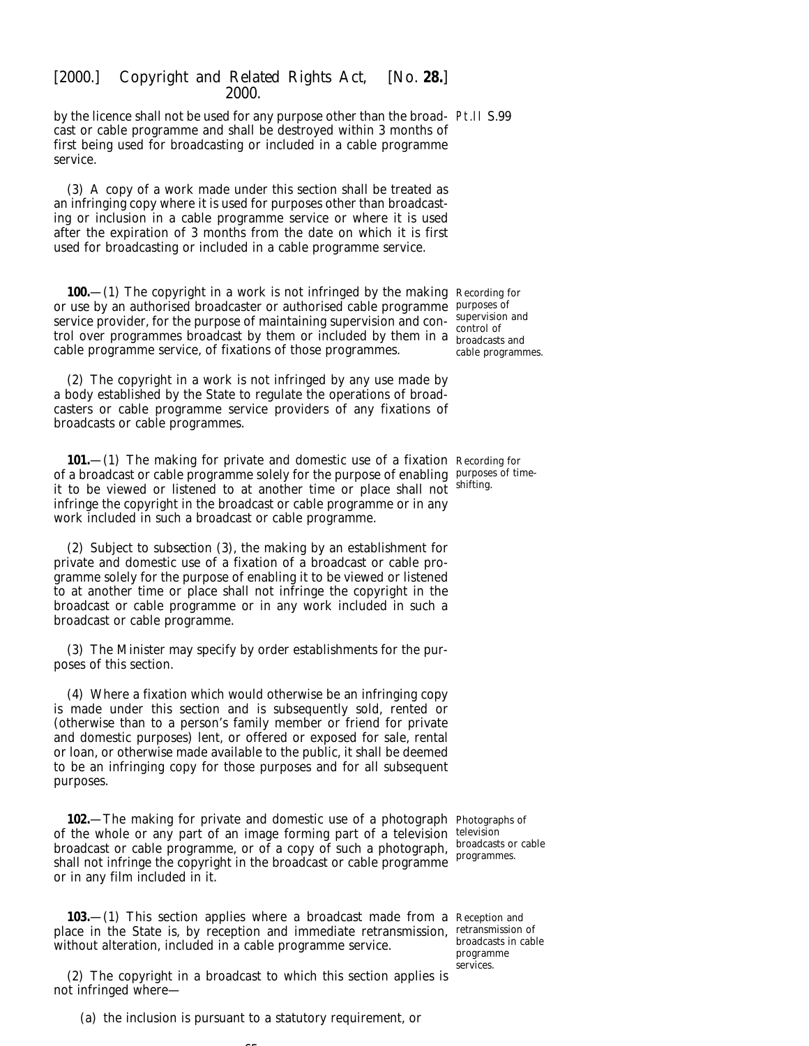by the licence shall not be used for any purpose other than the broadcast or cable programme and shall be destroyed within 3 months of first being used for broadcasting or included in a cable programme service.

(3) A copy of a work made under this section shall be treated as an infringing copy where it is used for purposes other than broadcasting or inclusion in a cable programme service or where it is used after the expiration of 3 months from the date on which it is first used for broadcasting or included in a cable programme service.

*Recording for purposes of supervision and control of broadcasts and cable programmes.*

**100.**—(1) The copyright in a work is not infringed by the making or use by an authorised broadcaster or authorised cable programme service provider, for the purpose of maintaining supervision and control over programmes broadcast by them or included by them in a cable programme service, of fixations of those programmes.

(2) The copyright in a work is not infringed by any use made by a body established by the State to regulate the operations of broadcasters or cable programme service providers of any fixations of broadcasts or cable programmes.

*Recording for purposes of time-shifting.*

**101.**—(1) The making for private and domestic use of a fixation of a broadcast or cable programme solely for the purpose of enabling it to be viewed or listened to at another time or place shall not infringe the copyright in the broadcast or cable programme or in any work included in such a broadcast or cable programme.

(2) Subject to *subsection (3)*, the making by an establishment for private and domestic use of a fixation of a broadcast or cable programme solely for the purpose of enabling it to be viewed or listened to at another time or place shall not infringe the copyright in the broadcast or cable programme or in any work included in such a broadcast or cable programme.

(3) The Minister may specify by order establishments for the purposes of this section.

(4) Where a fixation which would otherwise be an infringing copy is made under this section and is subsequently sold, rented or (otherwise than to a person's family member or friend for private and domestic purposes) lent, or offered or exposed for sale, rental or loan, or otherwise made available to the public, it shall be deemed to be an infringing copy for those purposes and for all subsequent purposes.

*Photographs of television broadcasts or cable programmes.*

**102.**—The making for private and domestic use of a photograph of the whole or any part of an image forming part of a television broadcast or cable programme, or of a copy of such a photograph, shall not infringe the copyright in the broadcast or cable programme or in any film included in it.

*Reception and retransmission of broadcasts in cable programme services.*

**103.**—(1) This section applies where a broadcast made from a place in the State is, by reception and immediate retransmission, without alteration, included in a cable programme service.

(2) The copyright in a broadcast to which this section applies is not infringed where—

(*a*) the inclusion is pursuant to a statutory requirement, or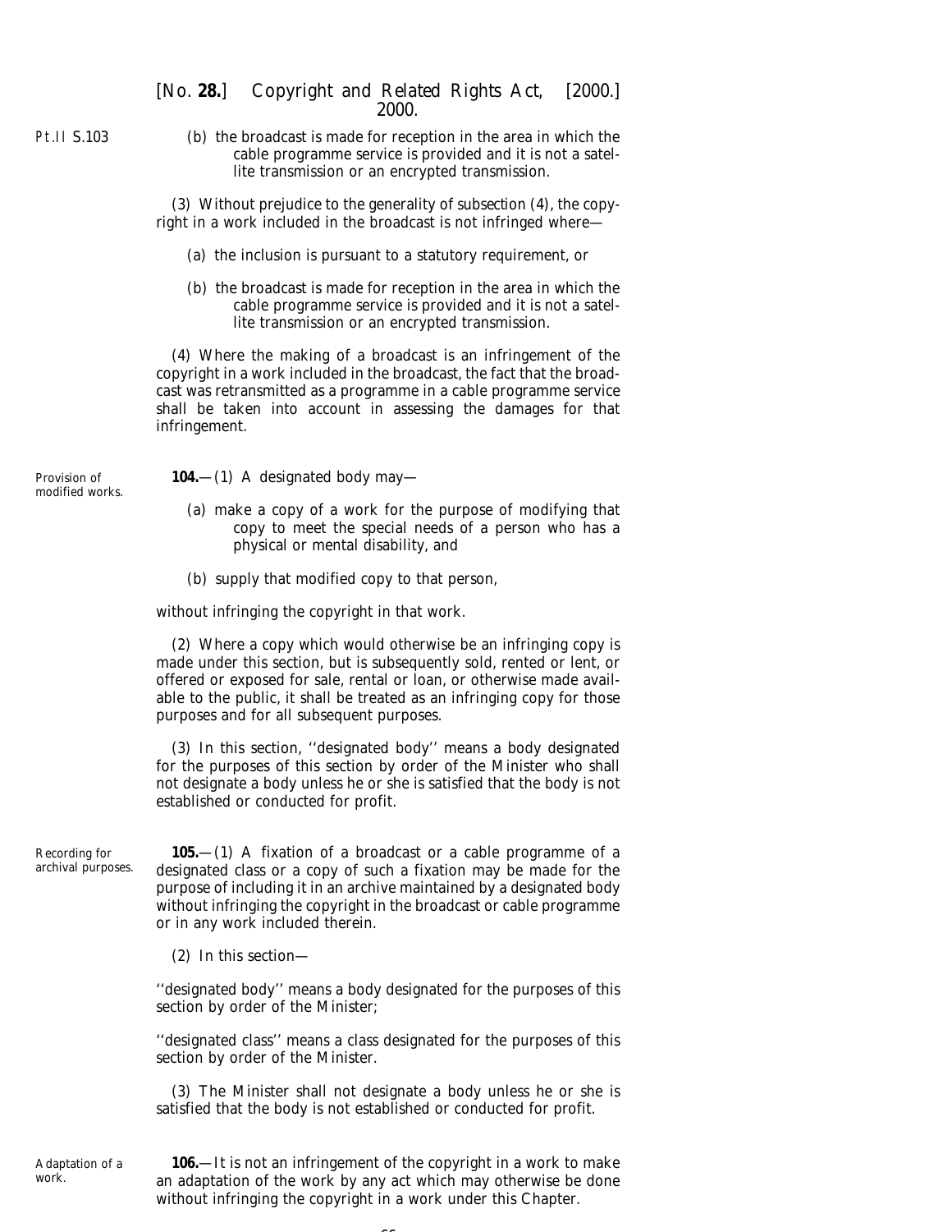(b) the broadcast is made for reception in the area in which the cable programme service is provided and it is not a satellite transmission or an encrypted transmission.

(3) Without prejudice to the generality of subsection (4), the copyright in a work included in the broadcast is not infringed where—

(a) the inclusion is pursuant to a statutory requirement, or

(b) the broadcast is made for reception in the area in which the cable programme service is provided and it is not a satellite transmission or an encrypted transmission.

(4) Where the making of a broadcast is an infringement of the copyright in a work included in the broadcast, the fact that the broadcast was retransmitted as a programme in a cable programme service shall be taken into account in assessing the damages for that infringement.

Provision of modified works.

**104.**—(1) A designated body may—

(a) make a copy of a work for the purpose of modifying that copy to meet the special needs of a person who has a physical or mental disability, and

(b) supply that modified copy to that person,

without infringing the copyright in that work.

(2) Where a copy which would otherwise be an infringing copy is made under this section, but is subsequently sold, rented or lent, or offered or exposed for sale, rental or loan, or otherwise made available to the public, it shall be treated as an infringing copy for those purposes and for all subsequent purposes.

(3) In this section, ''designated body'' means a body designated for the purposes of this section by order of the Minister who shall not designate a body unless he or she is satisfied that the body is not established or conducted for profit.

Recording for archival purposes.

**105.**—(1) A fixation of a broadcast or a cable programme of a designated class or a copy of such a fixation may be made for the purpose of including it in an archive maintained by a designated body without infringing the copyright in the broadcast or cable programme or in any work included therein.

(2) In this section—

''designated body'' means a body designated for the purposes of this section by order of the Minister;

''designated class'' means a class designated for the purposes of this section by order of the Minister.

(3) The Minister shall not designate a body unless he or she is satisfied that the body is not established or conducted for profit.

Adaptation of a work.

**106.**—It is not an infringement of the copyright in a work to make an adaptation of the work by any act which may otherwise be done without infringing the copyright in a work under this Chapter.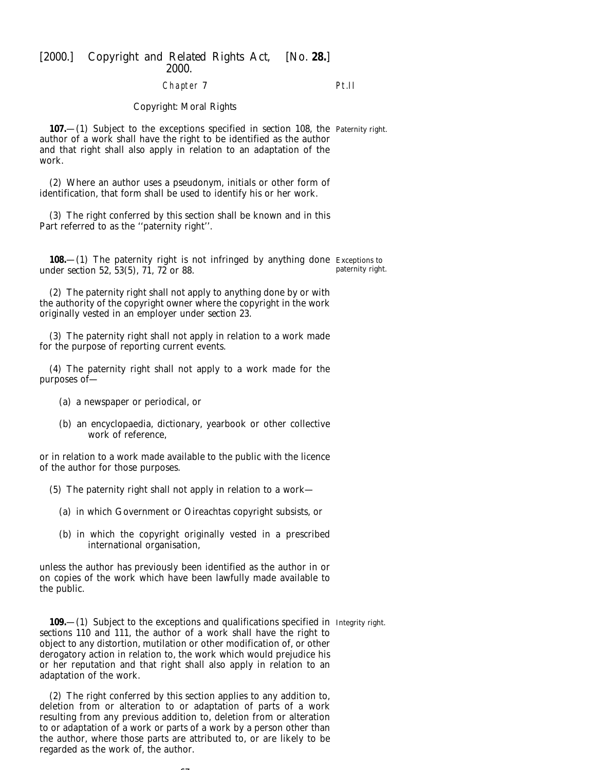## Chapter 7

### Copyright: Moral Rights

**107.**—(1) Subject to the exceptions specified in section 108, the author of a work shall have the right to be identified as the author and that right shall also apply in relation to an adaptation of the work.

*Paternity right.*

(2) Where an author uses a pseudonym, initials or other form of identification, that form shall be used to identify his or her work.

(3) The right conferred by this section shall be known and in this Part referred to as the ''paternity right''.

**108.**—(1) The paternity right is not infringed by anything done under section 52, 53(5), 71, 72 or 88.

*Exceptions to paternity right.*

(2) The paternity right shall not apply to anything done by or with the authority of the copyright owner where the copyright in the work originally vested in an employer under section 23.

(3) The paternity right shall not apply in relation to a work made for the purpose of reporting current events.

(4) The paternity right shall not apply to a work made for the purposes of—

(a) a newspaper or periodical, or

(b) an encyclopaedia, dictionary, yearbook or other collective work of reference,

or in relation to a work made available to the public with the licence of the author for those purposes.

(5) The paternity right shall not apply in relation to a work—

(a) in which Government or Oireachtas copyright subsists, or

(b) in which the copyright originally vested in a prescribed international organisation,

unless the author has previously been identified as the author in or on copies of the work which have been lawfully made available to the public.

**109.**—(1) Subject to the exceptions and qualifications specified in sections 110 and 111, the author of a work shall have the right to object to any distortion, mutilation or other modification of, or other derogatory action in relation to, the work which would prejudice his or her reputation and that right shall also apply in relation to an adaptation of the work.

*Integrity right.*

(2) The right conferred by this section applies to any addition to, deletion from or alteration to or adaptation of parts of a work resulting from any previous addition to, deletion from or alteration to or adaptation of a work or parts of a work by a person other than the author, where those parts are attributed to, or are likely to be regarded as the work of, the author.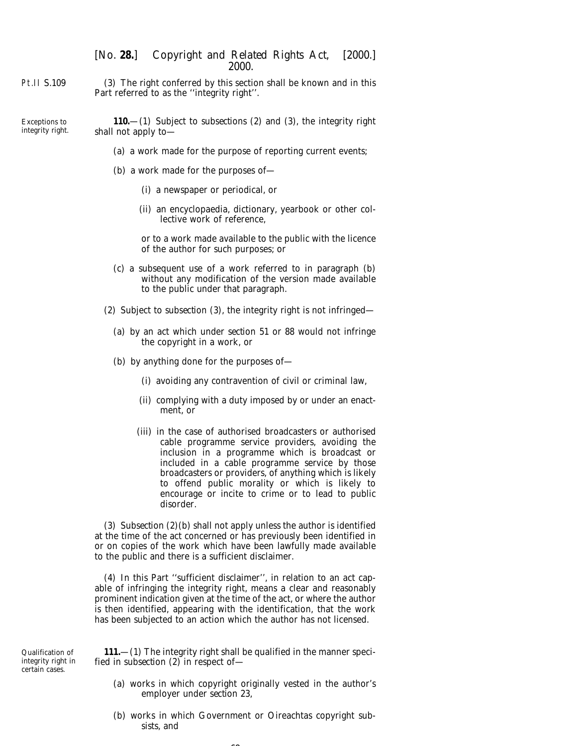(3) The right conferred by this section shall be known and in this Part referred to as the ''integrity right''.

*Exceptions to integrity right.*

**110.**—(1) Subject to subsections (2) and (3), the integrity right shall not apply to—

(a) a work made for the purpose of reporting current events;

(b) a work made for the purposes of—

(i) a newspaper or periodical, or

(ii) an encyclopaedia, dictionary, yearbook or other collective work of reference,

or to a work made available to the public with the licence of the author for such purposes; or

(c) a subsequent use of a work referred to in paragraph (b) without any modification of the version made available to the public under that paragraph.

(2) Subject to subsection (3), the integrity right is not infringed—

(a) by an act which under section 51 or 88 would not infringe the copyright in a work, or

(b) by anything done for the purposes of—

(i) avoiding any contravention of civil or criminal law,

(ii) complying with a duty imposed by or under an enactment, or

(iii) in the case of authorised broadcasters or authorised cable programme service providers, avoiding the inclusion in a programme which is broadcast or included in a cable programme service by those broadcasters or providers, of anything which is likely to offend public morality or which is likely to encourage or incite to crime or to lead to public disorder.

(3) Subsection (2)(b) shall not apply unless the author is identified at the time of the act concerned or has previously been identified in or on copies of the work which have been lawfully made available to the public and there is a sufficient disclaimer.

(4) In this Part ''sufficient disclaimer'', in relation to an act capable of infringing the integrity right, means a clear and reasonably prominent indication given at the time of the act, or where the author is then identified, appearing with the identification, that the work has been subjected to an action which the author has not licensed.

*Qualification of integrity right in certain cases.*

**111.**—(1) The integrity right shall be qualified in the manner specified in subsection (2) in respect of—

(a) works in which copyright originally vested in the author's employer under section 23,

(b) works in which Government or Oireachtas copyright subsists, and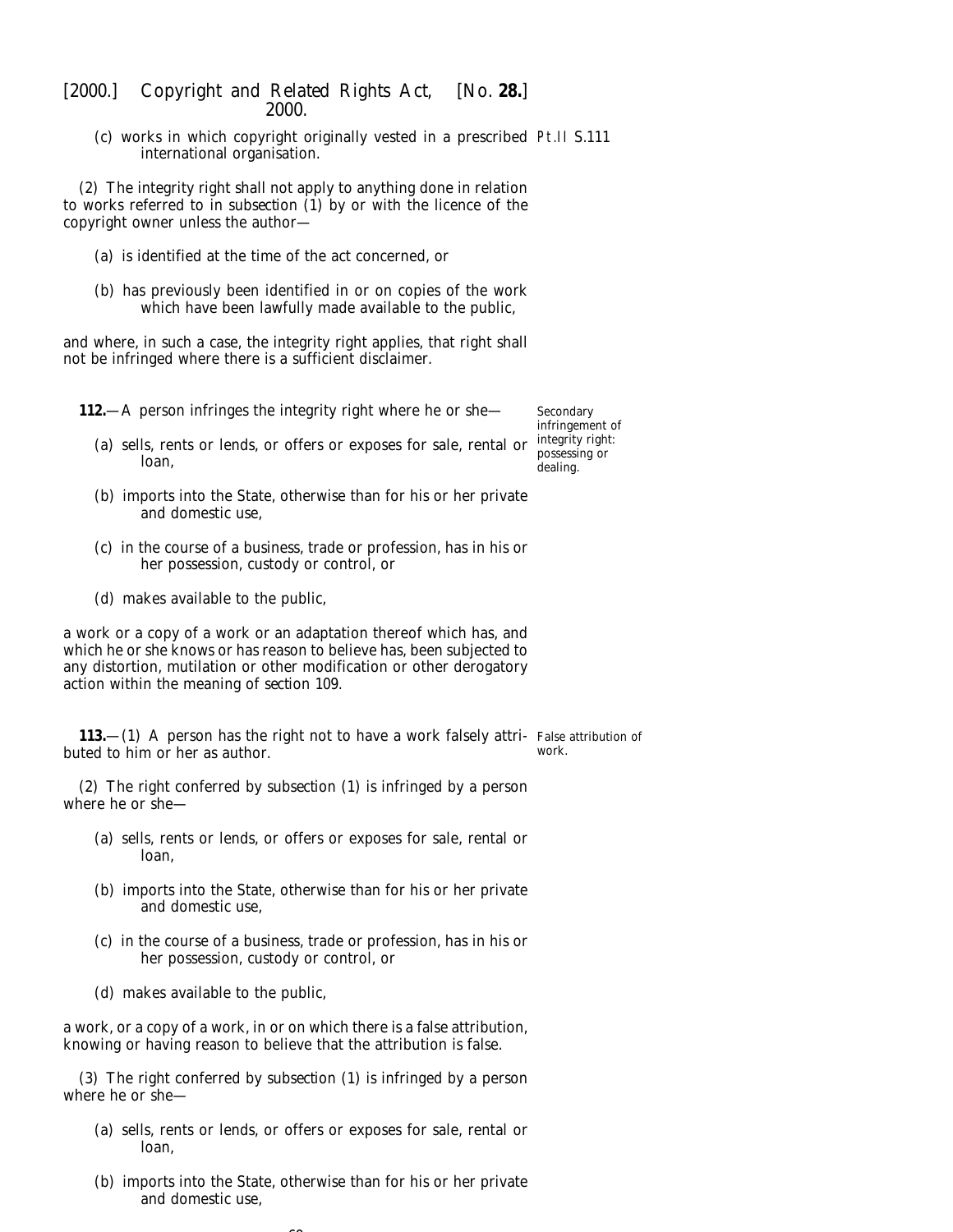(c) works in which copyright originally vested in a prescribed international organisation.

(2) The integrity right shall not apply to anything done in relation to works referred to in *subsection (1)* by or with the licence of the copyright owner unless the author—

(a) is identified at the time of the act concerned, or

(b) has previously been identified in or on copies of the work which have been lawfully made available to the public,

and where, in such a case, the integrity right applies, that right shall not be infringed where there is a sufficient disclaimer.

Secondary infringement of integrity right: possessing or dealing.

**112.**—A person infringes the integrity right where he or she—

(a) sells, rents or lends, or offers or exposes for sale, rental or loan,

(b) imports into the State, otherwise than for his or her private and domestic use,

(c) in the course of a business, trade or profession, has in his or her possession, custody or control, or

(d) makes available to the public,

a work or a copy of a work or an adaptation thereof which has, and which he or she knows or has reason to believe has, been subjected to any distortion, mutilation or other modification or other derogatory action within the meaning of *section 109*.

False attribution of work.

**113.**—(1) A person has the right not to have a work falsely attributed to him or her as author.

(2) The right conferred by *subsection (1)* is infringed by a person where he or she—

(a) sells, rents or lends, or offers or exposes for sale, rental or loan,

(b) imports into the State, otherwise than for his or her private and domestic use,

(c) in the course of a business, trade or profession, has in his or her possession, custody or control, or

(d) makes available to the public,

a work, or a copy of a work, in or on which there is a false attribution, knowing or having reason to believe that the attribution is false.

(3) The right conferred by *subsection (1)* is infringed by a person where he or she—

(a) sells, rents or lends, or offers or exposes for sale, rental or loan,

(b) imports into the State, otherwise than for his or her private and domestic use,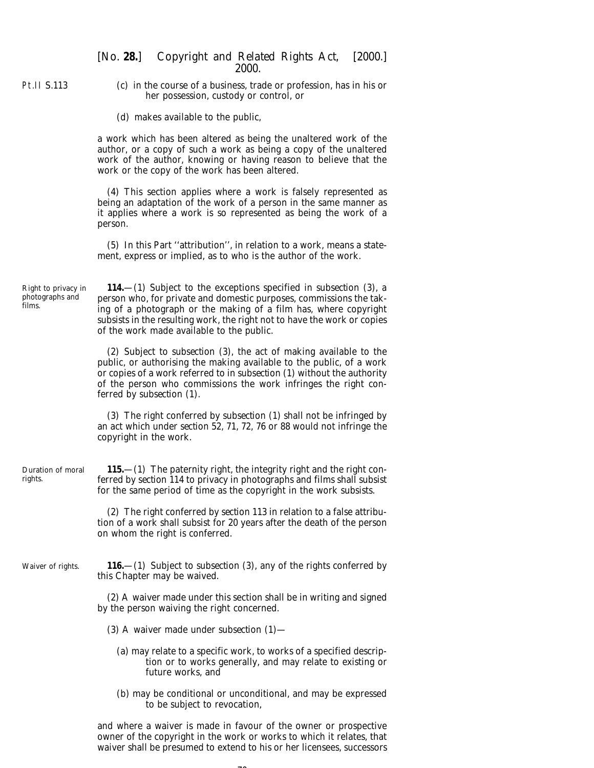(c) in the course of a business, trade or profession, has in his or her possession, custody or control, or

(d) makes available to the public,

a work which has been altered as being the unaltered work of the author, or a copy of such a work as being a copy of the unaltered work of the author, knowing or having reason to believe that the work or the copy of the work has been altered.

(4) This section applies where a work is falsely represented as being an adaptation of the work of a person in the same manner as it applies where a work is so represented as being the work of a person.

(5) In this Part ''attribution'', in relation to a work, means a statement, express or implied, as to who is the author of the work.

Right to privacy in photographs and films.

**114.**—(1) Subject to the exceptions specified in *subsection (3)*, a person who, for private and domestic purposes, commissions the taking of a photograph or the making of a film has, where copyright subsists in the resulting work, the right not to have the work or copies of the work made available to the public.

(2) Subject to *subsection (3)*, the act of making available to the public, or authorising the making available to the public, of a work or copies of a work referred to in *subsection (1)* without the authority of the person who commissions the work infringes the right conferred by *subsection (1)*.

(3) The right conferred by *subsection (1)* shall not be infringed by an act which under *section 52, 71, 72, 76* or *88* would not infringe the copyright in the work.

Duration of moral rights.

**115.**—(1) The paternity right, the integrity right and the right conferred by *section 114* to privacy in photographs and films shall subsist for the same period of time as the copyright in the work subsists.

(2) The right conferred by *section 113* in relation to a false attribution of a work shall subsist for 20 years after the death of the person on whom the right is conferred.

Waiver of rights.

**116.**—(1) Subject to *subsection (3)*, any of the rights conferred by this Chapter may be waived.

(2) A waiver made under this section shall be in writing and signed by the person waiving the right concerned.

(3) A waiver made under *subsection (1)*—

(a) may relate to a specific work, to works of a specified description or to works generally, and may relate to existing or future works, and

(b) may be conditional or unconditional, and may be expressed to be subject to revocation,

and where a waiver is made in favour of the owner or prospective owner of the copyright in the work or works to which it relates, that waiver shall be presumed to extend to his or her licensees, successors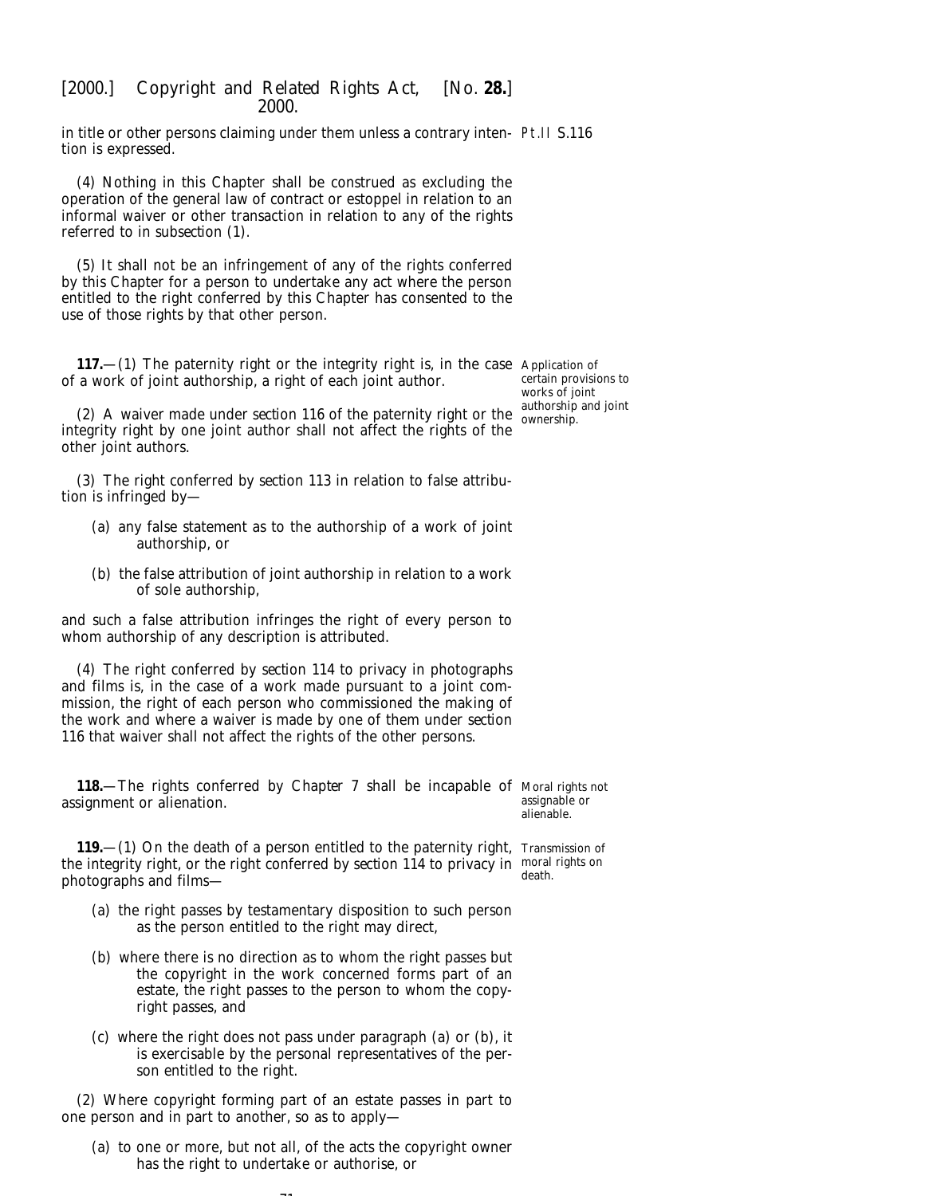in title or other persons claiming under them unless a contrary intention is expressed.

(4) Nothing in this Chapter shall be construed as excluding the operation of the general law of contract or estoppel in relation to an informal waiver or other transaction in relation to any of the rights referred to in subsection (1).

(5) It shall not be an infringement of any of the rights conferred by this Chapter for a person to undertake any act where the person entitled to the right conferred by this Chapter has consented to the use of those rights by that other person.

*Application of certain provisions to works of joint authorship and joint ownership.*

**117.**—(1) The paternity right or the integrity right is, in the case of a work of joint authorship, a right of each joint author.

(2) A waiver made under *section 116* of the paternity right or the integrity right by one joint author shall not affect the rights of the other joint authors.

(3) The right conferred by *section 113* in relation to false attribution is infringed by—

(*a*) any false statement as to the authorship of a work of joint authorship, or

(*b*) the false attribution of joint authorship in relation to a work of sole authorship,

and such a false attribution infringes the right of every person to whom authorship of any description is attributed.

(4) The right conferred by *section 114* to privacy in photographs and films is, in the case of a work made pursuant to a joint commission, the right of each person who commissioned the making of the work and where a waiver is made by one of them under *section 116* that waiver shall not affect the rights of the other persons.

*Moral rights not assignable or alienable.*

**118.**—The rights conferred by *Chapter 7* shall be incapable of assignment or alienation.

*Transmission of moral rights on death.*

**119.**—(1) On the death of a person entitled to the paternity right, the integrity right, or the right conferred by *section 114* to privacy in photographs and films—

(*a*) the right passes by testamentary disposition to such person as the person entitled to the right may direct,

(*b*) where there is no direction as to whom the right passes but the copyright in the work concerned forms part of an estate, the right passes to the person to whom the copyright passes, and

(*c*) where the right does not pass under *paragraph (a)* or *(b)*, it is exercisable by the personal representatives of the person entitled to the right.

(2) Where copyright forming part of an estate passes in part to one person and in part to another, so as to apply—

(*a*) to one or more, but not all, of the acts the copyright owner has the right to undertake or authorise, or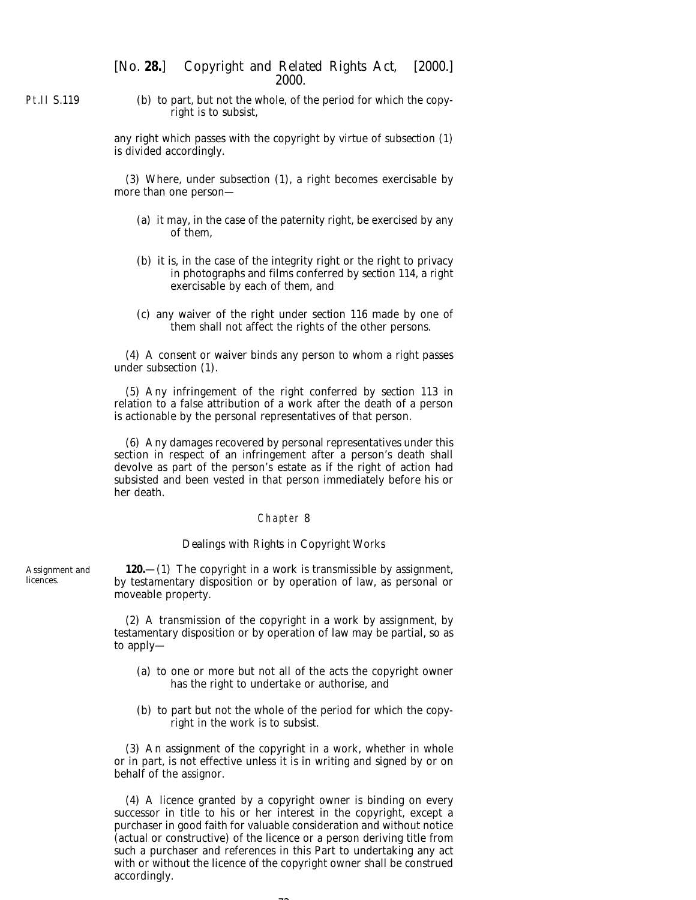(b) to part, but not the whole, of the period for which the copyright is to subsist,

any right which passes with the copyright by virtue of *subsection (1)* is divided accordingly.

(3) Where, under *subsection (1)*, a right becomes exercisable by more than one person—

(a) it may, in the case of the paternity right, be exercised by any of them,

(b) it is, in the case of the integrity right or the right to privacy in photographs and films conferred by *section 114*, a right exercisable by each of them, and

(c) any waiver of the right under *section 116* made by one of them shall not affect the rights of the other persons.

(4) A consent or waiver binds any person to whom a right passes under *subsection (1)*.

(5) Any infringement of the right conferred by *section 113* in relation to a false attribution of a work after the death of a person is actionable by the personal representatives of that person.

(6) Any damages recovered by personal representatives under this section in respect of an infringement after a person's death shall devolve as part of the person's estate as if the right of action had subsisted and been vested in that person immediately before his or her death.

## Chapter 8

### Dealings with Rights in Copyright Works

Assignment and licences.

**120.**—(1) The copyright in a work is transmissible by assignment, by testamentary disposition or by operation of law, as personal or moveable property.

(2) A transmission of the copyright in a work by assignment, by testamentary disposition or by operation of law may be partial, so as to apply—

(a) to one or more but not all of the acts the copyright owner has the right to undertake or authorise, and

(b) to part but not the whole of the period for which the copyright in the work is to subsist.

(3) An assignment of the copyright in a work, whether in whole or in part, is not effective unless it is in writing and signed by or on behalf of the assignor.

(4) A licence granted by a copyright owner is binding on every successor in title to his or her interest in the copyright, except a purchaser in good faith for valuable consideration and without notice (actual or constructive) of the licence or a person deriving title from such a purchaser and references in this Part to undertaking any act with or without the licence of the copyright owner shall be construed accordingly.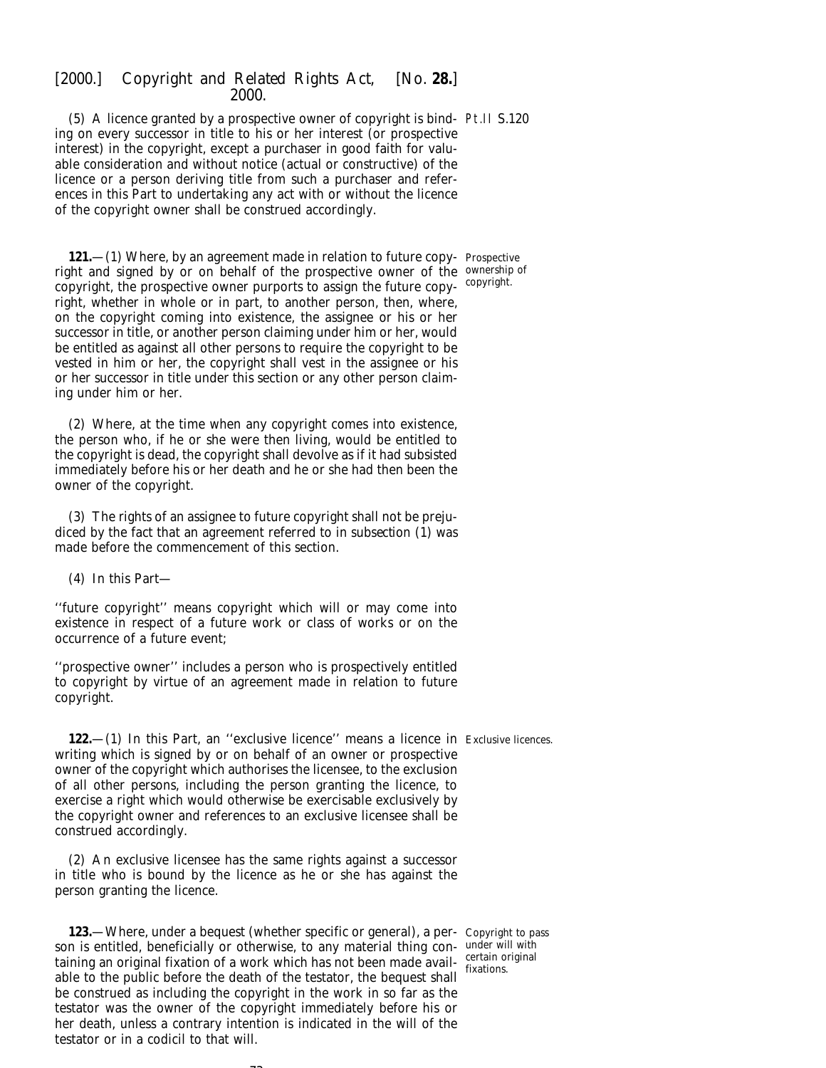(5) A licence granted by a prospective owner of copyright is binding on every successor in title to his or her interest (or prospective interest) in the copyright, except a purchaser in good faith for valuable consideration and without notice (actual or constructive) of the licence or a person deriving title from such a purchaser and references in this Part to undertaking any act with or without the licence of the copyright owner shall be construed accordingly.

*Prospective ownership of copyright.*

**121.**—(1) Where, by an agreement made in relation to future copyright and signed by or on behalf of the prospective owner of the copyright, the prospective owner purports to assign the future copyright, whether in whole or in part, to another person, then, where, on the copyright coming into existence, the assignee or his or her successor in title, or another person claiming under him or her, would be entitled as against all other persons to require the copyright to be vested in him or her, the copyright shall vest in the assignee or his or her successor in title under this section or any other person claiming under him or her.

(2) Where, at the time when any copyright comes into existence, the person who, if he or she were then living, would be entitled to the copyright is dead, the copyright shall devolve as if it had subsisted immediately before his or her death and he or she had then been the owner of the copyright.

(3) The rights of an assignee to future copyright shall not be prejudiced by the fact that an agreement referred to in *subsection (1)* was made before the commencement of this section.

(4) In this Part—

''future copyright'' means copyright which will or may come into existence in respect of a future work or class of works or on the occurrence of a future event;

''prospective owner'' includes a person who is prospectively entitled to copyright by virtue of an agreement made in relation to future copyright.

*Exclusive licences.*

**122.**—(1) In this Part, an ''exclusive licence'' means a licence in writing which is signed by or on behalf of an owner or prospective owner of the copyright which authorises the licensee, to the exclusion of all other persons, including the person granting the licence, to exercise a right which would otherwise be exercisable exclusively by the copyright owner and references to an exclusive licensee shall be construed accordingly.

(2) An exclusive licensee has the same rights against a successor in title who is bound by the licence as he or she has against the person granting the licence.

*Copyright to pass under will with certain original fixations.*

**123.**—Where, under a bequest (whether specific or general), a person is entitled, beneficially or otherwise, to any material thing containing an original fixation of a work which has not been made available to the public before the death of the testator, the bequest shall be construed as including the copyright in the work in so far as the testator was the owner of the copyright immediately before his or her death, unless a contrary intention is indicated in the will of the testator or in a codicil to that will.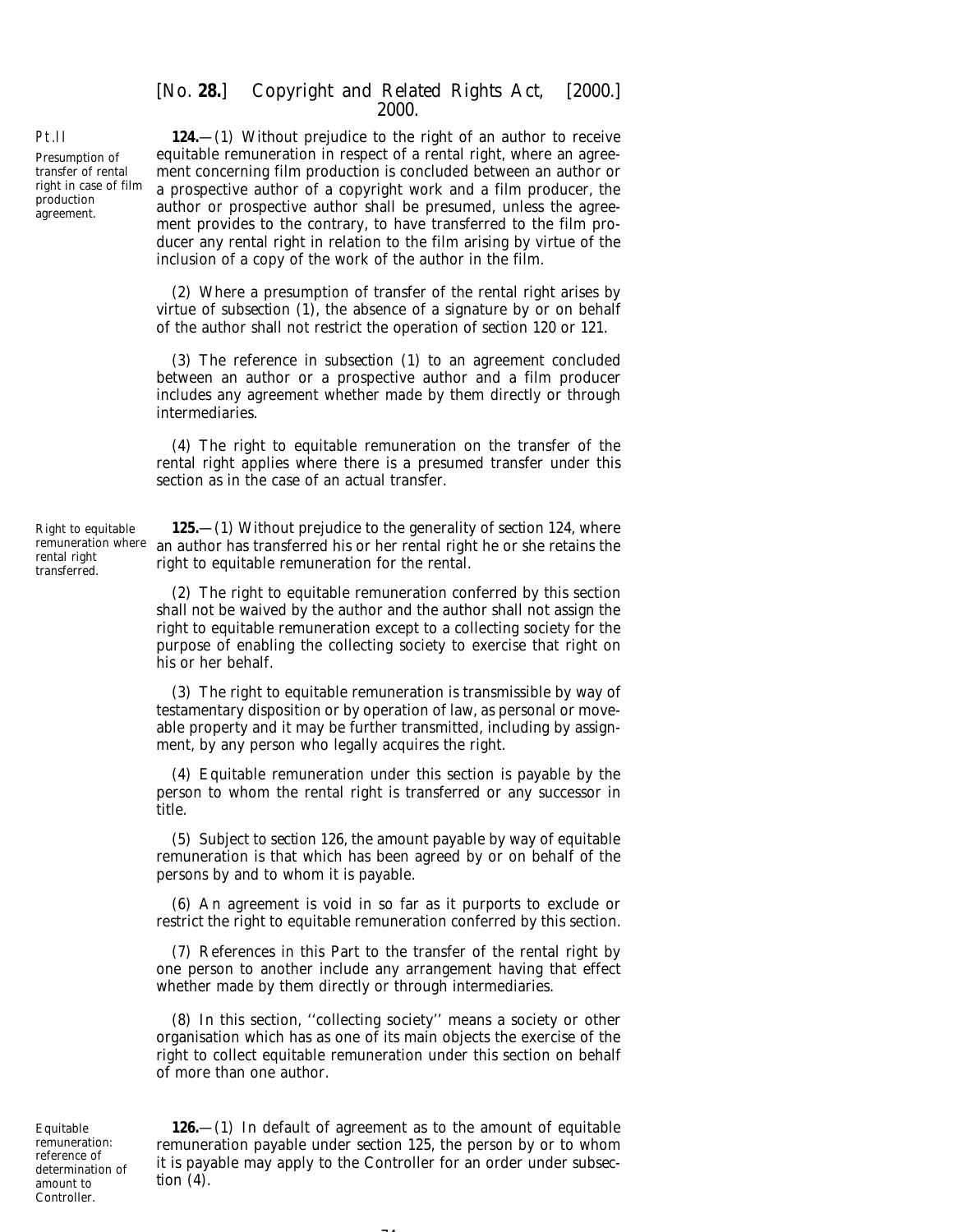**Presumption of transfer of rental right in case of film production agreement.**

**124.**—(1) Without prejudice to the right of an author to receive equitable remuneration in respect of a rental right, where an agreement concerning film production is concluded between an author or a prospective author of a copyright work and a film producer, the author or prospective author shall be presumed, unless the agreement provides to the contrary, to have transferred to the film producer any rental right in relation to the film arising by virtue of the inclusion of a copy of the work of the author in the film.

(2) Where a presumption of transfer of the rental right arises by virtue of *subsection (1)*, the absence of a signature by or on behalf of the author shall not restrict the operation of *section 120* or *121*.

(3) The reference in *subsection (1)* to an agreement concluded between an author or a prospective author and a film producer includes any agreement whether made by them directly or through intermediaries.

(4) The right to equitable remuneration on the transfer of the rental right applies where there is a presumed transfer under this section as in the case of an actual transfer.

**Right to equitable remuneration where rental right transferred.**

**125.**—(1) Without prejudice to the generality of *section 124*, where an author has transferred his or her rental right he or she retains the right to equitable remuneration for the rental.

(2) The right to equitable remuneration conferred by this section shall not be waived by the author and the author shall not assign the right to equitable remuneration except to a collecting society for the purpose of enabling the collecting society to exercise that right on his or her behalf.

(3) The right to equitable remuneration is transmissible by way of testamentary disposition or by operation of law, as personal or moveable property and it may be further transmitted, including by assignment, by any person who legally acquires the right.

(4) Equitable remuneration under this section is payable by the person to whom the rental right is transferred or any successor in title.

(5) Subject to *section 126*, the amount payable by way of equitable remuneration is that which has been agreed by or on behalf of the persons by and to whom it is payable.

(6) An agreement is void in so far as it purports to exclude or restrict the right to equitable remuneration conferred by this section.

(7) References in this Part to the transfer of the rental right by one person to another include any arrangement having that effect whether made by them directly or through intermediaries.

(8) In this section, ''collecting society'' means a society or other organisation which has as one of its main objects the exercise of the right to collect equitable remuneration under this section on behalf of more than one author.

**Equitable remuneration: reference of determination of amount to Controller.**

**126.**—(1) In default of agreement as to the amount of equitable remuneration payable under *section 125*, the person by or to whom it is payable may apply to the Controller for an order under *subsection (4)*.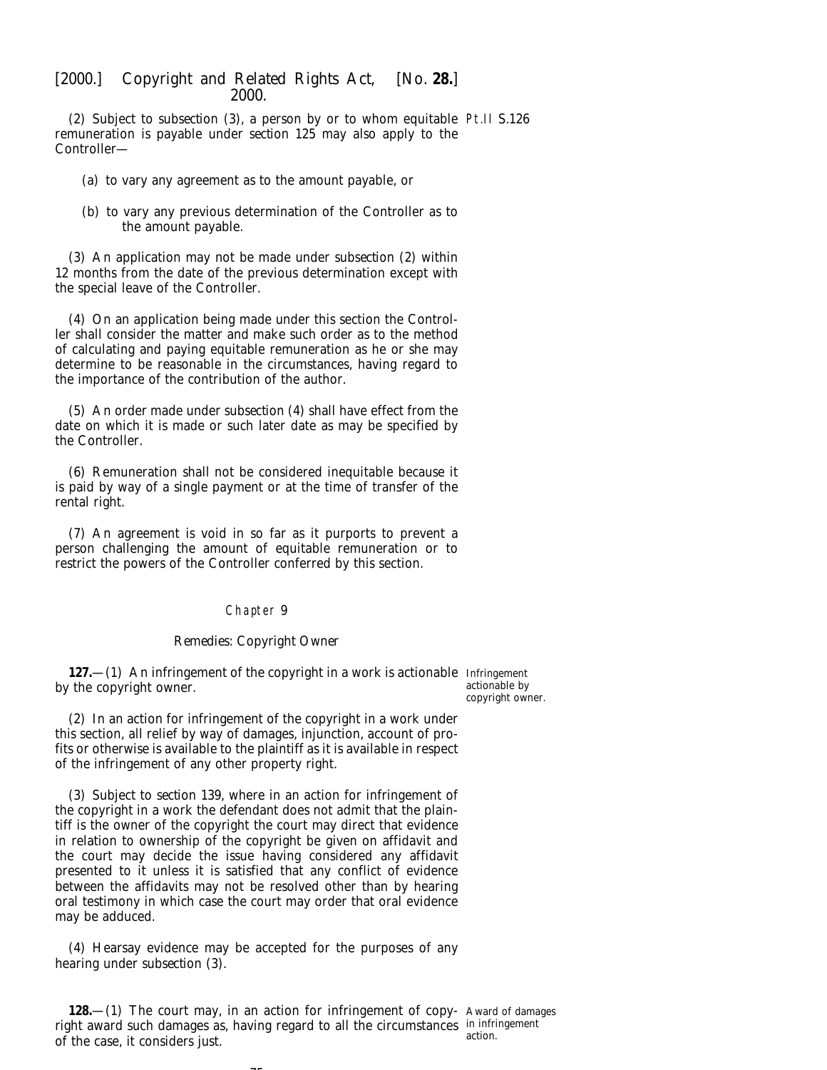(2) Subject to *subsection (3)*, a person by or to whom equitable remuneration is payable under *section 125* may also apply to the Controller—

(*a*) to vary any agreement as to the amount payable, or

(*b*) to vary any previous determination of the Controller as to the amount payable.

(3) An application may not be made under *subsection (2)* within 12 months from the date of the previous determination except with the special leave of the Controller.

(4) On an application being made under this section the Controller shall consider the matter and make such order as to the method of calculating and paying equitable remuneration as he or she may determine to be reasonable in the circumstances, having regard to the importance of the contribution of the author.

(5) An order made under *subsection (4)* shall have effect from the date on which it is made or such later date as may be specified by the Controller.

(6) Remuneration shall not be considered inequitable because it is paid by way of a single payment or at the time of transfer of the rental right.

(7) An agreement is void in so far as it purports to prevent a person challenging the amount of equitable remuneration or to restrict the powers of the Controller conferred by this section.

## Chapter 9

### *Remedies: Copyright Owner*

Infringement actionable by copyright owner.

**127.**—(1) An infringement of the copyright in a work is actionable by the copyright owner.

(2) In an action for infringement of the copyright in a work under this section, all relief by way of damages, injunction, account of profits or otherwise is available to the plaintiff as it is available in respect of the infringement of any other property right.

(3) Subject to *section 139*, where in an action for infringement of the copyright in a work the defendant does not admit that the plaintiff is the owner of the copyright the court may direct that evidence in relation to ownership of the copyright be given on affidavit and the court may decide the issue having considered any affidavit presented to it unless it is satisfied that any conflict of evidence between the affidavits may not be resolved other than by hearing oral testimony in which case the court may order that oral evidence may be adduced.

(4) Hearsay evidence may be accepted for the purposes of any hearing under *subsection (3)*.

Award of damages in infringement action.

**128.**—(1) The court may, in an action for infringement of copyright award such damages as, having regard to all the circumstances of the case, it considers just.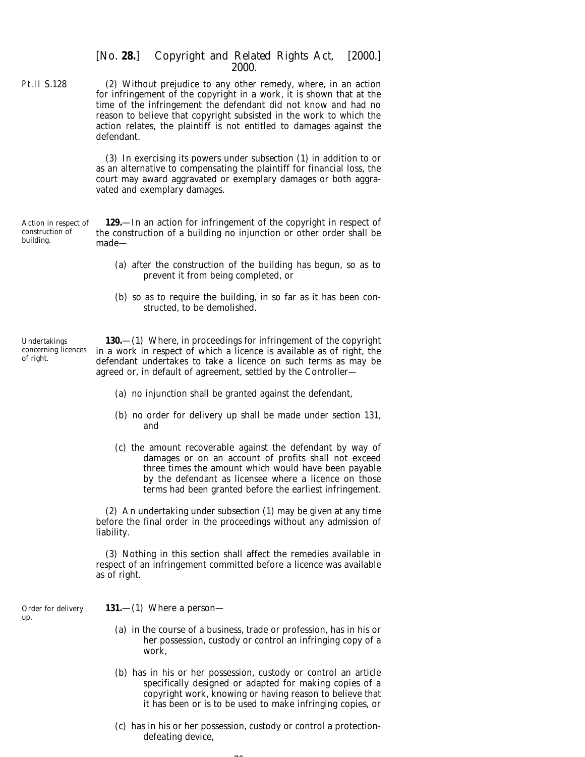(2) Without prejudice to any other remedy, where, in an action for infringement of the copyright in a work, it is shown that at the time of the infringement the defendant did not know and had no reason to believe that copyright subsisted in the work to which the action relates, the plaintiff is not entitled to damages against the defendant.

(3) In exercising its powers under *subsection (1)* in addition to or as an alternative to compensating the plaintiff for financial loss, the court may award aggravated or exemplary damages or both aggravated and exemplary damages.

*Action in respect of construction of building.*

**129.**—In an action for infringement of the copyright in respect of the construction of a building no injunction or other order shall be made—

(*a*) after the construction of the building has begun, so as to prevent it from being completed, or

(*b*) so as to require the building, in so far as it has been constructed, to be demolished.

*Undertakings concerning licences of right.*

**130.**—(1) Where, in proceedings for infringement of the copyright in a work in respect of which a licence is available as of right, the defendant undertakes to take a licence on such terms as may be agreed or, in default of agreement, settled by the Controller—

(*a*) no injunction shall be granted against the defendant,

(*b*) no order for delivery up shall be made under *section 131*, and

(*c*) the amount recoverable against the defendant by way of damages or on an account of profits shall not exceed three times the amount which would have been payable by the defendant as licensee where a licence on those terms had been granted before the earliest infringement.

(2) An undertaking under *subsection (1)* may be given at any time before the final order in the proceedings without any admission of liability.

(3) Nothing in this section shall affect the remedies available in respect of an infringement committed before a licence was available as of right.

*Order for delivery up.*

**131.**—(1) Where a person—

(*a*) in the course of a business, trade or profession, has in his or her possession, custody or control an infringing copy of a work,

(*b*) has in his or her possession, custody or control an article specifically designed or adapted for making copies of a copyright work, knowing or having reason to believe that it has been or is to be used to make infringing copies, or

(*c*) has in his or her possession, custody or control a protection-defeating device,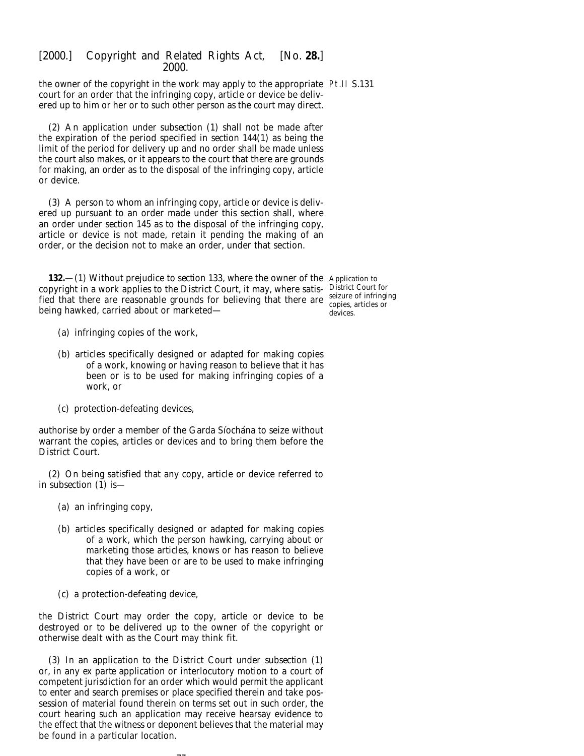the owner of the copyright in the work may apply to the appropriate court for an order that the infringing copy, article or device be delivered up to him or her or to such other person as the court may direct.

(2) An application under *subsection (1)* shall not be made after the expiration of the period specified in *section 144(1)* as being the limit of the period for delivery up and no order shall be made unless the court also makes, or it appears to the court that there are grounds for making, an order as to the disposal of the infringing copy, article or device.

(3) A person to whom an infringing copy, article or device is delivered up pursuant to an order made under this section shall, where an order under *section 145* as to the disposal of the infringing copy, article or device is not made, retain it pending the making of an order, or the decision not to make an order, under that section.

Application to District Court for seizure of infringing copies, articles or devices.

**132.**—(1) Without prejudice to *section 133*, where the owner of the copyright in a work applies to the District Court, it may, where satisfied that there are reasonable grounds for believing that there are being hawked, carried about or marketed—

(*a*) infringing copies of the work,

(*b*) articles specifically designed or adapted for making copies of a work, knowing or having reason to believe that it has been or is to be used for making infringing copies of a work, or

(*c*) protection-defeating devices,

authorise by order a member of the Garda Síochána to seize without warrant the copies, articles or devices and to bring them before the District Court.

(2) On being satisfied that any copy, article or device referred to in *subsection (1)* is—

(*a*) an infringing copy,

(*b*) articles specifically designed or adapted for making copies of a work, which the person hawking, carrying about or marketing those articles, knows or has reason to believe that they have been or are to be used to make infringing copies of a work, or

(*c*) a protection-defeating device,

the District Court may order the copy, article or device to be destroyed or to be delivered up to the owner of the copyright or otherwise dealt with as the Court may think fit.

(3) In an application to the District Court under *subsection (1)* or, in any ex parte application or interlocutory motion to a court of competent jurisdiction for an order which would permit the applicant to enter and search premises or place specified therein and take possession of material found therein on terms set out in such order, the court hearing such an application may receive hearsay evidence to the effect that the witness or deponent believes that the material may be found in a particular location.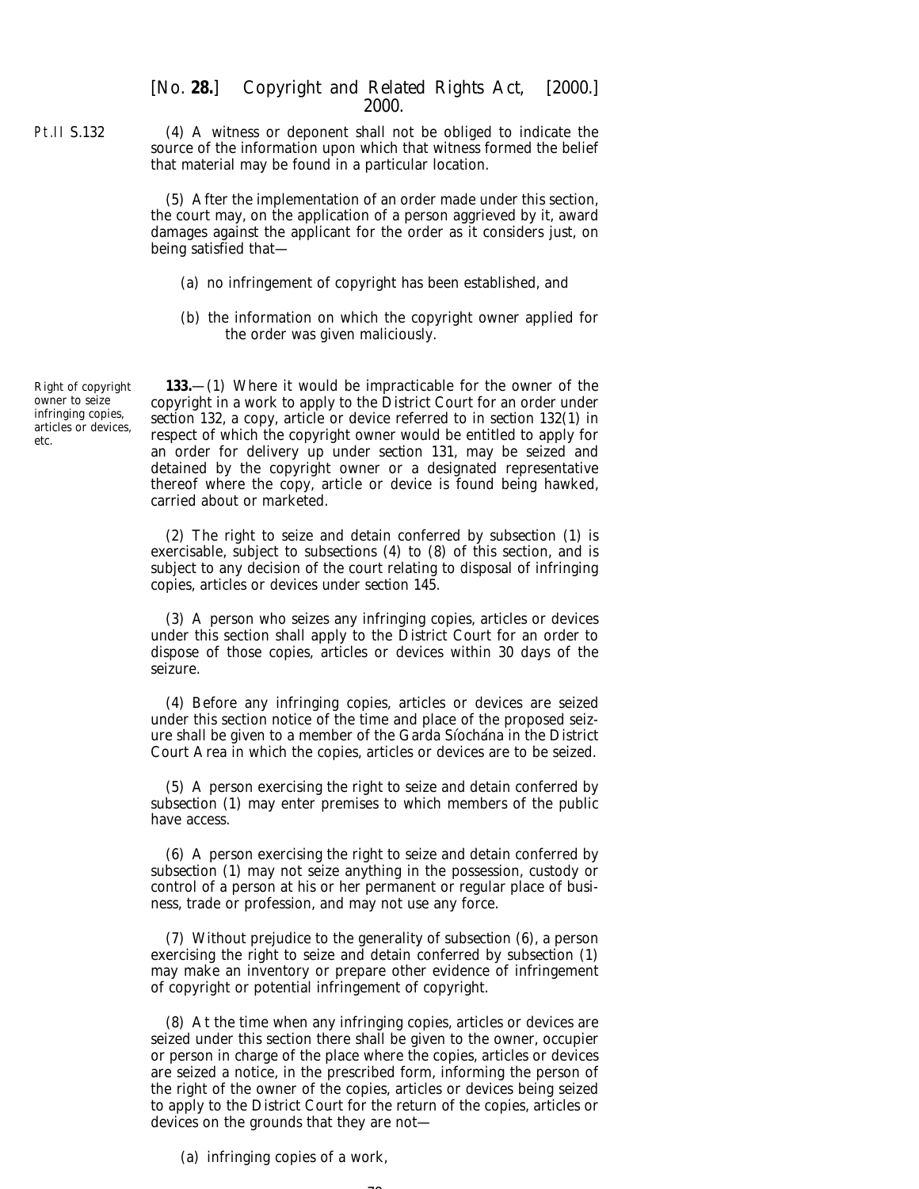(4) A witness or deponent shall not be obliged to indicate the source of the information upon which that witness formed the belief that material may be found in a particular location.

(5) After the implementation of an order made under this section, the court may, on the application of a person aggrieved by it, award damages against the applicant for the order as it considers just, on being satisfied that—

(*a*) no infringement of copyright has been established, and

(*b*) the information on which the copyright owner applied for the order was given maliciously.

Right of copyright owner to seize infringing copies, articles or devices, etc.

**133.**—(1) Where it would be impracticable for the owner of the copyright in a work to apply to the District Court for an order under *section 132*, a copy, article or device referred to in *section 132(1)* in respect of which the copyright owner would be entitled to apply for an order for delivery up under *section 131*, may be seized and detained by the copyright owner or a designated representative thereof where the copy, article or device is found being hawked, carried about or marketed.

(2) The right to seize and detain conferred by *subsection (1)* is exercisable, subject to *subsections (4)* to *(8)* of this section, and is subject to any decision of the court relating to disposal of infringing copies, articles or devices under *section 145*.

(3) A person who seizes any infringing copies, articles or devices under this section shall apply to the District Court for an order to dispose of those copies, articles or devices within 30 days of the seizure.

(4) Before any infringing copies, articles or devices are seized under this section notice of the time and place of the proposed seizure shall be given to a member of the Garda Síochána in the District Court Area in which the copies, articles or devices are to be seized.

(5) A person exercising the right to seize and detain conferred by *subsection (1)* may enter premises to which members of the public have access.

(6) A person exercising the right to seize and detain conferred by *subsection (1)* may not seize anything in the possession, custody or control of a person at his or her permanent or regular place of business, trade or profession, and may not use any force.

(7) Without prejudice to the generality of *subsection (6)*, a person exercising the right to seize and detain conferred by *subsection (1)* may make an inventory or prepare other evidence of infringement of copyright or potential infringement of copyright.

(8) At the time when any infringing copies, articles or devices are seized under this section there shall be given to the owner, occupier or person in charge of the place where the copies, articles or devices are seized a notice, in the prescribed form, informing the person of the right of the owner of the copies, articles or devices being seized to apply to the District Court for the return of the copies, articles or devices on the grounds that they are not—

(*a*) infringing copies of a work,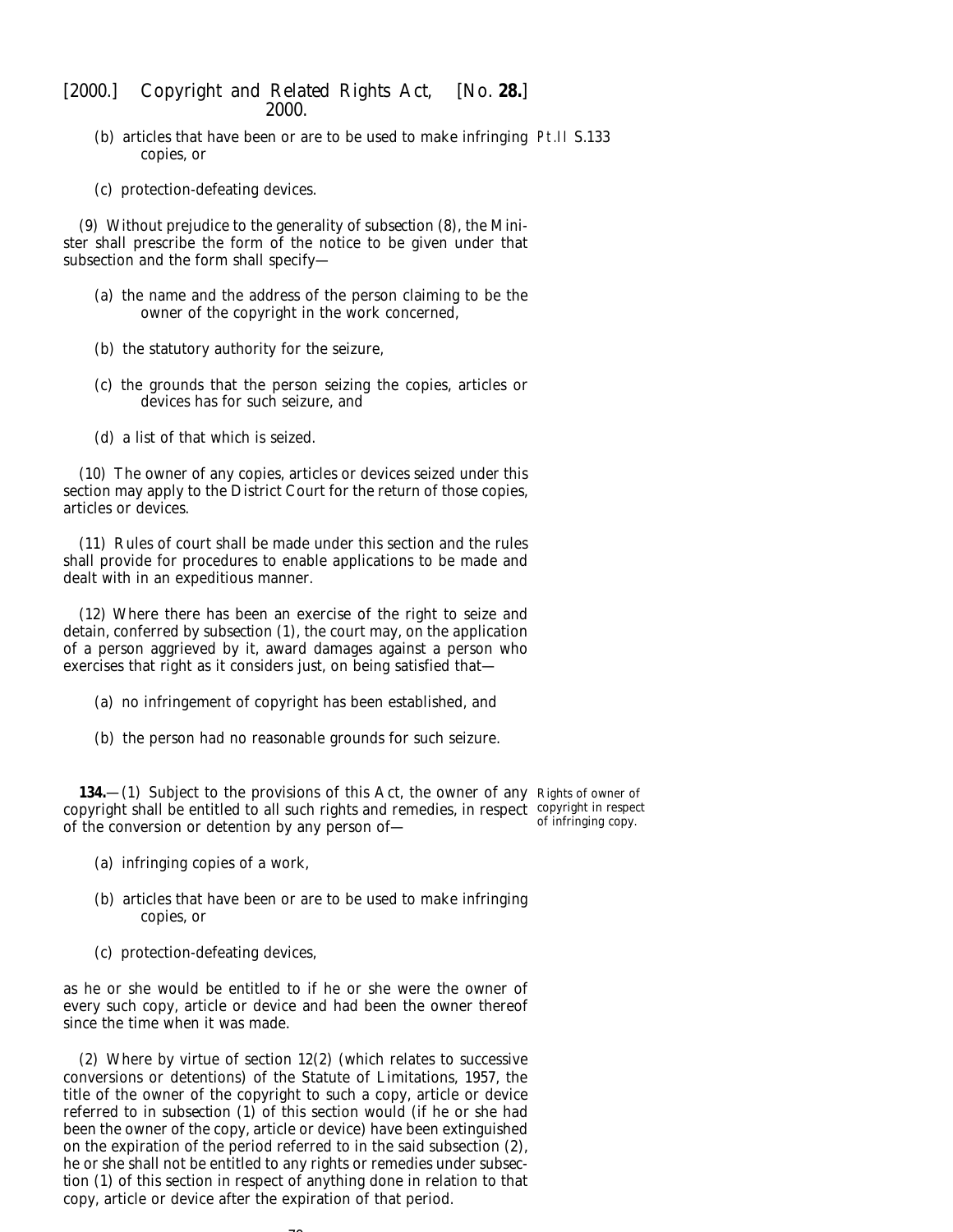(b) articles that have been or are to be used to make infringing copies, or

(c) protection-defeating devices.

(9) Without prejudice to the generality of *subsection (8)*, the Minister shall prescribe the form of the notice to be given under that subsection and the form shall specify—

(a) the name and the address of the person claiming to be the owner of the copyright in the work concerned,

(b) the statutory authority for the seizure,

(c) the grounds that the person seizing the copies, articles or devices has for such seizure, and

(d) a list of that which is seized.

(10) The owner of any copies, articles or devices seized under this section may apply to the District Court for the return of those copies, articles or devices.

(11) Rules of court shall be made under this section and the rules shall provide for procedures to enable applications to be made and dealt with in an expeditious manner.

(12) Where there has been an exercise of the right to seize and detain, conferred by *subsection (1)*, the court may, on the application of a person aggrieved by it, award damages against a person who exercises that right as it considers just, on being satisfied that—

(a) no infringement of copyright has been established, and

(b) the person had no reasonable grounds for such seizure.

*Rights of owner of copyright in respect of infringing copy.*

**134.**—(1) Subject to the provisions of this Act, the owner of any copyright shall be entitled to all such rights and remedies, in respect of the conversion or detention by any person of—

(a) infringing copies of a work,

(b) articles that have been or are to be used to make infringing copies, or

(c) protection-defeating devices,

as he or she would be entitled to if he or she were the owner of every such copy, article or device and had been the owner thereof since the time when it was made.

(2) Where by virtue of section 12(2) (which relates to successive conversions or detentions) of the Statute of Limitations, 1957, the title of the owner of the copyright to such a copy, article or device referred to in *subsection (1)* of this section would (if he or she had been the owner of the copy, article or device) have been extinguished on the expiration of the period referred to in the said subsection (2), he or she shall not be entitled to any rights or remedies under *subsection (1)* of this section in respect of anything done in relation to that copy, article or device after the expiration of that period.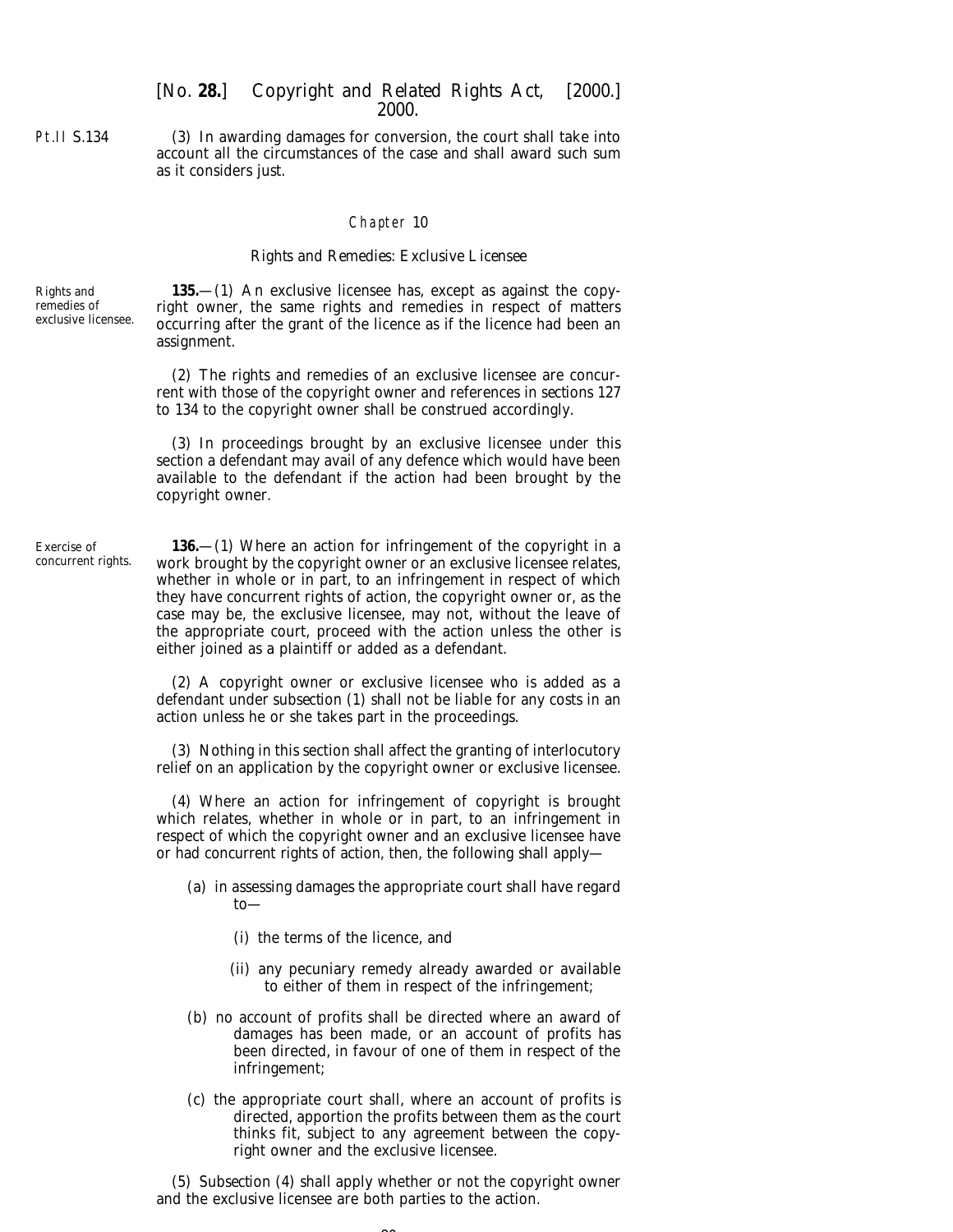(3) In awarding damages for conversion, the court shall take into account all the circumstances of the case and shall award such sum as it considers just.

## Chapter 10

### Rights and Remedies: Exclusive Licensee

Rights and remedies of exclusive licensee.

**135.**—(1) An exclusive licensee has, except as against the copyright owner, the same rights and remedies in respect of matters occurring after the grant of the licence as if the licence had been an assignment.

(2) The rights and remedies of an exclusive licensee are concurrent with those of the copyright owner and references in sections 127 to 134 to the copyright owner shall be construed accordingly.

(3) In proceedings brought by an exclusive licensee under this section a defendant may avail of any defence which would have been available to the defendant if the action had been brought by the copyright owner.

Exercise of concurrent rights.

**136.**—(1) Where an action for infringement of the copyright in a work brought by the copyright owner or an exclusive licensee relates, whether in whole or in part, to an infringement in respect of which they have concurrent rights of action, the copyright owner or, as the case may be, the exclusive licensee, may not, without the leave of the appropriate court, proceed with the action unless the other is either joined as a plaintiff or added as a defendant.

(2) A copyright owner or exclusive licensee who is added as a defendant under subsection (1) shall not be liable for any costs in an action unless he or she takes part in the proceedings.

(3) Nothing in this section shall affect the granting of interlocutory relief on an application by the copyright owner or exclusive licensee.

(4) Where an action for infringement of copyright is brought which relates, whether in whole or in part, to an infringement in respect of which the copyright owner and an exclusive licensee have or had concurrent rights of action, then, the following shall apply—

- (*a*) in assessing damages the appropriate court shall have regard to—
  - (i) the terms of the licence, and
  - (ii) any pecuniary remedy already awarded or available to either of them in respect of the infringement;
- (*b*) no account of profits shall be directed where an award of damages has been made, or an account of profits has been directed, in favour of one of them in respect of the infringement;
- (*c*) the appropriate court shall, where an account of profits is directed, apportion the profits between them as the court thinks fit, subject to any agreement between the copyright owner and the exclusive licensee.

(5) Subsection (4) shall apply whether or not the copyright owner and the exclusive licensee are both parties to the action.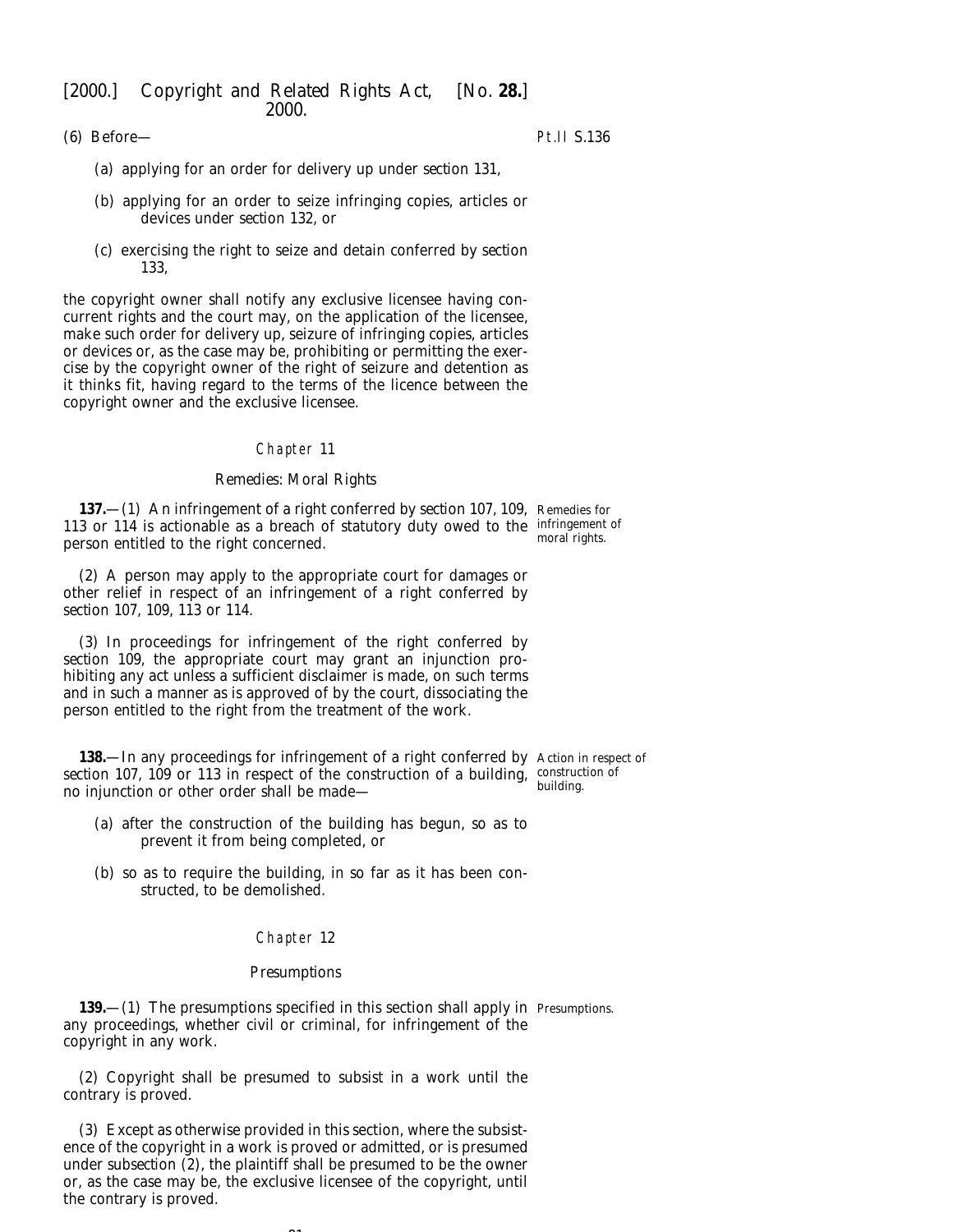(6) Before—

(a) applying for an order for delivery up under section 131,

(b) applying for an order to seize infringing copies, articles or devices under section 132, or

(c) exercising the right to seize and detain conferred by section 133,

the copyright owner shall notify any exclusive licensee having concurrent rights and the court may, on the application of the licensee, make such order for delivery up, seizure of infringing copies, articles or devices or, as the case may be, prohibiting or permitting the exercise by the copyright owner of the right of seizure and detention as it thinks fit, having regard to the terms of the licence between the copyright owner and the exclusive licensee.

## Chapter 11

### Remedies: Moral Rights

Remedies for infringement of moral rights.

**137.**—(1) An infringement of a right conferred by section 107, 109, 113 or 114 is actionable as a breach of statutory duty owed to the person entitled to the right concerned.

(2) A person may apply to the appropriate court for damages or other relief in respect of an infringement of a right conferred by section 107, 109, 113 or 114.

(3) In proceedings for infringement of the right conferred by section 109, the appropriate court may grant an injunction prohibiting any act unless a sufficient disclaimer is made, on such terms and in such a manner as is approved of by the court, dissociating the person entitled to the right from the treatment of the work.

Action in respect of construction of building.

**138.**—In any proceedings for infringement of a right conferred by section 107, 109 or 113 in respect of the construction of a building, no injunction or other order shall be made—

(a) after the construction of the building has begun, so as to prevent it from being completed, or

(b) so as to require the building, in so far as it has been constructed, to be demolished.

## Chapter 12

### Presumptions

Presumptions.

**139.**—(1) The presumptions specified in this section shall apply in any proceedings, whether civil or criminal, for infringement of the copyright in any work.

(2) Copyright shall be presumed to subsist in a work until the contrary is proved.

(3) Except as otherwise provided in this section, where the subsistence of the copyright in a work is proved or admitted, or is presumed under subsection (2), the plaintiff shall be presumed to be the owner or, as the case may be, the exclusive licensee of the copyright, until the contrary is proved.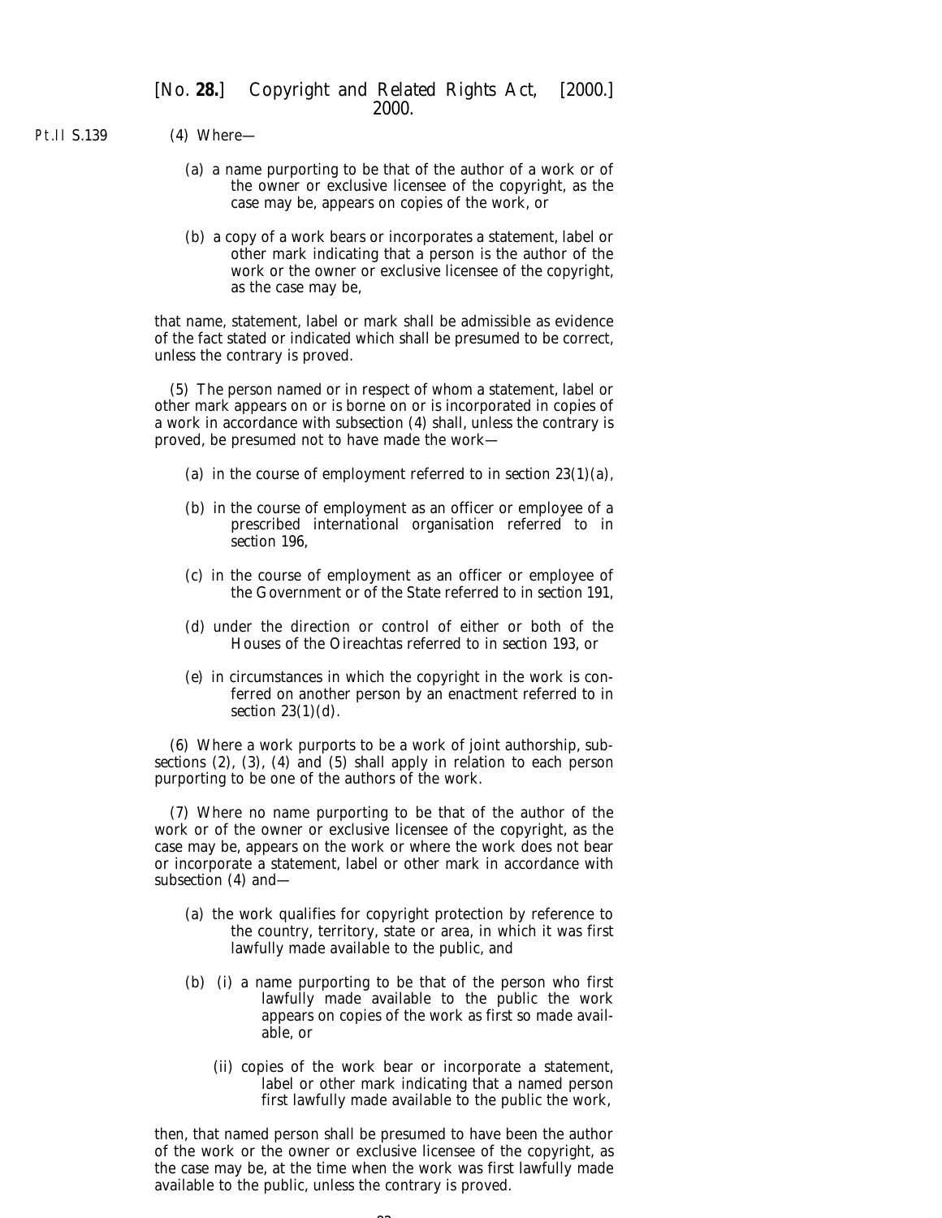(4) Where—

(a) a name purporting to be that of the author of a work or of the owner or exclusive licensee of the copyright, as the case may be, appears on copies of the work, or

(b) a copy of a work bears or incorporates a statement, label or other mark indicating that a person is the author of the work or the owner or exclusive licensee of the copyright, as the case may be,

that name, statement, label or mark shall be admissible as evidence of the fact stated or indicated which shall be presumed to be correct, unless the contrary is proved.

(5) The person named or in respect of whom a statement, label or other mark appears on or is borne on or is incorporated in copies of a work in accordance with *subsection (4)* shall, unless the contrary is proved, be presumed not to have made the work—

(a) in the course of employment referred to in *section 23(1)(a)*,

(b) in the course of employment as an officer or employee of a prescribed international organisation referred to in *section 196*,

(c) in the course of employment as an officer or employee of the Government or of the State referred to in *section 191*,

(d) under the direction or control of either or both of the Houses of the Oireachtas referred to in *section 193*, or

(e) in circumstances in which the copyright in the work is conferred on another person by an enactment referred to in *section 23(1)(d)*.

(6) Where a work purports to be a work of joint authorship, *subsections (2)*, *(3)*, *(4)* and *(5)* shall apply in relation to each person purporting to be one of the authors of the work.

(7) Where no name purporting to be that of the author of the work or of the owner or exclusive licensee of the copyright, as the case may be, appears on the work or where the work does not bear or incorporate a statement, label or other mark in accordance with *subsection (4)* and—

(a) the work qualifies for copyright protection by reference to the country, territory, state or area, in which it was first lawfully made available to the public, and

(b) (i) a name purporting to be that of the person who first lawfully made available to the public the work appears on copies of the work as first so made available, or

(ii) copies of the work bear or incorporate a statement, label or other mark indicating that a named person first lawfully made available to the public the work,

then, that named person shall be presumed to have been the author of the work or the owner or exclusive licensee of the copyright, as the case may be, at the time when the work was first lawfully made available to the public, unless the contrary is proved.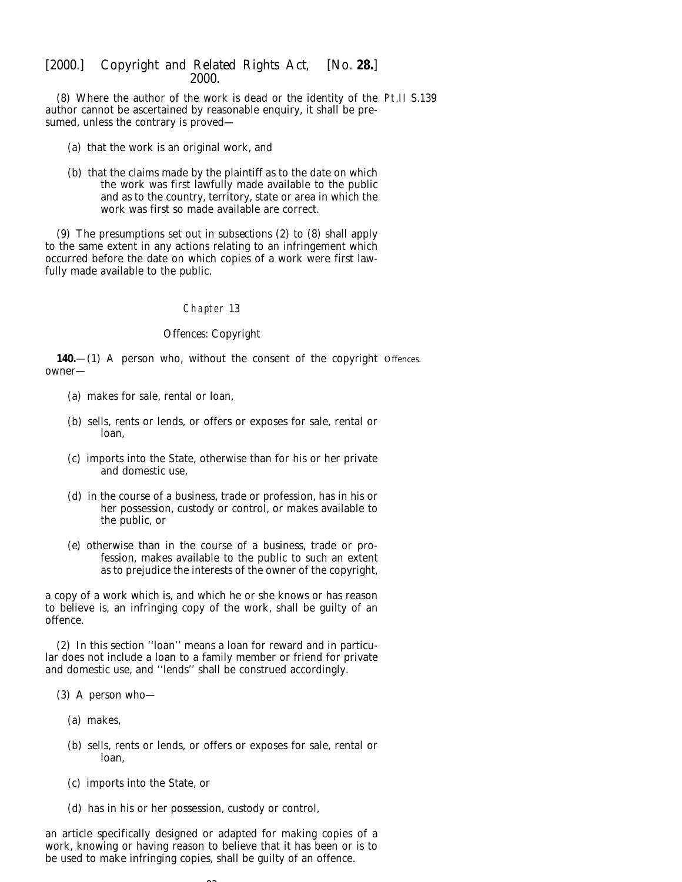(8) Where the author of the work is dead or the identity of the author cannot be ascertained by reasonable enquiry, it shall be presumed, unless the contrary is proved—

(a) that the work is an original work, and

(b) that the claims made by the plaintiff as to the date on which the work was first lawfully made available to the public and as to the country, territory, state or area in which the work was first so made available are correct.

(9) The presumptions set out in subsections (2) to (8) shall apply to the same extent in any actions relating to an infringement which occurred before the date on which copies of a work were first lawfully made available to the public.

## Chapter 13

### Offences: Copyright

**140.**—(1) A person who, without the consent of the copyright owner—

(a) makes for sale, rental or loan,

(b) sells, rents or lends, or offers or exposes for sale, rental or loan,

(c) imports into the State, otherwise than for his or her private and domestic use,

(d) in the course of a business, trade or profession, has in his or her possession, custody or control, or makes available to the public, or

(e) otherwise than in the course of a business, trade or profession, makes available to the public to such an extent as to prejudice the interests of the owner of the copyright,

a copy of a work which is, and which he or she knows or has reason to believe is, an infringing copy of the work, shall be guilty of an offence.

(2) In this section ''loan'' means a loan for reward and in particular does not include a loan to a family member or friend for private and domestic use, and ''lends'' shall be construed accordingly.

(3) A person who—

(a) makes,

(b) sells, rents or lends, or offers or exposes for sale, rental or loan,

(c) imports into the State, or

(d) has in his or her possession, custody or control,

an article specifically designed or adapted for making copies of a work, knowing or having reason to believe that it has been or is to be used to make infringing copies, shall be guilty of an offence.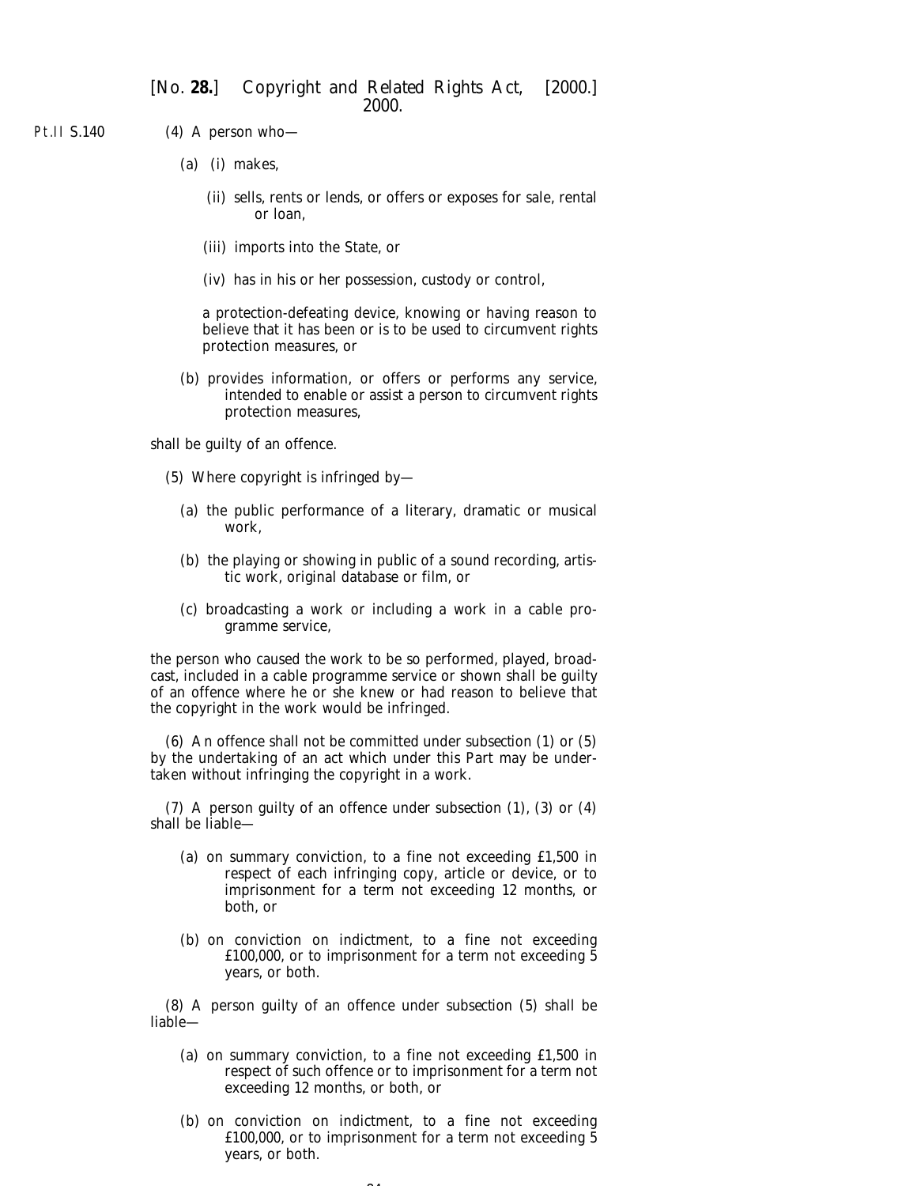(4) A person who—

(a) (i) makes,

(ii) sells, rents or lends, or offers or exposes for sale, rental or loan,

(iii) imports into the State, or

(iv) has in his or her possession, custody or control,

a protection-defeating device, knowing or having reason to believe that it has been or is to be used to circumvent rights protection measures, or

(b) provides information, or offers or performs any service, intended to enable or assist a person to circumvent rights protection measures,

shall be guilty of an offence.

(5) Where copyright is infringed by—

(a) the public performance of a literary, dramatic or musical work,

(b) the playing or showing in public of a sound recording, artistic work, original database or film, or

(c) broadcasting a work or including a work in a cable programme service,

the person who caused the work to be so performed, played, broadcast, included in a cable programme service or shown shall be guilty of an offence where he or she knew or had reason to believe that the copyright in the work would be infringed.

(6) An offence shall not be committed under subsection (1) or (5) by the undertaking of an act which under this Part may be undertaken without infringing the copyright in a work.

(7) A person guilty of an offence under subsection (1), (3) or (4) shall be liable—

(a) on summary conviction, to a fine not exceeding £1,500 in respect of each infringing copy, article or device, or to imprisonment for a term not exceeding 12 months, or both, or

(b) on conviction on indictment, to a fine not exceeding £100,000, or to imprisonment for a term not exceeding 5 years, or both.

(8) A person guilty of an offence under subsection (5) shall be liable—

(a) on summary conviction, to a fine not exceeding £1,500 in respect of such offence or to imprisonment for a term not exceeding 12 months, or both, or

(b) on conviction on indictment, to a fine not exceeding £100,000, or to imprisonment for a term not exceeding 5 years, or both.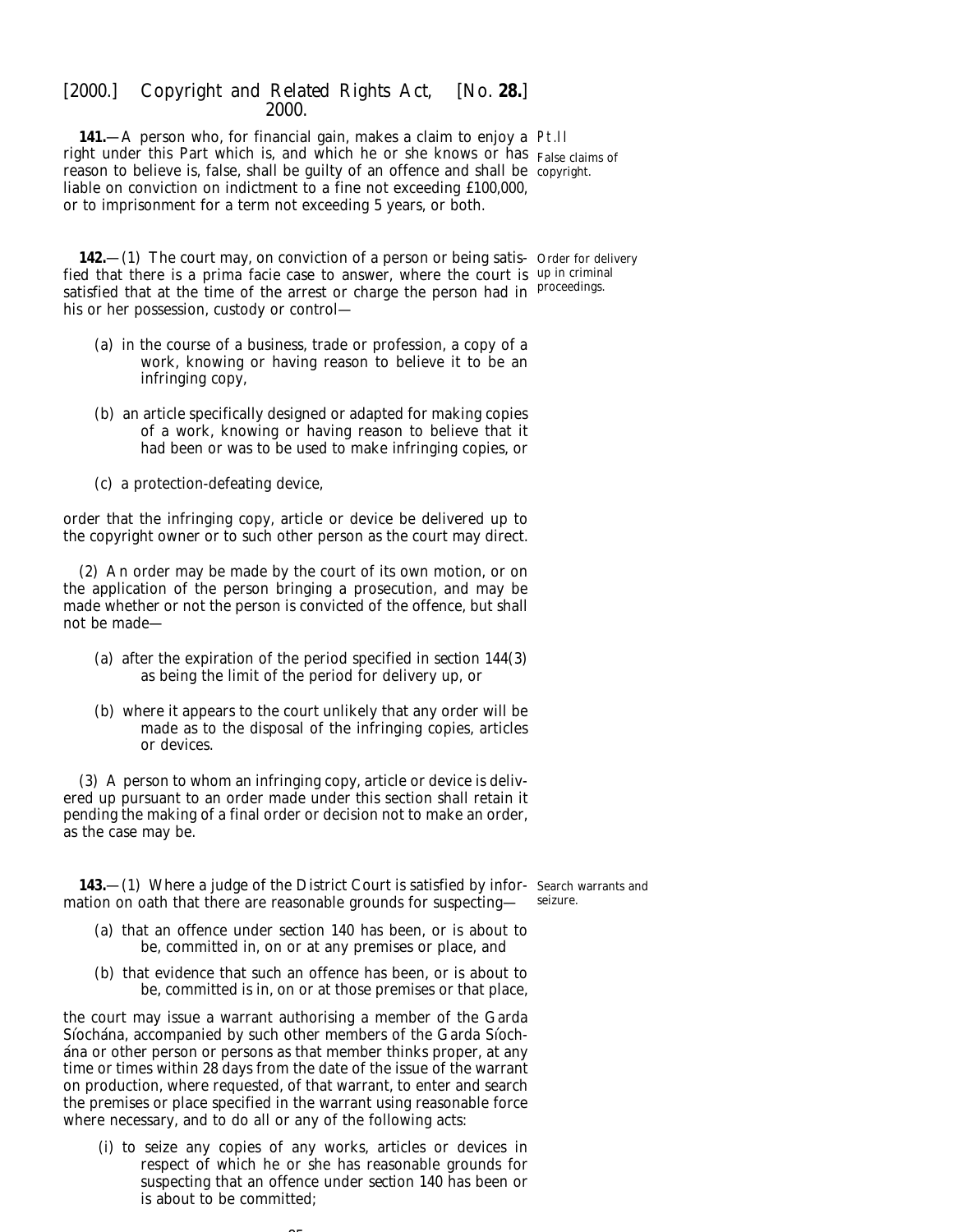**141.**—A person who, for financial gain, makes a claim to enjoy a right under this Part which is, and which he or she knows or has reason to believe is, false, shall be guilty of an offence and shall be liable on conviction on indictment to a fine not exceeding £100,000, or to imprisonment for a term not exceeding 5 years, or both.

Pt.II

False claims of copyright.

**142.**—(1) The court may, on conviction of a person or being satisfied that there is a prima facie case to answer, where the court is satisfied that at the time of the arrest or charge the person had in his or her possession, custody or control—

Order for delivery up in criminal proceedings.

(*a*) in the course of a business, trade or profession, a copy of a work, knowing or having reason to believe it to be an infringing copy,

(*b*) an article specifically designed or adapted for making copies of a work, knowing or having reason to believe that it had been or was to be used to make infringing copies, or

(*c*) a protection-defeating device,

order that the infringing copy, article or device be delivered up to the copyright owner or to such other person as the court may direct.

(2) An order may be made by the court of its own motion, or on the application of the person bringing a prosecution, and may be made whether or not the person is convicted of the offence, but shall not be made—

(*a*) after the expiration of the period specified in *section 144(3)* as being the limit of the period for delivery up, or

(*b*) where it appears to the court unlikely that any order will be made as to the disposal of the infringing copies, articles or devices.

(3) A person to whom an infringing copy, article or device is delivered up pursuant to an order made under this section shall retain it pending the making of a final order or decision not to make an order, as the case may be.

**143.**—(1) Where a judge of the District Court is satisfied by information on oath that there are reasonable grounds for suspecting—

Search warrants and seizure.

(*a*) that an offence under *section 140* has been, or is about to be, committed in, on or at any premises or place, and

(*b*) that evidence that such an offence has been, or is about to be, committed is in, on or at those premises or that place,

the court may issue a warrant authorising a member of the Garda Síochána, accompanied by such other members of the Garda Síochána or other person or persons as that member thinks proper, at any time or times within 28 days from the date of the issue of the warrant on production, where requested, of that warrant, to enter and search the premises or place specified in the warrant using reasonable force where necessary, and to do all or any of the following acts:

(i) to seize any copies of any works, articles or devices in respect of which he or she has reasonable grounds for suspecting that an offence under *section 140* has been or is about to be committed;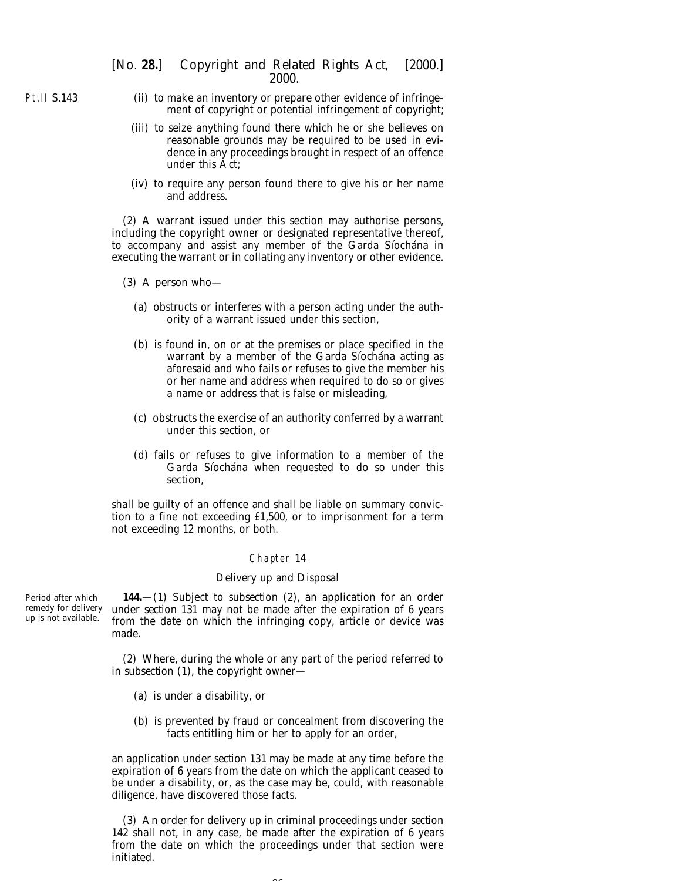(ii) to make an inventory or prepare other evidence of infringement of copyright or potential infringement of copyright;

(iii) to seize anything found there which he or she believes on reasonable grounds may be required to be used in evidence in any proceedings brought in respect of an offence under this Act;

(iv) to require any person found there to give his or her name and address.

(2) A warrant issued under this section may authorise persons, including the copyright owner or designated representative thereof, to accompany and assist any member of the Garda Síochána in executing the warrant or in collating any inventory or other evidence.

(3) A person who—

(a) obstructs or interferes with a person acting under the authority of a warrant issued under this section,

(b) is found in, on or at the premises or place specified in the warrant by a member of the Garda Síochána acting as aforesaid and who fails or refuses to give the member his or her name and address when required to do so or gives a name or address that is false or misleading,

(c) obstructs the exercise of an authority conferred by a warrant under this section, or

(d) fails or refuses to give information to a member of the Garda Síochána when requested to do so under this section,

shall be guilty of an offence and shall be liable on summary conviction to a fine not exceeding £1,500, or to imprisonment for a term not exceeding 12 months, or both.

## Chapter 14

### Delivery up and Disposal

*Period after which remedy for delivery up is not available.*

**144.**—(1) Subject to *subsection (2)*, an application for an order under *section 131* may not be made after the expiration of 6 years from the date on which the infringing copy, article or device was made.

(2) Where, during the whole or any part of the period referred to in *subsection (1)*, the copyright owner—

(a) is under a disability, or

(b) is prevented by fraud or concealment from discovering the facts entitling him or her to apply for an order,

an application under *section 131* may be made at any time before the expiration of 6 years from the date on which the applicant ceased to be under a disability, or, as the case may be, could, with reasonable diligence, have discovered those facts.

(3) An order for delivery up in criminal proceedings under *section 142* shall not, in any case, be made after the expiration of 6 years from the date on which the proceedings under that section were initiated.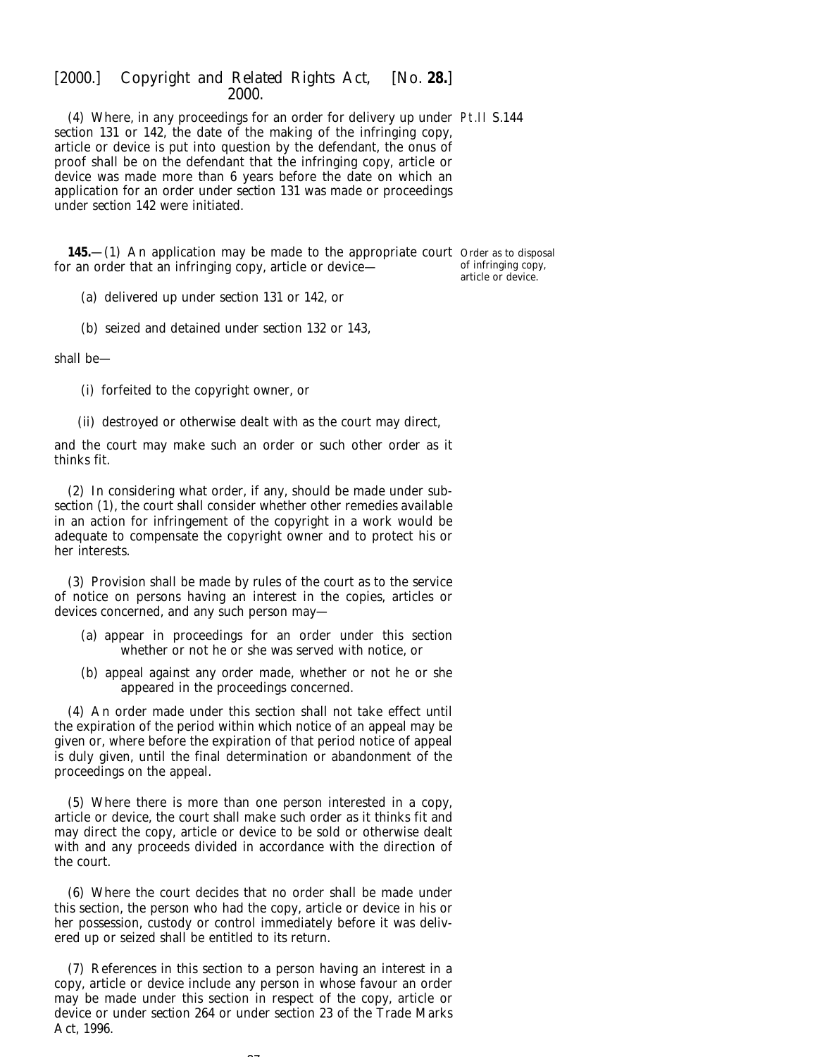(4) Where, in any proceedings for an order for delivery up under section 131 or 142, the date of the making of the infringing copy, article or device is put into question by the defendant, the onus of proof shall be on the defendant that the infringing copy, article or device was made more than 6 years before the date on which an application for an order under section 131 was made or proceedings under section 142 were initiated.

Order as to disposal of infringing copy, article or device.

**145.**—(1) An application may be made to the appropriate court for an order that an infringing copy, article or device—

(*a*) delivered up under section 131 or 142, or

(*b*) seized and detained under section 132 or 143,

shall be—

(i) forfeited to the copyright owner, or

(ii) destroyed or otherwise dealt with as the court may direct,

and the court may make such an order or such other order as it thinks fit.

(2) In considering what order, if any, should be made under subsection (1), the court shall consider whether other remedies available in an action for infringement of the copyright in a work would be adequate to compensate the copyright owner and to protect his or her interests.

(3) Provision shall be made by rules of the court as to the service of notice on persons having an interest in the copies, articles or devices concerned, and any such person may—

(*a*) appear in proceedings for an order under this section whether or not he or she was served with notice, or

(*b*) appeal against any order made, whether or not he or she appeared in the proceedings concerned.

(4) An order made under this section shall not take effect until the expiration of the period within which notice of an appeal may be given or, where before the expiration of that period notice of appeal is duly given, until the final determination or abandonment of the proceedings on the appeal.

(5) Where there is more than one person interested in a copy, article or device, the court shall make such order as it thinks fit and may direct the copy, article or device to be sold or otherwise dealt with and any proceeds divided in accordance with the direction of the court.

(6) Where the court decides that no order shall be made under this section, the person who had the copy, article or device in his or her possession, custody or control immediately before it was delivered up or seized shall be entitled to its return.

(7) References in this section to a person having an interest in a copy, article or device include any person in whose favour an order may be made under this section in respect of the copy, article or device or under section 264 or under section 23 of the Trade Marks Act, 1996.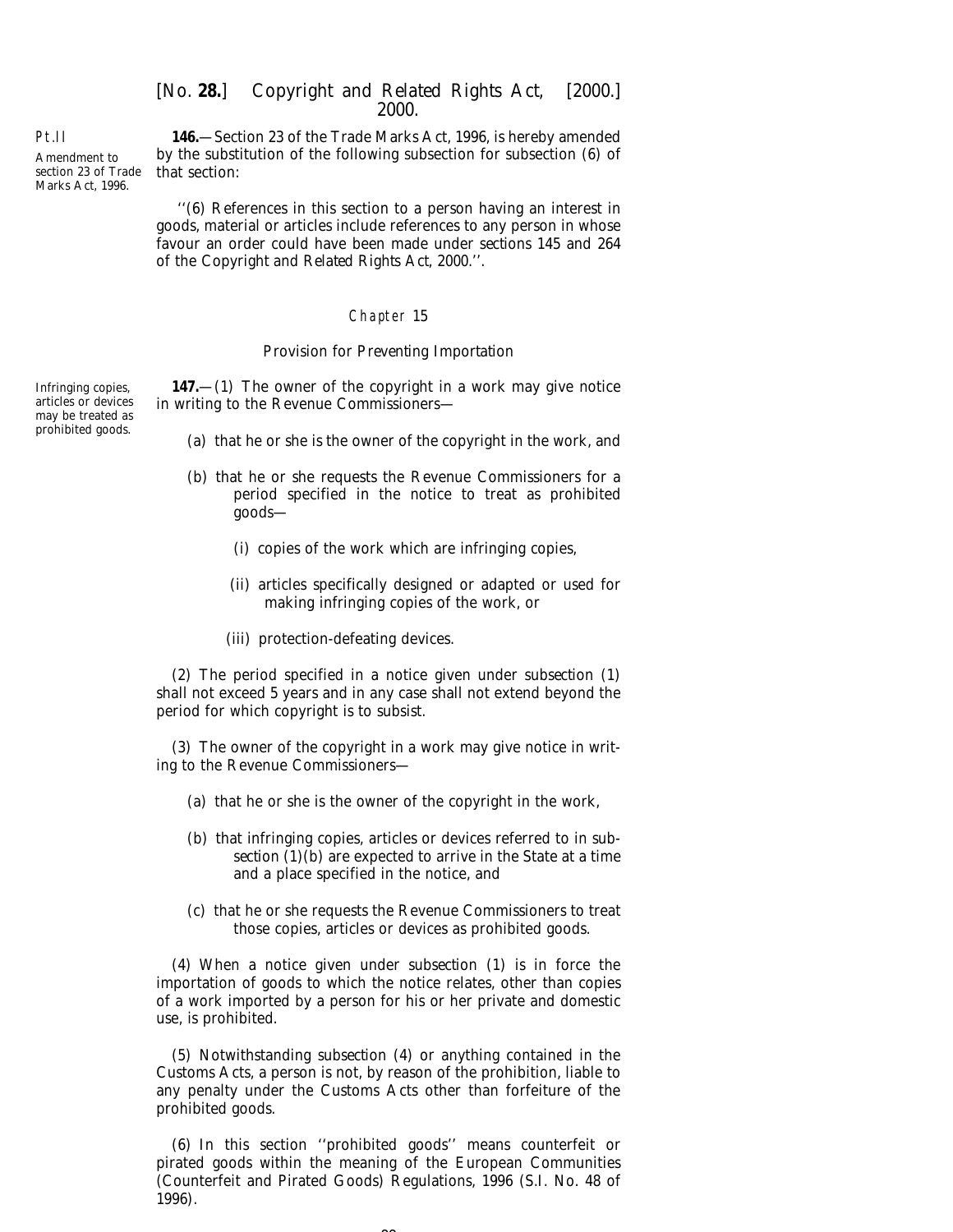Pt.II

**146.**—Section 23 of the Trade Marks Act, 1996, is hereby amended by the substitution of the following subsection for subsection (6) of that section:

Amendment to section 23 of Trade Marks Act, 1996.

''(6) References in this section to a person having an interest in goods, material or articles include references to any person in whose favour an order could have been made under *sections 145* and *264* of the *Copyright and Related Rights Act, 2000*.''.

## Chapter 15

### Provision for Preventing Importation

Infringing copies, articles or devices may be treated as prohibited goods.

**147.**—(1) The owner of the copyright in a work may give notice in writing to the Revenue Commissioners—

(*a*) that he or she is the owner of the copyright in the work, and

(*b*) that he or she requests the Revenue Commissioners for a period specified in the notice to treat as prohibited goods—

(i) copies of the work which are infringing copies,

(ii) articles specifically designed or adapted or used for making infringing copies of the work, or

(iii) protection-defeating devices.

(2) The period specified in a notice given under *subsection (1)* shall not exceed 5 years and in any case shall not extend beyond the period for which copyright is to subsist.

(3) The owner of the copyright in a work may give notice in writing to the Revenue Commissioners—

(*a*) that he or she is the owner of the copyright in the work,

(*b*) that infringing copies, articles or devices referred to in *subsection (1)(b)* are expected to arrive in the State at a time and a place specified in the notice, and

(*c*) that he or she requests the Revenue Commissioners to treat those copies, articles or devices as prohibited goods.

(4) When a notice given under *subsection (1)* is in force the importation of goods to which the notice relates, other than copies of a work imported by a person for his or her private and domestic use, is prohibited.

(5) Notwithstanding *subsection (4)* or anything contained in the Customs Acts, a person is not, by reason of the prohibition, liable to any penalty under the Customs Acts other than forfeiture of the prohibited goods.

(6) In this section ''prohibited goods'' means counterfeit or pirated goods within the meaning of the European Communities (Counterfeit and Pirated Goods) Regulations, 1996 (S.I. No. 48 of 1996).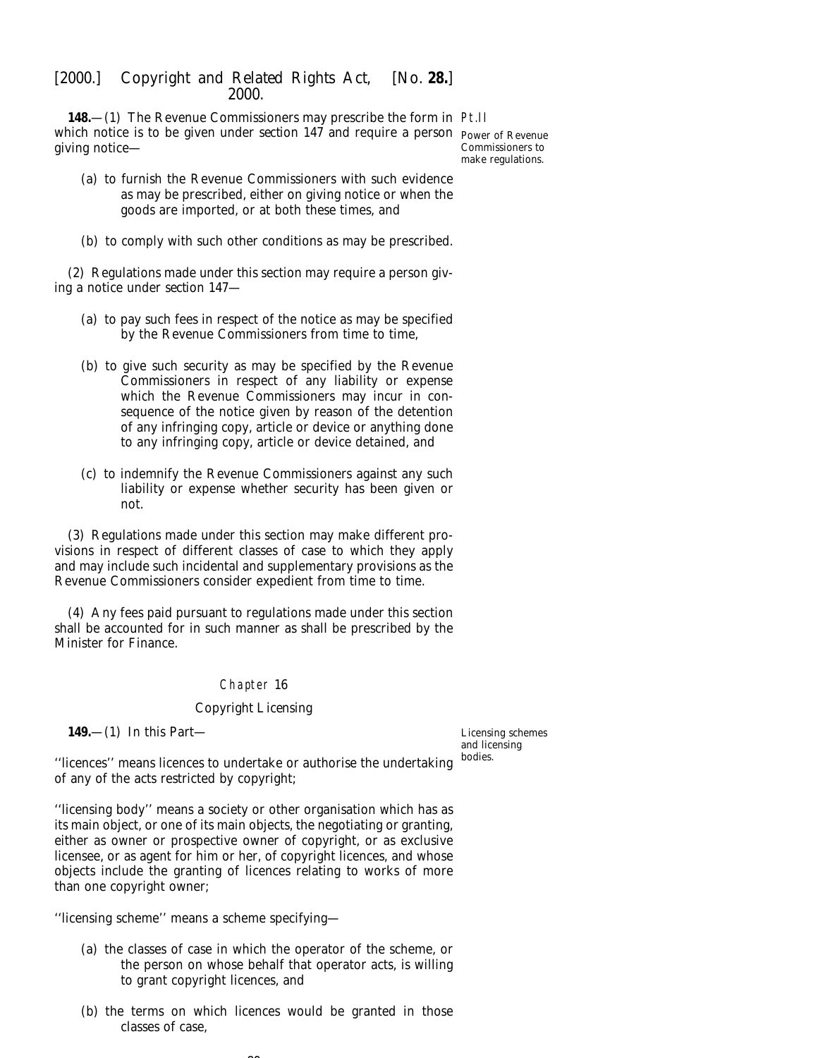**148.**—(1) The Revenue Commissioners may prescribe the form in which notice is to be given under *section 147* and require a person giving notice—

Power of Revenue Commissioners to make regulations.

(*a*) to furnish the Revenue Commissioners with such evidence as may be prescribed, either on giving notice or when the goods are imported, or at both these times, and

(*b*) to comply with such other conditions as may be prescribed.

(2) Regulations made under this section may require a person giving a notice under *section 147*—

(*a*) to pay such fees in respect of the notice as may be specified by the Revenue Commissioners from time to time,

(*b*) to give such security as may be specified by the Revenue Commissioners in respect of any liability or expense which the Revenue Commissioners may incur in consequence of the notice given by reason of the detention of any infringing copy, article or device or anything done to any infringing copy, article or device detained, and

(*c*) to indemnify the Revenue Commissioners against any such liability or expense whether security has been given or not.

(3) Regulations made under this section may make different provisions in respect of different classes of case to which they apply and may include such incidental and supplementary provisions as the Revenue Commissioners consider expedient from time to time.

(4) Any fees paid pursuant to regulations made under this section shall be accounted for in such manner as shall be prescribed by the Minister for Finance.

## Chapter 16

### Copyright Licensing

**149.**—(1) In this Part—

Licensing schemes and licensing bodies.

''licences'' means licences to undertake or authorise the undertaking of any of the acts restricted by copyright;

''licensing body'' means a society or other organisation which has as its main object, or one of its main objects, the negotiating or granting, either as owner or prospective owner of copyright, or as exclusive licensee, or as agent for him or her, of copyright licences, and whose objects include the granting of licences relating to works of more than one copyright owner;

''licensing scheme'' means a scheme specifying—

(*a*) the classes of case in which the operator of the scheme, or the person on whose behalf that operator acts, is willing to grant copyright licences, and

(*b*) the terms on which licences would be granted in those classes of case,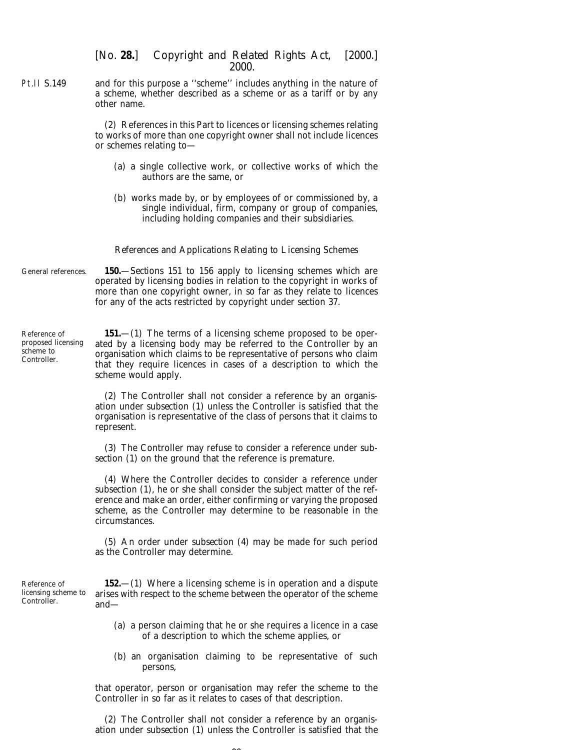and for this purpose a ''scheme'' includes anything in the nature of a scheme, whether described as a scheme or as a tariff or by any other name.

(2) References in this Part to licences or licensing schemes relating to works of more than one copyright owner shall not include licences or schemes relating to—

(*a*) a single collective work, or collective works of which the authors are the same, or

(*b*) works made by, or by employees of or commissioned by, a single individual, firm, company or group of companies, including holding companies and their subsidiaries.

*References and Applications Relating to Licensing Schemes*

General references.

**150.**—Sections 151 to 156 apply to licensing schemes which are operated by licensing bodies in relation to the copyright in works of more than one copyright owner, in so far as they relate to licences for any of the acts restricted by copyright under *section 37*.

Reference of proposed licensing scheme to Controller.

**151.**—(1) The terms of a licensing scheme proposed to be operated by a licensing body may be referred to the Controller by an organisation which claims to be representative of persons who claim that they require licences in cases of a description to which the scheme would apply.

(2) The Controller shall not consider a reference by an organisation under *subsection (1)* unless the Controller is satisfied that the organisation is representative of the class of persons that it claims to represent.

(3) The Controller may refuse to consider a reference under *subsection (1)* on the ground that the reference is premature.

(4) Where the Controller decides to consider a reference under *subsection (1)*, he or she shall consider the subject matter of the reference and make an order, either confirming or varying the proposed scheme, as the Controller may determine to be reasonable in the circumstances.

(5) An order under *subsection (4)* may be made for such period as the Controller may determine.

Reference of licensing scheme to Controller.

**152.**—(1) Where a licensing scheme is in operation and a dispute arises with respect to the scheme between the operator of the scheme and—

(*a*) a person claiming that he or she requires a licence in a case of a description to which the scheme applies, or

(*b*) an organisation claiming to be representative of such persons,

that operator, person or organisation may refer the scheme to the Controller in so far as it relates to cases of that description.

(2) The Controller shall not consider a reference by an organisation under *subsection (1)* unless the Controller is satisfied that the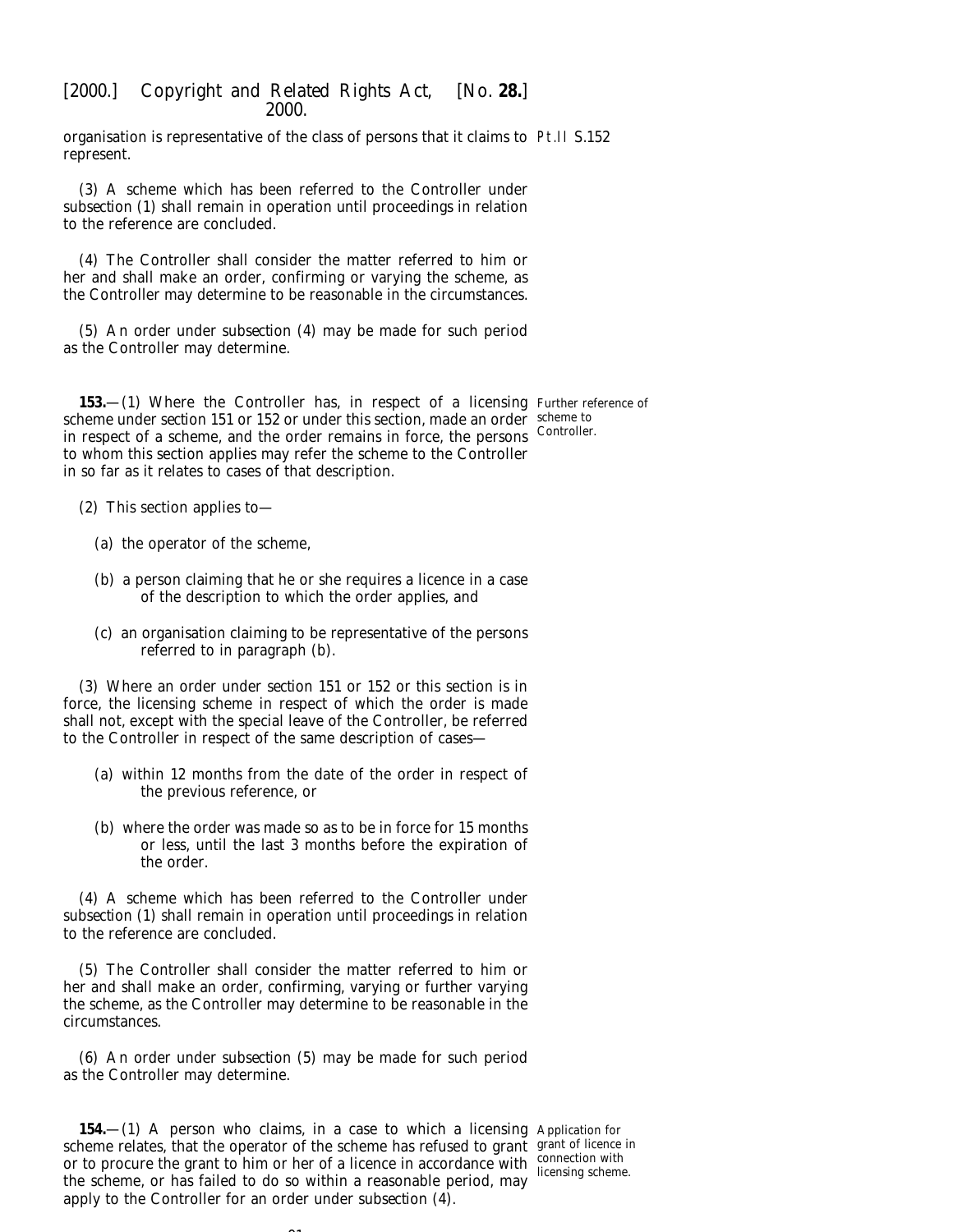organisation is representative of the class of persons that it claims to represent.

(3) A scheme which has been referred to the Controller under *subsection (1)* shall remain in operation until proceedings in relation to the reference are concluded.

(4) The Controller shall consider the matter referred to him or her and shall make an order, confirming or varying the scheme, as the Controller may determine to be reasonable in the circumstances.

(5) An order under *subsection (4)* may be made for such period as the Controller may determine.

**153.**—(1) Where the Controller has, in respect of a licensing scheme under *section 151* or *152* or under this section, made an order in respect of a scheme, and the order remains in force, the persons to whom this section applies may refer the scheme to the Controller in so far as it relates to cases of that description.

Further reference of scheme to Controller.

(2) This section applies to—

(*a*) the operator of the scheme,

(*b*) a person claiming that he or she requires a licence in a case of the description to which the order applies, and

(*c*) an organisation claiming to be representative of the persons referred to in *paragraph (b)*.

(3) Where an order under *section 151* or *152* or this section is in force, the licensing scheme in respect of which the order is made shall not, except with the special leave of the Controller, be referred to the Controller in respect of the same description of cases—

(*a*) within 12 months from the date of the order in respect of the previous reference, or

(*b*) where the order was made so as to be in force for 15 months or less, until the last 3 months before the expiration of the order.

(4) A scheme which has been referred to the Controller under *subsection (1)* shall remain in operation until proceedings in relation to the reference are concluded.

(5) The Controller shall consider the matter referred to him or her and shall make an order, confirming, varying or further varying the scheme, as the Controller may determine to be reasonable in the circumstances.

(6) An order under *subsection (5)* may be made for such period as the Controller may determine.

**154.**—(1) A person who claims, in a case to which a licensing scheme relates, that the operator of the scheme has refused to grant or to procure the grant to him or her of a licence in accordance with the scheme, or has failed to do so within a reasonable period, may apply to the Controller for an order under *subsection (4)*.

Application for grant of licence in connection with licensing scheme.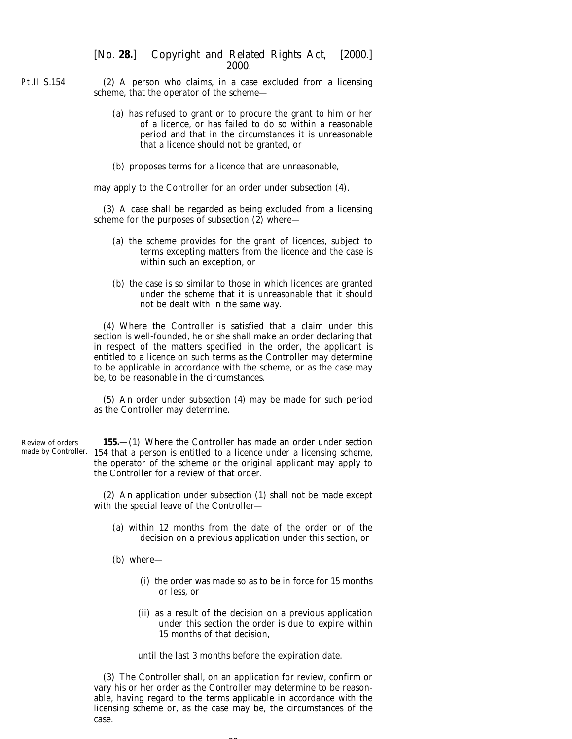(2) A person who claims, in a case excluded from a licensing scheme, that the operator of the scheme—

(a) has refused to grant or to procure the grant to him or her of a licence, or has failed to do so within a reasonable period and that in the circumstances it is unreasonable that a licence should not be granted, or

(b) proposes terms for a licence that are unreasonable,

may apply to the Controller for an order under *subsection (4)*.

(3) A case shall be regarded as being excluded from a licensing scheme for the purposes of *subsection (2)* where—

(a) the scheme provides for the grant of licences, subject to terms excepting matters from the licence and the case is within such an exception, or

(b) the case is so similar to those in which licences are granted under the scheme that it is unreasonable that it should not be dealt with in the same way.

(4) Where the Controller is satisfied that a claim under this section is well-founded, he or she shall make an order declaring that in respect of the matters specified in the order, the applicant is entitled to a licence on such terms as the Controller may determine to be applicable in accordance with the scheme, or as the case may be, to be reasonable in the circumstances.

(5) An order under *subsection (4)* may be made for such period as the Controller may determine.

Review of orders made by Controller.

**155.**—(1) Where the Controller has made an order under *section 154* that a person is entitled to a licence under a licensing scheme, the operator of the scheme or the original applicant may apply to the Controller for a review of that order.

(2) An application under *subsection (1)* shall not be made except with the special leave of the Controller—

(a) within 12 months from the date of the order or of the decision on a previous application under this section, or

(b) where—

(i) the order was made so as to be in force for 15 months or less, or

(ii) as a result of the decision on a previous application under this section the order is due to expire within 15 months of that decision,

until the last 3 months before the expiration date.

(3) The Controller shall, on an application for review, confirm or vary his or her order as the Controller may determine to be reasonable, having regard to the terms applicable in accordance with the licensing scheme or, as the case may be, the circumstances of the case.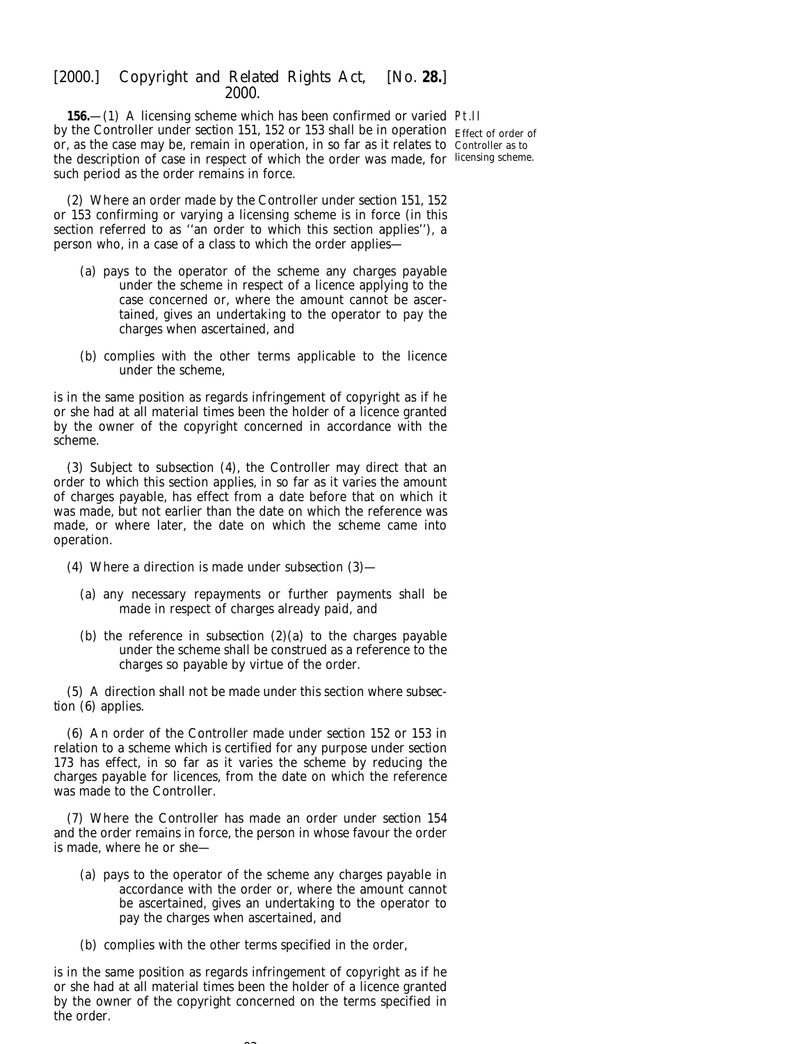**156.**—(1) A licensing scheme which has been confirmed or varied by the Controller under *section 151, 152* or *153* shall be in operation or, as the case may be, remain in operation, in so far as it relates to the description of case in respect of which the order was made, for such period as the order remains in force.

Pt.II

Effect of order of Controller as to licensing scheme.

(2) Where an order made by the Controller under *section 151, 152* or *153* confirming or varying a licensing scheme is in force (in this section referred to as ''an order to which this section applies''), a person who, in a case of a class to which the order applies—

(*a*) pays to the operator of the scheme any charges payable under the scheme in respect of a licence applying to the case concerned or, where the amount cannot be ascertained, gives an undertaking to the operator to pay the charges when ascertained, and

(*b*) complies with the other terms applicable to the licence under the scheme,

is in the same position as regards infringement of copyright as if he or she had at all material times been the holder of a licence granted by the owner of the copyright concerned in accordance with the scheme.

(3) Subject to *subsection (4)*, the Controller may direct that an order to which this section applies, in so far as it varies the amount of charges payable, has effect from a date before that on which it was made, but not earlier than the date on which the reference was made, or where later, the date on which the scheme came into operation.

(4) Where a direction is made under *subsection (3)*—

(*a*) any necessary repayments or further payments shall be made in respect of charges already paid, and

(*b*) the reference in *subsection (2)(a)* to the charges payable under the scheme shall be construed as a reference to the charges so payable by virtue of the order.

(5) A direction shall not be made under this section where *subsection (6)* applies.

(6) An order of the Controller made under *section 152* or *153* in relation to a scheme which is certified for any purpose under *section 173* has effect, in so far as it varies the scheme by reducing the charges payable for licences, from the date on which the reference was made to the Controller.

(7) Where the Controller has made an order under *section 154* and the order remains in force, the person in whose favour the order is made, where he or she—

(*a*) pays to the operator of the scheme any charges payable in accordance with the order or, where the amount cannot be ascertained, gives an undertaking to the operator to pay the charges when ascertained, and

(*b*) complies with the other terms specified in the order,

is in the same position as regards infringement of copyright as if he or she had at all material times been the holder of a licence granted by the owner of the copyright concerned on the terms specified in the order.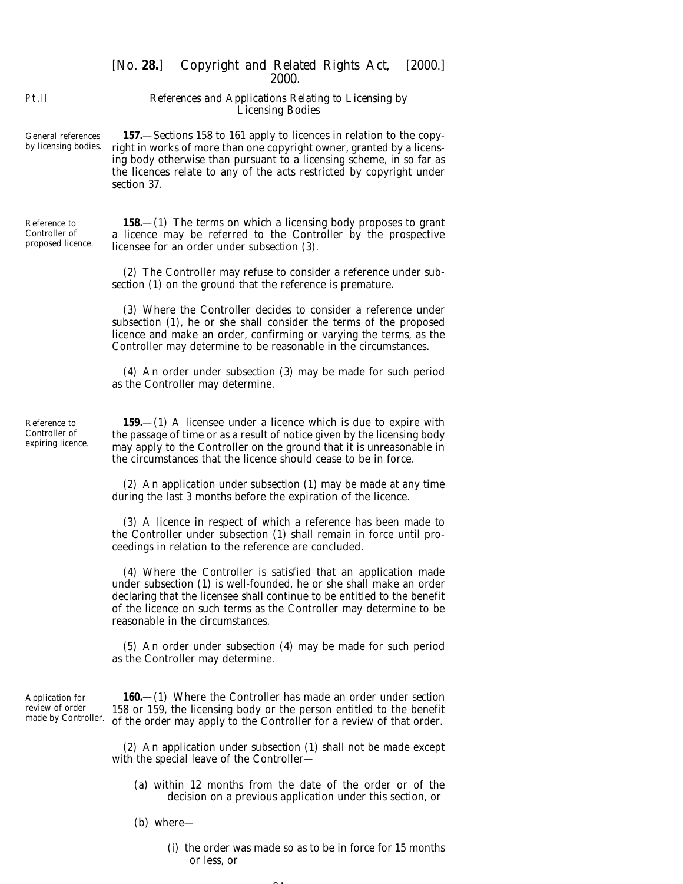*References and Applications Relating to Licensing by Licensing Bodies*

General references by licensing bodies.

**157.**—Sections 158 to 161 apply to licences in relation to the copyright in works of more than one copyright owner, granted by a licensing body otherwise than pursuant to a licensing scheme, in so far as the licences relate to any of the acts restricted by copyright under section 37.

Reference to Controller of proposed licence.

**158.**—(1) The terms on which a licensing body proposes to grant a licence may be referred to the Controller by the prospective licensee for an order under subsection (3).

(2) The Controller may refuse to consider a reference under subsection (1) on the ground that the reference is premature.

(3) Where the Controller decides to consider a reference under subsection (1), he or she shall consider the terms of the proposed licence and make an order, confirming or varying the terms, as the Controller may determine to be reasonable in the circumstances.

(4) An order under subsection (3) may be made for such period as the Controller may determine.

Reference to Controller of expiring licence.

**159.**—(1) A licensee under a licence which is due to expire with the passage of time or as a result of notice given by the licensing body may apply to the Controller on the ground that it is unreasonable in the circumstances that the licence should cease to be in force.

(2) An application under subsection (1) may be made at any time during the last 3 months before the expiration of the licence.

(3) A licence in respect of which a reference has been made to the Controller under subsection (1) shall remain in force until proceedings in relation to the reference are concluded.

(4) Where the Controller is satisfied that an application made under subsection (1) is well-founded, he or she shall make an order declaring that the licensee shall continue to be entitled to the benefit of the licence on such terms as the Controller may determine to be reasonable in the circumstances.

(5) An order under subsection (4) may be made for such period as the Controller may determine.

Application for review of order made by Controller.

**160.**—(1) Where the Controller has made an order under section 158 or 159, the licensing body or the person entitled to the benefit of the order may apply to the Controller for a review of that order.

(2) An application under subsection (1) shall not be made except with the special leave of the Controller—

(*a*) within 12 months from the date of the order or of the decision on a previous application under this section, or

(*b*) where—

(i) the order was made so as to be in force for 15 months or less, or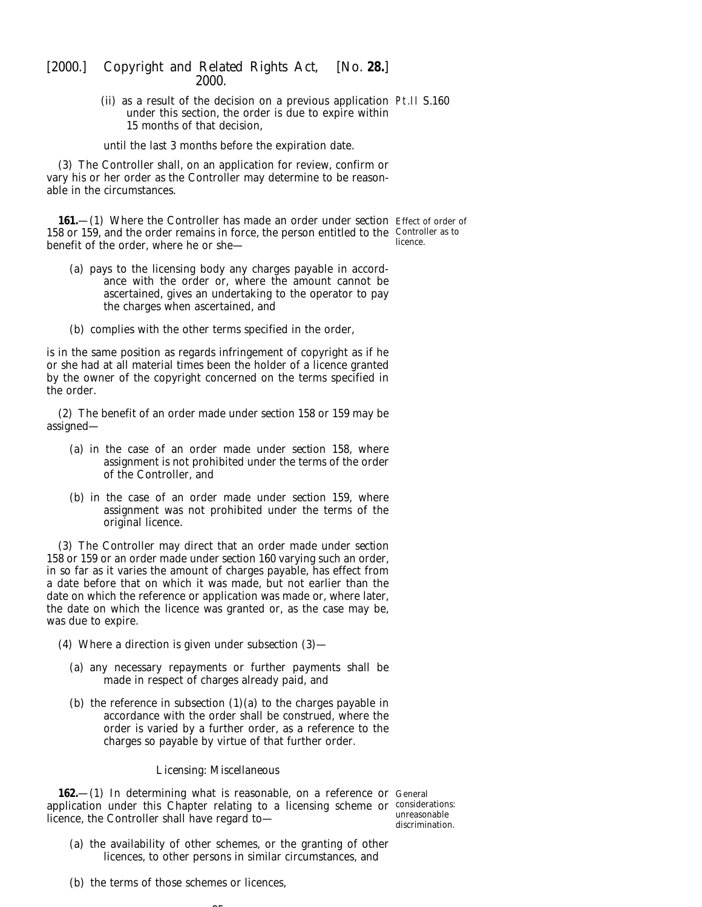(ii) as a result of the decision on a previous application under this section, the order is due to expire within 15 months of that decision,

until the last 3 months before the expiration date.

(3) The Controller shall, on an application for review, confirm or vary his or her order as the Controller may determine to be reasonable in the circumstances.

**161.**—(1) Where the Controller has made an order under section 158 or 159, and the order remains in force, the person entitled to the benefit of the order, where he or she—

*Effect of order of Controller as to licence.*

(a) pays to the licensing body any charges payable in accordance with the order or, where the amount cannot be ascertained, gives an undertaking to the operator to pay the charges when ascertained, and

(b) complies with the other terms specified in the order,

is in the same position as regards infringement of copyright as if he or she had at all material times been the holder of a licence granted by the owner of the copyright concerned on the terms specified in the order.

(2) The benefit of an order made under section 158 or 159 may be assigned—

(a) in the case of an order made under section 158, where assignment is not prohibited under the terms of the order of the Controller, and

(b) in the case of an order made under section 159, where assignment was not prohibited under the terms of the original licence.

(3) The Controller may direct that an order made under section 158 or 159 or an order made under section 160 varying such an order, in so far as it varies the amount of charges payable, has effect from a date before that on which it was made, but not earlier than the date on which the reference or application was made or, where later, the date on which the licence was granted or, as the case may be, was due to expire.

(4) Where a direction is given under subsection (3)—

(a) any necessary repayments or further payments shall be made in respect of charges already paid, and

(b) the reference in subsection (1)(a) to the charges payable in accordance with the order shall be construed, where the order is varied by a further order, as a reference to the charges so payable by virtue of that further order.

## Licensing: Miscellaneous

**162.**—(1) In determining what is reasonable, on a reference or application under this Chapter relating to a licensing scheme or licence, the Controller shall have regard to—

*General considerations: unreasonable discrimination.*

(a) the availability of other schemes, or the granting of other licences, to other persons in similar circumstances, and

(b) the terms of those schemes or licences,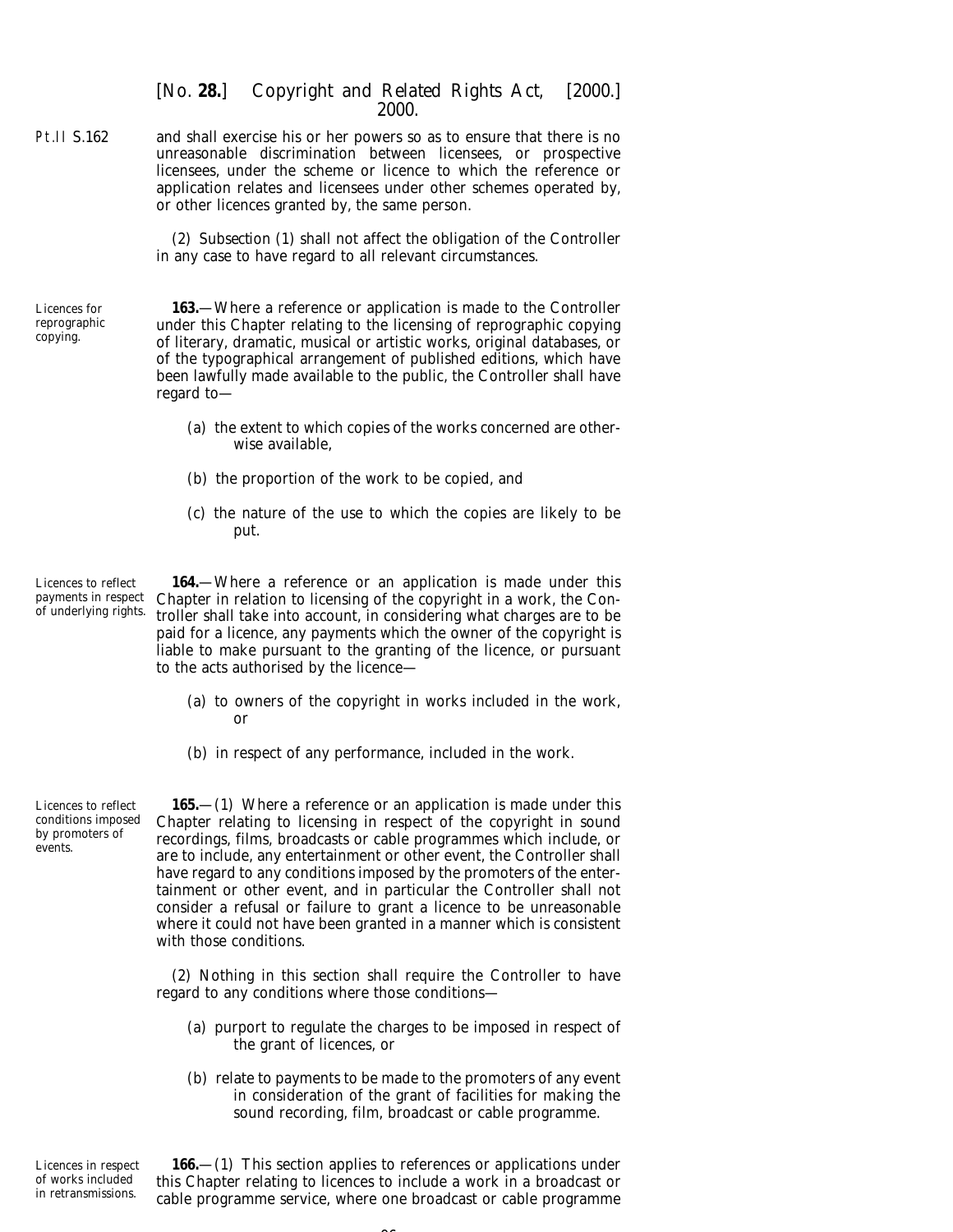and shall exercise his or her powers so as to ensure that there is no unreasonable discrimination between licensees, or prospective licensees, under the scheme or licence to which the reference or application relates and licensees under other schemes operated by, or other licences granted by, the same person.

(2) Subsection (1) shall not affect the obligation of the Controller in any case to have regard to all relevant circumstances.

Licences for reprographic copying.

**163.**—Where a reference or application is made to the Controller under this Chapter relating to the licensing of reprographic copying of literary, dramatic, musical or artistic works, original databases, or of the typographical arrangement of published editions, which have been lawfully made available to the public, the Controller shall have regard to—

(*a*) the extent to which copies of the works concerned are otherwise available,

(*b*) the proportion of the work to be copied, and

(*c*) the nature of the use to which the copies are likely to be put.

Licences to reflect payments in respect of underlying rights.

**164.**—Where a reference or an application is made under this Chapter in relation to licensing of the copyright in a work, the Controller shall take into account, in considering what charges are to be paid for a licence, any payments which the owner of the copyright is liable to make pursuant to the granting of the licence, or pursuant to the acts authorised by the licence—

(*a*) to owners of the copyright in works included in the work, or

(*b*) in respect of any performance, included in the work.

Licences to reflect conditions imposed by promoters of events.

**165.**—(1) Where a reference or an application is made under this Chapter relating to licensing in respect of the copyright in sound recordings, films, broadcasts or cable programmes which include, or are to include, any entertainment or other event, the Controller shall have regard to any conditions imposed by the promoters of the entertainment or other event, and in particular the Controller shall not consider a refusal or failure to grant a licence to be unreasonable where it could not have been granted in a manner which is consistent with those conditions.

(2) Nothing in this section shall require the Controller to have regard to any conditions where those conditions—

(*a*) purport to regulate the charges to be imposed in respect of the grant of licences, or

(*b*) relate to payments to be made to the promoters of any event in consideration of the grant of facilities for making the sound recording, film, broadcast or cable programme.

Licences in respect of works included in retransmissions.

**166.**—(1) This section applies to references or applications under this Chapter relating to licences to include a work in a broadcast or cable programme service, where one broadcast or cable programme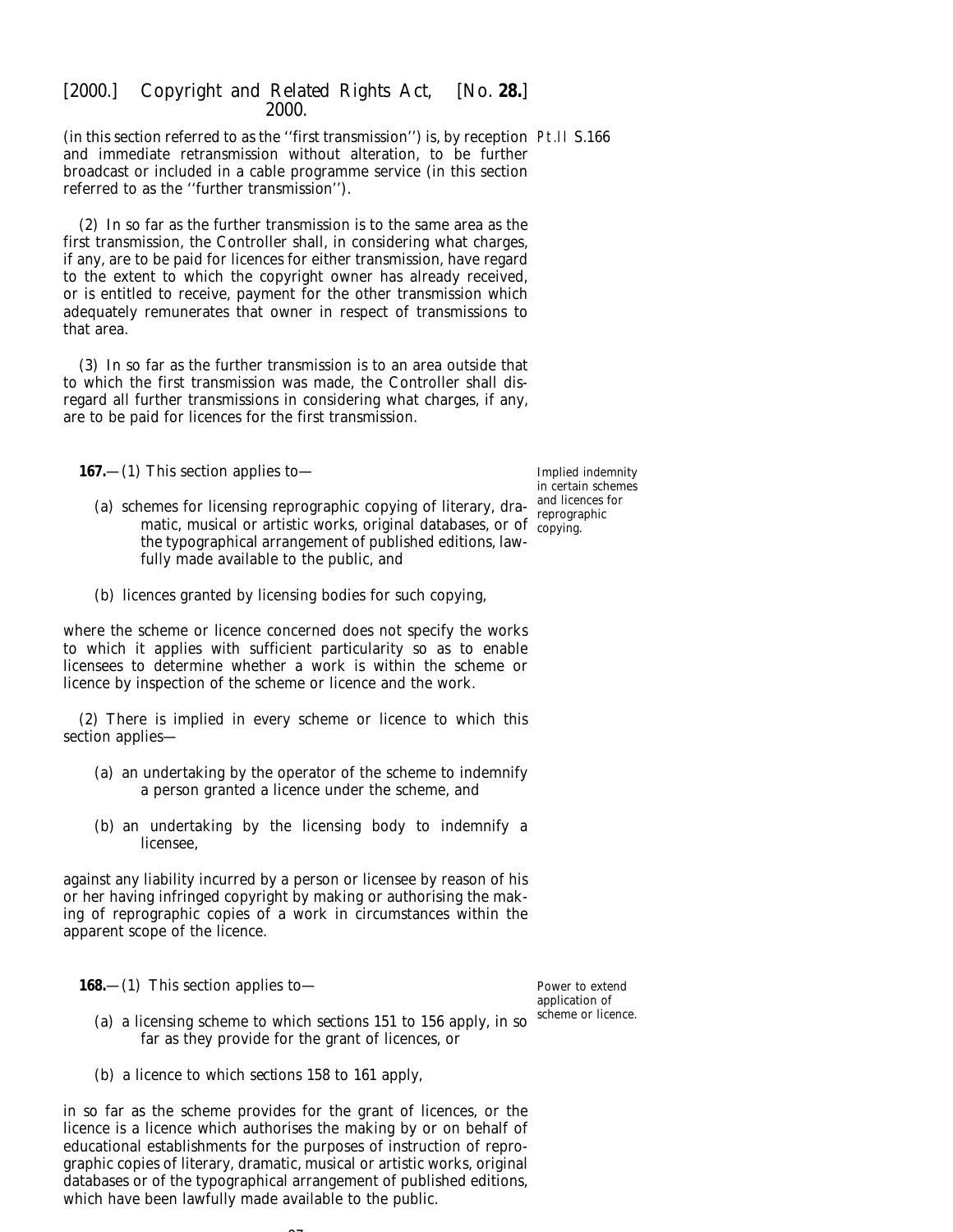(in this section referred to as the ''first transmission'') is, by reception and immediate retransmission without alteration, to be further broadcast or included in a cable programme service (in this section referred to as the ''further transmission'').

(2) In so far as the further transmission is to the same area as the first transmission, the Controller shall, in considering what charges, if any, are to be paid for licences for either transmission, have regard to the extent to which the copyright owner has already received, or is entitled to receive, payment for the other transmission which adequately remunerates that owner in respect of transmissions to that area.

(3) In so far as the further transmission is to an area outside that to which the first transmission was made, the Controller shall disregard all further transmissions in considering what charges, if any, are to be paid for licences for the first transmission.

*Implied indemnity in certain schemes and licences for reprographic copying.*

**167.**—(1) This section applies to—

(a) schemes for licensing reprographic copying of literary, dramatic, musical or artistic works, original databases, or of the typographical arrangement of published editions, lawfully made available to the public, and

(b) licences granted by licensing bodies for such copying,

where the scheme or licence concerned does not specify the works to which it applies with sufficient particularity so as to enable licensees to determine whether a work is within the scheme or licence by inspection of the scheme or licence and the work.

(2) There is implied in every scheme or licence to which this section applies—

(a) an undertaking by the operator of the scheme to indemnify a person granted a licence under the scheme, and

(b) an undertaking by the licensing body to indemnify a licensee,

against any liability incurred by a person or licensee by reason of his or her having infringed copyright by making or authorising the making of reprographic copies of a work in circumstances within the apparent scope of the licence.

*Power to extend application of scheme or licence.*

**168.**—(1) This section applies to—

(a) a licensing scheme to which sections 151 to 156 apply, in so far as they provide for the grant of licences, or

(b) a licence to which sections 158 to 161 apply,

in so far as the scheme provides for the grant of licences, or the licence is a licence which authorises the making by or on behalf of educational establishments for the purposes of instruction of reprographic copies of literary, dramatic, musical or artistic works, original databases or of the typographical arrangement of published editions, which have been lawfully made available to the public.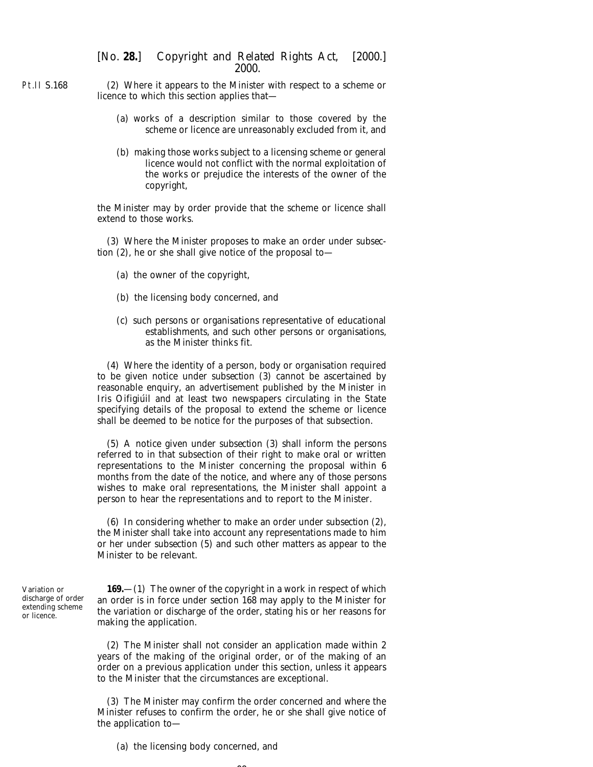(2) Where it appears to the Minister with respect to a scheme or licence to which this section applies that—

(a) works of a description similar to those covered by the scheme or licence are unreasonably excluded from it, and

(b) making those works subject to a licensing scheme or general licence would not conflict with the normal exploitation of the works or prejudice the interests of the owner of the copyright,

the Minister may by order provide that the scheme or licence shall extend to those works.

(3) Where the Minister proposes to make an order under subsection (2), he or she shall give notice of the proposal to—

(a) the owner of the copyright,

(b) the licensing body concerned, and

(c) such persons or organisations representative of educational establishments, and such other persons or organisations, as the Minister thinks fit.

(4) Where the identity of a person, body or organisation required to be given notice under subsection (3) cannot be ascertained by reasonable enquiry, an advertisement published by the Minister in Iris Oifigiúil and at least two newspapers circulating in the State specifying details of the proposal to extend the scheme or licence shall be deemed to be notice for the purposes of that subsection.

(5) A notice given under subsection (3) shall inform the persons referred to in that subsection of their right to make oral or written representations to the Minister concerning the proposal within 6 months from the date of the notice, and where any of those persons wishes to make oral representations, the Minister shall appoint a person to hear the representations and to report to the Minister.

(6) In considering whether to make an order under subsection (2), the Minister shall take into account any representations made to him or her under subsection (5) and such other matters as appear to the Minister to be relevant.

Variation or discharge of order extending scheme or licence.

**169.**—(1) The owner of the copyright in a work in respect of which an order is in force under section 168 may apply to the Minister for the variation or discharge of the order, stating his or her reasons for making the application.

(2) The Minister shall not consider an application made within 2 years of the making of the original order, or of the making of an order on a previous application under this section, unless it appears to the Minister that the circumstances are exceptional.

(3) The Minister may confirm the order concerned and where the Minister refuses to confirm the order, he or she shall give notice of the application to—

(a) the licensing body concerned, and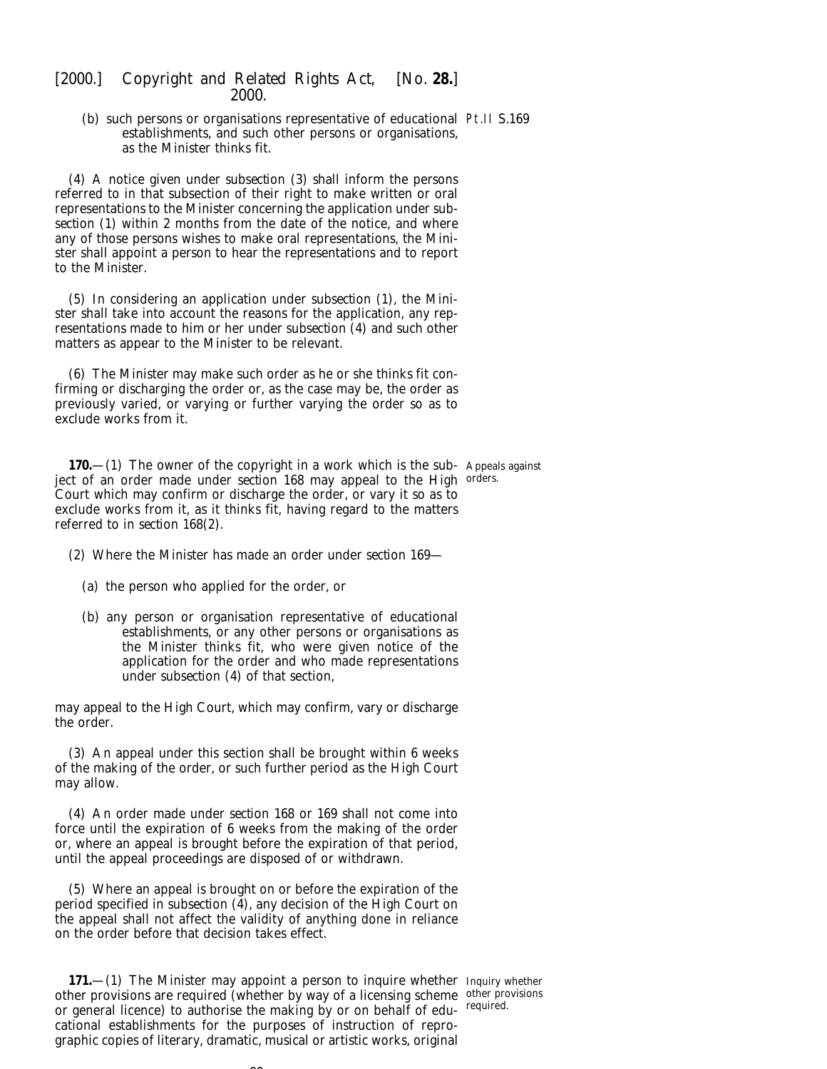(b) such persons or organisations representative of educational establishments, and such other persons or organisations, as the Minister thinks fit.

(4) A notice given under *subsection (3)* shall inform the persons referred to in that subsection of their right to make written or oral representations to the Minister concerning the application under *subsection (1)* within 2 months from the date of the notice, and where any of those persons wishes to make oral representations, the Minister shall appoint a person to hear the representations and to report to the Minister.

(5) In considering an application under *subsection (1)*, the Minister shall take into account the reasons for the application, any representations made to him or her under *subsection (4)* and such other matters as appear to the Minister to be relevant.

(6) The Minister may make such order as he or she thinks fit confirming or discharging the order or, as the case may be, the order as previously varied, or varying or further varying the order so as to exclude works from it.

**170.**—(1) The owner of the copyright in a work which is the subject of an order made under *section 168* may appeal to the High Court which may confirm or discharge the order, or vary it so as to exclude works from it, as it thinks fit, having regard to the matters referred to in *section 168(2)*.

Appeals against orders.

(2) Where the Minister has made an order under *section 169*—

(a) the person who applied for the order, or

(b) any person or organisation representative of educational establishments, or any other persons or organisations as the Minister thinks fit, who were given notice of the application for the order and who made representations under *subsection (4)* of that section,

may appeal to the High Court, which may confirm, vary or discharge the order.

(3) An appeal under this section shall be brought within 6 weeks of the making of the order, or such further period as the High Court may allow.

(4) An order made under *section 168* or *169* shall not come into force until the expiration of 6 weeks from the making of the order or, where an appeal is brought before the expiration of that period, until the appeal proceedings are disposed of or withdrawn.

(5) Where an appeal is brought on or before the expiration of the period specified in *subsection (4)*, any decision of the High Court on the appeal shall not affect the validity of anything done in reliance on the order before that decision takes effect.

**171.**—(1) The Minister may appoint a person to inquire whether other provisions are required (whether by way of a licensing scheme or general licence) to authorise the making by or on behalf of educational establishments for the purposes of instruction of reprographic copies of literary, dramatic, musical or artistic works, original

Inquiry whether other provisions required.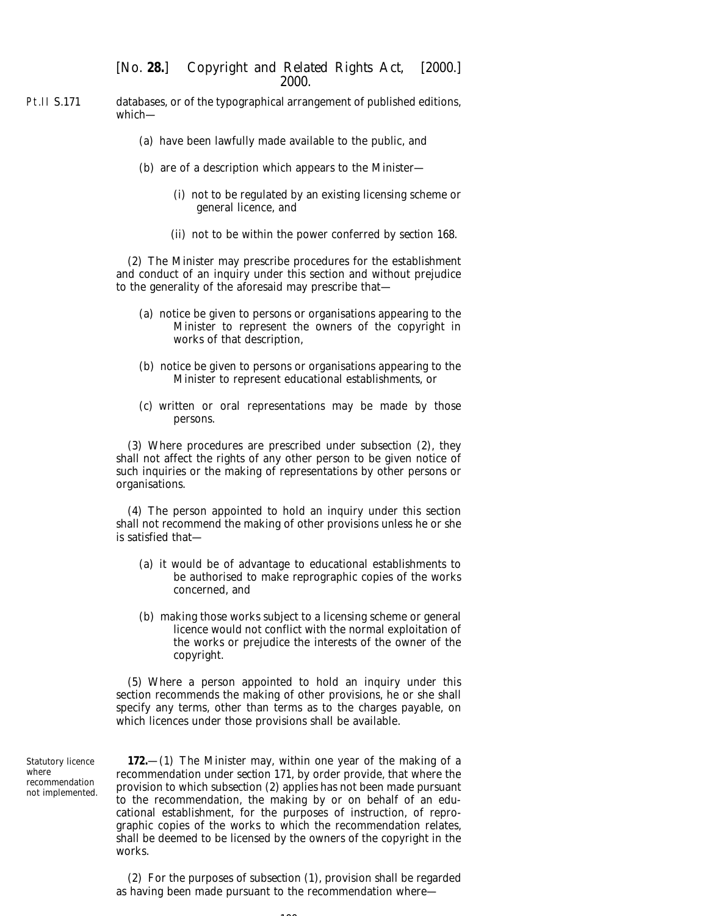databases, or of the typographical arrangement of published editions, which—

(a) have been lawfully made available to the public, and

(b) are of a description which appears to the Minister—

(i) not to be regulated by an existing licensing scheme or general licence, and

(ii) not to be within the power conferred by *section 168*.

(2) The Minister may prescribe procedures for the establishment and conduct of an inquiry under this section and without prejudice to the generality of the aforesaid may prescribe that—

(a) notice be given to persons or organisations appearing to the Minister to represent the owners of the copyright in works of that description,

(b) notice be given to persons or organisations appearing to the Minister to represent educational establishments, or

(c) written or oral representations may be made by those persons.

(3) Where procedures are prescribed under *subsection (2)*, they shall not affect the rights of any other person to be given notice of such inquiries or the making of representations by other persons or organisations.

(4) The person appointed to hold an inquiry under this section shall not recommend the making of other provisions unless he or she is satisfied that—

(a) it would be of advantage to educational establishments to be authorised to make reprographic copies of the works concerned, and

(b) making those works subject to a licensing scheme or general licence would not conflict with the normal exploitation of the works or prejudice the interests of the owner of the copyright.

(5) Where a person appointed to hold an inquiry under this section recommends the making of other provisions, he or she shall specify any terms, other than terms as to the charges payable, on which licences under those provisions shall be available.

Statutory licence where recommendation not implemented.

**172.**—(1) The Minister may, within one year of the making of a recommendation under *section 171*, by order provide, that where the provision to which *subsection (2)* applies has not been made pursuant to the recommendation, the making by or on behalf of an educational establishment, for the purposes of instruction, of reprographic copies of the works to which the recommendation relates, shall be deemed to be licensed by the owners of the copyright in the works.

(2) For the purposes of *subsection (1)*, provision shall be regarded as having been made pursuant to the recommendation where—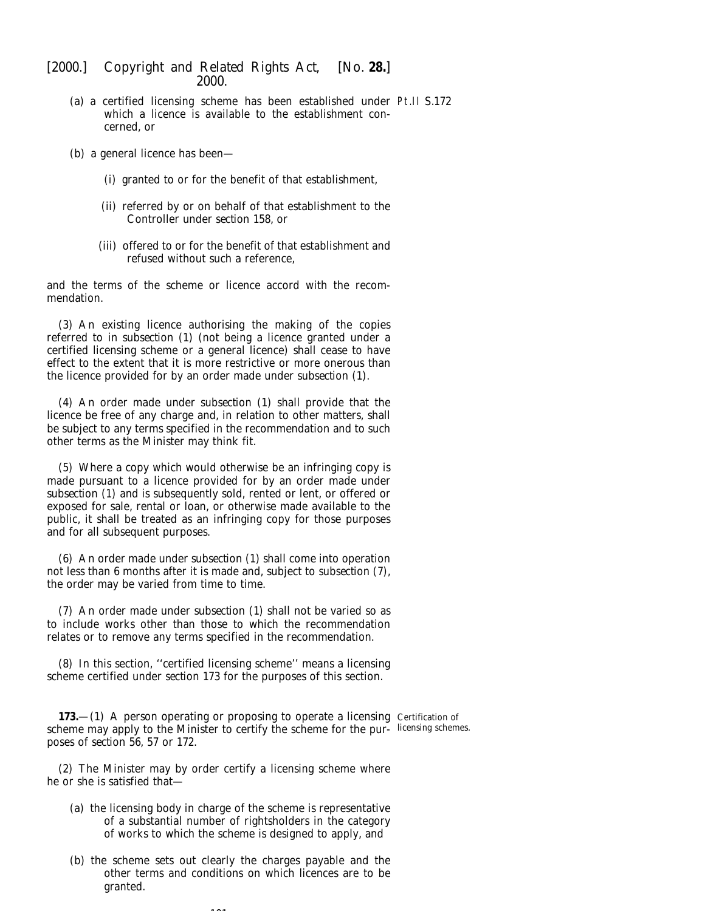(a) a certified licensing scheme has been established under which a licence is available to the establishment concerned, or

(b) a general licence has been—

(i) granted to or for the benefit of that establishment,

(ii) referred by or on behalf of that establishment to the Controller under *section 158*, or

(iii) offered to or for the benefit of that establishment and refused without such a reference,

and the terms of the scheme or licence accord with the recommendation.

(3) An existing licence authorising the making of the copies referred to in *subsection (1)* (not being a licence granted under a certified licensing scheme or a general licence) shall cease to have effect to the extent that it is more restrictive or more onerous than the licence provided for by an order made under *subsection (1)*.

(4) An order made under *subsection (1)* shall provide that the licence be free of any charge and, in relation to other matters, shall be subject to any terms specified in the recommendation and to such other terms as the Minister may think fit.

(5) Where a copy which would otherwise be an infringing copy is made pursuant to a licence provided for by an order made under *subsection (1)* and is subsequently sold, rented or lent, or offered or exposed for sale, rental or loan, or otherwise made available to the public, it shall be treated as an infringing copy for those purposes and for all subsequent purposes.

(6) An order made under *subsection (1)* shall come into operation not less than 6 months after it is made and, subject to *subsection (7)*, the order may be varied from time to time.

(7) An order made under *subsection (1)* shall not be varied so as to include works other than those to which the recommendation relates or to remove any terms specified in the recommendation.

(8) In this section, ''certified licensing scheme'' means a licensing scheme certified under *section 173* for the purposes of this section.

Certification of licensing schemes.

**173.**—(1) A person operating or proposing to operate a licensing scheme may apply to the Minister to certify the scheme for the purposes of *section 56, 57* or *172*.

(2) The Minister may by order certify a licensing scheme where he or she is satisfied that—

(a) the licensing body in charge of the scheme is representative of a substantial number of rightsholders in the category of works to which the scheme is designed to apply, and

(b) the scheme sets out clearly the charges payable and the other terms and conditions on which licences are to be granted.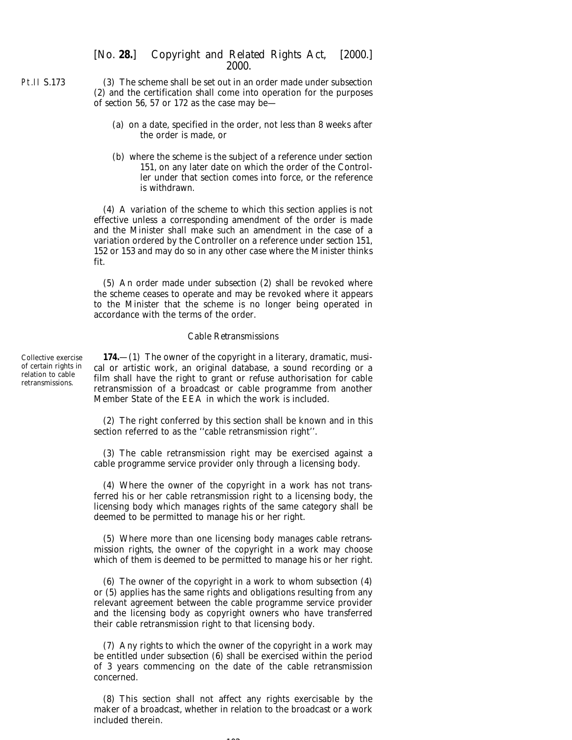(3) The scheme shall be set out in an order made under *subsection (2)* and the certification shall come into operation for the purposes of *section 56, 57* or *172* as the case may be—

(*a*) on a date, specified in the order, not less than 8 weeks after the order is made, or

(*b*) where the scheme is the subject of a reference under *section 151*, on any later date on which the order of the Controller under that section comes into force, or the reference is withdrawn.

(4) A variation of the scheme to which this section applies is not effective unless a corresponding amendment of the order is made and the Minister shall make such an amendment in the case of a variation ordered by the Controller on a reference under *section 151, 152* or *153* and may do so in any other case where the Minister thinks fit.

(5) An order made under *subsection (2)* shall be revoked where the scheme ceases to operate and may be revoked where it appears to the Minister that the scheme is no longer being operated in accordance with the terms of the order.

### *Cable Retransmissions*

Collective exercise of certain rights in relation to cable retransmissions.

**174.**—(1) The owner of the copyright in a literary, dramatic, musical or artistic work, an original database, a sound recording or a film shall have the right to grant or refuse authorisation for cable retransmission of a broadcast or cable programme from another Member State of the EEA in which the work is included.

(2) The right conferred by this section shall be known and in this section referred to as the ''cable retransmission right''.

(3) The cable retransmission right may be exercised against a cable programme service provider only through a licensing body.

(4) Where the owner of the copyright in a work has not transferred his or her cable retransmission right to a licensing body, the licensing body which manages rights of the same category shall be deemed to be permitted to manage his or her right.

(5) Where more than one licensing body manages cable retransmission rights, the owner of the copyright in a work may choose which of them is deemed to be permitted to manage his or her right.

(6) The owner of the copyright in a work to whom *subsection (4)* or *(5)* applies has the same rights and obligations resulting from any relevant agreement between the cable programme service provider and the licensing body as copyright owners who have transferred their cable retransmission right to that licensing body.

(7) Any rights to which the owner of the copyright in a work may be entitled under *subsection (6)* shall be exercised within the period of 3 years commencing on the date of the cable retransmission concerned.

(8) This section shall not affect any rights exercisable by the maker of a broadcast, whether in relation to the broadcast or a work included therein.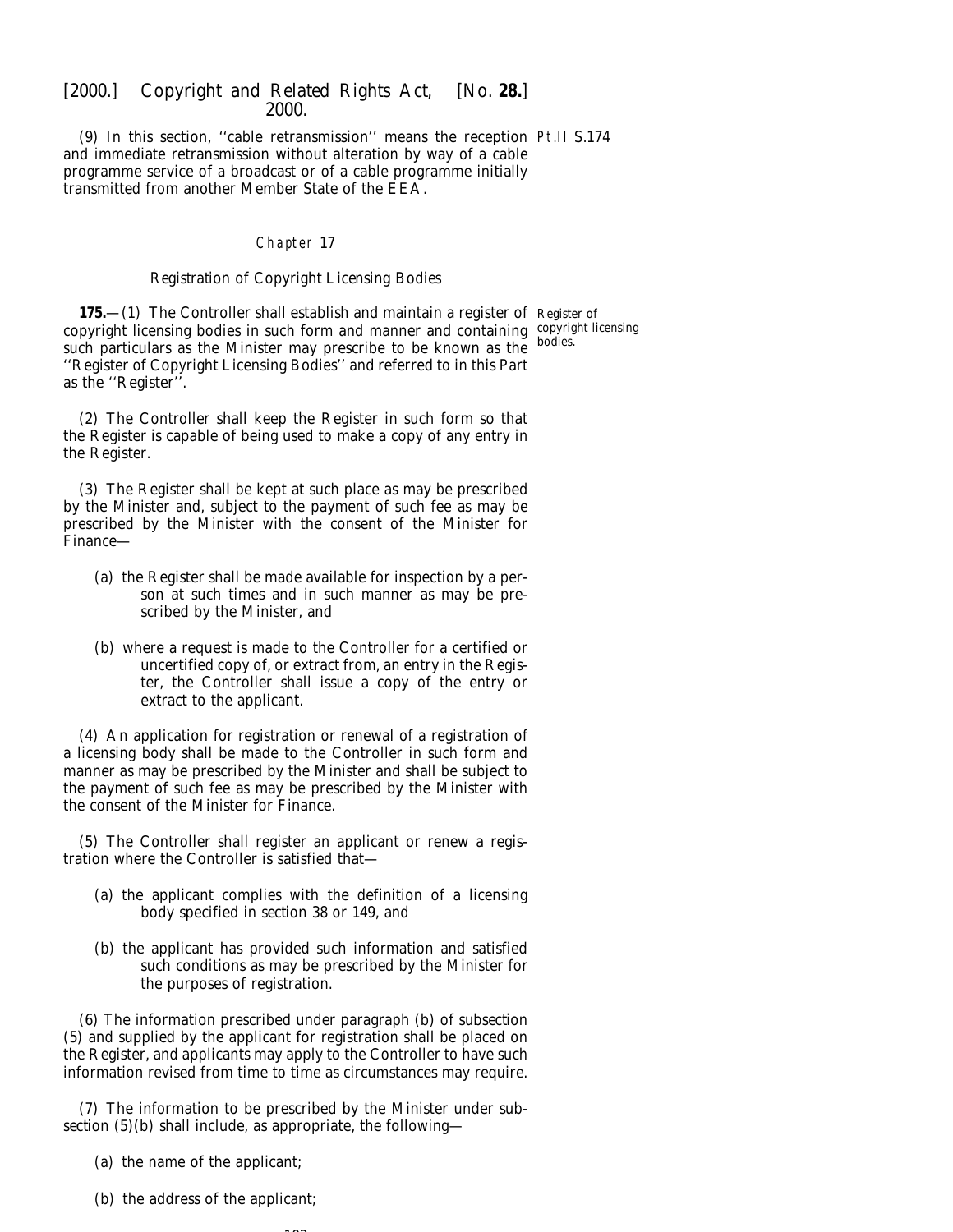(9) In this section, ''cable retransmission'' means the reception and immediate retransmission without alteration by way of a cable programme service of a broadcast or of a cable programme initially transmitted from another Member State of the EEA.

## Chapter 17

### Registration of Copyright Licensing Bodies

Register of copyright licensing bodies.

**175.**—(1) The Controller shall establish and maintain a register of copyright licensing bodies in such form and manner and containing such particulars as the Minister may prescribe to be known as the ''Register of Copyright Licensing Bodies'' and referred to in this Part as the ''Register''.

(2) The Controller shall keep the Register in such form so that the Register is capable of being used to make a copy of any entry in the Register.

(3) The Register shall be kept at such place as may be prescribed by the Minister and, subject to the payment of such fee as may be prescribed by the Minister with the consent of the Minister for Finance—

(a) the Register shall be made available for inspection by a person at such times and in such manner as may be prescribed by the Minister, and

(b) where a request is made to the Controller for a certified or uncertified copy of, or extract from, an entry in the Register, the Controller shall issue a copy of the entry or extract to the applicant.

(4) An application for registration or renewal of a registration of a licensing body shall be made to the Controller in such form and manner as may be prescribed by the Minister and shall be subject to the payment of such fee as may be prescribed by the Minister with the consent of the Minister for Finance.

(5) The Controller shall register an applicant or renew a registration where the Controller is satisfied that—

(a) the applicant complies with the definition of a licensing body specified in section 38 or 149, and

(b) the applicant has provided such information and satisfied such conditions as may be prescribed by the Minister for the purposes of registration.

(6) The information prescribed under paragraph (b) of subsection (5) and supplied by the applicant for registration shall be placed on the Register, and applicants may apply to the Controller to have such information revised from time to time as circumstances may require.

(7) The information to be prescribed by the Minister under subsection (5)(b) shall include, as appropriate, the following—

(a) the name of the applicant;

(b) the address of the applicant;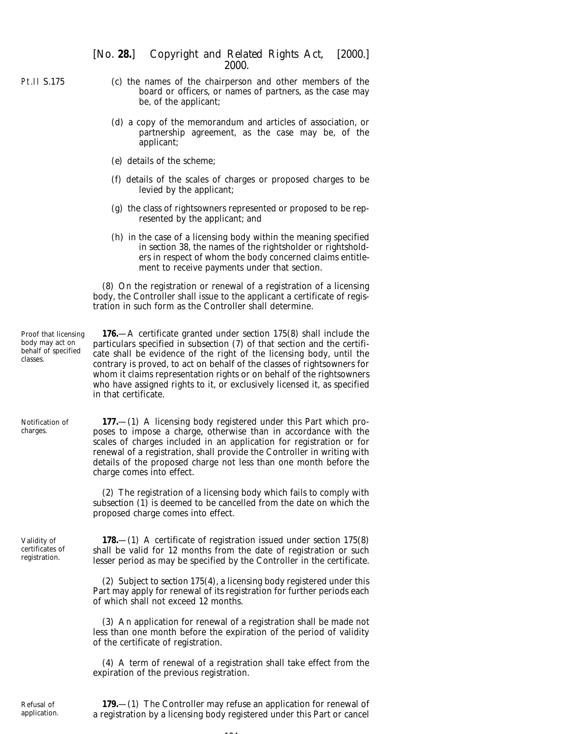(c) the names of the chairperson and other members of the board or officers, or names of partners, as the case may be, of the applicant;

(d) a copy of the memorandum and articles of association, or partnership agreement, as the case may be, of the applicant;

(e) details of the scheme;

(f) details of the scales of charges or proposed charges to be levied by the applicant;

(g) the class of rightsowners represented or proposed to be represented by the applicant; and

(h) in the case of a licensing body within the meaning specified in section 38, the names of the rightsholder or rightsholders in respect of whom the body concerned claims entitlement to receive payments under that section.

(8) On the registration or renewal of a registration of a licensing body, the Controller shall issue to the applicant a certificate of registration in such form as the Controller shall determine.

*Proof that licensing body may act on behalf of specified classes.*

**176.**—A certificate granted under section 175(8) shall include the particulars specified in subsection (7) of that section and the certificate shall be evidence of the right of the licensing body, until the contrary is proved, to act on behalf of the classes of rightsowners for whom it claims representation rights or on behalf of the rightsowners who have assigned rights to it, or exclusively licensed it, as specified in that certificate.

*Notification of charges.*

**177.**—(1) A licensing body registered under this Part which proposes to impose a charge, otherwise than in accordance with the scales of charges included in an application for registration or for renewal of a registration, shall provide the Controller in writing with details of the proposed charge not less than one month before the charge comes into effect.

(2) The registration of a licensing body which fails to comply with subsection (1) is deemed to be cancelled from the date on which the proposed charge comes into effect.

*Validity of certificates of registration.*

**178.**—(1) A certificate of registration issued under section 175(8) shall be valid for 12 months from the date of registration or such lesser period as may be specified by the Controller in the certificate.

(2) Subject to section 175(4), a licensing body registered under this Part may apply for renewal of its registration for further periods each of which shall not exceed 12 months.

(3) An application for renewal of a registration shall be made not less than one month before the expiration of the period of validity of the certificate of registration.

(4) A term of renewal of a registration shall take effect from the expiration of the previous registration.

*Refusal of application.*

**179.**—(1) The Controller may refuse an application for renewal of a registration by a licensing body registered under this Part or cancel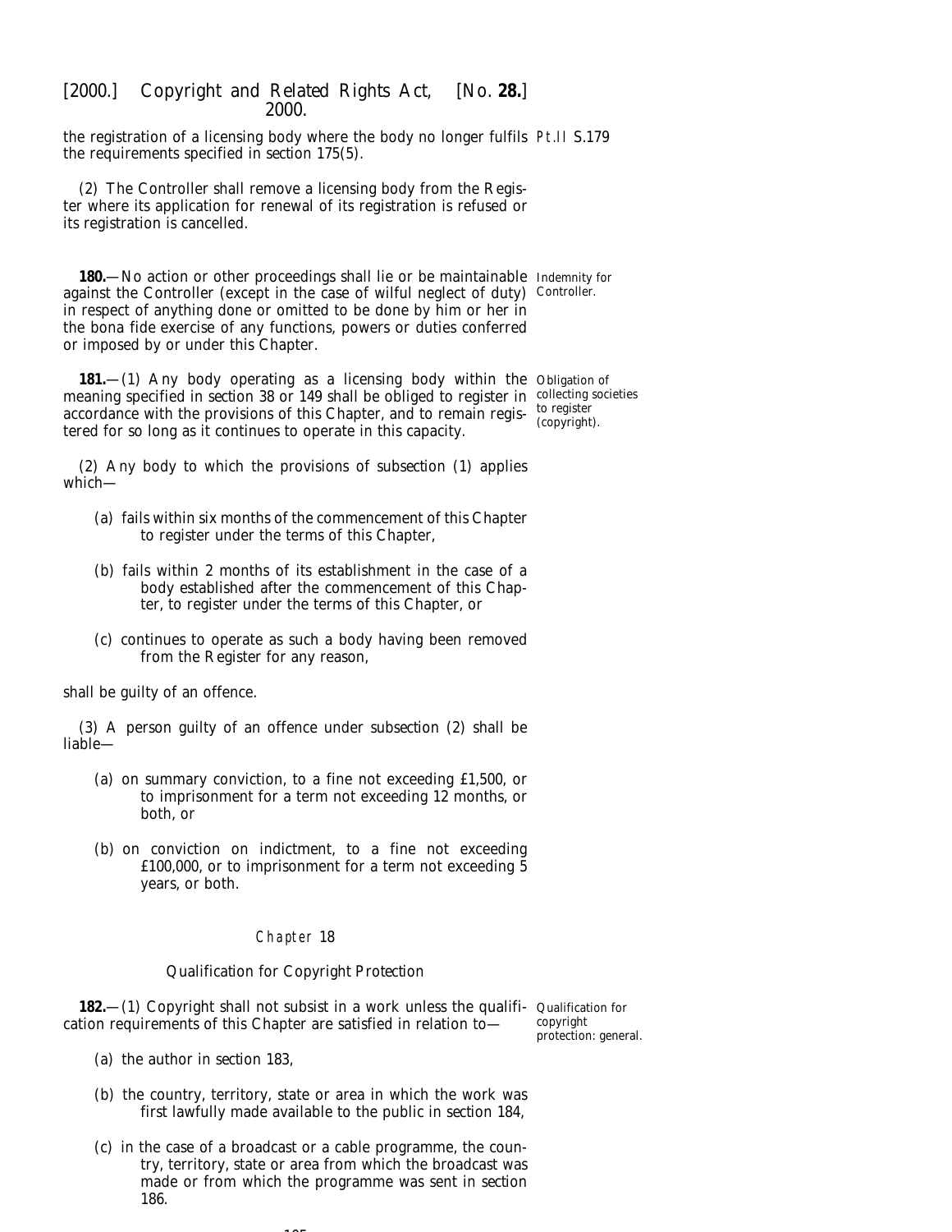the registration of a licensing body where the body no longer fulfils the requirements specified in *section 175(5)*.

(2) The Controller shall remove a licensing body from the Register where its application for renewal of its registration is refused or its registration is cancelled.

**180.**—No action or other proceedings shall lie or be maintainable against the Controller (except in the case of wilful neglect of duty) in respect of anything done or omitted to be done by him or her in the bona fide exercise of any functions, powers or duties conferred or imposed by or under this Chapter.

*Indemnity for Controller.*

**181.**—(1) Any body operating as a licensing body within the meaning specified in *section 38* or *149* shall be obliged to register in accordance with the provisions of this Chapter, and to remain registered for so long as it continues to operate in this capacity.

*Obligation of collecting societies to register (copyright).*

(2) Any body to which the provisions of *subsection (1)* applies which—

(*a*) fails within six months of the commencement of this Chapter to register under the terms of this Chapter,

(*b*) fails within 2 months of its establishment in the case of a body established after the commencement of this Chapter, to register under the terms of this Chapter, or

(*c*) continues to operate as such a body having been removed from the Register for any reason,

shall be guilty of an offence.

(3) A person guilty of an offence under *subsection (2)* shall be liable—

(*a*) on summary conviction, to a fine not exceeding £1,500, or to imprisonment for a term not exceeding 12 months, or both, or

(*b*) on conviction on indictment, to a fine not exceeding £100,000, or to imprisonment for a term not exceeding 5 years, or both.

## Chapter 18

### Qualification for Copyright Protection

**182.**—(1) Copyright shall not subsist in a work unless the qualification requirements of this Chapter are satisfied in relation to—

*Qualification for copyright protection: general.*

(*a*) the author in *section 183*,

(*b*) the country, territory, state or area in which the work was first lawfully made available to the public in *section 184*,

(*c*) in the case of a broadcast or a cable programme, the country, territory, state or area from which the broadcast was made or from which the programme was sent in *section 186*.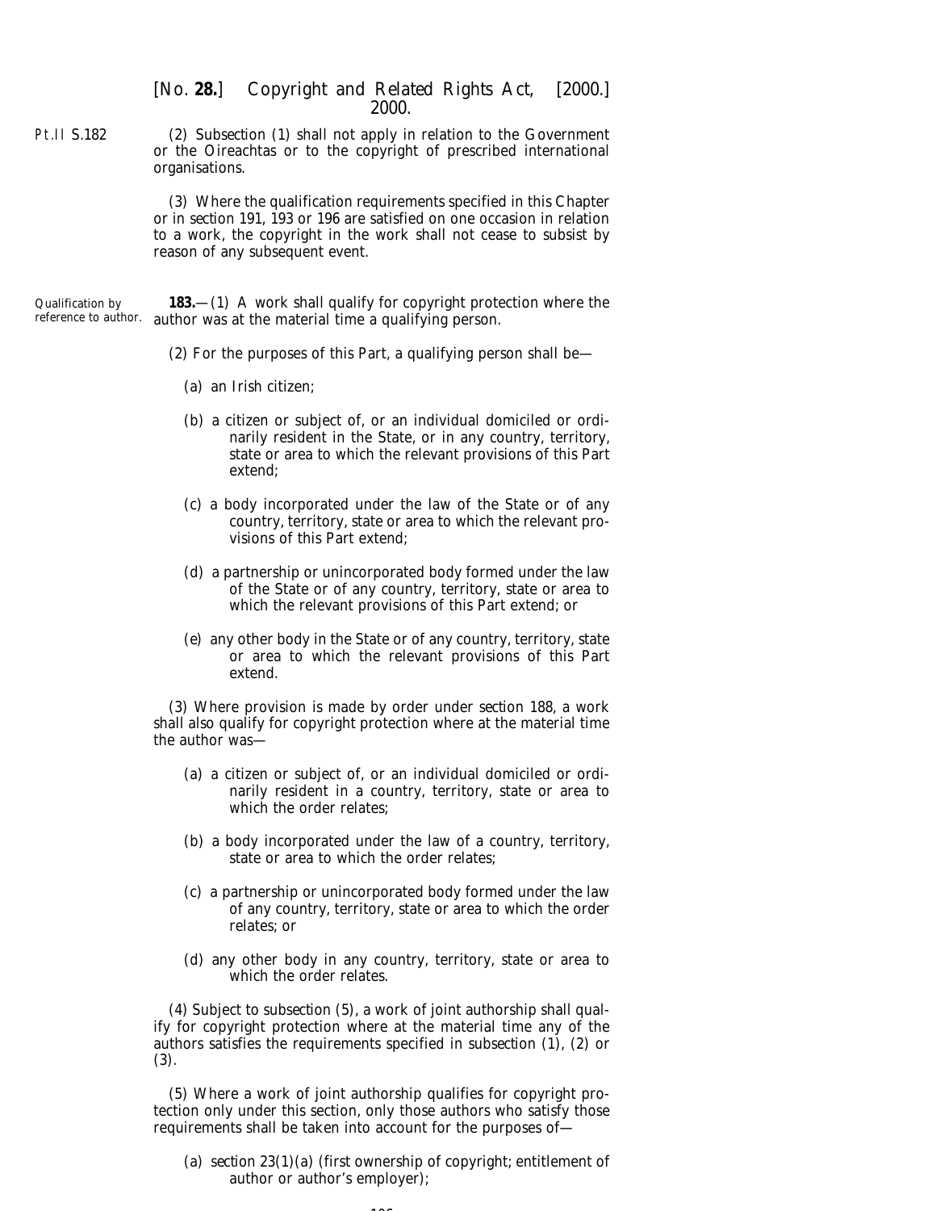(2) *Subsection (1)* shall not apply in relation to the Government or the Oireachtas or to the copyright of prescribed international organisations.

(3) Where the qualification requirements specified in this Chapter or in *section 191, 193* or *196* are satisfied on one occasion in relation to a work, the copyright in the work shall not cease to subsist by reason of any subsequent event.

*Qualification by reference to author.*

**183.**—(1) A work shall qualify for copyright protection where the author was at the material time a qualifying person.

(2) For the purposes of this Part, a qualifying person shall be—

(*a*) an Irish citizen;

(*b*) a citizen or subject of, or an individual domiciled or ordinarily resident in the State, or in any country, territory, state or area to which the relevant provisions of this Part extend;

(*c*) a body incorporated under the law of the State or of any country, territory, state or area to which the relevant provisions of this Part extend;

(*d*) a partnership or unincorporated body formed under the law of the State or of any country, territory, state or area to which the relevant provisions of this Part extend; or

(*e*) any other body in the State or of any country, territory, state or area to which the relevant provisions of this Part extend.

(3) Where provision is made by order under *section 188*, a work shall also qualify for copyright protection where at the material time the author was—

(*a*) a citizen or subject of, or an individual domiciled or ordinarily resident in a country, territory, state or area to which the order relates;

(*b*) a body incorporated under the law of a country, territory, state or area to which the order relates;

(*c*) a partnership or unincorporated body formed under the law of any country, territory, state or area to which the order relates; or

(*d*) any other body in any country, territory, state or area to which the order relates.

(4) Subject to *subsection (5)*, a work of joint authorship shall qualify for copyright protection where at the material time any of the authors satisfies the requirements specified in *subsection (1), (2)* or *(3)*.

(5) Where a work of joint authorship qualifies for copyright protection only under this section, only those authors who satisfy those requirements shall be taken into account for the purposes of—

(*a*) *section 23(1)(a)* (first ownership of copyright; entitlement of author or author's employer);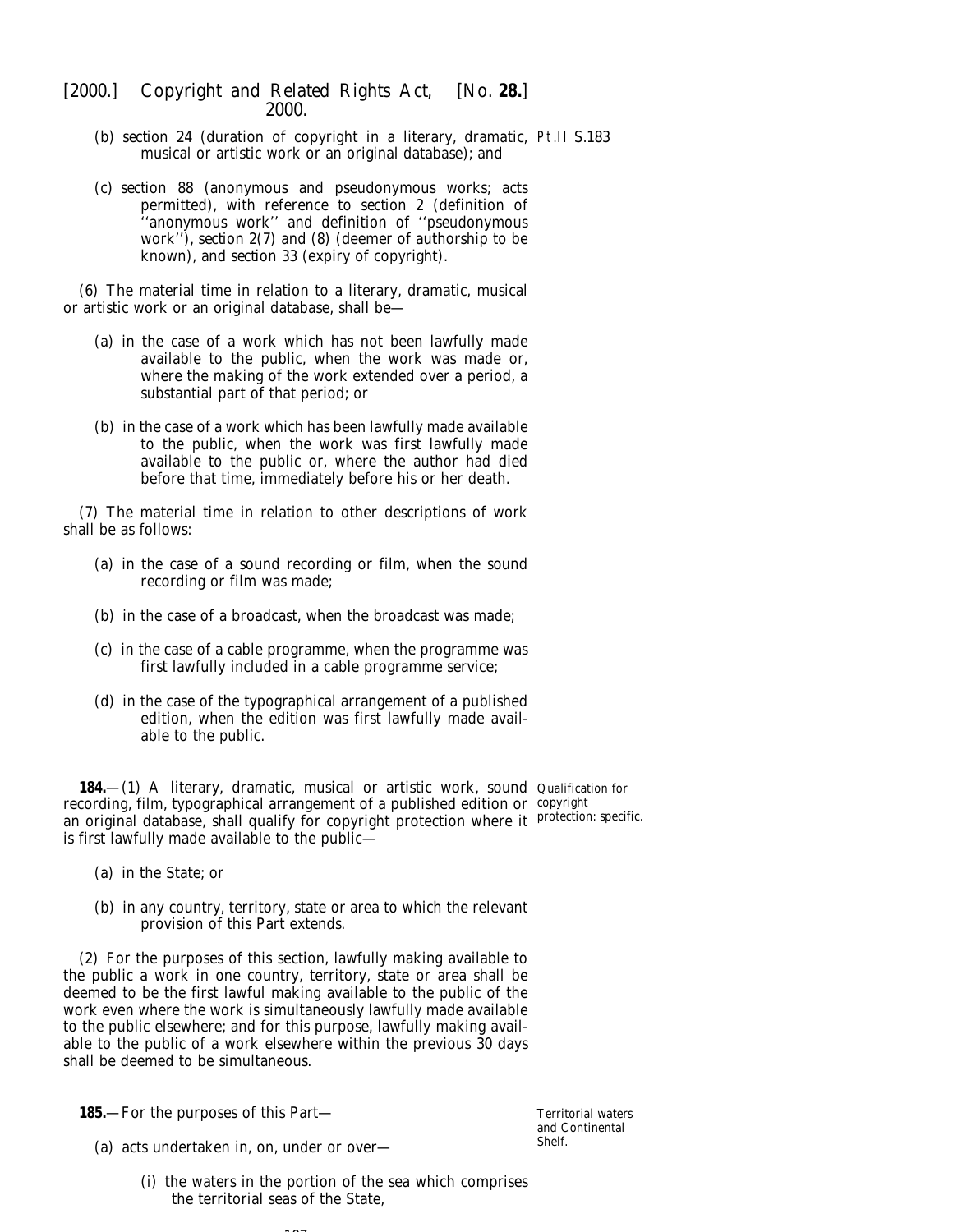(b) section 24 (duration of copyright in a literary, dramatic, musical or artistic work or an original database); and

(c) section 88 (anonymous and pseudonymous works; acts permitted), with reference to section 2 (definition of ''anonymous work'' and definition of ''pseudonymous work''), section 2(7) and (8) (deemer of authorship to be known), and section 33 (expiry of copyright).

(6) The material time in relation to a literary, dramatic, musical or artistic work or an original database, shall be—

(a) in the case of a work which has not been lawfully made available to the public, when the work was made or, where the making of the work extended over a period, a substantial part of that period; or

(b) in the case of a work which has been lawfully made available to the public, when the work was first lawfully made available to the public or, where the author had died before that time, immediately before his or her death.

(7) The material time in relation to other descriptions of work shall be as follows:

(a) in the case of a sound recording or film, when the sound recording or film was made;

(b) in the case of a broadcast, when the broadcast was made;

(c) in the case of a cable programme, when the programme was first lawfully included in a cable programme service;

(d) in the case of the typographical arrangement of a published edition, when the edition was first lawfully made available to the public.

Qualification for copyright protection: specific.

**184.**—(1) A literary, dramatic, musical or artistic work, sound recording, film, typographical arrangement of a published edition or an original database, shall qualify for copyright protection where it is first lawfully made available to the public—

(a) in the State; or

(b) in any country, territory, state or area to which the relevant provision of this Part extends.

(2) For the purposes of this section, lawfully making available to the public a work in one country, territory, state or area shall be deemed to be the first lawful making available to the public of the work even where the work is simultaneously lawfully made available to the public elsewhere; and for this purpose, lawfully making available to the public of a work elsewhere within the previous 30 days shall be deemed to be simultaneous.

Territorial waters and Continental Shelf.

**185.**—For the purposes of this Part—

(a) acts undertaken in, on, under or over—

(i) the waters in the portion of the sea which comprises the territorial seas of the State,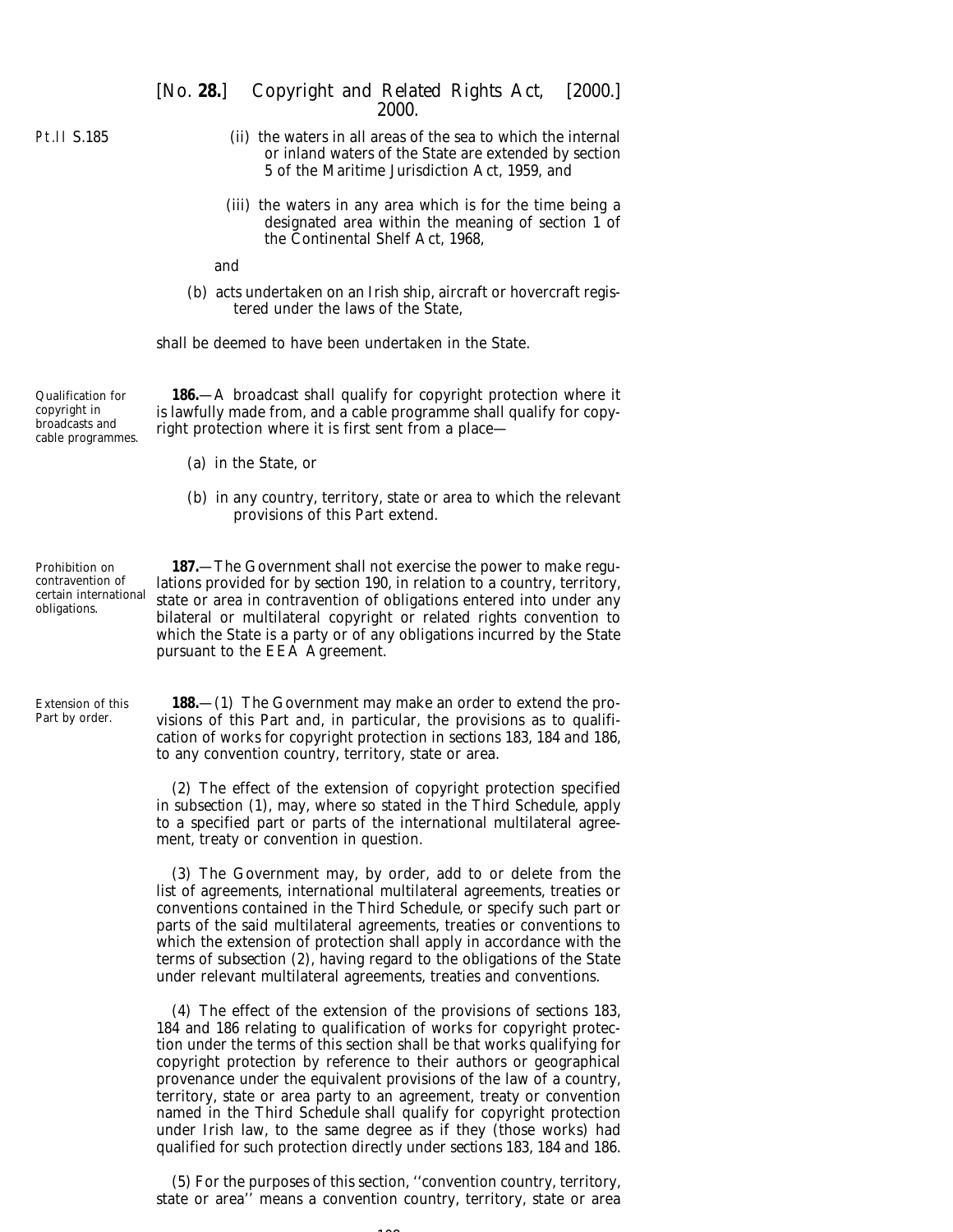(ii) the waters in all areas of the sea to which the internal or inland waters of the State are extended by section 5 of the Maritime Jurisdiction Act, 1959, and

(iii) the waters in any area which is for the time being a designated area within the meaning of section 1 of the Continental Shelf Act, 1968,

and

(b) acts undertaken on an Irish ship, aircraft or hovercraft registered under the laws of the State,

shall be deemed to have been undertaken in the State.

*Qualification for copyright in broadcasts and cable programmes.*

**186.**—A broadcast shall qualify for copyright protection where it is lawfully made from, and a cable programme shall qualify for copyright protection where it is first sent from a place—

(a) in the State, or

(b) in any country, territory, state or area to which the relevant provisions of this Part extend.

*Prohibition on contravention of certain international obligations.*

**187.**—The Government shall not exercise the power to make regulations provided for by section 190, in relation to a country, territory, state or area in contravention of obligations entered into under any bilateral or multilateral copyright or related rights convention to which the State is a party or of any obligations incurred by the State pursuant to the EEA Agreement.

*Extension of this Part by order.*

**188.**—(1) The Government may make an order to extend the provisions of this Part and, in particular, the provisions as to qualification of works for copyright protection in sections 183, 184 and 186, to any convention country, territory, state or area.

(2) The effect of the extension of copyright protection specified in subsection (1), may, where so stated in the Third Schedule, apply to a specified part or parts of the international multilateral agreement, treaty or convention in question.

(3) The Government may, by order, add to or delete from the list of agreements, international multilateral agreements, treaties or conventions contained in the Third Schedule, or specify such part or parts of the said multilateral agreements, treaties or conventions to which the extension of protection shall apply in accordance with the terms of subsection (2), having regard to the obligations of the State under relevant multilateral agreements, treaties and conventions.

(4) The effect of the extension of the provisions of sections 183, 184 and 186 relating to qualification of works for copyright protection under the terms of this section shall be that works qualifying for copyright protection by reference to their authors or geographical provenance under the equivalent provisions of the law of a country, territory, state or area party to an agreement, treaty or convention named in the Third Schedule shall qualify for copyright protection under Irish law, to the same degree as if they (those works) had qualified for such protection directly under sections 183, 184 and 186.

(5) For the purposes of this section, ''convention country, territory, state or area'' means a convention country, territory, state or area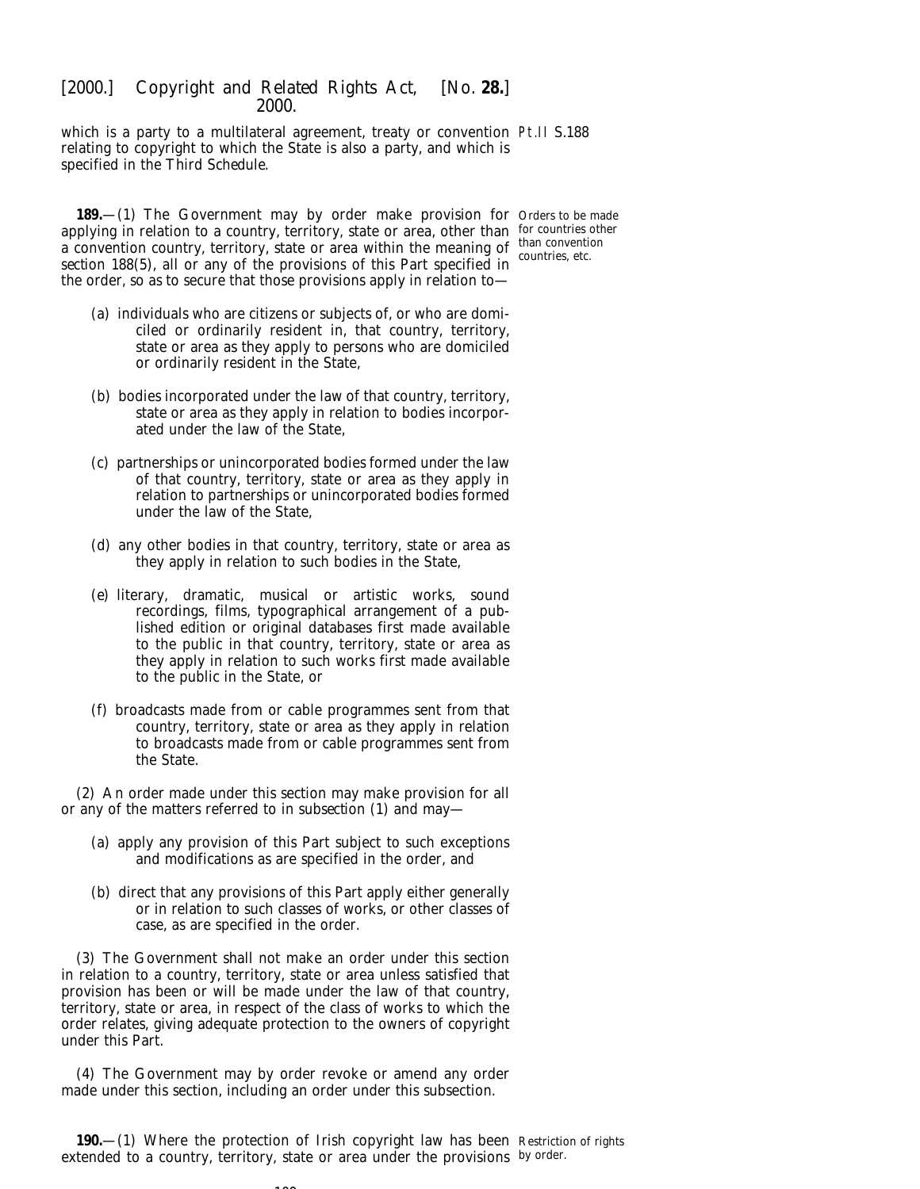which is a party to a multilateral agreement, treaty or convention relating to copyright to which the State is also a party, and which is specified in the *Third Schedule*.

Pt.II S.188

**189.**—(1) The Government may by order make provision for applying in relation to a country, territory, state or area, other than a convention country, territory, state or area within the meaning of *section 188(5)*, all or any of the provisions of this Part specified in the order, so as to secure that those provisions apply in relation to—

Orders to be made for countries other than convention countries, etc.

(*a*) individuals who are citizens or subjects of, or who are domiciled or ordinarily resident in, that country, territory, state or area as they apply to persons who are domiciled or ordinarily resident in the State,

(*b*) bodies incorporated under the law of that country, territory, state or area as they apply in relation to bodies incorporated under the law of the State,

(*c*) partnerships or unincorporated bodies formed under the law of that country, territory, state or area as they apply in relation to partnerships or unincorporated bodies formed under the law of the State,

(*d*) any other bodies in that country, territory, state or area as they apply in relation to such bodies in the State,

(*e*) literary, dramatic, musical or artistic works, sound recordings, films, typographical arrangement of a published edition or original databases first made available to the public in that country, territory, state or area as they apply in relation to such works first made available to the public in the State, or

(*f*) broadcasts made from or cable programmes sent from that country, territory, state or area as they apply in relation to broadcasts made from or cable programmes sent from the State.

(2) An order made under this section may make provision for all or any of the matters referred to in *subsection (1)* and may—

(*a*) apply any provision of this Part subject to such exceptions and modifications as are specified in the order, and

(*b*) direct that any provisions of this Part apply either generally or in relation to such classes of works, or other classes of case, as are specified in the order.

(3) The Government shall not make an order under this section in relation to a country, territory, state or area unless satisfied that provision has been or will be made under the law of that country, territory, state or area, in respect of the class of works to which the order relates, giving adequate protection to the owners of copyright under this Part.

(4) The Government may by order revoke or amend any order made under this section, including an order under this subsection.

**190.**—(1) Where the protection of Irish copyright law has been extended to a country, territory, state or area under the provisions

Restriction of rights by order.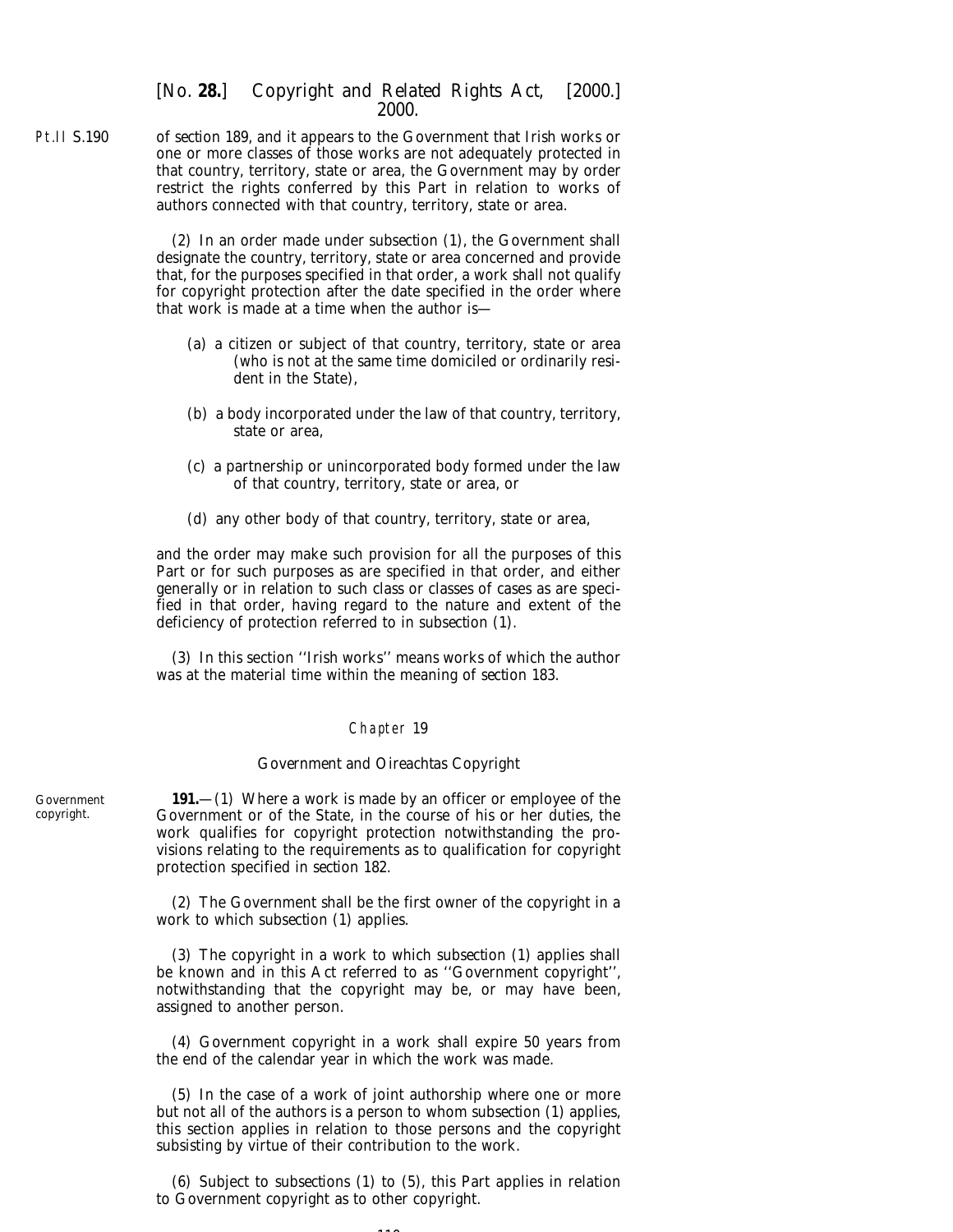of section 189, and it appears to the Government that Irish works or one or more classes of those works are not adequately protected in that country, territory, state or area, the Government may by order restrict the rights conferred by this Part in relation to works of authors connected with that country, territory, state or area.

(2) In an order made under subsection (1), the Government shall designate the country, territory, state or area concerned and provide that, for the purposes specified in that order, a work shall not qualify for copyright protection after the date specified in the order where that work is made at a time when the author is—

(a) a citizen or subject of that country, territory, state or area (who is not at the same time domiciled or ordinarily resident in the State),

(b) a body incorporated under the law of that country, territory, state or area,

(c) a partnership or unincorporated body formed under the law of that country, territory, state or area, or

(d) any other body of that country, territory, state or area,

and the order may make such provision for all the purposes of this Part or for such purposes as are specified in that order, and either generally or in relation to such class or classes of cases as are specified in that order, having regard to the nature and extent of the deficiency of protection referred to in subsection (1).

(3) In this section ''Irish works'' means works of which the author was at the material time within the meaning of section 183.

## Chapter 19

### Government and Oireachtas Copyright

Government copyright.

**191.**—(1) Where a work is made by an officer or employee of the Government or of the State, in the course of his or her duties, the work qualifies for copyright protection notwithstanding the provisions relating to the requirements as to qualification for copyright protection specified in section 182.

(2) The Government shall be the first owner of the copyright in a work to which subsection (1) applies.

(3) The copyright in a work to which subsection (1) applies shall be known and in this Act referred to as ''Government copyright'', notwithstanding that the copyright may be, or may have been, assigned to another person.

(4) Government copyright in a work shall expire 50 years from the end of the calendar year in which the work was made.

(5) In the case of a work of joint authorship where one or more but not all of the authors is a person to whom subsection (1) applies, this section applies in relation to those persons and the copyright subsisting by virtue of their contribution to the work.

(6) Subject to subsections (1) to (5), this Part applies in relation to Government copyright as to other copyright.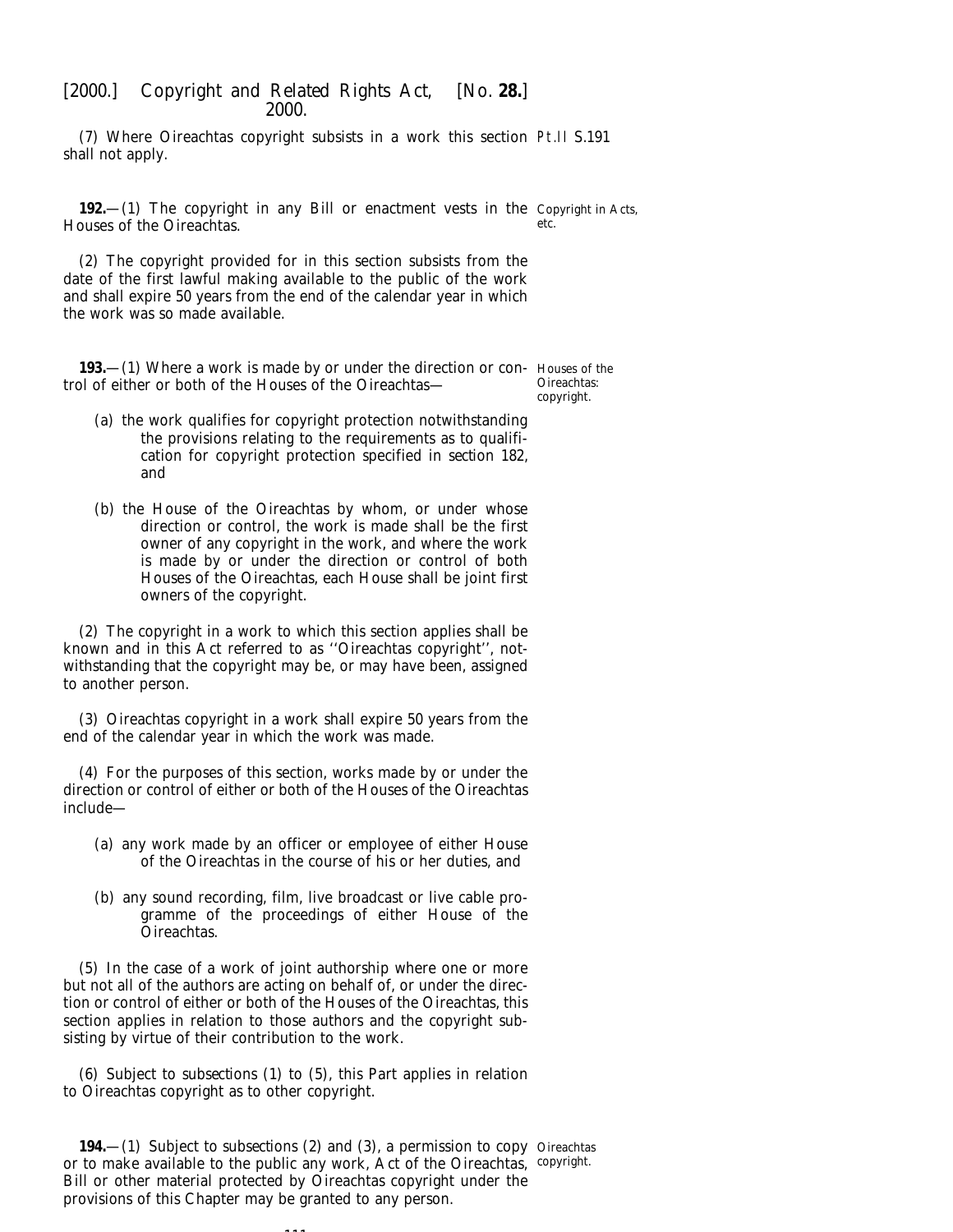(7) Where Oireachtas copyright subsists in a work this section shall not apply.

Pt.II S.191

**192.**—(1) The copyright in any Bill or enactment vests in the Houses of the Oireachtas.

Copyright in Acts, etc.

(2) The copyright provided for in this section subsists from the date of the first lawful making available to the public of the work and shall expire 50 years from the end of the calendar year in which the work was so made available.

**193.**—(1) Where a work is made by or under the direction or control of either or both of the Houses of the Oireachtas—

Houses of the Oireachtas: copyright.

(a) the work qualifies for copyright protection notwithstanding the provisions relating to the requirements as to qualification for copyright protection specified in section 182, and

(b) the House of the Oireachtas by whom, or under whose direction or control, the work is made shall be the first owner of any copyright in the work, and where the work is made by or under the direction or control of both Houses of the Oireachtas, each House shall be joint first owners of the copyright.

(2) The copyright in a work to which this section applies shall be known and in this Act referred to as ''Oireachtas copyright'', notwithstanding that the copyright may be, or may have been, assigned to another person.

(3) Oireachtas copyright in a work shall expire 50 years from the end of the calendar year in which the work was made.

(4) For the purposes of this section, works made by or under the direction or control of either or both of the Houses of the Oireachtas include—

(a) any work made by an officer or employee of either House of the Oireachtas in the course of his or her duties, and

(b) any sound recording, film, live broadcast or live cable programme of the proceedings of either House of the Oireachtas.

(5) In the case of a work of joint authorship where one or more but not all of the authors are acting on behalf of, or under the direction or control of either or both of the Houses of the Oireachtas, this section applies in relation to those authors and the copyright subsisting by virtue of their contribution to the work.

(6) Subject to subsections (1) to (5), this Part applies in relation to Oireachtas copyright as to other copyright.

**194.**—(1) Subject to subsections (2) and (3), a permission to copy or to make available to the public any work, Act of the Oireachtas, Bill or other material protected by Oireachtas copyright under the provisions of this Chapter may be granted to any person.

Oireachtas copyright.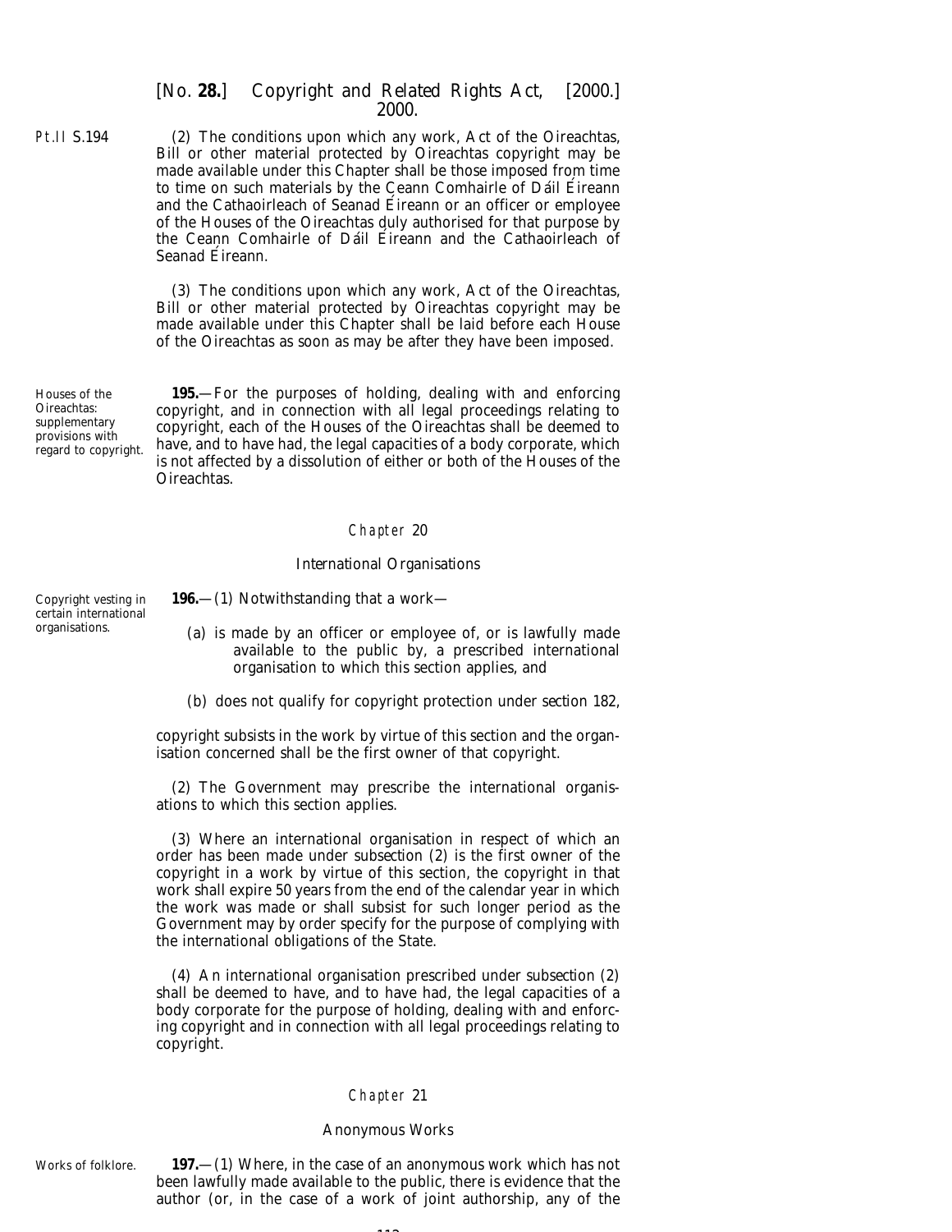(2) The conditions upon which any work, Act of the Oireachtas, Bill or other material protected by Oireachtas copyright may be made available under this Chapter shall be those imposed from time to time on such materials by the Ceann Comhairle of Dáil Éireann and the Cathaoirleach of Seanad Éireann or an officer or employee of the Houses of the Oireachtas duly authorised for that purpose by the Ceann Comhairle of Dáil Éireann and the Cathaoirleach of Seanad Éireann.

(3) The conditions upon which any work, Act of the Oireachtas, Bill or other material protected by Oireachtas copyright may be made available under this Chapter shall be laid before each House of the Oireachtas as soon as may be after they have been imposed.

*Houses of the Oireachtas: supplementary provisions with regard to copyright.*

**195.**—For the purposes of holding, dealing with and enforcing copyright, and in connection with all legal proceedings relating to copyright, each of the Houses of the Oireachtas shall be deemed to have, and to have had, the legal capacities of a body corporate, which is not affected by a dissolution of either or both of the Houses of the Oireachtas.

## Chapter 20

### International Organisations

*Copyright vesting in certain international organisations.*

**196.**—(1) Notwithstanding that a work—

(*a*) is made by an officer or employee of, or is lawfully made available to the public by, a prescribed international organisation to which this section applies, and

(*b*) does not qualify for copyright protection under *section 182*,

copyright subsists in the work by virtue of this section and the organisation concerned shall be the first owner of that copyright.

(2) The Government may prescribe the international organisations to which this section applies.

(3) Where an international organisation in respect of which an order has been made under *subsection (2)* is the first owner of the copyright in a work by virtue of this section, the copyright in that work shall expire 50 years from the end of the calendar year in which the work was made or shall subsist for such longer period as the Government may by order specify for the purpose of complying with the international obligations of the State.

(4) An international organisation prescribed under *subsection (2)* shall be deemed to have, and to have had, the legal capacities of a body corporate for the purpose of holding, dealing with and enforcing copyright and in connection with all legal proceedings relating to copyright.

## Chapter 21

### Anonymous Works

*Works of folklore.*

**197.**—(1) Where, in the case of an anonymous work which has not been lawfully made available to the public, there is evidence that the author (or, in the case of a work of joint authorship, any of the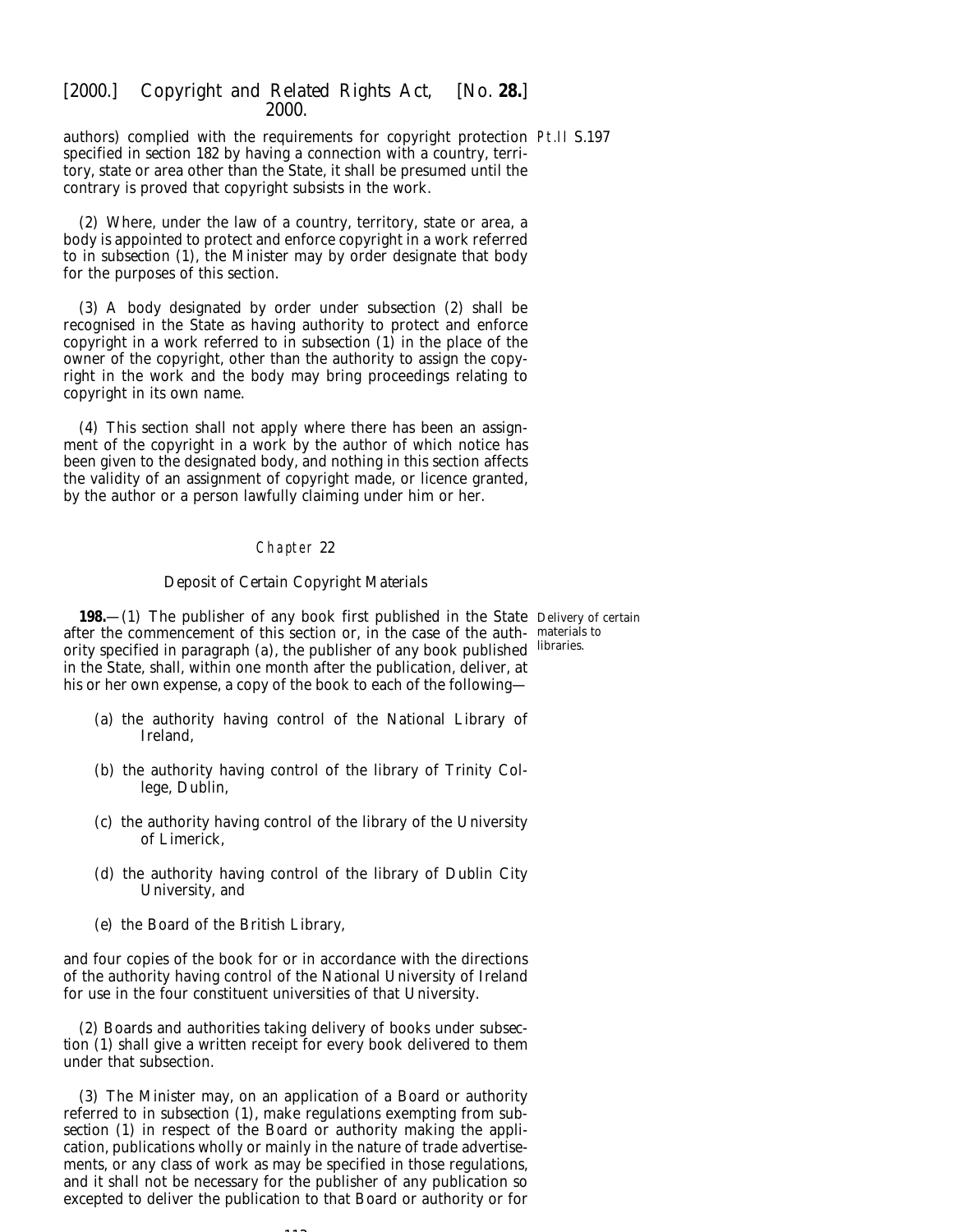authors) complied with the requirements for copyright protection specified in *section 182* by having a connection with a country, territory, state or area other than the State, it shall be presumed until the contrary is proved that copyright subsists in the work.

(2) Where, under the law of a country, territory, state or area, a body is appointed to protect and enforce copyright in a work referred to in *subsection (1)*, the Minister may by order designate that body for the purposes of this section.

(3) A body designated by order under *subsection (2)* shall be recognised in the State as having authority to protect and enforce copyright in a work referred to in *subsection (1)* in the place of the owner of the copyright, other than the authority to assign the copyright in the work and the body may bring proceedings relating to copyright in its own name.

(4) This section shall not apply where there has been an assignment of the copyright in a work by the author of which notice has been given to the designated body, and nothing in this section affects the validity of an assignment of copyright made, or licence granted, by the author or a person lawfully claiming under him or her.

## Chapter 22

### Deposit of Certain Copyright Materials

*Delivery of certain materials to libraries.*

**198.**—(1) The publisher of any book first published in the State after the commencement of this section or, in the case of the authority specified in *paragraph (a)*, the publisher of any book published in the State, shall, within one month after the publication, deliver, at his or her own expense, a copy of the book to each of the following—

(*a*) the authority having control of the National Library of Ireland,

(*b*) the authority having control of the library of Trinity College, Dublin,

(*c*) the authority having control of the library of the University of Limerick,

(*d*) the authority having control of the library of Dublin City University, and

(*e*) the Board of the British Library,

and four copies of the book for or in accordance with the directions of the authority having control of the National University of Ireland for use in the four constituent universities of that University.

(2) Boards and authorities taking delivery of books under *subsection (1)* shall give a written receipt for every book delivered to them under that subsection.

(3) The Minister may, on an application of a Board or authority referred to in *subsection (1)*, make regulations exempting from *subsection (1)* in respect of the Board or authority making the application, publications wholly or mainly in the nature of trade advertisements, or any class of work as may be specified in those regulations, and it shall not be necessary for the publisher of any publication so excepted to deliver the publication to that Board or authority or for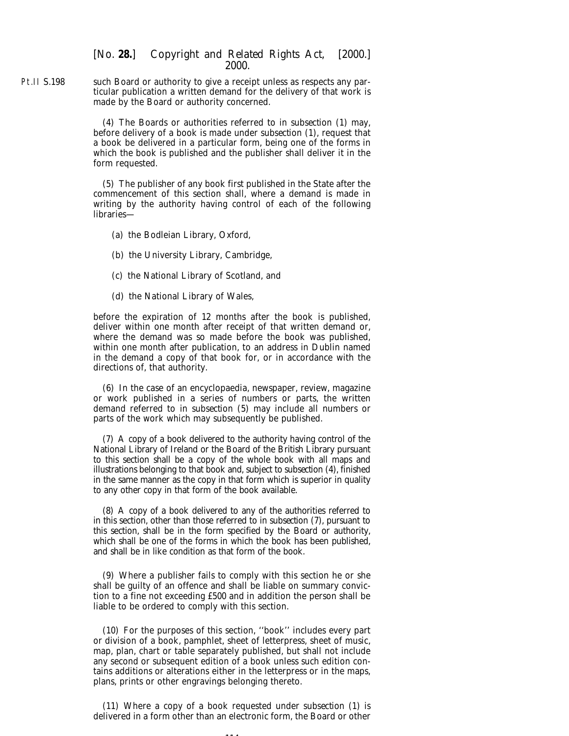such Board or authority to give a receipt unless as respects any particular publication a written demand for the delivery of that work is made by the Board or authority concerned.

(4) The Boards or authorities referred to in *subsection (1)* may, before delivery of a book is made under *subsection (1)*, request that a book be delivered in a particular form, being one of the forms in which the book is published and the publisher shall deliver it in the form requested.

(5) The publisher of any book first published in the State after the commencement of this section shall, where a demand is made in writing by the authority having control of each of the following libraries—

(*a*) the Bodleian Library, Oxford,

(*b*) the University Library, Cambridge,

(*c*) the National Library of Scotland, and

(*d*) the National Library of Wales,

before the expiration of 12 months after the book is published, deliver within one month after receipt of that written demand or, where the demand was so made before the book was published, within one month after publication, to an address in Dublin named in the demand a copy of that book for, or in accordance with the directions of, that authority.

(6) In the case of an encyclopaedia, newspaper, review, magazine or work published in a series of numbers or parts, the written demand referred to in *subsection (5)* may include all numbers or parts of the work which may subsequently be published.

(7) A copy of a book delivered to the authority having control of the National Library of Ireland or the Board of the British Library pursuant to this section shall be a copy of the whole book with all maps and illustrations belonging to that book and, subject to *subsection (4)*, finished in the same manner as the copy in that form which is superior in quality to any other copy in that form of the book available.

(8) A copy of a book delivered to any of the authorities referred to in this section, other than those referred to in *subsection (7)*, pursuant to this section, shall be in the form specified by the Board or authority, which shall be one of the forms in which the book has been published, and shall be in like condition as that form of the book.

(9) Where a publisher fails to comply with this section he or she shall be guilty of an offence and shall be liable on summary conviction to a fine not exceeding £500 and in addition the person shall be liable to be ordered to comply with this section.

(10) For the purposes of this section, ''book'' includes every part or division of a book, pamphlet, sheet of letterpress, sheet of music, map, plan, chart or table separately published, but shall not include any second or subsequent edition of a book unless such edition contains additions or alterations either in the letterpress or in the maps, plans, prints or other engravings belonging thereto.

(11) Where a copy of a book requested under *subsection (1)* is delivered in a form other than an electronic form, the Board or other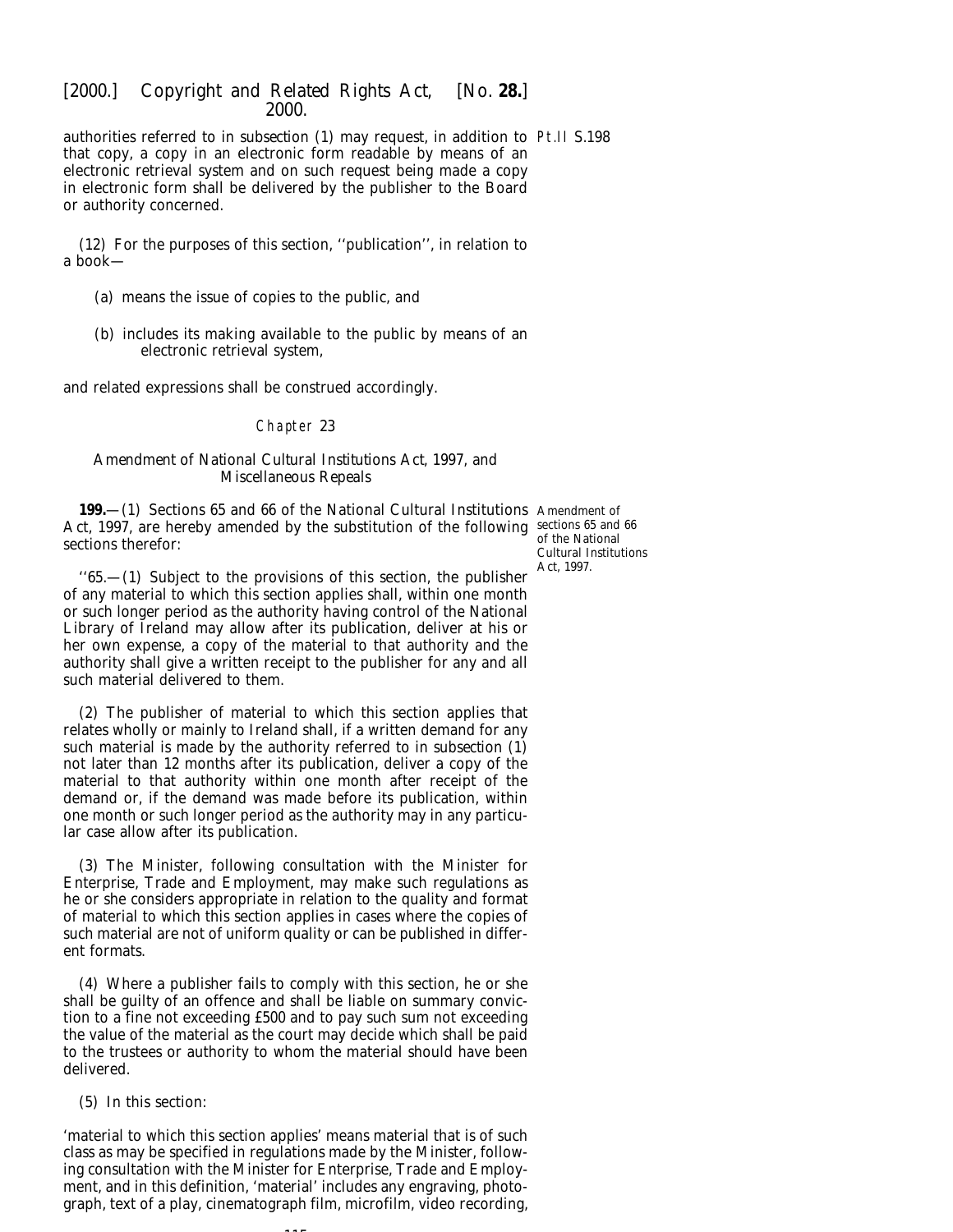authorities referred to in subsection (1) may request, in addition to that copy, a copy in an electronic form readable by means of an electronic retrieval system and on such request being made a copy in electronic form shall be delivered by the publisher to the Board or authority concerned.

(12) For the purposes of this section, ''publication'', in relation to a book—

(*a*) means the issue of copies to the public, and

(*b*) includes its making available to the public by means of an electronic retrieval system,

and related expressions shall be construed accordingly.

## Chapter 23

### Amendment of National Cultural Institutions Act, 1997, and Miscellaneous Repeals

Amendment of sections 65 and 66 of the National Cultural Institutions Act, 1997.

**199.**—(1) Sections 65 and 66 of the National Cultural Institutions Act, 1997, are hereby amended by the substitution of the following sections therefor:

''65.—(1) Subject to the provisions of this section, the publisher of any material to which this section applies shall, within one month or such longer period as the authority having control of the National Library of Ireland may allow after its publication, deliver at his or her own expense, a copy of the material to that authority and the authority shall give a written receipt to the publisher for any and all such material delivered to them.

(2) The publisher of material to which this section applies that relates wholly or mainly to Ireland shall, if a written demand for any such material is made by the authority referred to in subsection (1) not later than 12 months after its publication, deliver a copy of the material to that authority within one month after receipt of the demand or, if the demand was made before its publication, within one month or such longer period as the authority may in any particular case allow after its publication.

(3) The Minister, following consultation with the Minister for Enterprise, Trade and Employment, may make such regulations as he or she considers appropriate in relation to the quality and format of material to which this section applies in cases where the copies of such material are not of uniform quality or can be published in different formats.

(4) Where a publisher fails to comply with this section, he or she shall be guilty of an offence and shall be liable on summary conviction to a fine not exceeding £500 and to pay such sum not exceeding the value of the material as the court may decide which shall be paid to the trustees or authority to whom the material should have been delivered.

(5) In this section:

'material to which this section applies' means material that is of such class as may be specified in regulations made by the Minister, following consultation with the Minister for Enterprise, Trade and Employment, and in this definition, 'material' includes any engraving, photograph, text of a play, cinematograph film, microfilm, video recording,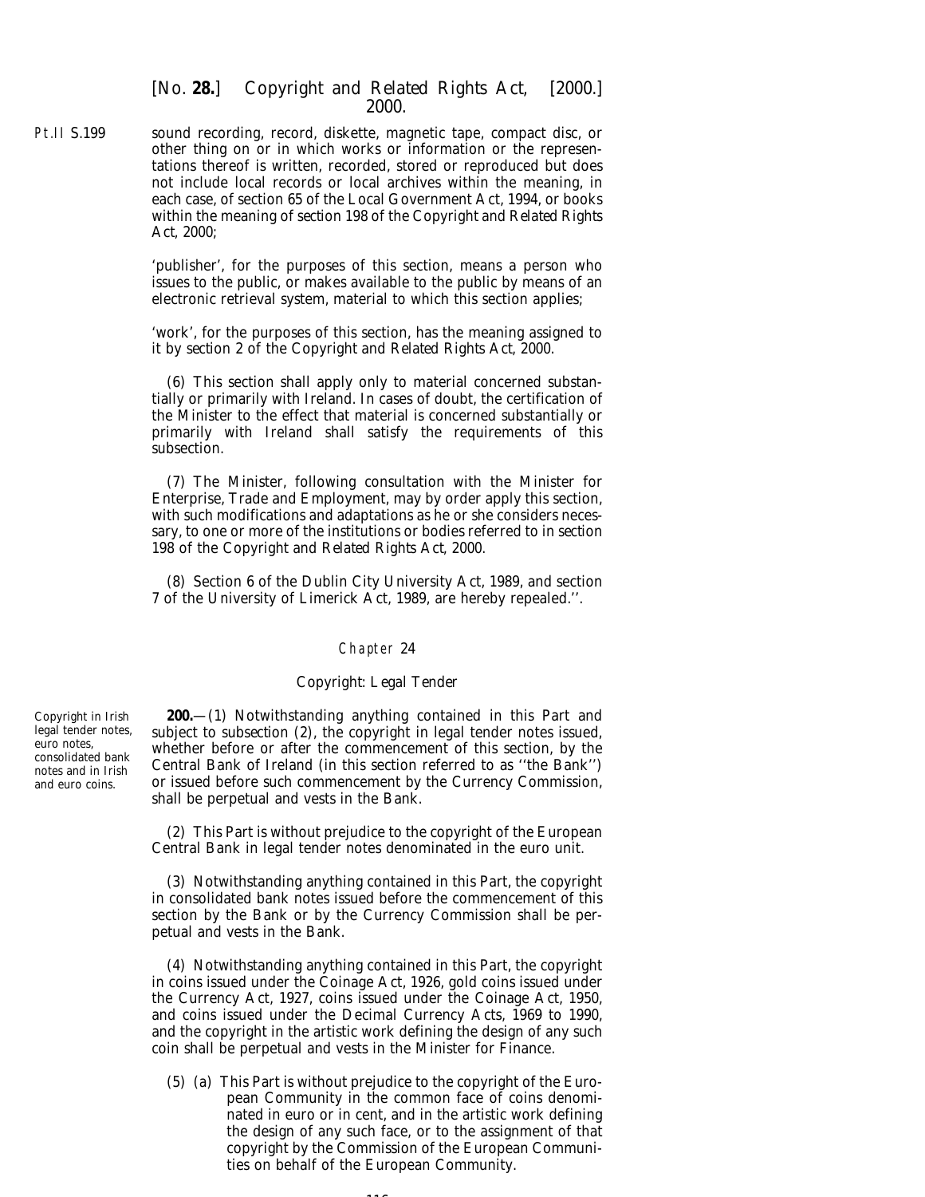sound recording, record, diskette, magnetic tape, compact disc, or other thing on or in which works or information or the representations thereof is written, recorded, stored or reproduced but does not include local records or local archives within the meaning, in each case, of section 65 of the Local Government Act, 1994, or books within the meaning of *section 198* of the *Copyright and Related Rights Act, 2000*;

'publisher', for the purposes of this section, means a person who issues to the public, or makes available to the public by means of an electronic retrieval system, material to which this section applies;

'work', for the purposes of this section, has the meaning assigned to it by *section 2* of the *Copyright and Related Rights Act, 2000*.

(6) This section shall apply only to material concerned substantially or primarily with Ireland. In cases of doubt, the certification of the Minister to the effect that material is concerned substantially or primarily with Ireland shall satisfy the requirements of this subsection.

(7) The Minister, following consultation with the Minister for Enterprise, Trade and Employment, may by order apply this section, with such modifications and adaptations as he or she considers necessary, to one or more of the institutions or bodies referred to in *section 198* of the *Copyright and Related Rights Act, 2000*.

(8) Section 6 of the Dublin City University Act, 1989, and section 7 of the University of Limerick Act, 1989, are hereby repealed.''.

## Chapter 24

### Copyright: Legal Tender

*Copyright in Irish legal tender notes, euro notes, consolidated bank notes and in Irish and euro coins.*

**200.**—(1) Notwithstanding anything contained in this Part and subject to *subsection (2)*, the copyright in legal tender notes issued, whether before or after the commencement of this section, by the Central Bank of Ireland (in this section referred to as ''the Bank'') or issued before such commencement by the Currency Commission, shall be perpetual and vests in the Bank.

(2) This Part is without prejudice to the copyright of the European Central Bank in legal tender notes denominated in the euro unit.

(3) Notwithstanding anything contained in this Part, the copyright in consolidated bank notes issued before the commencement of this section by the Bank or by the Currency Commission shall be perpetual and vests in the Bank.

(4) Notwithstanding anything contained in this Part, the copyright in coins issued under the Coinage Act, 1926, gold coins issued under the Currency Act, 1927, coins issued under the Coinage Act, 1950, and coins issued under the Decimal Currency Acts, 1969 to 1990, and the copyright in the artistic work defining the design of any such coin shall be perpetual and vests in the Minister for Finance.

(5) (*a*) This Part is without prejudice to the copyright of the European Community in the common face of coins denominated in euro or in cent, and in the artistic work defining the design of any such face, or to the assignment of that copyright by the Commission of the European Communities on behalf of the European Community.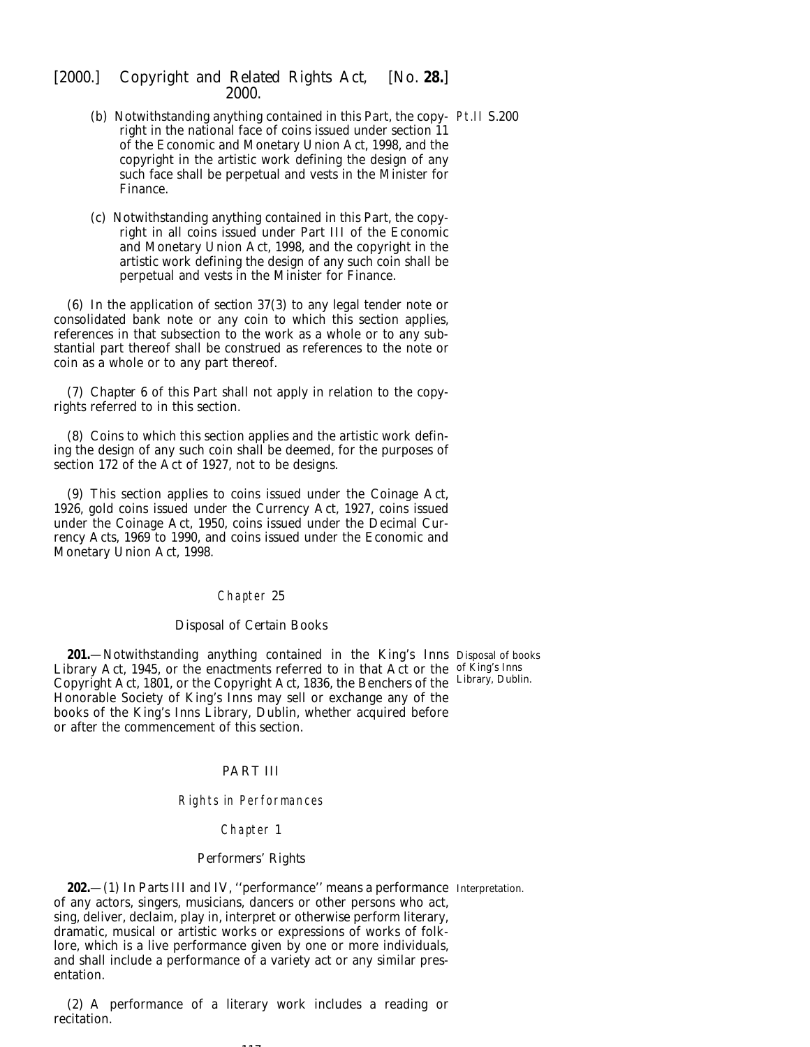(b) Notwithstanding anything contained in this Part, the copyright in the national face of coins issued under section 11 of the Economic and Monetary Union Act, 1998, and the copyright in the artistic work defining the design of any such face shall be perpetual and vests in the Minister for Finance.

(c) Notwithstanding anything contained in this Part, the copyright in all coins issued under Part III of the Economic and Monetary Union Act, 1998, and the copyright in the artistic work defining the design of any such coin shall be perpetual and vests in the Minister for Finance.

(6) In the application of *section 37(3)* to any legal tender note or consolidated bank note or any coin to which this section applies, references in that subsection to the work as a whole or to any substantial part thereof shall be construed as references to the note or coin as a whole or to any part thereof.

(7) *Chapter 6* of this Part shall not apply in relation to the copyrights referred to in this section.

(8) Coins to which this section applies and the artistic work defining the design of any such coin shall be deemed, for the purposes of section 172 of the Act of 1927, not to be designs.

(9) This section applies to coins issued under the Coinage Act, 1926, gold coins issued under the Currency Act, 1927, coins issued under the Coinage Act, 1950, coins issued under the Decimal Currency Acts, 1969 to 1990, and coins issued under the Economic and Monetary Union Act, 1998.

## Chapter 25

### Disposal of Certain Books

**201.**—Notwithstanding anything contained in the King's Inns Library Act, 1945, or the enactments referred to in that Act or the Copyright Act, 1801, or the Copyright Act, 1836, the Benchers of the Honorable Society of King's Inns may sell or exchange any of the books of the King's Inns Library, Dublin, whether acquired before or after the commencement of this section.

*Disposal of books of King's Inns Library, Dublin.*

# PART III

## *Rights in Performances*

## Chapter 1

### Performers' Rights

**202.**—(1) In *Parts III* and *IV*, ''performance'' means a performance of any actors, singers, musicians, dancers or other persons who act, sing, deliver, declaim, play in, interpret or otherwise perform literary, dramatic, musical or artistic works or expressions of works of folklore, which is a live performance given by one or more individuals, and shall include a performance of a variety act or any similar presentation.

*Interpretation.*

(2) A performance of a literary work includes a reading or recitation.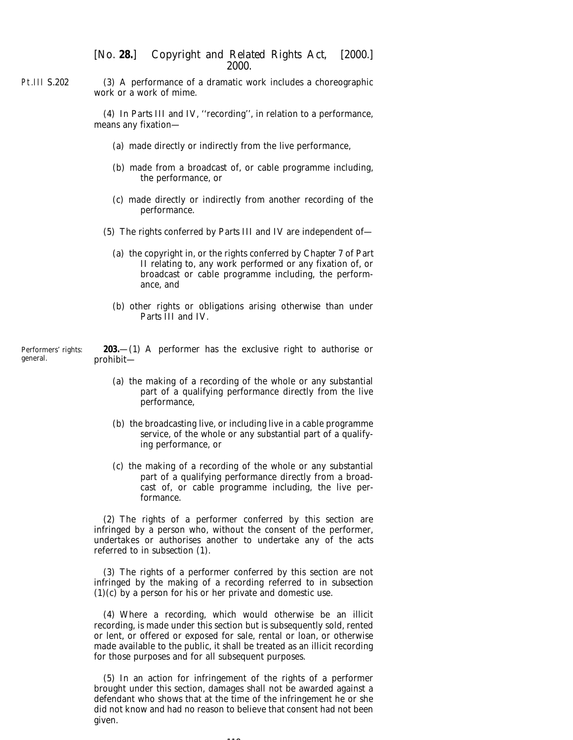(3) A performance of a dramatic work includes a choreographic work or a work of mime.

(4) In Parts III and IV, ''recording'', in relation to a performance, means any fixation—

(*a*) made directly or indirectly from the live performance,

(*b*) made from a broadcast of, or cable programme including, the performance, or

(*c*) made directly or indirectly from another recording of the performance.

(5) The rights conferred by Parts III and IV are independent of—

(*a*) the copyright in, or the rights conferred by Chapter 7 of Part II relating to, any work performed or any fixation of, or broadcast or cable programme including, the performance, and

(*b*) other rights or obligations arising otherwise than under Parts III and IV.

Performers' rights: general.

**203.**—(1) A performer has the exclusive right to authorise or prohibit—

(*a*) the making of a recording of the whole or any substantial part of a qualifying performance directly from the live performance,

(*b*) the broadcasting live, or including live in a cable programme service, of the whole or any substantial part of a qualifying performance, or

(*c*) the making of a recording of the whole or any substantial part of a qualifying performance directly from a broadcast of, or cable programme including, the live performance.

(2) The rights of a performer conferred by this section are infringed by a person who, without the consent of the performer, undertakes or authorises another to undertake any of the acts referred to in *subsection (1)*.

(3) The rights of a performer conferred by this section are not infringed by the making of a recording referred to in *subsection (1)(c)* by a person for his or her private and domestic use.

(4) Where a recording, which would otherwise be an illicit recording, is made under this section but is subsequently sold, rented or lent, or offered or exposed for sale, rental or loan, or otherwise made available to the public, it shall be treated as an illicit recording for those purposes and for all subsequent purposes.

(5) In an action for infringement of the rights of a performer brought under this section, damages shall not be awarded against a defendant who shows that at the time of the infringement he or she did not know and had no reason to believe that consent had not been given.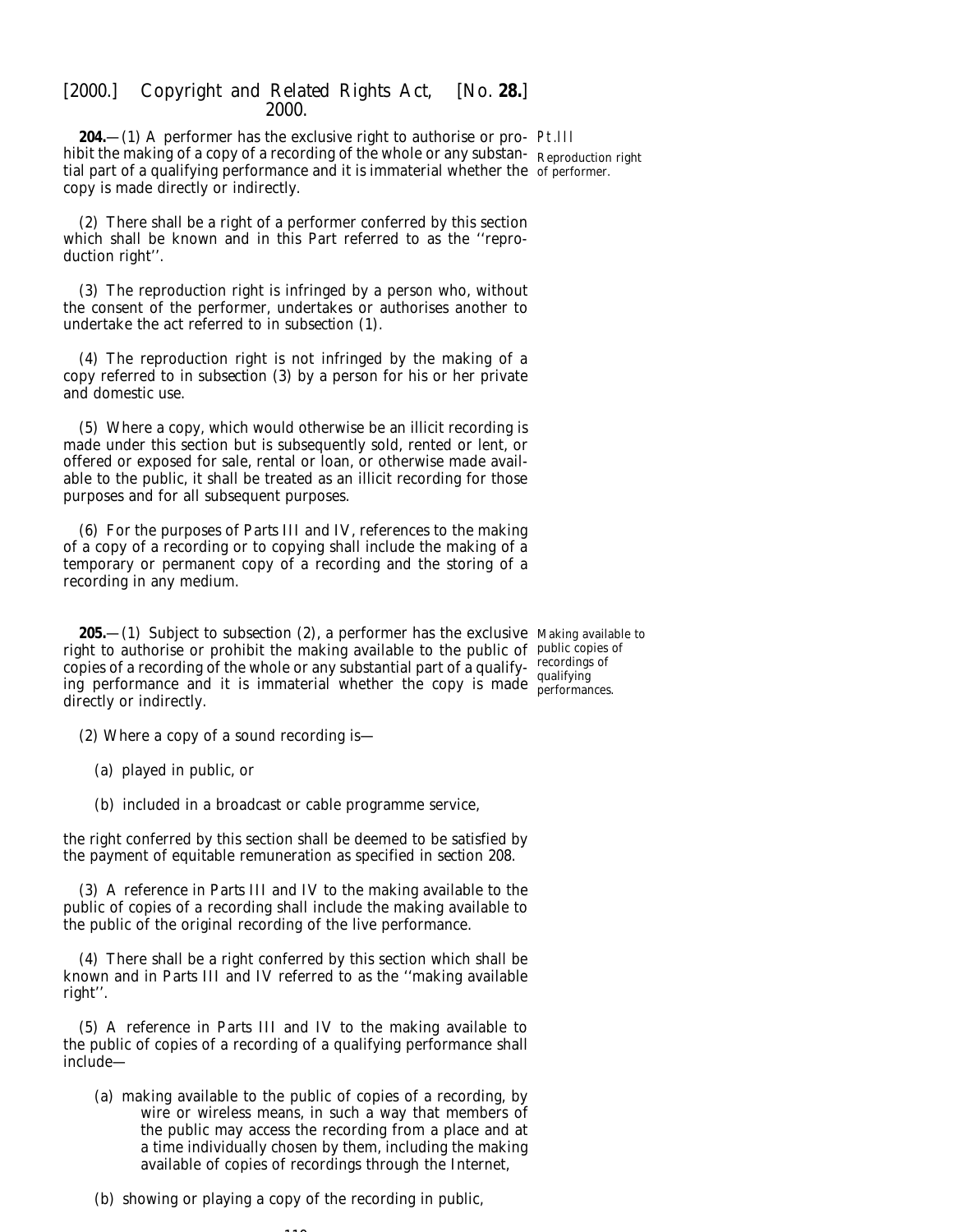Pt.III

**204.**—(1) A performer has the exclusive right to authorise or prohibit the making of a copy of a recording of the whole or any substantial part of a qualifying performance and it is immaterial whether the copy is made directly or indirectly.

Reproduction right of performer.

(2) There shall be a right of a performer conferred by this section which shall be known and in this Part referred to as the ''reproduction right''.

(3) The reproduction right is infringed by a person who, without the consent of the performer, undertakes or authorises another to undertake the act referred to in *subsection (1)*.

(4) The reproduction right is not infringed by the making of a copy referred to in *subsection (3)* by a person for his or her private and domestic use.

(5) Where a copy, which would otherwise be an illicit recording is made under this section but is subsequently sold, rented or lent, or offered or exposed for sale, rental or loan, or otherwise made available to the public, it shall be treated as an illicit recording for those purposes and for all subsequent purposes.

(6) For the purposes of *Parts III* and *IV*, references to the making of a copy of a recording or to copying shall include the making of a temporary or permanent copy of a recording and the storing of a recording in any medium.

**205.**—(1) Subject to *subsection (2)*, a performer has the exclusive right to authorise or prohibit the making available to the public of copies of a recording of the whole or any substantial part of a qualifying performance and it is immaterial whether the copy is made directly or indirectly.

Making available to public copies of recordings of qualifying performances.

(2) Where a copy of a sound recording is—

(*a*) played in public, or

(*b*) included in a broadcast or cable programme service,

the right conferred by this section shall be deemed to be satisfied by the payment of equitable remuneration as specified in *section 208*.

(3) A reference in *Parts III* and *IV* to the making available to the public of copies of a recording shall include the making available to the public of the original recording of the live performance.

(4) There shall be a right conferred by this section which shall be known and in *Parts III* and *IV* referred to as the ''making available right''.

(5) A reference in *Parts III* and *IV* to the making available to the public of copies of a recording of a qualifying performance shall include—

(*a*) making available to the public of copies of a recording, by wire or wireless means, in such a way that members of the public may access the recording from a place and at a time individually chosen by them, including the making available of copies of recordings through the Internet,

(*b*) showing or playing a copy of the recording in public,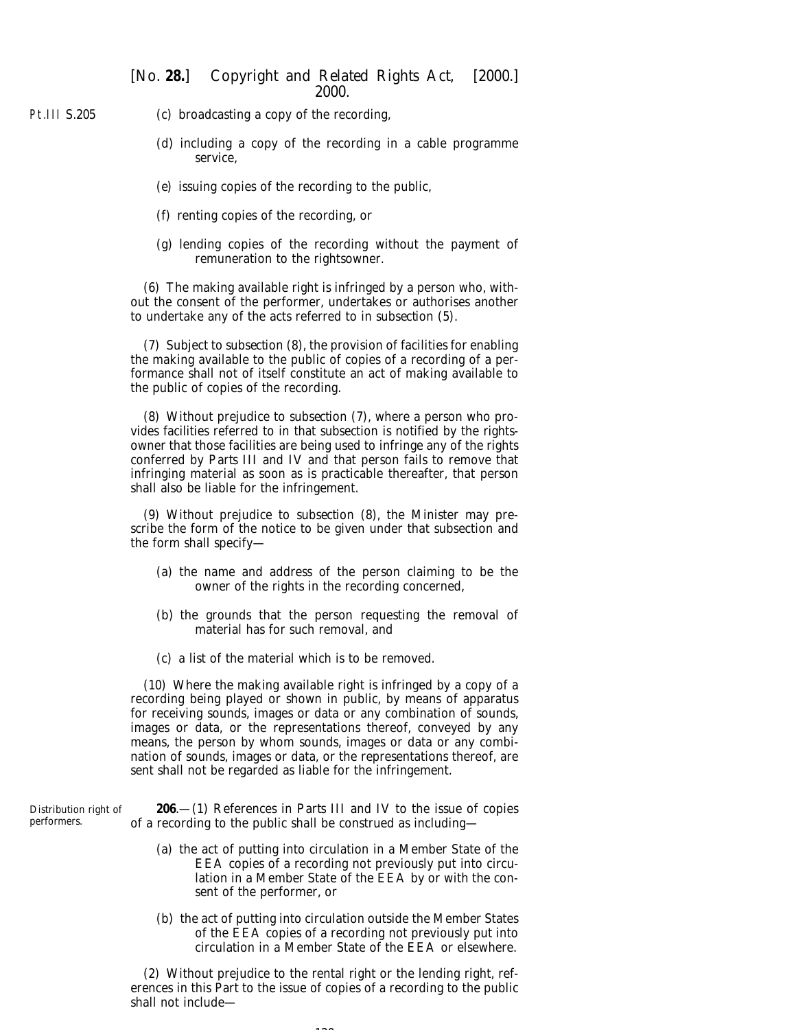(*c*) broadcasting a copy of the recording,

(*d*) including a copy of the recording in a cable programme service,

(*e*) issuing copies of the recording to the public,

(*f*) renting copies of the recording, or

(*g*) lending copies of the recording without the payment of remuneration to the rightsowner.

(6) The making available right is infringed by a person who, without the consent of the performer, undertakes or authorises another to undertake any of the acts referred to in *subsection (5)*.

(7) Subject to *subsection (8)*, the provision of facilities for enabling the making available to the public of copies of a recording of a performance shall not of itself constitute an act of making available to the public of copies of the recording.

(8) Without prejudice to *subsection (7)*, where a person who provides facilities referred to in that subsection is notified by the rightsowner that those facilities are being used to infringe any of the rights conferred by *Parts III* and *IV* and that person fails to remove that infringing material as soon as is practicable thereafter, that person shall also be liable for the infringement.

(9) Without prejudice to *subsection (8)*, the Minister may prescribe the form of the notice to be given under that subsection and the form shall specify—

(*a*) the name and address of the person claiming to be the owner of the rights in the recording concerned,

(*b*) the grounds that the person requesting the removal of material has for such removal, and

(*c*) a list of the material which is to be removed.

(10) Where the making available right is infringed by a copy of a recording being played or shown in public, by means of apparatus for receiving sounds, images or data or any combination of sounds, images or data, or the representations thereof, conveyed by any means, the person by whom sounds, images or data or any combination of sounds, images or data, or the representations thereof, are sent shall not be regarded as liable for the infringement.

Distribution right of performers.

**206**.—(1) References in *Parts III* and *IV* to the issue of copies of a recording to the public shall be construed as including—

(*a*) the act of putting into circulation in a Member State of the EEA copies of a recording not previously put into circulation in a Member State of the EEA by or with the consent of the performer, or

(*b*) the act of putting into circulation outside the Member States of the EEA copies of a recording not previously put into circulation in a Member State of the EEA or elsewhere.

(2) Without prejudice to the rental right or the lending right, references in this Part to the issue of copies of a recording to the public shall not include—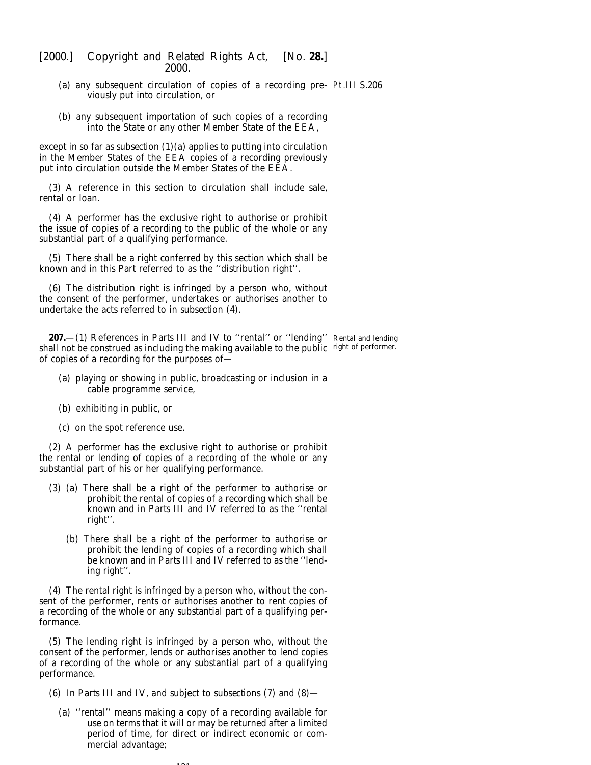(a) any subsequent circulation of copies of a recording previously put into circulation, or

(b) any subsequent importation of such copies of a recording into the State or any other Member State of the EEA,

except in so far as *subsection (1)(a)* applies to putting into circulation in the Member States of the EEA copies of a recording previously put into circulation outside the Member States of the EEA.

(3) A reference in this section to circulation shall include sale, rental or loan.

(4) A performer has the exclusive right to authorise or prohibit the issue of copies of a recording to the public of the whole or any substantial part of a qualifying performance.

(5) There shall be a right conferred by this section which shall be known and in this Part referred to as the ''distribution right''.

(6) The distribution right is infringed by a person who, without the consent of the performer, undertakes or authorises another to undertake the acts referred to in *subsection (4)*.

**207.**—(1) References in *Parts III* and *IV* to ''rental'' or ''lending'' shall not be construed as including the making available to the public of copies of a recording for the purposes of—

Rental and lending right of performer.

(a) playing or showing in public, broadcasting or inclusion in a cable programme service,

(b) exhibiting in public, or

(c) on the spot reference use.

(2) A performer has the exclusive right to authorise or prohibit the rental or lending of copies of a recording of the whole or any substantial part of his or her qualifying performance.

(3) (a) There shall be a right of the performer to authorise or prohibit the rental of copies of a recording which shall be known and in *Parts III* and *IV* referred to as the ''rental right''.

(b) There shall be a right of the performer to authorise or prohibit the lending of copies of a recording which shall be known and in *Parts III* and *IV* referred to as the ''lending right''.

(4) The rental right is infringed by a person who, without the consent of the performer, rents or authorises another to rent copies of a recording of the whole or any substantial part of a qualifying performance.

(5) The lending right is infringed by a person who, without the consent of the performer, lends or authorises another to lend copies of a recording of the whole or any substantial part of a qualifying performance.

(6) In *Parts III* and *IV*, and subject to *subsections (7)* and *(8)*—

(a) ''rental'' means making a copy of a recording available for use on terms that it will or may be returned after a limited period of time, for direct or indirect economic or commercial advantage;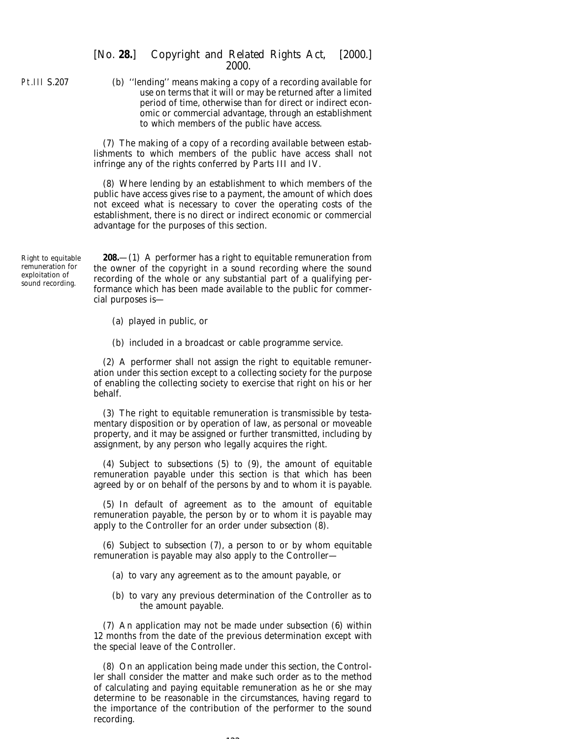(b) ''lending'' means making a copy of a recording available for use on terms that it will or may be returned after a limited period of time, otherwise than for direct or indirect economic or commercial advantage, through an establishment to which members of the public have access.

(7) The making of a copy of a recording available between establishments to which members of the public have access shall not infringe any of the rights conferred by Parts III and IV.

(8) Where lending by an establishment to which members of the public have access gives rise to a payment, the amount of which does not exceed what is necessary to cover the operating costs of the establishment, there is no direct or indirect economic or commercial advantage for the purposes of this section.

*Right to equitable remuneration for exploitation of sound recording.*

**208.**—(1) A performer has a right to equitable remuneration from the owner of the copyright in a sound recording where the sound recording of the whole or any substantial part of a qualifying performance which has been made available to the public for commercial purposes is—

(a) played in public, or

(b) included in a broadcast or cable programme service.

(2) A performer shall not assign the right to equitable remuneration under this section except to a collecting society for the purpose of enabling the collecting society to exercise that right on his or her behalf.

(3) The right to equitable remuneration is transmissible by testamentary disposition or by operation of law, as personal or moveable property, and it may be assigned or further transmitted, including by assignment, by any person who legally acquires the right.

(4) Subject to *subsections (5)* to *(9)*, the amount of equitable remuneration payable under this section is that which has been agreed by or on behalf of the persons by and to whom it is payable.

(5) In default of agreement as to the amount of equitable remuneration payable, the person by or to whom it is payable may apply to the Controller for an order under *subsection (8)*.

(6) Subject to *subsection (7)*, a person to or by whom equitable remuneration is payable may also apply to the Controller—

(a) to vary any agreement as to the amount payable, or

(b) to vary any previous determination of the Controller as to the amount payable.

(7) An application may not be made under *subsection (6)* within 12 months from the date of the previous determination except with the special leave of the Controller.

(8) On an application being made under this section, the Controller shall consider the matter and make such order as to the method of calculating and paying equitable remuneration as he or she may determine to be reasonable in the circumstances, having regard to the importance of the contribution of the performer to the sound recording.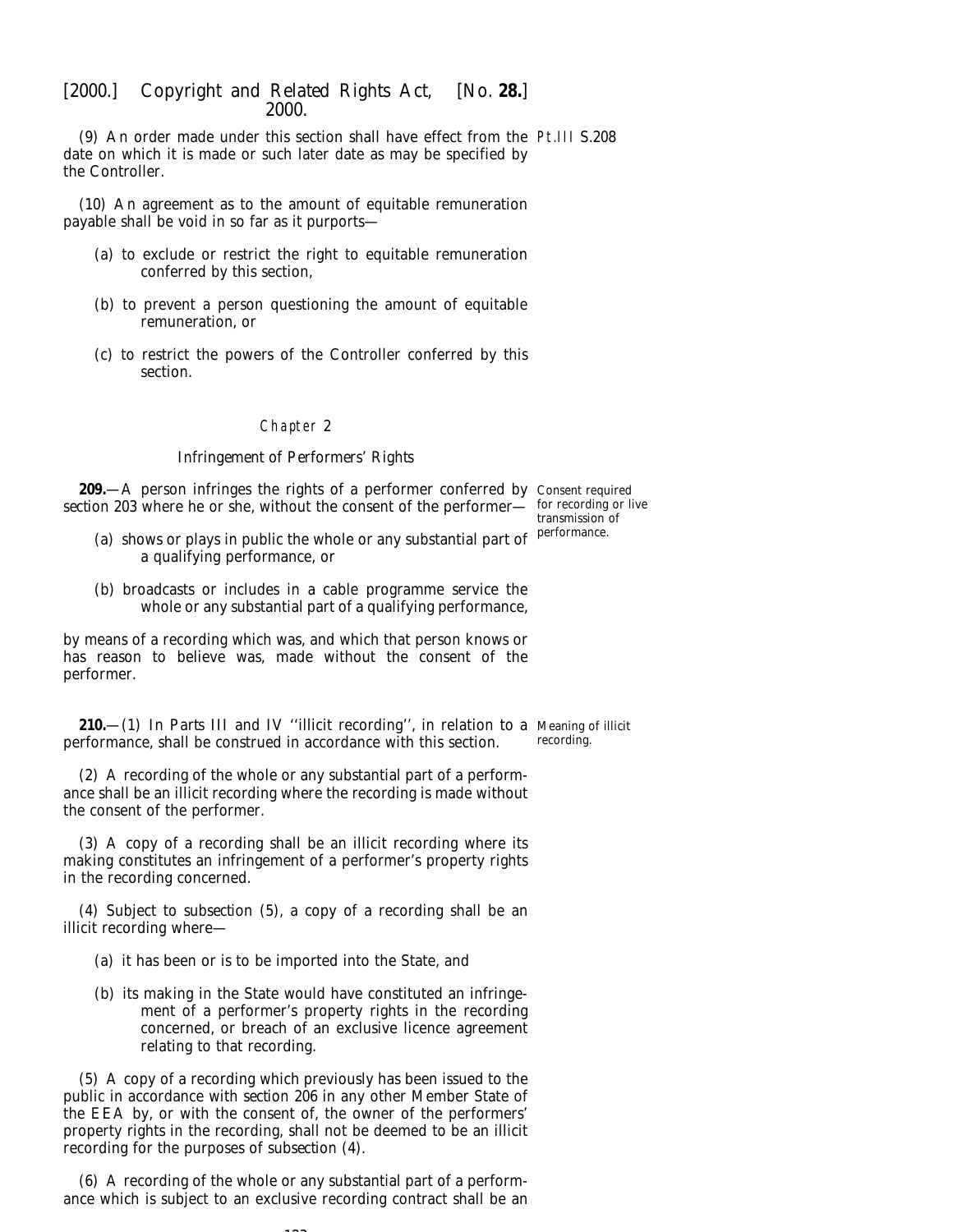(9) An order made under this section shall have effect from the date on which it is made or such later date as may be specified by the Controller.

(10) An agreement as to the amount of equitable remuneration payable shall be void in so far as it purports—

(a) to exclude or restrict the right to equitable remuneration conferred by this section,

(b) to prevent a person questioning the amount of equitable remuneration, or

(c) to restrict the powers of the Controller conferred by this section.

## Chapter 2

### Infringement of Performers' Rights

Consent required for recording or live transmission of performance.

**209.**—A person infringes the rights of a performer conferred by *section 203* where he or she, without the consent of the performer—

(a) shows or plays in public the whole or any substantial part of a qualifying performance, or

(b) broadcasts or includes in a cable programme service the whole or any substantial part of a qualifying performance,

by means of a recording which was, and which that person knows or has reason to believe was, made without the consent of the performer.

Meaning of illicit recording.

**210.**—(1) In Parts III and IV ''illicit recording'', in relation to a performance, shall be construed in accordance with this section.

(2) A recording of the whole or any substantial part of a performance shall be an illicit recording where the recording is made without the consent of the performer.

(3) A copy of a recording shall be an illicit recording where its making constitutes an infringement of a performer's property rights in the recording concerned.

(4) Subject to *subsection (5)*, a copy of a recording shall be an illicit recording where—

(a) it has been or is to be imported into the State, and

(b) its making in the State would have constituted an infringement of a performer's property rights in the recording concerned, or breach of an exclusive licence agreement relating to that recording.

(5) A copy of a recording which previously has been issued to the public in accordance with *section 206* in any other Member State of the EEA by, or with the consent of, the owner of the performers' property rights in the recording, shall not be deemed to be an illicit recording for the purposes of *subsection (4)*.

(6) A recording of the whole or any substantial part of a performance which is subject to an exclusive recording contract shall be an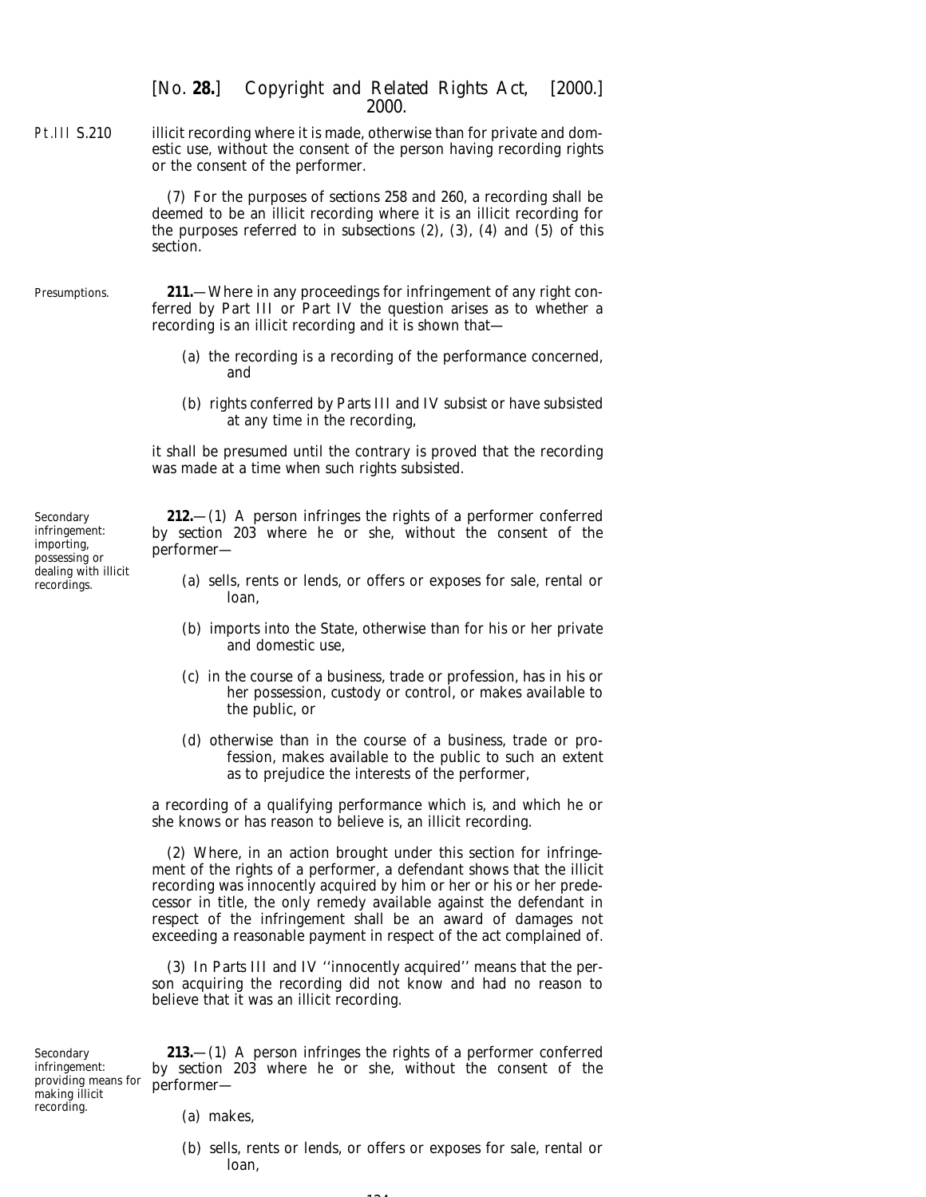illicit recording where it is made, otherwise than for private and domestic use, without the consent of the person having recording rights or the consent of the performer.

(7) For the purposes of *sections 258* and *260*, a recording shall be deemed to be an illicit recording where it is an illicit recording for the purposes referred to in *subsections (2)*, *(3)*, *(4)* and *(5)* of this section.

Presumptions.

**211.**—Where in any proceedings for infringement of any right conferred by *Part III* or *Part IV* the question arises as to whether a recording is an illicit recording and it is shown that—

(*a*) the recording is a recording of the performance concerned, and

(*b*) rights conferred by *Parts III* and *IV* subsist or have subsisted at any time in the recording,

it shall be presumed until the contrary is proved that the recording was made at a time when such rights subsisted.

Secondary infringement: importing, possessing or dealing with illicit recordings.

**212.**—(1) A person infringes the rights of a performer conferred by *section 203* where he or she, without the consent of the performer—

(*a*) sells, rents or lends, or offers or exposes for sale, rental or loan,

(*b*) imports into the State, otherwise than for his or her private and domestic use,

(*c*) in the course of a business, trade or profession, has in his or her possession, custody or control, or makes available to the public, or

(*d*) otherwise than in the course of a business, trade or profession, makes available to the public to such an extent as to prejudice the interests of the performer,

a recording of a qualifying performance which is, and which he or she knows or has reason to believe is, an illicit recording.

(2) Where, in an action brought under this section for infringement of the rights of a performer, a defendant shows that the illicit recording was innocently acquired by him or her or his or her predecessor in title, the only remedy available against the defendant in respect of the infringement shall be an award of damages not exceeding a reasonable payment in respect of the act complained of.

(3) In *Parts III* and *IV* ''innocently acquired'' means that the person acquiring the recording did not know and had no reason to believe that it was an illicit recording.

Secondary infringement: providing means for making illicit recording.

**213.**—(1) A person infringes the rights of a performer conferred by *section 203* where he or she, without the consent of the performer—

(*a*) makes,

(*b*) sells, rents or lends, or offers or exposes for sale, rental or loan,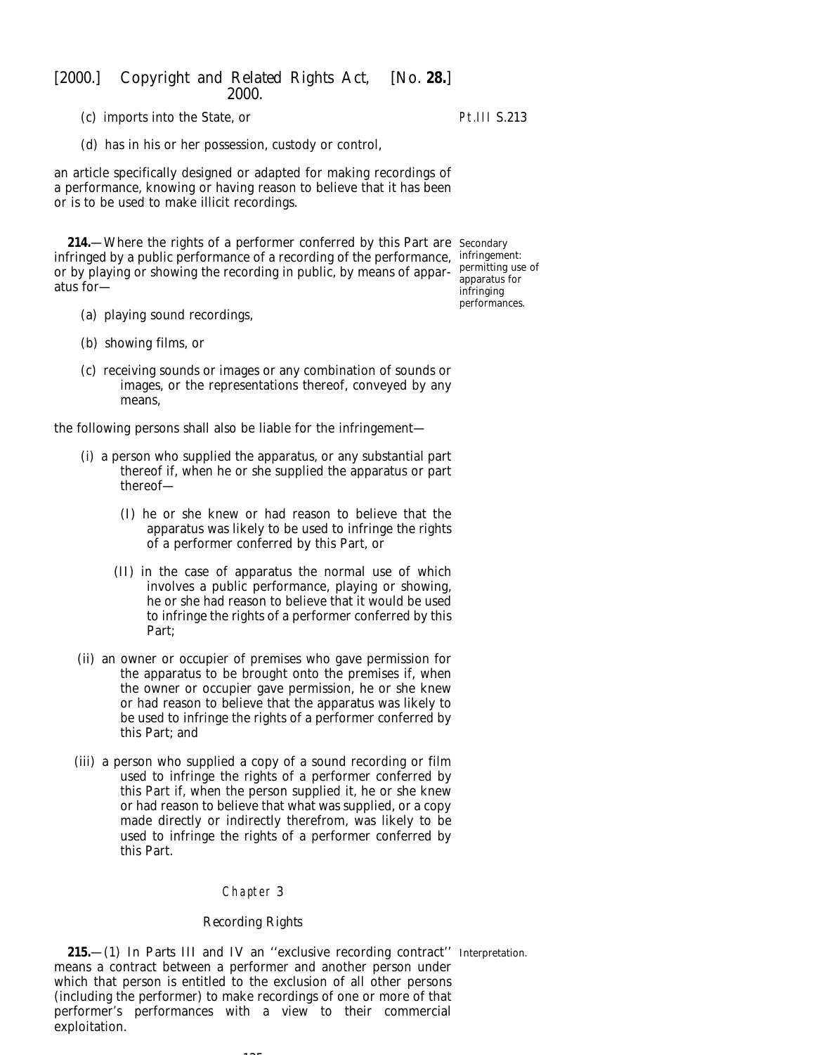(c) imports into the State, or

(d) has in his or her possession, custody or control,

an article specifically designed or adapted for making recordings of a performance, knowing or having reason to believe that it has been or is to be used to make illicit recordings.

Secondary infringement: permitting use of apparatus for infringing performances.

**214.**—Where the rights of a performer conferred by this Part are infringed by a public performance of a recording of the performance, or by playing or showing the recording in public, by means of apparatus for—

(a) playing sound recordings,

(b) showing films, or

(c) receiving sounds or images or any combination of sounds or images, or the representations thereof, conveyed by any means,

the following persons shall also be liable for the infringement—

(i) a person who supplied the apparatus, or any substantial part thereof if, when he or she supplied the apparatus or part thereof—

(I) he or she knew or had reason to believe that the apparatus was likely to be used to infringe the rights of a performer conferred by this Part, or

(II) in the case of apparatus the normal use of which involves a public performance, playing or showing, he or she had reason to believe that it would be used to infringe the rights of a performer conferred by this Part;

(ii) an owner or occupier of premises who gave permission for the apparatus to be brought onto the premises if, when the owner or occupier gave permission, he or she knew or had reason to believe that the apparatus was likely to be used to infringe the rights of a performer conferred by this Part; and

(iii) a person who supplied a copy of a sound recording or film used to infringe the rights of a performer conferred by this Part if, when the person supplied it, he or she knew or had reason to believe that what was supplied, or a copy made directly or indirectly therefrom, was likely to be used to infringe the rights of a performer conferred by this Part.

## Chapter 3

### Recording Rights

Interpretation.

**215.**—(1) In Parts III and IV an ''exclusive recording contract'' means a contract between a performer and another person under which that person is entitled to the exclusion of all other persons (including the performer) to make recordings of one or more of that performer's performances with a view to their commercial exploitation.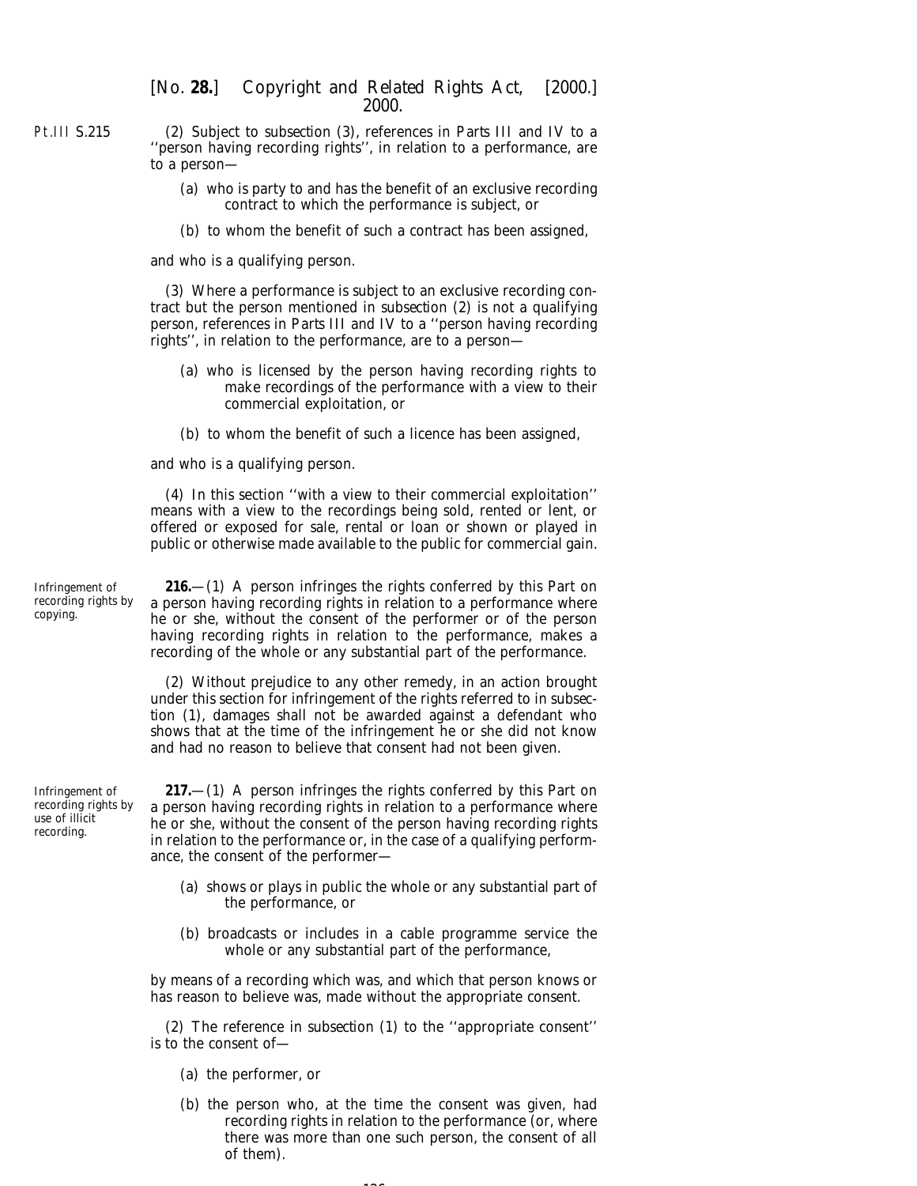(2) Subject to *subsection (3)*, references in *Parts III* and *IV* to a ''person having recording rights'', in relation to a performance, are to a person—

(*a*) who is party to and has the benefit of an exclusive recording contract to which the performance is subject, or

(*b*) to whom the benefit of such a contract has been assigned,

and who is a qualifying person.

(3) Where a performance is subject to an exclusive recording contract but the person mentioned in *subsection (2)* is not a qualifying person, references in *Parts III* and *IV* to a ''person having recording rights'', in relation to the performance, are to a person—

(*a*) who is licensed by the person having recording rights to make recordings of the performance with a view to their commercial exploitation, or

(*b*) to whom the benefit of such a licence has been assigned,

and who is a qualifying person.

(4) In this section ''with a view to their commercial exploitation'' means with a view to the recordings being sold, rented or lent, or offered or exposed for sale, rental or loan or shown or played in public or otherwise made available to the public for commercial gain.

Infringement of recording rights by copying.

**216.**—(1) A person infringes the rights conferred by this Part on a person having recording rights in relation to a performance where he or she, without the consent of the performer or of the person having recording rights in relation to the performance, makes a recording of the whole or any substantial part of the performance.

(2) Without prejudice to any other remedy, in an action brought under this section for infringement of the rights referred to in *subsection (1)*, damages shall not be awarded against a defendant who shows that at the time of the infringement he or she did not know and had no reason to believe that consent had not been given.

Infringement of recording rights by use of illicit recording.

**217.**—(1) A person infringes the rights conferred by this Part on a person having recording rights in relation to a performance where he or she, without the consent of the person having recording rights in relation to the performance or, in the case of a qualifying performance, the consent of the performer—

(*a*) shows or plays in public the whole or any substantial part of the performance, or

(*b*) broadcasts or includes in a cable programme service the whole or any substantial part of the performance,

by means of a recording which was, and which that person knows or has reason to believe was, made without the appropriate consent.

(2) The reference in *subsection (1)* to the ''appropriate consent'' is to the consent of—

(*a*) the performer, or

(*b*) the person who, at the time the consent was given, had recording rights in relation to the performance (or, where there was more than one such person, the consent of all of them).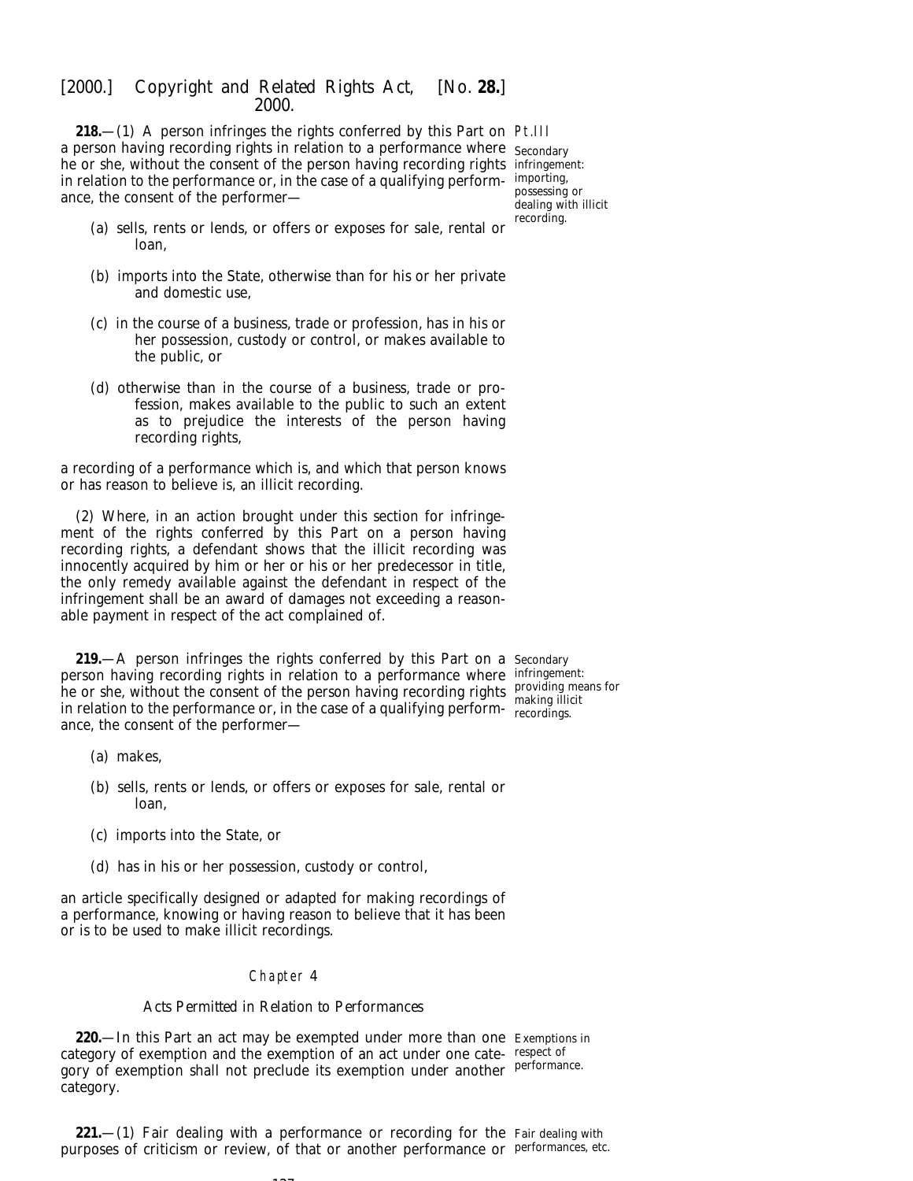**218.**—(1) A person infringes the rights conferred by this Part on a person having recording rights in relation to a performance where he or she, without the consent of the person having recording rights in relation to the performance or, in the case of a qualifying performance, the consent of the performer—

Pt.III

Secondary infringement: importing, possessing or dealing with illicit recording.

(a) sells, rents or lends, or offers or exposes for sale, rental or loan,

(b) imports into the State, otherwise than for his or her private and domestic use,

(c) in the course of a business, trade or profession, has in his or her possession, custody or control, or makes available to the public, or

(d) otherwise than in the course of a business, trade or profession, makes available to the public to such an extent as to prejudice the interests of the person having recording rights,

a recording of a performance which is, and which that person knows or has reason to believe is, an illicit recording.

(2) Where, in an action brought under this section for infringement of the rights conferred by this Part on a person having recording rights, a defendant shows that the illicit recording was innocently acquired by him or her or his or her predecessor in title, the only remedy available against the defendant in respect of the infringement shall be an award of damages not exceeding a reasonable payment in respect of the act complained of.

**219.**—A person infringes the rights conferred by this Part on a person having recording rights in relation to a performance where he or she, without the consent of the person having recording rights in relation to the performance or, in the case of a qualifying performance, the consent of the performer—

Secondary infringement: providing means for making illicit recordings.

(a) makes,

(b) sells, rents or lends, or offers or exposes for sale, rental or loan,

(c) imports into the State, or

(d) has in his or her possession, custody or control,

an article specifically designed or adapted for making recordings of a performance, knowing or having reason to believe that it has been or is to be used to make illicit recordings.

## Chapter 4

### *Acts Permitted in Relation to Performances*

**220.**—In this Part an act may be exempted under more than one category of exemption and the exemption of an act under one category of exemption shall not preclude its exemption under another category.

Exemptions in respect of performance.

**221.**—(1) Fair dealing with a performance or recording for the purposes of criticism or review, of that or another performance or

Fair dealing with performances, etc.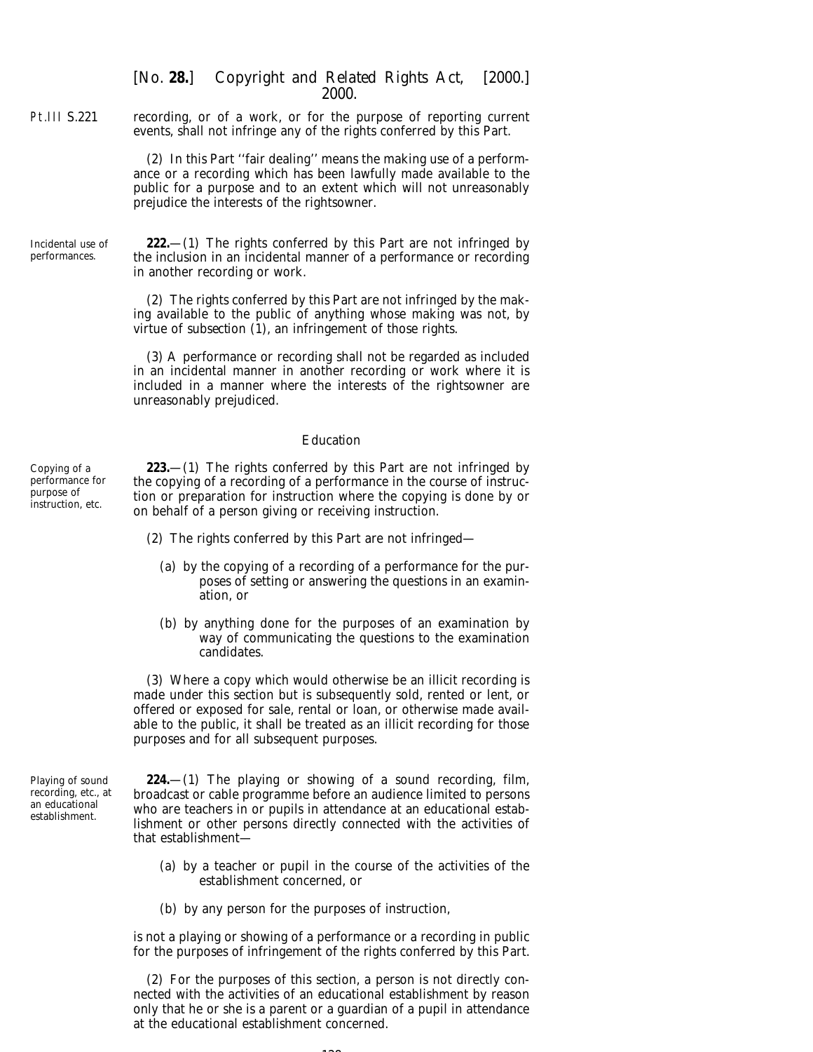recording, or of a work, or for the purpose of reporting current events, shall not infringe any of the rights conferred by this Part.

(2) In this Part ''fair dealing'' means the making use of a performance or a recording which has been lawfully made available to the public for a purpose and to an extent which will not unreasonably prejudice the interests of the rightsowner.

Incidental use of performances.

**222.**—(1) The rights conferred by this Part are not infringed by the inclusion in an incidental manner of a performance or recording in another recording or work.

(2) The rights conferred by this Part are not infringed by the making available to the public of anything whose making was not, by virtue of *subsection (1)*, an infringement of those rights.

(3) A performance or recording shall not be regarded as included in an incidental manner in another recording or work where it is included in a manner where the interests of the rightsowner are unreasonably prejudiced.

## Education

Copying of a performance for purpose of instruction, etc.

**223.**—(1) The rights conferred by this Part are not infringed by the copying of a recording of a performance in the course of instruction or preparation for instruction where the copying is done by or on behalf of a person giving or receiving instruction.

(2) The rights conferred by this Part are not infringed—

(*a*) by the copying of a recording of a performance for the purposes of setting or answering the questions in an examination, or

(*b*) by anything done for the purposes of an examination by way of communicating the questions to the examination candidates.

(3) Where a copy which would otherwise be an illicit recording is made under this section but is subsequently sold, rented or lent, or offered or exposed for sale, rental or loan, or otherwise made available to the public, it shall be treated as an illicit recording for those purposes and for all subsequent purposes.

Playing of sound recording, etc., at an educational establishment.

**224.**—(1) The playing or showing of a sound recording, film, broadcast or cable programme before an audience limited to persons who are teachers in or pupils in attendance at an educational establishment or other persons directly connected with the activities of that establishment—

(*a*) by a teacher or pupil in the course of the activities of the establishment concerned, or

(*b*) by any person for the purposes of instruction,

is not a playing or showing of a performance or a recording in public for the purposes of infringement of the rights conferred by this Part.

(2) For the purposes of this section, a person is not directly connected with the activities of an educational establishment by reason only that he or she is a parent or a guardian of a pupil in attendance at the educational establishment concerned.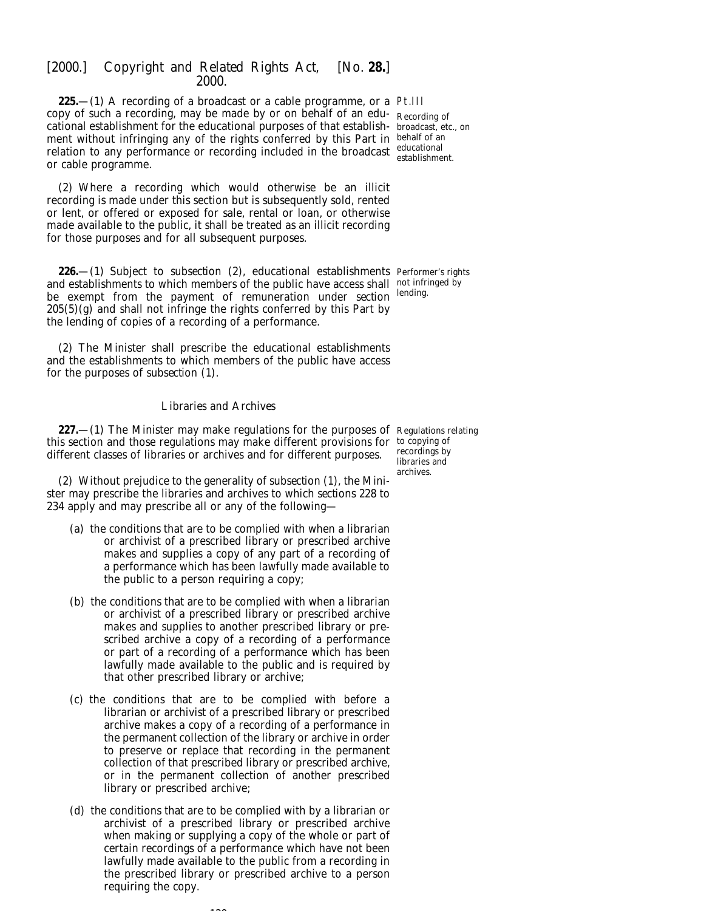**225.**—(1) A recording of a broadcast or a cable programme, or a copy of such a recording, may be made by or on behalf of an educational establishment for the educational purposes of that establishment without infringing any of the rights conferred by this Part in relation to any performance or recording included in the broadcast or cable programme.

Pt.III

Recording of broadcast, etc., on behalf of an educational establishment.

(2) Where a recording which would otherwise be an illicit recording is made under this section but is subsequently sold, rented or lent, or offered or exposed for sale, rental or loan, or otherwise made available to the public, it shall be treated as an illicit recording for those purposes and for all subsequent purposes.

**226.**—(1) Subject to *subsection (2)*, educational establishments and establishments to which members of the public have access shall be exempt from the payment of remuneration under *section 205(5)(g)* and shall not infringe the rights conferred by this Part by the lending of copies of a recording of a performance.

Performer's rights not infringed by lending.

(2) The Minister shall prescribe the educational establishments and the establishments to which members of the public have access for the purposes of *subsection (1)*.

### *Libraries and Archives*

**227.**—(1) The Minister may make regulations for the purposes of this section and those regulations may make different provisions for different classes of libraries or archives and for different purposes.

Regulations relating to copying of recordings by libraries and archives.

(2) Without prejudice to the generality of *subsection (1)*, the Minister may prescribe the libraries and archives to which *sections 228* to *234* apply and may prescribe all or any of the following—

(*a*) the conditions that are to be complied with when a librarian or archivist of a prescribed library or prescribed archive makes and supplies a copy of any part of a recording of a performance which has been lawfully made available to the public to a person requiring a copy;

(*b*) the conditions that are to be complied with when a librarian or archivist of a prescribed library or prescribed archive makes and supplies to another prescribed library or prescribed archive a copy of a recording of a performance or part of a recording of a performance which has been lawfully made available to the public and is required by that other prescribed library or archive;

(*c*) the conditions that are to be complied with before a librarian or archivist of a prescribed library or prescribed archive makes a copy of a recording of a performance in the permanent collection of the library or archive in order to preserve or replace that recording in the permanent collection of that prescribed library or prescribed archive, or in the permanent collection of another prescribed library or prescribed archive;

(*d*) the conditions that are to be complied with by a librarian or archivist of a prescribed library or prescribed archive when making or supplying a copy of the whole or part of certain recordings of a performance which have not been lawfully made available to the public from a recording in the prescribed library or prescribed archive to a person requiring the copy.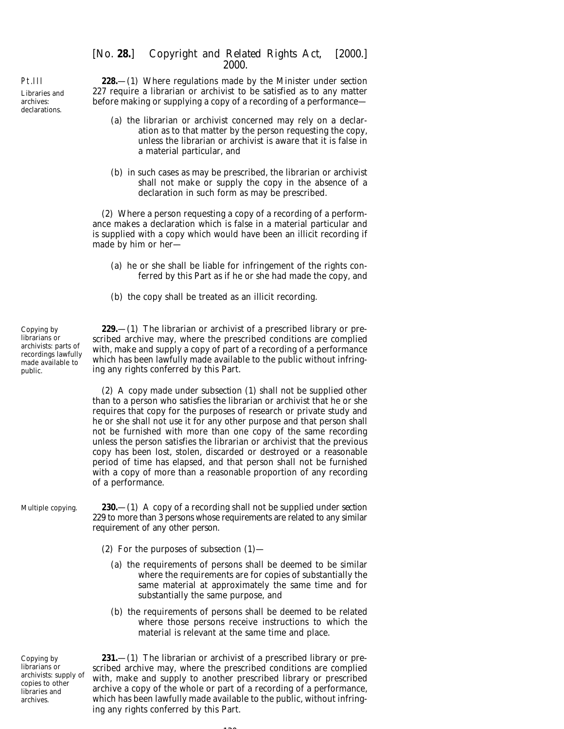Pt.III

*Libraries and archives: declarations.*

**228.**—(1) Where regulations made by the Minister under section 227 require a librarian or archivist to be satisfied as to any matter before making or supplying a copy of a recording of a performance—

(*a*) the librarian or archivist concerned may rely on a declaration as to that matter by the person requesting the copy, unless the librarian or archivist is aware that it is false in a material particular, and

(*b*) in such cases as may be prescribed, the librarian or archivist shall not make or supply the copy in the absence of a declaration in such form as may be prescribed.

(2) Where a person requesting a copy of a recording of a performance makes a declaration which is false in a material particular and is supplied with a copy which would have been an illicit recording if made by him or her—

(*a*) he or she shall be liable for infringement of the rights conferred by this Part as if he or she had made the copy, and

(*b*) the copy shall be treated as an illicit recording.

*Copying by librarians or archivists: parts of recordings lawfully made available to public.*

**229.**—(1) The librarian or archivist of a prescribed library or prescribed archive may, where the prescribed conditions are complied with, make and supply a copy of part of a recording of a performance which has been lawfully made available to the public without infringing any rights conferred by this Part.

(2) A copy made under subsection (1) shall not be supplied other than to a person who satisfies the librarian or archivist that he or she requires that copy for the purposes of research or private study and he or she shall not use it for any other purpose and that person shall not be furnished with more than one copy of the same recording unless the person satisfies the librarian or archivist that the previous copy has been lost, stolen, discarded or destroyed or a reasonable period of time has elapsed, and that person shall not be furnished with a copy of more than a reasonable proportion of any recording of a performance.

*Multiple copying.*

**230.**—(1) A copy of a recording shall not be supplied under section 229 to more than 3 persons whose requirements are related to any similar requirement of any other person.

(2) For the purposes of subsection (1)—

(*a*) the requirements of persons shall be deemed to be similar where the requirements are for copies of substantially the same material at approximately the same time and for substantially the same purpose, and

(*b*) the requirements of persons shall be deemed to be related where those persons receive instructions to which the material is relevant at the same time and place.

*Copying by librarians or archivists: supply of copies to other libraries and archives.*

**231.**—(1) The librarian or archivist of a prescribed library or prescribed archive may, where the prescribed conditions are complied with, make and supply to another prescribed library or prescribed archive a copy of the whole or part of a recording of a performance, which has been lawfully made available to the public, without infringing any rights conferred by this Part.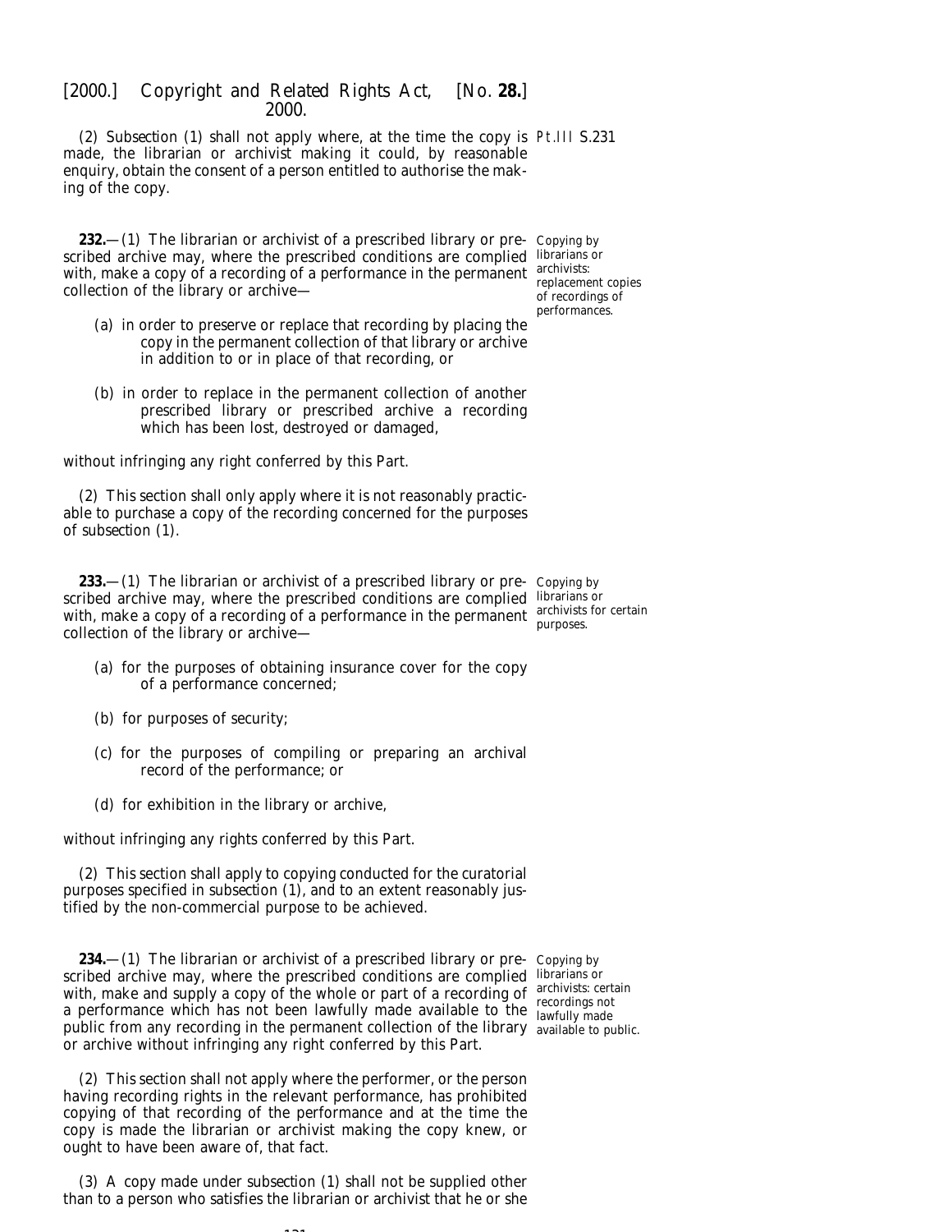(2) *Subsection (1)* shall not apply where, at the time the copy is made, the librarian or archivist making it could, by reasonable enquiry, obtain the consent of a person entitled to authorise the making of the copy.

**232.**—(1) The librarian or archivist of a prescribed library or prescribed archive may, where the prescribed conditions are complied with, make a copy of a recording of a performance in the permanent collection of the library or archive—

*Copying by librarians or archivists: replacement copies of recordings of performances.*

(*a*) in order to preserve or replace that recording by placing the copy in the permanent collection of that library or archive in addition to or in place of that recording, or

(*b*) in order to replace in the permanent collection of another prescribed library or prescribed archive a recording which has been lost, destroyed or damaged,

without infringing any right conferred by this Part.

(2) This section shall only apply where it is not reasonably practicable to purchase a copy of the recording concerned for the purposes of *subsection (1)*.

**233.**—(1) The librarian or archivist of a prescribed library or prescribed archive may, where the prescribed conditions are complied with, make a copy of a recording of a performance in the permanent collection of the library or archive—

*Copying by librarians or archivists for certain purposes.*

(*a*) for the purposes of obtaining insurance cover for the copy of a performance concerned;

(*b*) for purposes of security;

(*c*) for the purposes of compiling or preparing an archival record of the performance; or

(*d*) for exhibition in the library or archive,

without infringing any rights conferred by this Part.

(2) This section shall apply to copying conducted for the curatorial purposes specified in *subsection (1)*, and to an extent reasonably justified by the non-commercial purpose to be achieved.

**234.**—(1) The librarian or archivist of a prescribed library or prescribed archive may, where the prescribed conditions are complied with, make and supply a copy of the whole or part of a recording of a performance which has not been lawfully made available to the public from any recording in the permanent collection of the library or archive without infringing any right conferred by this Part.

*Copying by librarians or archivists: certain recordings not lawfully made available to public.*

(2) This section shall not apply where the performer, or the person having recording rights in the relevant performance, has prohibited copying of that recording of the performance and at the time the copy is made the librarian or archivist making the copy knew, or ought to have been aware of, that fact.

(3) A copy made under *subsection (1)* shall not be supplied other than to a person who satisfies the librarian or archivist that he or she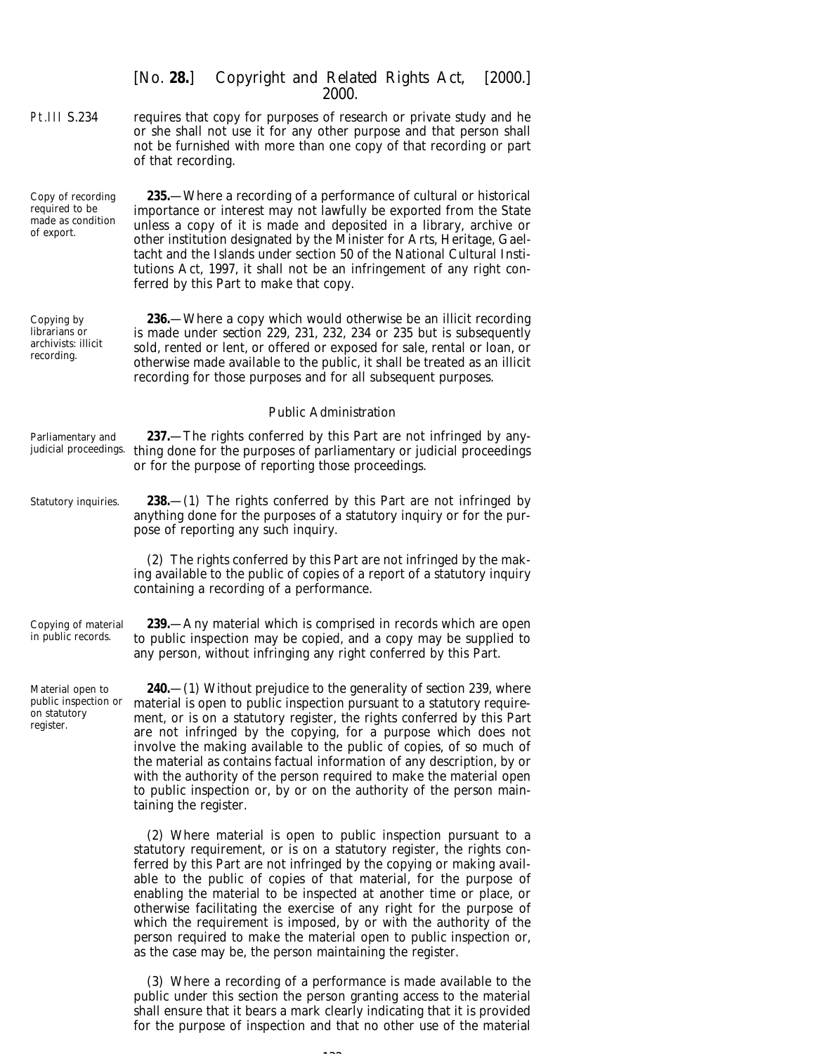requires that copy for purposes of research or private study and he or she shall not use it for any other purpose and that person shall not be furnished with more than one copy of that recording or part of that recording.

Copy of recording required to be made as condition of export.

**235.**—Where a recording of a performance of cultural or historical importance or interest may not lawfully be exported from the State unless a copy of it is made and deposited in a library, archive or other institution designated by the Minister for Arts, Heritage, Gaeltacht and the Islands under section 50 of the National Cultural Institutions Act, 1997, it shall not be an infringement of any right conferred by this Part to make that copy.

Copying by librarians or archivists: illicit recording.

**236.**—Where a copy which would otherwise be an illicit recording is made under section 229, 231, 232, 234 or 235 but is subsequently sold, rented or lent, or offered or exposed for sale, rental or loan, or otherwise made available to the public, it shall be treated as an illicit recording for those purposes and for all subsequent purposes.

*Public Administration*

Parliamentary and judicial proceedings.

**237.**—The rights conferred by this Part are not infringed by anything done for the purposes of parliamentary or judicial proceedings or for the purpose of reporting those proceedings.

Statutory inquiries.

**238.**—(1) The rights conferred by this Part are not infringed by anything done for the purposes of a statutory inquiry or for the purpose of reporting any such inquiry.

(2) The rights conferred by this Part are not infringed by the making available to the public of copies of a report of a statutory inquiry containing a recording of a performance.

Copying of material in public records.

**239.**—Any material which is comprised in records which are open to public inspection may be copied, and a copy may be supplied to any person, without infringing any right conferred by this Part.

Material open to public inspection or on statutory register.

**240.**—(1) Without prejudice to the generality of section 239, where material is open to public inspection pursuant to a statutory requirement, or is on a statutory register, the rights conferred by this Part are not infringed by the copying, for a purpose which does not involve the making available to the public of copies, of so much of the material as contains factual information of any description, by or with the authority of the person required to make the material open to public inspection or, by or on the authority of the person maintaining the register.

(2) Where material is open to public inspection pursuant to a statutory requirement, or is on a statutory register, the rights conferred by this Part are not infringed by the copying or making available to the public of copies of that material, for the purpose of enabling the material to be inspected at another time or place, or otherwise facilitating the exercise of any right for the purpose of which the requirement is imposed, by or with the authority of the person required to make the material open to public inspection or, as the case may be, the person maintaining the register.

(3) Where a recording of a performance is made available to the public under this section the person granting access to the material shall ensure that it bears a mark clearly indicating that it is provided for the purpose of inspection and that no other use of the material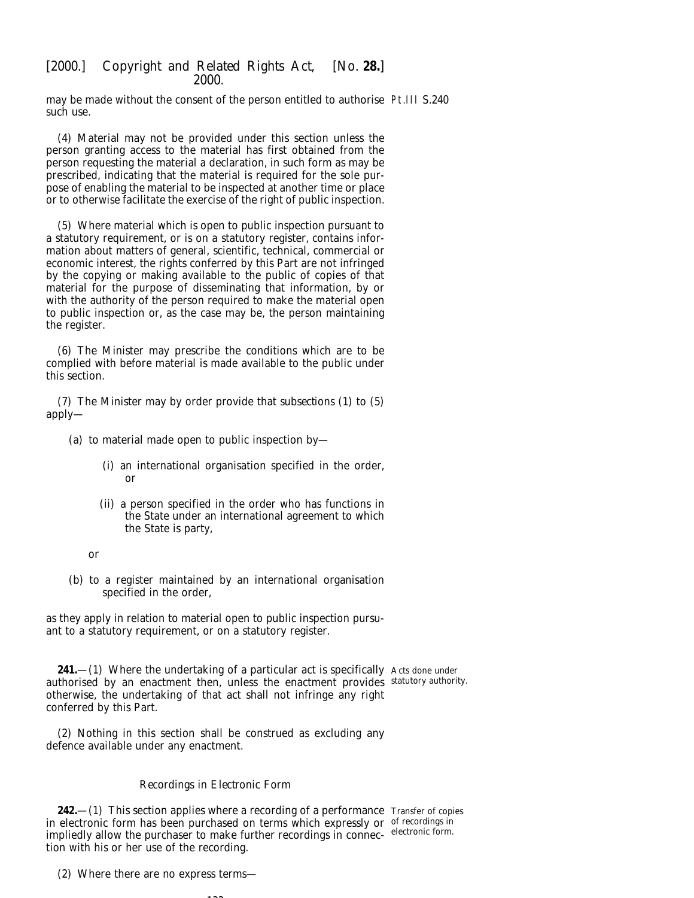may be made without the consent of the person entitled to authorise such use.

(4) Material may not be provided under this section unless the person granting access to the material has first obtained from the person requesting the material a declaration, in such form as may be prescribed, indicating that the material is required for the sole purpose of enabling the material to be inspected at another time or place or to otherwise facilitate the exercise of the right of public inspection.

(5) Where material which is open to public inspection pursuant to a statutory requirement, or is on a statutory register, contains information about matters of general, scientific, technical, commercial or economic interest, the rights conferred by this Part are not infringed by the copying or making available to the public of copies of that material for the purpose of disseminating that information, by or with the authority of the person required to make the material open to public inspection or, as the case may be, the person maintaining the register.

(6) The Minister may prescribe the conditions which are to be complied with before material is made available to the public under this section.

(7) The Minister may by order provide that *subsections (1)* to *(5)* apply—

(*a*) to material made open to public inspection by—

(i) an international organisation specified in the order, or

(ii) a person specified in the order who has functions in the State under an international agreement to which the State is party,

or

(*b*) to a register maintained by an international organisation specified in the order,

as they apply in relation to material open to public inspection pursuant to a statutory requirement, or on a statutory register.

Acts done under statutory authority.

**241.**—(1) Where the undertaking of a particular act is specifically authorised by an enactment then, unless the enactment provides otherwise, the undertaking of that act shall not infringe any right conferred by this Part.

(2) Nothing in this section shall be construed as excluding any defence available under any enactment.

### *Recordings in Electronic Form*

Transfer of copies of recordings in electronic form.

**242.**—(1) This section applies where a recording of a performance in electronic form has been purchased on terms which expressly or impliedly allow the purchaser to make further recordings in connection with his or her use of the recording.

(2) Where there are no express terms—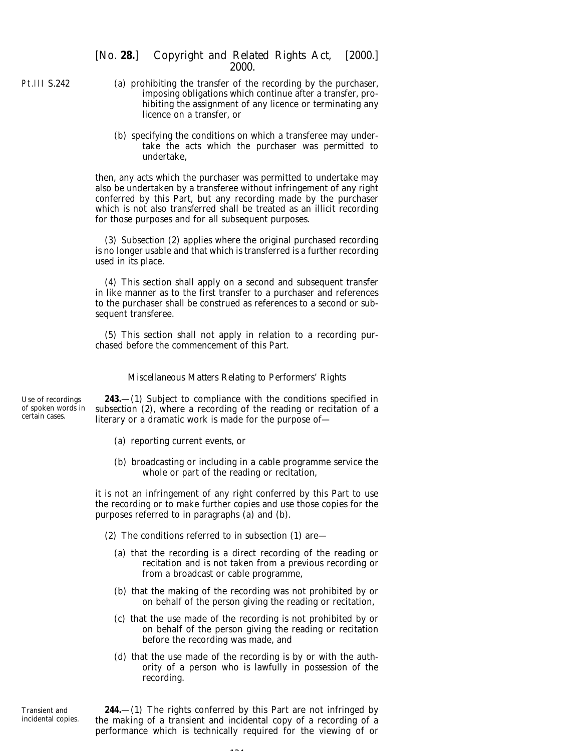(a) prohibiting the transfer of the recording by the purchaser, imposing obligations which continue after a transfer, prohibiting the assignment of any licence or terminating any licence on a transfer, or

(b) specifying the conditions on which a transferee may undertake the acts which the purchaser was permitted to undertake,

then, any acts which the purchaser was permitted to undertake may also be undertaken by a transferee without infringement of any right conferred by this Part, but any recording made by the purchaser which is not also transferred shall be treated as an illicit recording for those purposes and for all subsequent purposes.

(3) *Subsection (2)* applies where the original purchased recording is no longer usable and that which is transferred is a further recording used in its place.

(4) This section shall apply on a second and subsequent transfer in like manner as to the first transfer to a purchaser and references to the purchaser shall be construed as references to a second or subsequent transferee.

(5) This section shall not apply in relation to a recording purchased before the commencement of this Part.

*Miscellaneous Matters Relating to Performers' Rights*

Use of recordings of spoken words in certain cases.

**243.**—(1) Subject to compliance with the conditions specified in *subsection (2)*, where a recording of the reading or recitation of a literary or a dramatic work is made for the purpose of—

(a) reporting current events, or

(b) broadcasting or including in a cable programme service the whole or part of the reading or recitation,

it is not an infringement of any right conferred by this Part to use the recording or to make further copies and use those copies for the purposes referred to in *paragraphs (a)* and *(b)*.

(2) The conditions referred to in *subsection (1)* are—

(a) that the recording is a direct recording of the reading or recitation and is not taken from a previous recording or from a broadcast or cable programme,

(b) that the making of the recording was not prohibited by or on behalf of the person giving the reading or recitation,

(c) that the use made of the recording is not prohibited by or on behalf of the person giving the reading or recitation before the recording was made, and

(d) that the use made of the recording is by or with the authority of a person who is lawfully in possession of the recording.

Transient and incidental copies.

**244.**—(1) The rights conferred by this Part are not infringed by the making of a transient and incidental copy of a recording of a performance which is technically required for the viewing of or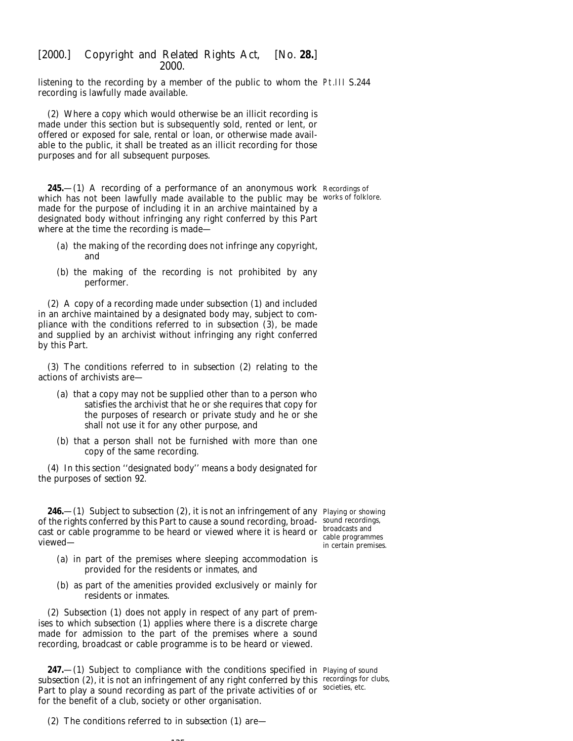listening to the recording by a member of the public to whom the recording is lawfully made available.

(2) Where a copy which would otherwise be an illicit recording is made under this section but is subsequently sold, rented or lent, or offered or exposed for sale, rental or loan, or otherwise made available to the public, it shall be treated as an illicit recording for those purposes and for all subsequent purposes.

**245.**—(1) A recording of a performance of an anonymous work which has not been lawfully made available to the public may be made for the purpose of including it in an archive maintained by a designated body without infringing any right conferred by this Part where at the time the recording is made—

Recordings of works of folklore.

- (*a*) the making of the recording does not infringe any copyright, and
- (*b*) the making of the recording is not prohibited by any performer.

(2) A copy of a recording made under *subsection (1)* and included in an archive maintained by a designated body may, subject to compliance with the conditions referred to in *subsection (3)*, be made and supplied by an archivist without infringing any right conferred by this Part.

(3) The conditions referred to in *subsection (2)* relating to the actions of archivists are—

- (*a*) that a copy may not be supplied other than to a person who satisfies the archivist that he or she requires that copy for the purposes of research or private study and he or she shall not use it for any other purpose, and
- (*b*) that a person shall not be furnished with more than one copy of the same recording.

(4) In this section ''designated body'' means a body designated for the purposes of *section 92*.

**246.**—(1) Subject to *subsection (2)*, it is not an infringement of any of the rights conferred by this Part to cause a sound recording, broadcast or cable programme to be heard or viewed where it is heard or viewed—

Playing or showing sound recordings, broadcasts and cable programmes in certain premises.

- (*a*) in part of the premises where sleeping accommodation is provided for the residents or inmates, and
- (*b*) as part of the amenities provided exclusively or mainly for residents or inmates.

(2) *Subsection (1)* does not apply in respect of any part of premises to which *subsection (1)* applies where there is a discrete charge made for admission to the part of the premises where a sound recording, broadcast or cable programme is to be heard or viewed.

**247.**—(1) Subject to compliance with the conditions specified in *subsection (2)*, it is not an infringement of any right conferred by this Part to play a sound recording as part of the private activities of or for the benefit of a club, society or other organisation.

Playing of sound recordings for clubs, societies, etc.

(2) The conditions referred to in *subsection (1)* are—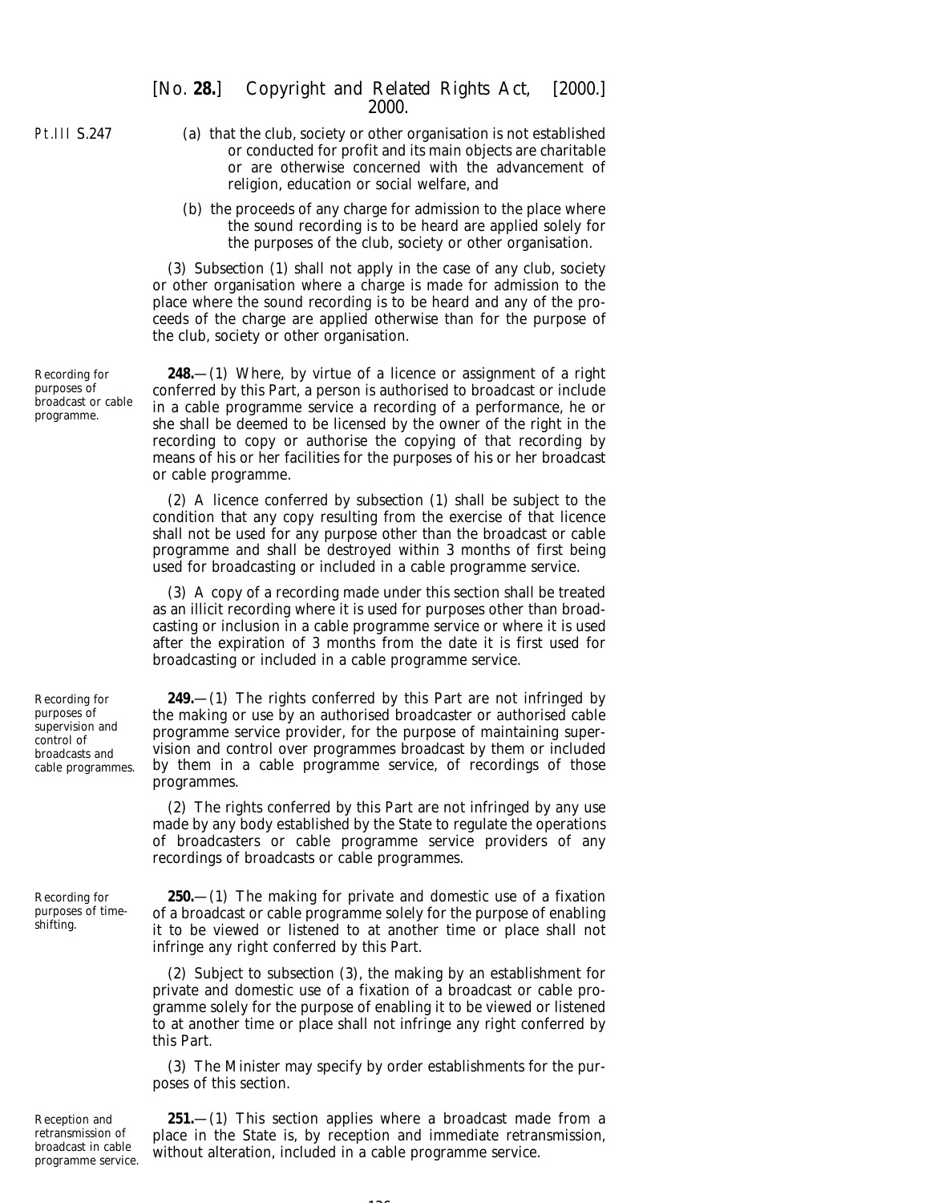(a) that the club, society or other organisation is not established or conducted for profit and its main objects are charitable or are otherwise concerned with the advancement of religion, education or social welfare, and

(b) the proceeds of any charge for admission to the place where the sound recording is to be heard are applied solely for the purposes of the club, society or other organisation.

(3) Subsection (1) shall not apply in the case of any club, society or other organisation where a charge is made for admission to the place where the sound recording is to be heard and any of the proceeds of the charge are applied otherwise than for the purpose of the club, society or other organisation.

Recording for purposes of broadcast or cable programme.

**248.**—(1) Where, by virtue of a licence or assignment of a right conferred by this Part, a person is authorised to broadcast or include in a cable programme service a recording of a performance, he or she shall be deemed to be licensed by the owner of the right in the recording to copy or authorise the copying of that recording by means of his or her facilities for the purposes of his or her broadcast or cable programme.

(2) A licence conferred by subsection (1) shall be subject to the condition that any copy resulting from the exercise of that licence shall not be used for any purpose other than the broadcast or cable programme and shall be destroyed within 3 months of first being used for broadcasting or included in a cable programme service.

(3) A copy of a recording made under this section shall be treated as an illicit recording where it is used for purposes other than broadcasting or inclusion in a cable programme service or where it is used after the expiration of 3 months from the date it is first used for broadcasting or included in a cable programme service.

Recording for purposes of supervision and control of broadcasts and cable programmes.

**249.**—(1) The rights conferred by this Part are not infringed by the making or use by an authorised broadcaster or authorised cable programme service provider, for the purpose of maintaining supervision and control over programmes broadcast by them or included by them in a cable programme service, of recordings of those programmes.

(2) The rights conferred by this Part are not infringed by any use made by any body established by the State to regulate the operations of broadcasters or cable programme service providers of any recordings of broadcasts or cable programmes.

Recording for purposes of time-shifting.

**250.**—(1) The making for private and domestic use of a fixation of a broadcast or cable programme solely for the purpose of enabling it to be viewed or listened to at another time or place shall not infringe any right conferred by this Part.

(2) Subject to subsection (3), the making by an establishment for private and domestic use of a fixation of a broadcast or cable programme solely for the purpose of enabling it to be viewed or listened to at another time or place shall not infringe any right conferred by this Part.

(3) The Minister may specify by order establishments for the purposes of this section.

Reception and retransmission of broadcast in cable programme service.

**251.**—(1) This section applies where a broadcast made from a place in the State is, by reception and immediate retransmission, without alteration, included in a cable programme service.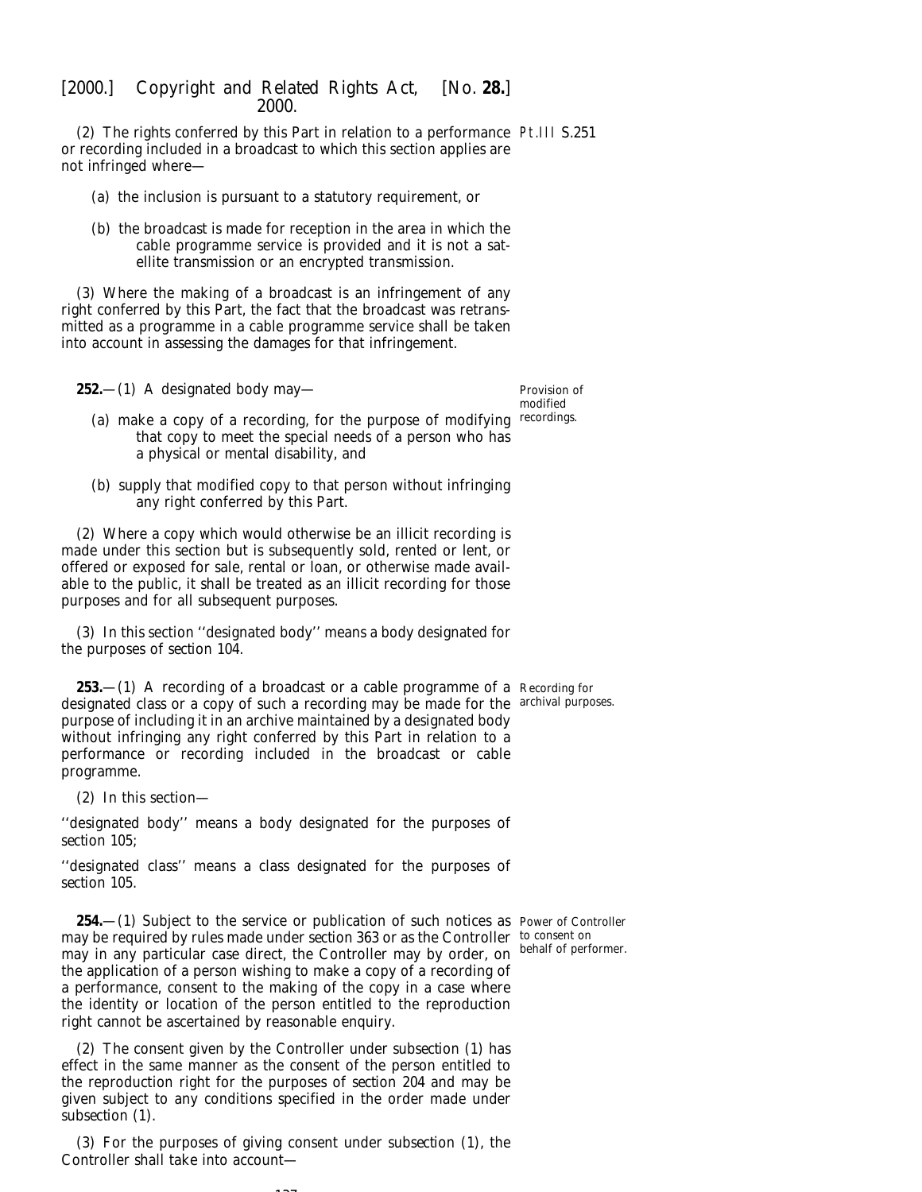(2) The rights conferred by this Part in relation to a performance or recording included in a broadcast to which this section applies are not infringed where—

(a) the inclusion is pursuant to a statutory requirement, or

(b) the broadcast is made for reception in the area in which the cable programme service is provided and it is not a satellite transmission or an encrypted transmission.

(3) Where the making of a broadcast is an infringement of any right conferred by this Part, the fact that the broadcast was retransmitted as a programme in a cable programme service shall be taken into account in assessing the damages for that infringement.

Provision of modified recordings.

**252.**—(1) A designated body may—

(a) make a copy of a recording, for the purpose of modifying that copy to meet the special needs of a person who has a physical or mental disability, and

(b) supply that modified copy to that person without infringing any right conferred by this Part.

(2) Where a copy which would otherwise be an illicit recording is made under this section but is subsequently sold, rented or lent, or offered or exposed for sale, rental or loan, or otherwise made available to the public, it shall be treated as an illicit recording for those purposes and for all subsequent purposes.

(3) In this section ''designated body'' means a body designated for the purposes of *section 104*.

Recording for archival purposes.

**253.**—(1) A recording of a broadcast or a cable programme of a designated class or a copy of such a recording may be made for the purpose of including it in an archive maintained by a designated body without infringing any right conferred by this Part in relation to a performance or recording included in the broadcast or cable programme.

(2) In this section—

''designated body'' means a body designated for the purposes of *section 105*;

''designated class'' means a class designated for the purposes of *section 105*.

Power of Controller to consent on behalf of performer.

**254.**—(1) Subject to the service or publication of such notices as may be required by rules made under *section 363* or as the Controller may in any particular case direct, the Controller may by order, on the application of a person wishing to make a copy of a recording of a performance, consent to the making of the copy in a case where the identity or location of the person entitled to the reproduction right cannot be ascertained by reasonable enquiry.

(2) The consent given by the Controller under *subsection (1)* has effect in the same manner as the consent of the person entitled to the reproduction right for the purposes of *section 204* and may be given subject to any conditions specified in the order made under *subsection (1)*.

(3) For the purposes of giving consent under *subsection (1)*, the Controller shall take into account—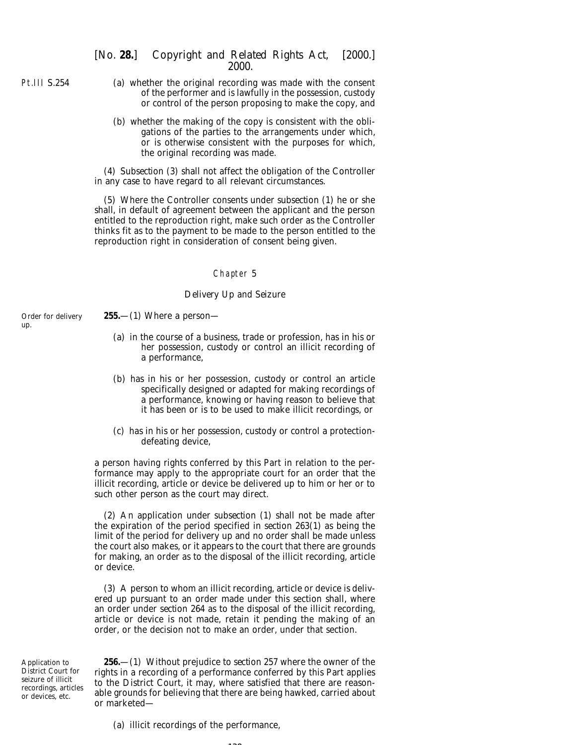(a) whether the original recording was made with the consent of the performer and is lawfully in the possession, custody or control of the person proposing to make the copy, and

(b) whether the making of the copy is consistent with the obligations of the parties to the arrangements under which, or is otherwise consistent with the purposes for which, the original recording was made.

(4) Subsection (3) shall not affect the obligation of the Controller in any case to have regard to all relevant circumstances.

(5) Where the Controller consents under subsection (1) he or she shall, in default of agreement between the applicant and the person entitled to the reproduction right, make such order as the Controller thinks fit as to the payment to be made to the person entitled to the reproduction right in consideration of consent being given.

## Chapter 5

### Delivery Up and Seizure

Order for delivery up.

**255.**—(1) Where a person—

(a) in the course of a business, trade or profession, has in his or her possession, custody or control an illicit recording of a performance,

(b) has in his or her possession, custody or control an article specifically designed or adapted for making recordings of a performance, knowing or having reason to believe that it has been or is to be used to make illicit recordings, or

(c) has in his or her possession, custody or control a protection-defeating device,

a person having rights conferred by this Part in relation to the performance may apply to the appropriate court for an order that the illicit recording, article or device be delivered up to him or her or to such other person as the court may direct.

(2) An application under subsection (1) shall not be made after the expiration of the period specified in section 263(1) as being the limit of the period for delivery up and no order shall be made unless the court also makes, or it appears to the court that there are grounds for making, an order as to the disposal of the illicit recording, article or device.

(3) A person to whom an illicit recording, article or device is delivered up pursuant to an order made under this section shall, where an order under section 264 as to the disposal of the illicit recording, article or device is not made, retain it pending the making of an order, or the decision not to make an order, under that section.

Application to District Court for seizure of illicit recordings, articles or devices, etc.

**256.**—(1) Without prejudice to section 257 where the owner of the rights in a recording of a performance conferred by this Part applies to the District Court, it may, where satisfied that there are reasonable grounds for believing that there are being hawked, carried about or marketed—

(a) illicit recordings of the performance,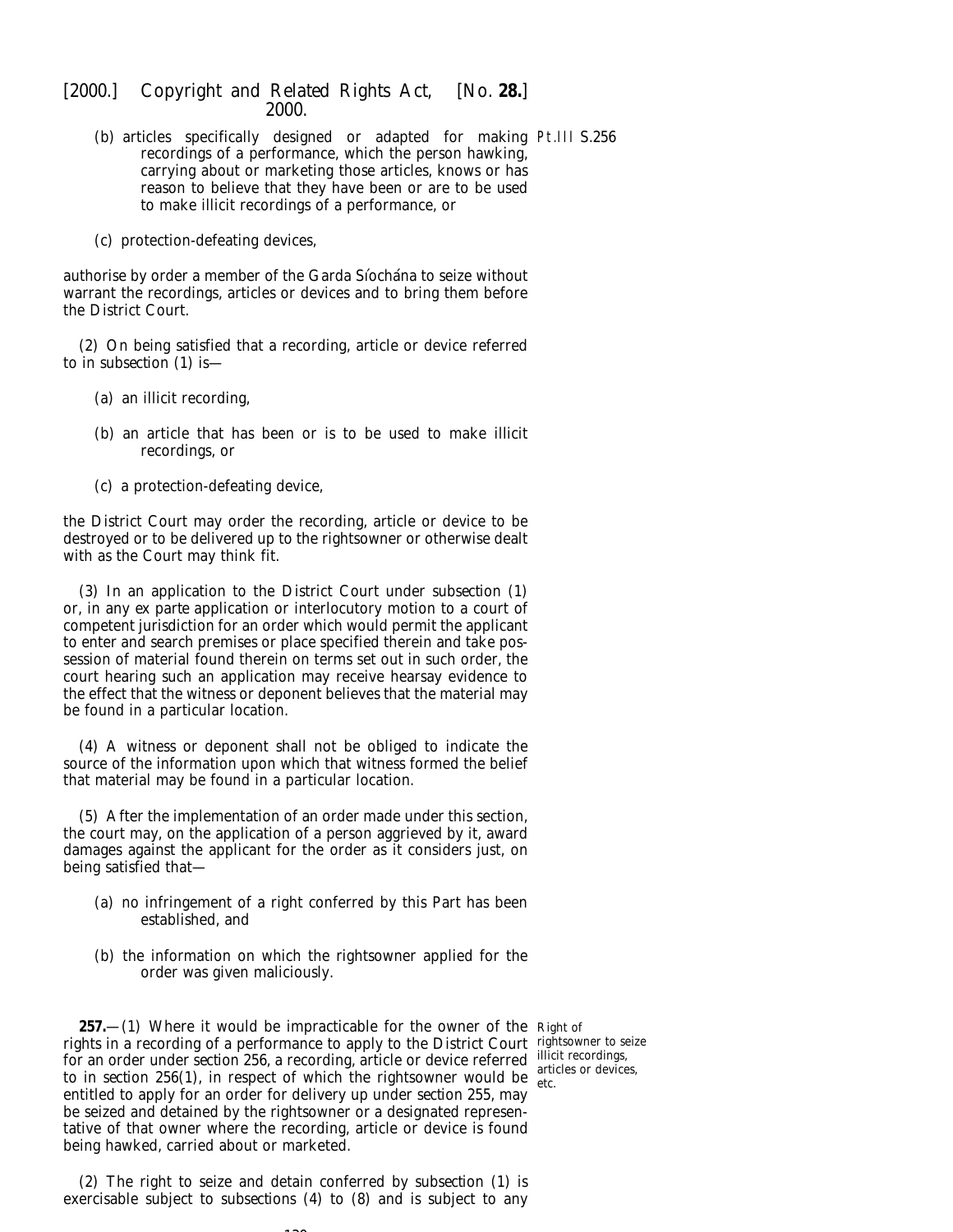(b) articles specifically designed or adapted for making recordings of a performance, which the person hawking, carrying about or marketing those articles, knows or has reason to believe that they have been or are to be used to make illicit recordings of a performance, or

(c) protection-defeating devices,

authorise by order a member of the Garda Síochána to seize without warrant the recordings, articles or devices and to bring them before the District Court.

(2) On being satisfied that a recording, article or device referred to in *subsection (1)* is—

(a) an illicit recording,

(b) an article that has been or is to be used to make illicit recordings, or

(c) a protection-defeating device,

the District Court may order the recording, article or device to be destroyed or to be delivered up to the rightsowner or otherwise dealt with as the Court may think fit.

(3) In an application to the District Court under *subsection (1)* or, in any ex parte application or interlocutory motion to a court of competent jurisdiction for an order which would permit the applicant to enter and search premises or place specified therein and take possession of material found therein on terms set out in such order, the court hearing such an application may receive hearsay evidence to the effect that the witness or deponent believes that the material may be found in a particular location.

(4) A witness or deponent shall not be obliged to indicate the source of the information upon which that witness formed the belief that material may be found in a particular location.

(5) After the implementation of an order made under this section, the court may, on the application of a person aggrieved by it, award damages against the applicant for the order as it considers just, on being satisfied that—

(a) no infringement of a right conferred by this Part has been established, and

(b) the information on which the rightsowner applied for the order was given maliciously.

Right of rightsowner to seize illicit recordings, articles or devices, etc.

**257.**—(1) Where it would be impracticable for the owner of the rights in a recording of a performance to apply to the District Court for an order under *section 256*, a recording, article or device referred to in *section 256(1)*, in respect of which the rightsowner would be entitled to apply for an order for delivery up under *section 255*, may be seized and detained by the rightsowner or a designated representative of that owner where the recording, article or device is found being hawked, carried about or marketed.

(2) The right to seize and detain conferred by *subsection (1)* is exercisable subject to *subsections (4)* to *(8)* and is subject to any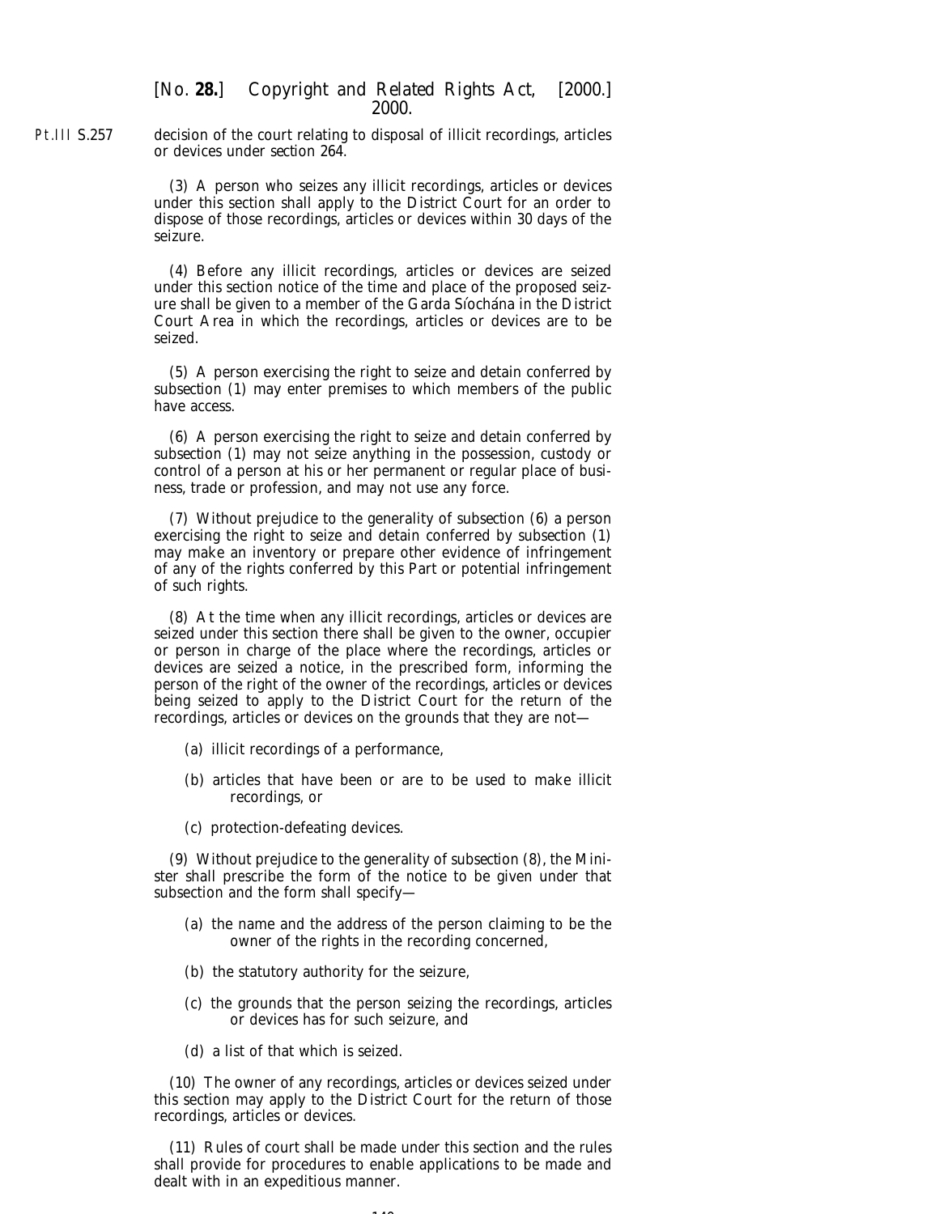decision of the court relating to disposal of illicit recordings, articles or devices under *section 264*.

(3) A person who seizes any illicit recordings, articles or devices under this section shall apply to the District Court for an order to dispose of those recordings, articles or devices within 30 days of the seizure.

(4) Before any illicit recordings, articles or devices are seized under this section notice of the time and place of the proposed seizure shall be given to a member of the Garda Síochána in the District Court Area in which the recordings, articles or devices are to be seized.

(5) A person exercising the right to seize and detain conferred by *subsection (1)* may enter premises to which members of the public have access.

(6) A person exercising the right to seize and detain conferred by *subsection (1)* may not seize anything in the possession, custody or control of a person at his or her permanent or regular place of business, trade or profession, and may not use any force.

(7) Without prejudice to the generality of *subsection (6)* a person exercising the right to seize and detain conferred by *subsection (1)* may make an inventory or prepare other evidence of infringement of any of the rights conferred by this Part or potential infringement of such rights.

(8) At the time when any illicit recordings, articles or devices are seized under this section there shall be given to the owner, occupier or person in charge of the place where the recordings, articles or devices are seized a notice, in the prescribed form, informing the person of the right of the owner of the recordings, articles or devices being seized to apply to the District Court for the return of the recordings, articles or devices on the grounds that they are not—

(*a*) illicit recordings of a performance,

(*b*) articles that have been or are to be used to make illicit recordings, or

(*c*) protection-defeating devices.

(9) Without prejudice to the generality of *subsection (8)*, the Minister shall prescribe the form of the notice to be given under that subsection and the form shall specify—

(*a*) the name and the address of the person claiming to be the owner of the rights in the recording concerned,

(*b*) the statutory authority for the seizure,

(*c*) the grounds that the person seizing the recordings, articles or devices has for such seizure, and

(*d*) a list of that which is seized.

(10) The owner of any recordings, articles or devices seized under this section may apply to the District Court for the return of those recordings, articles or devices.

(11) Rules of court shall be made under this section and the rules shall provide for procedures to enable applications to be made and dealt with in an expeditious manner.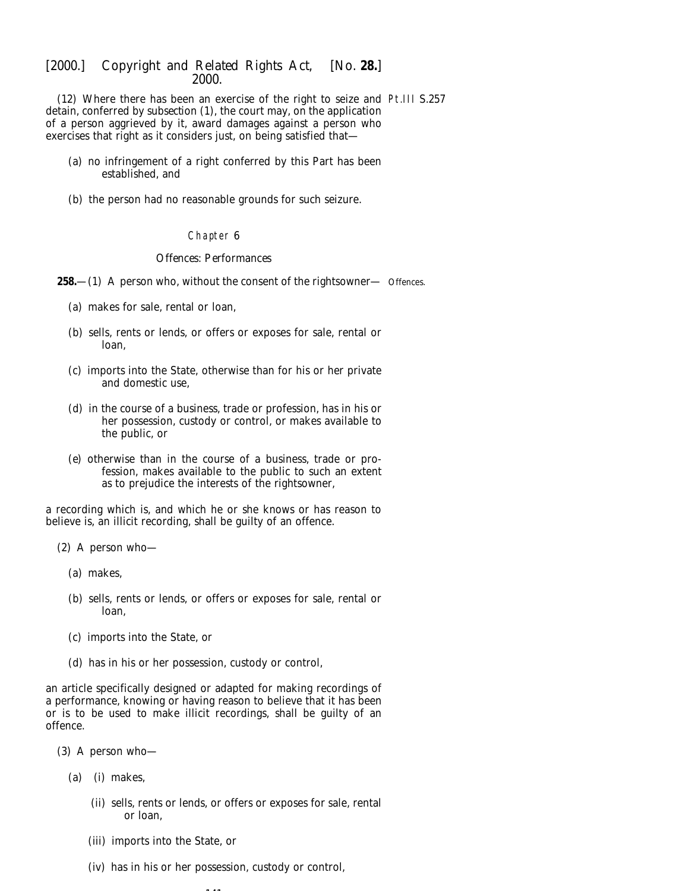(12) Where there has been an exercise of the right to seize and detain, conferred by subsection (1), the court may, on the application of a person aggrieved by it, award damages against a person who exercises that right as it considers just, on being satisfied that—

(a) no infringement of a right conferred by this Part has been established, and

(b) the person had no reasonable grounds for such seizure.

## Chapter 6

### Offences: Performances

**258.**—(1) A person who, without the consent of the rightsowner—

*Offences.*

(a) makes for sale, rental or loan,

(b) sells, rents or lends, or offers or exposes for sale, rental or loan,

(c) imports into the State, otherwise than for his or her private and domestic use,

(d) in the course of a business, trade or profession, has in his or her possession, custody or control, or makes available to the public, or

(e) otherwise than in the course of a business, trade or profession, makes available to the public to such an extent as to prejudice the interests of the rightsowner,

a recording which is, and which he or she knows or has reason to believe is, an illicit recording, shall be guilty of an offence.

(2) A person who—

(a) makes,

(b) sells, rents or lends, or offers or exposes for sale, rental or loan,

(c) imports into the State, or

(d) has in his or her possession, custody or control,

an article specifically designed or adapted for making recordings of a performance, knowing or having reason to believe that it has been or is to be used to make illicit recordings, shall be guilty of an offence.

(3) A person who—

(a) (i) makes,

(ii) sells, rents or lends, or offers or exposes for sale, rental or loan,

(iii) imports into the State, or

(iv) has in his or her possession, custody or control,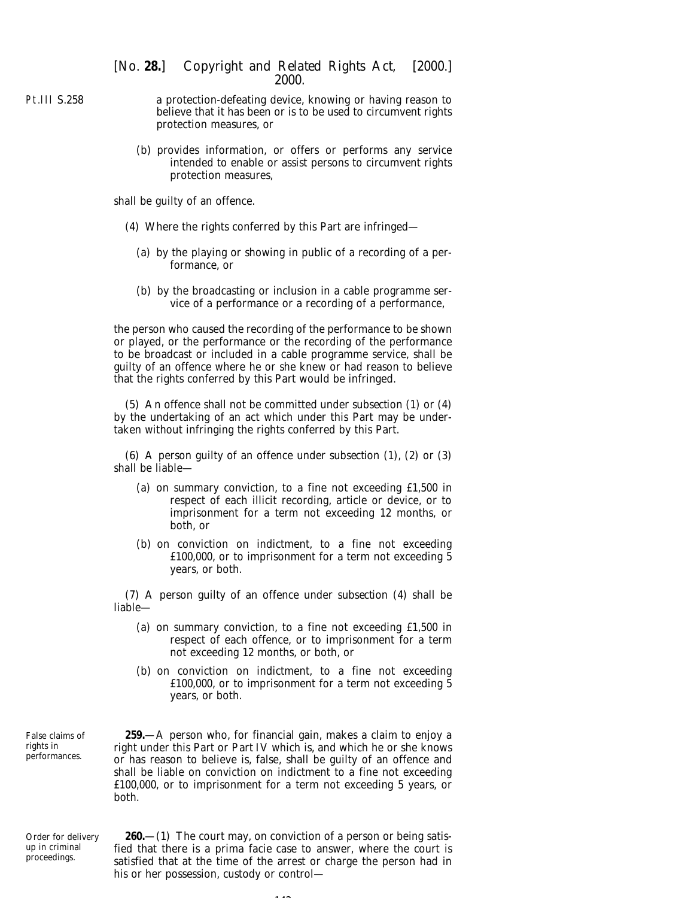a protection-defeating device, knowing or having reason to believe that it has been or is to be used to circumvent rights protection measures, or

(b) provides information, or offers or performs any service intended to enable or assist persons to circumvent rights protection measures,

shall be guilty of an offence.

(4) Where the rights conferred by this Part are infringed—

(a) by the playing or showing in public of a recording of a performance, or

(b) by the broadcasting or inclusion in a cable programme service of a performance or a recording of a performance,

the person who caused the recording of the performance to be shown or played, or the performance or the recording of the performance to be broadcast or included in a cable programme service, shall be guilty of an offence where he or she knew or had reason to believe that the rights conferred by this Part would be infringed.

(5) An offence shall not be committed under *subsection (1)* or *(4)* by the undertaking of an act which under this Part may be undertaken without infringing the rights conferred by this Part.

(6) A person guilty of an offence under *subsection (1)*, *(2)* or *(3)* shall be liable—

(a) on summary conviction, to a fine not exceeding £1,500 in respect of each illicit recording, article or device, or to imprisonment for a term not exceeding 12 months, or both, or

(b) on conviction on indictment, to a fine not exceeding £100,000, or to imprisonment for a term not exceeding 5 years, or both.

(7) A person guilty of an offence under *subsection (4)* shall be liable—

(a) on summary conviction, to a fine not exceeding £1,500 in respect of each offence, or to imprisonment for a term not exceeding 12 months, or both, or

(b) on conviction on indictment, to a fine not exceeding £100,000, or to imprisonment for a term not exceeding 5 years, or both.

False claims of rights in performances.

**259.**—A person who, for financial gain, makes a claim to enjoy a right under this Part or Part IV which is, and which he or she knows or has reason to believe is, false, shall be guilty of an offence and shall be liable on conviction on indictment to a fine not exceeding £100,000, or to imprisonment for a term not exceeding 5 years, or both.

Order for delivery up in criminal proceedings.

**260.**—(1) The court may, on conviction of a person or being satisfied that there is a prima facie case to answer, where the court is satisfied that at the time of the arrest or charge the person had in his or her possession, custody or control—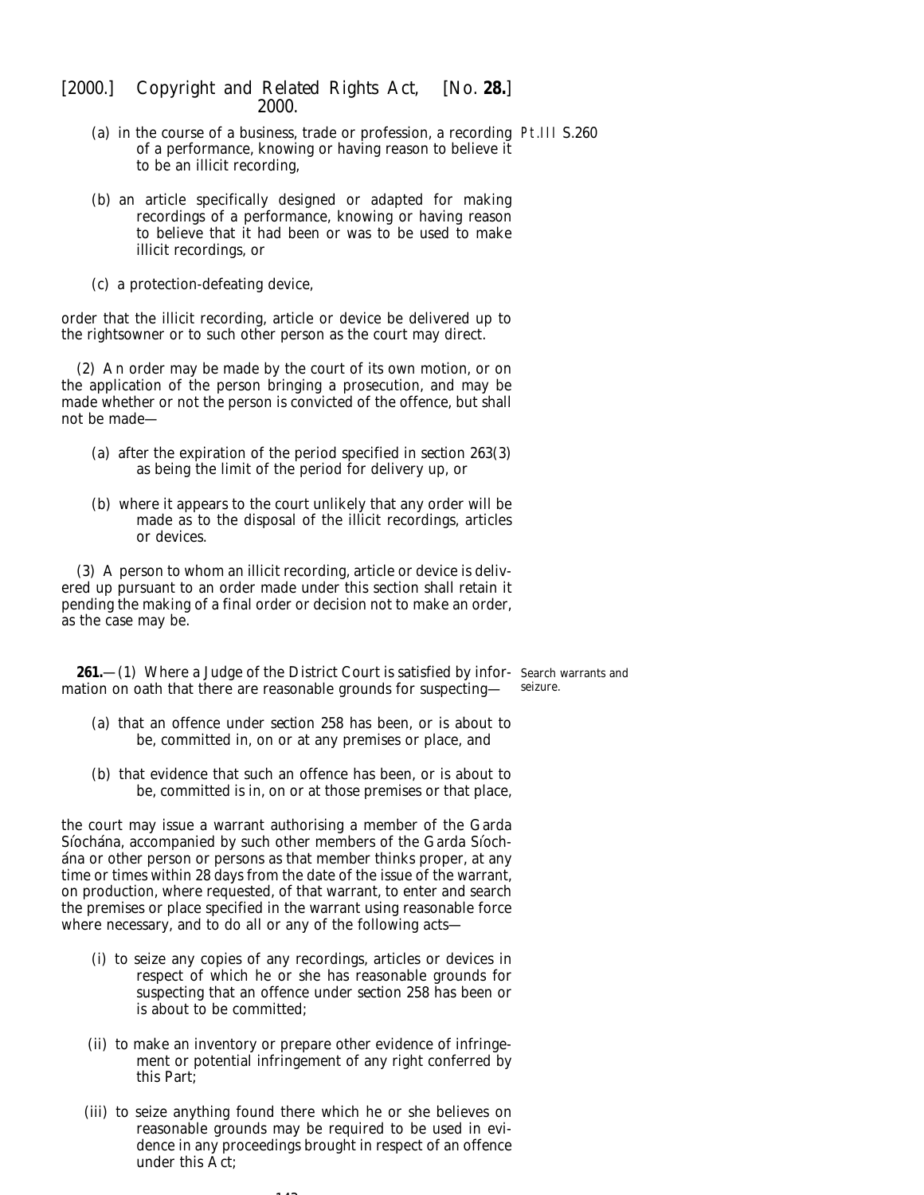(a) in the course of a business, trade or profession, a recording of a performance, knowing or having reason to believe it to be an illicit recording,

(b) an article specifically designed or adapted for making recordings of a performance, knowing or having reason to believe that it had been or was to be used to make illicit recordings, or

(c) a protection-defeating device,

order that the illicit recording, article or device be delivered up to the rightsowner or to such other person as the court may direct.

(2) An order may be made by the court of its own motion, or on the application of the person bringing a prosecution, and may be made whether or not the person is convicted of the offence, but shall not be made—

(a) after the expiration of the period specified in *section 263(3)* as being the limit of the period for delivery up, or

(b) where it appears to the court unlikely that any order will be made as to the disposal of the illicit recordings, articles or devices.

(3) A person to whom an illicit recording, article or device is delivered up pursuant to an order made under this section shall retain it pending the making of a final order or decision not to make an order, as the case may be.

**261.**—(1) Where a Judge of the District Court is satisfied by information on oath that there are reasonable grounds for suspecting—

Search warrants and seizure.

(a) that an offence under *section 258* has been, or is about to be, committed in, on or at any premises or place, and

(b) that evidence that such an offence has been, or is about to be, committed is in, on or at those premises or that place,

the court may issue a warrant authorising a member of the Garda Síochána, accompanied by such other members of the Garda Síochána or other person or persons as that member thinks proper, at any time or times within 28 days from the date of the issue of the warrant, on production, where requested, of that warrant, to enter and search the premises or place specified in the warrant using reasonable force where necessary, and to do all or any of the following acts—

(i) to seize any copies of any recordings, articles or devices in respect of which he or she has reasonable grounds for suspecting that an offence under *section 258* has been or is about to be committed;

(ii) to make an inventory or prepare other evidence of infringement or potential infringement of any right conferred by this Part;

(iii) to seize anything found there which he or she believes on reasonable grounds may be required to be used in evidence in any proceedings brought in respect of an offence under this Act;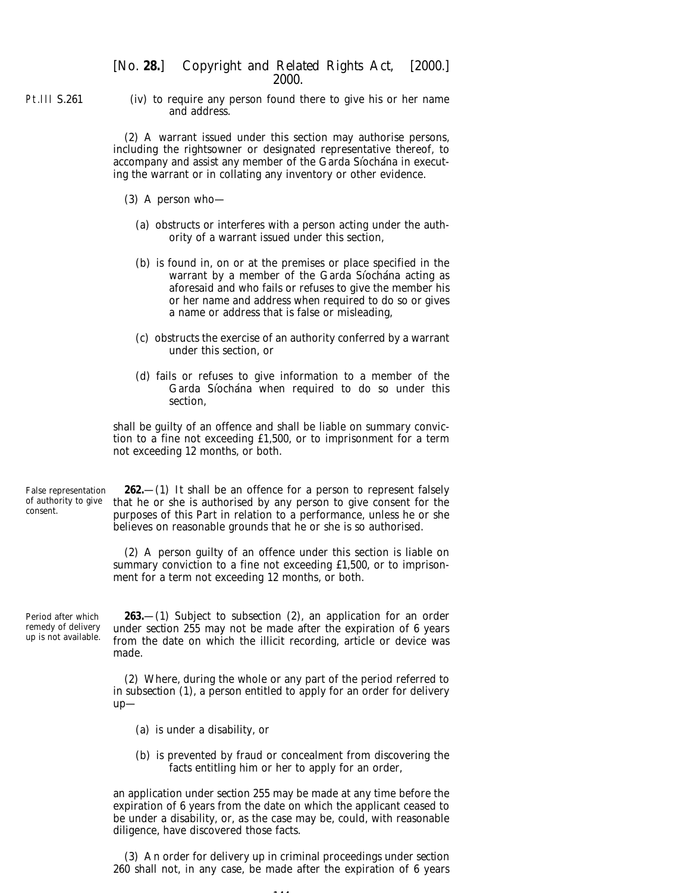(iv) to require any person found there to give his or her name and address.

(2) A warrant issued under this section may authorise persons, including the rightsowner or designated representative thereof, to accompany and assist any member of the Garda Síochána in executing the warrant or in collating any inventory or other evidence.

(3) A person who—

(*a*) obstructs or interferes with a person acting under the authority of a warrant issued under this section,

(*b*) is found in, on or at the premises or place specified in the warrant by a member of the Garda Síochána acting as aforesaid and who fails or refuses to give the member his or her name and address when required to do so or gives a name or address that is false or misleading,

(*c*) obstructs the exercise of an authority conferred by a warrant under this section, or

(*d*) fails or refuses to give information to a member of the Garda Síochána when required to do so under this section,

shall be guilty of an offence and shall be liable on summary conviction to a fine not exceeding £1,500, or to imprisonment for a term not exceeding 12 months, or both.

False representation of authority to give consent.

**262.**—(1) It shall be an offence for a person to represent falsely that he or she is authorised by any person to give consent for the purposes of this Part in relation to a performance, unless he or she believes on reasonable grounds that he or she is so authorised.

(2) A person guilty of an offence under this section is liable on summary conviction to a fine not exceeding £1,500, or to imprisonment for a term not exceeding 12 months, or both.

Period after which remedy of delivery up is not available.

**263.**—(1) Subject to *subsection (2)*, an application for an order under *section 255* may not be made after the expiration of 6 years from the date on which the illicit recording, article or device was made.

(2) Where, during the whole or any part of the period referred to in *subsection (1)*, a person entitled to apply for an order for delivery up—

(*a*) is under a disability, or

(*b*) is prevented by fraud or concealment from discovering the facts entitling him or her to apply for an order,

an application under *section 255* may be made at any time before the expiration of 6 years from the date on which the applicant ceased to be under a disability, or, as the case may be, could, with reasonable diligence, have discovered those facts.

(3) An order for delivery up in criminal proceedings under *section 260* shall not, in any case, be made after the expiration of 6 years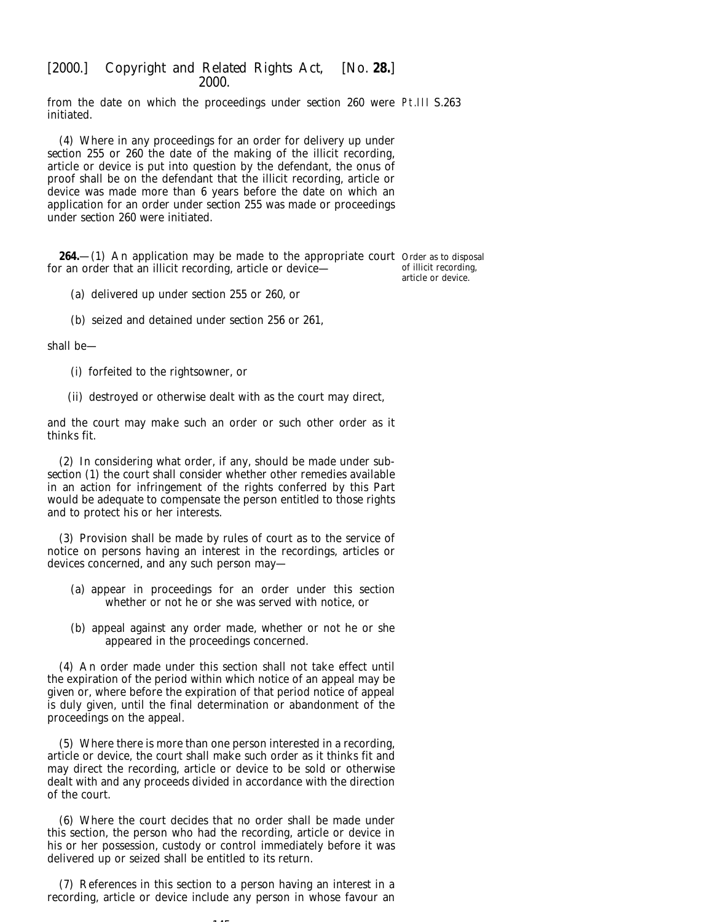from the date on which the proceedings under section 260 were initiated.

(4) Where in any proceedings for an order for delivery up under section 255 or 260 the date of the making of the illicit recording, article or device is put into question by the defendant, the onus of proof shall be on the defendant that the illicit recording, article or device was made more than 6 years before the date on which an application for an order under section 255 was made or proceedings under section 260 were initiated.

Order as to disposal of illicit recording, article or device.

**264.**—(1) An application may be made to the appropriate court for an order that an illicit recording, article or device—

(a) delivered up under section 255 or 260, or

(b) seized and detained under section 256 or 261,

shall be—

(i) forfeited to the rightsowner, or

(ii) destroyed or otherwise dealt with as the court may direct,

and the court may make such an order or such other order as it thinks fit.

(2) In considering what order, if any, should be made under subsection (1) the court shall consider whether other remedies available in an action for infringement of the rights conferred by this Part would be adequate to compensate the person entitled to those rights and to protect his or her interests.

(3) Provision shall be made by rules of court as to the service of notice on persons having an interest in the recordings, articles or devices concerned, and any such person may—

(a) appear in proceedings for an order under this section whether or not he or she was served with notice, or

(b) appeal against any order made, whether or not he or she appeared in the proceedings concerned.

(4) An order made under this section shall not take effect until the expiration of the period within which notice of an appeal may be given or, where before the expiration of that period notice of appeal is duly given, until the final determination or abandonment of the proceedings on the appeal.

(5) Where there is more than one person interested in a recording, article or device, the court shall make such order as it thinks fit and may direct the recording, article or device to be sold or otherwise dealt with and any proceeds divided in accordance with the direction of the court.

(6) Where the court decides that no order shall be made under this section, the person who had the recording, article or device in his or her possession, custody or control immediately before it was delivered up or seized shall be entitled to its return.

(7) References in this section to a person having an interest in a recording, article or device include any person in whose favour an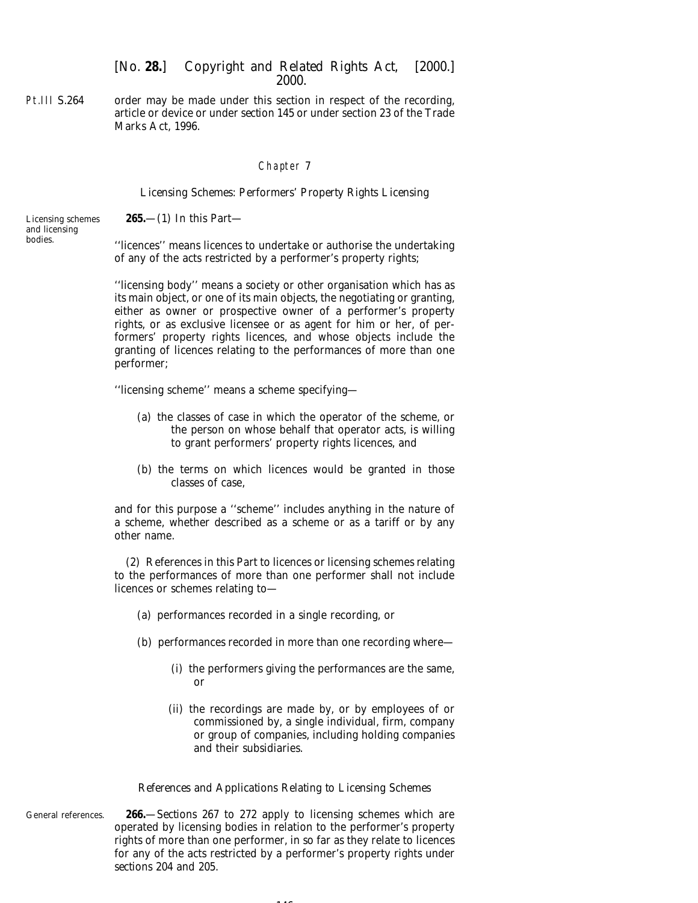order may be made under this section in respect of the recording, article or device or under section 145 or under section 23 of the Trade Marks Act, 1996.

## Chapter 7

### Licensing Schemes: Performers' Property Rights Licensing

Licensing schemes and licensing bodies.

**265.**—(1) In this Part—

''licences'' means licences to undertake or authorise the undertaking of any of the acts restricted by a performer's property rights;

''licensing body'' means a society or other organisation which has as its main object, or one of its main objects, the negotiating or granting, either as owner or prospective owner of a performer's property rights, or as exclusive licensee or as agent for him or her, of performers' property rights licences, and whose objects include the granting of licences relating to the performances of more than one performer;

''licensing scheme'' means a scheme specifying—

(a) the classes of case in which the operator of the scheme, or the person on whose behalf that operator acts, is willing to grant performers' property rights licences, and

(b) the terms on which licences would be granted in those classes of case,

and for this purpose a ''scheme'' includes anything in the nature of a scheme, whether described as a scheme or as a tariff or by any other name.

(2) References in this Part to licences or licensing schemes relating to the performances of more than one performer shall not include licences or schemes relating to—

(a) performances recorded in a single recording, or

(b) performances recorded in more than one recording where—

(i) the performers giving the performances are the same, or

(ii) the recordings are made by, or by employees of or commissioned by, a single individual, firm, company or group of companies, including holding companies and their subsidiaries.

### References and Applications Relating to Licensing Schemes

General references.

**266.**—Sections 267 to 272 apply to licensing schemes which are operated by licensing bodies in relation to the performer's property rights of more than one performer, in so far as they relate to licences for any of the acts restricted by a performer's property rights under sections 204 and 205.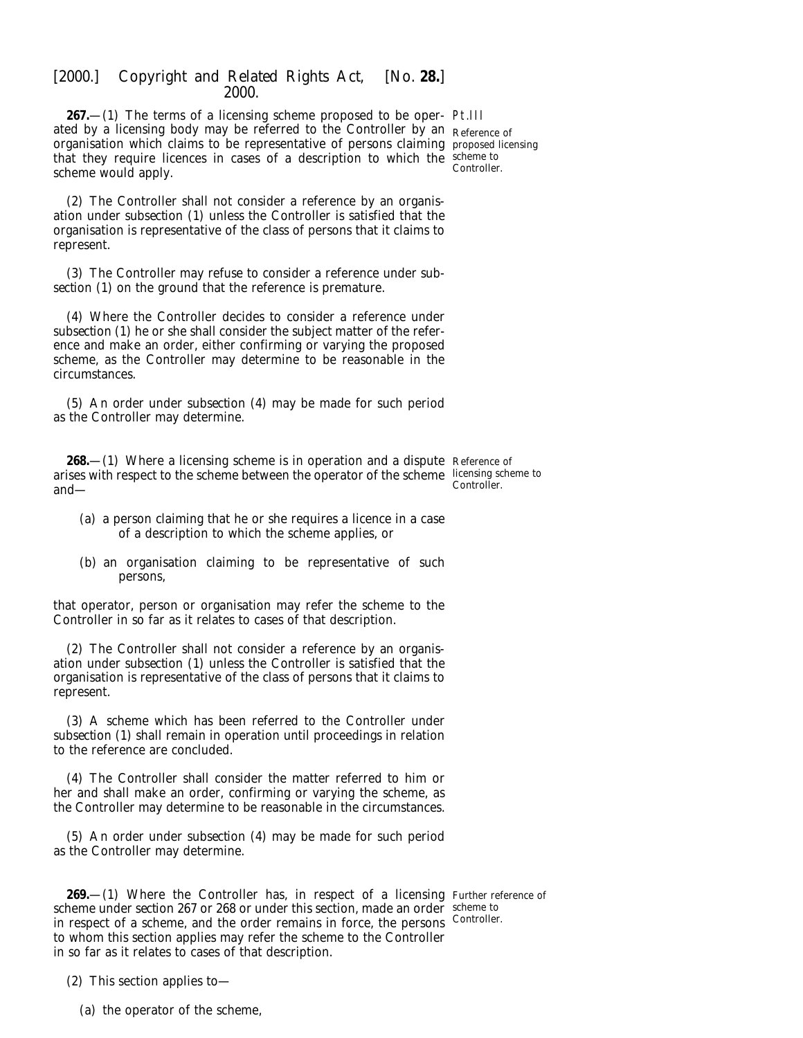**267.**—(1) The terms of a licensing scheme proposed to be operated by a licensing body may be referred to the Controller by an organisation which claims to be representative of persons claiming that they require licences in cases of a description to which the scheme would apply.

Pt.III

Reference of proposed licensing scheme to Controller.

(2) The Controller shall not consider a reference by an organisation under *subsection (1)* unless the Controller is satisfied that the organisation is representative of the class of persons that it claims to represent.

(3) The Controller may refuse to consider a reference under *subsection (1)* on the ground that the reference is premature.

(4) Where the Controller decides to consider a reference under *subsection (1)* he or she shall consider the subject matter of the reference and make an order, either confirming or varying the proposed scheme, as the Controller may determine to be reasonable in the circumstances.

(5) An order under *subsection (4)* may be made for such period as the Controller may determine.

**268.**—(1) Where a licensing scheme is in operation and a dispute arises with respect to the scheme between the operator of the scheme and—

Reference of licensing scheme to Controller.

(*a*) a person claiming that he or she requires a licence in a case of a description to which the scheme applies, or

(*b*) an organisation claiming to be representative of such persons,

that operator, person or organisation may refer the scheme to the Controller in so far as it relates to cases of that description.

(2) The Controller shall not consider a reference by an organisation under *subsection (1)* unless the Controller is satisfied that the organisation is representative of the class of persons that it claims to represent.

(3) A scheme which has been referred to the Controller under *subsection (1)* shall remain in operation until proceedings in relation to the reference are concluded.

(4) The Controller shall consider the matter referred to him or her and shall make an order, confirming or varying the scheme, as the Controller may determine to be reasonable in the circumstances.

(5) An order under *subsection (4)* may be made for such period as the Controller may determine.

**269.**—(1) Where the Controller has, in respect of a licensing scheme under *section 267* or *268* or under this section, made an order in respect of a scheme, and the order remains in force, the persons to whom this section applies may refer the scheme to the Controller in so far as it relates to cases of that description.

Further reference of scheme to Controller.

(2) This section applies to—

(*a*) the operator of the scheme,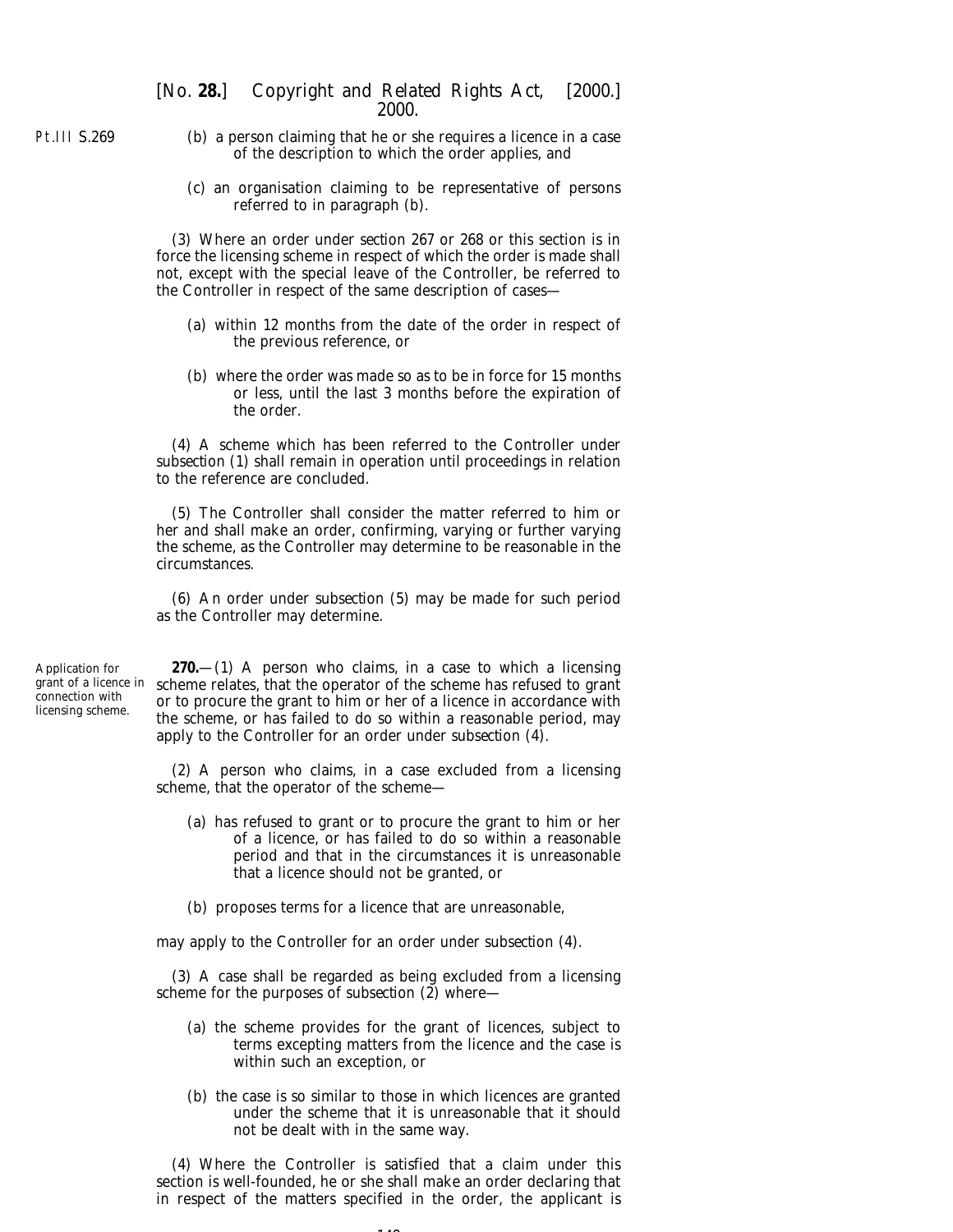(b) a person claiming that he or she requires a licence in a case of the description to which the order applies, and

(c) an organisation claiming to be representative of persons referred to in paragraph (b).

(3) Where an order under section 267 or 268 or this section is in force the licensing scheme in respect of which the order is made shall not, except with the special leave of the Controller, be referred to the Controller in respect of the same description of cases—

(a) within 12 months from the date of the order in respect of the previous reference, or

(b) where the order was made so as to be in force for 15 months or less, until the last 3 months before the expiration of the order.

(4) A scheme which has been referred to the Controller under subsection (1) shall remain in operation until proceedings in relation to the reference are concluded.

(5) The Controller shall consider the matter referred to him or her and shall make an order, confirming, varying or further varying the scheme, as the Controller may determine to be reasonable in the circumstances.

(6) An order under subsection (5) may be made for such period as the Controller may determine.

*Application for grant of a licence in connection with licensing scheme.*

**270.**—(1) A person who claims, in a case to which a licensing scheme relates, that the operator of the scheme has refused to grant or to procure the grant to him or her of a licence in accordance with the scheme, or has failed to do so within a reasonable period, may apply to the Controller for an order under subsection (4).

(2) A person who claims, in a case excluded from a licensing scheme, that the operator of the scheme—

(a) has refused to grant or to procure the grant to him or her of a licence, or has failed to do so within a reasonable period and that in the circumstances it is unreasonable that a licence should not be granted, or

(b) proposes terms for a licence that are unreasonable,

may apply to the Controller for an order under subsection (4).

(3) A case shall be regarded as being excluded from a licensing scheme for the purposes of subsection (2) where—

(a) the scheme provides for the grant of licences, subject to terms excepting matters from the licence and the case is within such an exception, or

(b) the case is so similar to those in which licences are granted under the scheme that it is unreasonable that it should not be dealt with in the same way.

(4) Where the Controller is satisfied that a claim under this section is well-founded, he or she shall make an order declaring that in respect of the matters specified in the order, the applicant is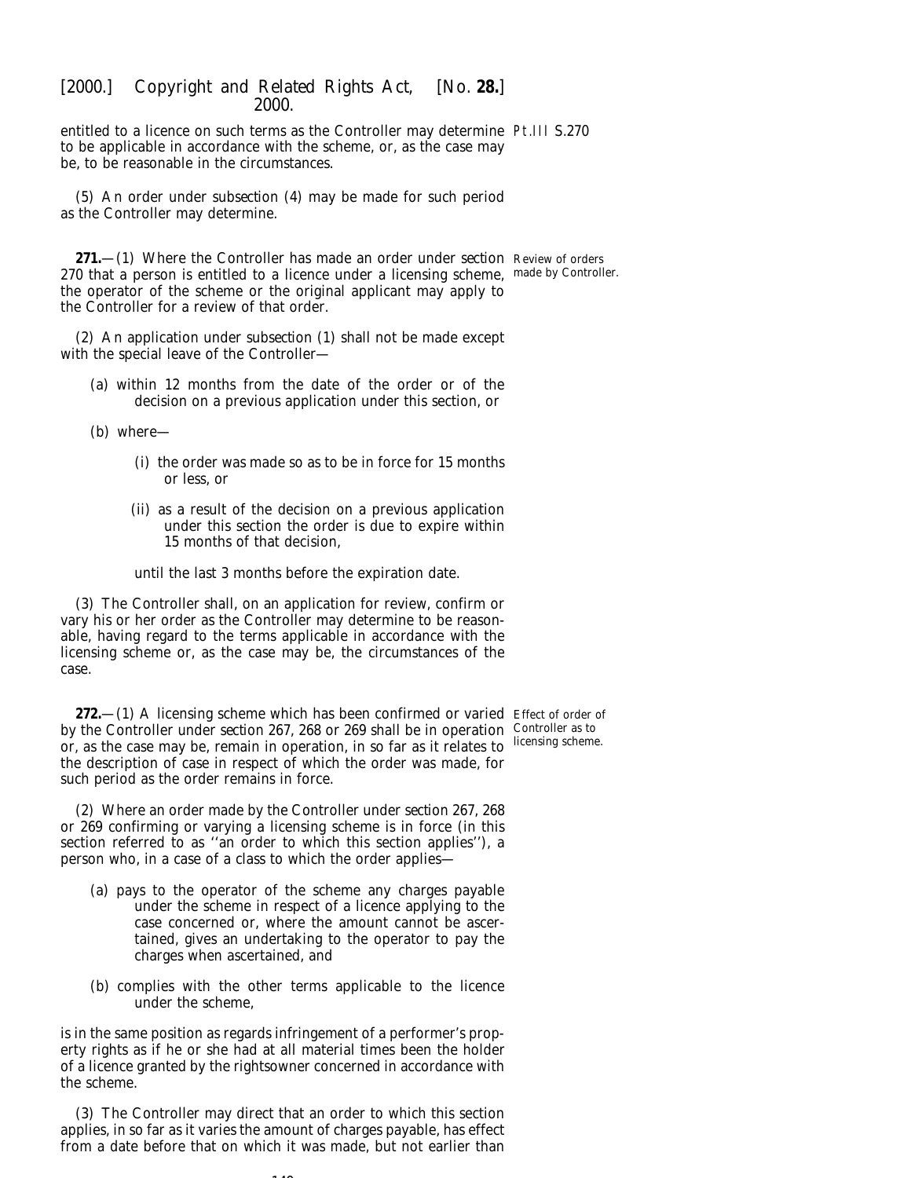entitled to a licence on such terms as the Controller may determine to be applicable in accordance with the scheme, or, as the case may be, to be reasonable in the circumstances.

(5) An order under *subsection (4)* may be made for such period as the Controller may determine.

**271.**—(1) Where the Controller has made an order under *section 270* that a person is entitled to a licence under a licensing scheme, the operator of the scheme or the original applicant may apply to the Controller for a review of that order.

*Review of orders made by Controller.*

(2) An application under *subsection (1)* shall not be made except with the special leave of the Controller—

(a) within 12 months from the date of the order or of the decision on a previous application under this section, or

(b) where—

(i) the order was made so as to be in force for 15 months or less, or

(ii) as a result of the decision on a previous application under this section the order is due to expire within 15 months of that decision,

until the last 3 months before the expiration date.

(3) The Controller shall, on an application for review, confirm or vary his or her order as the Controller may determine to be reasonable, having regard to the terms applicable in accordance with the licensing scheme or, as the case may be, the circumstances of the case.

**272.**—(1) A licensing scheme which has been confirmed or varied by the Controller under *section 267*, *268* or *269* shall be in operation or, as the case may be, remain in operation, in so far as it relates to the description of case in respect of which the order was made, for such period as the order remains in force.

*Effect of order of Controller as to licensing scheme.*

(2) Where an order made by the Controller under *section 267*, *268* or *269* confirming or varying a licensing scheme is in force (in this section referred to as ''an order to which this section applies''), a person who, in a case of a class to which the order applies—

(a) pays to the operator of the scheme any charges payable under the scheme in respect of a licence applying to the case concerned or, where the amount cannot be ascertained, gives an undertaking to the operator to pay the charges when ascertained, and

(b) complies with the other terms applicable to the licence under the scheme,

is in the same position as regards infringement of a performer's property rights as if he or she had at all material times been the holder of a licence granted by the rightsowner concerned in accordance with the scheme.

(3) The Controller may direct that an order to which this section applies, in so far as it varies the amount of charges payable, has effect from a date before that on which it was made, but not earlier than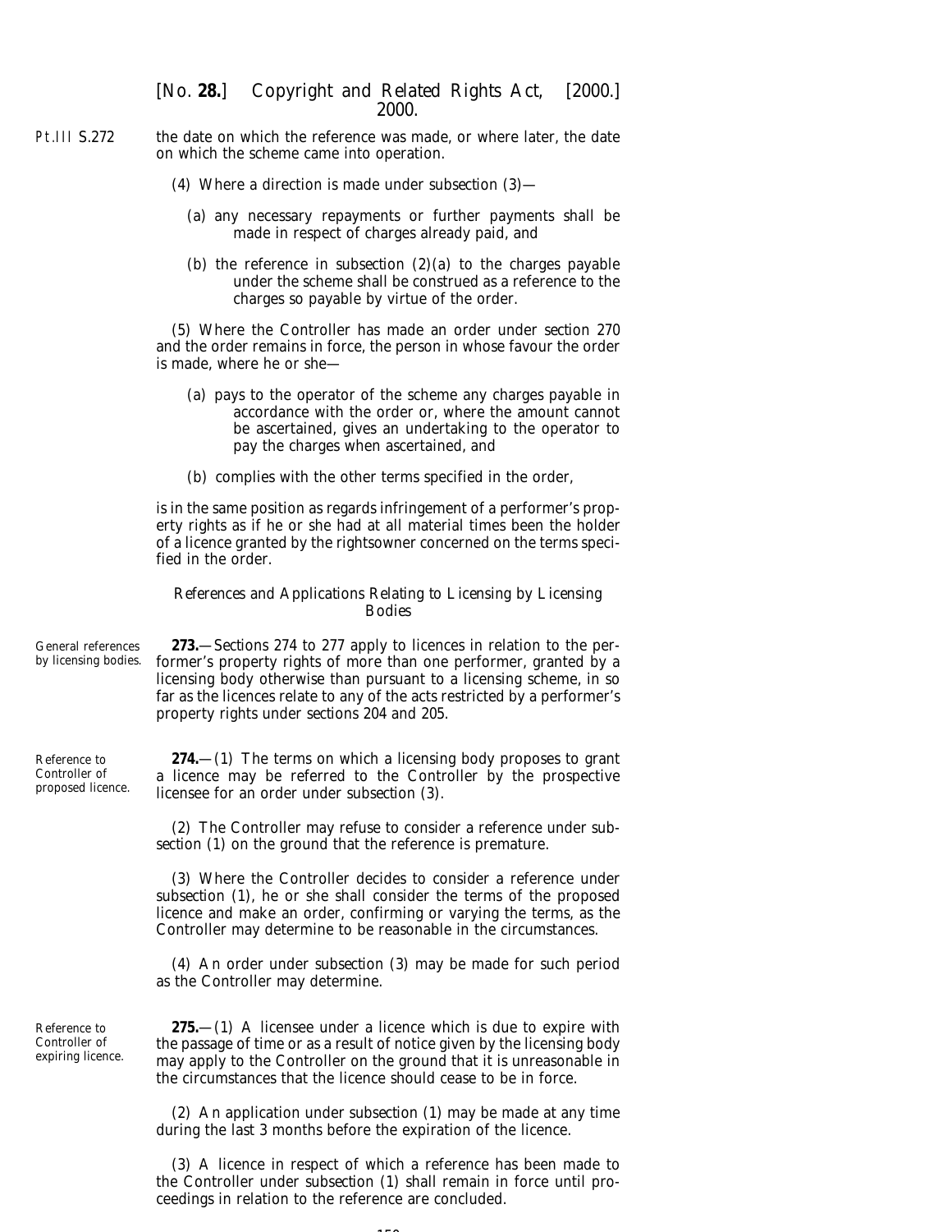the date on which the reference was made, or where later, the date on which the scheme came into operation.

(4) Where a direction is made under *subsection (3)*—

(*a*) any necessary repayments or further payments shall be made in respect of charges already paid, and

(*b*) the reference in *subsection (2)(a)* to the charges payable under the scheme shall be construed as a reference to the charges so payable by virtue of the order.

(5) Where the Controller has made an order under *section 270* and the order remains in force, the person in whose favour the order is made, where he or she—

(*a*) pays to the operator of the scheme any charges payable in accordance with the order or, where the amount cannot be ascertained, gives an undertaking to the operator to pay the charges when ascertained, and

(*b*) complies with the other terms specified in the order,

is in the same position as regards infringement of a performer's property rights as if he or she had at all material times been the holder of a licence granted by the rightsowner concerned on the terms specified in the order.

*References and Applications Relating to Licensing by Licensing Bodies*

General references by licensing bodies.

**273.**—*Sections 274* to *277* apply to licences in relation to the performer's property rights of more than one performer, granted by a licensing body otherwise than pursuant to a licensing scheme, in so far as the licences relate to any of the acts restricted by a performer's property rights under *sections 204* and *205*.

Reference to Controller of proposed licence.

**274.**—(1) The terms on which a licensing body proposes to grant a licence may be referred to the Controller by the prospective licensee for an order under *subsection (3)*.

(2) The Controller may refuse to consider a reference under *subsection (1)* on the ground that the reference is premature.

(3) Where the Controller decides to consider a reference under *subsection (1)*, he or she shall consider the terms of the proposed licence and make an order, confirming or varying the terms, as the Controller may determine to be reasonable in the circumstances.

(4) An order under *subsection (3)* may be made for such period as the Controller may determine.

Reference to Controller of expiring licence.

**275.**—(1) A licensee under a licence which is due to expire with the passage of time or as a result of notice given by the licensing body may apply to the Controller on the ground that it is unreasonable in the circumstances that the licence should cease to be in force.

(2) An application under *subsection (1)* may be made at any time during the last 3 months before the expiration of the licence.

(3) A licence in respect of which a reference has been made to the Controller under *subsection (1)* shall remain in force until proceedings in relation to the reference are concluded.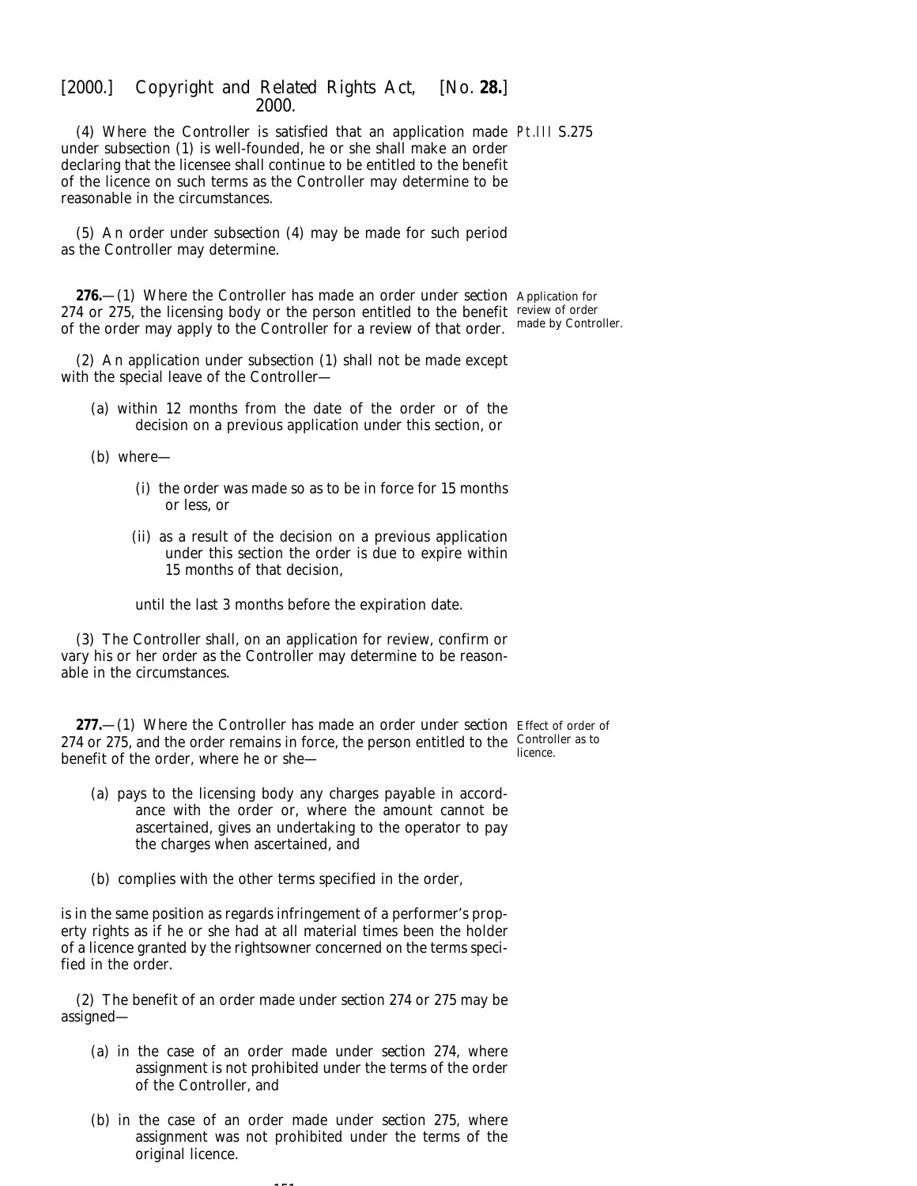(4) Where the Controller is satisfied that an application made under subsection (1) is well-founded, he or she shall make an order declaring that the licensee shall continue to be entitled to the benefit of the licence on such terms as the Controller may determine to be reasonable in the circumstances.

(5) An order under subsection (4) may be made for such period as the Controller may determine.

Application for review of order made by Controller.

**276.**—(1) Where the Controller has made an order under section 274 or 275, the licensing body or the person entitled to the benefit of the order may apply to the Controller for a review of that order.

(2) An application under subsection (1) shall not be made except with the special leave of the Controller—

(a) within 12 months from the date of the order or of the decision on a previous application under this section, or

(b) where—

(i) the order was made so as to be in force for 15 months or less, or

(ii) as a result of the decision on a previous application under this section the order is due to expire within 15 months of that decision,

until the last 3 months before the expiration date.

(3) The Controller shall, on an application for review, confirm or vary his or her order as the Controller may determine to be reasonable in the circumstances.

Effect of order of Controller as to licence.

**277.**—(1) Where the Controller has made an order under section 274 or 275, and the order remains in force, the person entitled to the benefit of the order, where he or she—

(a) pays to the licensing body any charges payable in accordance with the order or, where the amount cannot be ascertained, gives an undertaking to the operator to pay the charges when ascertained, and

(b) complies with the other terms specified in the order,

is in the same position as regards infringement of a performer's property rights as if he or she had at all material times been the holder of a licence granted by the rightsowner concerned on the terms specified in the order.

(2) The benefit of an order made under section 274 or 275 may be assigned—

(a) in the case of an order made under section 274, where assignment is not prohibited under the terms of the order of the Controller, and

(b) in the case of an order made under section 275, where assignment was not prohibited under the terms of the original licence.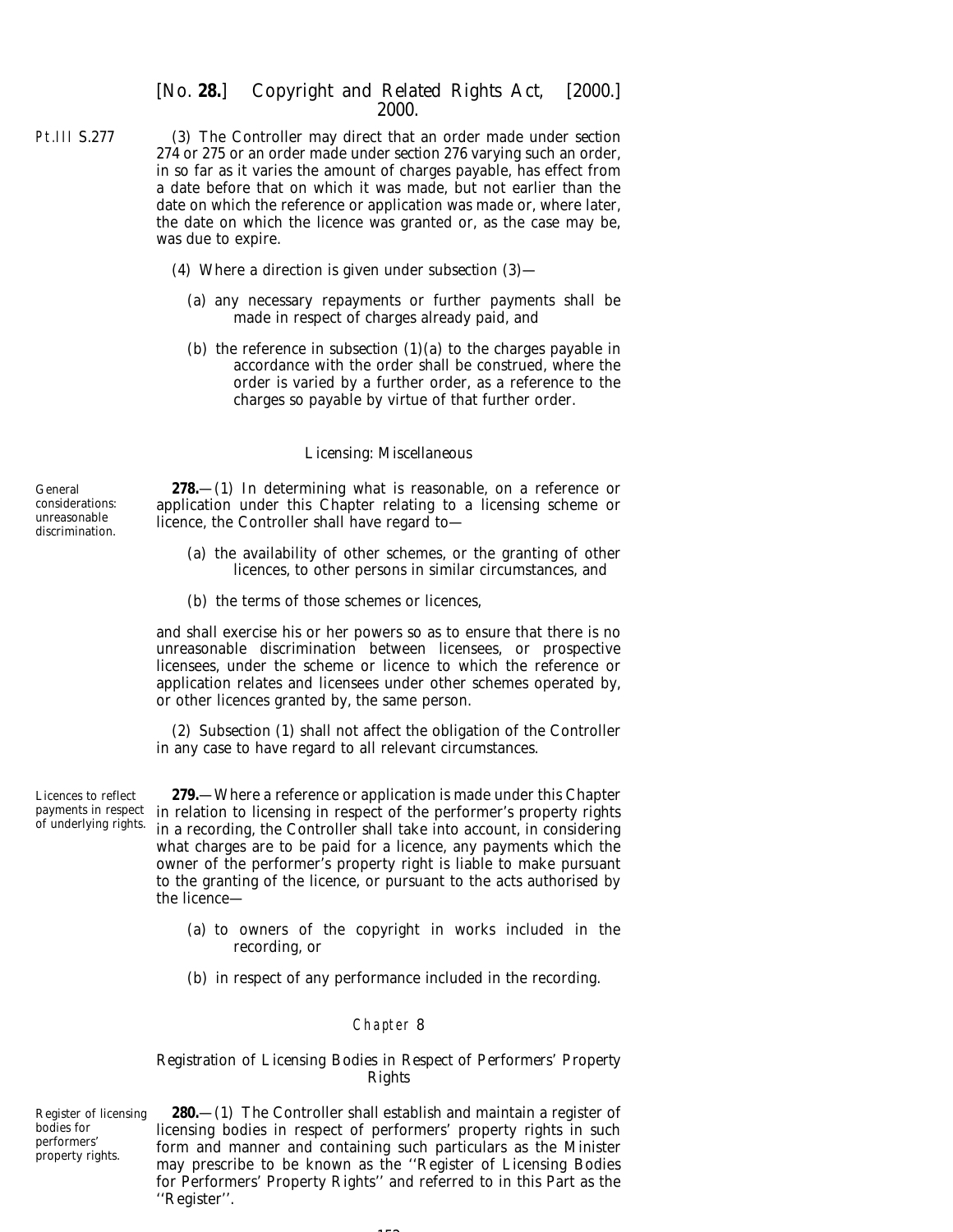(3) The Controller may direct that an order made under *section 274* or *275* or an order made under *section 276* varying such an order, in so far as it varies the amount of charges payable, has effect from a date before that on which it was made, but not earlier than the date on which the reference or application was made or, where later, the date on which the licence was granted or, as the case may be, was due to expire.

(4) Where a direction is given under *subsection (3)*—

(*a*) any necessary repayments or further payments shall be made in respect of charges already paid, and

(*b*) the reference in *subsection (1)(a)* to the charges payable in accordance with the order shall be construed, where the order is varied by a further order, as a reference to the charges so payable by virtue of that further order.

*Licensing: Miscellaneous*

General considerations: unreasonable discrimination.

**278.**—(1) In determining what is reasonable, on a reference or application under this Chapter relating to a licensing scheme or licence, the Controller shall have regard to—

(*a*) the availability of other schemes, or the granting of other licences, to other persons in similar circumstances, and

(*b*) the terms of those schemes or licences,

and shall exercise his or her powers so as to ensure that there is no unreasonable discrimination between licensees, or prospective licensees, under the scheme or licence to which the reference or application relates and licensees under other schemes operated by, or other licences granted by, the same person.

(2) *Subsection (1)* shall not affect the obligation of the Controller in any case to have regard to all relevant circumstances.

Licences to reflect payments in respect of underlying rights.

**279.**—Where a reference or application is made under this Chapter in relation to licensing in respect of the performer's property rights in a recording, the Controller shall take into account, in considering what charges are to be paid for a licence, any payments which the owner of the performer's property right is liable to make pursuant to the granting of the licence, or pursuant to the acts authorised by the licence—

(*a*) to owners of the copyright in works included in the recording, or

(*b*) in respect of any performance included in the recording.

## Chapter 8

### Registration of Licensing Bodies in Respect of Performers' Property Rights

Register of licensing bodies for performers' property rights.

**280.**—(1) The Controller shall establish and maintain a register of licensing bodies in respect of performers' property rights in such form and manner and containing such particulars as the Minister may prescribe to be known as the ''Register of Licensing Bodies for Performers' Property Rights'' and referred to in this Part as the ''Register''.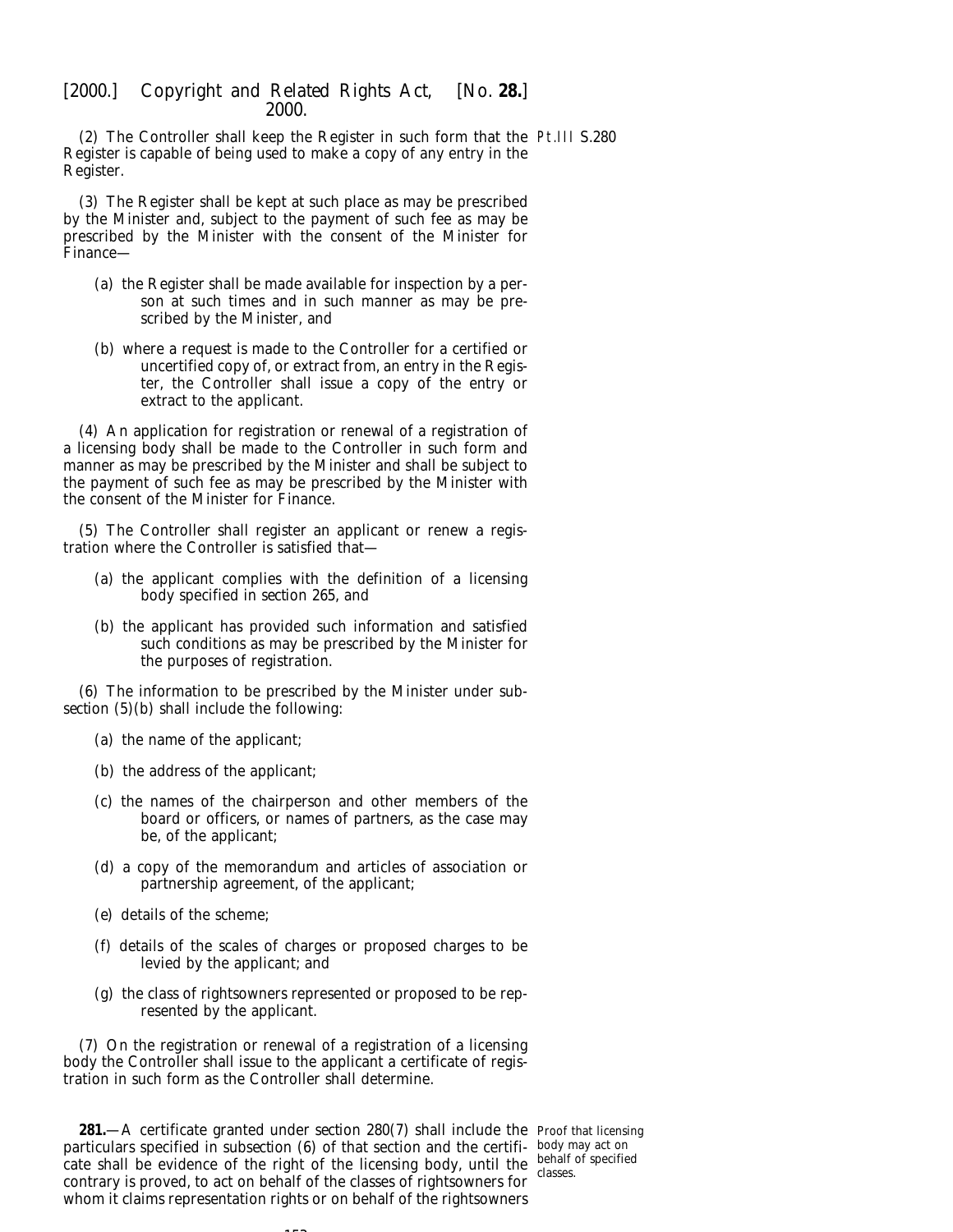(2) The Controller shall keep the Register in such form that the Register is capable of being used to make a copy of any entry in the Register.

(3) The Register shall be kept at such place as may be prescribed by the Minister and, subject to the payment of such fee as may be prescribed by the Minister with the consent of the Minister for Finance—

(*a*) the Register shall be made available for inspection by a person at such times and in such manner as may be prescribed by the Minister, and

(*b*) where a request is made to the Controller for a certified or uncertified copy of, or extract from, an entry in the Register, the Controller shall issue a copy of the entry or extract to the applicant.

(4) An application for registration or renewal of a registration of a licensing body shall be made to the Controller in such form and manner as may be prescribed by the Minister and shall be subject to the payment of such fee as may be prescribed by the Minister with the consent of the Minister for Finance.

(5) The Controller shall register an applicant or renew a registration where the Controller is satisfied that—

(*a*) the applicant complies with the definition of a licensing body specified in *section 265*, and

(*b*) the applicant has provided such information and satisfied such conditions as may be prescribed by the Minister for the purposes of registration.

(6) The information to be prescribed by the Minister under *subsection (5)(b)* shall include the following:

(*a*) the name of the applicant;

(*b*) the address of the applicant;

(*c*) the names of the chairperson and other members of the board or officers, or names of partners, as the case may be, of the applicant;

(*d*) a copy of the memorandum and articles of association or partnership agreement, of the applicant;

(*e*) details of the scheme;

(*f*) details of the scales of charges or proposed charges to be levied by the applicant; and

(*g*) the class of rightsowners represented or proposed to be represented by the applicant.

(7) On the registration or renewal of a registration of a licensing body the Controller shall issue to the applicant a certificate of registration in such form as the Controller shall determine.

*Proof that licensing body may act on behalf of specified classes.*

**281.**—A certificate granted under *section 280(7)* shall include the particulars specified in *subsection (6)* of that section and the certificate shall be evidence of the right of the licensing body, until the contrary is proved, to act on behalf of the classes of rightsowners for whom it claims representation rights or on behalf of the rightsowners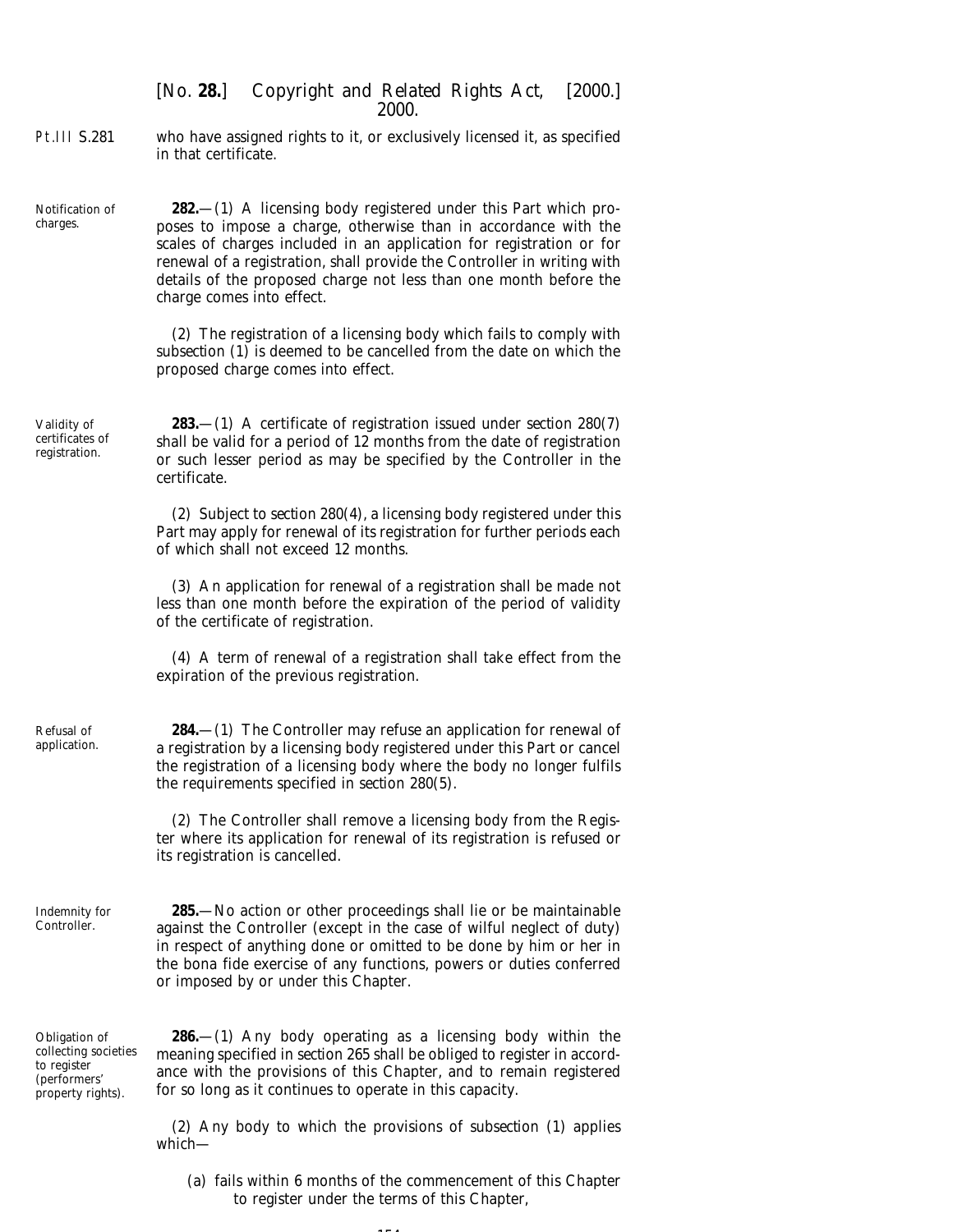who have assigned rights to it, or exclusively licensed it, as specified in that certificate.

Notification of charges.

**282.**—(1) A licensing body registered under this Part which proposes to impose a charge, otherwise than in accordance with the scales of charges included in an application for registration or for renewal of a registration, shall provide the Controller in writing with details of the proposed charge not less than one month before the charge comes into effect.

(2) The registration of a licensing body which fails to comply with subsection (1) is deemed to be cancelled from the date on which the proposed charge comes into effect.

Validity of certificates of registration.

**283.**—(1) A certificate of registration issued under section 280(7) shall be valid for a period of 12 months from the date of registration or such lesser period as may be specified by the Controller in the certificate.

(2) Subject to section 280(4), a licensing body registered under this Part may apply for renewal of its registration for further periods each of which shall not exceed 12 months.

(3) An application for renewal of a registration shall be made not less than one month before the expiration of the period of validity of the certificate of registration.

(4) A term of renewal of a registration shall take effect from the expiration of the previous registration.

Refusal of application.

**284.**—(1) The Controller may refuse an application for renewal of a registration by a licensing body registered under this Part or cancel the registration of a licensing body where the body no longer fulfils the requirements specified in section 280(5).

(2) The Controller shall remove a licensing body from the Register where its application for renewal of its registration is refused or its registration is cancelled.

Indemnity for Controller.

**285.**—No action or other proceedings shall lie or be maintainable against the Controller (except in the case of wilful neglect of duty) in respect of anything done or omitted to be done by him or her in the bona fide exercise of any functions, powers or duties conferred or imposed by or under this Chapter.

Obligation of collecting societies to register (performers' property rights).

**286.**—(1) Any body operating as a licensing body within the meaning specified in section 265 shall be obliged to register in accordance with the provisions of this Chapter, and to remain registered for so long as it continues to operate in this capacity.

(2) Any body to which the provisions of subsection (1) applies which—

(a) fails within 6 months of the commencement of this Chapter to register under the terms of this Chapter,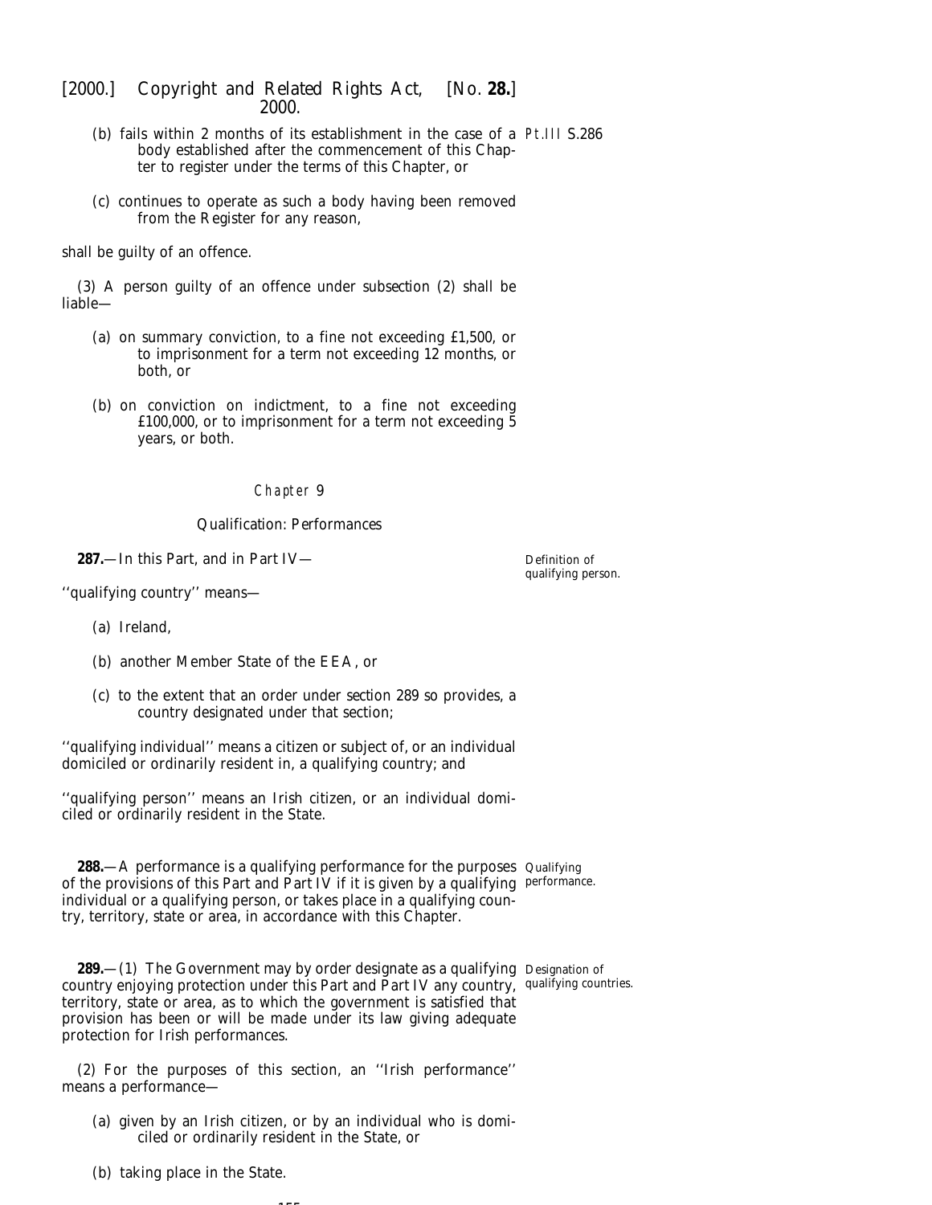(b) fails within 2 months of its establishment in the case of a body established after the commencement of this Chapter to register under the terms of this Chapter, or

(c) continues to operate as such a body having been removed from the Register for any reason,

shall be guilty of an offence.

(3) A person guilty of an offence under subsection (2) shall be liable—

(a) on summary conviction, to a fine not exceeding £1,500, or to imprisonment for a term not exceeding 12 months, or both, or

(b) on conviction on indictment, to a fine not exceeding £100,000, or to imprisonment for a term not exceeding 5 years, or both.

## Chapter 9

### Qualification: Performances

*Definition of qualifying person.*

**287.**—In this Part, and in Part IV—

''qualifying country'' means—

(a) Ireland,

(b) another Member State of the EEA, or

(c) to the extent that an order under section 289 so provides, a country designated under that section;

''qualifying individual'' means a citizen or subject of, or an individual domiciled or ordinarily resident in, a qualifying country; and

''qualifying person'' means an Irish citizen, or an individual domiciled or ordinarily resident in the State.

*Qualifying performance.*

**288.**—A performance is a qualifying performance for the purposes of the provisions of this Part and Part IV if it is given by a qualifying individual or a qualifying person, or takes place in a qualifying country, territory, state or area, in accordance with this Chapter.

*Designation of qualifying countries.*

**289.**—(1) The Government may by order designate as a qualifying country enjoying protection under this Part and Part IV any country, territory, state or area, as to which the government is satisfied that provision has been or will be made under its law giving adequate protection for Irish performances.

(2) For the purposes of this section, an ''Irish performance'' means a performance—

(a) given by an Irish citizen, or by an individual who is domiciled or ordinarily resident in the State, or

(b) taking place in the State.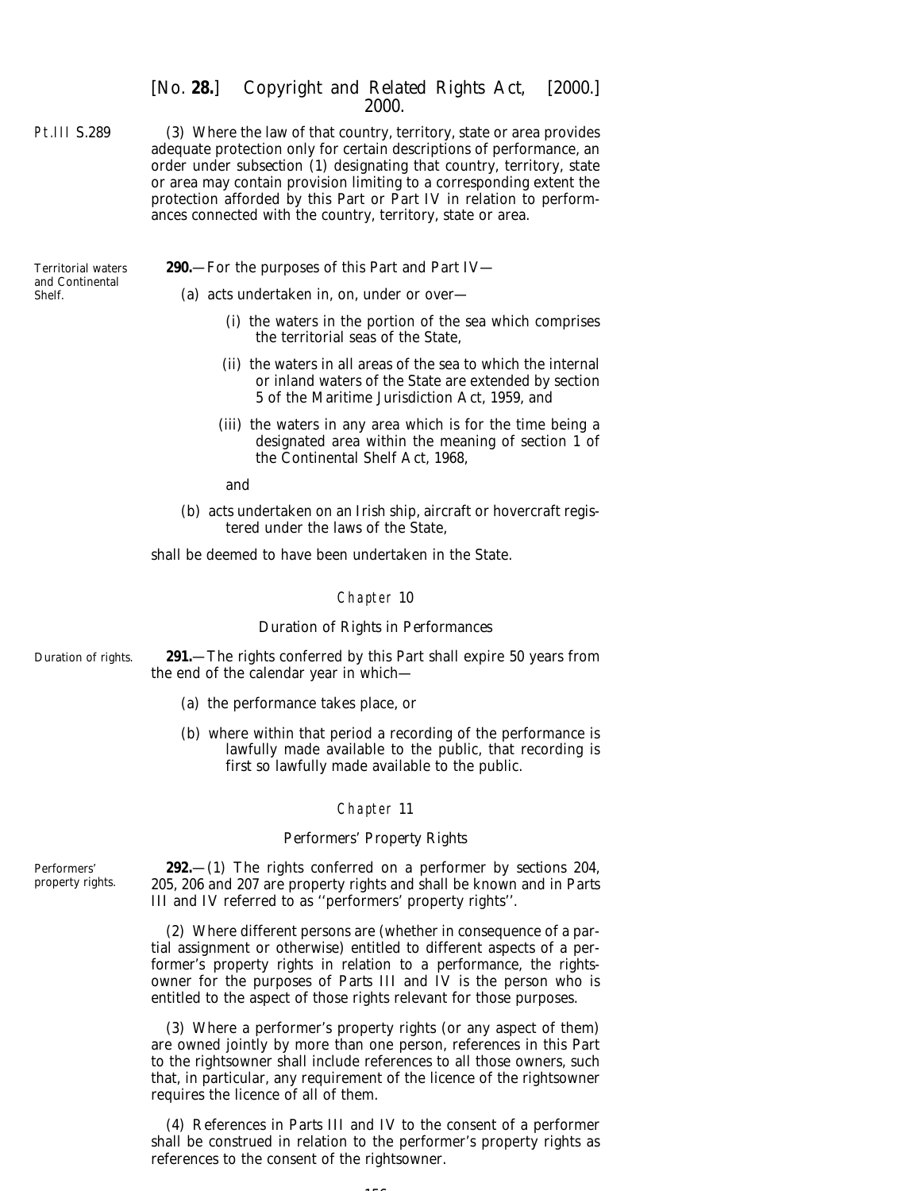(3) Where the law of that country, territory, state or area provides adequate protection only for certain descriptions of performance, an order under *subsection (1)* designating that country, territory, state or area may contain provision limiting to a corresponding extent the protection afforded by this Part or Part IV in relation to performances connected with the country, territory, state or area.

Territorial waters and Continental Shelf.

**290.**—For the purposes of this Part and Part IV—

(*a*) acts undertaken in, on, under or over—

(i) the waters in the portion of the sea which comprises the territorial seas of the State,

(ii) the waters in all areas of the sea to which the internal or inland waters of the State are extended by section 5 of the Maritime Jurisdiction Act, 1959, and

(iii) the waters in any area which is for the time being a designated area within the meaning of section 1 of the Continental Shelf Act, 1968,

and

(*b*) acts undertaken on an Irish ship, aircraft or hovercraft registered under the laws of the State,

shall be deemed to have been undertaken in the State.

## Chapter 10

### Duration of Rights in Performances

Duration of rights.

**291.**—The rights conferred by this Part shall expire 50 years from the end of the calendar year in which—

(*a*) the performance takes place, or

(*b*) where within that period a recording of the performance is lawfully made available to the public, that recording is first so lawfully made available to the public.

## Chapter 11

### Performers' Property Rights

Performers' property rights.

**292.**—(1) The rights conferred on a performer by *sections 204, 205, 206* and *207* are property rights and shall be known and in Parts III and IV referred to as ''performers' property rights''.

(2) Where different persons are (whether in consequence of a partial assignment or otherwise) entitled to different aspects of a performer's property rights in relation to a performance, the rightsowner for the purposes of Parts III and IV is the person who is entitled to the aspect of those rights relevant for those purposes.

(3) Where a performer's property rights (or any aspect of them) are owned jointly by more than one person, references in this Part to the rightsowner shall include references to all those owners, such that, in particular, any requirement of the licence of the rightsowner requires the licence of all of them.

(4) References in Parts III and IV to the consent of a performer shall be construed in relation to the performer's property rights as references to the consent of the rightsowner.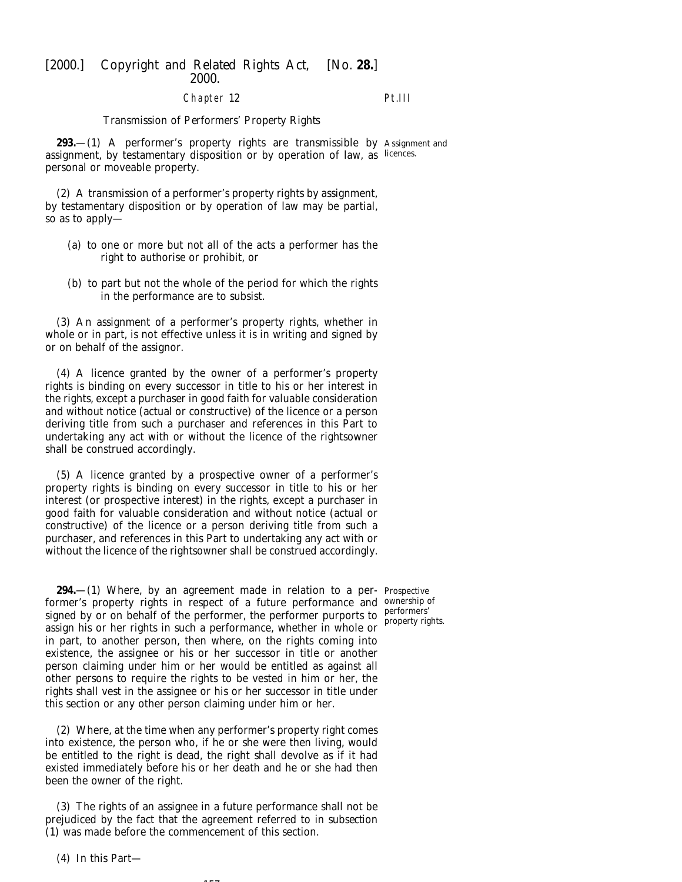Chapter 12

Transmission of Performers' Property Rights

**293.**—(1) A performer's property rights are transmissible by assignment, by testamentary disposition or by operation of law, as personal or moveable property.

Assignment and licences.

(2) A transmission of a performer's property rights by assignment, by testamentary disposition or by operation of law may be partial, so as to apply—

(a) to one or more but not all of the acts a performer has the right to authorise or prohibit, or

(b) to part but not the whole of the period for which the rights in the performance are to subsist.

(3) An assignment of a performer's property rights, whether in whole or in part, is not effective unless it is in writing and signed by or on behalf of the assignor.

(4) A licence granted by the owner of a performer's property rights is binding on every successor in title to his or her interest in the rights, except a purchaser in good faith for valuable consideration and without notice (actual or constructive) of the licence or a person deriving title from such a purchaser and references in this Part to undertaking any act with or without the licence of the rightsowner shall be construed accordingly.

(5) A licence granted by a prospective owner of a performer's property rights is binding on every successor in title to his or her interest (or prospective interest) in the rights, except a purchaser in good faith for valuable consideration and without notice (actual or constructive) of the licence or a person deriving title from such a purchaser, and references in this Part to undertaking any act with or without the licence of the rightsowner shall be construed accordingly.

**294.**—(1) Where, by an agreement made in relation to a performer's property rights in respect of a future performance and signed by or on behalf of the performer, the performer purports to assign his or her rights in such a performance, whether in whole or in part, to another person, then where, on the rights coming into existence, the assignee or his or her successor in title or another person claiming under him or her would be entitled as against all other persons to require the rights to be vested in him or her, the rights shall vest in the assignee or his or her successor in title under this section or any other person claiming under him or her.

Prospective ownership of performers' property rights.

(2) Where, at the time when any performer's property right comes into existence, the person who, if he or she were then living, would be entitled to the right is dead, the right shall devolve as if it had existed immediately before his or her death and he or she had then been the owner of the right.

(3) The rights of an assignee in a future performance shall not be prejudiced by the fact that the agreement referred to in subsection (1) was made before the commencement of this section.

(4) In this Part—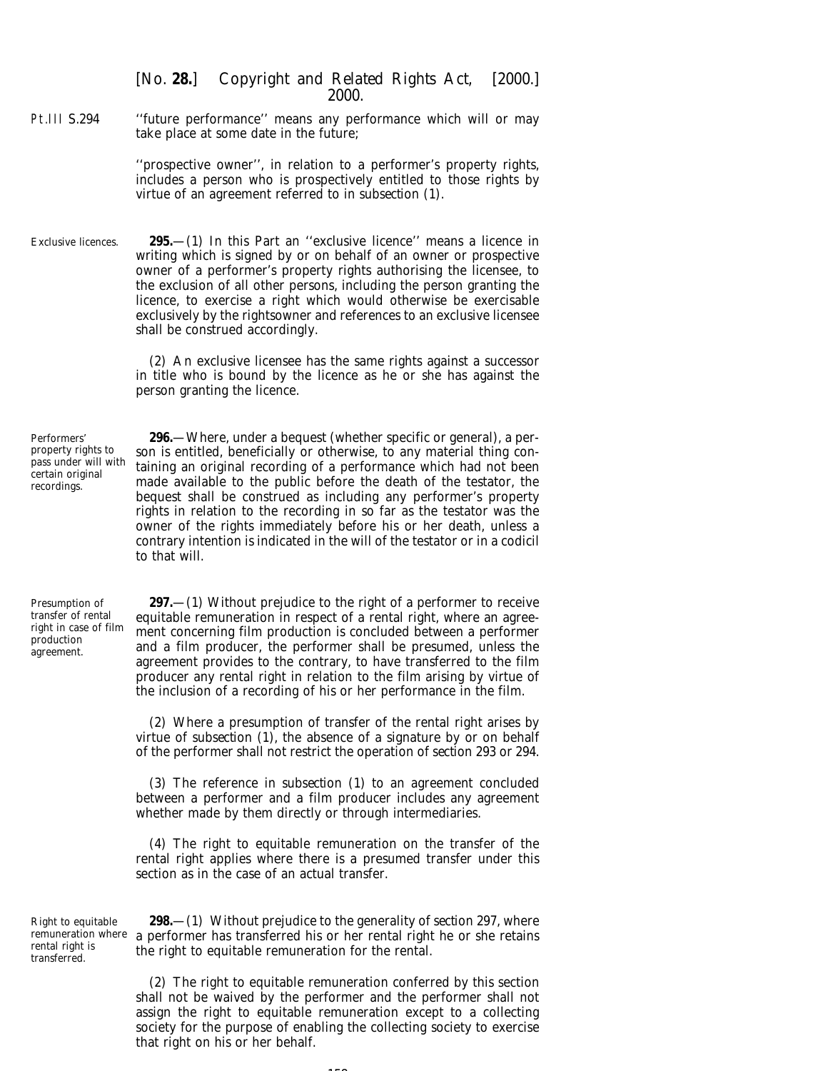''future performance'' means any performance which will or may take place at some date in the future;

''prospective owner'', in relation to a performer's property rights, includes a person who is prospectively entitled to those rights by virtue of an agreement referred to in *subsection (1)*.

*Exclusive licences.*

**295.**—(1) In this Part an ''exclusive licence'' means a licence in writing which is signed by or on behalf of an owner or prospective owner of a performer's property rights authorising the licensee, to the exclusion of all other persons, including the person granting the licence, to exercise a right which would otherwise be exercisable exclusively by the rightsowner and references to an exclusive licensee shall be construed accordingly.

(2) An exclusive licensee has the same rights against a successor in title who is bound by the licence as he or she has against the person granting the licence.

*Performers' property rights to pass under will with certain original recordings.*

**296.**—Where, under a bequest (whether specific or general), a person is entitled, beneficially or otherwise, to any material thing containing an original recording of a performance which had not been made available to the public before the death of the testator, the bequest shall be construed as including any performer's property rights in relation to the recording in so far as the testator was the owner of the rights immediately before his or her death, unless a contrary intention is indicated in the will of the testator or in a codicil to that will.

*Presumption of transfer of rental right in case of film production agreement.*

**297.**—(1) Without prejudice to the right of a performer to receive equitable remuneration in respect of a rental right, where an agreement concerning film production is concluded between a performer and a film producer, the performer shall be presumed, unless the agreement provides to the contrary, to have transferred to the film producer any rental right in relation to the film arising by virtue of the inclusion of a recording of his or her performance in the film.

(2) Where a presumption of transfer of the rental right arises by virtue of *subsection (1)*, the absence of a signature by or on behalf of the performer shall not restrict the operation of *section 293* or *294*.

(3) The reference in *subsection (1)* to an agreement concluded between a performer and a film producer includes any agreement whether made by them directly or through intermediaries.

(4) The right to equitable remuneration on the transfer of the rental right applies where there is a presumed transfer under this section as in the case of an actual transfer.

*Right to equitable remuneration where rental right is transferred.*

**298.**—(1) Without prejudice to the generality of *section 297*, where a performer has transferred his or her rental right he or she retains the right to equitable remuneration for the rental.

(2) The right to equitable remuneration conferred by this section shall not be waived by the performer and the performer shall not assign the right to equitable remuneration except to a collecting society for the purpose of enabling the collecting society to exercise that right on his or her behalf.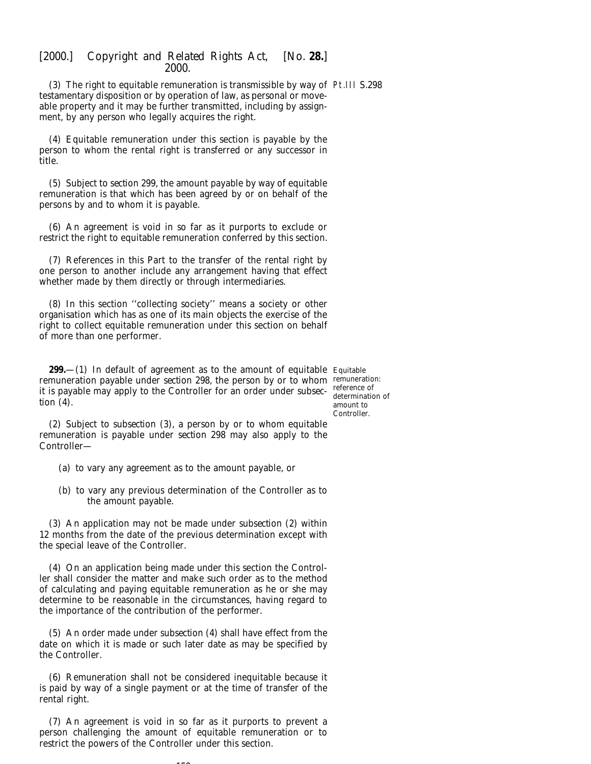(3) The right to equitable remuneration is transmissible by way of testamentary disposition or by operation of law, as personal or moveable property and it may be further transmitted, including by assignment, by any person who legally acquires the right.

(4) Equitable remuneration under this section is payable by the person to whom the rental right is transferred or any successor in title.

(5) Subject to *section 299*, the amount payable by way of equitable remuneration is that which has been agreed by or on behalf of the persons by and to whom it is payable.

(6) An agreement is void in so far as it purports to exclude or restrict the right to equitable remuneration conferred by this section.

(7) References in this Part to the transfer of the rental right by one person to another include any arrangement having that effect whether made by them directly or through intermediaries.

(8) In this section ''collecting society'' means a society or other organisation which has as one of its main objects the exercise of the right to collect equitable remuneration under this section on behalf of more than one performer.

**299.**—(1) In default of agreement as to the amount of equitable remuneration payable under *section 298*, the person by or to whom it is payable may apply to the Controller for an order under *subsection (4)*.

Equitable remuneration: reference of determination of amount to Controller.

(2) Subject to *subsection (3)*, a person by or to whom equitable remuneration is payable under *section 298* may also apply to the Controller—

(*a*) to vary any agreement as to the amount payable, or

(*b*) to vary any previous determination of the Controller as to the amount payable.

(3) An application may not be made under *subsection (2)* within 12 months from the date of the previous determination except with the special leave of the Controller.

(4) On an application being made under this section the Controller shall consider the matter and make such order as to the method of calculating and paying equitable remuneration as he or she may determine to be reasonable in the circumstances, having regard to the importance of the contribution of the performer.

(5) An order made under *subsection (4)* shall have effect from the date on which it is made or such later date as may be specified by the Controller.

(6) Remuneration shall not be considered inequitable because it is paid by way of a single payment or at the time of transfer of the rental right.

(7) An agreement is void in so far as it purports to prevent a person challenging the amount of equitable remuneration or to restrict the powers of the Controller under this section.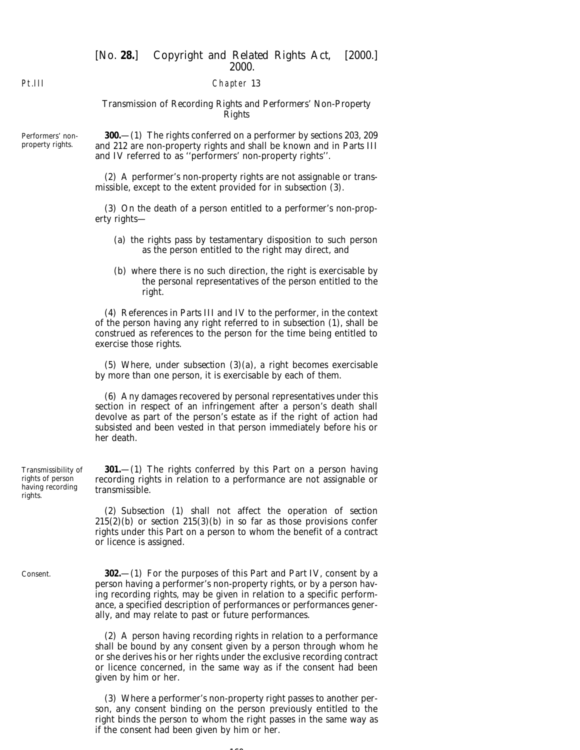Chapter 13

## Transmission of Recording Rights and Performers' Non-Property Rights

Performers' non-property rights.

**300.**—(1) The rights conferred on a performer by *sections 203*, *209* and *212* are non-property rights and shall be known and in *Parts III* and *IV* referred to as ''performers' non-property rights''.

(2) A performer's non-property rights are not assignable or transmissible, except to the extent provided for in *subsection (3)*.

(3) On the death of a person entitled to a performer's non-property rights—

(*a*) the rights pass by testamentary disposition to such person as the person entitled to the right may direct, and

(*b*) where there is no such direction, the right is exercisable by the personal representatives of the person entitled to the right.

(4) References in *Parts III* and *IV* to the performer, in the context of the person having any right referred to in *subsection (1)*, shall be construed as references to the person for the time being entitled to exercise those rights.

(5) Where, under *subsection (3)(a)*, a right becomes exercisable by more than one person, it is exercisable by each of them.

(6) Any damages recovered by personal representatives under this section in respect of an infringement after a person's death shall devolve as part of the person's estate as if the right of action had subsisted and been vested in that person immediately before his or her death.

Transmissibility of rights of person having recording rights.

**301.**—(1) The rights conferred by this Part on a person having recording rights in relation to a performance are not assignable or transmissible.

(2) *Subsection (1)* shall not affect the operation of *section 215(2)(b)* or *section 215(3)(b)* in so far as those provisions confer rights under this Part on a person to whom the benefit of a contract or licence is assigned.

Consent.

**302.**—(1) For the purposes of this Part and *Part IV*, consent by a person having a performer's non-property rights, or by a person having recording rights, may be given in relation to a specific performance, a specified description of performances or performances generally, and may relate to past or future performances.

(2) A person having recording rights in relation to a performance shall be bound by any consent given by a person through whom he or she derives his or her rights under the exclusive recording contract or licence concerned, in the same way as if the consent had been given by him or her.

(3) Where a performer's non-property right passes to another person, any consent binding on the person previously entitled to the right binds the person to whom the right passes in the same way as if the consent had been given by him or her.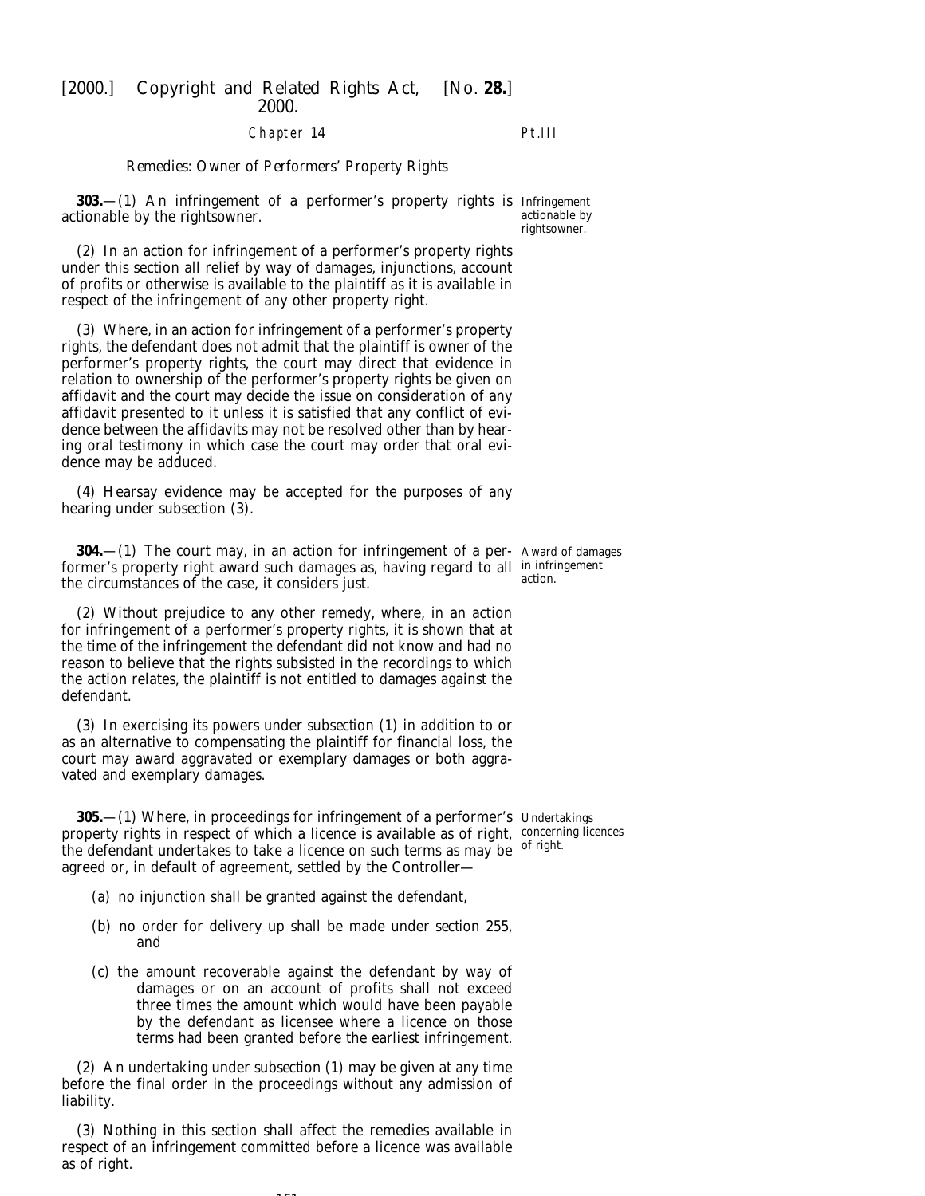## Chapter 14

### Remedies: Owner of Performers' Property Rights

**303.**—(1) An infringement of a performer's property rights is actionable by the rightsowner.

*Infringement actionable by rightsowner.*

(2) In an action for infringement of a performer's property rights under this section all relief by way of damages, injunctions, account of profits or otherwise is available to the plaintiff as it is available in respect of the infringement of any other property right.

(3) Where, in an action for infringement of a performer's property rights, the defendant does not admit that the plaintiff is owner of the performer's property rights, the court may direct that evidence in relation to ownership of the performer's property rights be given on affidavit and the court may decide the issue on consideration of any affidavit presented to it unless it is satisfied that any conflict of evidence between the affidavits may not be resolved other than by hearing oral testimony in which case the court may order that oral evidence may be adduced.

(4) Hearsay evidence may be accepted for the purposes of any hearing under *subsection (3)*.

**304.**—(1) The court may, in an action for infringement of a performer's property right award such damages as, having regard to all the circumstances of the case, it considers just.

*Award of damages in infringement action.*

(2) Without prejudice to any other remedy, where, in an action for infringement of a performer's property rights, it is shown that at the time of the infringement the defendant did not know and had no reason to believe that the rights subsisted in the recordings to which the action relates, the plaintiff is not entitled to damages against the defendant.

(3) In exercising its powers under *subsection (1)* in addition to or as an alternative to compensating the plaintiff for financial loss, the court may award aggravated or exemplary damages or both aggravated and exemplary damages.

**305.**—(1) Where, in proceedings for infringement of a performer's property rights in respect of which a licence is available as of right, the defendant undertakes to take a licence on such terms as may be agreed or, in default of agreement, settled by the Controller—

*Undertakings concerning licences of right.*

(*a*) no injunction shall be granted against the defendant,

(*b*) no order for delivery up shall be made under *section 255*, and

(*c*) the amount recoverable against the defendant by way of damages or on an account of profits shall not exceed three times the amount which would have been payable by the defendant as licensee where a licence on those terms had been granted before the earliest infringement.

(2) An undertaking under *subsection (1)* may be given at any time before the final order in the proceedings without any admission of liability.

(3) Nothing in this section shall affect the remedies available in respect of an infringement committed before a licence was available as of right.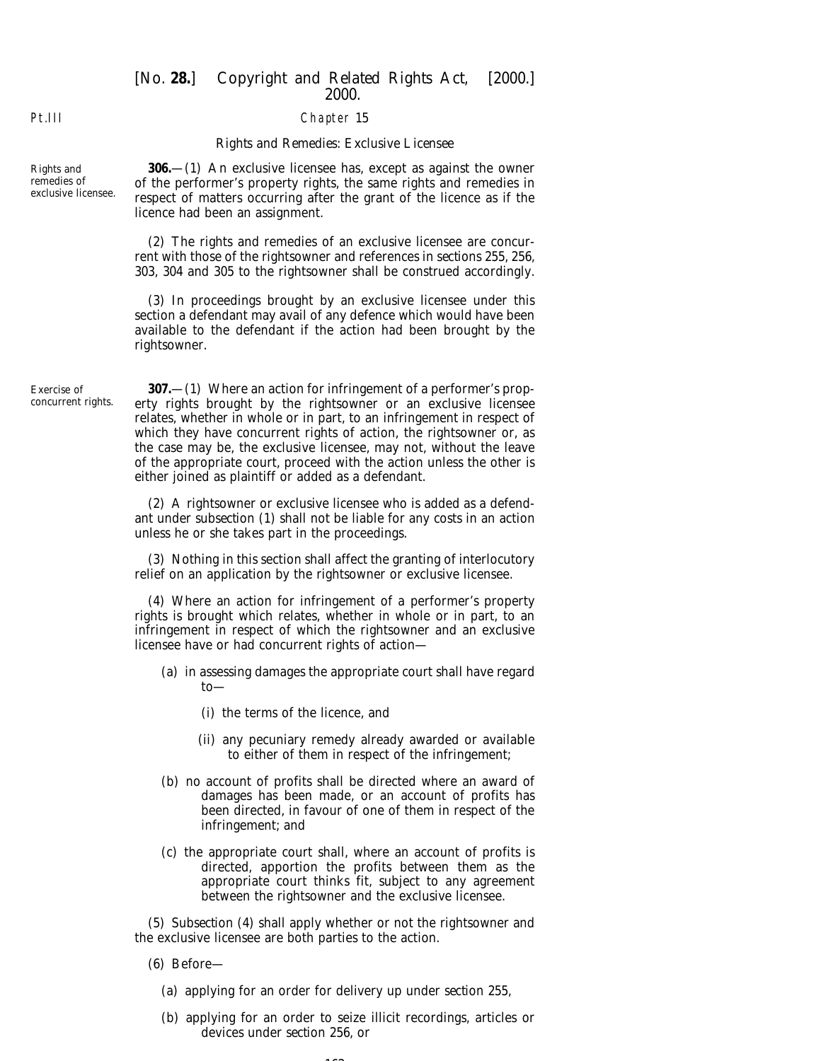Pt.III

Chapter 15

Rights and Remedies: Exclusive Licensee

Rights and remedies of exclusive licensee.

**306.**—(1) An exclusive licensee has, except as against the owner of the performer's property rights, the same rights and remedies in respect of matters occurring after the grant of the licence as if the licence had been an assignment.

(2) The rights and remedies of an exclusive licensee are concurrent with those of the rightsowner and references in sections 255, 256, 303, 304 and 305 to the rightsowner shall be construed accordingly.

(3) In proceedings brought by an exclusive licensee under this section a defendant may avail of any defence which would have been available to the defendant if the action had been brought by the rightsowner.

Exercise of concurrent rights.

**307.**—(1) Where an action for infringement of a performer's property rights brought by the rightsowner or an exclusive licensee relates, whether in whole or in part, to an infringement in respect of which they have concurrent rights of action, the rightsowner or, as the case may be, the exclusive licensee, may not, without the leave of the appropriate court, proceed with the action unless the other is either joined as plaintiff or added as a defendant.

(2) A rightsowner or exclusive licensee who is added as a defendant under subsection (1) shall not be liable for any costs in an action unless he or she takes part in the proceedings.

(3) Nothing in this section shall affect the granting of interlocutory relief on an application by the rightsowner or exclusive licensee.

(4) Where an action for infringement of a performer's property rights is brought which relates, whether in whole or in part, to an infringement in respect of which the rightsowner and an exclusive licensee have or had concurrent rights of action—

(a) in assessing damages the appropriate court shall have regard to—

(i) the terms of the licence, and

(ii) any pecuniary remedy already awarded or available to either of them in respect of the infringement;

(b) no account of profits shall be directed where an award of damages has been made, or an account of profits has been directed, in favour of one of them in respect of the infringement; and

(c) the appropriate court shall, where an account of profits is directed, apportion the profits between them as the appropriate court thinks fit, subject to any agreement between the rightsowner and the exclusive licensee.

(5) Subsection (4) shall apply whether or not the rightsowner and the exclusive licensee are both parties to the action.

(6) Before—

(a) applying for an order for delivery up under section 255,

(b) applying for an order to seize illicit recordings, articles or devices under section 256, or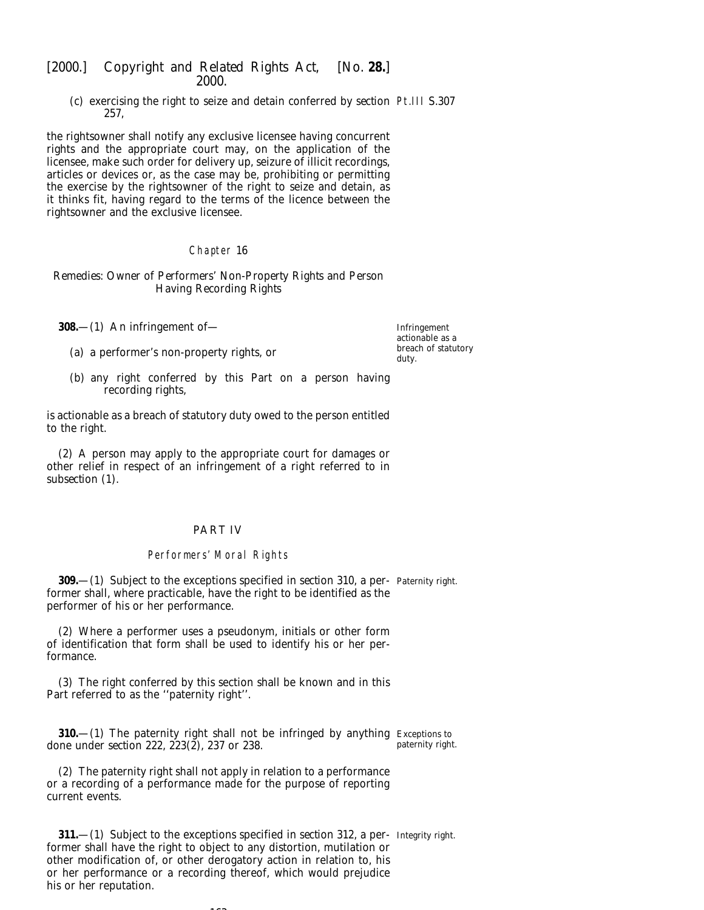(c) exercising the right to seize and detain conferred by section 257,

the rightsowner shall notify any exclusive licensee having concurrent rights and the appropriate court may, on the application of the licensee, make such order for delivery up, seizure of illicit recordings, articles or devices or, as the case may be, prohibiting or permitting the exercise by the rightsowner of the right to seize and detain, as it thinks fit, having regard to the terms of the licence between the rightsowner and the exclusive licensee.

## Chapter 16

### Remedies: Owner of Performers' Non-Property Rights and Person Having Recording Rights

*Infringement actionable as a breach of statutory duty.*

**308.**—(1) An infringement of—

(a) a performer's non-property rights, or

(b) any right conferred by this Part on a person having recording rights,

is actionable as a breach of statutory duty owed to the person entitled to the right.

(2) A person may apply to the appropriate court for damages or other relief in respect of an infringement of a right referred to in subsection (1).

# PART IV

## Performers' Moral Rights

*Paternity right.*

**309.**—(1) Subject to the exceptions specified in section 310, a performer shall, where practicable, have the right to be identified as the performer of his or her performance.

(2) Where a performer uses a pseudonym, initials or other form of identification that form shall be used to identify his or her performance.

(3) The right conferred by this section shall be known and in this Part referred to as the "paternity right".

*Exceptions to paternity right.*

**310.**—(1) The paternity right shall not be infringed by anything done under section 222, 223(2), 237 or 238.

(2) The paternity right shall not apply in relation to a performance or a recording of a performance made for the purpose of reporting current events.

*Integrity right.*

**311.**—(1) Subject to the exceptions specified in section 312, a performer shall have the right to object to any distortion, mutilation or other modification of, or other derogatory action in relation to, his or her performance or a recording thereof, which would prejudice his or her reputation.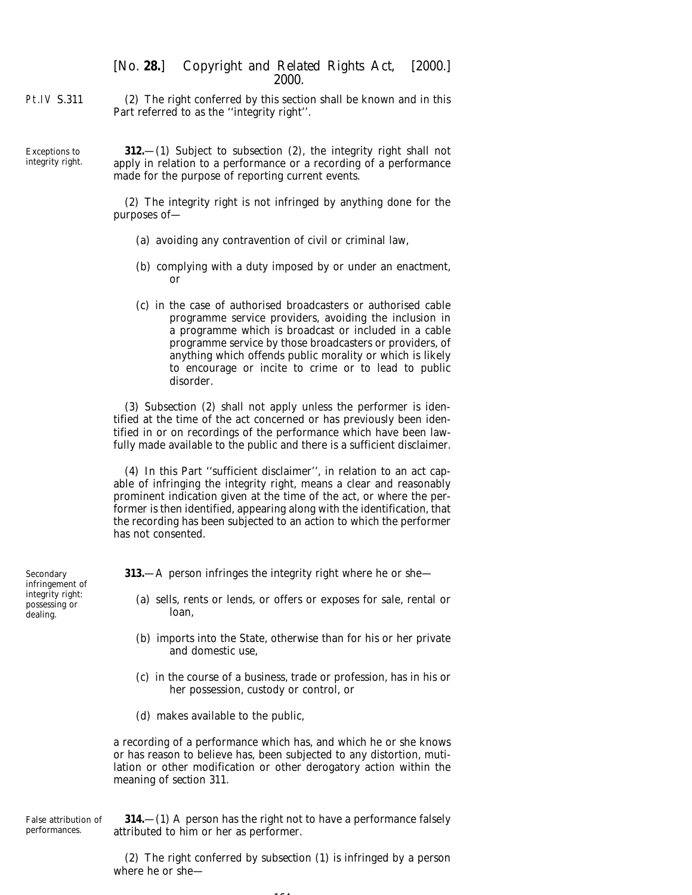(2) The right conferred by this section shall be known and in this Part referred to as the ''integrity right''.

Exceptions to integrity right.

**312.**—(1) Subject to *subsection (2)*, the integrity right shall not apply in relation to a performance or a recording of a performance made for the purpose of reporting current events.

(2) The integrity right is not infringed by anything done for the purposes of—

(*a*) avoiding any contravention of civil or criminal law,

(*b*) complying with a duty imposed by or under an enactment, or

(*c*) in the case of authorised broadcasters or authorised cable programme service providers, avoiding the inclusion in a programme which is broadcast or included in a cable programme service by those broadcasters or providers, of anything which offends public morality or which is likely to encourage or incite to crime or to lead to public disorder.

(3) *Subsection (2)* shall not apply unless the performer is identified at the time of the act concerned or has previously been identified in or on recordings of the performance which have been lawfully made available to the public and there is a sufficient disclaimer.

(4) In this Part ''sufficient disclaimer'', in relation to an act capable of infringing the integrity right, means a clear and reasonably prominent indication given at the time of the act, or where the performer is then identified, appearing along with the identification, that the recording has been subjected to an action to which the performer has not consented.

Secondary infringement of integrity right: possessing or dealing.

**313.**—A person infringes the integrity right where he or she—

(*a*) sells, rents or lends, or offers or exposes for sale, rental or loan,

(*b*) imports into the State, otherwise than for his or her private and domestic use,

(*c*) in the course of a business, trade or profession, has in his or her possession, custody or control, or

(*d*) makes available to the public,

a recording of a performance which has, and which he or she knows or has reason to believe has, been subjected to any distortion, mutilation or other modification or other derogatory action within the meaning of *section 311*.

False attribution of performances.

**314.**—(1) A person has the right not to have a performance falsely attributed to him or her as performer.

(2) The right conferred by *subsection (1)* is infringed by a person where he or she—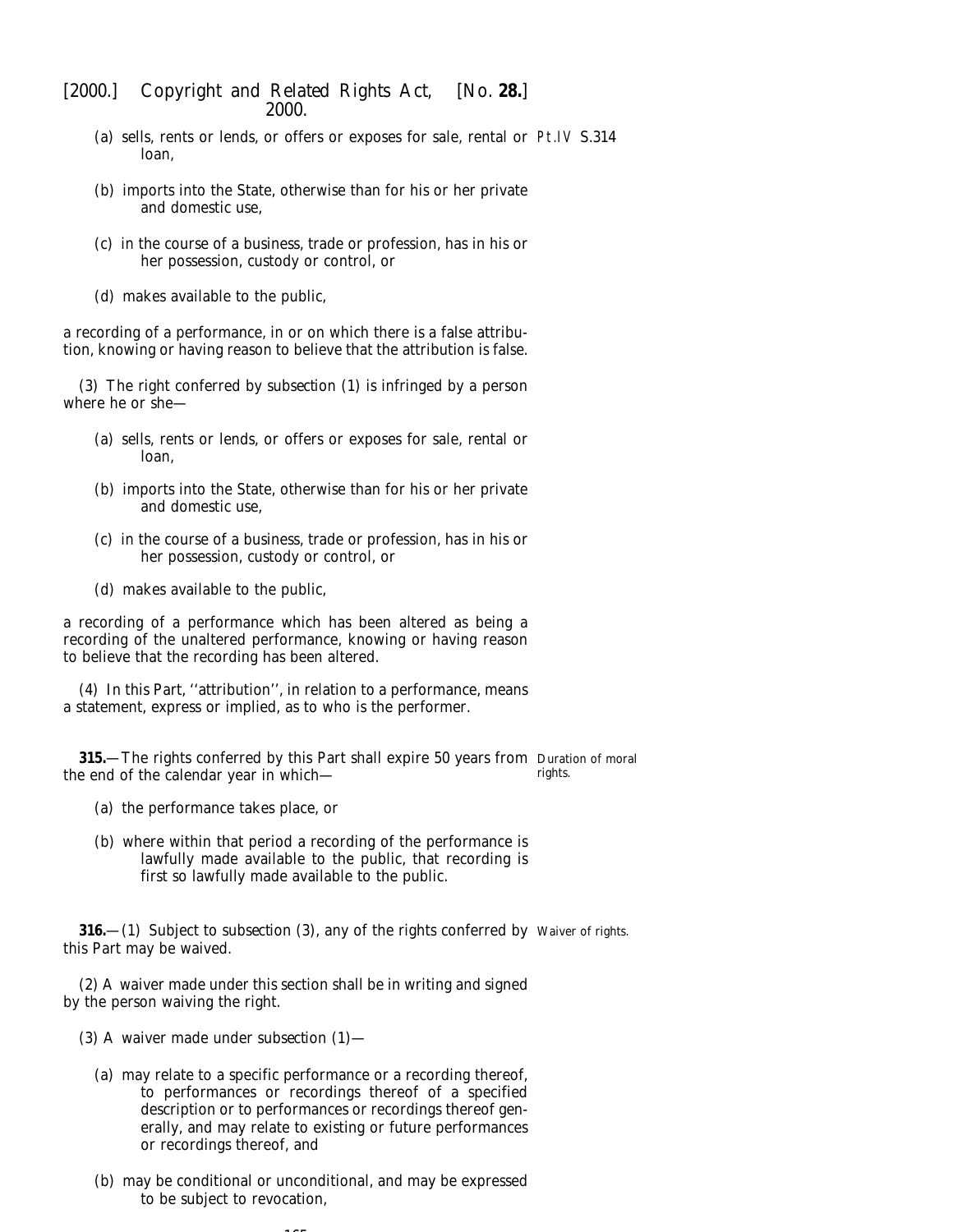(a) sells, rents or lends, or offers or exposes for sale, rental or loan,

(b) imports into the State, otherwise than for his or her private and domestic use,

(c) in the course of a business, trade or profession, has in his or her possession, custody or control, or

(d) makes available to the public,

a recording of a performance, in or on which there is a false attribution, knowing or having reason to believe that the attribution is false.

(3) The right conferred by subsection (1) is infringed by a person where he or she—

(a) sells, rents or lends, or offers or exposes for sale, rental or loan,

(b) imports into the State, otherwise than for his or her private and domestic use,

(c) in the course of a business, trade or profession, has in his or her possession, custody or control, or

(d) makes available to the public,

a recording of a performance which has been altered as being a recording of the unaltered performance, knowing or having reason to believe that the recording has been altered.

(4) In this Part, ''attribution'', in relation to a performance, means a statement, express or implied, as to who is the performer.

*Duration of moral rights.*

**315.**—The rights conferred by this Part shall expire 50 years from the end of the calendar year in which—

(a) the performance takes place, or

(b) where within that period a recording of the performance is lawfully made available to the public, that recording is first so lawfully made available to the public.

*Waiver of rights.*

**316.**—(1) Subject to subsection (3), any of the rights conferred by this Part may be waived.

(2) A waiver made under this section shall be in writing and signed by the person waiving the right.

(3) A waiver made under subsection (1)—

(a) may relate to a specific performance or a recording thereof, to performances or recordings thereof of a specified description or to performances or recordings thereof generally, and may relate to existing or future performances or recordings thereof, and

(b) may be conditional or unconditional, and may be expressed to be subject to revocation,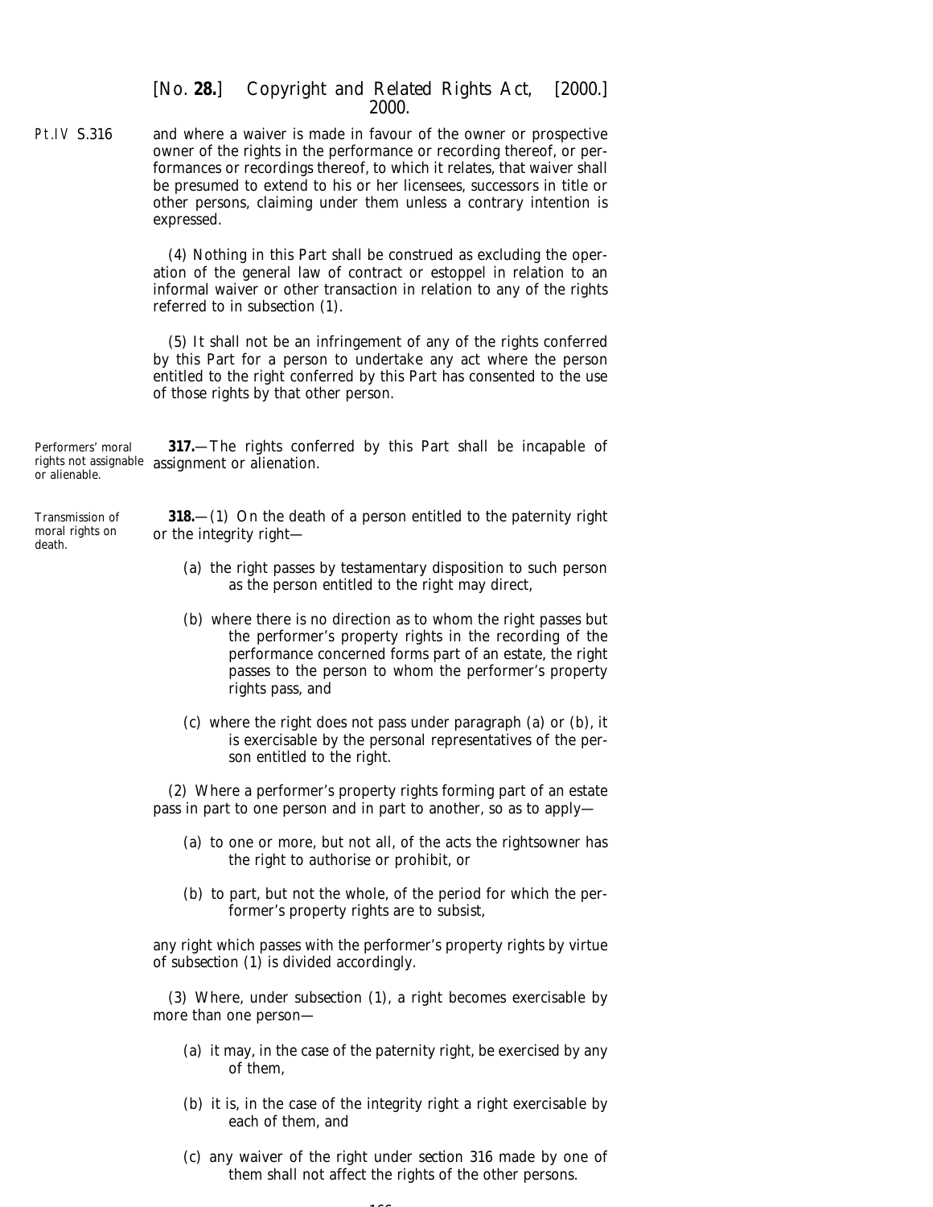and where a waiver is made in favour of the owner or prospective owner of the rights in the performance or recording thereof, or performances or recordings thereof, to which it relates, that waiver shall be presumed to extend to his or her licensees, successors in title or other persons, claiming under them unless a contrary intention is expressed.

(4) Nothing in this Part shall be construed as excluding the operation of the general law of contract or estoppel in relation to an informal waiver or other transaction in relation to any of the rights referred to in subsection (1).

(5) It shall not be an infringement of any of the rights conferred by this Part for a person to undertake any act where the person entitled to the right conferred by this Part has consented to the use of those rights by that other person.

*Performers' moral rights not assignable or alienable.*

**317.**—The rights conferred by this Part shall be incapable of assignment or alienation.

*Transmission of moral rights on death.*

**318.**—(1) On the death of a person entitled to the paternity right or the integrity right—

(a) the right passes by testamentary disposition to such person as the person entitled to the right may direct,

(b) where there is no direction as to whom the right passes but the performer's property rights in the recording of the performance concerned forms part of an estate, the right passes to the person to whom the performer's property rights pass, and

(c) where the right does not pass under paragraph (a) or (b), it is exercisable by the personal representatives of the person entitled to the right.

(2) Where a performer's property rights forming part of an estate pass in part to one person and in part to another, so as to apply—

(a) to one or more, but not all, of the acts the rightsowner has the right to authorise or prohibit, or

(b) to part, but not the whole, of the period for which the performer's property rights are to subsist,

any right which passes with the performer's property rights by virtue of subsection (1) is divided accordingly.

(3) Where, under subsection (1), a right becomes exercisable by more than one person—

(a) it may, in the case of the paternity right, be exercised by any of them,

(b) it is, in the case of the integrity right a right exercisable by each of them, and

(c) any waiver of the right under section 316 made by one of them shall not affect the rights of the other persons.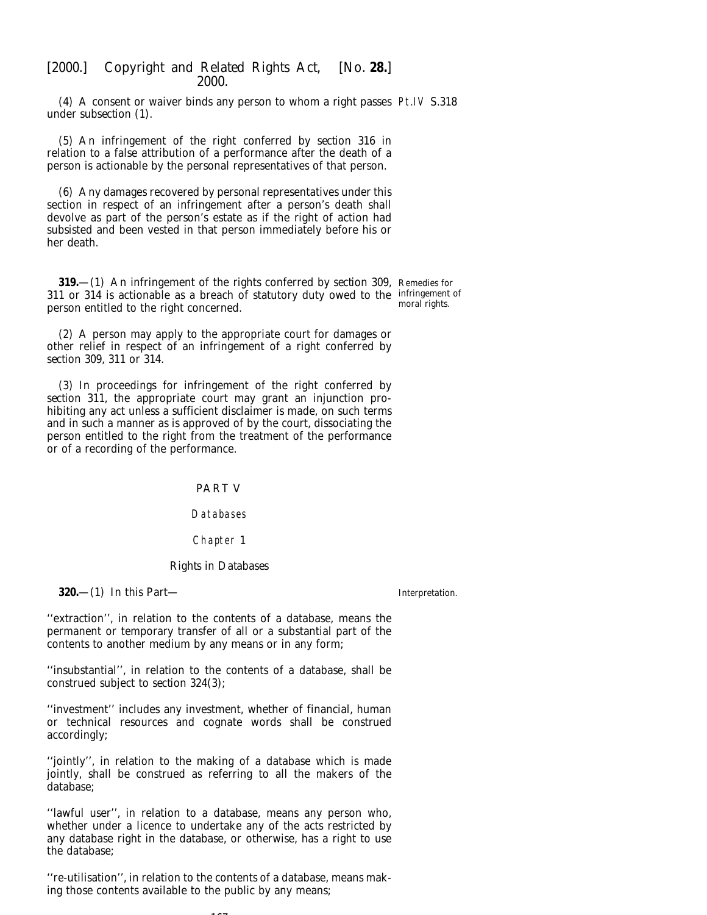(4) A consent or waiver binds any person to whom a right passes under subsection (1).

(5) An infringement of the right conferred by section 316 in relation to a false attribution of a performance after the death of a person is actionable by the personal representatives of that person.

(6) Any damages recovered by personal representatives under this section in respect of an infringement after a person's death shall devolve as part of the person's estate as if the right of action had subsisted and been vested in that person immediately before his or her death.

Remedies for infringement of moral rights.

**319.**—(1) An infringement of the rights conferred by section 309, 311 or 314 is actionable as a breach of statutory duty owed to the person entitled to the right concerned.

(2) A person may apply to the appropriate court for damages or other relief in respect of an infringement of a right conferred by section 309, 311 or 314.

(3) In proceedings for infringement of the right conferred by section 311, the appropriate court may grant an injunction prohibiting any act unless a sufficient disclaimer is made, on such terms and in such a manner as is approved of by the court, dissociating the person entitled to the right from the treatment of the performance or of a recording of the performance.

# PART V

## Databases

### Chapter 1

### Rights in Databases

Interpretation.

**320.**—(1) In this Part—

''extraction'', in relation to the contents of a database, means the permanent or temporary transfer of all or a substantial part of the contents to another medium by any means or in any form;

''insubstantial'', in relation to the contents of a database, shall be construed subject to section 324(3);

''investment'' includes any investment, whether of financial, human or technical resources and cognate words shall be construed accordingly;

''jointly'', in relation to the making of a database which is made jointly, shall be construed as referring to all the makers of the database;

''lawful user'', in relation to a database, means any person who, whether under a licence to undertake any of the acts restricted by any database right in the database, or otherwise, has a right to use the database;

''re-utilisation'', in relation to the contents of a database, means making those contents available to the public by any means;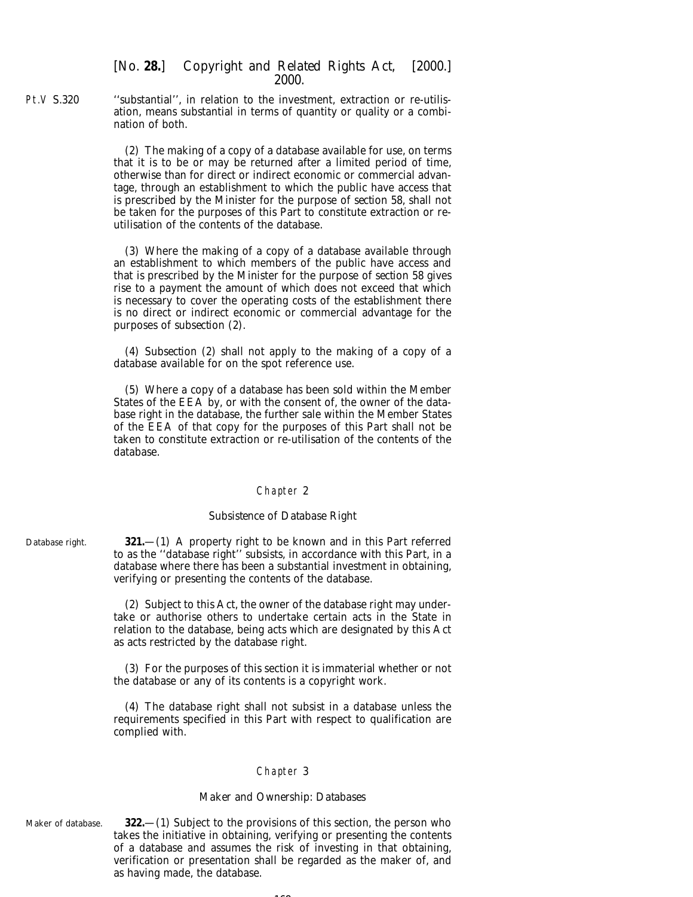''substantial'', in relation to the investment, extraction or re-utilisation, means substantial in terms of quantity or quality or a combination of both.

(2) The making of a copy of a database available for use, on terms that it is to be or may be returned after a limited period of time, otherwise than for direct or indirect economic or commercial advantage, through an establishment to which the public have access that is prescribed by the Minister for the purpose of *section 58*, shall not be taken for the purposes of this Part to constitute extraction or re-utilisation of the contents of the database.

(3) Where the making of a copy of a database available through an establishment to which members of the public have access and that is prescribed by the Minister for the purpose of *section 58* gives rise to a payment the amount of which does not exceed that which is necessary to cover the operating costs of the establishment there is no direct or indirect economic or commercial advantage for the purposes of *subsection (2)*.

(4) *Subsection (2)* shall not apply to the making of a copy of a database available for on the spot reference use.

(5) Where a copy of a database has been sold within the Member States of the EEA by, or with the consent of, the owner of the database right in the database, the further sale within the Member States of the EEA of that copy for the purposes of this Part shall not be taken to constitute extraction or re-utilisation of the contents of the database.

## Chapter 2

### Subsistence of Database Right

Database right.

**321.**—(1) A property right to be known and in this Part referred to as the ''database right'' subsists, in accordance with this Part, in a database where there has been a substantial investment in obtaining, verifying or presenting the contents of the database.

(2) Subject to this Act, the owner of the database right may undertake or authorise others to undertake certain acts in the State in relation to the database, being acts which are designated by this Act as acts restricted by the database right.

(3) For the purposes of this section it is immaterial whether or not the database or any of its contents is a copyright work.

(4) The database right shall not subsist in a database unless the requirements specified in this Part with respect to qualification are complied with.

## Chapter 3

### Maker and Ownership: Databases

Maker of database.

**322.**—(1) Subject to the provisions of this section, the person who takes the initiative in obtaining, verifying or presenting the contents of a database and assumes the risk of investing in that obtaining, verification or presentation shall be regarded as the maker of, and as having made, the database.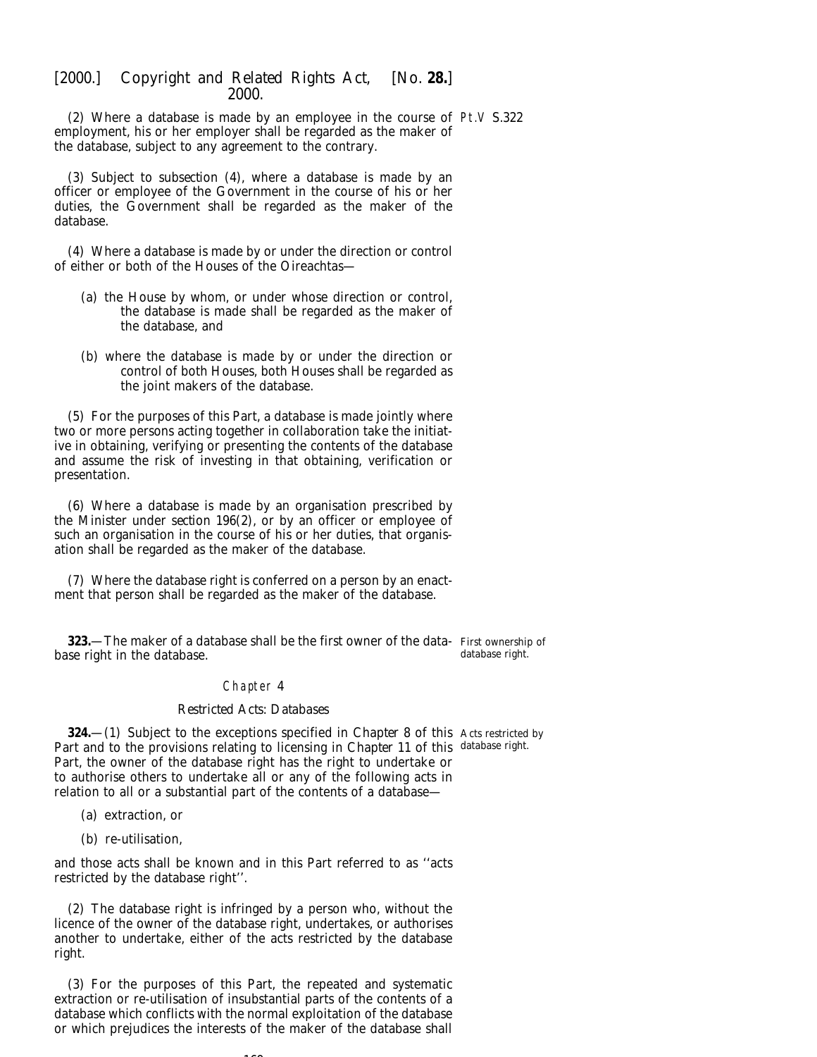(2) Where a database is made by an employee in the course of employment, his or her employer shall be regarded as the maker of the database, subject to any agreement to the contrary.

(3) Subject to *subsection (4)*, where a database is made by an officer or employee of the Government in the course of his or her duties, the Government shall be regarded as the maker of the database.

(4) Where a database is made by or under the direction or control of either or both of the Houses of the Oireachtas—

(*a*) the House by whom, or under whose direction or control, the database is made shall be regarded as the maker of the database, and

(*b*) where the database is made by or under the direction or control of both Houses, both Houses shall be regarded as the joint makers of the database.

(5) For the purposes of this Part, a database is made jointly where two or more persons acting together in collaboration take the initiative in obtaining, verifying or presenting the contents of the database and assume the risk of investing in that obtaining, verification or presentation.

(6) Where a database is made by an organisation prescribed by the Minister under *section 196(2)*, or by an officer or employee of such an organisation in the course of his or her duties, that organisation shall be regarded as the maker of the database.

(7) Where the database right is conferred on a person by an enactment that person shall be regarded as the maker of the database.

*First ownership of database right.*

**323.**—The maker of a database shall be the first owner of the database right in the database.

## Chapter 4

### Restricted Acts: Databases

*Acts restricted by database right.*

**324.**—(1) Subject to the exceptions specified in *Chapter 8* of this Part and to the provisions relating to licensing in *Chapter 11* of this Part, the owner of the database right has the right to undertake or to authorise others to undertake all or any of the following acts in relation to all or a substantial part of the contents of a database—

(*a*) extraction, or

(*b*) re-utilisation,

and those acts shall be known and in this Part referred to as ''acts restricted by the database right''.

(2) The database right is infringed by a person who, without the licence of the owner of the database right, undertakes, or authorises another to undertake, either of the acts restricted by the database right.

(3) For the purposes of this Part, the repeated and systematic extraction or re-utilisation of insubstantial parts of the contents of a database which conflicts with the normal exploitation of the database or which prejudices the interests of the maker of the database shall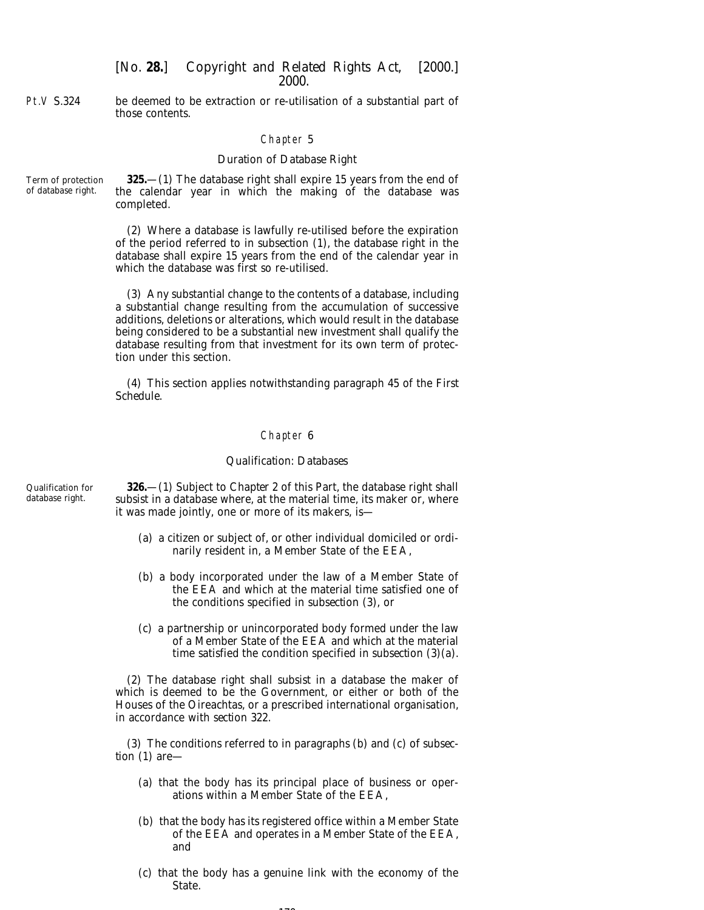be deemed to be extraction or re-utilisation of a substantial part of those contents.

## Chapter 5

### Duration of Database Right

*Term of protection of database right.*

**325.**—(1) The database right shall expire 15 years from the end of the calendar year in which the making of the database was completed.

(2) Where a database is lawfully re-utilised before the expiration of the period referred to in *subsection (1)*, the database right in the database shall expire 15 years from the end of the calendar year in which the database was first so re-utilised.

(3) Any substantial change to the contents of a database, including a substantial change resulting from the accumulation of successive additions, deletions or alterations, which would result in the database being considered to be a substantial new investment shall qualify the database resulting from that investment for its own term of protection under this section.

(4) This section applies notwithstanding *paragraph 45* of the *First Schedule*.

## Chapter 6

### Qualification: Databases

*Qualification for database right.*

**326.**—(1) Subject to *Chapter 2* of this Part, the database right shall subsist in a database where, at the material time, its maker or, where it was made jointly, one or more of its makers, is—

(*a*) a citizen or subject of, or other individual domiciled or ordinarily resident in, a Member State of the EEA,

(*b*) a body incorporated under the law of a Member State of the EEA and which at the material time satisfied one of the conditions specified in *subsection (3)*, or

(*c*) a partnership or unincorporated body formed under the law of a Member State of the EEA and which at the material time satisfied the condition specified in *subsection (3)(a)*.

(2) The database right shall subsist in a database the maker of which is deemed to be the Government, or either or both of the Houses of the Oireachtas, or a prescribed international organisation, in accordance with *section 322*.

(3) The conditions referred to in *paragraphs (b)* and *(c)* of *subsection (1)* are—

(*a*) that the body has its principal place of business or operations within a Member State of the EEA,

(*b*) that the body has its registered office within a Member State of the EEA and operates in a Member State of the EEA, and

(*c*) that the body has a genuine link with the economy of the State.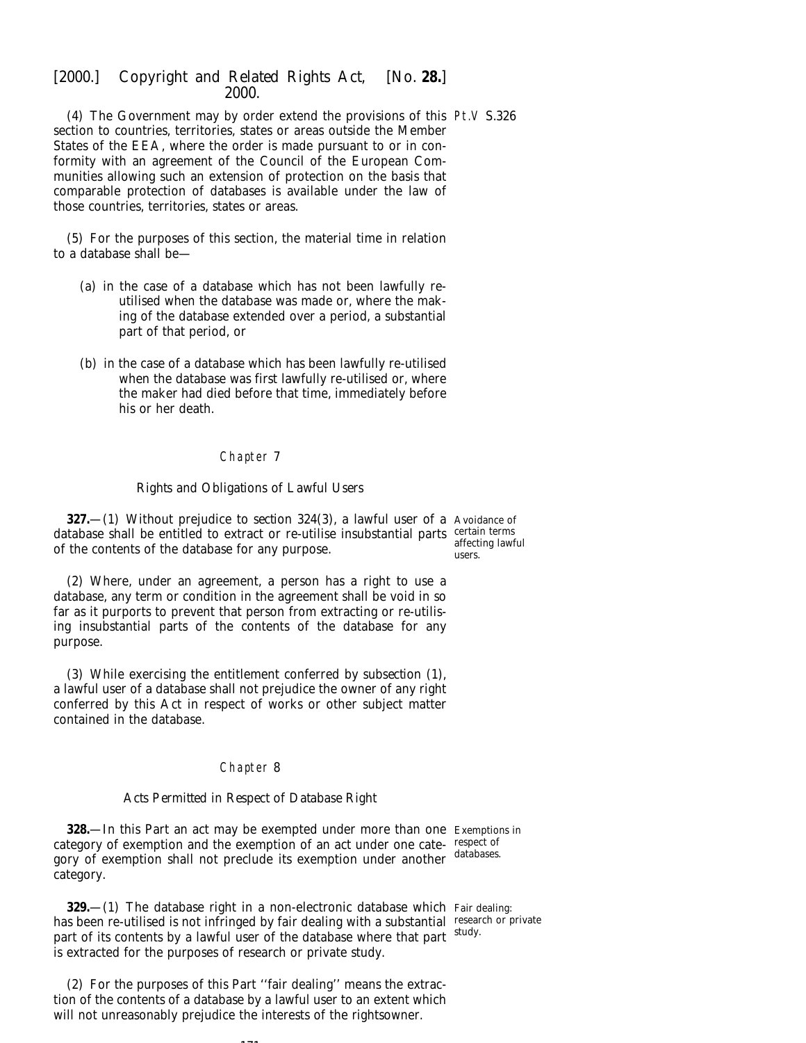(4) The Government may by order extend the provisions of this section to countries, territories, states or areas outside the Member States of the EEA, where the order is made pursuant to or in conformity with an agreement of the Council of the European Communities allowing such an extension of protection on the basis that comparable protection of databases is available under the law of those countries, territories, states or areas.

(5) For the purposes of this section, the material time in relation to a database shall be—

(a) in the case of a database which has not been lawfully re-utilised when the database was made or, where the making of the database extended over a period, a substantial part of that period, or

(b) in the case of a database which has been lawfully re-utilised when the database was first lawfully re-utilised or, where the maker had died before that time, immediately before his or her death.

## Chapter 7

### Rights and Obligations of Lawful Users

*Avoidance of certain terms affecting lawful users.*

**327.**—(1) Without prejudice to section 324(3), a lawful user of a database shall be entitled to extract or re-utilise insubstantial parts of the contents of the database for any purpose.

(2) Where, under an agreement, a person has a right to use a database, any term or condition in the agreement shall be void in so far as it purports to prevent that person from extracting or re-utilising insubstantial parts of the contents of the database for any purpose.

(3) While exercising the entitlement conferred by subsection (1), a lawful user of a database shall not prejudice the owner of any right conferred by this Act in respect of works or other subject matter contained in the database.

## Chapter 8

### Acts Permitted in Respect of Database Right

*Exemptions in respect of databases.*

**328.**—In this Part an act may be exempted under more than one category of exemption and the exemption of an act under one category of exemption shall not preclude its exemption under another category.

*Fair dealing: research or private study.*

**329.**—(1) The database right in a non-electronic database which has been re-utilised is not infringed by fair dealing with a substantial part of its contents by a lawful user of the database where that part is extracted for the purposes of research or private study.

(2) For the purposes of this Part ''fair dealing'' means the extraction of the contents of a database by a lawful user to an extent which will not unreasonably prejudice the interests of the rightsowner.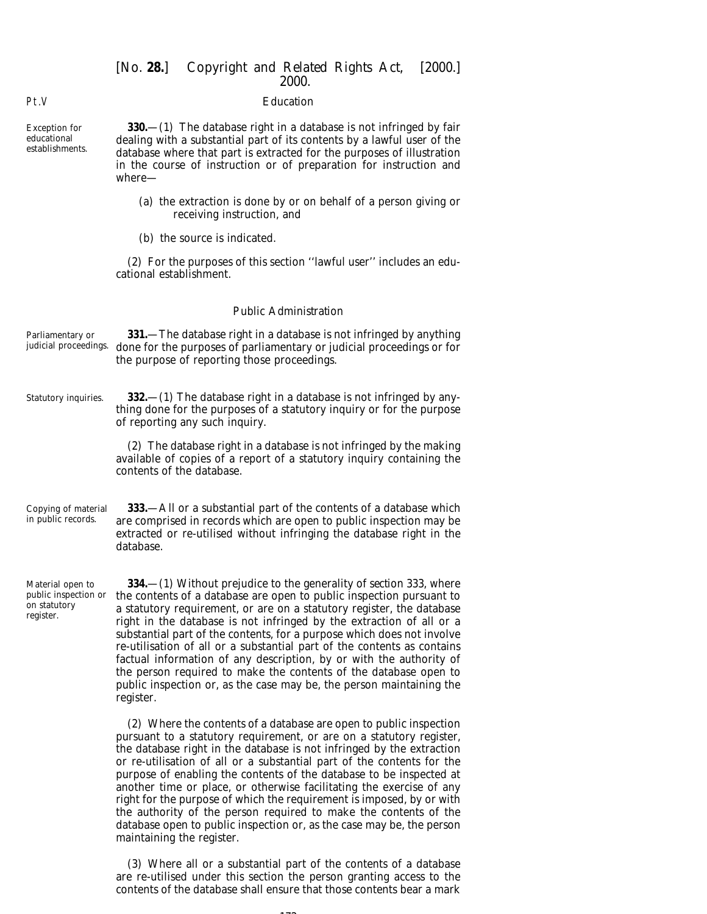## Education

**330.**—(1) The database right in a database is not infringed by fair dealing with a substantial part of its contents by a lawful user of the database where that part is extracted for the purposes of illustration in the course of instruction or of preparation for instruction and where—

(*a*) the extraction is done by or on behalf of a person giving or receiving instruction, and

(*b*) the source is indicated.

(2) For the purposes of this section ''lawful user'' includes an educational establishment.

Exception for educational establishments.

## Public Administration

**331.**—The database right in a database is not infringed by anything done for the purposes of parliamentary or judicial proceedings or for the purpose of reporting those proceedings.

Parliamentary or judicial proceedings.

**332.**—(1) The database right in a database is not infringed by anything done for the purposes of a statutory inquiry or for the purpose of reporting any such inquiry.

Statutory inquiries.

(2) The database right in a database is not infringed by the making available of copies of a report of a statutory inquiry containing the contents of the database.

**333.**—All or a substantial part of the contents of a database which are comprised in records which are open to public inspection may be extracted or re-utilised without infringing the database right in the database.

Copying of material in public records.

**334.**—(1) Without prejudice to the generality of *section 333*, where the contents of a database are open to public inspection pursuant to a statutory requirement, or are on a statutory register, the database right in the database is not infringed by the extraction of all or a substantial part of the contents, for a purpose which does not involve re-utilisation of all or a substantial part of the contents as contains factual information of any description, by or with the authority of the person required to make the contents of the database open to public inspection or, as the case may be, the person maintaining the register.

Material open to public inspection or on statutory register.

(2) Where the contents of a database are open to public inspection pursuant to a statutory requirement, or are on a statutory register, the database right in the database is not infringed by the extraction or re-utilisation of all or a substantial part of the contents for the purpose of enabling the contents of the database to be inspected at another time or place, or otherwise facilitating the exercise of any right for the purpose of which the requirement is imposed, by or with the authority of the person required to make the contents of the database open to public inspection or, as the case may be, the person maintaining the register.

(3) Where all or a substantial part of the contents of a database are re-utilised under this section the person granting access to the contents of the database shall ensure that those contents bear a mark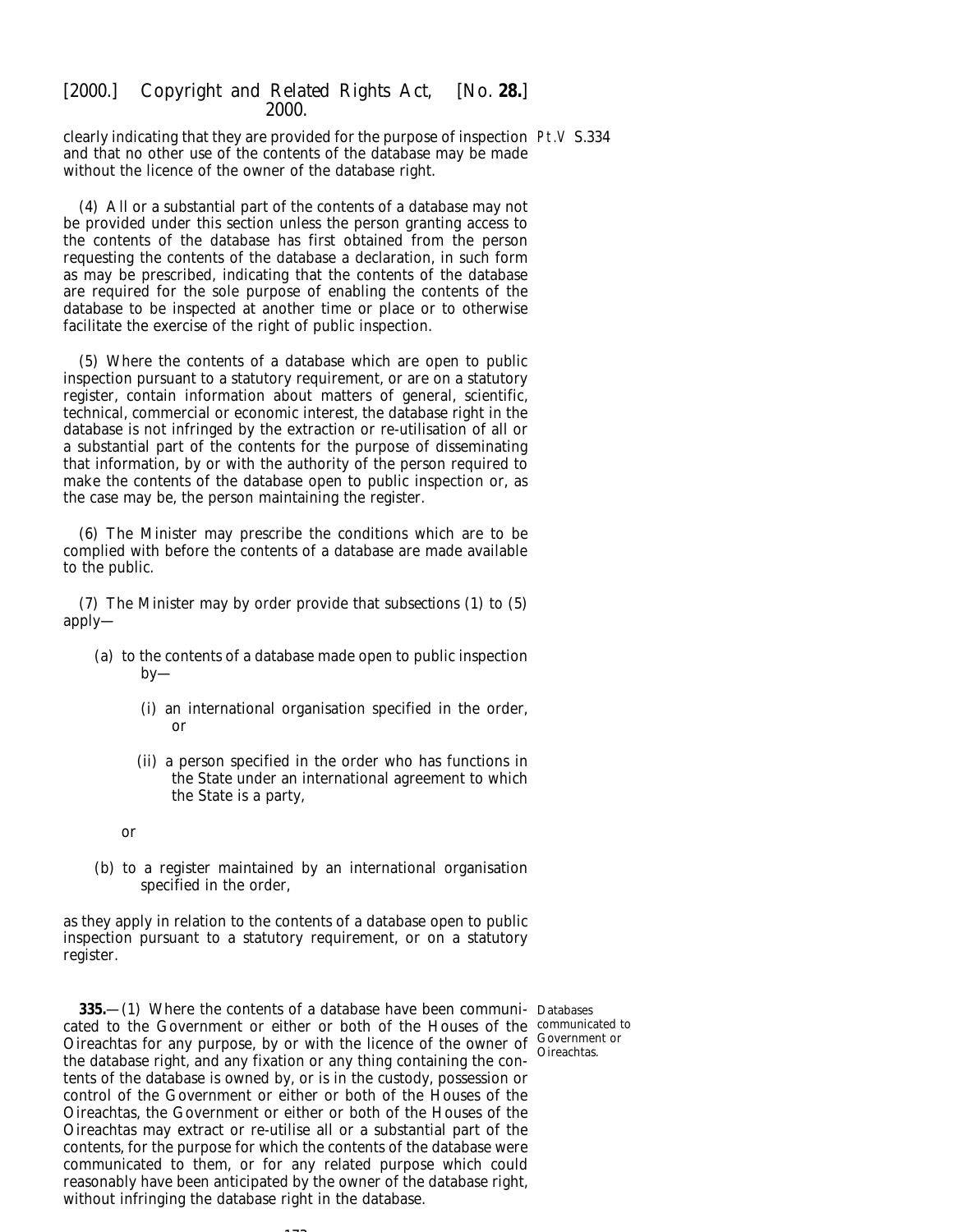clearly indicating that they are provided for the purpose of inspection and that no other use of the contents of the database may be made without the licence of the owner of the database right.

(4) All or a substantial part of the contents of a database may not be provided under this section unless the person granting access to the contents of the database has first obtained from the person requesting the contents of the database a declaration, in such form as may be prescribed, indicating that the contents of the database are required for the sole purpose of enabling the contents of the database to be inspected at another time or place or to otherwise facilitate the exercise of the right of public inspection.

(5) Where the contents of a database which are open to public inspection pursuant to a statutory requirement, or are on a statutory register, contain information about matters of general, scientific, technical, commercial or economic interest, the database right in the database is not infringed by the extraction or re-utilisation of all or a substantial part of the contents for the purpose of disseminating that information, by or with the authority of the person required to make the contents of the database open to public inspection or, as the case may be, the person maintaining the register.

(6) The Minister may prescribe the conditions which are to be complied with before the contents of a database are made available to the public.

(7) The Minister may by order provide that *subsections (1)* to *(5)* apply—

(*a*) to the contents of a database made open to public inspection by—

(i) an international organisation specified in the order, or

(ii) a person specified in the order who has functions in the State under an international agreement to which the State is a party,

or

(*b*) to a register maintained by an international organisation specified in the order,

as they apply in relation to the contents of a database open to public inspection pursuant to a statutory requirement, or on a statutory register.

Databases communicated to Government or Oireachtas.

**335.**—(1) Where the contents of a database have been communicated to the Government or either or both of the Houses of the Oireachtas for any purpose, by or with the licence of the owner of the database right, and any fixation or any thing containing the contents of the database is owned by, or is in the custody, possession or control of the Government or either or both of the Houses of the Oireachtas, the Government or either or both of the Houses of the Oireachtas may extract or re-utilise all or a substantial part of the contents, for the purpose for which the contents of the database were communicated to them, or for any related purpose which could reasonably have been anticipated by the owner of the database right, without infringing the database right in the database.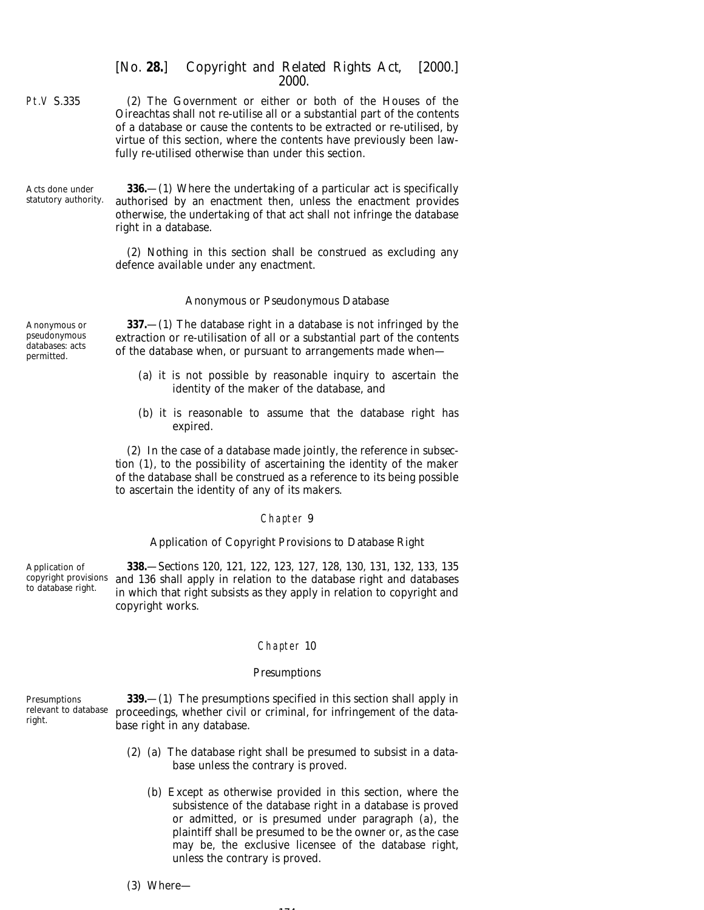(2) The Government or either or both of the Houses of the Oireachtas shall not re-utilise all or a substantial part of the contents of a database or cause the contents to be extracted or re-utilised, by virtue of this section, where the contents have previously been lawfully re-utilised otherwise than under this section.

Acts done under statutory authority.

**336.**—(1) Where the undertaking of a particular act is specifically authorised by an enactment then, unless the enactment provides otherwise, the undertaking of that act shall not infringe the database right in a database.

(2) Nothing in this section shall be construed as excluding any defence available under any enactment.

### *Anonymous or Pseudonymous Database*

Anonymous or pseudonymous databases: acts permitted.

**337.**—(1) The database right in a database is not infringed by the extraction or re-utilisation of all or a substantial part of the contents of the database when, or pursuant to arrangements made when—

(*a*) it is not possible by reasonable inquiry to ascertain the identity of the maker of the database, and

(*b*) it is reasonable to assume that the database right has expired.

(2) In the case of a database made jointly, the reference in *subsection (1)*, to the possibility of ascertaining the identity of the maker of the database shall be construed as a reference to its being possible to ascertain the identity of any of its makers.

## Chapter 9

### *Application of Copyright Provisions to Database Right*

Application of copyright provisions to database right.

**338.**—*Sections 120*, *121*, *122*, *123*, *127*, *128*, *130*, *131*, *132*, *133*, *135* and *136* shall apply in relation to the database right and databases in which that right subsists as they apply in relation to copyright and copyright works.

## Chapter 10

### *Presumptions*

Presumptions relevant to database right.

**339.**—(1) The presumptions specified in this section shall apply in proceedings, whether civil or criminal, for infringement of the database right in any database.

(2) (*a*) The database right shall be presumed to subsist in a database unless the contrary is proved.

(*b*) Except as otherwise provided in this section, where the subsistence of the database right in a database is proved or admitted, or is presumed under *paragraph (a)*, the plaintiff shall be presumed to be the owner or, as the case may be, the exclusive licensee of the database right, unless the contrary is proved.

(3) Where—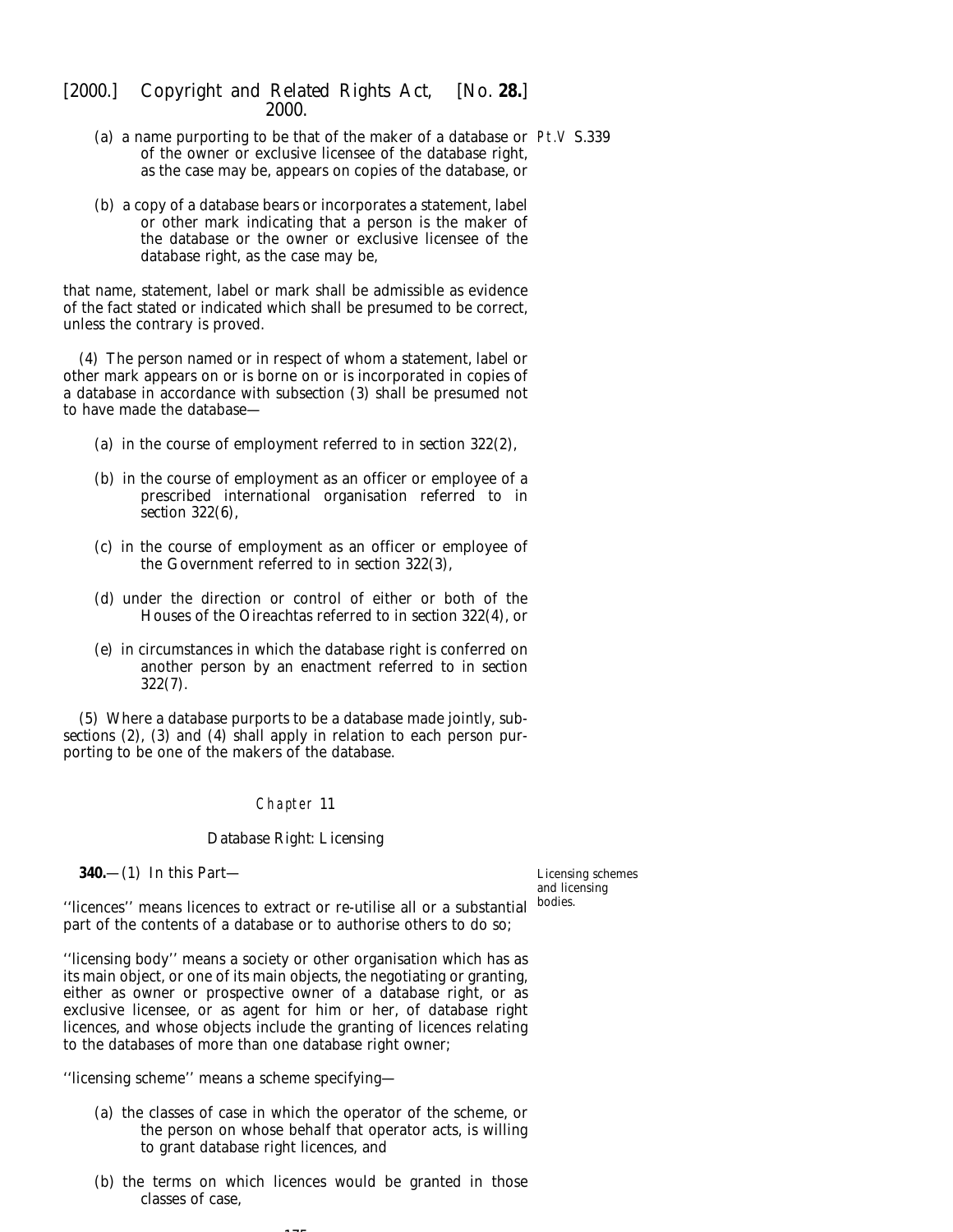(a) a name purporting to be that of the maker of a database or of the owner or exclusive licensee of the database right, as the case may be, appears on copies of the database, or

(b) a copy of a database bears or incorporates a statement, label or other mark indicating that a person is the maker of the database or the owner or exclusive licensee of the database right, as the case may be,

that name, statement, label or mark shall be admissible as evidence of the fact stated or indicated which shall be presumed to be correct, unless the contrary is proved.

(4) The person named or in respect of whom a statement, label or other mark appears on or is borne on or is incorporated in copies of a database in accordance with *subsection (3)* shall be presumed not to have made the database—

(a) in the course of employment referred to in *section 322(2)*,

(b) in the course of employment as an officer or employee of a prescribed international organisation referred to in *section 322(6)*,

(c) in the course of employment as an officer or employee of the Government referred to in *section 322(3)*,

(d) under the direction or control of either or both of the Houses of the Oireachtas referred to in *section 322(4)*, or

(e) in circumstances in which the database right is conferred on another person by an enactment referred to in *section 322(7)*.

(5) Where a database purports to be a database made jointly, *subsections (2)*, *(3)* and *(4)* shall apply in relation to each person purporting to be one of the makers of the database.

## Chapter 11

### Database Right: Licensing

Licensing schemes and licensing bodies.

**340.**—(1) In this Part—

''licences'' means licences to extract or re-utilise all or a substantial part of the contents of a database or to authorise others to do so;

''licensing body'' means a society or other organisation which has as its main object, or one of its main objects, the negotiating or granting, either as owner or prospective owner of a database right, or as exclusive licensee, or as agent for him or her, of database right licences, and whose objects include the granting of licences relating to the databases of more than one database right owner;

''licensing scheme'' means a scheme specifying—

(a) the classes of case in which the operator of the scheme, or the person on whose behalf that operator acts, is willing to grant database right licences, and

(b) the terms on which licences would be granted in those classes of case,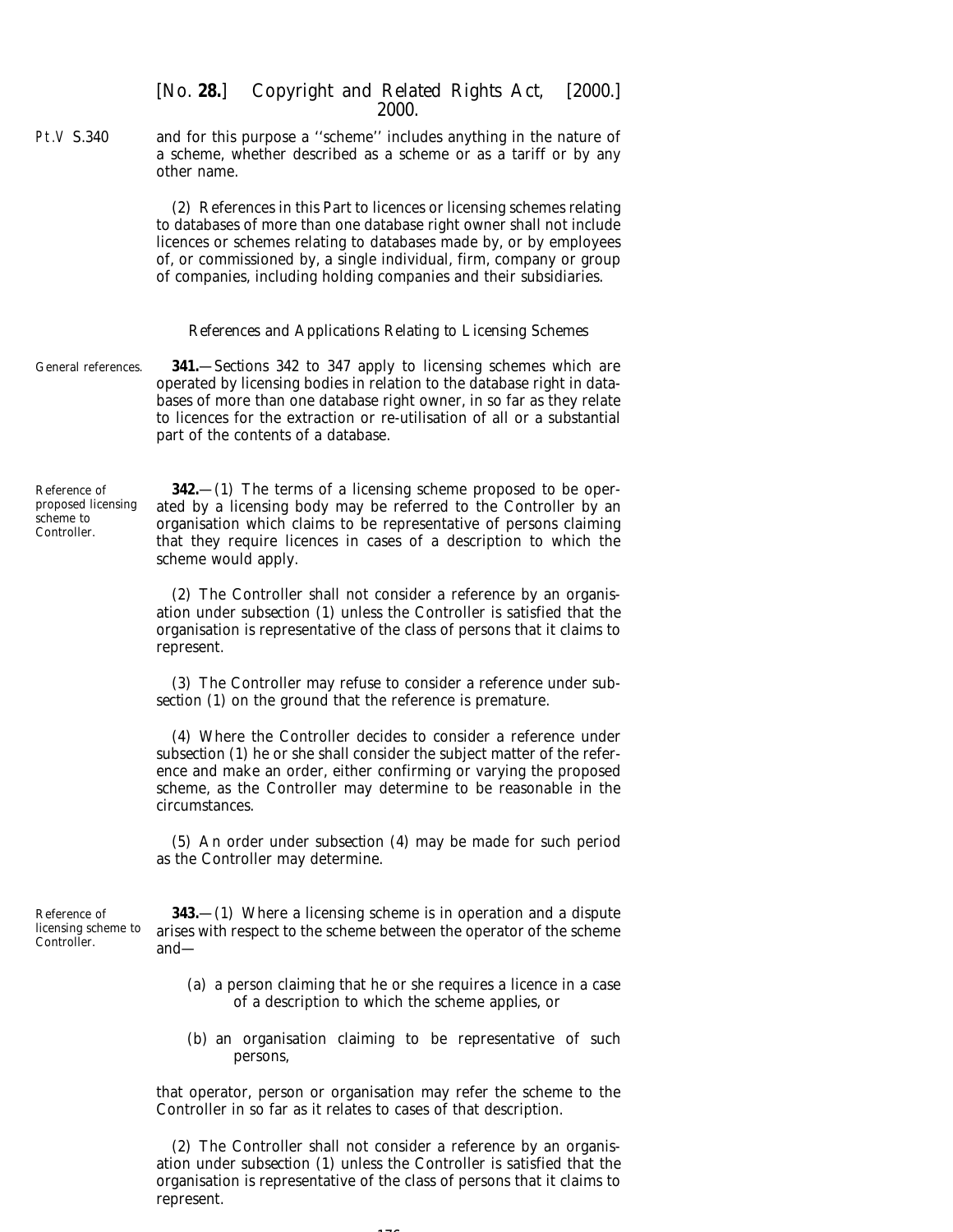and for this purpose a ''scheme'' includes anything in the nature of a scheme, whether described as a scheme or as a tariff or by any other name.

(2) References in this Part to licences or licensing schemes relating to databases of more than one database right owner shall not include licences or schemes relating to databases made by, or by employees of, or commissioned by, a single individual, firm, company or group of companies, including holding companies and their subsidiaries.

*References and Applications Relating to Licensing Schemes*

General references.

**341.**—Sections 342 to 347 apply to licensing schemes which are operated by licensing bodies in relation to the database right in databases of more than one database right owner, in so far as they relate to licences for the extraction or re-utilisation of all or a substantial part of the contents of a database.

Reference of proposed licensing scheme to Controller.

**342.**—(1) The terms of a licensing scheme proposed to be operated by a licensing body may be referred to the Controller by an organisation which claims to be representative of persons claiming that they require licences in cases of a description to which the scheme would apply.

(2) The Controller shall not consider a reference by an organisation under *subsection (1)* unless the Controller is satisfied that the organisation is representative of the class of persons that it claims to represent.

(3) The Controller may refuse to consider a reference under *subsection (1)* on the ground that the reference is premature.

(4) Where the Controller decides to consider a reference under *subsection (1)* he or she shall consider the subject matter of the reference and make an order, either confirming or varying the proposed scheme, as the Controller may determine to be reasonable in the circumstances.

(5) An order under *subsection (4)* may be made for such period as the Controller may determine.

Reference of licensing scheme to Controller.

**343.**—(1) Where a licensing scheme is in operation and a dispute arises with respect to the scheme between the operator of the scheme and—

(*a*) a person claiming that he or she requires a licence in a case of a description to which the scheme applies, or

(*b*) an organisation claiming to be representative of such persons,

that operator, person or organisation may refer the scheme to the Controller in so far as it relates to cases of that description.

(2) The Controller shall not consider a reference by an organisation under *subsection (1)* unless the Controller is satisfied that the organisation is representative of the class of persons that it claims to represent.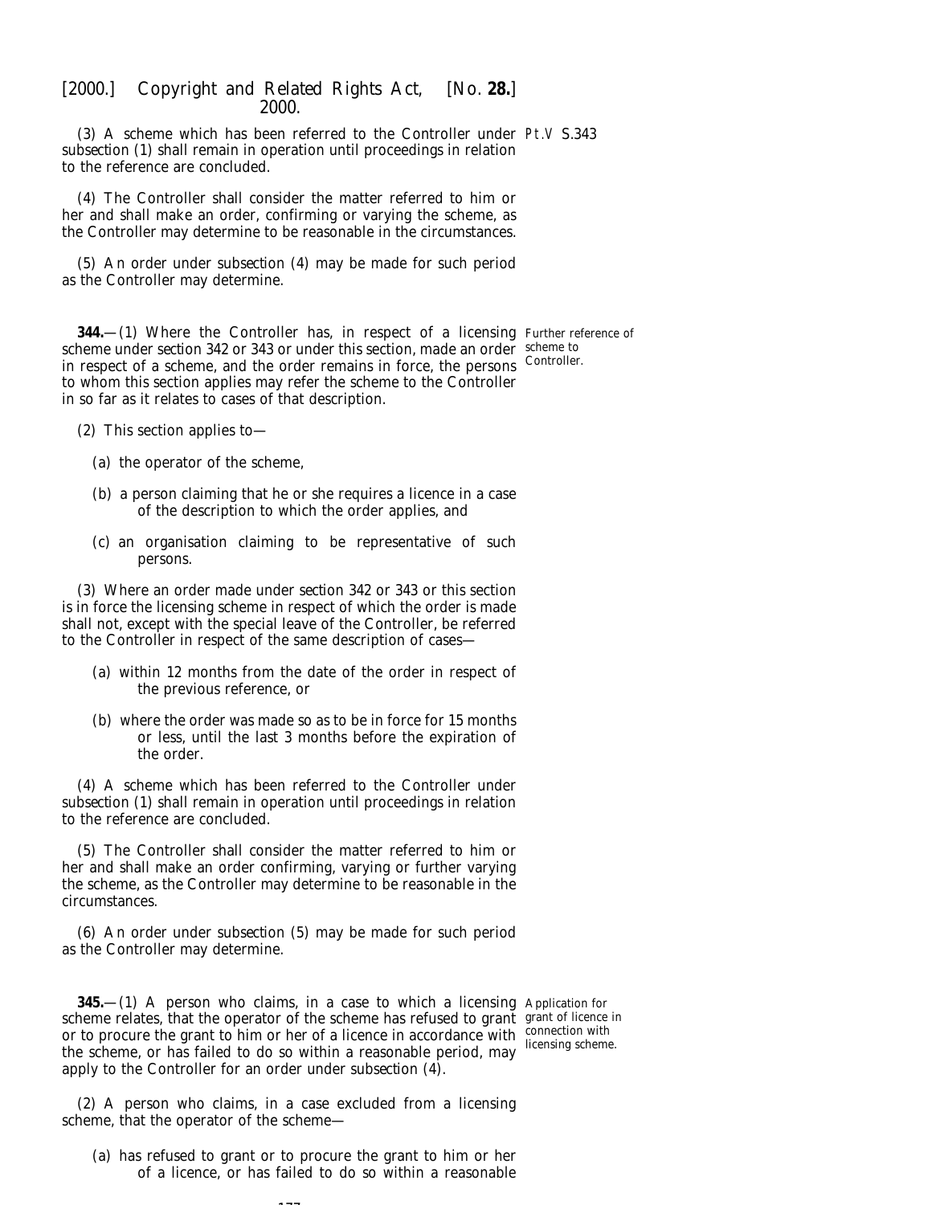(3) A scheme which has been referred to the Controller under subsection (1) shall remain in operation until proceedings in relation to the reference are concluded.

(4) The Controller shall consider the matter referred to him or her and shall make an order, confirming or varying the scheme, as the Controller may determine to be reasonable in the circumstances.

(5) An order under subsection (4) may be made for such period as the Controller may determine.

**344.**—(1) Where the Controller has, in respect of a licensing scheme under section 342 or 343 or under this section, made an order in respect of a scheme, and the order remains in force, the persons to whom this section applies may refer the scheme to the Controller in so far as it relates to cases of that description.

*Further reference of scheme to Controller.*

(2) This section applies to—

(a) the operator of the scheme,

(b) a person claiming that he or she requires a licence in a case of the description to which the order applies, and

(c) an organisation claiming to be representative of such persons.

(3) Where an order made under section 342 or 343 or this section is in force the licensing scheme in respect of which the order is made shall not, except with the special leave of the Controller, be referred to the Controller in respect of the same description of cases—

(a) within 12 months from the date of the order in respect of the previous reference, or

(b) where the order was made so as to be in force for 15 months or less, until the last 3 months before the expiration of the order.

(4) A scheme which has been referred to the Controller under subsection (1) shall remain in operation until proceedings in relation to the reference are concluded.

(5) The Controller shall consider the matter referred to him or her and shall make an order confirming, varying or further varying the scheme, as the Controller may determine to be reasonable in the circumstances.

(6) An order under subsection (5) may be made for such period as the Controller may determine.

**345.**—(1) A person who claims, in a case to which a licensing scheme relates, that the operator of the scheme has refused to grant or to procure the grant to him or her of a licence in accordance with the scheme, or has failed to do so within a reasonable period, may apply to the Controller for an order under subsection (4).

*Application for grant of licence in connection with licensing scheme.*

(2) A person who claims, in a case excluded from a licensing scheme, that the operator of the scheme—

(a) has refused to grant or to procure the grant to him or her of a licence, or has failed to do so within a reasonable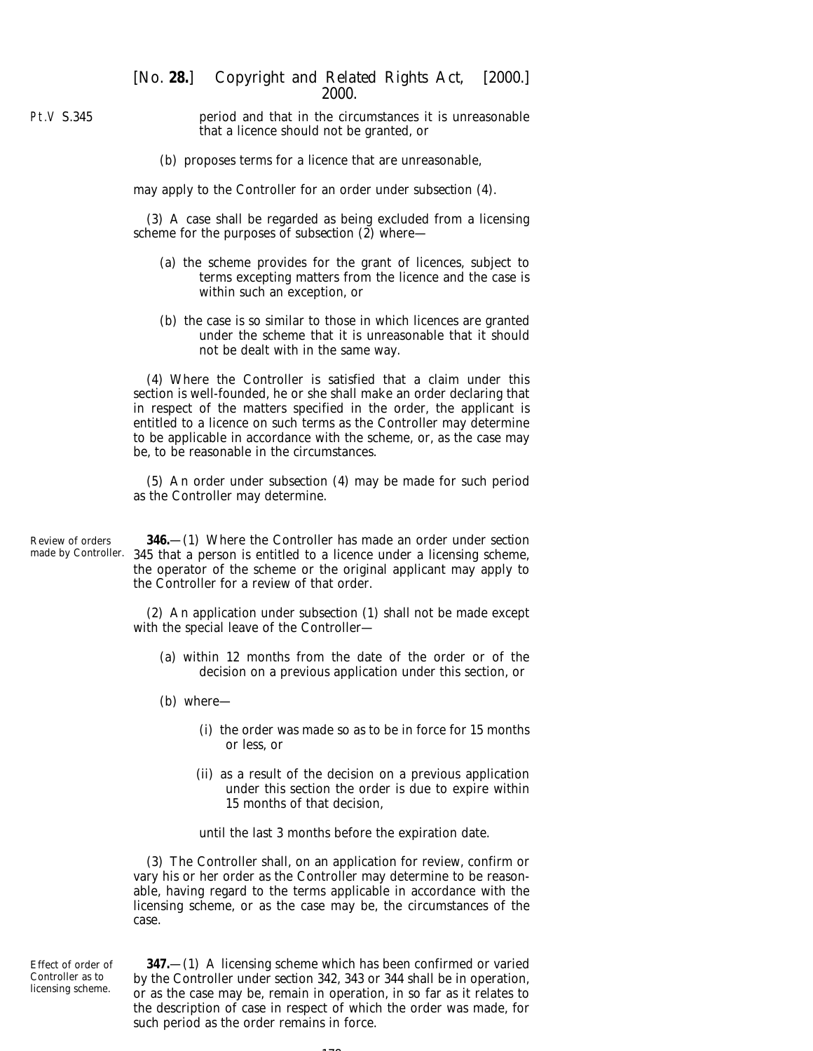period and that in the circumstances it is unreasonable that a licence should not be granted, or

(b) proposes terms for a licence that are unreasonable,

may apply to the Controller for an order under *subsection (4)*.

(3) A case shall be regarded as being excluded from a licensing scheme for the purposes of *subsection (2)* where—

(a) the scheme provides for the grant of licences, subject to terms excepting matters from the licence and the case is within such an exception, or

(b) the case is so similar to those in which licences are granted under the scheme that it is unreasonable that it should not be dealt with in the same way.

(4) Where the Controller is satisfied that a claim under this section is well-founded, he or she shall make an order declaring that in respect of the matters specified in the order, the applicant is entitled to a licence on such terms as the Controller may determine to be applicable in accordance with the scheme, or, as the case may be, to be reasonable in the circumstances.

(5) An order under *subsection (4)* may be made for such period as the Controller may determine.

Review of orders made by Controller.

**346.**—(1) Where the Controller has made an order under *section 345* that a person is entitled to a licence under a licensing scheme, the operator of the scheme or the original applicant may apply to the Controller for a review of that order.

(2) An application under *subsection (1)* shall not be made except with the special leave of the Controller—

(a) within 12 months from the date of the order or of the decision on a previous application under this section, or

(b) where—

(i) the order was made so as to be in force for 15 months or less, or

(ii) as a result of the decision on a previous application under this section the order is due to expire within 15 months of that decision,

until the last 3 months before the expiration date.

(3) The Controller shall, on an application for review, confirm or vary his or her order as the Controller may determine to be reasonable, having regard to the terms applicable in accordance with the licensing scheme, or as the case may be, the circumstances of the case.

Effect of order of Controller as to licensing scheme.

**347.**—(1) A licensing scheme which has been confirmed or varied by the Controller under *section 342, 343* or *344* shall be in operation, or as the case may be, remain in operation, in so far as it relates to the description of case in respect of which the order was made, for such period as the order remains in force.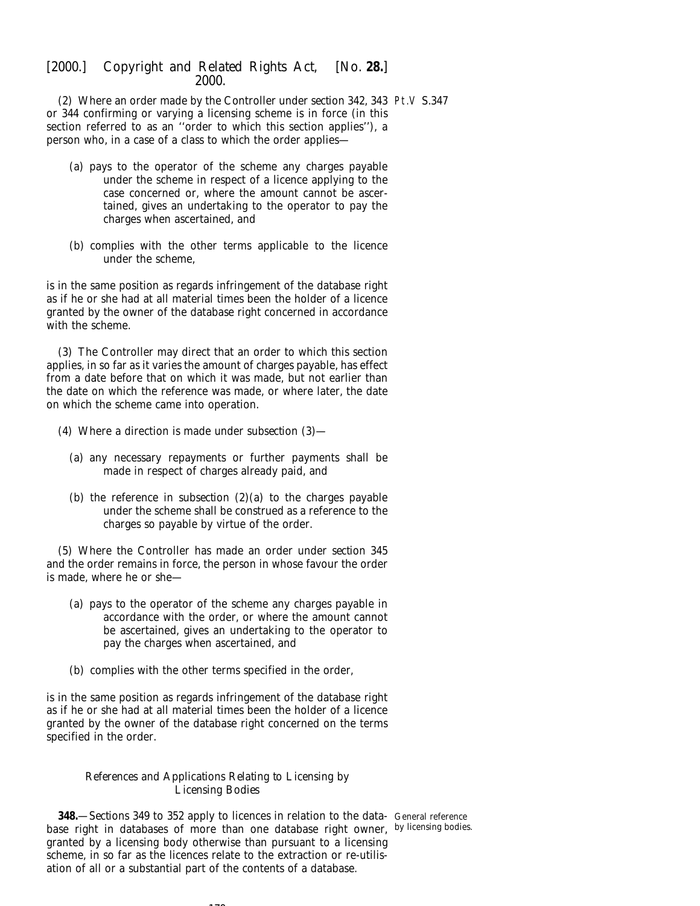Pt.V S.347

(2) Where an order made by the Controller under section 342, 343 or 344 confirming or varying a licensing scheme is in force (in this section referred to as an ''order to which this section applies''), a person who, in a case of a class to which the order applies—

(a) pays to the operator of the scheme any charges payable under the scheme in respect of a licence applying to the case concerned or, where the amount cannot be ascertained, gives an undertaking to the operator to pay the charges when ascertained, and

(b) complies with the other terms applicable to the licence under the scheme,

is in the same position as regards infringement of the database right as if he or she had at all material times been the holder of a licence granted by the owner of the database right concerned in accordance with the scheme.

(3) The Controller may direct that an order to which this section applies, in so far as it varies the amount of charges payable, has effect from a date before that on which it was made, but not earlier than the date on which the reference was made, or where later, the date on which the scheme came into operation.

(4) Where a direction is made under subsection (3)—

(a) any necessary repayments or further payments shall be made in respect of charges already paid, and

(b) the reference in subsection (2)(a) to the charges payable under the scheme shall be construed as a reference to the charges so payable by virtue of the order.

(5) Where the Controller has made an order under section 345 and the order remains in force, the person in whose favour the order is made, where he or she—

(a) pays to the operator of the scheme any charges payable in accordance with the order, or where the amount cannot be ascertained, gives an undertaking to the operator to pay the charges when ascertained, and

(b) complies with the other terms specified in the order,

is in the same position as regards infringement of the database right as if he or she had at all material times been the holder of a licence granted by the owner of the database right concerned on the terms specified in the order.

*References and Applications Relating to Licensing by Licensing Bodies*

General reference by licensing bodies.

**348.**—Sections 349 to 352 apply to licences in relation to the database right in databases of more than one database right owner, granted by a licensing body otherwise than pursuant to a licensing scheme, in so far as the licences relate to the extraction or re-utilisation of all or a substantial part of the contents of a database.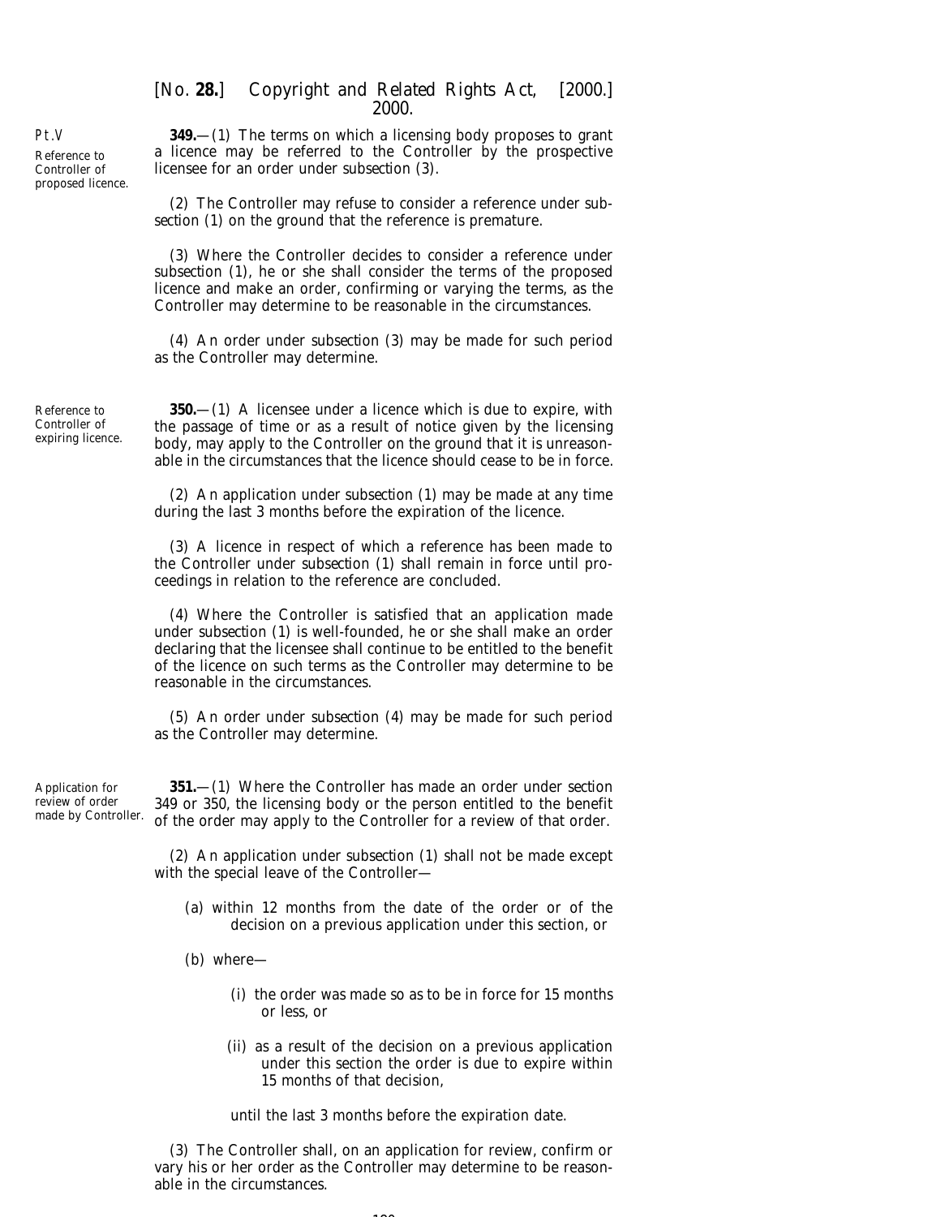Pt.V

*Reference to Controller of proposed licence.*

**349.**—(1) The terms on which a licensing body proposes to grant a licence may be referred to the Controller by the prospective licensee for an order under *subsection (3)*.

(2) The Controller may refuse to consider a reference under *subsection (1)* on the ground that the reference is premature.

(3) Where the Controller decides to consider a reference under *subsection (1)*, he or she shall consider the terms of the proposed licence and make an order, confirming or varying the terms, as the Controller may determine to be reasonable in the circumstances.

(4) An order under *subsection (3)* may be made for such period as the Controller may determine.

*Reference to Controller of expiring licence.*

**350.**—(1) A licensee under a licence which is due to expire, with the passage of time or as a result of notice given by the licensing body, may apply to the Controller on the ground that it is unreasonable in the circumstances that the licence should cease to be in force.

(2) An application under *subsection (1)* may be made at any time during the last 3 months before the expiration of the licence.

(3) A licence in respect of which a reference has been made to the Controller under *subsection (1)* shall remain in force until proceedings in relation to the reference are concluded.

(4) Where the Controller is satisfied that an application made under *subsection (1)* is well-founded, he or she shall make an order declaring that the licensee shall continue to be entitled to the benefit of the licence on such terms as the Controller may determine to be reasonable in the circumstances.

(5) An order under *subsection (4)* may be made for such period as the Controller may determine.

*Application for review of order made by Controller.*

**351.**—(1) Where the Controller has made an order under *section 349* or *350*, the licensing body or the person entitled to the benefit of the order may apply to the Controller for a review of that order.

(2) An application under *subsection (1)* shall not be made except with the special leave of the Controller—

(*a*) within 12 months from the date of the order or of the decision on a previous application under this section, or

(*b*) where—

(i) the order was made so as to be in force for 15 months or less, or

(ii) as a result of the decision on a previous application under this section the order is due to expire within 15 months of that decision,

until the last 3 months before the expiration date.

(3) The Controller shall, on an application for review, confirm or vary his or her order as the Controller may determine to be reasonable in the circumstances.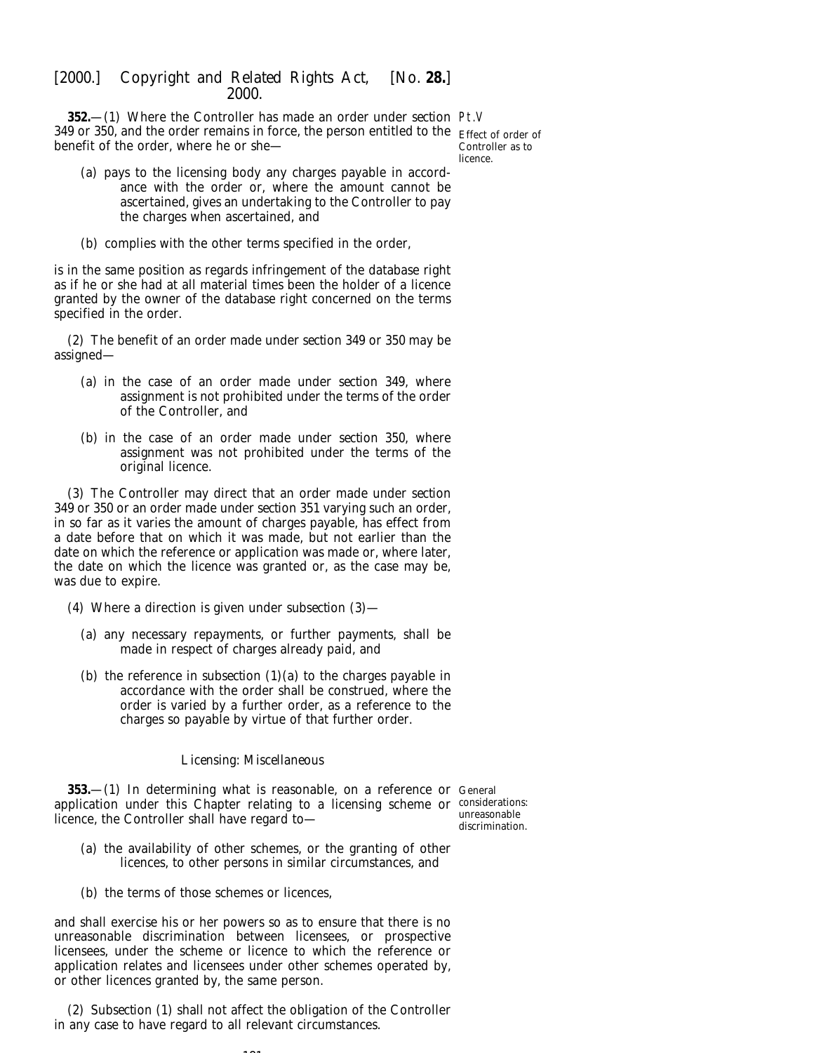**352.**—(1) Where the Controller has made an order under section 349 or 350, and the order remains in force, the person entitled to the benefit of the order, where he or she—

Effect of order of Controller as to licence.

(a) pays to the licensing body any charges payable in accordance with the order or, where the amount cannot be ascertained, gives an undertaking to the Controller to pay the charges when ascertained, and

(b) complies with the other terms specified in the order,

is in the same position as regards infringement of the database right as if he or she had at all material times been the holder of a licence granted by the owner of the database right concerned on the terms specified in the order.

(2) The benefit of an order made under section 349 or 350 may be assigned—

(a) in the case of an order made under section 349, where assignment is not prohibited under the terms of the order of the Controller, and

(b) in the case of an order made under section 350, where assignment was not prohibited under the terms of the original licence.

(3) The Controller may direct that an order made under section 349 or 350 or an order made under section 351 varying such an order, in so far as it varies the amount of charges payable, has effect from a date before that on which it was made, but not earlier than the date on which the reference or application was made or, where later, the date on which the licence was granted or, as the case may be, was due to expire.

(4) Where a direction is given under subsection (3)—

(a) any necessary repayments, or further payments, shall be made in respect of charges already paid, and

(b) the reference in subsection (1)(a) to the charges payable in accordance with the order shall be construed, where the order is varied by a further order, as a reference to the charges so payable by virtue of that further order.

*Licensing: Miscellaneous*

**353.**—(1) In determining what is reasonable, on a reference or application under this Chapter relating to a licensing scheme or licence, the Controller shall have regard to—

General considerations: unreasonable discrimination.

(a) the availability of other schemes, or the granting of other licences, to other persons in similar circumstances, and

(b) the terms of those schemes or licences,

and shall exercise his or her powers so as to ensure that there is no unreasonable discrimination between licensees, or prospective licensees, under the scheme or licence to which the reference or application relates and licensees under other schemes operated by, or other licences granted by, the same person.

(2) Subsection (1) shall not affect the obligation of the Controller in any case to have regard to all relevant circumstances.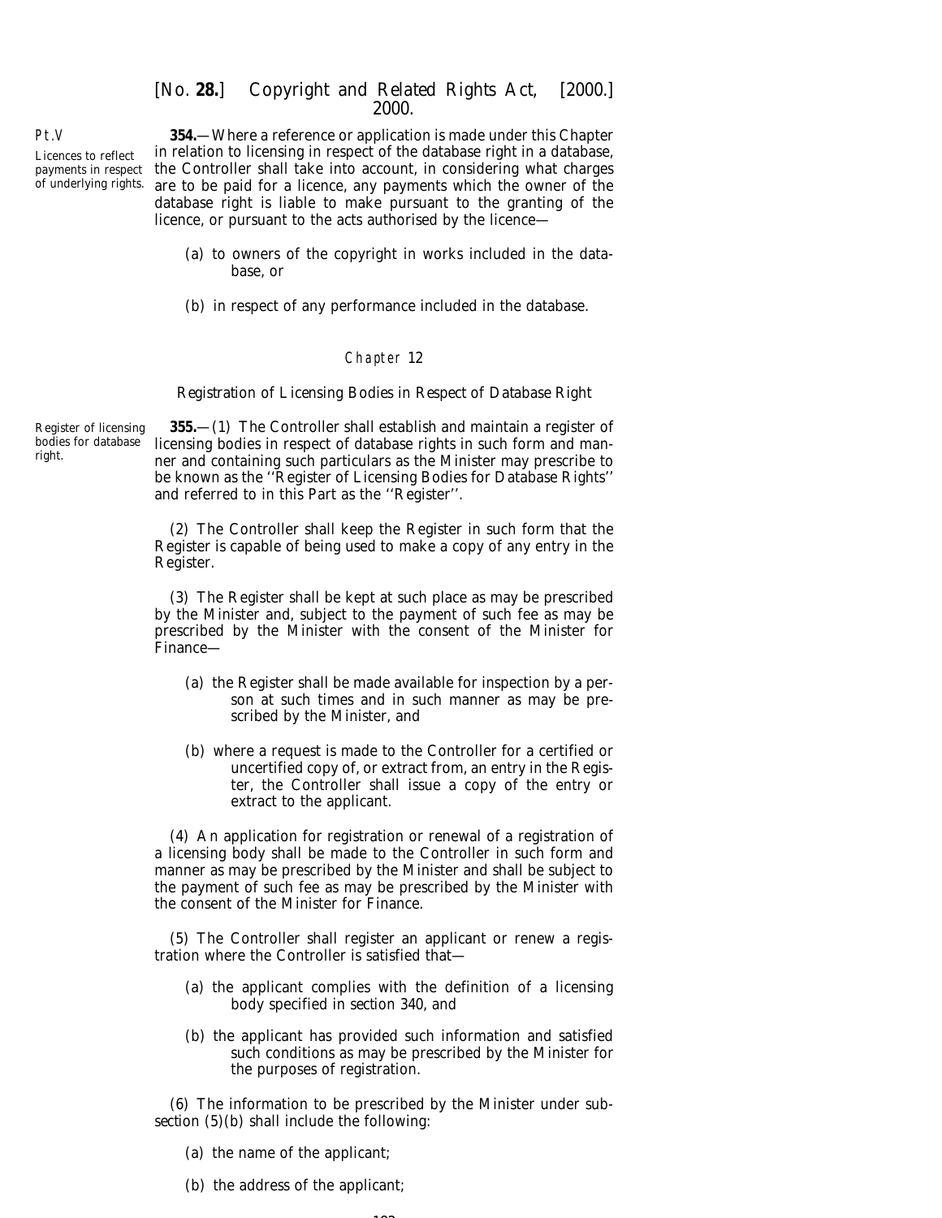**354.**—Where a reference or application is made under this Chapter in relation to licensing in respect of the database right in a database, the Controller shall take into account, in considering what charges are to be paid for a licence, any payments which the owner of the database right is liable to make pursuant to the granting of the licence, or pursuant to the acts authorised by the licence—

Licences to reflect payments in respect of underlying rights.

(*a*) to owners of the copyright in works included in the database, or

(*b*) in respect of any performance included in the database.

## Chapter 12

### Registration of Licensing Bodies in Respect of Database Right

**355.**—(1) The Controller shall establish and maintain a register of licensing bodies in respect of database rights in such form and manner and containing such particulars as the Minister may prescribe to be known as the ''Register of Licensing Bodies for Database Rights'' and referred to in this Part as the ''Register''.

Register of licensing bodies for database right.

(2) The Controller shall keep the Register in such form that the Register is capable of being used to make a copy of any entry in the Register.

(3) The Register shall be kept at such place as may be prescribed by the Minister and, subject to the payment of such fee as may be prescribed by the Minister with the consent of the Minister for Finance—

(*a*) the Register shall be made available for inspection by a person at such times and in such manner as may be prescribed by the Minister, and

(*b*) where a request is made to the Controller for a certified or uncertified copy of, or extract from, an entry in the Register, the Controller shall issue a copy of the entry or extract to the applicant.

(4) An application for registration or renewal of a registration of a licensing body shall be made to the Controller in such form and manner as may be prescribed by the Minister and shall be subject to the payment of such fee as may be prescribed by the Minister with the consent of the Minister for Finance.

(5) The Controller shall register an applicant or renew a registration where the Controller is satisfied that—

(*a*) the applicant complies with the definition of a licensing body specified in *section 340*, and

(*b*) the applicant has provided such information and satisfied such conditions as may be prescribed by the Minister for the purposes of registration.

(6) The information to be prescribed by the Minister under *subsection (5)(b)* shall include the following:

(*a*) the name of the applicant;

(*b*) the address of the applicant;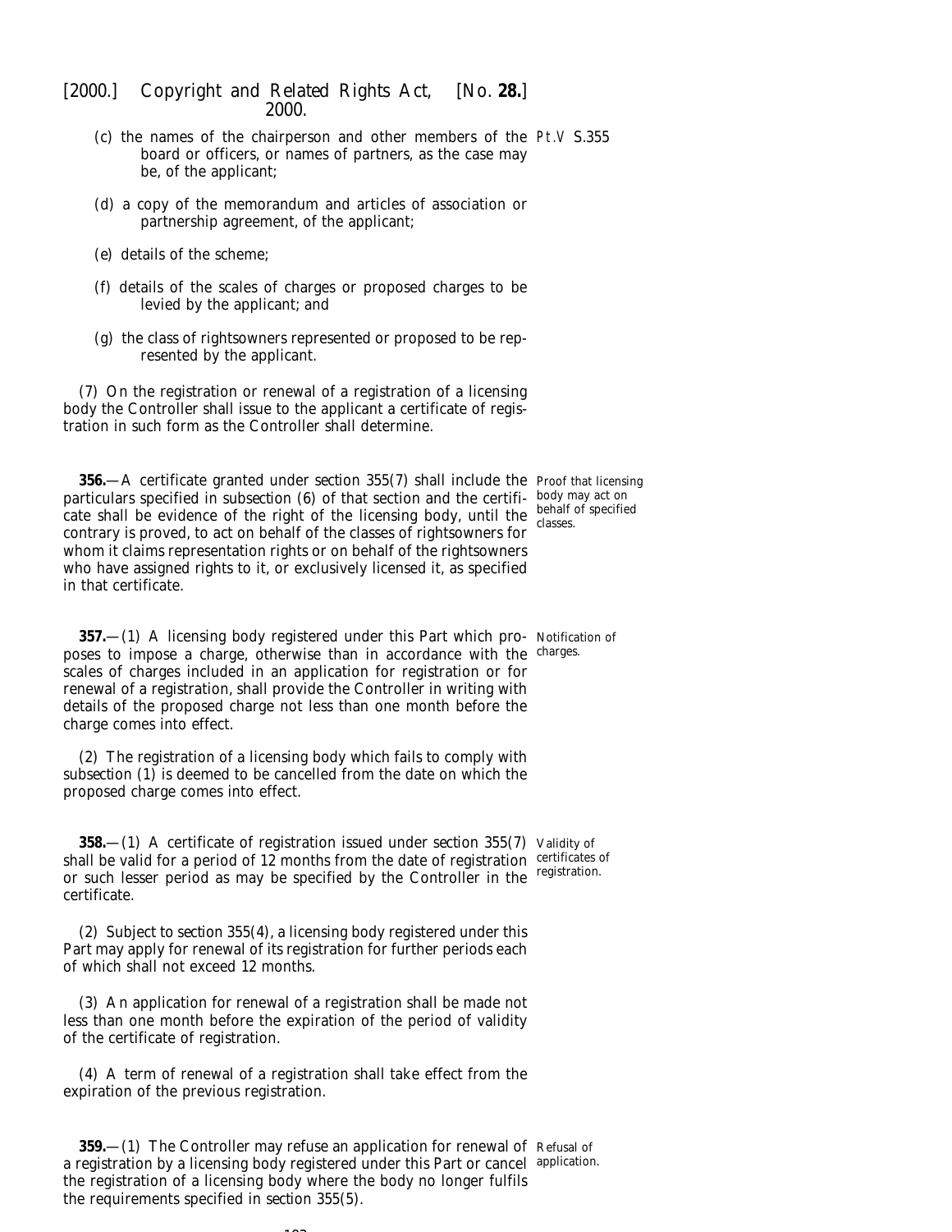(c) the names of the chairperson and other members of the board or officers, or names of partners, as the case may be, of the applicant;

(d) a copy of the memorandum and articles of association or partnership agreement, of the applicant;

(e) details of the scheme;

(f) details of the scales of charges or proposed charges to be levied by the applicant; and

(g) the class of rightsowners represented or proposed to be represented by the applicant.

(7) On the registration or renewal of a registration of a licensing body the Controller shall issue to the applicant a certificate of registration in such form as the Controller shall determine.

Proof that licensing body may act on behalf of specified classes.

**356.**—A certificate granted under *section 355(7)* shall include the particulars specified in *subsection (6)* of that section and the certificate shall be evidence of the right of the licensing body, until the contrary is proved, to act on behalf of the classes of rightsowners for whom it claims representation rights or on behalf of the rightsowners who have assigned rights to it, or exclusively licensed it, as specified in that certificate.

Notification of charges.

**357.**—(1) A licensing body registered under this Part which proposes to impose a charge, otherwise than in accordance with the scales of charges included in an application for registration or for renewal of a registration, shall provide the Controller in writing with details of the proposed charge not less than one month before the charge comes into effect.

(2) The registration of a licensing body which fails to comply with *subsection (1)* is deemed to be cancelled from the date on which the proposed charge comes into effect.

Validity of certificates of registration.

**358.**—(1) A certificate of registration issued under *section 355(7)* shall be valid for a period of 12 months from the date of registration or such lesser period as may be specified by the Controller in the certificate.

(2) Subject to *section 355(4)*, a licensing body registered under this Part may apply for renewal of its registration for further periods each of which shall not exceed 12 months.

(3) An application for renewal of a registration shall be made not less than one month before the expiration of the period of validity of the certificate of registration.

(4) A term of renewal of a registration shall take effect from the expiration of the previous registration.

Refusal of application.

**359.**—(1) The Controller may refuse an application for renewal of a registration by a licensing body registered under this Part or cancel the registration of a licensing body where the body no longer fulfils the requirements specified in *section 355(5)*.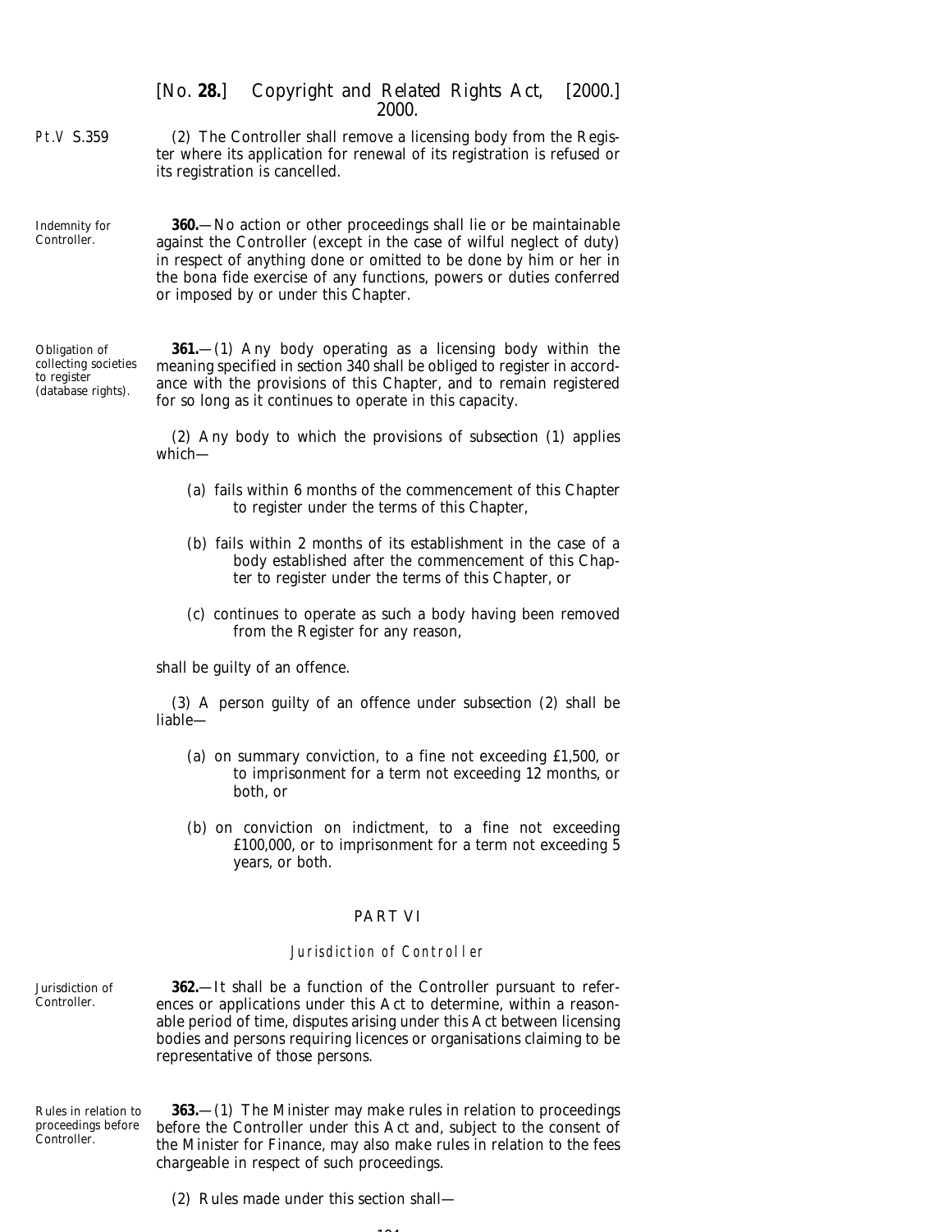(2) The Controller shall remove a licensing body from the Register where its application for renewal of its registration is refused or its registration is cancelled.

Indemnity for Controller.

**360.**—No action or other proceedings shall lie or be maintainable against the Controller (except in the case of wilful neglect of duty) in respect of anything done or omitted to be done by him or her in the bona fide exercise of any functions, powers or duties conferred or imposed by or under this Chapter.

Obligation of collecting societies to register (database rights).

**361.**—(1) Any body operating as a licensing body within the meaning specified in section 340 shall be obliged to register in accordance with the provisions of this Chapter, and to remain registered for so long as it continues to operate in this capacity.

(2) Any body to which the provisions of subsection (1) applies which—

(*a*) fails within 6 months of the commencement of this Chapter to register under the terms of this Chapter,

(*b*) fails within 2 months of its establishment in the case of a body established after the commencement of this Chapter to register under the terms of this Chapter, or

(*c*) continues to operate as such a body having been removed from the Register for any reason,

shall be guilty of an offence.

(3) A person guilty of an offence under subsection (2) shall be liable—

(*a*) on summary conviction, to a fine not exceeding £1,500, or to imprisonment for a term not exceeding 12 months, or both, or

(*b*) on conviction on indictment, to a fine not exceeding £100,000, or to imprisonment for a term not exceeding 5 years, or both.

## PART VI

### *Jurisdiction of Controller*

Jurisdiction of Controller.

**362.**—It shall be a function of the Controller pursuant to references or applications under this Act to determine, within a reasonable period of time, disputes arising under this Act between licensing bodies and persons requiring licences or organisations claiming to be representative of those persons.

Rules in relation to proceedings before Controller.

**363.**—(1) The Minister may make rules in relation to proceedings before the Controller under this Act and, subject to the consent of the Minister for Finance, may also make rules in relation to the fees chargeable in respect of such proceedings.

(2) Rules made under this section shall—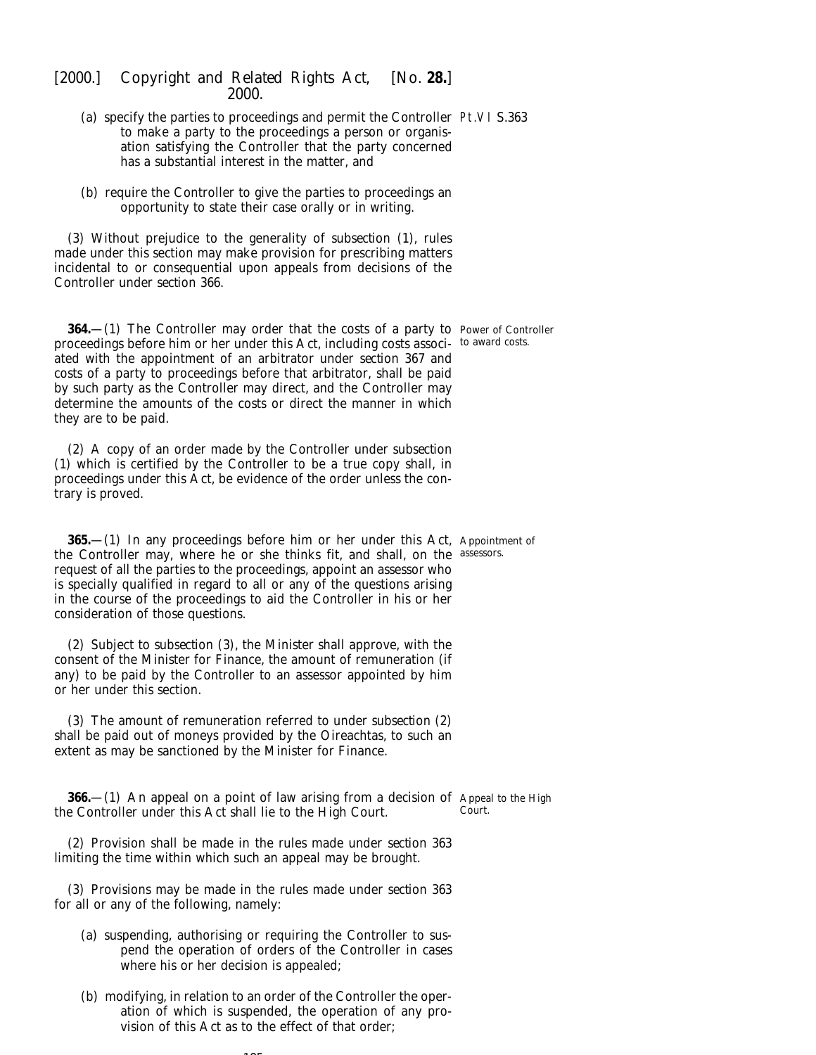(a) specify the parties to proceedings and permit the Controller to make a party to the proceedings a person or organisation satisfying the Controller that the party concerned has a substantial interest in the matter, and

(b) require the Controller to give the parties to proceedings an opportunity to state their case orally or in writing.

(3) Without prejudice to the generality of *subsection (1)*, rules made under this section may make provision for prescribing matters incidental to or consequential upon appeals from decisions of the Controller under *section 366*.

**364.**—(1) The Controller may order that the costs of a party to proceedings before him or her under this Act, including costs associated with the appointment of an arbitrator under *section 367* and costs of a party to proceedings before that arbitrator, shall be paid by such party as the Controller may direct, and the Controller may determine the amounts of the costs or direct the manner in which they are to be paid.

Power of Controller to award costs.

(2) A copy of an order made by the Controller under *subsection (1)* which is certified by the Controller to be a true copy shall, in proceedings under this Act, be evidence of the order unless the contrary is proved.

**365.**—(1) In any proceedings before him or her under this Act, the Controller may, where he or she thinks fit, and shall, on the request of all the parties to the proceedings, appoint an assessor who is specially qualified in regard to all or any of the questions arising in the course of the proceedings to aid the Controller in his or her consideration of those questions.

Appointment of assessors.

(2) Subject to *subsection (3)*, the Minister shall approve, with the consent of the Minister for Finance, the amount of remuneration (if any) to be paid by the Controller to an assessor appointed by him or her under this section.

(3) The amount of remuneration referred to under *subsection (2)* shall be paid out of moneys provided by the Oireachtas, to such an extent as may be sanctioned by the Minister for Finance.

**366.**—(1) An appeal on a point of law arising from a decision of the Controller under this Act shall lie to the High Court.

Appeal to the High Court.

(2) Provision shall be made in the rules made under *section 363* limiting the time within which such an appeal may be brought.

(3) Provisions may be made in the rules made under *section 363* for all or any of the following, namely:

(a) suspending, authorising or requiring the Controller to suspend the operation of orders of the Controller in cases where his or her decision is appealed;

(b) modifying, in relation to an order of the Controller the operation of which is suspended, the operation of any provision of this Act as to the effect of that order;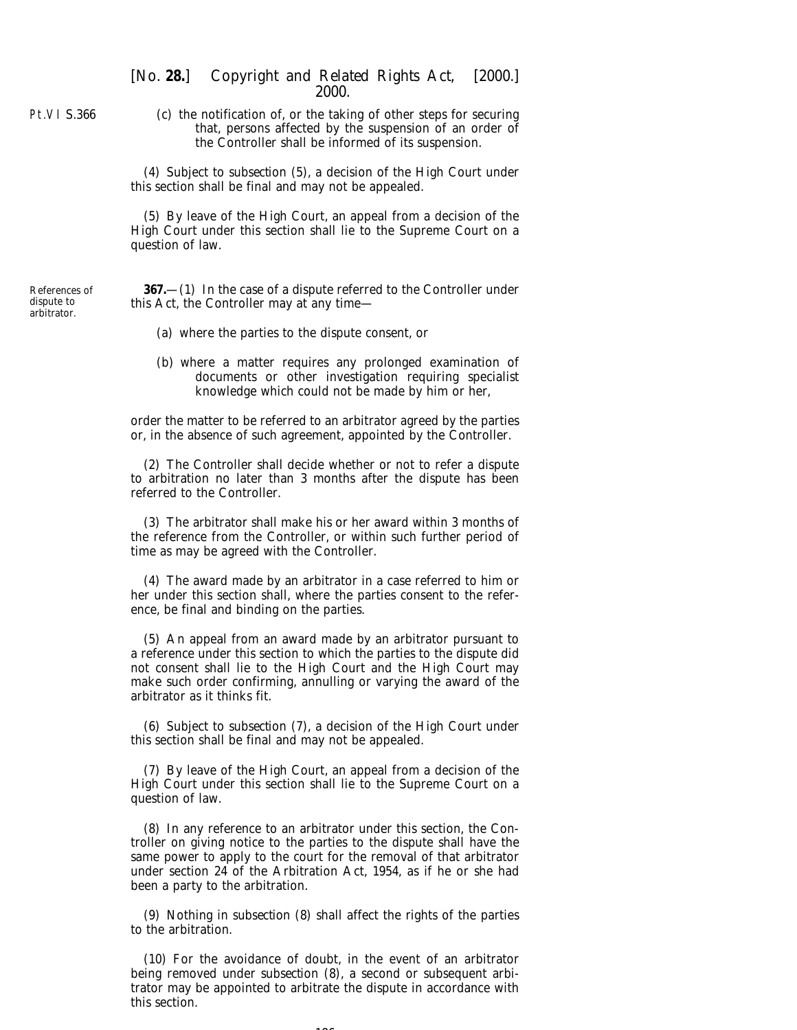(c) the notification of, or the taking of other steps for securing that, persons affected by the suspension of an order of the Controller shall be informed of its suspension.

(4) Subject to *subsection (5)*, a decision of the High Court under this section shall be final and may not be appealed.

(5) By leave of the High Court, an appeal from a decision of the High Court under this section shall lie to the Supreme Court on a question of law.

References of dispute to arbitrator.

**367.**—(1) In the case of a dispute referred to the Controller under this Act, the Controller may at any time—

(a) where the parties to the dispute consent, or

(b) where a matter requires any prolonged examination of documents or other investigation requiring specialist knowledge which could not be made by him or her,

order the matter to be referred to an arbitrator agreed by the parties or, in the absence of such agreement, appointed by the Controller.

(2) The Controller shall decide whether or not to refer a dispute to arbitration no later than 3 months after the dispute has been referred to the Controller.

(3) The arbitrator shall make his or her award within 3 months of the reference from the Controller, or within such further period of time as may be agreed with the Controller.

(4) The award made by an arbitrator in a case referred to him or her under this section shall, where the parties consent to the reference, be final and binding on the parties.

(5) An appeal from an award made by an arbitrator pursuant to a reference under this section to which the parties to the dispute did not consent shall lie to the High Court and the High Court may make such order confirming, annulling or varying the award of the arbitrator as it thinks fit.

(6) Subject to *subsection (7)*, a decision of the High Court under this section shall be final and may not be appealed.

(7) By leave of the High Court, an appeal from a decision of the High Court under this section shall lie to the Supreme Court on a question of law.

(8) In any reference to an arbitrator under this section, the Controller on giving notice to the parties to the dispute shall have the same power to apply to the court for the removal of that arbitrator under section 24 of the Arbitration Act, 1954, as if he or she had been a party to the arbitration.

(9) Nothing in *subsection (8)* shall affect the rights of the parties to the arbitration.

(10) For the avoidance of doubt, in the event of an arbitrator being removed under *subsection (8)*, a second or subsequent arbitrator may be appointed to arbitrate the dispute in accordance with this section.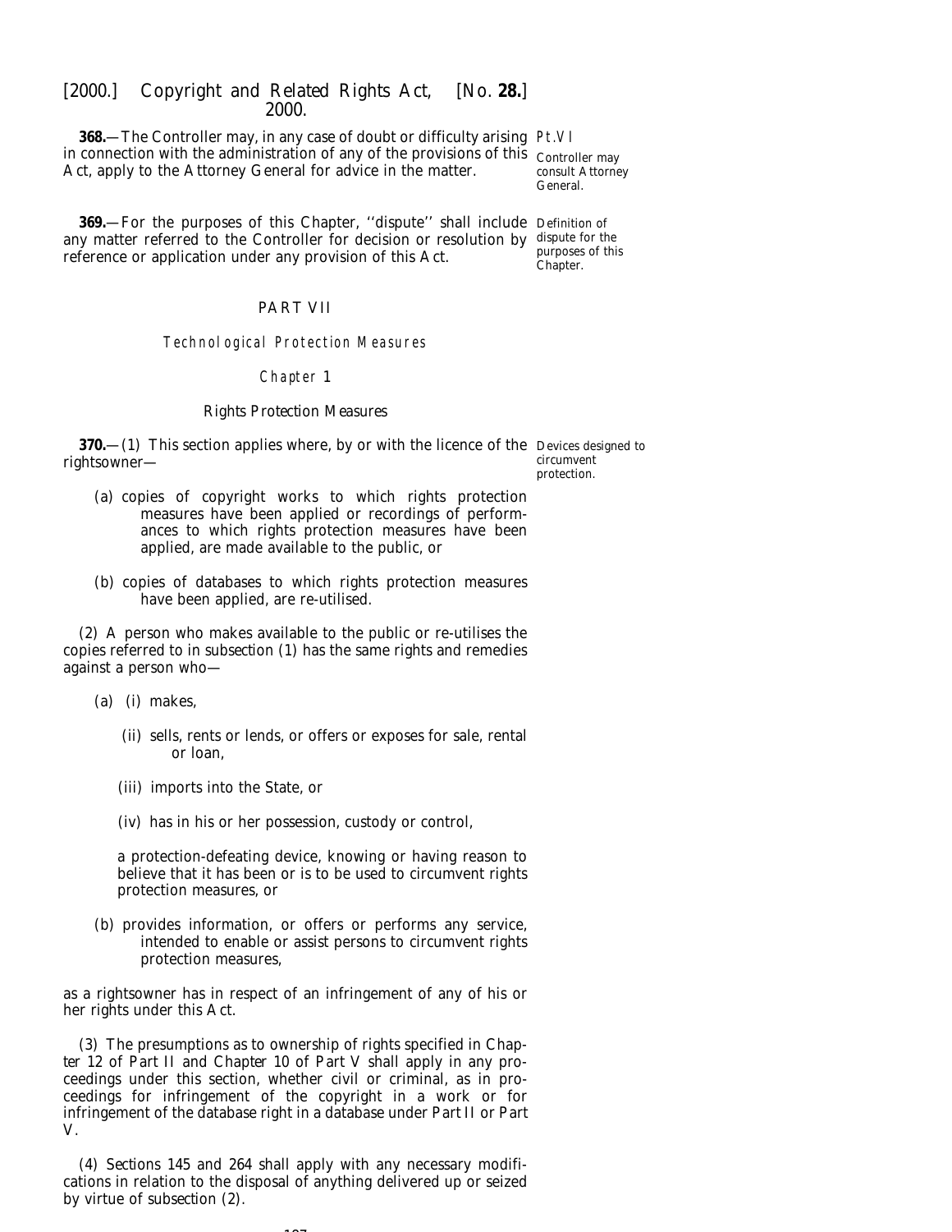**368.**—The Controller may, in any case of doubt or difficulty arising in connection with the administration of any of the provisions of this Act, apply to the Attorney General for advice in the matter.

*Controller may consult Attorney General.*

**369.**—For the purposes of this Chapter, ''dispute'' shall include any matter referred to the Controller for decision or resolution by reference or application under any provision of this Act.

*Definition of dispute for the purposes of this Chapter.*

## PART VII

### Technological Protection Measures

### Chapter 1

### Rights Protection Measures

**370.**—(1) This section applies where, by or with the licence of the rightsowner—

*Devices designed to circumvent protection.*

(*a*) copies of copyright works to which rights protection measures have been applied or recordings of performances to which rights protection measures have been applied, are made available to the public, or

(*b*) copies of databases to which rights protection measures have been applied, are re-utilised.

(2) A person who makes available to the public or re-utilises the copies referred to in *subsection (1)* has the same rights and remedies against a person who—

(*a*) (i) makes,

(ii) sells, rents or lends, or offers or exposes for sale, rental or loan,

(iii) imports into the State, or

(iv) has in his or her possession, custody or control,

a protection-defeating device, knowing or having reason to believe that it has been or is to be used to circumvent rights protection measures, or

(*b*) provides information, or offers or performs any service, intended to enable or assist persons to circumvent rights protection measures,

as a rightsowner has in respect of an infringement of any of his or her rights under this Act.

(3) The presumptions as to ownership of rights specified in *Chapter 12* of *Part II* and *Chapter 10* of *Part V* shall apply in any proceedings under this section, whether civil or criminal, as in proceedings for infringement of the copyright in a work or for infringement of the database right in a database under *Part II* or *Part V*.

(4) *Sections 145* and *264* shall apply with any necessary modifications in relation to the disposal of anything delivered up or seized by virtue of *subsection (2)*.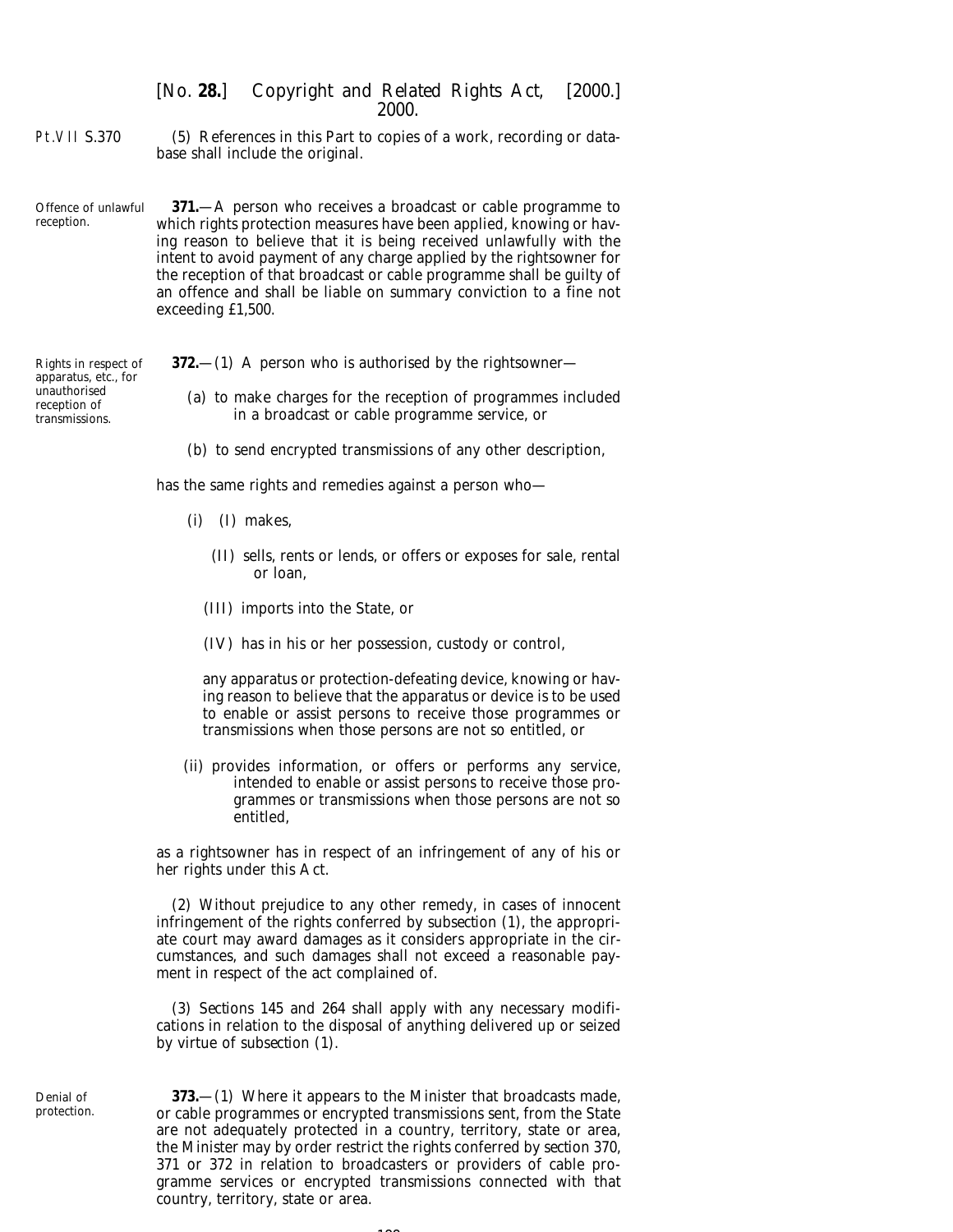(5) References in this Part to copies of a work, recording or database shall include the original.

Offence of unlawful reception.

**371.**—A person who receives a broadcast or cable programme to which rights protection measures have been applied, knowing or having reason to believe that it is being received unlawfully with the intent to avoid payment of any charge applied by the rightsowner for the reception of that broadcast or cable programme shall be guilty of an offence and shall be liable on summary conviction to a fine not exceeding £1,500.

Rights in respect of apparatus, etc., for unauthorised reception of transmissions.

**372.**—(1) A person who is authorised by the rightsowner—

(*a*) to make charges for the reception of programmes included in a broadcast or cable programme service, or

(*b*) to send encrypted transmissions of any other description,

has the same rights and remedies against a person who—

(i) (I) makes,

(II) sells, rents or lends, or offers or exposes for sale, rental or loan,

(III) imports into the State, or

(IV) has in his or her possession, custody or control,

any apparatus or protection-defeating device, knowing or having reason to believe that the apparatus or device is to be used to enable or assist persons to receive those programmes or transmissions when those persons are not so entitled, or

(ii) provides information, or offers or performs any service, intended to enable or assist persons to receive those programmes or transmissions when those persons are not so entitled,

as a rightsowner has in respect of an infringement of any of his or her rights under this Act.

(2) Without prejudice to any other remedy, in cases of innocent infringement of the rights conferred by *subsection (1)*, the appropriate court may award damages as it considers appropriate in the circumstances, and such damages shall not exceed a reasonable payment in respect of the act complained of.

(3) *Sections 145* and *264* shall apply with any necessary modifications in relation to the disposal of anything delivered up or seized by virtue of *subsection (1)*.

Denial of protection.

**373.**—(1) Where it appears to the Minister that broadcasts made, or cable programmes or encrypted transmissions sent, from the State are not adequately protected in a country, territory, state or area, the Minister may by order restrict the rights conferred by *section 370*, *371* or *372* in relation to broadcasters or providers of cable programme services or encrypted transmissions connected with that country, territory, state or area.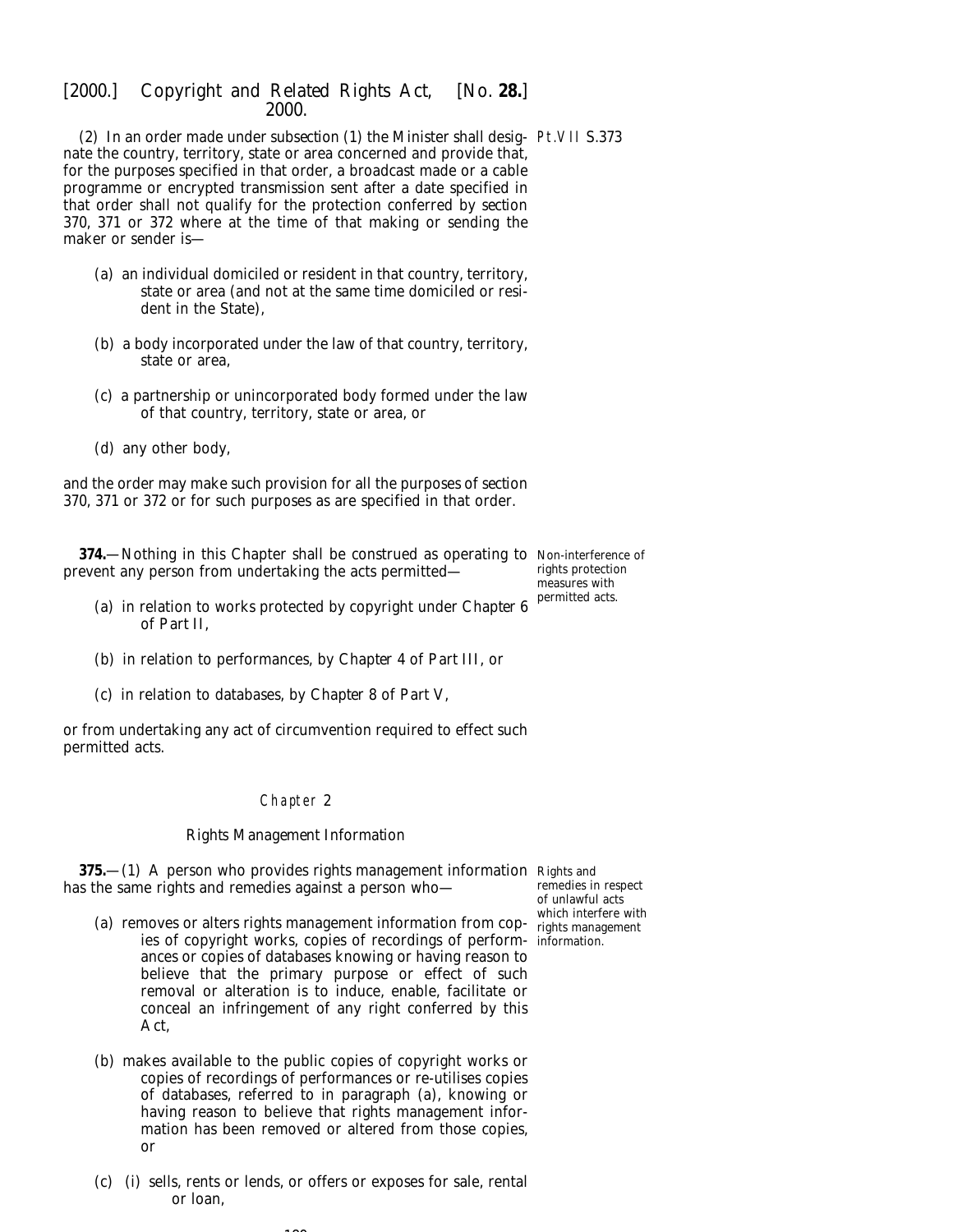(2) In an order made under subsection (1) the Minister shall designate the country, territory, state or area concerned and provide that, for the purposes specified in that order, a broadcast made or a cable programme or encrypted transmission sent after a date specified in that order shall not qualify for the protection conferred by section 370, 371 or 372 where at the time of that making or sending the maker or sender is—

(a) an individual domiciled or resident in that country, territory, state or area (and not at the same time domiciled or resident in the State),

(b) a body incorporated under the law of that country, territory, state or area,

(c) a partnership or unincorporated body formed under the law of that country, territory, state or area, or

(d) any other body,

and the order may make such provision for all the purposes of section 370, 371 or 372 or for such purposes as are specified in that order.

Non-interference of rights protection measures with permitted acts.

**374.**—Nothing in this Chapter shall be construed as operating to prevent any person from undertaking the acts permitted—

(a) in relation to works protected by copyright under Chapter 6 of Part II,

(b) in relation to performances, by Chapter 4 of Part III, or

(c) in relation to databases, by Chapter 8 of Part V,

or from undertaking any act of circumvention required to effect such permitted acts.

## Chapter 2

### Rights Management Information

Rights and remedies in respect of unlawful acts which interfere with rights management information.

**375.**—(1) A person who provides rights management information has the same rights and remedies against a person who—

(a) removes or alters rights management information from copies of copyright works, copies of recordings of performances or copies of databases knowing or having reason to believe that the primary purpose or effect of such removal or alteration is to induce, enable, facilitate or conceal an infringement of any right conferred by this Act,

(b) makes available to the public copies of copyright works or copies of recordings of performances or re-utilises copies of databases, referred to in paragraph (a), knowing or having reason to believe that rights management information has been removed or altered from those copies, or

(c) (i) sells, rents or lends, or offers or exposes for sale, rental or loan,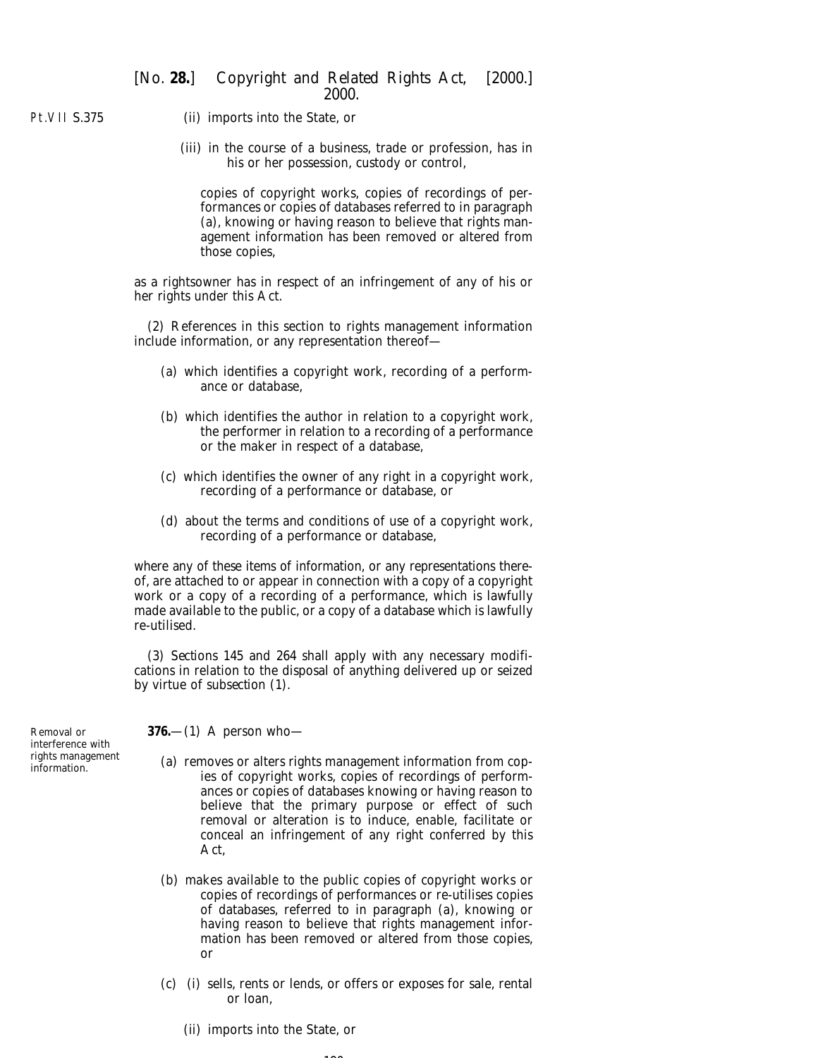(ii) imports into the State, or

(iii) in the course of a business, trade or profession, has in his or her possession, custody or control,

copies of copyright works, copies of recordings of performances or copies of databases referred to in paragraph (*a*), knowing or having reason to believe that rights management information has been removed or altered from those copies,

as a rightsowner has in respect of an infringement of any of his or her rights under this Act.

(2) References in this section to rights management information include information, or any representation thereof—

(*a*) which identifies a copyright work, recording of a performance or database,

(*b*) which identifies the author in relation to a copyright work, the performer in relation to a recording of a performance or the maker in respect of a database,

(*c*) which identifies the owner of any right in a copyright work, recording of a performance or database, or

(*d*) about the terms and conditions of use of a copyright work, recording of a performance or database,

where any of these items of information, or any representations thereof, are attached to or appear in connection with a copy of a copyright work or a copy of a recording of a performance, which is lawfully made available to the public, or a copy of a database which is lawfully re-utilised.

(3) *Sections 145* and *264* shall apply with any necessary modifications in relation to the disposal of anything delivered up or seized by virtue of *subsection (1)*.

Removal or interference with rights management information.

**376.**—(1) A person who—

(*a*) removes or alters rights management information from copies of copyright works, copies of recordings of performances or copies of databases knowing or having reason to believe that the primary purpose or effect of such removal or alteration is to induce, enable, facilitate or conceal an infringement of any right conferred by this Act,

(*b*) makes available to the public copies of copyright works or copies of recordings of performances or re-utilises copies of databases, referred to in paragraph (*a*), knowing or having reason to believe that rights management information has been removed or altered from those copies, or

(*c*) (i) sells, rents or lends, or offers or exposes for sale, rental or loan,

(ii) imports into the State, or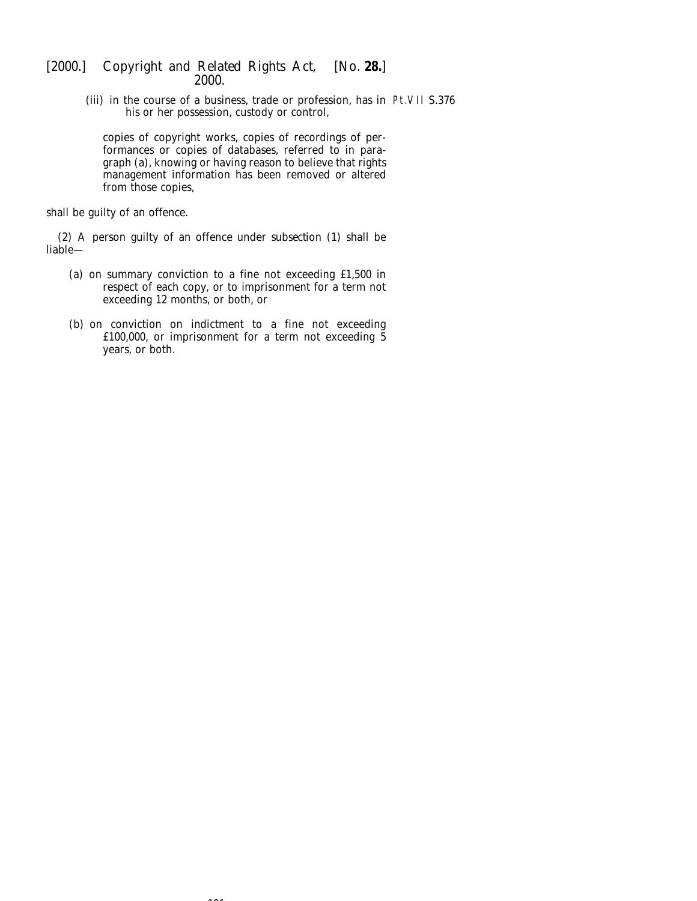(iii) in the course of a business, trade or profession, has in his or her possession, custody or control,

copies of copyright works, copies of recordings of performances or copies of databases, referred to in paragraph (*a*), knowing or having reason to believe that rights management information has been removed or altered from those copies,

shall be guilty of an offence.

(2) A person guilty of an offence under *subsection (1)* shall be liable—

(*a*) on summary conviction to a fine not exceeding £1,500 in respect of each copy, or to imprisonment for a term not exceeding 12 months, or both, or

(*b*) on conviction on indictment to a fine not exceeding £100,000, or imprisonment for a term not exceeding 5 years, or both.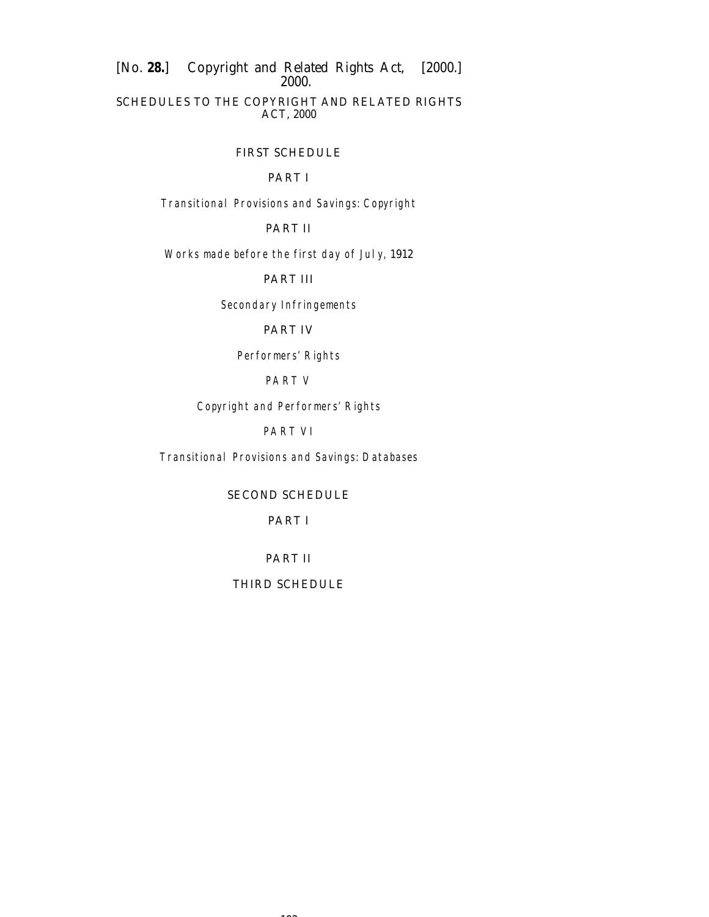# SCHEDULES TO THE COPYRIGHT AND RELATED RIGHTS ACT, 2000

## FIRST SCHEDULE

### PART I

*Transitional Provisions and Savings: Copyright*

### PART II

*Works made before the first day of July, 1912*

### PART III

*Secondary Infringements*

### PART IV

*Performers' Rights*

### PART V

*Copyright and Performers' Rights*

### PART VI

*Transitional Provisions and Savings: Databases*

## SECOND SCHEDULE

### PART I

### PART II

## THIRD SCHEDULE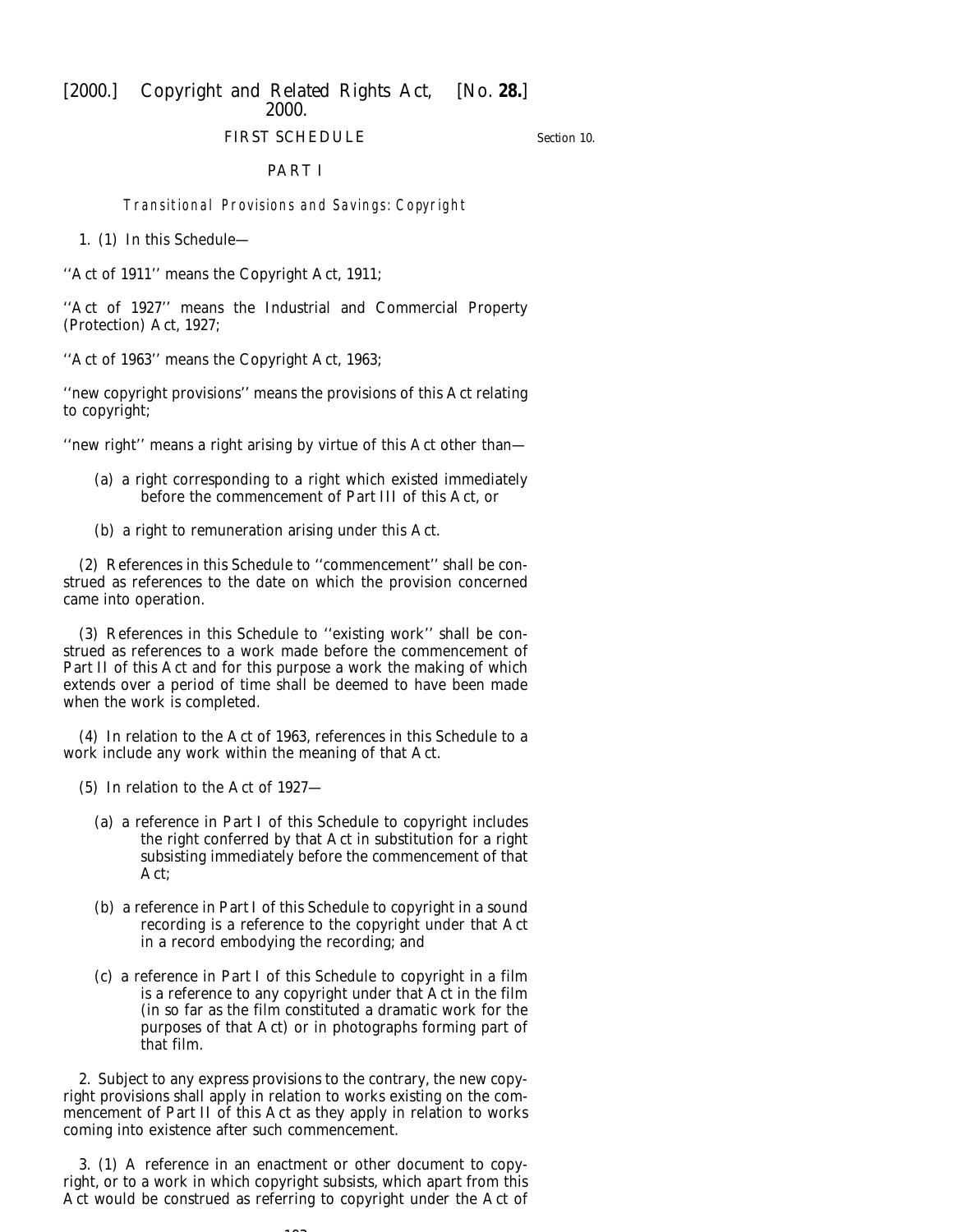## FIRST SCHEDULE

Section 10.

### PART I

*Transitional Provisions and Savings: Copyright*

1. (1) In this Schedule—

''Act of 1911'' means the Copyright Act, 1911;

''Act of 1927'' means the Industrial and Commercial Property (Protection) Act, 1927;

''Act of 1963'' means the Copyright Act, 1963;

''new copyright provisions'' means the provisions of this Act relating to copyright;

''new right'' means a right arising by virtue of this Act other than—

(a) a right corresponding to a right which existed immediately before the commencement of Part III of this Act, or

(b) a right to remuneration arising under this Act.

(2) References in this Schedule to ''commencement'' shall be construed as references to the date on which the provision concerned came into operation.

(3) References in this Schedule to ''existing work'' shall be construed as references to a work made before the commencement of Part II of this Act and for this purpose a work the making of which extends over a period of time shall be deemed to have been made when the work is completed.

(4) In relation to the Act of 1963, references in this Schedule to a work include any work within the meaning of that Act.

(5) In relation to the Act of 1927—

(a) a reference in Part I of this Schedule to copyright includes the right conferred by that Act in substitution for a right subsisting immediately before the commencement of that Act;

(b) a reference in Part I of this Schedule to copyright in a sound recording is a reference to the copyright under that Act in a record embodying the recording; and

(c) a reference in Part I of this Schedule to copyright in a film is a reference to any copyright under that Act in the film (in so far as the film constituted a dramatic work for the purposes of that Act) or in photographs forming part of that film.

2. Subject to any express provisions to the contrary, the new copyright provisions shall apply in relation to works existing on the commencement of Part II of this Act as they apply in relation to works coming into existence after such commencement.

3. (1) A reference in an enactment or other document to copyright, or to a work in which copyright subsists, which apart from this Act would be construed as referring to copyright under the Act of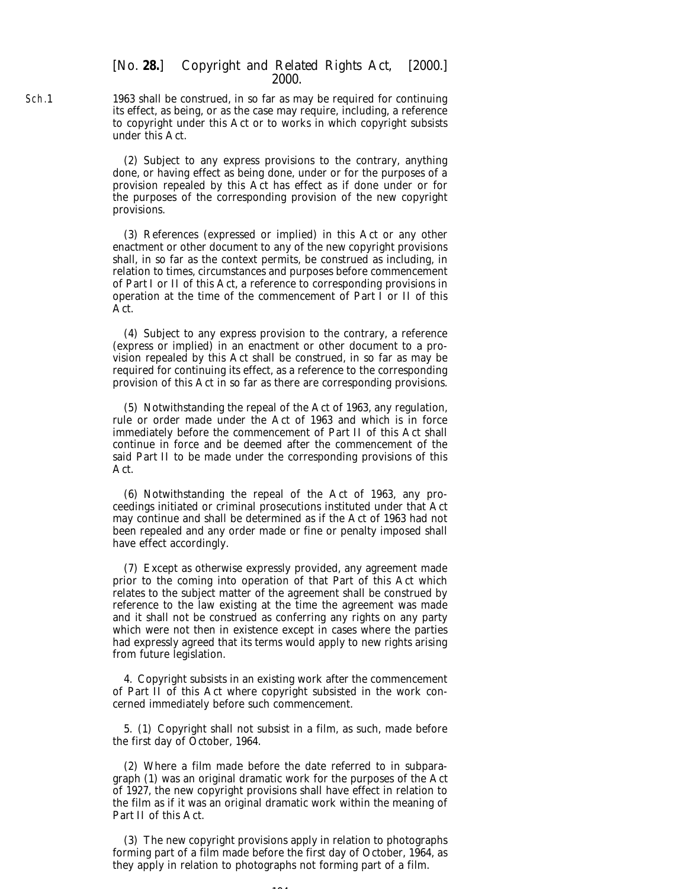1963 shall be construed, in so far as may be required for continuing its effect, as being, or as the case may require, including, a reference to copyright under this Act or to works in which copyright subsists under this Act.

(2) Subject to any express provisions to the contrary, anything done, or having effect as being done, under or for the purposes of a provision repealed by this Act has effect as if done under or for the purposes of the corresponding provision of the new copyright provisions.

(3) References (expressed or implied) in this Act or any other enactment or other document to any of the new copyright provisions shall, in so far as the context permits, be construed as including, in relation to times, circumstances and purposes before commencement of Part I or II of this Act, a reference to corresponding provisions in operation at the time of the commencement of Part I or II of this Act.

(4) Subject to any express provision to the contrary, a reference (express or implied) in an enactment or other document to a provision repealed by this Act shall be construed, in so far as may be required for continuing its effect, as a reference to the corresponding provision of this Act in so far as there are corresponding provisions.

(5) Notwithstanding the repeal of the Act of 1963, any regulation, rule or order made under the Act of 1963 and which is in force immediately before the commencement of Part II of this Act shall continue in force and be deemed after the commencement of the said Part II to be made under the corresponding provisions of this Act.

(6) Notwithstanding the repeal of the Act of 1963, any proceedings initiated or criminal prosecutions instituted under that Act may continue and shall be determined as if the Act of 1963 had not been repealed and any order made or fine or penalty imposed shall have effect accordingly.

(7) Except as otherwise expressly provided, any agreement made prior to the coming into operation of that Part of this Act which relates to the subject matter of the agreement shall be construed by reference to the law existing at the time the agreement was made and it shall not be construed as conferring any rights on any party which were not then in existence except in cases where the parties had expressly agreed that its terms would apply to new rights arising from future legislation.

4. Copyright subsists in an existing work after the commencement of Part II of this Act where copyright subsisted in the work concerned immediately before such commencement.

5. (1) Copyright shall not subsist in a film, as such, made before the first day of October, 1964.

(2) Where a film made before the date referred to in subparagraph (1) was an original dramatic work for the purposes of the Act of 1927, the new copyright provisions shall have effect in relation to the film as if it was an original dramatic work within the meaning of Part II of this Act.

(3) The new copyright provisions apply in relation to photographs forming part of a film made before the first day of October, 1964, as they apply in relation to photographs not forming part of a film.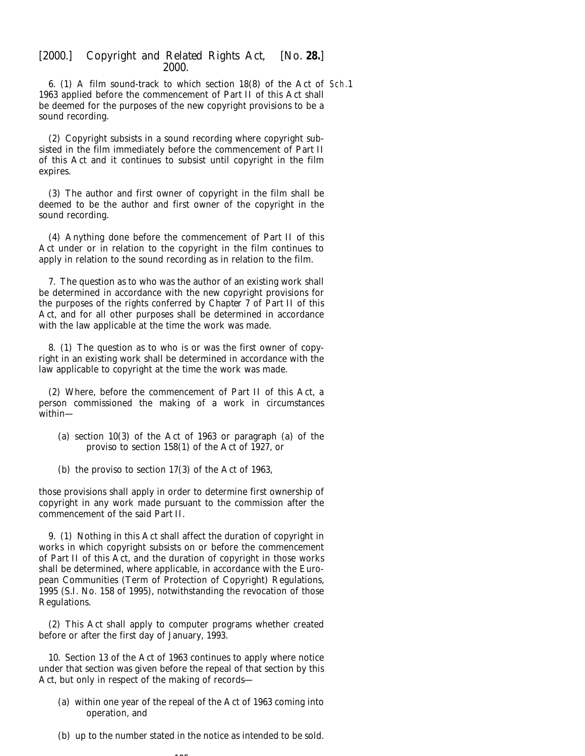6. (1) A film sound-track to which section 18(8) of the Act of 1963 applied before the commencement of Part II of this Act shall be deemed for the purposes of the new copyright provisions to be a sound recording.

(2) Copyright subsists in a sound recording where copyright subsisted in the film immediately before the commencement of Part II of this Act and it continues to subsist until copyright in the film expires.

(3) The author and first owner of copyright in the film shall be deemed to be the author and first owner of the copyright in the sound recording.

(4) Anything done before the commencement of Part II of this Act under or in relation to the copyright in the film continues to apply in relation to the sound recording as in relation to the film.

7. The question as to who was the author of an existing work shall be determined in accordance with the new copyright provisions for the purposes of the rights conferred by Chapter 7 of Part II of this Act, and for all other purposes shall be determined in accordance with the law applicable at the time the work was made.

8. (1) The question as to who is or was the first owner of copyright in an existing work shall be determined in accordance with the law applicable to copyright at the time the work was made.

(2) Where, before the commencement of Part II of this Act, a person commissioned the making of a work in circumstances within—

(a) section 10(3) of the Act of 1963 or paragraph (a) of the proviso to section 158(1) of the Act of 1927, or

(b) the proviso to section 17(3) of the Act of 1963,

those provisions shall apply in order to determine first ownership of copyright in any work made pursuant to the commission after the commencement of the said Part II.

9. (1) Nothing in this Act shall affect the duration of copyright in works in which copyright subsists on or before the commencement of Part II of this Act, and the duration of copyright in those works shall be determined, where applicable, in accordance with the European Communities (Term of Protection of Copyright) Regulations, 1995 (S.I. No. 158 of 1995), notwithstanding the revocation of those Regulations.

(2) This Act shall apply to computer programs whether created before or after the first day of January, 1993.

10. Section 13 of the Act of 1963 continues to apply where notice under that section was given before the repeal of that section by this Act, but only in respect of the making of records—

(a) within one year of the repeal of the Act of 1963 coming into operation, and

(b) up to the number stated in the notice as intended to be sold.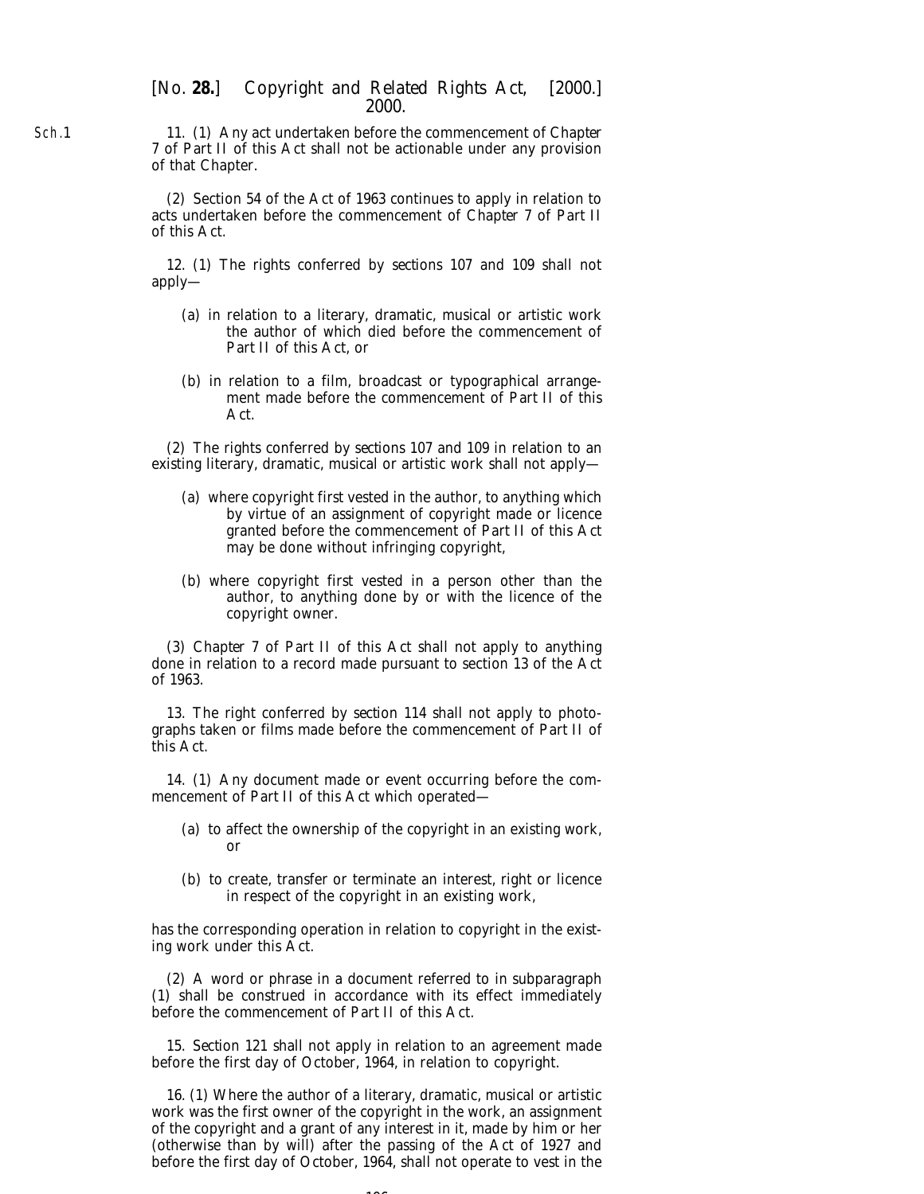11. (1) Any act undertaken before the commencement of Chapter 7 of Part II of this Act shall not be actionable under any provision of that Chapter.

(2) Section 54 of the Act of 1963 continues to apply in relation to acts undertaken before the commencement of Chapter 7 of Part II of this Act.

12. (1) The rights conferred by sections 107 and 109 shall not apply—

(a) in relation to a literary, dramatic, musical or artistic work the author of which died before the commencement of Part II of this Act, or

(b) in relation to a film, broadcast or typographical arrangement made before the commencement of Part II of this Act.

(2) The rights conferred by sections 107 and 109 in relation to an existing literary, dramatic, musical or artistic work shall not apply—

(a) where copyright first vested in the author, to anything which by virtue of an assignment of copyright made or licence granted before the commencement of Part II of this Act may be done without infringing copyright,

(b) where copyright first vested in a person other than the author, to anything done by or with the licence of the copyright owner.

(3) Chapter 7 of Part II of this Act shall not apply to anything done in relation to a record made pursuant to section 13 of the Act of 1963.

13. The right conferred by section 114 shall not apply to photographs taken or films made before the commencement of Part II of this Act.

14. (1) Any document made or event occurring before the commencement of Part II of this Act which operated—

(a) to affect the ownership of the copyright in an existing work, or

(b) to create, transfer or terminate an interest, right or licence in respect of the copyright in an existing work,

has the corresponding operation in relation to copyright in the existing work under this Act.

(2) A word or phrase in a document referred to in subparagraph (1) shall be construed in accordance with its effect immediately before the commencement of Part II of this Act.

15. Section 121 shall not apply in relation to an agreement made before the first day of October, 1964, in relation to copyright.

16. (1) Where the author of a literary, dramatic, musical or artistic work was the first owner of the copyright in the work, an assignment of the copyright and a grant of any interest in it, made by him or her (otherwise than by will) after the passing of the Act of 1927 and before the first day of October, 1964, shall not operate to vest in the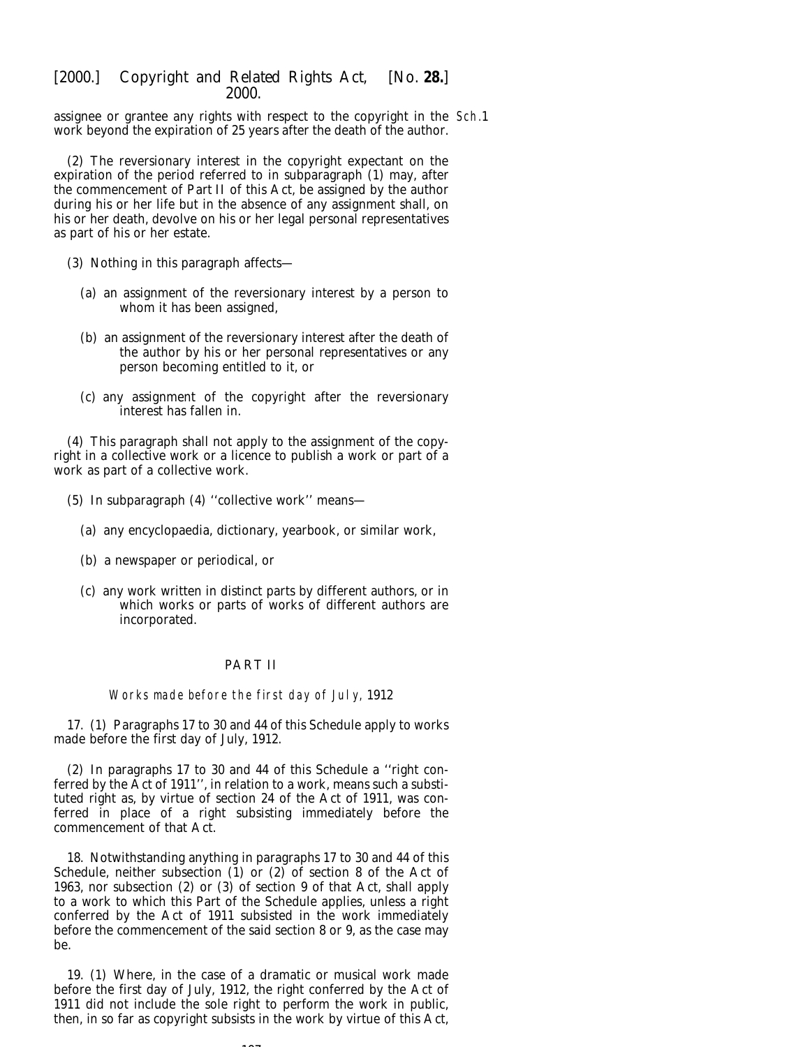assignee or grantee any rights with respect to the copyright in the work beyond the expiration of 25 years after the death of the author.

(2) The reversionary interest in the copyright expectant on the expiration of the period referred to in subparagraph (1) may, after the commencement of Part II of this Act, be assigned by the author during his or her life but in the absence of any assignment shall, on his or her death, devolve on his or her legal personal representatives as part of his or her estate.

(3) Nothing in this paragraph affects—

(a) an assignment of the reversionary interest by a person to whom it has been assigned,

(b) an assignment of the reversionary interest after the death of the author by his or her personal representatives or any person becoming entitled to it, or

(c) any assignment of the copyright after the reversionary interest has fallen in.

(4) This paragraph shall not apply to the assignment of the copyright in a collective work or a licence to publish a work or part of a work as part of a collective work.

(5) In subparagraph (4) ''collective work'' means—

(a) any encyclopaedia, dictionary, yearbook, or similar work,

(b) a newspaper or periodical, or

(c) any work written in distinct parts by different authors, or in which works or parts of works of different authors are incorporated.

## PART II

*Works made before the first day of July,* 1912

17. (1) Paragraphs 17 to 30 and 44 of this Schedule apply to works made before the first day of July, 1912.

(2) In paragraphs 17 to 30 and 44 of this Schedule a ''right conferred by the Act of 1911'', in relation to a work, means such a substituted right as, by virtue of section 24 of the Act of 1911, was conferred in place of a right subsisting immediately before the commencement of that Act.

18. Notwithstanding anything in paragraphs 17 to 30 and 44 of this Schedule, neither subsection (1) or (2) of section 8 of the Act of 1963, nor subsection (2) or (3) of section 9 of that Act, shall apply to a work to which this Part of the Schedule applies, unless a right conferred by the Act of 1911 subsisted in the work immediately before the commencement of the said section 8 or 9, as the case may be.

19. (1) Where, in the case of a dramatic or musical work made before the first day of July, 1912, the right conferred by the Act of 1911 did not include the sole right to perform the work in public, then, in so far as copyright subsists in the work by virtue of this Act,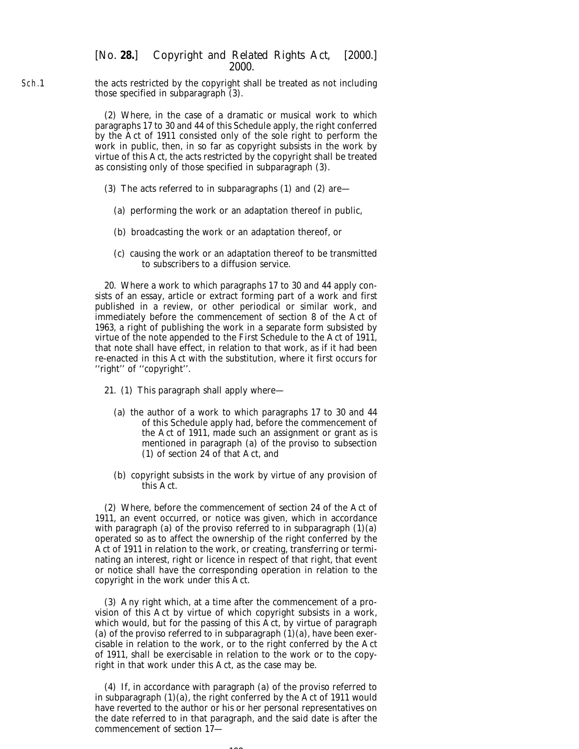the acts restricted by the copyright shall be treated as not including those specified in subparagraph (3).

(2) Where, in the case of a dramatic or musical work to which paragraphs 17 to 30 and 44 of this Schedule apply, the right conferred by the Act of 1911 consisted only of the sole right to perform the work in public, then, in so far as copyright subsists in the work by virtue of this Act, the acts restricted by the copyright shall be treated as consisting only of those specified in subparagraph (3).

(3) The acts referred to in subparagraphs (1) and (2) are—

(*a*) performing the work or an adaptation thereof in public,

(*b*) broadcasting the work or an adaptation thereof, or

(*c*) causing the work or an adaptation thereof to be transmitted to subscribers to a diffusion service.

20. Where a work to which paragraphs 17 to 30 and 44 apply consists of an essay, article or extract forming part of a work and first published in a review, or other periodical or similar work, and immediately before the commencement of section 8 of the Act of 1963, a right of publishing the work in a separate form subsisted by virtue of the note appended to the First Schedule to the Act of 1911, that note shall have effect, in relation to that work, as if it had been re-enacted in this Act with the substitution, where it first occurs for ''right'' of ''copyright''.

21. (1) This paragraph shall apply where—

(*a*) the author of a work to which paragraphs 17 to 30 and 44 of this Schedule apply had, before the commencement of the Act of 1911, made such an assignment or grant as is mentioned in paragraph (*a*) of the proviso to subsection (1) of section 24 of that Act, and

(*b*) copyright subsists in the work by virtue of any provision of this Act.

(2) Where, before the commencement of section 24 of the Act of 1911, an event occurred, or notice was given, which in accordance with paragraph (*a*) of the proviso referred to in subparagraph (1)(*a*) operated so as to affect the ownership of the right conferred by the Act of 1911 in relation to the work, or creating, transferring or terminating an interest, right or licence in respect of that right, that event or notice shall have the corresponding operation in relation to the copyright in the work under this Act.

(3) Any right which, at a time after the commencement of a provision of this Act by virtue of which copyright subsists in a work, which would, but for the passing of this Act, by virtue of paragraph (*a*) of the proviso referred to in subparagraph (1)(*a*), have been exercisable in relation to the work, or to the right conferred by the Act of 1911, shall be exercisable in relation to the work or to the copyright in that work under this Act, as the case may be.

(4) If, in accordance with paragraph (*a*) of the proviso referred to in subparagraph (1)(*a*), the right conferred by the Act of 1911 would have reverted to the author or his or her personal representatives on the date referred to in that paragraph, and the said date is after the commencement of section 17—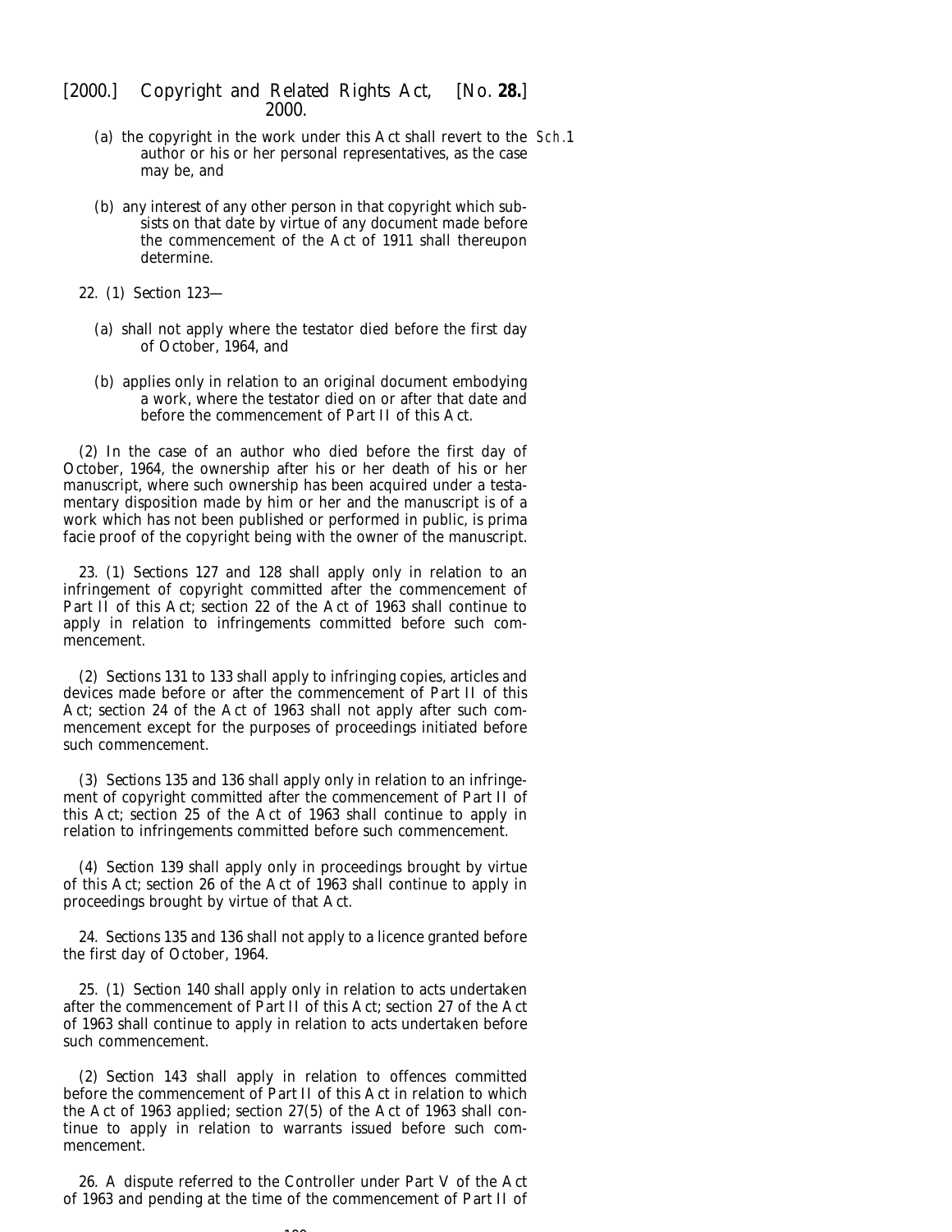(a) the copyright in the work under this Act shall revert to the author or his or her personal representatives, as the case may be, and

(b) any interest of any other person in that copyright which subsists on that date by virtue of any document made before the commencement of the Act of 1911 shall thereupon determine.

22. (1) Section 123—

(a) shall not apply where the testator died before the first day of October, 1964, and

(b) applies only in relation to an original document embodying a work, where the testator died on or after that date and before the commencement of Part II of this Act.

(2) In the case of an author who died before the first day of October, 1964, the ownership after his or her death of his or her manuscript, where such ownership has been acquired under a testamentary disposition made by him or her and the manuscript is of a work which has not been published or performed in public, is prima facie proof of the copyright being with the owner of the manuscript.

23. (1) Sections 127 and 128 shall apply only in relation to an infringement of copyright committed after the commencement of Part II of this Act; section 22 of the Act of 1963 shall continue to apply in relation to infringements committed before such commencement.

(2) Sections 131 to 133 shall apply to infringing copies, articles and devices made before or after the commencement of Part II of this Act; section 24 of the Act of 1963 shall not apply after such commencement except for the purposes of proceedings initiated before such commencement.

(3) Sections 135 and 136 shall apply only in relation to an infringement of copyright committed after the commencement of Part II of this Act; section 25 of the Act of 1963 shall continue to apply in relation to infringements committed before such commencement.

(4) Section 139 shall apply only in proceedings brought by virtue of this Act; section 26 of the Act of 1963 shall continue to apply in proceedings brought by virtue of that Act.

24. Sections 135 and 136 shall not apply to a licence granted before the first day of October, 1964.

25. (1) Section 140 shall apply only in relation to acts undertaken after the commencement of Part II of this Act; section 27 of the Act of 1963 shall continue to apply in relation to acts undertaken before such commencement.

(2) Section 143 shall apply in relation to offences committed before the commencement of Part II of this Act in relation to which the Act of 1963 applied; section 27(5) of the Act of 1963 shall continue to apply in relation to warrants issued before such commencement.

26. A dispute referred to the Controller under Part V of the Act of 1963 and pending at the time of the commencement of Part II of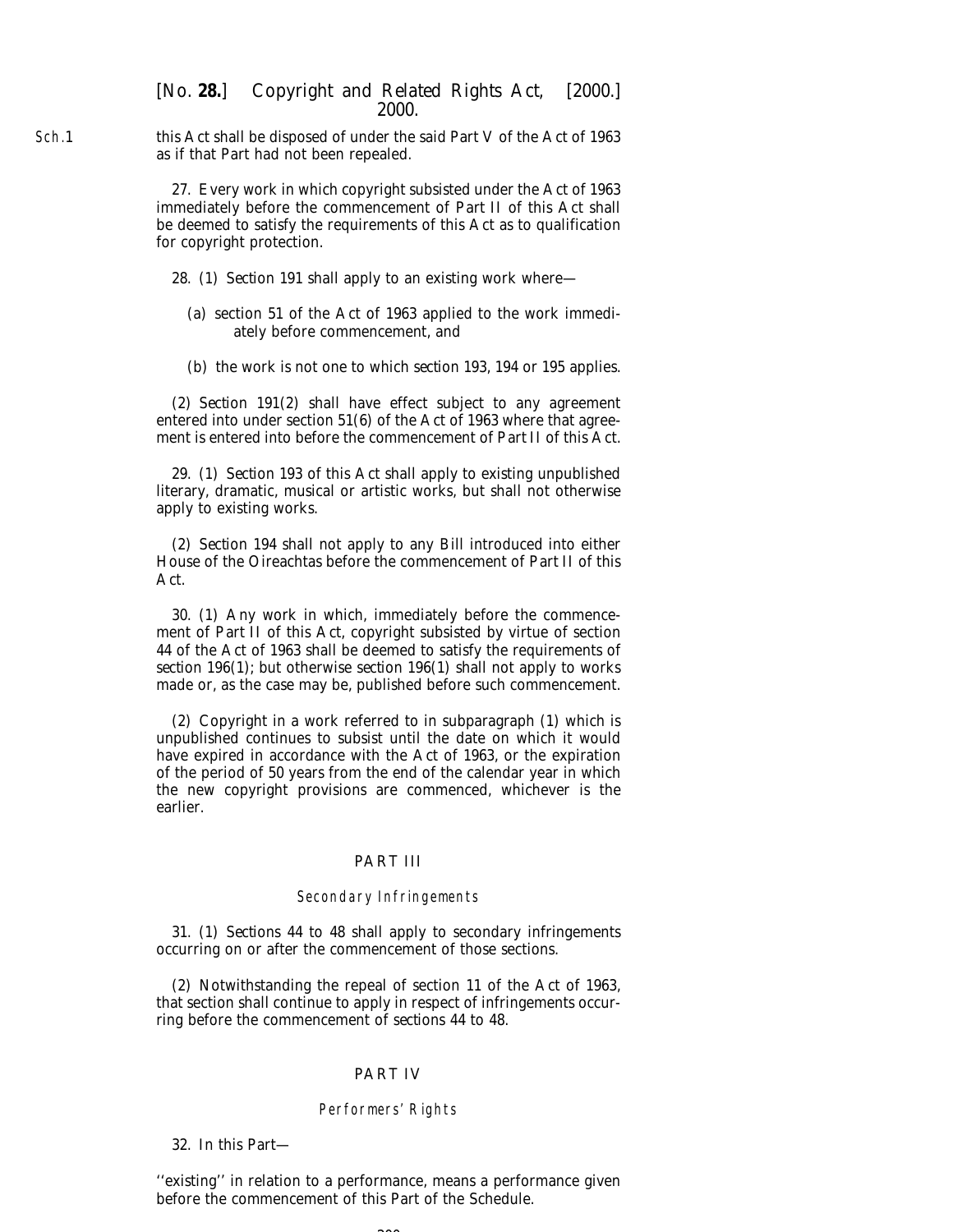this Act shall be disposed of under the said Part V of the Act of 1963 as if that Part had not been repealed.

27. Every work in which copyright subsisted under the Act of 1963 immediately before the commencement of Part II of this Act shall be deemed to satisfy the requirements of this Act as to qualification for copyright protection.

28. (1) Section 191 shall apply to an existing work where—

(a) section 51 of the Act of 1963 applied to the work immediately before commencement, and

(b) the work is not one to which section 193, 194 or 195 applies.

(2) Section 191(2) shall have effect subject to any agreement entered into under section 51(6) of the Act of 1963 where that agreement is entered into before the commencement of Part II of this Act.

29. (1) Section 193 of this Act shall apply to existing unpublished literary, dramatic, musical or artistic works, but shall not otherwise apply to existing works.

(2) Section 194 shall not apply to any Bill introduced into either House of the Oireachtas before the commencement of Part II of this Act.

30. (1) Any work in which, immediately before the commencement of Part II of this Act, copyright subsisted by virtue of section 44 of the Act of 1963 shall be deemed to satisfy the requirements of section 196(1); but otherwise section 196(1) shall not apply to works made or, as the case may be, published before such commencement.

(2) Copyright in a work referred to in subparagraph (1) which is unpublished continues to subsist until the date on which it would have expired in accordance with the Act of 1963, or the expiration of the period of 50 years from the end of the calendar year in which the new copyright provisions are commenced, whichever is the earlier.

## PART III

### *Secondary Infringements*

31. (1) Sections 44 to 48 shall apply to secondary infringements occurring on or after the commencement of those sections.

(2) Notwithstanding the repeal of section 11 of the Act of 1963, that section shall continue to apply in respect of infringements occurring before the commencement of sections 44 to 48.

## PART IV

### *Performers' Rights*

32. In this Part—

''existing'' in relation to a performance, means a performance given before the commencement of this Part of the Schedule.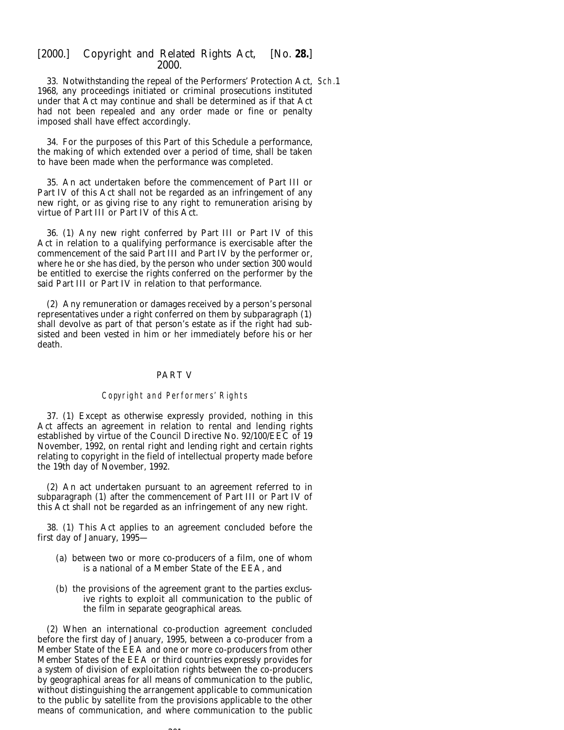33. Notwithstanding the repeal of the Performers' Protection Act, 1968, any proceedings initiated or criminal prosecutions instituted under that Act may continue and shall be determined as if that Act had not been repealed and any order made or fine or penalty imposed shall have effect accordingly.

Sch.1

34. For the purposes of this Part of this Schedule a performance, the making of which extended over a period of time, shall be taken to have been made when the performance was completed.

35. An act undertaken before the commencement of Part III or Part IV of this Act shall not be regarded as an infringement of any new right, or as giving rise to any right to remuneration arising by virtue of Part III or Part IV of this Act.

36. (1) Any new right conferred by Part III or Part IV of this Act in relation to a qualifying performance is exercisable after the commencement of the said Part III and Part IV by the performer or, where he or she has died, by the person who under *section 300* would be entitled to exercise the rights conferred on the performer by the said Part III or Part IV in relation to that performance.

(2) Any remuneration or damages received by a person's personal representatives under a right conferred on them by subparagraph (1) shall devolve as part of that person's estate as if the right had subsisted and been vested in him or her immediately before his or her death.

## PART V

### *Copyright and Performers' Rights*

37. (1) Except as otherwise expressly provided, nothing in this Act affects an agreement in relation to rental and lending rights established by virtue of the Council Directive No. 92/100/EEC of 19 November, 1992, on rental right and lending right and certain rights relating to copyright in the field of intellectual property made before the 19th day of November, 1992.

(2) An act undertaken pursuant to an agreement referred to in subparagraph (1) after the commencement of Part III or Part IV of this Act shall not be regarded as an infringement of any new right.

38. (1) This Act applies to an agreement concluded before the first day of January, 1995—

(*a*) between two or more co-producers of a film, one of whom is a national of a Member State of the EEA, and

(*b*) the provisions of the agreement grant to the parties exclusive rights to exploit all communication to the public of the film in separate geographical areas.

(2) When an international co-production agreement concluded before the first day of January, 1995, between a co-producer from a Member State of the EEA and one or more co-producers from other Member States of the EEA or third countries expressly provides for a system of division of exploitation rights between the co-producers by geographical areas for all means of communication to the public, without distinguishing the arrangement applicable to communication to the public by satellite from the provisions applicable to the other means of communication, and where communication to the public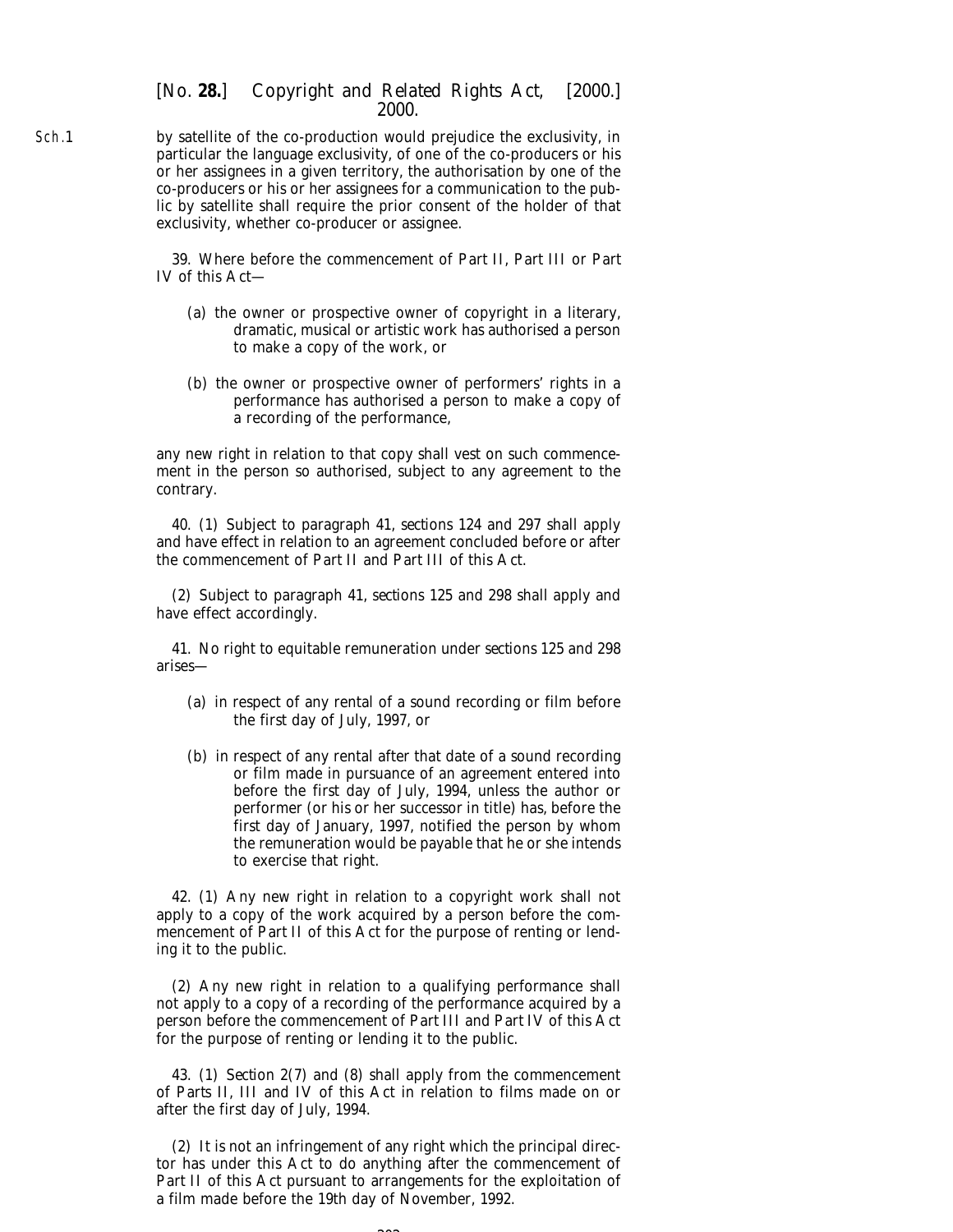by satellite of the co-production would prejudice the exclusivity, in particular the language exclusivity, of one of the co-producers or his or her assignees in a given territory, the authorisation by one of the co-producers or his or her assignees for a communication to the public by satellite shall require the prior consent of the holder of that exclusivity, whether co-producer or assignee.

39. Where before the commencement of Part II, Part III or Part IV of this Act—

(a) the owner or prospective owner of copyright in a literary, dramatic, musical or artistic work has authorised a person to make a copy of the work, or

(b) the owner or prospective owner of performers' rights in a performance has authorised a person to make a copy of a recording of the performance,

any new right in relation to that copy shall vest on such commencement in the person so authorised, subject to any agreement to the contrary.

40. (1) Subject to paragraph 41, sections 124 and 297 shall apply and have effect in relation to an agreement concluded before or after the commencement of Part II and Part III of this Act.

(2) Subject to paragraph 41, sections 125 and 298 shall apply and have effect accordingly.

41. No right to equitable remuneration under sections 125 and 298 arises—

(a) in respect of any rental of a sound recording or film before the first day of July, 1997, or

(b) in respect of any rental after that date of a sound recording or film made in pursuance of an agreement entered into before the first day of July, 1994, unless the author or performer (or his or her successor in title) has, before the first day of January, 1997, notified the person by whom the remuneration would be payable that he or she intends to exercise that right.

42. (1) Any new right in relation to a copyright work shall not apply to a copy of the work acquired by a person before the commencement of Part II of this Act for the purpose of renting or lending it to the public.

(2) Any new right in relation to a qualifying performance shall not apply to a copy of a recording of the performance acquired by a person before the commencement of Part III and Part IV of this Act for the purpose of renting or lending it to the public.

43. (1) Section 2(7) and (8) shall apply from the commencement of Parts II, III and IV of this Act in relation to films made on or after the first day of July, 1994.

(2) It is not an infringement of any right which the principal director has under this Act to do anything after the commencement of Part II of this Act pursuant to arrangements for the exploitation of a film made before the 19th day of November, 1992.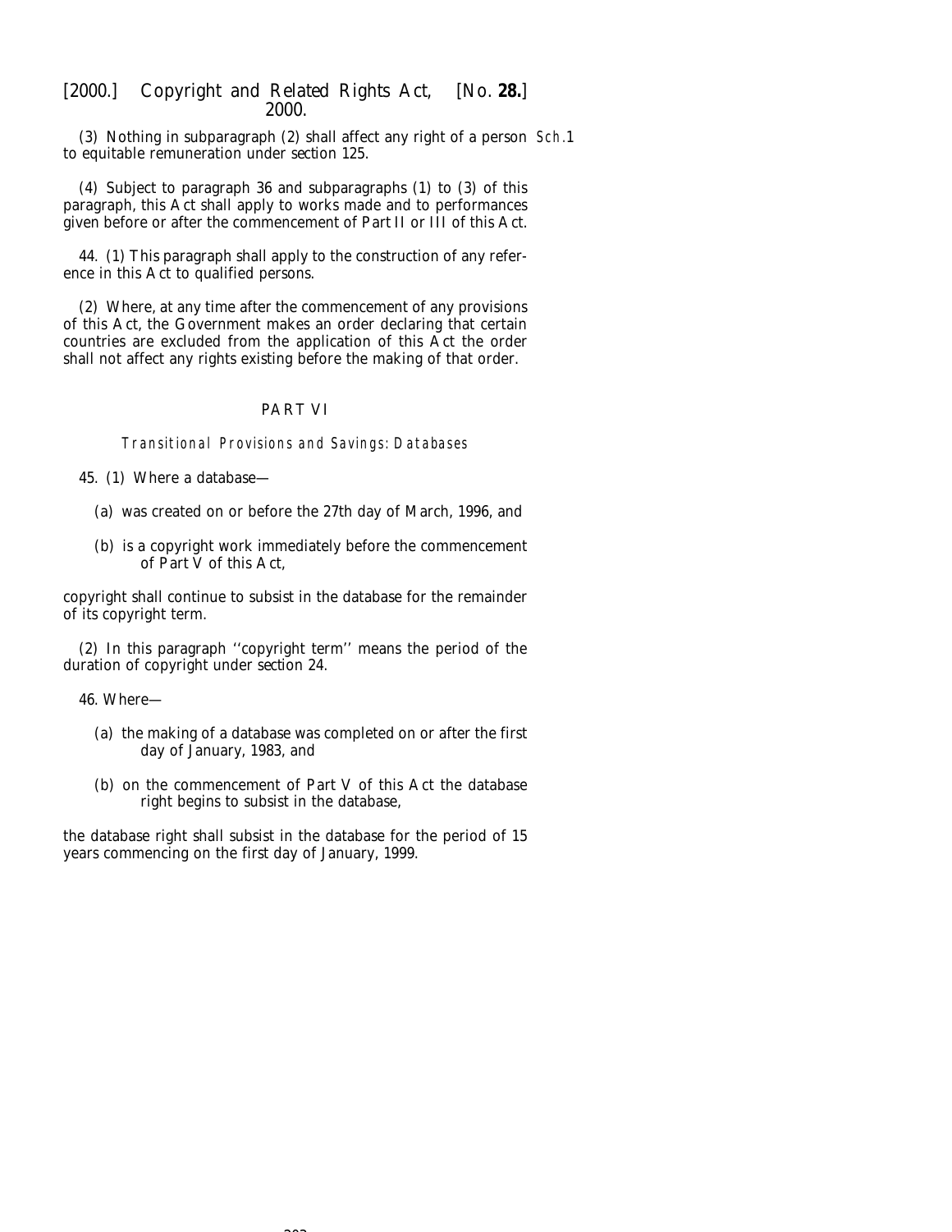(3) Nothing in subparagraph (2) shall affect any right of a person to equitable remuneration under *section 125*.

(4) Subject to paragraph 36 and subparagraphs (1) to (3) of this paragraph, this Act shall apply to works made and to performances given before or after the commencement of Part II or III of this Act.

44. (1) This paragraph shall apply to the construction of any reference in this Act to qualified persons.

(2) Where, at any time after the commencement of any provisions of this Act, the Government makes an order declaring that certain countries are excluded from the application of this Act the order shall not affect any rights existing before the making of that order.

## PART VI

### *Transitional Provisions and Savings: Databases*

45. (1) Where a database—

(*a*) was created on or before the 27th day of March, 1996, and

(*b*) is a copyright work immediately before the commencement of Part V of this Act,

copyright shall continue to subsist in the database for the remainder of its copyright term.

(2) In this paragraph ''copyright term'' means the period of the duration of copyright under *section 24*.

46. Where—

(*a*) the making of a database was completed on or after the first day of January, 1983, and

(*b*) on the commencement of Part V of this Act the database right begins to subsist in the database,

the database right shall subsist in the database for the period of 15 years commencing on the first day of January, 1999.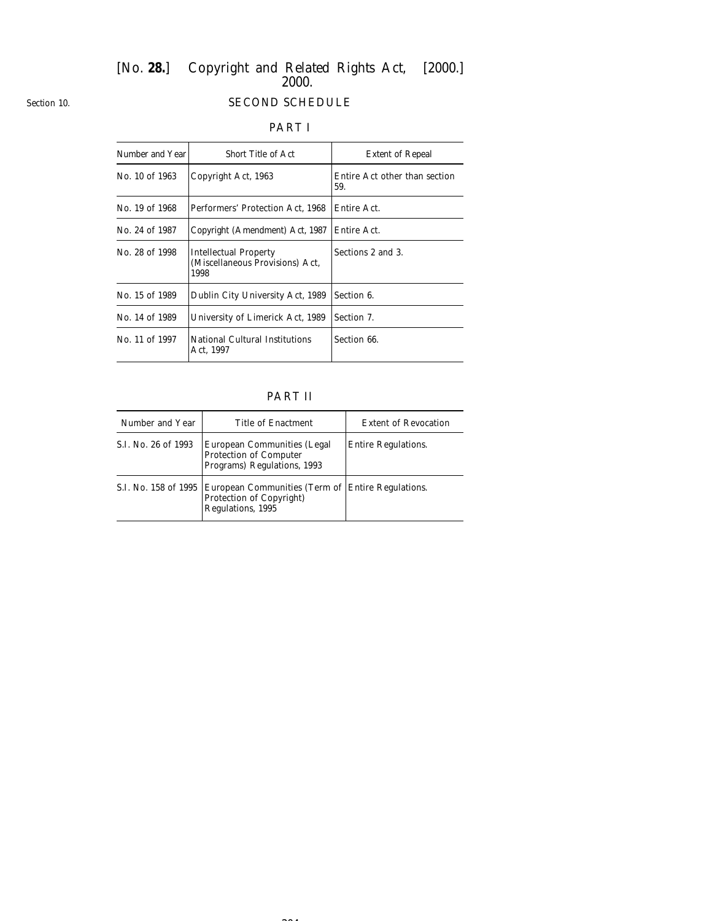Section 10.

## SECOND SCHEDULE

### PART I

| Number and Year | Short Title of Act | Extent of Repeal |
|---|---|---|
| No. 10 of 1963 | Copyright Act, 1963 | Entire Act other than section 59. |
| No. 19 of 1968 | Performers' Protection Act, 1968 | Entire Act. |
| No. 24 of 1987 | Copyright (Amendment) Act, 1987 | Entire Act. |
| No. 28 of 1998 | Intellectual Property (Miscellaneous Provisions) Act, 1998 | Sections 2 and 3. |
| No. 15 of 1989 | Dublin City University Act, 1989 | Section 6. |
| No. 14 of 1989 | University of Limerick Act, 1989 | Section 7. |
| No. 11 of 1997 | National Cultural Institutions Act, 1997 | Section 66. |

### PART II

| Number and Year | Title of Enactment | Extent of Revocation |
|---|---|---|
| S.I. No. 26 of 1993 | European Communities (Legal Protection of Computer Programs) Regulations, 1993 | Entire Regulations. |
| S.I. No. 158 of 1995 | European Communities (Term of Protection of Copyright) Regulations, 1995 | Entire Regulations. |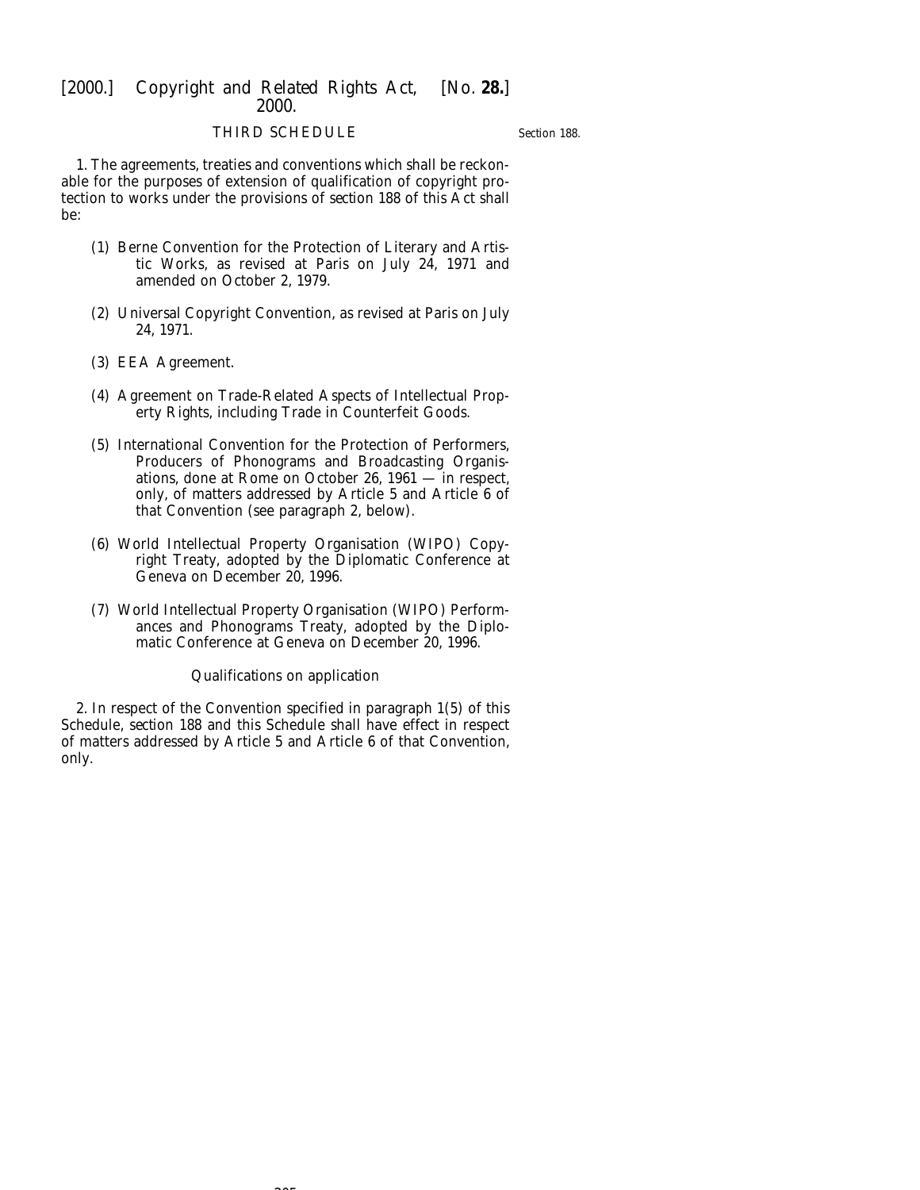## THIRD SCHEDULE

Section 188.

1. The agreements, treaties and conventions which shall be reckonable for the purposes of extension of qualification of copyright protection to works under the provisions of section 188 of this Act shall be:

(1) Berne Convention for the Protection of Literary and Artistic Works, as revised at Paris on July 24, 1971 and amended on October 2, 1979.

(2) Universal Copyright Convention, as revised at Paris on July 24, 1971.

(3) EEA Agreement.

(4) Agreement on Trade-Related Aspects of Intellectual Property Rights, including Trade in Counterfeit Goods.

(5) International Convention for the Protection of Performers, Producers of Phonograms and Broadcasting Organisations, done at Rome on October 26, 1961 — in respect, only, of matters addressed by Article 5 and Article 6 of that Convention (see paragraph 2, below).

(6) World Intellectual Property Organisation (WIPO) Copyright Treaty, adopted by the Diplomatic Conference at Geneva on December 20, 1996.

(7) World Intellectual Property Organisation (WIPO) Performances and Phonograms Treaty, adopted by the Diplomatic Conference at Geneva on December 20, 1996.

### Qualifications on application

2. In respect of the Convention specified in paragraph 1(5) of this Schedule, section 188 and this Schedule shall have effect in respect of matters addressed by Article 5 and Article 6 of that Convention, only.